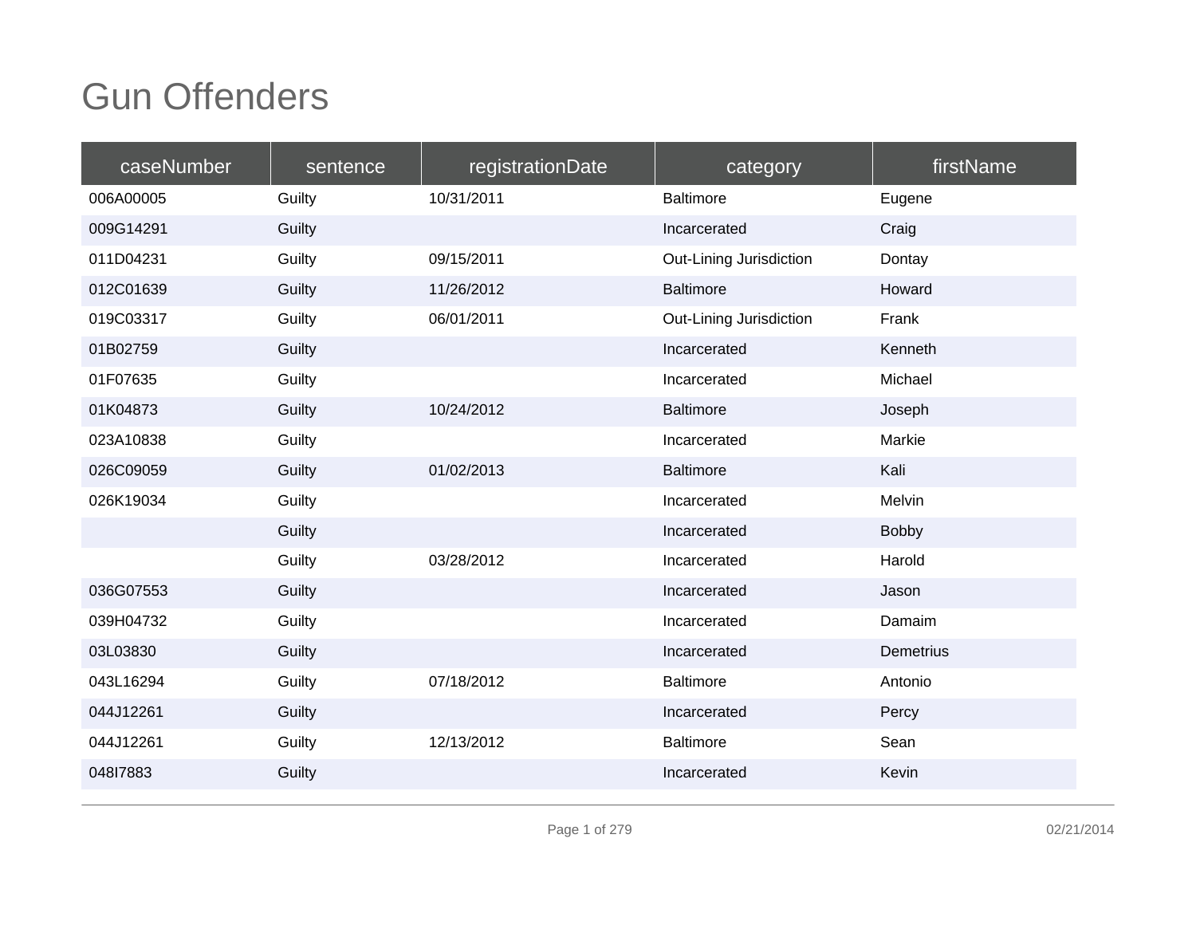# Gun Offenders

| caseNumber | sentence | registrationDate | category | firstName |
|---|---|---|---|---|
| 006A00005 | Guilty | 10/31/2011 | Baltimore | Eugene |
| 009G14291 | Guilty | | Incarcerated | Craig |
| 011D04231 | Guilty | 09/15/2011 | Out-Lining Jurisdiction | Dontay |
| 012C01639 | Guilty | 11/26/2012 | Baltimore | Howard |
| 019C03317 | Guilty | 06/01/2011 | Out-Lining Jurisdiction | Frank |
| 01B02759 | Guilty | | Incarcerated | Kenneth |
| 01F07635 | Guilty | | Incarcerated | Michael |
| 01K04873 | Guilty | 10/24/2012 | Baltimore | Joseph |
| 023A10838 | Guilty | | Incarcerated | Markie |
| 026C09059 | Guilty | 01/02/2013 | Baltimore | Kali |
| 026K19034 | Guilty | | Incarcerated | Melvin |
| | Guilty | | Incarcerated | Bobby |
| | Guilty | 03/28/2012 | Incarcerated | Harold |
| 036G07553 | Guilty | | Incarcerated | Jason |
| 039H04732 | Guilty | | Incarcerated | Damaim |
| 03L03830 | Guilty | | Incarcerated | Demetrius |
| 043L16294 | Guilty | 07/18/2012 | Baltimore | Antonio |
| 044J12261 | Guilty | | Incarcerated | Percy |
| 044J12261 | Guilty | 12/13/2012 | Baltimore | Sean |
| 048I7883 | Guilty | | Incarcerated | Kevin |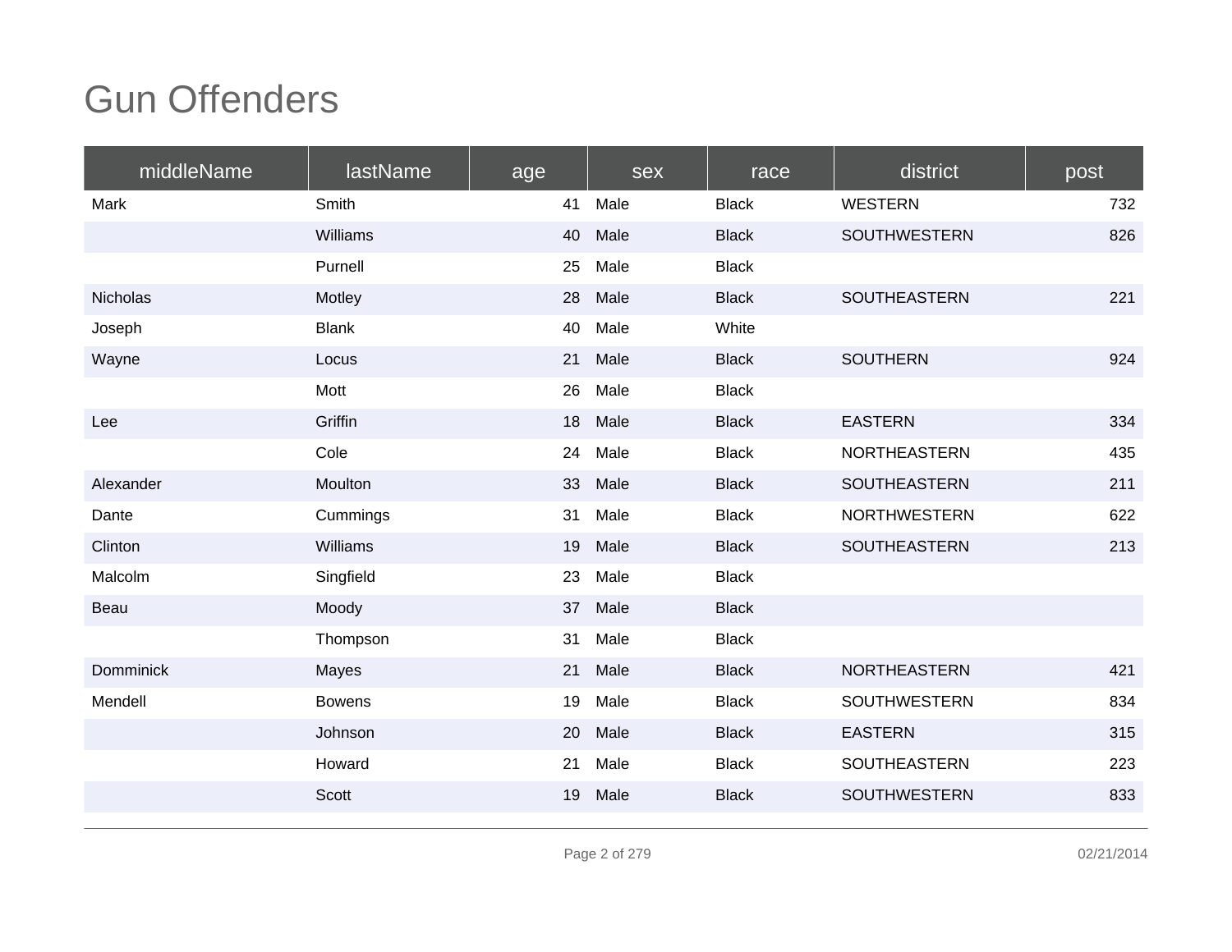# Gun Offenders

| middleName | lastName | age | sex | race | district | post |
|---|---|---|---|---|---|---|
| Mark | Smith | 41 | Male | Black | WESTERN | 732 |
| | Williams | 40 | Male | Black | SOUTHWESTERN | 826 |
| | Purnell | 25 | Male | Black | | |
| Nicholas | Motley | 28 | Male | Black | SOUTHEASTERN | 221 |
| Joseph | Blank | 40 | Male | White | | |
| Wayne | Locus | 21 | Male | Black | SOUTHERN | 924 |
| | Mott | 26 | Male | Black | | |
| Lee | Griffin | 18 | Male | Black | EASTERN | 334 |
| | Cole | 24 | Male | Black | NORTHEASTERN | 435 |
| Alexander | Moulton | 33 | Male | Black | SOUTHEASTERN | 211 |
| Dante | Cummings | 31 | Male | Black | NORTHWESTERN | 622 |
| Clinton | Williams | 19 | Male | Black | SOUTHEASTERN | 213 |
| Malcolm | Singfield | 23 | Male | Black | | |
| Beau | Moody | 37 | Male | Black | | |
| | Thompson | 31 | Male | Black | | |
| Domminick | Mayes | 21 | Male | Black | NORTHEASTERN | 421 |
| Mendell | Bowens | 19 | Male | Black | SOUTHWESTERN | 834 |
| | Johnson | 20 | Male | Black | EASTERN | 315 |
| | Howard | 21 | Male | Black | SOUTHEASTERN | 223 |
| | Scott | 19 | Male | Black | SOUTHWESTERN | 833 |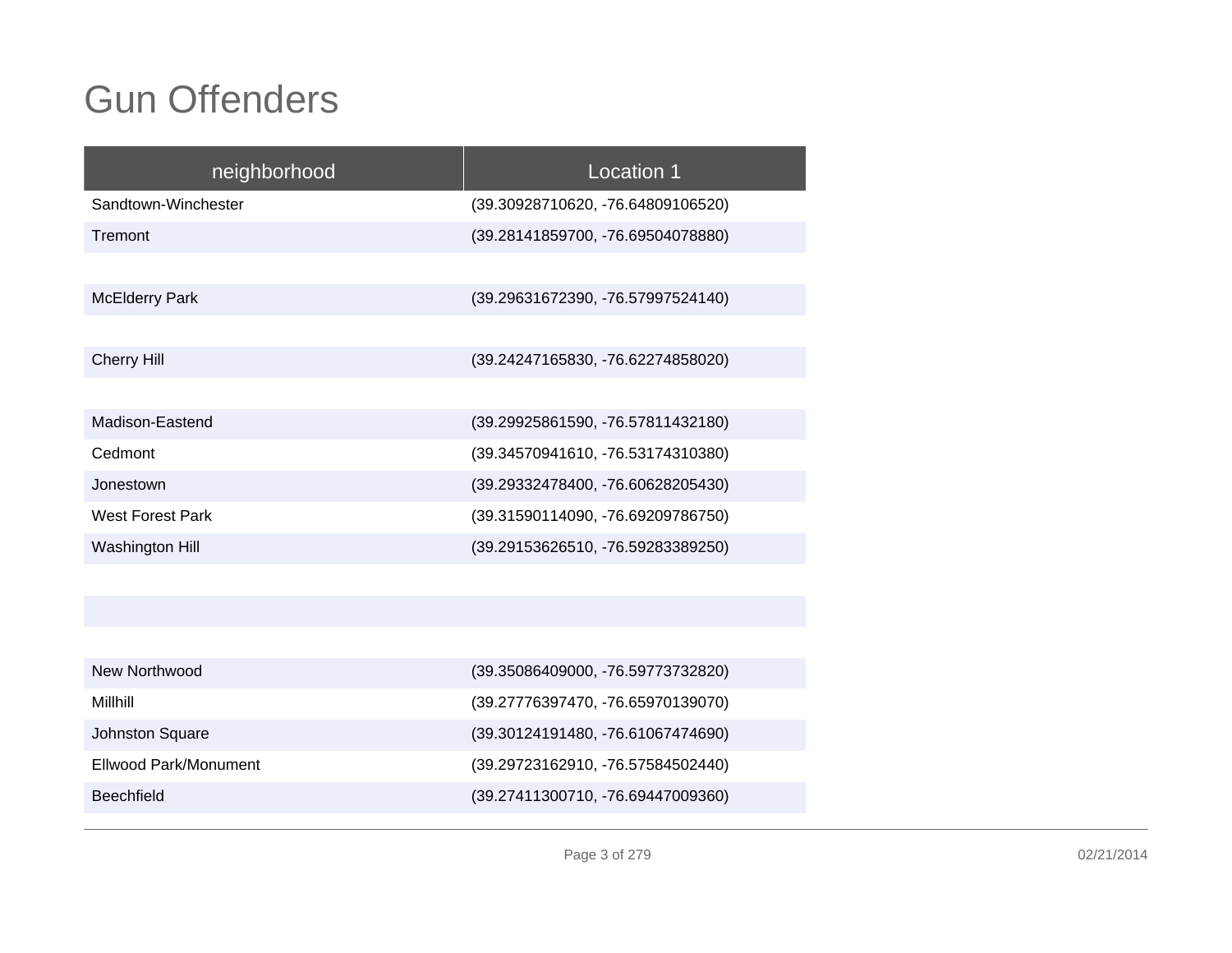# Gun Offenders

| neighborhood | Location 1 |
| --- | --- |
| Sandtown-Winchester | (39.30928710620, -76.64809106520) |
| Tremont | (39.28141859700, -76.69504078880) |
| | |
| McElderry Park | (39.29631672390, -76.57997524140) |
| | |
| Cherry Hill | (39.24247165830, -76.62274858020) |
| | |
| Madison-Eastend | (39.29925861590, -76.57811432180) |
| Cedmont | (39.34570941610, -76.53174310380) |
| Jonestown | (39.29332478400, -76.60628205430) |
| West Forest Park | (39.31590114090, -76.69209786750) |
| Washington Hill | (39.29153626510, -76.59283389250) |
| | |
| | |
| | |
| New Northwood | (39.35086409000, -76.59773732820) |
| Millhill | (39.27776397470, -76.65970139070) |
| Johnston Square | (39.30124191480, -76.61067474690) |
| Ellwood Park/Monument | (39.29723162910, -76.57584502440) |
| Beechfield | (39.27411300710, -76.69447009360) |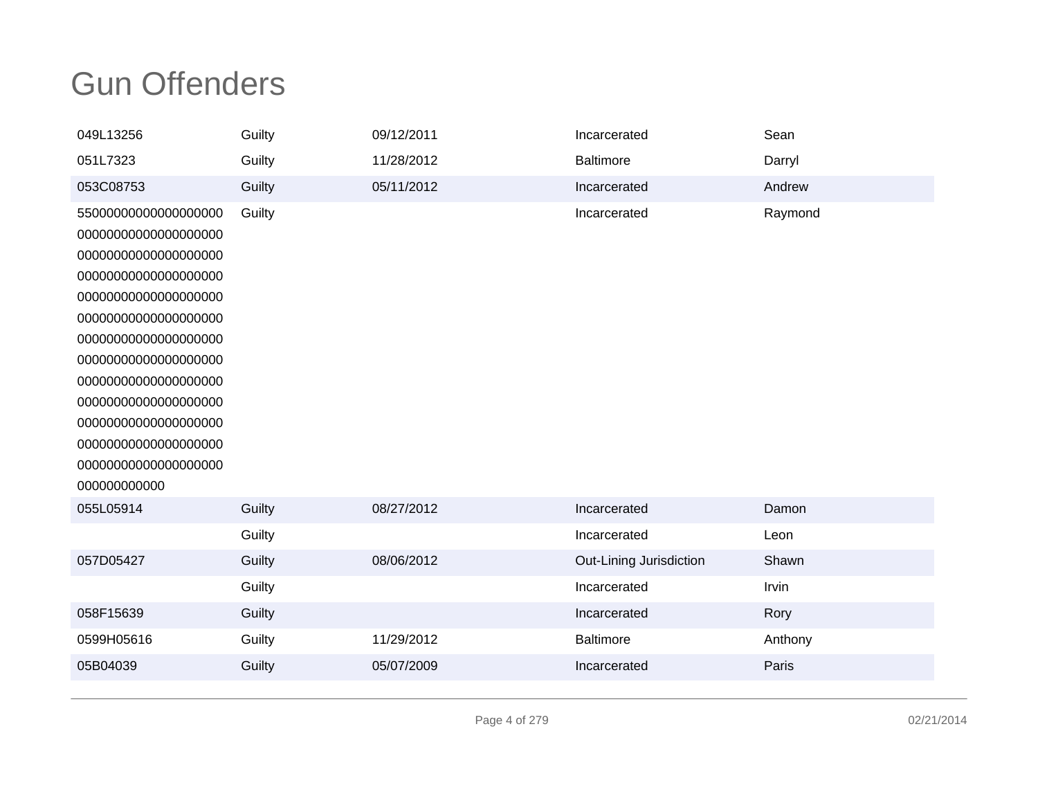# Gun Offenders

| | | | | |
|---|---|---|---|---|
| 049L13256 | Guilty | 09/12/2011 | Incarcerated | Sean |
| 051L7323 | Guilty | 11/28/2012 | Baltimore | Darryl |
| 053C08753 | Guilty | 05/11/2012 | Incarcerated | Andrew |
| 55000000000000000000000000000000000000000000000000000000000000000000000000000000000000000000000000000000000000000000000000000000000000000000000000000000000000000000000000000000000000000000000000000000000000000000000000000000000000000000000000000000000000000000000000000000000 | Guilty | | Incarcerated | Raymond |
| 055L05914 | Guilty | 08/27/2012 | Incarcerated | Damon |
| | Guilty | | Incarcerated | Leon |
| 057D05427 | Guilty | 08/06/2012 | Out-Lining Jurisdiction | Shawn |
| | Guilty | | Incarcerated | Irvin |
| 058F15639 | Guilty | | Incarcerated | Rory |
| 0599H05616 | Guilty | 11/29/2012 | Baltimore | Anthony |
| 05B04039 | Guilty | 05/07/2009 | Incarcerated | Paris |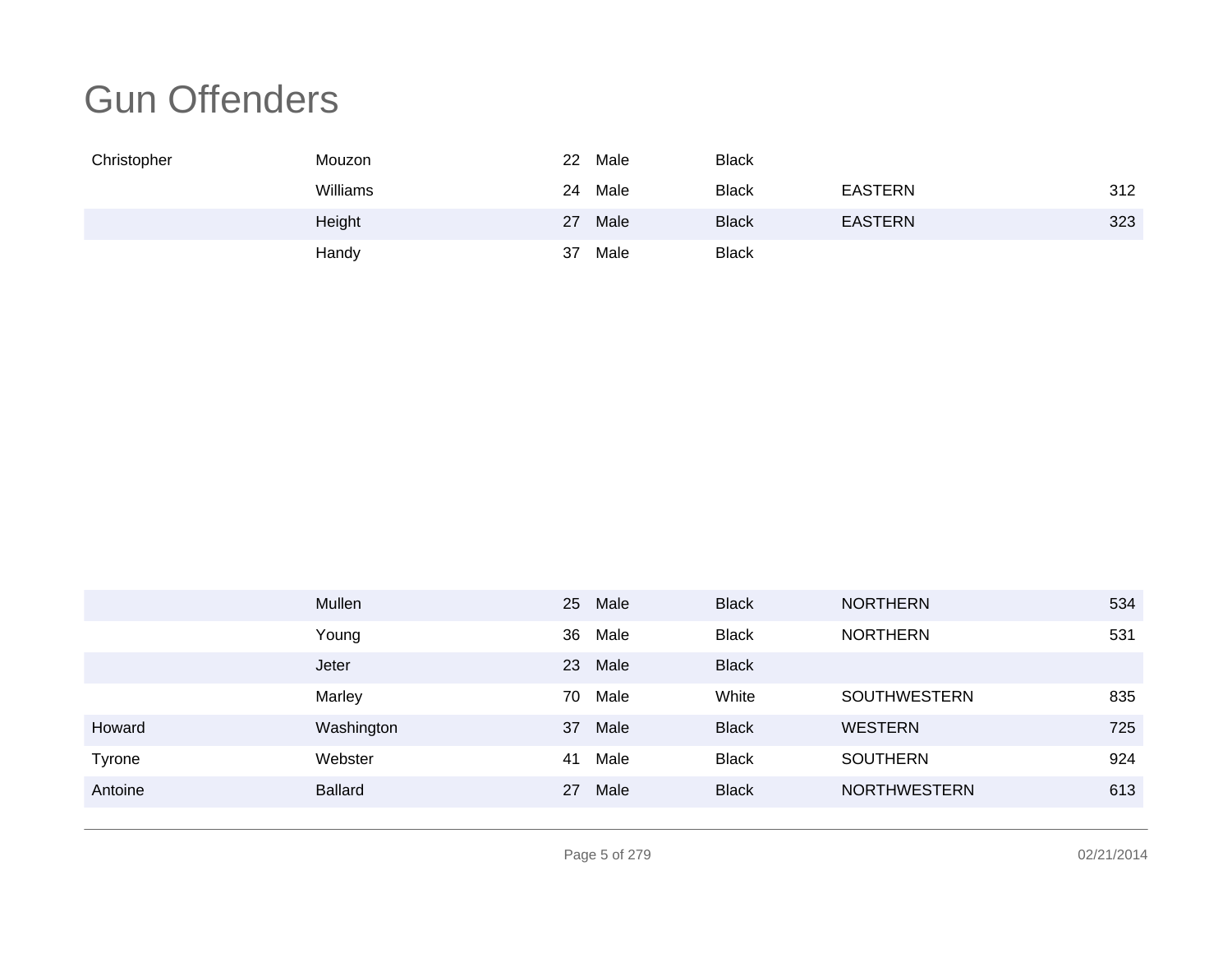# Gun Offenders

| | | | | | | |
|---|---|---|---|---|---|---|
| Christopher | Mouzon | 22 | Male | Black | | |
| | Williams | 24 | Male | Black | EASTERN | 312 |
| | Height | 27 | Male | Black | EASTERN | 323 |
| | Handy | 37 | Male | Black | | |
| | Mullen | 25 | Male | Black | NORTHERN | 534 |
| | Young | 36 | Male | Black | NORTHERN | 531 |
| | Jeter | 23 | Male | Black | | |
| | Marley | 70 | Male | White | SOUTHWESTERN | 835 |
| Howard | Washington | 37 | Male | Black | WESTERN | 725 |
| Tyrone | Webster | 41 | Male | Black | SOUTHERN | 924 |
| Antoine | Ballard | 27 | Male | Black | NORTHWESTERN | 613 |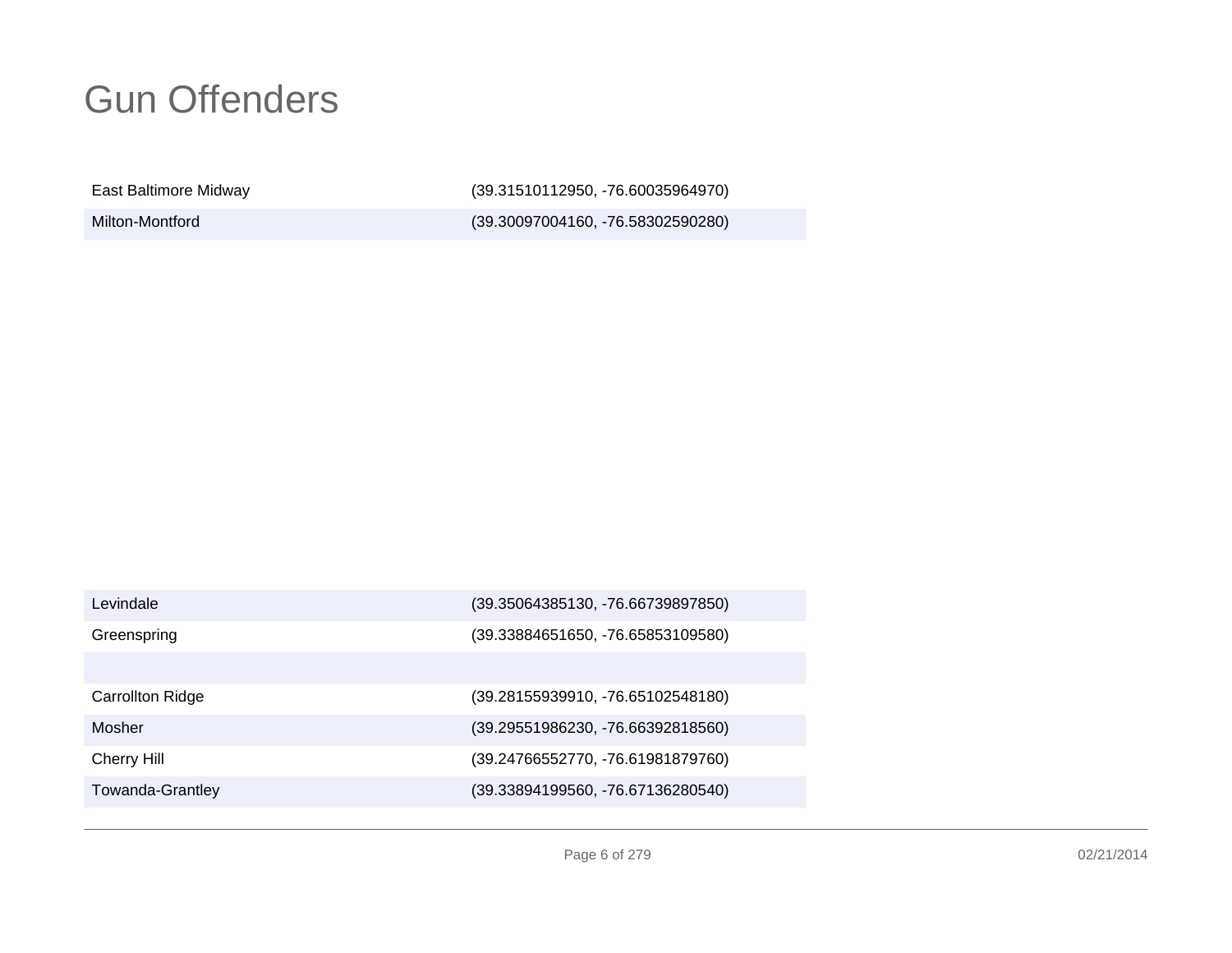# Gun Offenders

| | |
|---|---|
| East Baltimore Midway | (39.31510112950, -76.60035964970) |
| Milton-Montford | (39.30097004160, -76.58302590280) |
| Levindale | (39.35064385130, -76.66739897850) |
| Greenspring | (39.33884651650, -76.65853109580) |
| | |
| Carrollton Ridge | (39.28155939910, -76.65102548180) |
| Mosher | (39.29551986230, -76.66392818560) |
| Cherry Hill | (39.24766552770, -76.61981879760) |
| Towanda-Grantley | (39.33894199560, -76.67136280540) |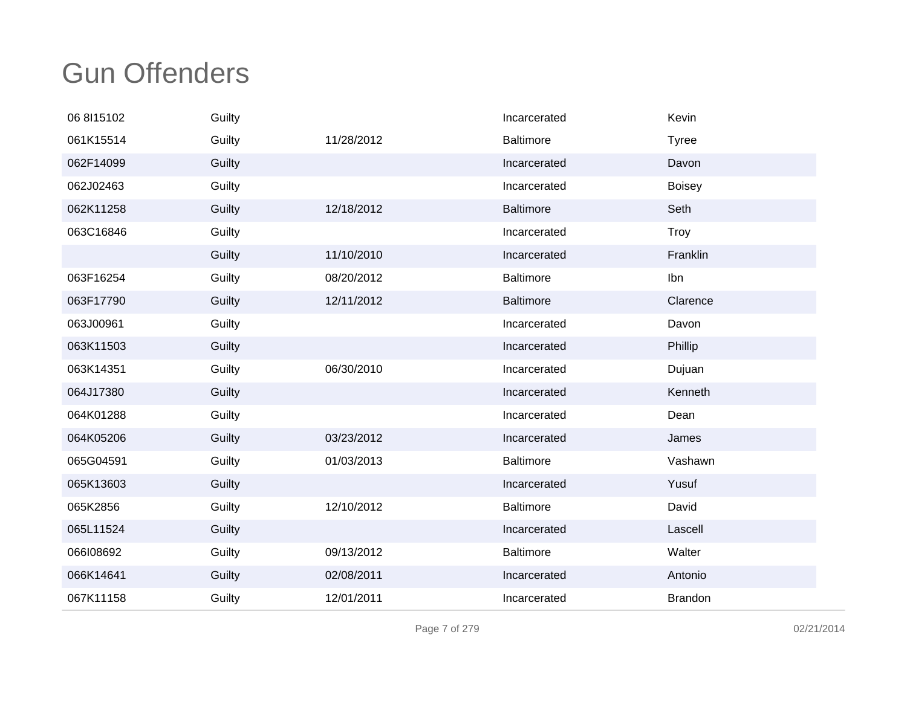# Gun Offenders

| | | | | |
|---|---|---|---|---|
| 06 8I15102 | Guilty | | Incarcerated | Kevin |
| 061K15514 | Guilty | 11/28/2012 | Baltimore | Tyree |
| 062F14099 | Guilty | | Incarcerated | Davon |
| 062J02463 | Guilty | | Incarcerated | Boisey |
| 062K11258 | Guilty | 12/18/2012 | Baltimore | Seth |
| 063C16846 | Guilty | | Incarcerated | Troy |
| | Guilty | 11/10/2010 | Incarcerated | Franklin |
| 063F16254 | Guilty | 08/20/2012 | Baltimore | Ibn |
| 063F17790 | Guilty | 12/11/2012 | Baltimore | Clarence |
| 063J00961 | Guilty | | Incarcerated | Davon |
| 063K11503 | Guilty | | Incarcerated | Phillip |
| 063K14351 | Guilty | 06/30/2010 | Incarcerated | Dujuan |
| 064J17380 | Guilty | | Incarcerated | Kenneth |
| 064K01288 | Guilty | | Incarcerated | Dean |
| 064K05206 | Guilty | 03/23/2012 | Incarcerated | James |
| 065G04591 | Guilty | 01/03/2013 | Baltimore | Vashawn |
| 065K13603 | Guilty | | Incarcerated | Yusuf |
| 065K2856 | Guilty | 12/10/2012 | Baltimore | David |
| 065L11524 | Guilty | | Incarcerated | Lascell |
| 066I08692 | Guilty | 09/13/2012 | Baltimore | Walter |
| 066K14641 | Guilty | 02/08/2011 | Incarcerated | Antonio |
| 067K11158 | Guilty | 12/01/2011 | Incarcerated | Brandon |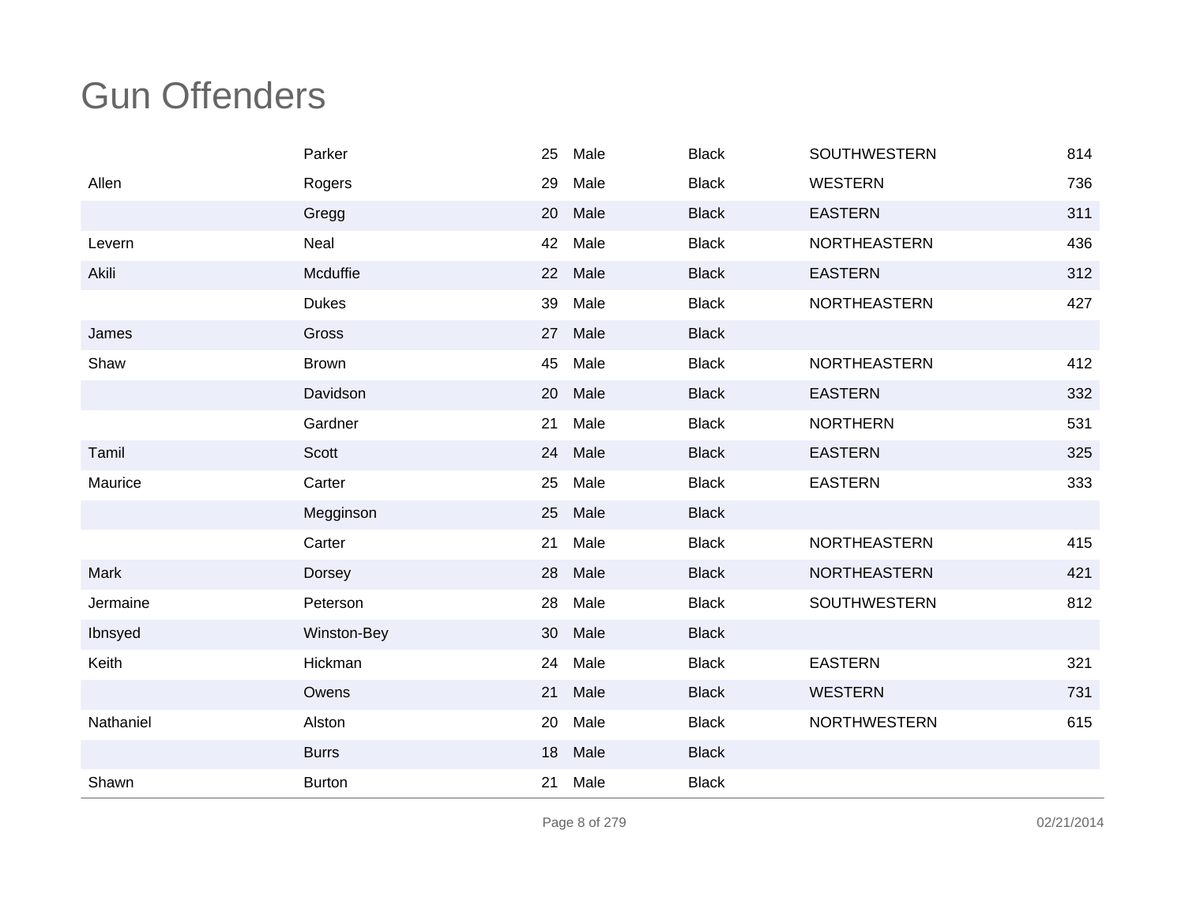# Gun Offenders

| | | | | | | |
|---|---|---|---|---|---|---|
| | Parker | 25 | Male | Black | SOUTHWESTERN | 814 |
| Allen | Rogers | 29 | Male | Black | WESTERN | 736 |
| | Gregg | 20 | Male | Black | EASTERN | 311 |
| Levern | Neal | 42 | Male | Black | NORTHEASTERN | 436 |
| Akili | Mcduffie | 22 | Male | Black | EASTERN | 312 |
| | Dukes | 39 | Male | Black | NORTHEASTERN | 427 |
| James | Gross | 27 | Male | Black | | |
| Shaw | Brown | 45 | Male | Black | NORTHEASTERN | 412 |
| | Davidson | 20 | Male | Black | EASTERN | 332 |
| | Gardner | 21 | Male | Black | NORTHERN | 531 |
| Tamil | Scott | 24 | Male | Black | EASTERN | 325 |
| Maurice | Carter | 25 | Male | Black | EASTERN | 333 |
| | Megginson | 25 | Male | Black | | |
| | Carter | 21 | Male | Black | NORTHEASTERN | 415 |
| Mark | Dorsey | 28 | Male | Black | NORTHEASTERN | 421 |
| Jermaine | Peterson | 28 | Male | Black | SOUTHWESTERN | 812 |
| Ibnsyed | Winston-Bey | 30 | Male | Black | | |
| Keith | Hickman | 24 | Male | Black | EASTERN | 321 |
| | Owens | 21 | Male | Black | WESTERN | 731 |
| Nathaniel | Alston | 20 | Male | Black | NORTHWESTERN | 615 |
| | Burrs | 18 | Male | Black | | |
| Shawn | Burton | 21 | Male | Black | | |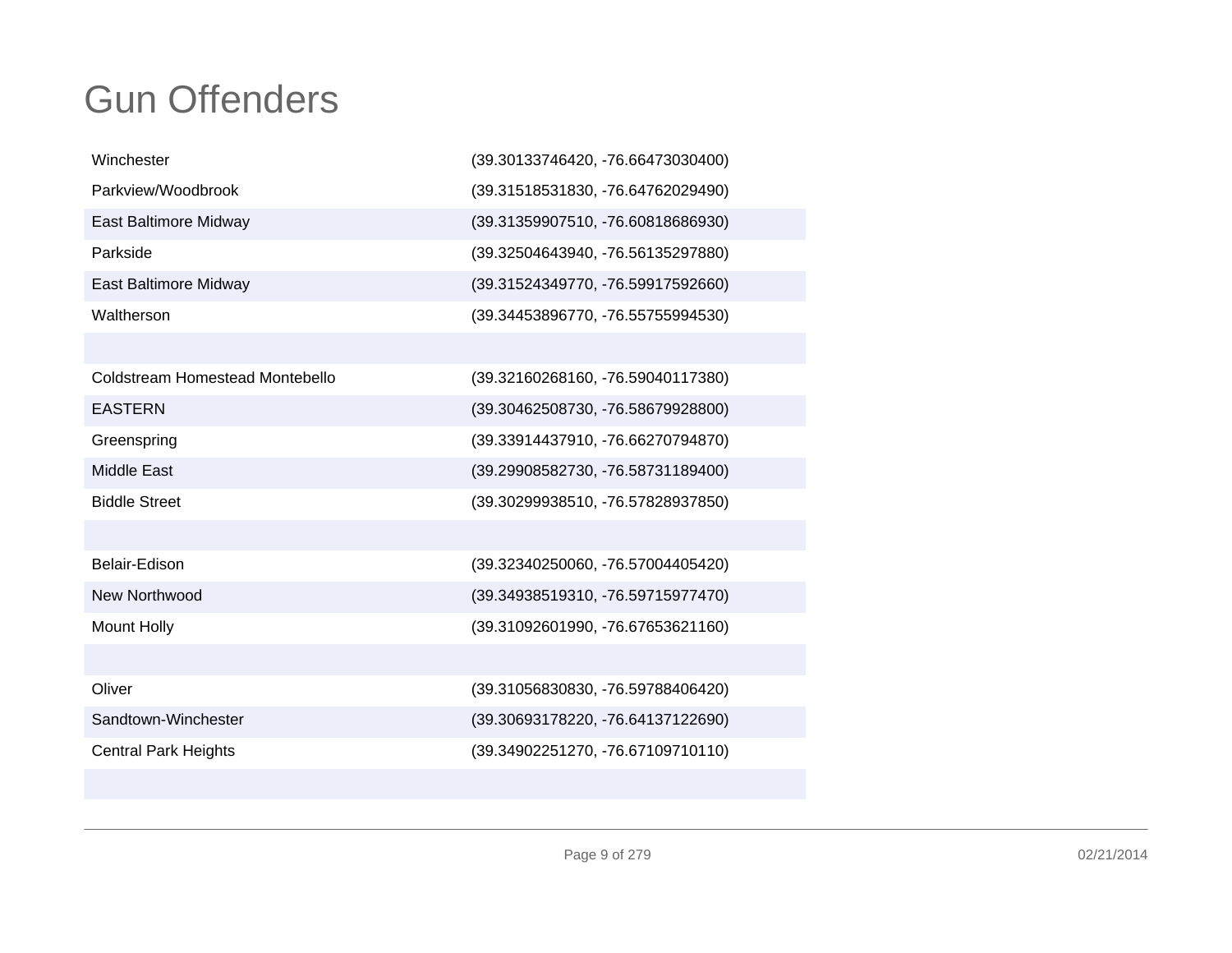# Gun Offenders

| | |
|---|---|
| Winchester | (39.30133746420, -76.66473030400) |
| Parkview/Woodbrook | (39.31518531830, -76.64762029490) |
| East Baltimore Midway | (39.31359907510, -76.60818686930) |
| Parkside | (39.32504643940, -76.56135297880) |
| East Baltimore Midway | (39.31524349770, -76.59917592660) |
| Waltherson | (39.34453896770, -76.55755994530) |
| | |
| Coldstream Homestead Montebello | (39.32160268160, -76.59040117380) |
| EASTERN | (39.30462508730, -76.58679928800) |
| Greenspring | (39.33914437910, -76.66270794870) |
| Middle East | (39.29908582730, -76.58731189400) |
| Biddle Street | (39.30299938510, -76.57828937850) |
| | |
| Belair-Edison | (39.32340250060, -76.57004405420) |
| New Northwood | (39.34938519310, -76.59715977470) |
| Mount Holly | (39.31092601990, -76.67653621160) |
| | |
| Oliver | (39.31056830830, -76.59788406420) |
| Sandtown-Winchester | (39.30693178220, -76.64137122690) |
| Central Park Heights | (39.34902251270, -76.67109710110) |
| | |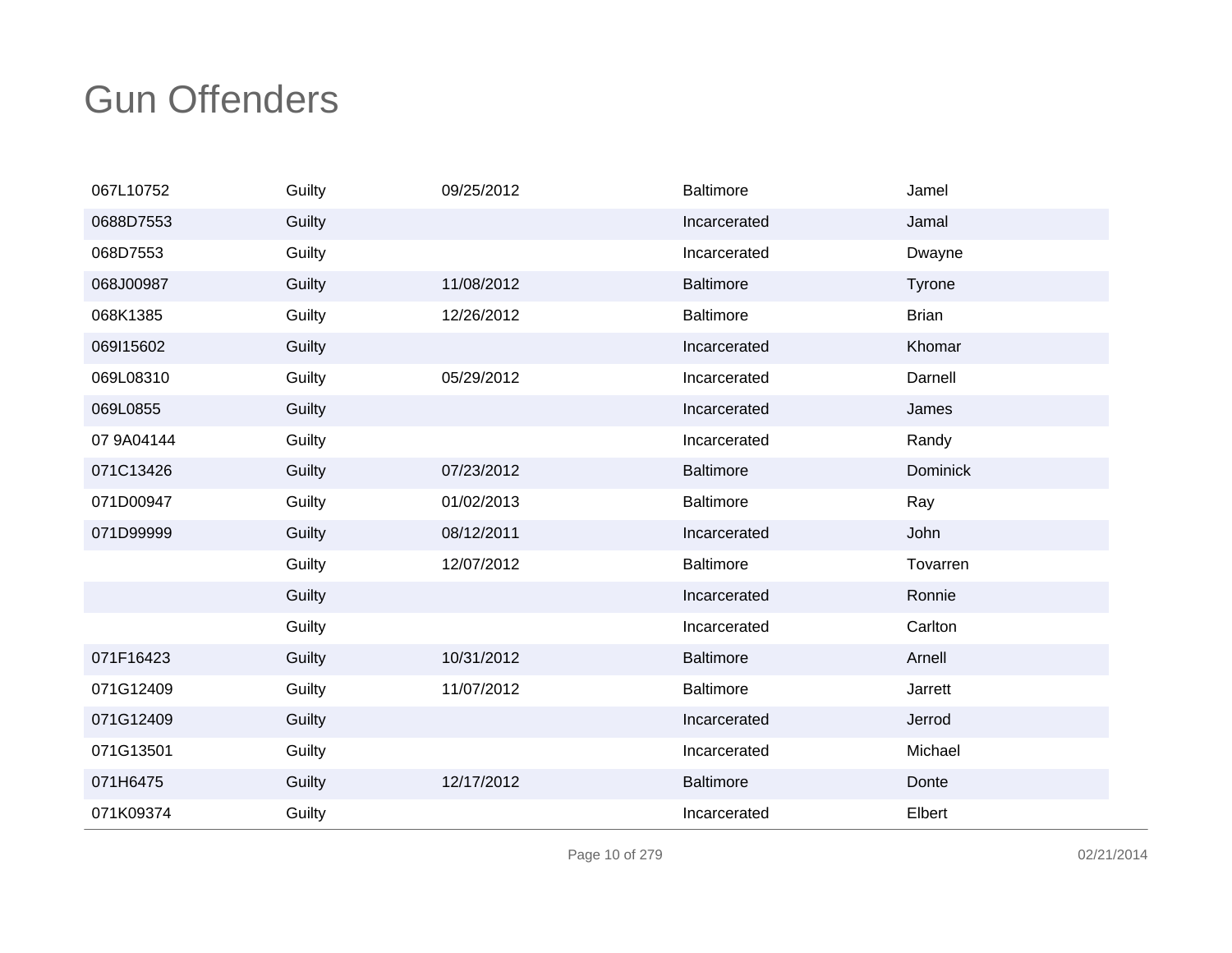# Gun Offenders

| | | | | |
|---|---|---|---|---|
| 067L10752 | Guilty | 09/25/2012 | Baltimore | Jamel |
| 0688D7553 | Guilty | | Incarcerated | Jamal |
| 068D7553 | Guilty | | Incarcerated | Dwayne |
| 068J00987 | Guilty | 11/08/2012 | Baltimore | Tyrone |
| 068K1385 | Guilty | 12/26/2012 | Baltimore | Brian |
| 069I15602 | Guilty | | Incarcerated | Khomar |
| 069L08310 | Guilty | 05/29/2012 | Incarcerated | Darnell |
| 069L0855 | Guilty | | Incarcerated | James |
| 07 9A04144 | Guilty | | Incarcerated | Randy |
| 071C13426 | Guilty | 07/23/2012 | Baltimore | Dominick |
| 071D00947 | Guilty | 01/02/2013 | Baltimore | Ray |
| 071D99999 | Guilty | 08/12/2011 | Incarcerated | John |
| | Guilty | 12/07/2012 | Baltimore | Tovarren |
| | Guilty | | Incarcerated | Ronnie |
| | Guilty | | Incarcerated | Carlton |
| 071F16423 | Guilty | 10/31/2012 | Baltimore | Arnell |
| 071G12409 | Guilty | 11/07/2012 | Baltimore | Jarrett |
| 071G12409 | Guilty | | Incarcerated | Jerrod |
| 071G13501 | Guilty | | Incarcerated | Michael |
| 071H6475 | Guilty | 12/17/2012 | Baltimore | Donte |
| 071K09374 | Guilty | | Incarcerated | Elbert |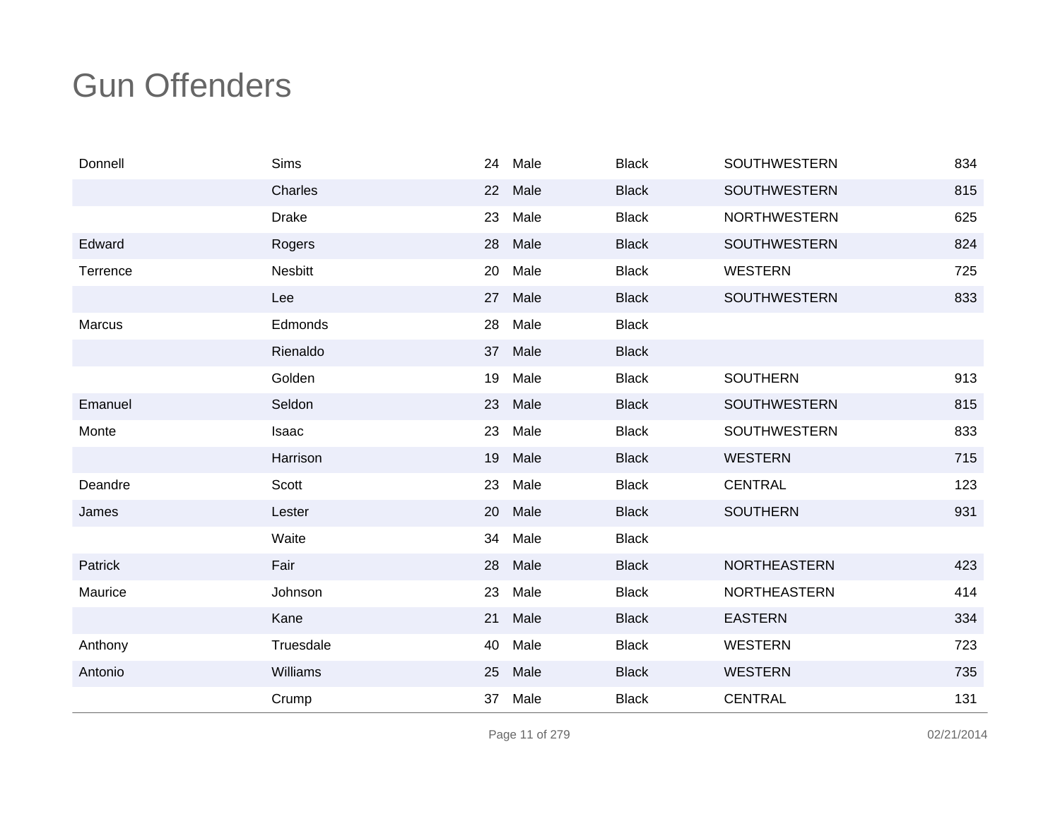# Gun Offenders

| | | | | | | |
|---|---|---|---|---|---|---|
| Donnell | Sims | 24 | Male | Black | SOUTHWESTERN | 834 |
| | Charles | 22 | Male | Black | SOUTHWESTERN | 815 |
| | Drake | 23 | Male | Black | NORTHWESTERN | 625 |
| Edward | Rogers | 28 | Male | Black | SOUTHWESTERN | 824 |
| Terrence | Nesbitt | 20 | Male | Black | WESTERN | 725 |
| | Lee | 27 | Male | Black | SOUTHWESTERN | 833 |
| Marcus | Edmonds | 28 | Male | Black | | |
| | Rienaldo | 37 | Male | Black | | |
| | Golden | 19 | Male | Black | SOUTHERN | 913 |
| Emanuel | Seldon | 23 | Male | Black | SOUTHWESTERN | 815 |
| Monte | Isaac | 23 | Male | Black | SOUTHWESTERN | 833 |
| | Harrison | 19 | Male | Black | WESTERN | 715 |
| Deandre | Scott | 23 | Male | Black | CENTRAL | 123 |
| James | Lester | 20 | Male | Black | SOUTHERN | 931 |
| | Waite | 34 | Male | Black | | |
| Patrick | Fair | 28 | Male | Black | NORTHEASTERN | 423 |
| Maurice | Johnson | 23 | Male | Black | NORTHEASTERN | 414 |
| | Kane | 21 | Male | Black | EASTERN | 334 |
| Anthony | Truesdale | 40 | Male | Black | WESTERN | 723 |
| Antonio | Williams | 25 | Male | Black | WESTERN | 735 |
| | Crump | 37 | Male | Black | CENTRAL | 131 |

02/21/2014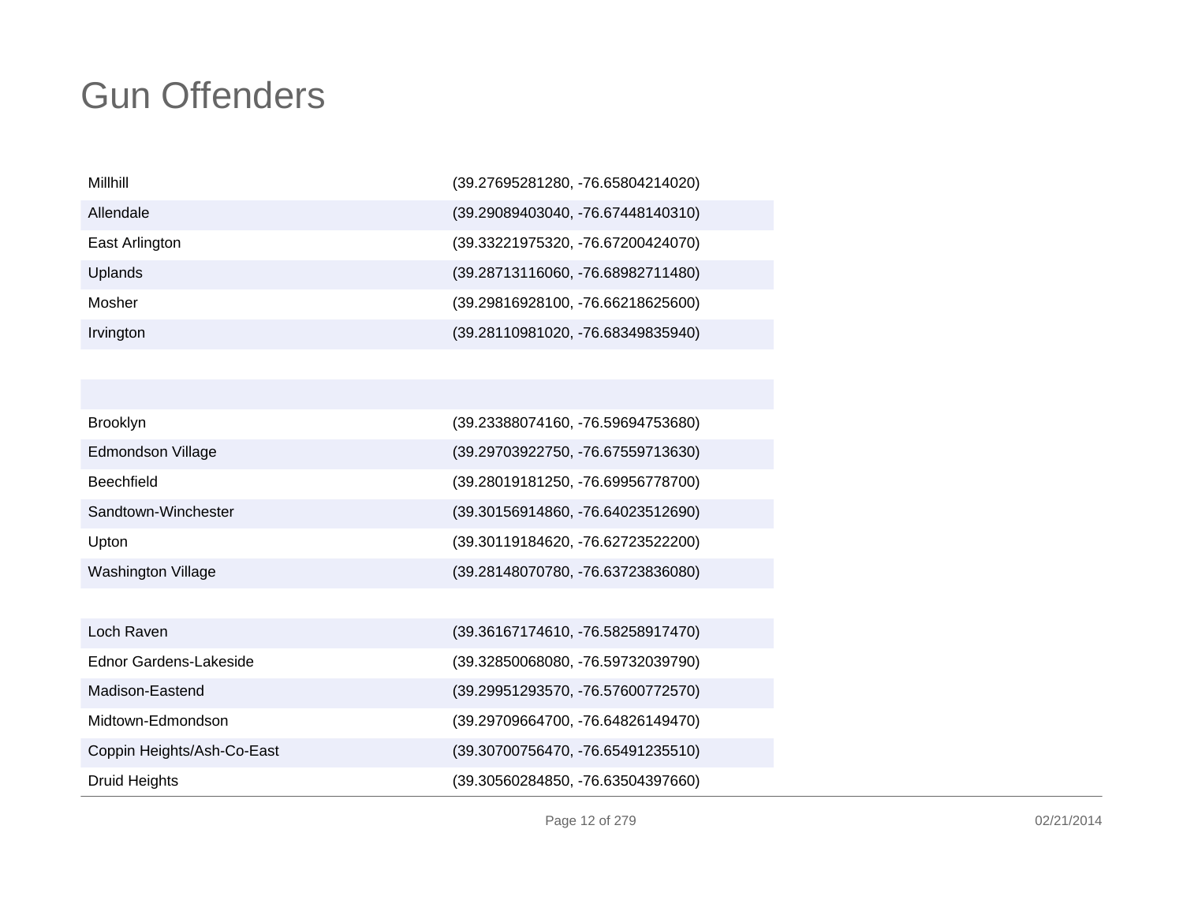# Gun Offenders

| | |
|---|---|
| Millhill | (39.27695281280, -76.65804214020) |
| Allendale | (39.29089403040, -76.67448140310) |
| East Arlington | (39.33221975320, -76.67200424070) |
| Uplands | (39.28713116060, -76.68982711480) |
| Mosher | (39.29816928100, -76.66218625600) |
| Irvington | (39.28110981020, -76.68349835940) |
| | |
| | |
| Brooklyn | (39.23388074160, -76.59694753680) |
| Edmondson Village | (39.29703922750, -76.67559713630) |
| Beechfield | (39.28019181250, -76.69956778700) |
| Sandtown-Winchester | (39.30156914860, -76.64023512690) |
| Upton | (39.30119184620, -76.62723522200) |
| Washington Village | (39.28148070780, -76.63723836080) |
| | |
| Loch Raven | (39.36167174610, -76.58258917470) |
| Ednor Gardens-Lakeside | (39.32850068080, -76.59732039790) |
| Madison-Eastend | (39.29951293570, -76.57600772570) |
| Midtown-Edmondson | (39.29709664700, -76.64826149470) |
| Coppin Heights/Ash-Co-East | (39.30700756470, -76.65491235510) |
| Druid Heights | (39.30560284850, -76.63504397660) |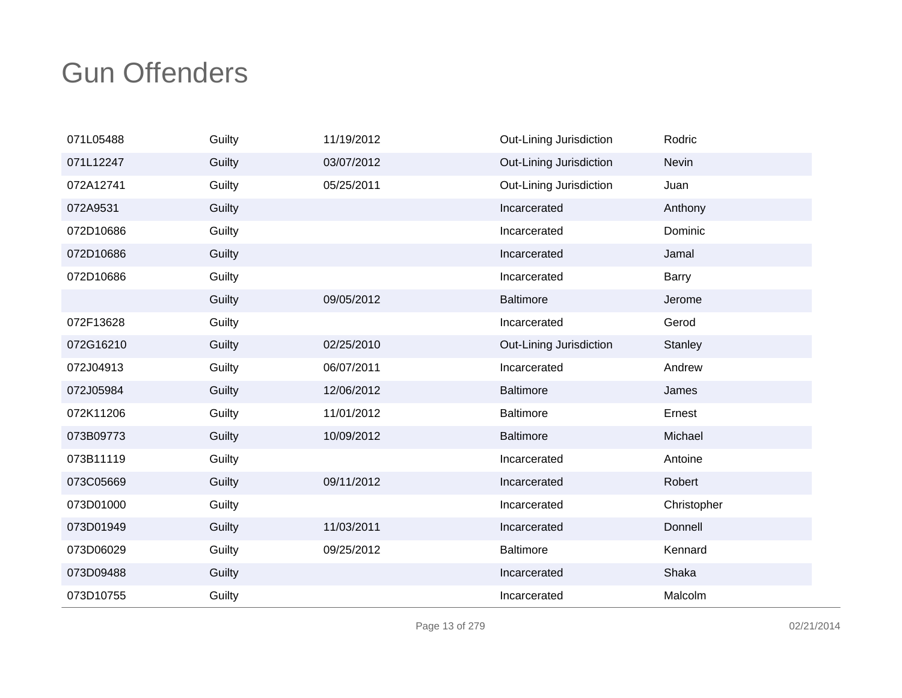# Gun Offenders

| | | | | |
|---|---|---|---|---|
| 071L05488 | Guilty | 11/19/2012 | Out-Lining Jurisdiction | Rodric |
| 071L12247 | Guilty | 03/07/2012 | Out-Lining Jurisdiction | Nevin |
| 072A12741 | Guilty | 05/25/2011 | Out-Lining Jurisdiction | Juan |
| 072A9531 | Guilty | | Incarcerated | Anthony |
| 072D10686 | Guilty | | Incarcerated | Dominic |
| 072D10686 | Guilty | | Incarcerated | Jamal |
| 072D10686 | Guilty | | Incarcerated | Barry |
| | Guilty | 09/05/2012 | Baltimore | Jerome |
| 072F13628 | Guilty | | Incarcerated | Gerod |
| 072G16210 | Guilty | 02/25/2010 | Out-Lining Jurisdiction | Stanley |
| 072J04913 | Guilty | 06/07/2011 | Incarcerated | Andrew |
| 072J05984 | Guilty | 12/06/2012 | Baltimore | James |
| 072K11206 | Guilty | 11/01/2012 | Baltimore | Ernest |
| 073B09773 | Guilty | 10/09/2012 | Baltimore | Michael |
| 073B11119 | Guilty | | Incarcerated | Antoine |
| 073C05669 | Guilty | 09/11/2012 | Incarcerated | Robert |
| 073D01000 | Guilty | | Incarcerated | Christopher |
| 073D01949 | Guilty | 11/03/2011 | Incarcerated | Donnell |
| 073D06029 | Guilty | 09/25/2012 | Baltimore | Kennard |
| 073D09488 | Guilty | | Incarcerated | Shaka |
| 073D10755 | Guilty | | Incarcerated | Malcolm |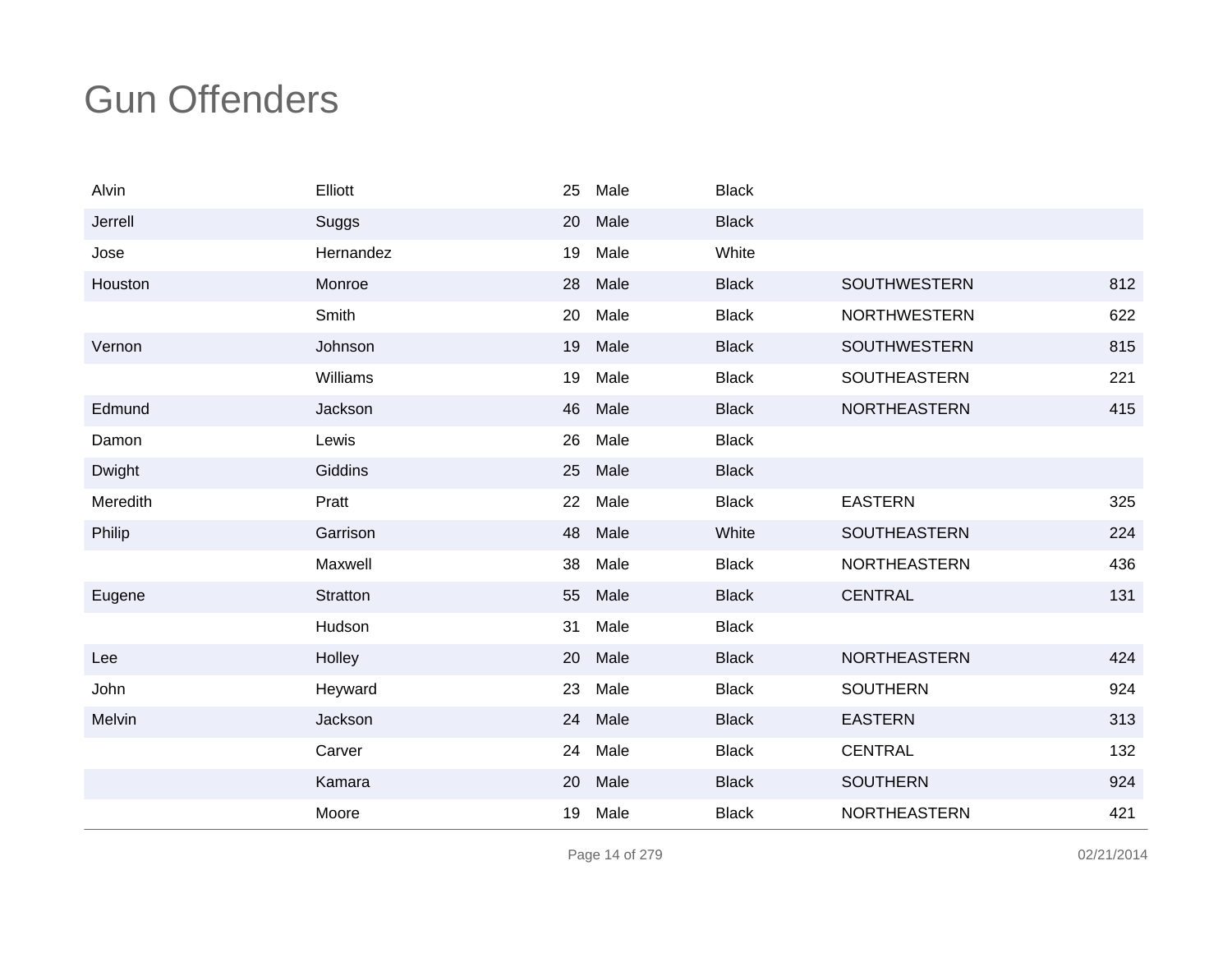# Gun Offenders

| | | | | | | |
|---|---|---|---|---|---|---|
| Alvin | Elliott | 25 | Male | Black | | |
| Jerrell | Suggs | 20 | Male | Black | | |
| Jose | Hernandez | 19 | Male | White | | |
| Houston | Monroe | 28 | Male | Black | SOUTHWESTERN | 812 |
| | Smith | 20 | Male | Black | NORTHWESTERN | 622 |
| Vernon | Johnson | 19 | Male | Black | SOUTHWESTERN | 815 |
| | Williams | 19 | Male | Black | SOUTHEASTERN | 221 |
| Edmund | Jackson | 46 | Male | Black | NORTHEASTERN | 415 |
| Damon | Lewis | 26 | Male | Black | | |
| Dwight | Giddins | 25 | Male | Black | | |
| Meredith | Pratt | 22 | Male | Black | EASTERN | 325 |
| Philip | Garrison | 48 | Male | White | SOUTHEASTERN | 224 |
| | Maxwell | 38 | Male | Black | NORTHEASTERN | 436 |
| Eugene | Stratton | 55 | Male | Black | CENTRAL | 131 |
| | Hudson | 31 | Male | Black | | |
| Lee | Holley | 20 | Male | Black | NORTHEASTERN | 424 |
| John | Heyward | 23 | Male | Black | SOUTHERN | 924 |
| Melvin | Jackson | 24 | Male | Black | EASTERN | 313 |
| | Carver | 24 | Male | Black | CENTRAL | 132 |
| | Kamara | 20 | Male | Black | SOUTHERN | 924 |
| | Moore | 19 | Male | Black | NORTHEASTERN | 421 |

02/21/2014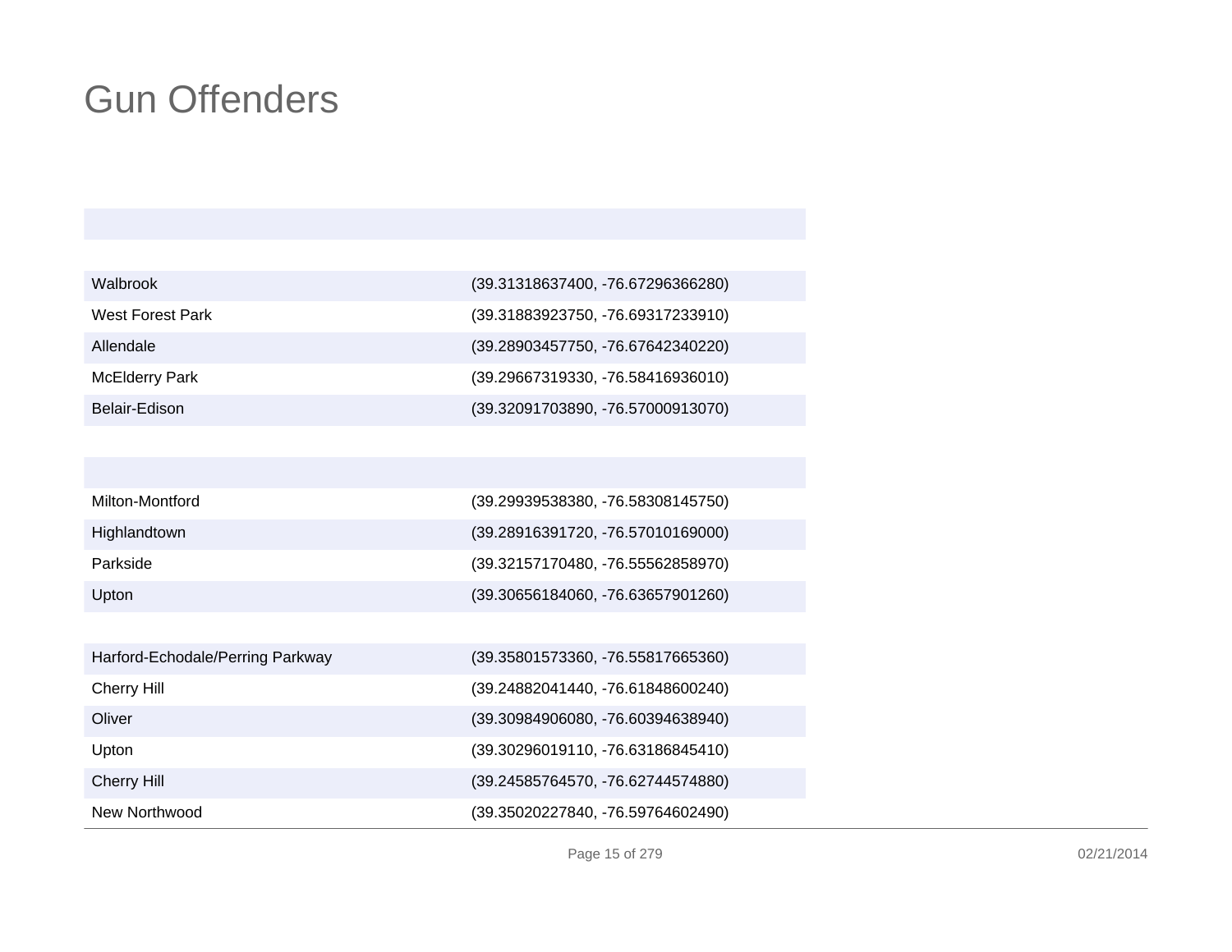# Gun Offenders

| | |
|---|---|
| | |
| Walbrook | (39.31318637400, -76.67296366280) |
| West Forest Park | (39.31883923750, -76.69317233910) |
| Allendale | (39.28903457750, -76.67642340220) |
| McElderry Park | (39.29667319330, -76.58416936010) |
| Belair-Edison | (39.32091703890, -76.57000913070) |
| | |
| | |
| Milton-Montford | (39.29939538380, -76.58308145750) |
| Highlandtown | (39.28916391720, -76.57010169000) |
| Parkside | (39.32157170480, -76.55562858970) |
| Upton | (39.30656184060, -76.63657901260) |
| | |
| Harford-Echodale/Perring Parkway | (39.35801573360, -76.55817665360) |
| Cherry Hill | (39.24882041440, -76.61848600240) |
| Oliver | (39.30984906080, -76.60394638940) |
| Upton | (39.30296019110, -76.63186845410) |
| Cherry Hill | (39.24585764570, -76.62744574880) |
| New Northwood | (39.35020227840, -76.59764602490) |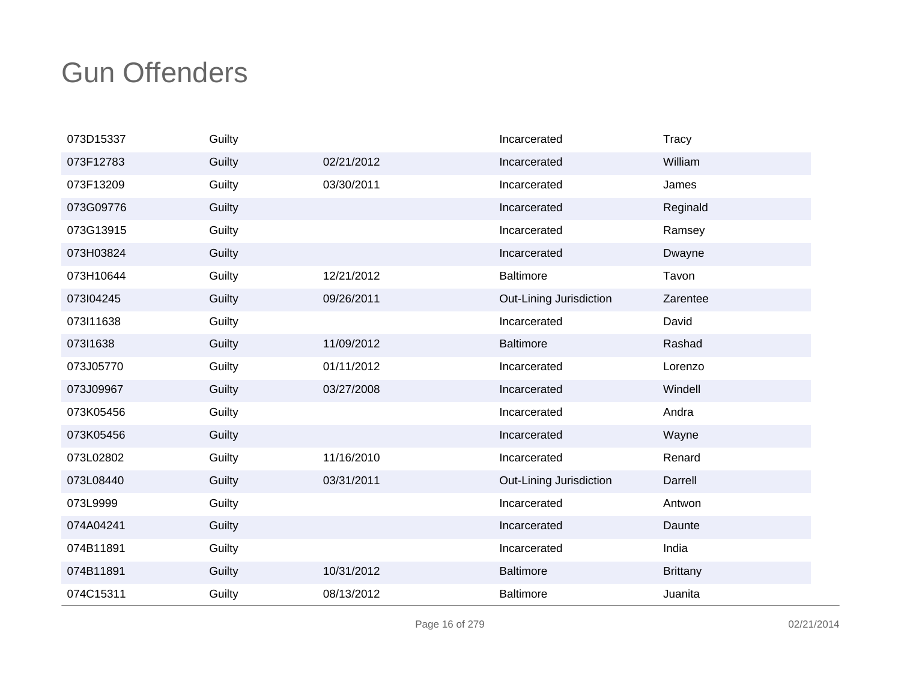# Gun Offenders

| | | | | |
|---|---|---|---|---|
| 073D15337 | Guilty | | Incarcerated | Tracy |
| 073F12783 | Guilty | 02/21/2012 | Incarcerated | William |
| 073F13209 | Guilty | 03/30/2011 | Incarcerated | James |
| 073G09776 | Guilty | | Incarcerated | Reginald |
| 073G13915 | Guilty | | Incarcerated | Ramsey |
| 073H03824 | Guilty | | Incarcerated | Dwayne |
| 073H10644 | Guilty | 12/21/2012 | Baltimore | Tavon |
| 073I04245 | Guilty | 09/26/2011 | Out-Lining Jurisdiction | Zarentee |
| 073I11638 | Guilty | | Incarcerated | David |
| 073I1638 | Guilty | 11/09/2012 | Baltimore | Rashad |
| 073J05770 | Guilty | 01/11/2012 | Incarcerated | Lorenzo |
| 073J09967 | Guilty | 03/27/2008 | Incarcerated | Windell |
| 073K05456 | Guilty | | Incarcerated | Andra |
| 073K05456 | Guilty | | Incarcerated | Wayne |
| 073L02802 | Guilty | 11/16/2010 | Incarcerated | Renard |
| 073L08440 | Guilty | 03/31/2011 | Out-Lining Jurisdiction | Darrell |
| 073L9999 | Guilty | | Incarcerated | Antwon |
| 074A04241 | Guilty | | Incarcerated | Daunte |
| 074B11891 | Guilty | | Incarcerated | India |
| 074B11891 | Guilty | 10/31/2012 | Baltimore | Brittany |
| 074C15311 | Guilty | 08/13/2012 | Baltimore | Juanita |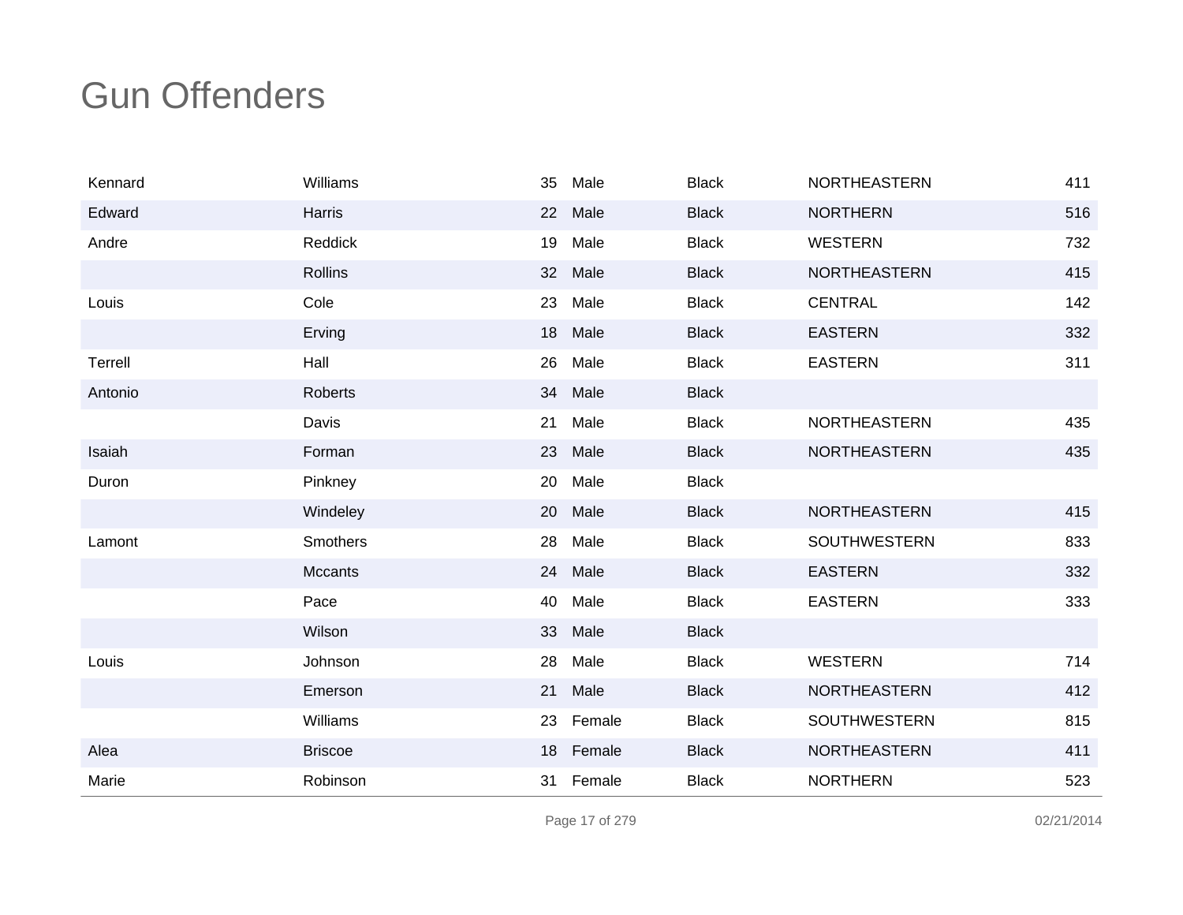# Gun Offenders

| | | | | | | |
|---|---|---|---|---|---|---|
| Kennard | Williams | 35 | Male | Black | NORTHEASTERN | 411 |
| Edward | Harris | 22 | Male | Black | NORTHERN | 516 |
| Andre | Reddick | 19 | Male | Black | WESTERN | 732 |
| | Rollins | 32 | Male | Black | NORTHEASTERN | 415 |
| Louis | Cole | 23 | Male | Black | CENTRAL | 142 |
| | Erving | 18 | Male | Black | EASTERN | 332 |
| Terrell | Hall | 26 | Male | Black | EASTERN | 311 |
| Antonio | Roberts | 34 | Male | Black | | |
| | Davis | 21 | Male | Black | NORTHEASTERN | 435 |
| Isaiah | Forman | 23 | Male | Black | NORTHEASTERN | 435 |
| Duron | Pinkney | 20 | Male | Black | | |
| | Windeley | 20 | Male | Black | NORTHEASTERN | 415 |
| Lamont | Smothers | 28 | Male | Black | SOUTHWESTERN | 833 |
| | Mccants | 24 | Male | Black | EASTERN | 332 |
| | Pace | 40 | Male | Black | EASTERN | 333 |
| | Wilson | 33 | Male | Black | | |
| Louis | Johnson | 28 | Male | Black | WESTERN | 714 |
| | Emerson | 21 | Male | Black | NORTHEASTERN | 412 |
| | Williams | 23 | Female | Black | SOUTHWESTERN | 815 |
| Alea | Briscoe | 18 | Female | Black | NORTHEASTERN | 411 |
| Marie | Robinson | 31 | Female | Black | NORTHERN | 523 |

02/21/2014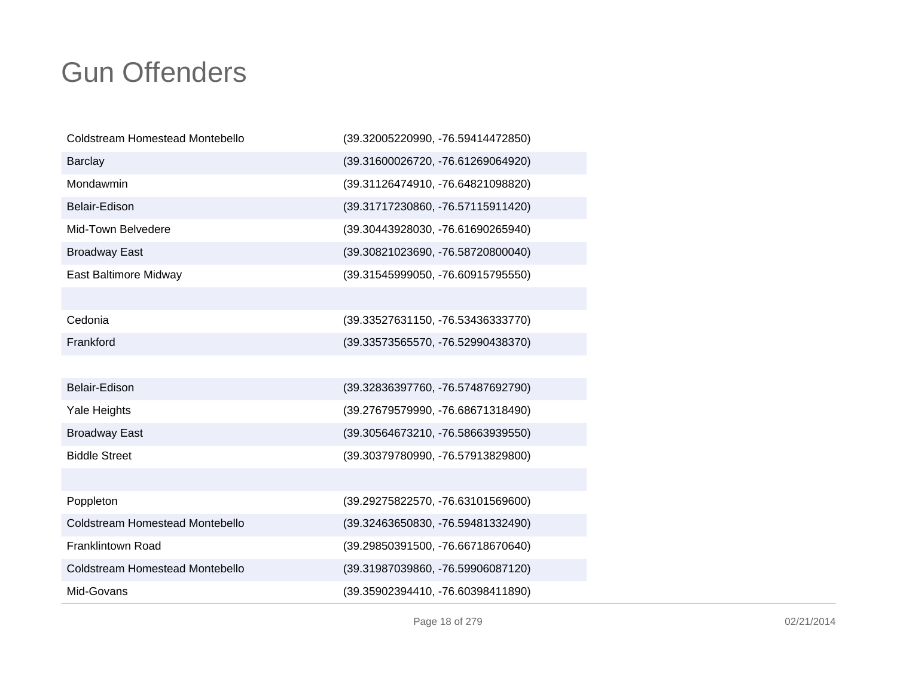# Gun Offenders

| | |
|---|---|
| Coldstream Homestead Montebello | (39.32005220990, -76.59414472850) |
| Barclay | (39.31600026720, -76.61269064920) |
| Mondawmin | (39.31126474910, -76.64821098820) |
| Belair-Edison | (39.31717230860, -76.57115911420) |
| Mid-Town Belvedere | (39.30443928030, -76.61690265940) |
| Broadway East | (39.30821023690, -76.58720800040) |
| East Baltimore Midway | (39.31545999050, -76.60915795550) |
| | |
| Cedonia | (39.33527631150, -76.53436333770) |
| Frankford | (39.33573565570, -76.52990438370) |
| | |
| Belair-Edison | (39.32836397760, -76.57487692790) |
| Yale Heights | (39.27679579990, -76.68671318490) |
| Broadway East | (39.30564673210, -76.58663939550) |
| Biddle Street | (39.30379780990, -76.57913829800) |
| | |
| Poppleton | (39.29275822570, -76.63101569600) |
| Coldstream Homestead Montebello | (39.32463650830, -76.59481332490) |
| Franklintown Road | (39.29850391500, -76.66718670640) |
| Coldstream Homestead Montebello | (39.31987039860, -76.59906087120) |
| Mid-Govans | (39.35902394410, -76.60398411890) |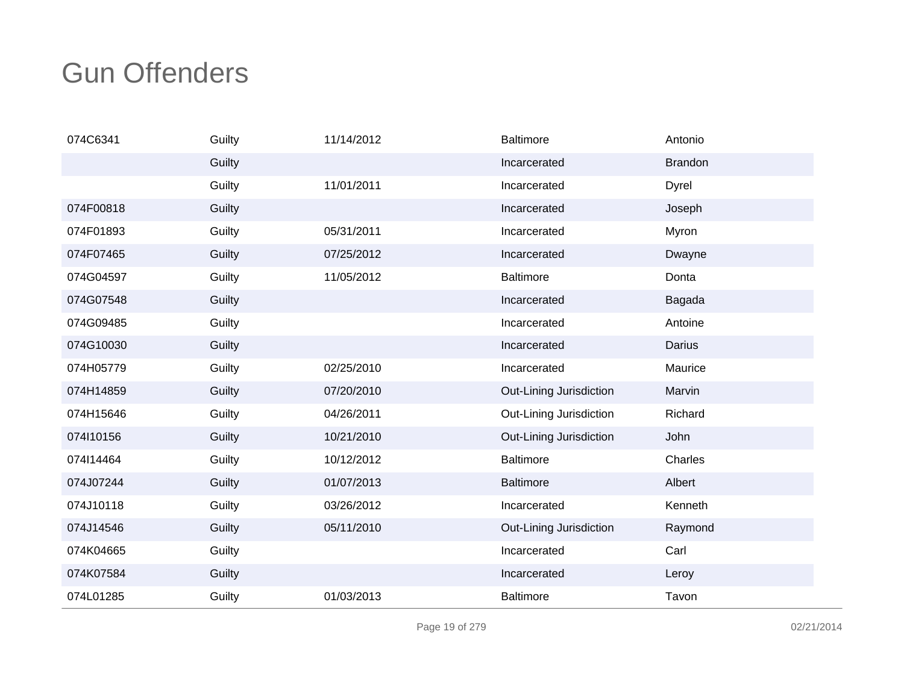# Gun Offenders

| | | | | |
|---|---|---|---|---|
| 074C6341 | Guilty | 11/14/2012 | Baltimore | Antonio |
| | Guilty | | Incarcerated | Brandon |
| | Guilty | 11/01/2011 | Incarcerated | Dyrel |
| 074F00818 | Guilty | | Incarcerated | Joseph |
| 074F01893 | Guilty | 05/31/2011 | Incarcerated | Myron |
| 074F07465 | Guilty | 07/25/2012 | Incarcerated | Dwayne |
| 074G04597 | Guilty | 11/05/2012 | Baltimore | Donta |
| 074G07548 | Guilty | | Incarcerated | Bagada |
| 074G09485 | Guilty | | Incarcerated | Antoine |
| 074G10030 | Guilty | | Incarcerated | Darius |
| 074H05779 | Guilty | 02/25/2010 | Incarcerated | Maurice |
| 074H14859 | Guilty | 07/20/2010 | Out-Lining Jurisdiction | Marvin |
| 074H15646 | Guilty | 04/26/2011 | Out-Lining Jurisdiction | Richard |
| 074I10156 | Guilty | 10/21/2010 | Out-Lining Jurisdiction | John |
| 074I14464 | Guilty | 10/12/2012 | Baltimore | Charles |
| 074J07244 | Guilty | 01/07/2013 | Baltimore | Albert |
| 074J10118 | Guilty | 03/26/2012 | Incarcerated | Kenneth |
| 074J14546 | Guilty | 05/11/2010 | Out-Lining Jurisdiction | Raymond |
| 074K04665 | Guilty | | Incarcerated | Carl |
| 074K07584 | Guilty | | Incarcerated | Leroy |
| 074L01285 | Guilty | 01/03/2013 | Baltimore | Tavon |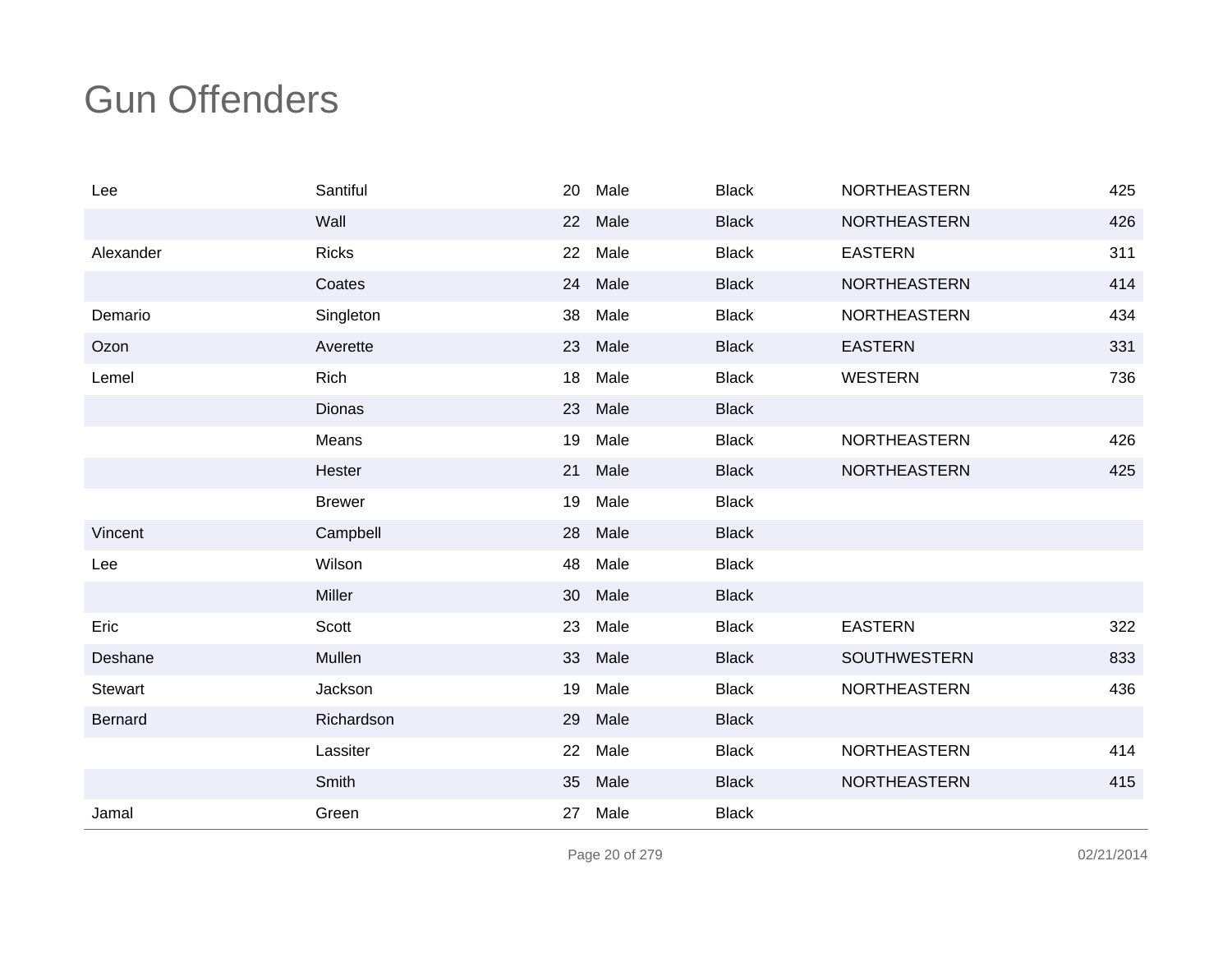# Gun Offenders

| | | | | | | |
|---|---|---|---|---|---|---|
| Lee | Santiful | 20 | Male | Black | NORTHEASTERN | 425 |
| | Wall | 22 | Male | Black | NORTHEASTERN | 426 |
| Alexander | Ricks | 22 | Male | Black | EASTERN | 311 |
| | Coates | 24 | Male | Black | NORTHEASTERN | 414 |
| Demario | Singleton | 38 | Male | Black | NORTHEASTERN | 434 |
| Ozon | Averette | 23 | Male | Black | EASTERN | 331 |
| Lemel | Rich | 18 | Male | Black | WESTERN | 736 |
| | Dionas | 23 | Male | Black | | |
| | Means | 19 | Male | Black | NORTHEASTERN | 426 |
| | Hester | 21 | Male | Black | NORTHEASTERN | 425 |
| | Brewer | 19 | Male | Black | | |
| Vincent | Campbell | 28 | Male | Black | | |
| Lee | Wilson | 48 | Male | Black | | |
| | Miller | 30 | Male | Black | | |
| Eric | Scott | 23 | Male | Black | EASTERN | 322 |
| Deshane | Mullen | 33 | Male | Black | SOUTHWESTERN | 833 |
| Stewart | Jackson | 19 | Male | Black | NORTHEASTERN | 436 |
| Bernard | Richardson | 29 | Male | Black | | |
| | Lassiter | 22 | Male | Black | NORTHEASTERN | 414 |
| | Smith | 35 | Male | Black | NORTHEASTERN | 415 |
| Jamal | Green | 27 | Male | Black | | |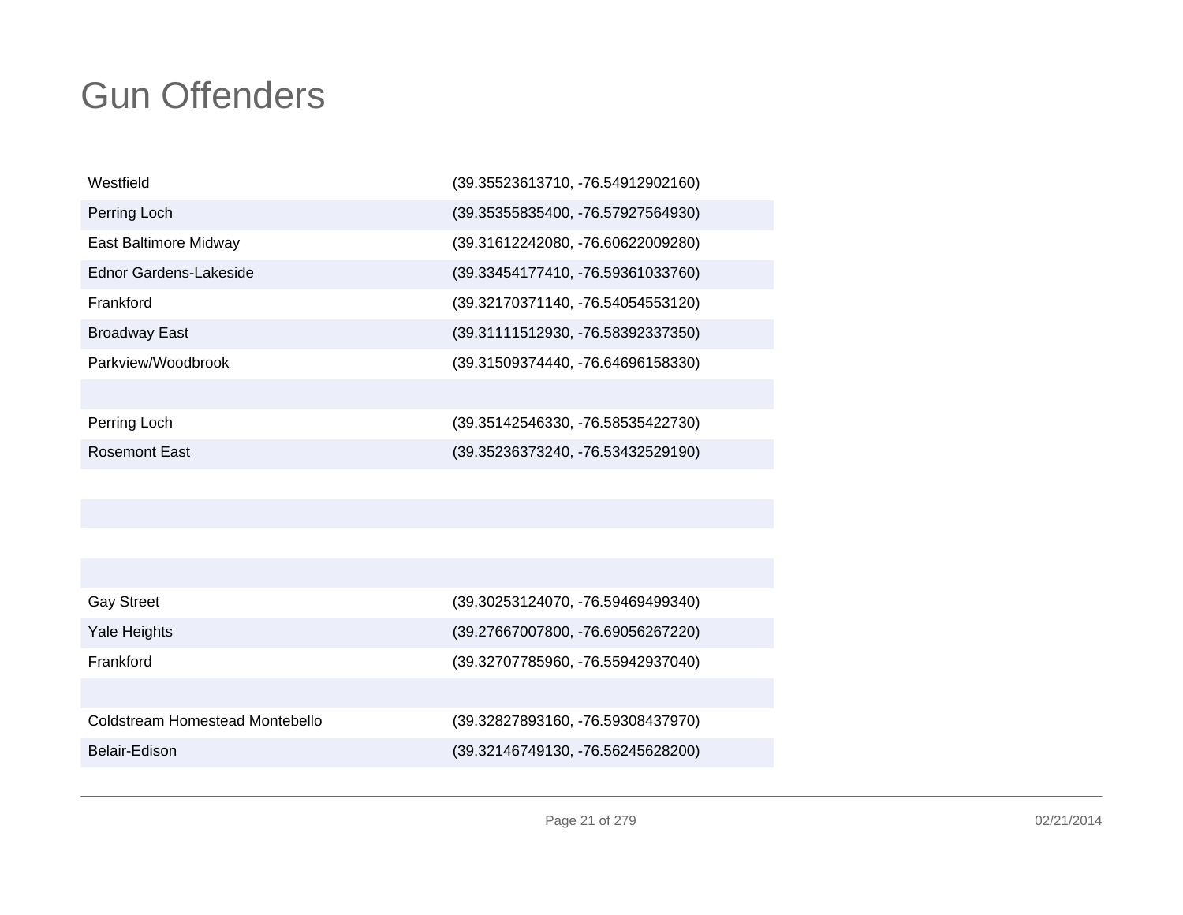# Gun Offenders

| | |
|---|---|
| Westfield | (39.35523613710, -76.54912902160) |
| Perring Loch | (39.35355835400, -76.57927564930) |
| East Baltimore Midway | (39.31612242080, -76.60622009280) |
| Ednor Gardens-Lakeside | (39.33454177410, -76.59361033760) |
| Frankford | (39.32170371140, -76.54054553120) |
| Broadway East | (39.31111512930, -76.58392337350) |
| Parkview/Woodbrook | (39.31509374440, -76.64696158330) |
| | |
| Perring Loch | (39.35142546330, -76.58535422730) |
| Rosemont East | (39.35236373240, -76.53432529190) |
| | |
| | |
| | |
| | |
| Gay Street | (39.30253124070, -76.59469499340) |
| Yale Heights | (39.27667007800, -76.69056267220) |
| Frankford | (39.32707785960, -76.55942937040) |
| | |
| Coldstream Homestead Montebello | (39.32827893160, -76.59308437970) |
| Belair-Edison | (39.32146749130, -76.56245628200) |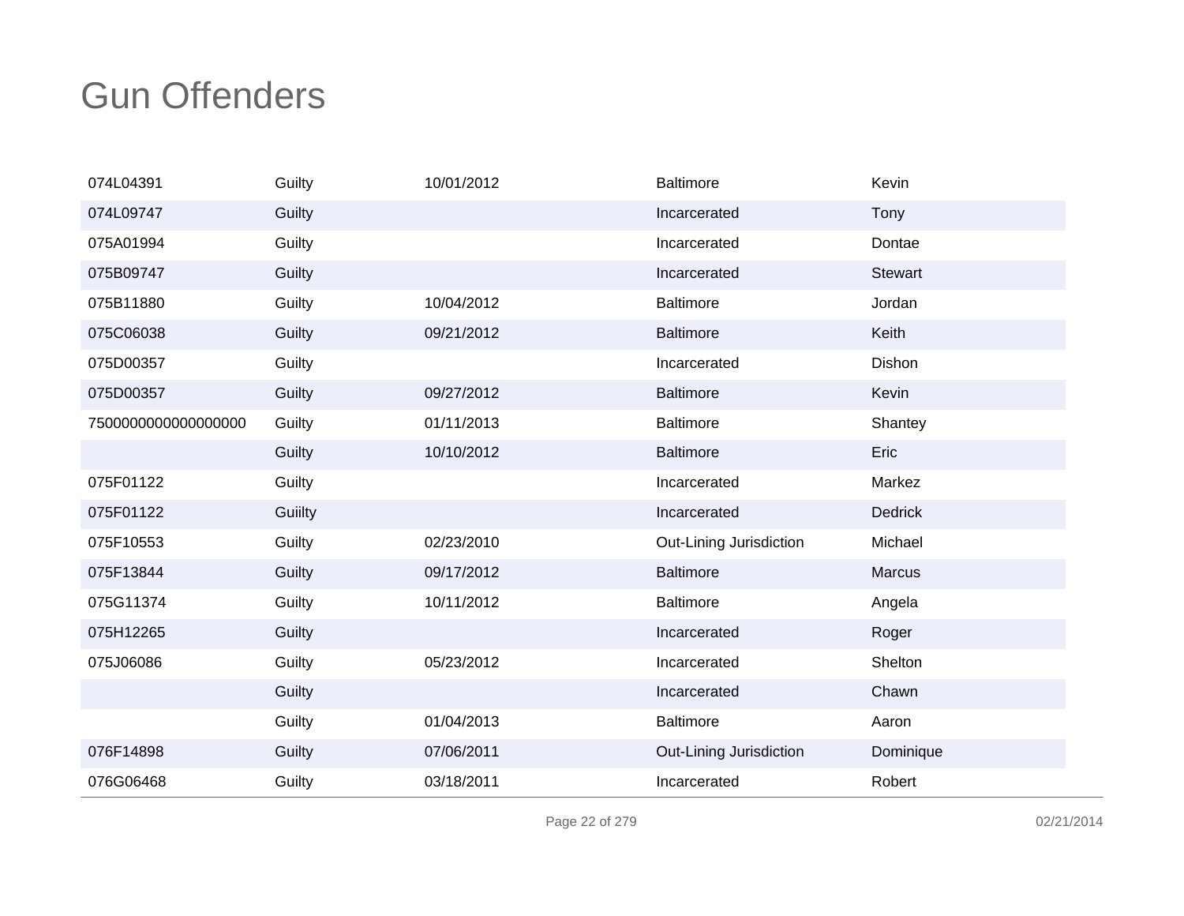# Gun Offenders

| | | | | |
|---|---|---|---|---|
| 074L04391 | Guilty | 10/01/2012 | Baltimore | Kevin |
| 074L09747 | Guilty | | Incarcerated | Tony |
| 075A01994 | Guilty | | Incarcerated | Dontae |
| 075B09747 | Guilty | | Incarcerated | Stewart |
| 075B11880 | Guilty | 10/04/2012 | Baltimore | Jordan |
| 075C06038 | Guilty | 09/21/2012 | Baltimore | Keith |
| 075D00357 | Guilty | | Incarcerated | Dishon |
| 075D00357 | Guilty | 09/27/2012 | Baltimore | Kevin |
| 7500000000000000000 | Guilty | 01/11/2013 | Baltimore | Shantey |
| | Guilty | 10/10/2012 | Baltimore | Eric |
| 075F01122 | Guilty | | Incarcerated | Markez |
| 075F01122 | Guiilty | | Incarcerated | Dedrick |
| 075F10553 | Guilty | 02/23/2010 | Out-Lining Jurisdiction | Michael |
| 075F13844 | Guilty | 09/17/2012 | Baltimore | Marcus |
| 075G11374 | Guilty | 10/11/2012 | Baltimore | Angela |
| 075H12265 | Guilty | | Incarcerated | Roger |
| 075J06086 | Guilty | 05/23/2012 | Incarcerated | Shelton |
| | Guilty | | Incarcerated | Chawn |
| | Guilty | 01/04/2013 | Baltimore | Aaron |
| 076F14898 | Guilty | 07/06/2011 | Out-Lining Jurisdiction | Dominique |
| 076G06468 | Guilty | 03/18/2011 | Incarcerated | Robert |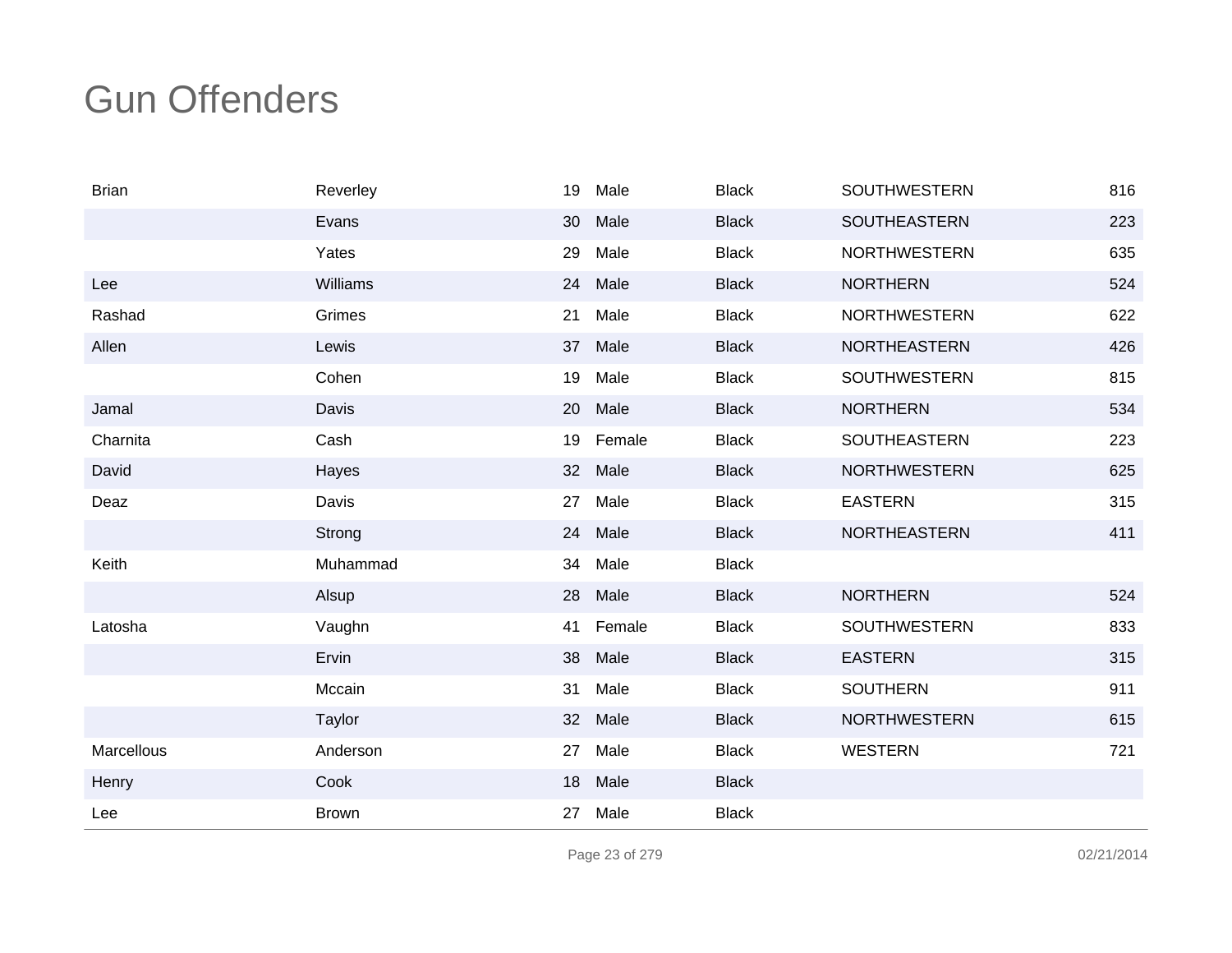# Gun Offenders

| | | | | | | |
|---|---|---|---|---|---|---|
| Brian | Reverley | 19 | Male | Black | SOUTHWESTERN | 816 |
| | Evans | 30 | Male | Black | SOUTHEASTERN | 223 |
| | Yates | 29 | Male | Black | NORTHWESTERN | 635 |
| Lee | Williams | 24 | Male | Black | NORTHERN | 524 |
| Rashad | Grimes | 21 | Male | Black | NORTHWESTERN | 622 |
| Allen | Lewis | 37 | Male | Black | NORTHEASTERN | 426 |
| | Cohen | 19 | Male | Black | SOUTHWESTERN | 815 |
| Jamal | Davis | 20 | Male | Black | NORTHERN | 534 |
| Charnita | Cash | 19 | Female | Black | SOUTHEASTERN | 223 |
| David | Hayes | 32 | Male | Black | NORTHWESTERN | 625 |
| Deaz | Davis | 27 | Male | Black | EASTERN | 315 |
| | Strong | 24 | Male | Black | NORTHEASTERN | 411 |
| Keith | Muhammad | 34 | Male | Black | | |
| | Alsup | 28 | Male | Black | NORTHERN | 524 |
| Latosha | Vaughn | 41 | Female | Black | SOUTHWESTERN | 833 |
| | Ervin | 38 | Male | Black | EASTERN | 315 |
| | Mccain | 31 | Male | Black | SOUTHERN | 911 |
| | Taylor | 32 | Male | Black | NORTHWESTERN | 615 |
| Marcellous | Anderson | 27 | Male | Black | WESTERN | 721 |
| Henry | Cook | 18 | Male | Black | | |
| Lee | Brown | 27 | Male | Black | | |

02/21/2014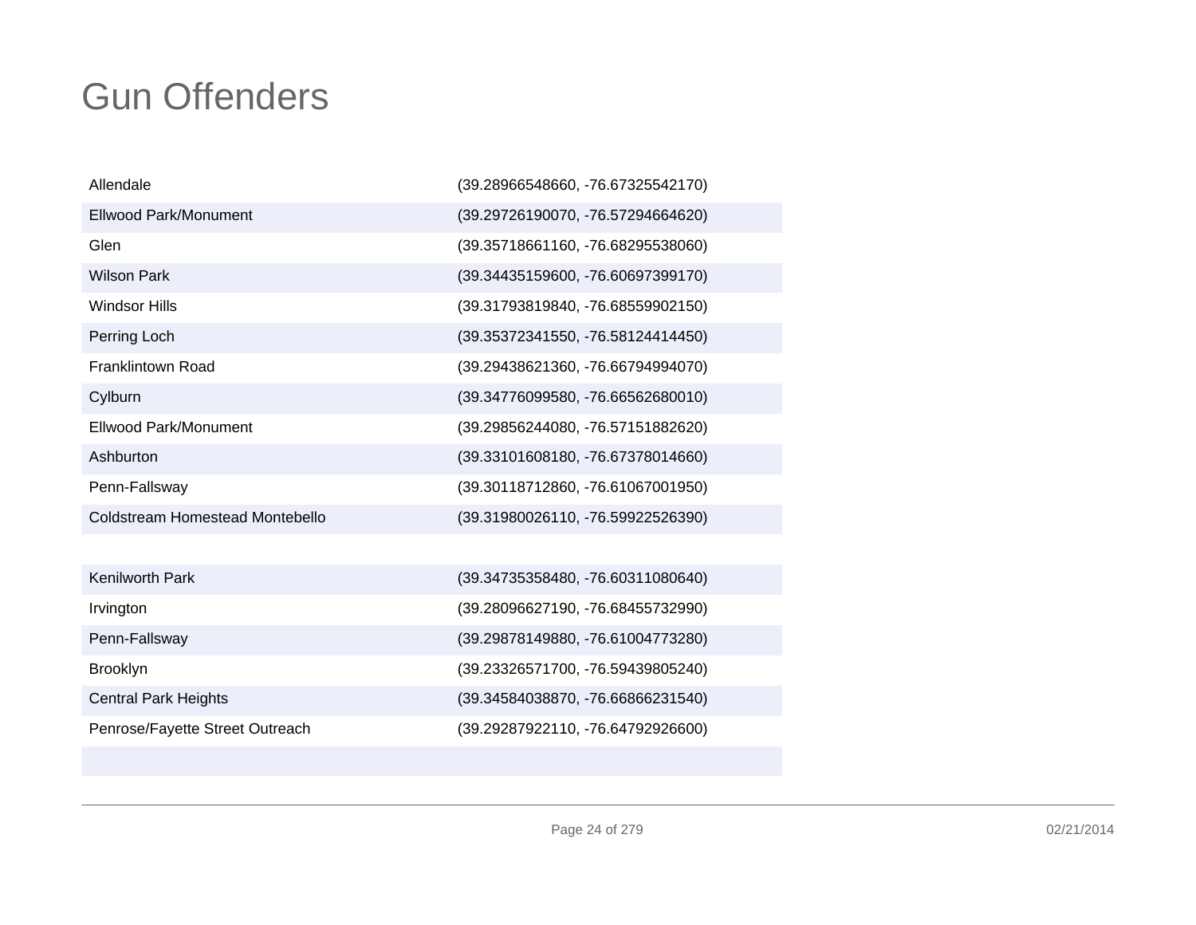# Gun Offenders

| | |
|---|---|
| Allendale | (39.28966548660, -76.67325542170) |
| Ellwood Park/Monument | (39.29726190070, -76.57294664620) |
| Glen | (39.35718661160, -76.68295538060) |
| Wilson Park | (39.34435159600, -76.60697399170) |
| Windsor Hills | (39.31793819840, -76.68559902150) |
| Perring Loch | (39.35372341550, -76.58124414450) |
| Franklintown Road | (39.29438621360, -76.66794994070) |
| Cylburn | (39.34776099580, -76.66562680010) |
| Ellwood Park/Monument | (39.29856244080, -76.57151882620) |
| Ashburton | (39.33101608180, -76.67378014660) |
| Penn-Fallsway | (39.30118712860, -76.61067001950) |
| Coldstream Homestead Montebello | (39.31980026110, -76.59922526390) |
| | |
| Kenilworth Park | (39.34735358480, -76.60311080640) |
| Irvington | (39.28096627190, -76.68455732990) |
| Penn-Fallsway | (39.29878149880, -76.61004773280) |
| Brooklyn | (39.23326571700, -76.59439805240) |
| Central Park Heights | (39.34584038870, -76.66866231540) |
| Penrose/Fayette Street Outreach | (39.29287922110, -76.64792926600) |
| | |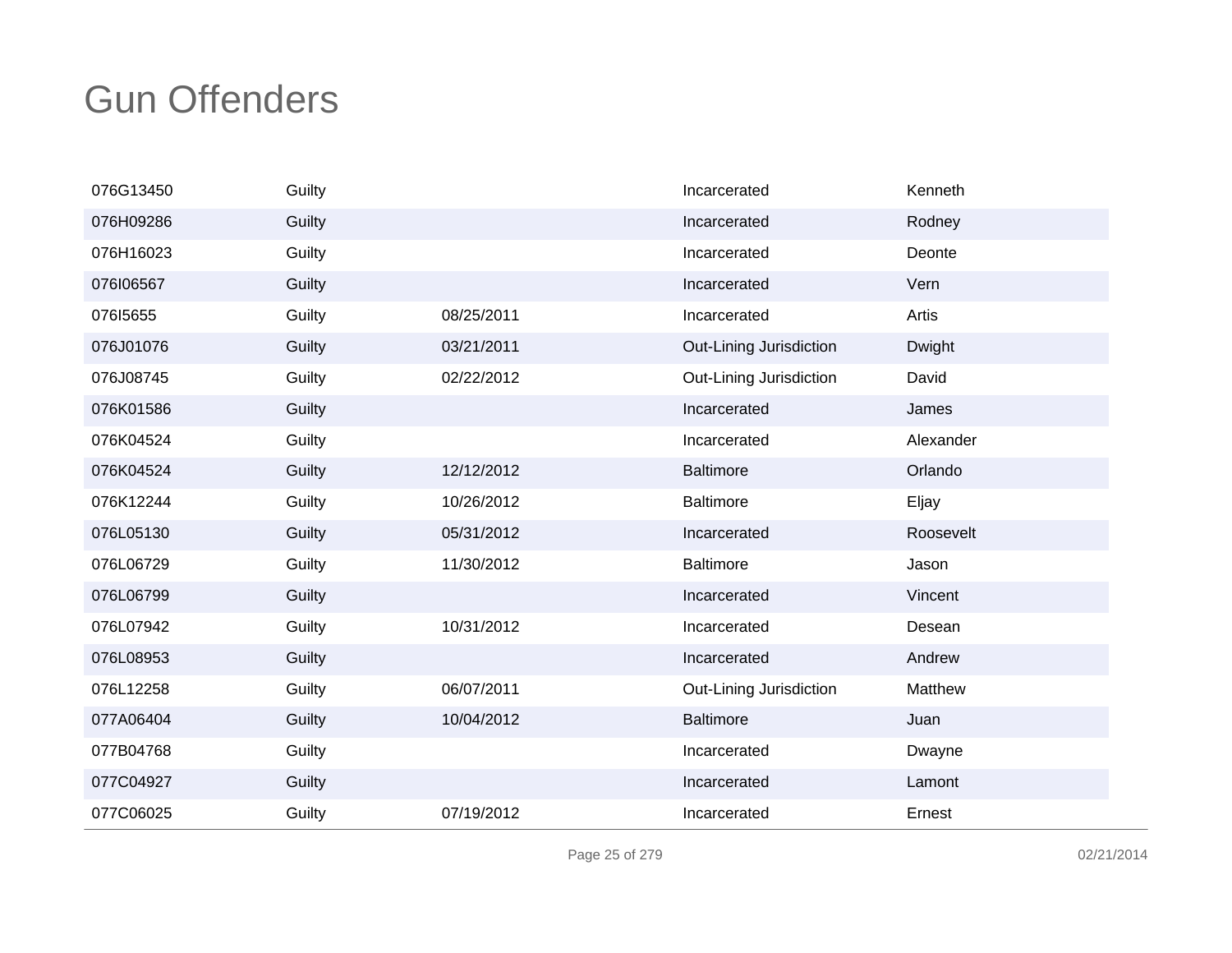# Gun Offenders

| | | | | |
|---|---|---|---|---|
| 076G13450 | Guilty | | Incarcerated | Kenneth |
| 076H09286 | Guilty | | Incarcerated | Rodney |
| 076H16023 | Guilty | | Incarcerated | Deonte |
| 076I06567 | Guilty | | Incarcerated | Vern |
| 076I5655 | Guilty | 08/25/2011 | Incarcerated | Artis |
| 076J01076 | Guilty | 03/21/2011 | Out-Lining Jurisdiction | Dwight |
| 076J08745 | Guilty | 02/22/2012 | Out-Lining Jurisdiction | David |
| 076K01586 | Guilty | | Incarcerated | James |
| 076K04524 | Guilty | | Incarcerated | Alexander |
| 076K04524 | Guilty | 12/12/2012 | Baltimore | Orlando |
| 076K12244 | Guilty | 10/26/2012 | Baltimore | Eljay |
| 076L05130 | Guilty | 05/31/2012 | Incarcerated | Roosevelt |
| 076L06729 | Guilty | 11/30/2012 | Baltimore | Jason |
| 076L06799 | Guilty | | Incarcerated | Vincent |
| 076L07942 | Guilty | 10/31/2012 | Incarcerated | Desean |
| 076L08953 | Guilty | | Incarcerated | Andrew |
| 076L12258 | Guilty | 06/07/2011 | Out-Lining Jurisdiction | Matthew |
| 077A06404 | Guilty | 10/04/2012 | Baltimore | Juan |
| 077B04768 | Guilty | | Incarcerated | Dwayne |
| 077C04927 | Guilty | | Incarcerated | Lamont |
| 077C06025 | Guilty | 07/19/2012 | Incarcerated | Ernest |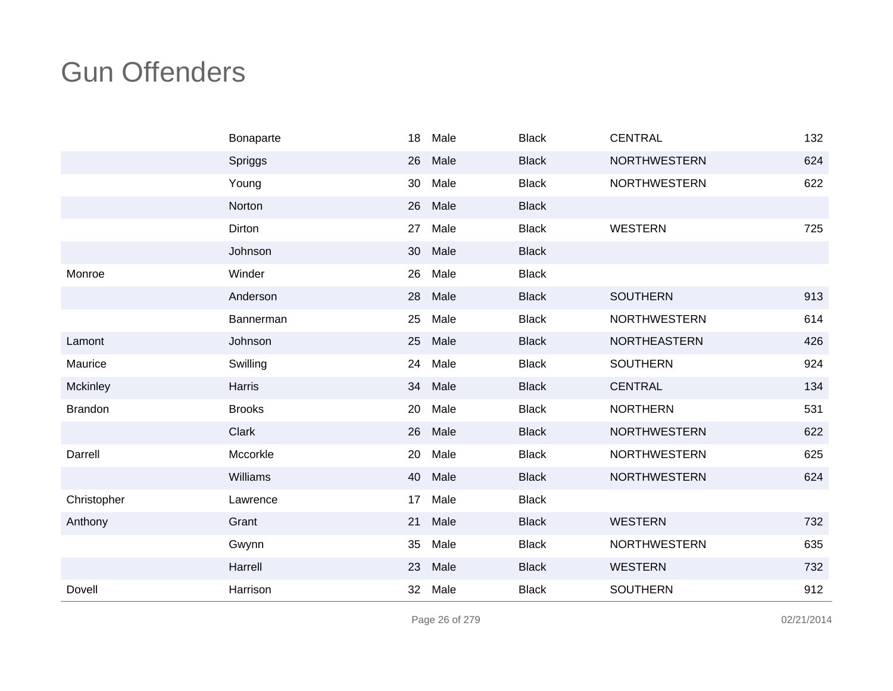# Gun Offenders

| | | | | | | |
|---|---|---|---|---|---|---|
| | Bonaparte | 18 | Male | Black | CENTRAL | 132 |
| | Spriggs | 26 | Male | Black | NORTHWESTERN | 624 |
| | Young | 30 | Male | Black | NORTHWESTERN | 622 |
| | Norton | 26 | Male | Black | | |
| | Dirton | 27 | Male | Black | WESTERN | 725 |
| | Johnson | 30 | Male | Black | | |
| Monroe | Winder | 26 | Male | Black | | |
| | Anderson | 28 | Male | Black | SOUTHERN | 913 |
| | Bannerman | 25 | Male | Black | NORTHWESTERN | 614 |
| Lamont | Johnson | 25 | Male | Black | NORTHEASTERN | 426 |
| Maurice | Swilling | 24 | Male | Black | SOUTHERN | 924 |
| Mckinley | Harris | 34 | Male | Black | CENTRAL | 134 |
| Brandon | Brooks | 20 | Male | Black | NORTHERN | 531 |
| | Clark | 26 | Male | Black | NORTHWESTERN | 622 |
| Darrell | Mccorkle | 20 | Male | Black | NORTHWESTERN | 625 |
| | Williams | 40 | Male | Black | NORTHWESTERN | 624 |
| Christopher | Lawrence | 17 | Male | Black | | |
| Anthony | Grant | 21 | Male | Black | WESTERN | 732 |
| | Gwynn | 35 | Male | Black | NORTHWESTERN | 635 |
| | Harrell | 23 | Male | Black | WESTERN | 732 |
| Dovell | Harrison | 32 | Male | Black | SOUTHERN | 912 |

02/21/2014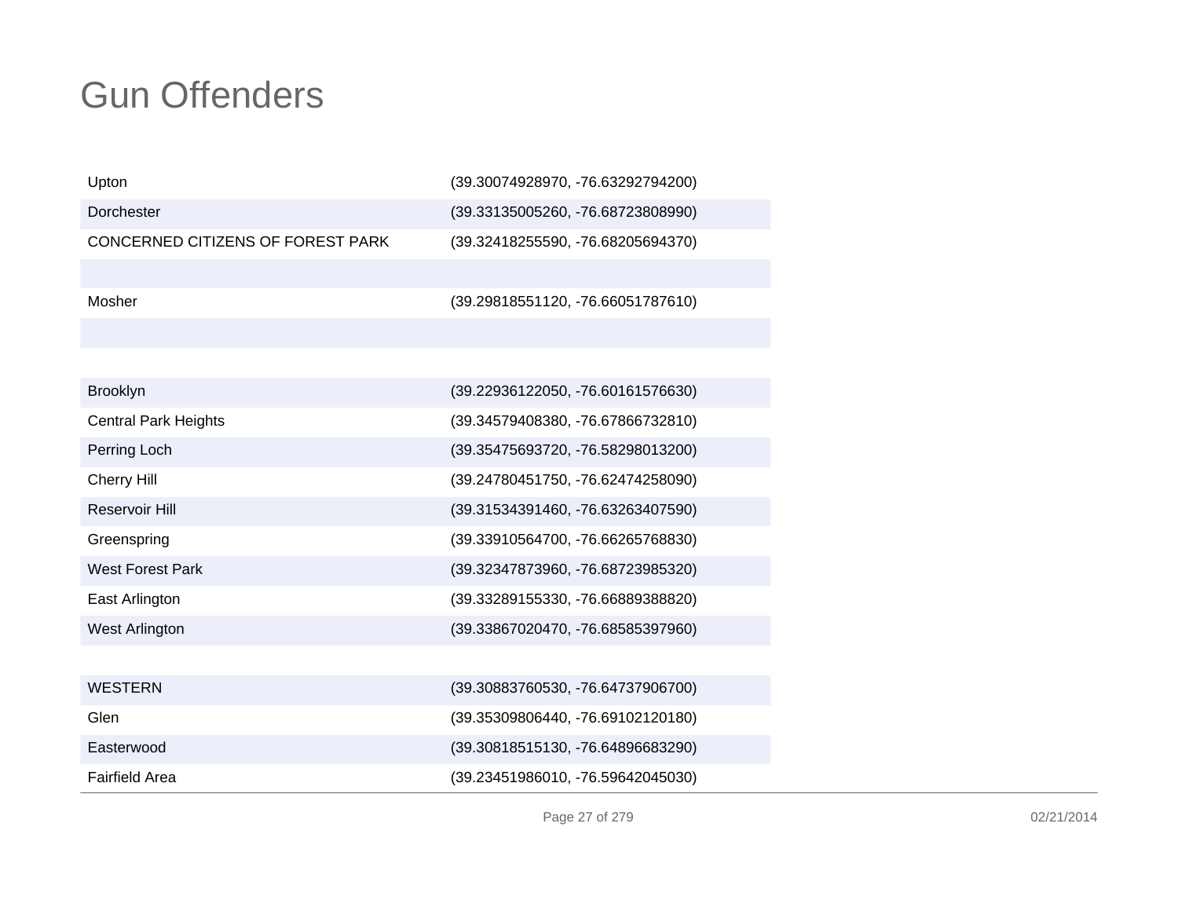# Gun Offenders

| | |
|---|---|
| Upton | (39.30074928970, -76.63292794200) |
| Dorchester | (39.33135005260, -76.68723808990) |
| CONCERNED CITIZENS OF FOREST PARK | (39.32418255590, -76.68205694370) |
| | |
| Mosher | (39.29818551120, -76.66051787610) |
| | |
| | |
| Brooklyn | (39.22936122050, -76.60161576630) |
| Central Park Heights | (39.34579408380, -76.67866732810) |
| Perring Loch | (39.35475693720, -76.58298013200) |
| Cherry Hill | (39.24780451750, -76.62474258090) |
| Reservoir Hill | (39.31534391460, -76.63263407590) |
| Greenspring | (39.33910564700, -76.66265768830) |
| West Forest Park | (39.32347873960, -76.68723985320) |
| East Arlington | (39.33289155330, -76.66889388820) |
| West Arlington | (39.33867020470, -76.68585397960) |
| | |
| WESTERN | (39.30883760530, -76.64737906700) |
| Glen | (39.35309806440, -76.69102120180) |
| Easterwood | (39.30818515130, -76.64896683290) |
| Fairfield Area | (39.23451986010, -76.59642045030) |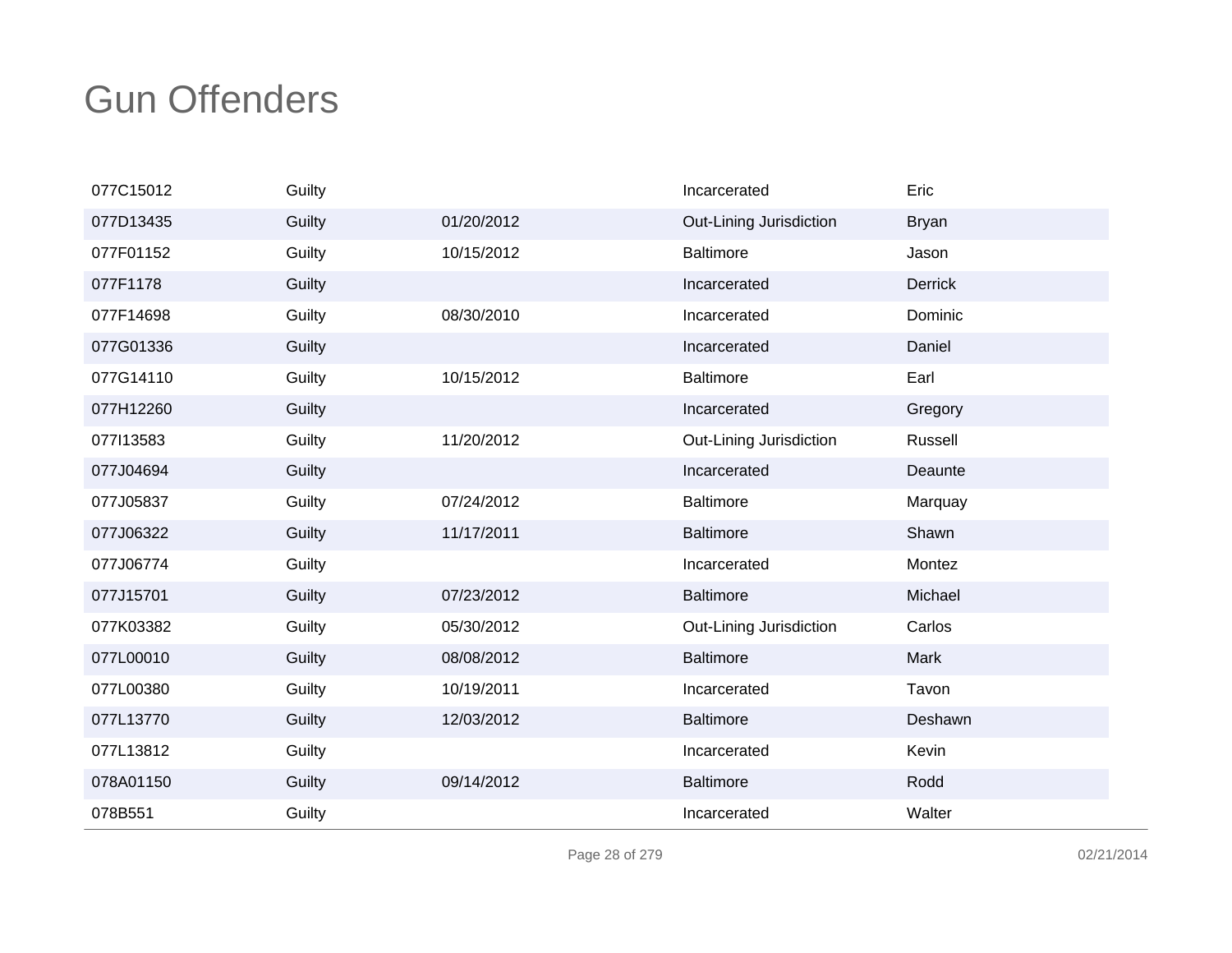# Gun Offenders

| | | | | |
|---|---|---|---|---|
| 077C15012 | Guilty | | Incarcerated | Eric |
| 077D13435 | Guilty | 01/20/2012 | Out-Lining Jurisdiction | Bryan |
| 077F01152 | Guilty | 10/15/2012 | Baltimore | Jason |
| 077F1178 | Guilty | | Incarcerated | Derrick |
| 077F14698 | Guilty | 08/30/2010 | Incarcerated | Dominic |
| 077G01336 | Guilty | | Incarcerated | Daniel |
| 077G14110 | Guilty | 10/15/2012 | Baltimore | Earl |
| 077H12260 | Guilty | | Incarcerated | Gregory |
| 077I13583 | Guilty | 11/20/2012 | Out-Lining Jurisdiction | Russell |
| 077J04694 | Guilty | | Incarcerated | Deaunte |
| 077J05837 | Guilty | 07/24/2012 | Baltimore | Marquay |
| 077J06322 | Guilty | 11/17/2011 | Baltimore | Shawn |
| 077J06774 | Guilty | | Incarcerated | Montez |
| 077J15701 | Guilty | 07/23/2012 | Baltimore | Michael |
| 077K03382 | Guilty | 05/30/2012 | Out-Lining Jurisdiction | Carlos |
| 077L00010 | Guilty | 08/08/2012 | Baltimore | Mark |
| 077L00380 | Guilty | 10/19/2011 | Incarcerated | Tavon |
| 077L13770 | Guilty | 12/03/2012 | Baltimore | Deshawn |
| 077L13812 | Guilty | | Incarcerated | Kevin |
| 078A01150 | Guilty | 09/14/2012 | Baltimore | Rodd |
| 078B551 | Guilty | | Incarcerated | Walter |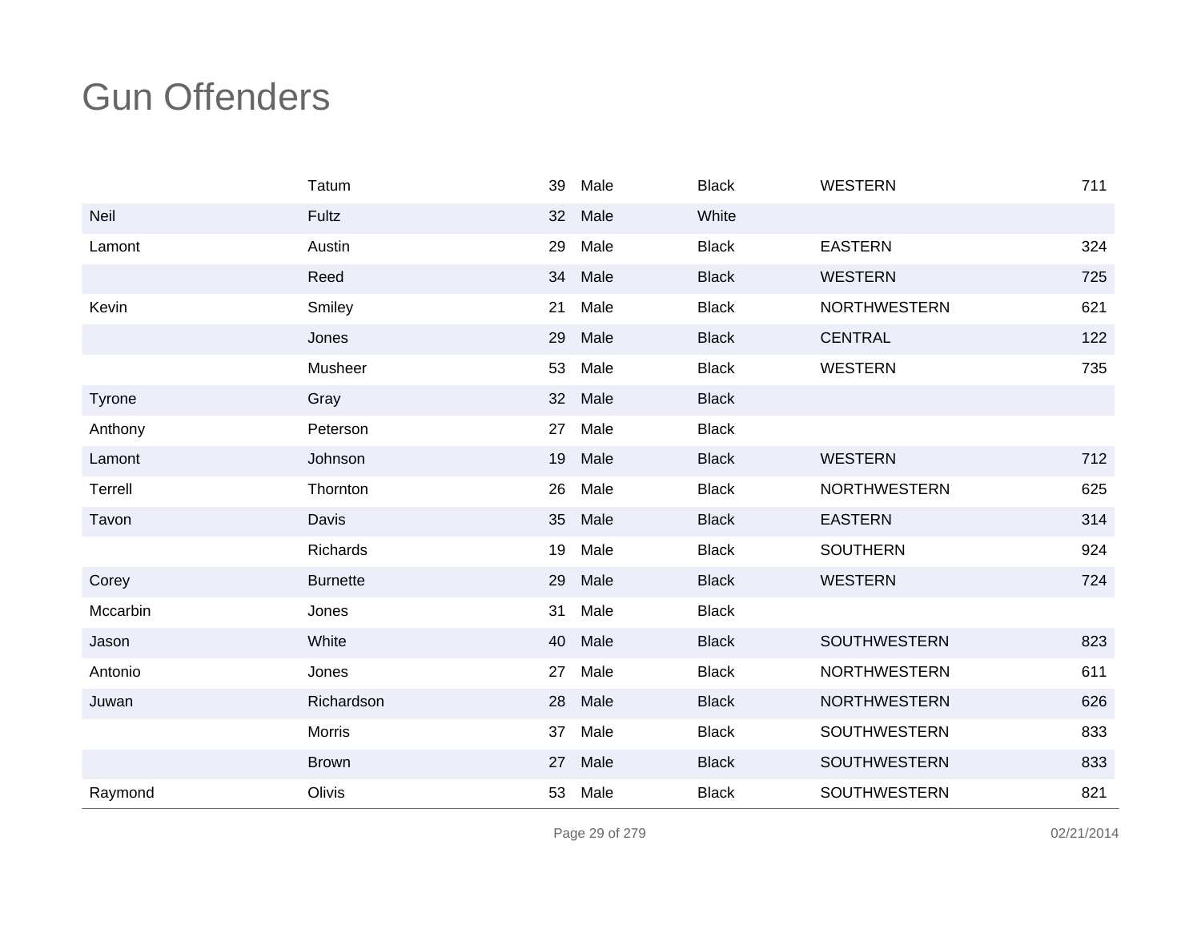# Gun Offenders

| | | | | | | |
|---|---|---|---|---|---|---|
| | Tatum | 39 | Male | Black | WESTERN | 711 |
| Neil | Fultz | 32 | Male | White | | |
| Lamont | Austin | 29 | Male | Black | EASTERN | 324 |
| | Reed | 34 | Male | Black | WESTERN | 725 |
| Kevin | Smiley | 21 | Male | Black | NORTHWESTERN | 621 |
| | Jones | 29 | Male | Black | CENTRAL | 122 |
| | Musheer | 53 | Male | Black | WESTERN | 735 |
| Tyrone | Gray | 32 | Male | Black | | |
| Anthony | Peterson | 27 | Male | Black | | |
| Lamont | Johnson | 19 | Male | Black | WESTERN | 712 |
| Terrell | Thornton | 26 | Male | Black | NORTHWESTERN | 625 |
| Tavon | Davis | 35 | Male | Black | EASTERN | 314 |
| | Richards | 19 | Male | Black | SOUTHERN | 924 |
| Corey | Burnette | 29 | Male | Black | WESTERN | 724 |
| Mccarbin | Jones | 31 | Male | Black | | |
| Jason | White | 40 | Male | Black | SOUTHWESTERN | 823 |
| Antonio | Jones | 27 | Male | Black | NORTHWESTERN | 611 |
| Juwan | Richardson | 28 | Male | Black | NORTHWESTERN | 626 |
| | Morris | 37 | Male | Black | SOUTHWESTERN | 833 |
| | Brown | 27 | Male | Black | SOUTHWESTERN | 833 |
| Raymond | Olivis | 53 | Male | Black | SOUTHWESTERN | 821 |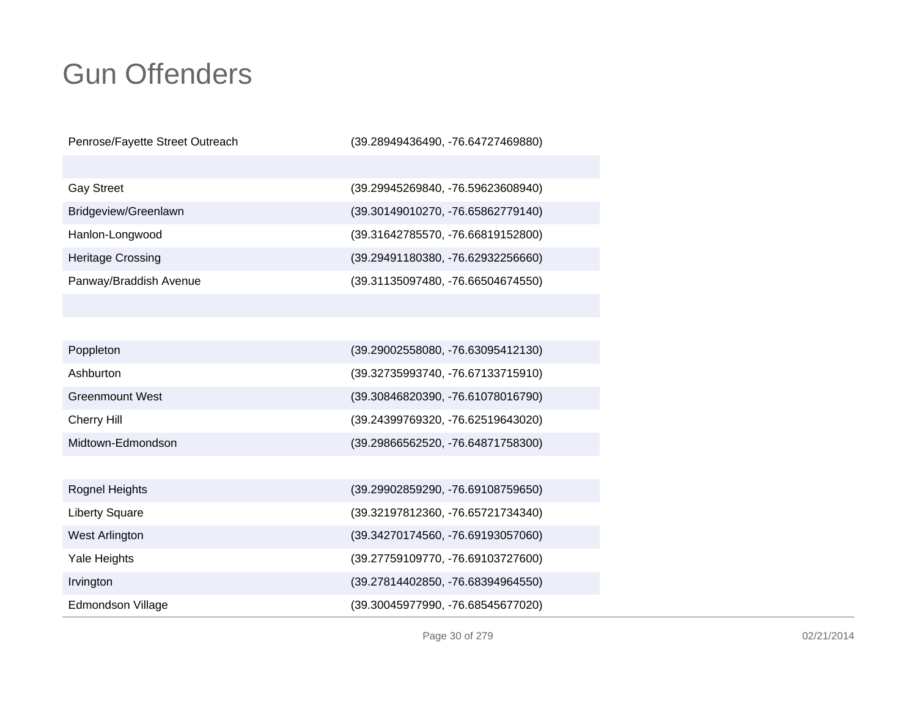# Gun Offenders

| | |
|---|---|
| Penrose/Fayette Street Outreach | (39.28949436490, -76.64727469880) |
| | |
| Gay Street | (39.29945269840, -76.59623608940) |
| Bridgeview/Greenlawn | (39.30149010270, -76.65862779140) |
| Hanlon-Longwood | (39.31642785570, -76.66819152800) |
| Heritage Crossing | (39.29491180380, -76.62932256660) |
| Panway/Braddish Avenue | (39.31135097480, -76.66504674550) |
| | |
| | |
| Poppleton | (39.29002558080, -76.63095412130) |
| Ashburton | (39.32735993740, -76.67133715910) |
| Greenmount West | (39.30846820390, -76.61078016790) |
| Cherry Hill | (39.24399769320, -76.62519643020) |
| Midtown-Edmondson | (39.29866562520, -76.64871758300) |
| | |
| Rognel Heights | (39.29902859290, -76.69108759650) |
| Liberty Square | (39.32197812360, -76.65721734340) |
| West Arlington | (39.34270174560, -76.69193057060) |
| Yale Heights | (39.27759109770, -76.69103727600) |
| Irvington | (39.27814402850, -76.68394964550) |
| Edmondson Village | (39.30045977990, -76.68545677020) |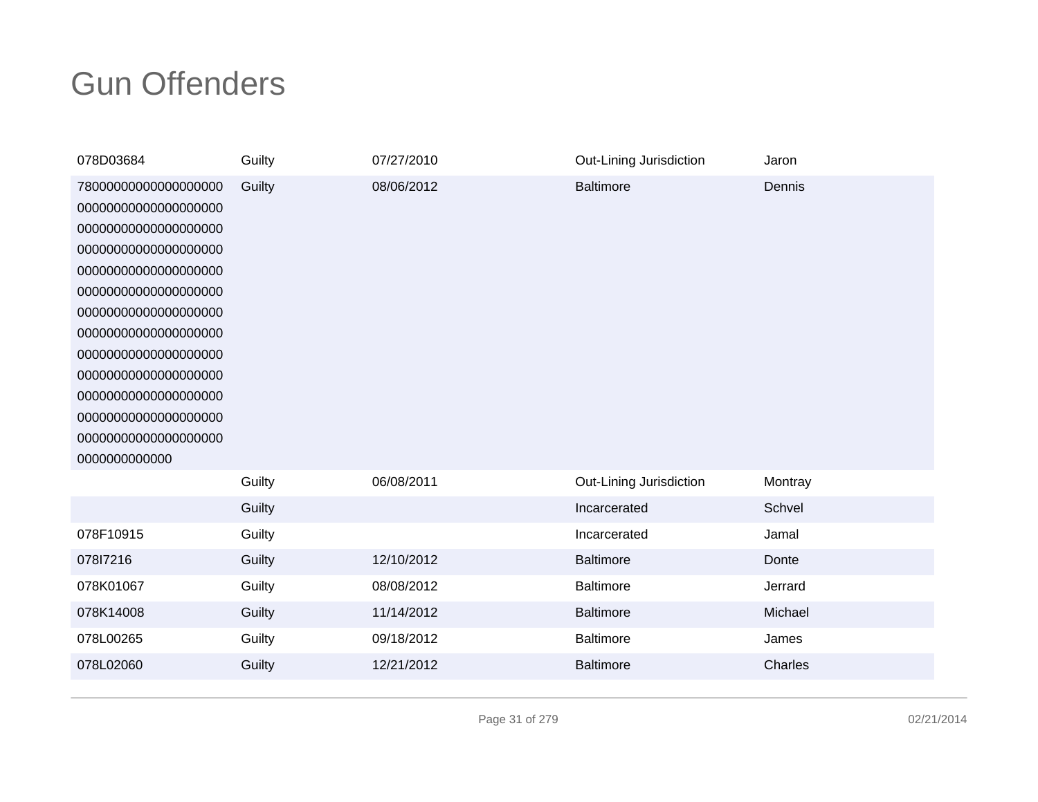# Gun Offenders

| | | | | |
|---|---|---|---|---|
| 078D03684 | Guilty | 07/27/2010 | Out-Lining Jurisdiction | Jaron |
| 780000000000000000000000000000000000000000000000000000000000000000000000000000000000000000000000000000000000000000000000000000000000000000000000000000000000000000000000000000000000000000000000000000000000000000000000000000000000000000000000000000000000000000000000000000000 | Guilty | 08/06/2012 | Baltimore | Dennis |
| | Guilty | 06/08/2011 | Out-Lining Jurisdiction | Montray |
| | Guilty | | Incarcerated | Schvel |
| 078F10915 | Guilty | | Incarcerated | Jamal |
| 078I7216 | Guilty | 12/10/2012 | Baltimore | Donte |
| 078K01067 | Guilty | 08/08/2012 | Baltimore | Jerrard |
| 078K14008 | Guilty | 11/14/2012 | Baltimore | Michael |
| 078L00265 | Guilty | 09/18/2012 | Baltimore | James |
| 078L02060 | Guilty | 12/21/2012 | Baltimore | Charles |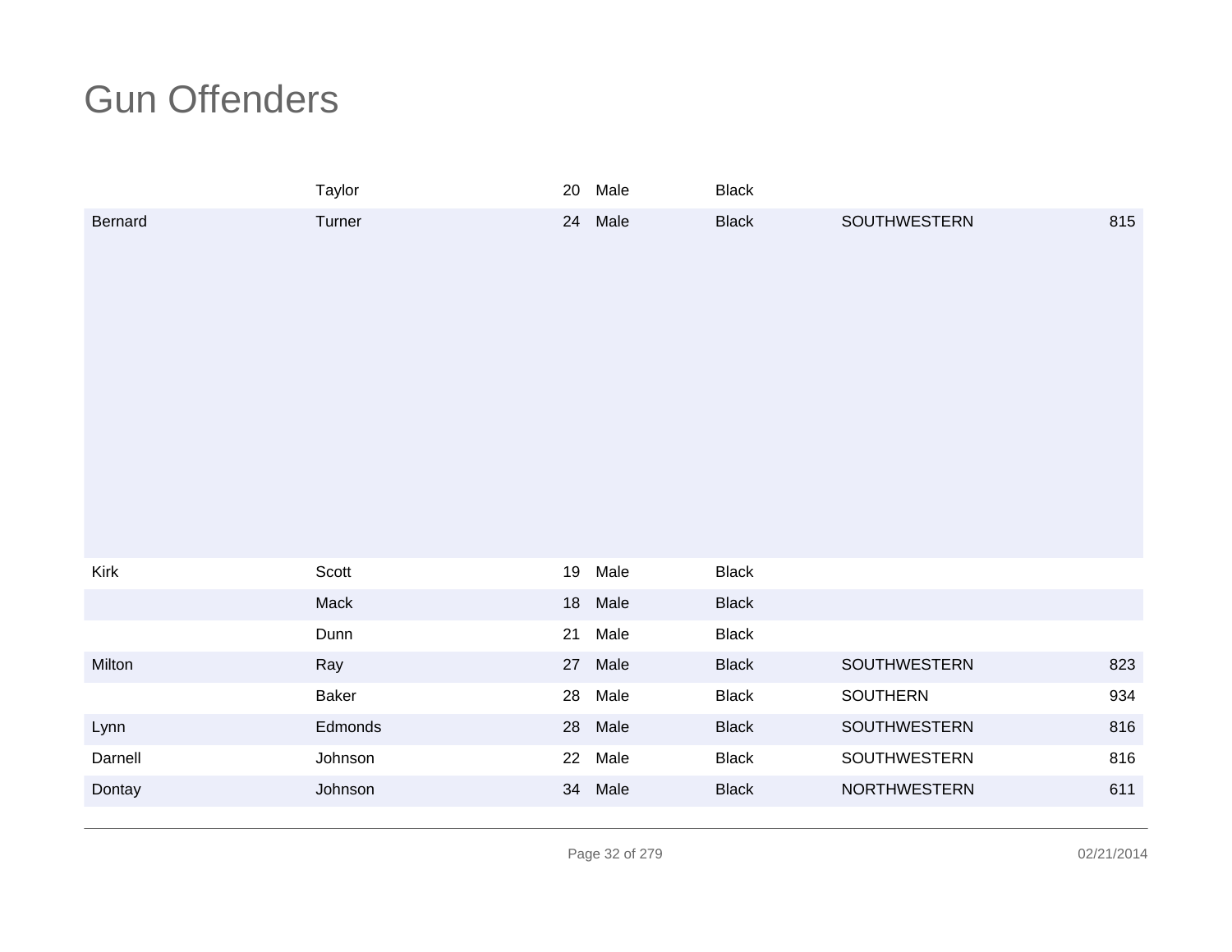# Gun Offenders

| | | | | | | |
|---|---|---|---|---|---|---|
| | Taylor | 20 | Male | Black | | |
| Bernard | Turner | 24 | Male | Black | SOUTHWESTERN | 815 |
| Kirk | Scott | 19 | Male | Black | | |
| | Mack | 18 | Male | Black | | |
| | Dunn | 21 | Male | Black | | |
| Milton | Ray | 27 | Male | Black | SOUTHWESTERN | 823 |
| | Baker | 28 | Male | Black | SOUTHERN | 934 |
| Lynn | Edmonds | 28 | Male | Black | SOUTHWESTERN | 816 |
| Darnell | Johnson | 22 | Male | Black | SOUTHWESTERN | 816 |
| Dontay | Johnson | 34 | Male | Black | NORTHWESTERN | 611 |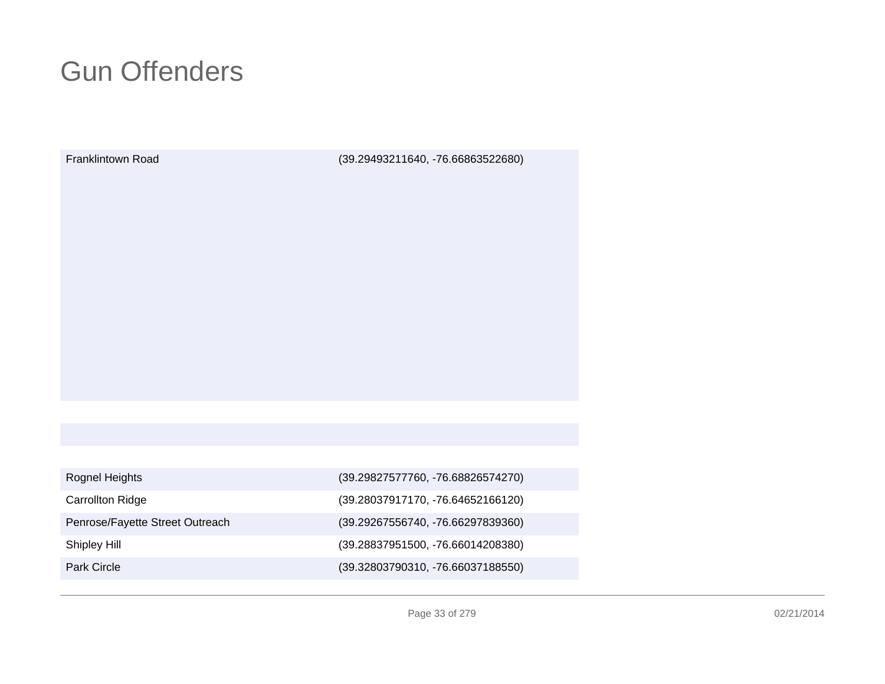# Gun Offenders

| | |
|---|---|
| Franklintown Road | (39.29493211640, -76.66863522680) |
| | |
| Rognel Heights | (39.29827577760, -76.68826574270) |
| Carrollton Ridge | (39.28037917170, -76.64652166120) |
| Penrose/Fayette Street Outreach | (39.29267556740, -76.66297839360) |
| Shipley Hill | (39.28837951500, -76.66014208380) |
| Park Circle | (39.32803790310, -76.66037188550) |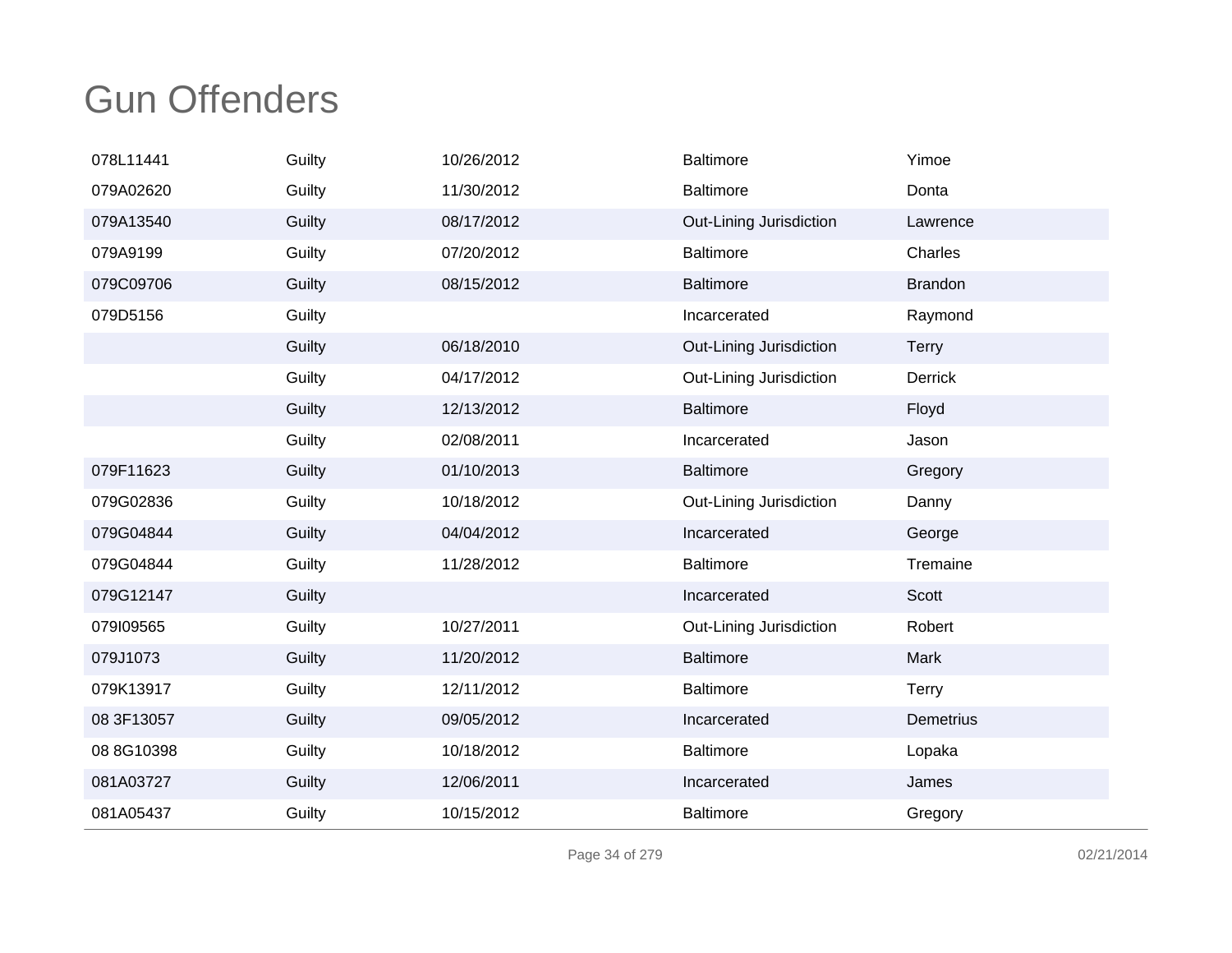# Gun Offenders

| | | | | |
|---|---|---|---|---|
| 078L11441 | Guilty | 10/26/2012 | Baltimore | Yimoe |
| 079A02620 | Guilty | 11/30/2012 | Baltimore | Donta |
| 079A13540 | Guilty | 08/17/2012 | Out-Lining Jurisdiction | Lawrence |
| 079A9199 | Guilty | 07/20/2012 | Baltimore | Charles |
| 079C09706 | Guilty | 08/15/2012 | Baltimore | Brandon |
| 079D5156 | Guilty | | Incarcerated | Raymond |
| | Guilty | 06/18/2010 | Out-Lining Jurisdiction | Terry |
| | Guilty | 04/17/2012 | Out-Lining Jurisdiction | Derrick |
| | Guilty | 12/13/2012 | Baltimore | Floyd |
| | Guilty | 02/08/2011 | Incarcerated | Jason |
| 079F11623 | Guilty | 01/10/2013 | Baltimore | Gregory |
| 079G02836 | Guilty | 10/18/2012 | Out-Lining Jurisdiction | Danny |
| 079G04844 | Guilty | 04/04/2012 | Incarcerated | George |
| 079G04844 | Guilty | 11/28/2012 | Baltimore | Tremaine |
| 079G12147 | Guilty | | Incarcerated | Scott |
| 079I09565 | Guilty | 10/27/2011 | Out-Lining Jurisdiction | Robert |
| 079J1073 | Guilty | 11/20/2012 | Baltimore | Mark |
| 079K13917 | Guilty | 12/11/2012 | Baltimore | Terry |
| 08 3F13057 | Guilty | 09/05/2012 | Incarcerated | Demetrius |
| 08 8G10398 | Guilty | 10/18/2012 | Baltimore | Lopaka |
| 081A03727 | Guilty | 12/06/2011 | Incarcerated | James |
| 081A05437 | Guilty | 10/15/2012 | Baltimore | Gregory |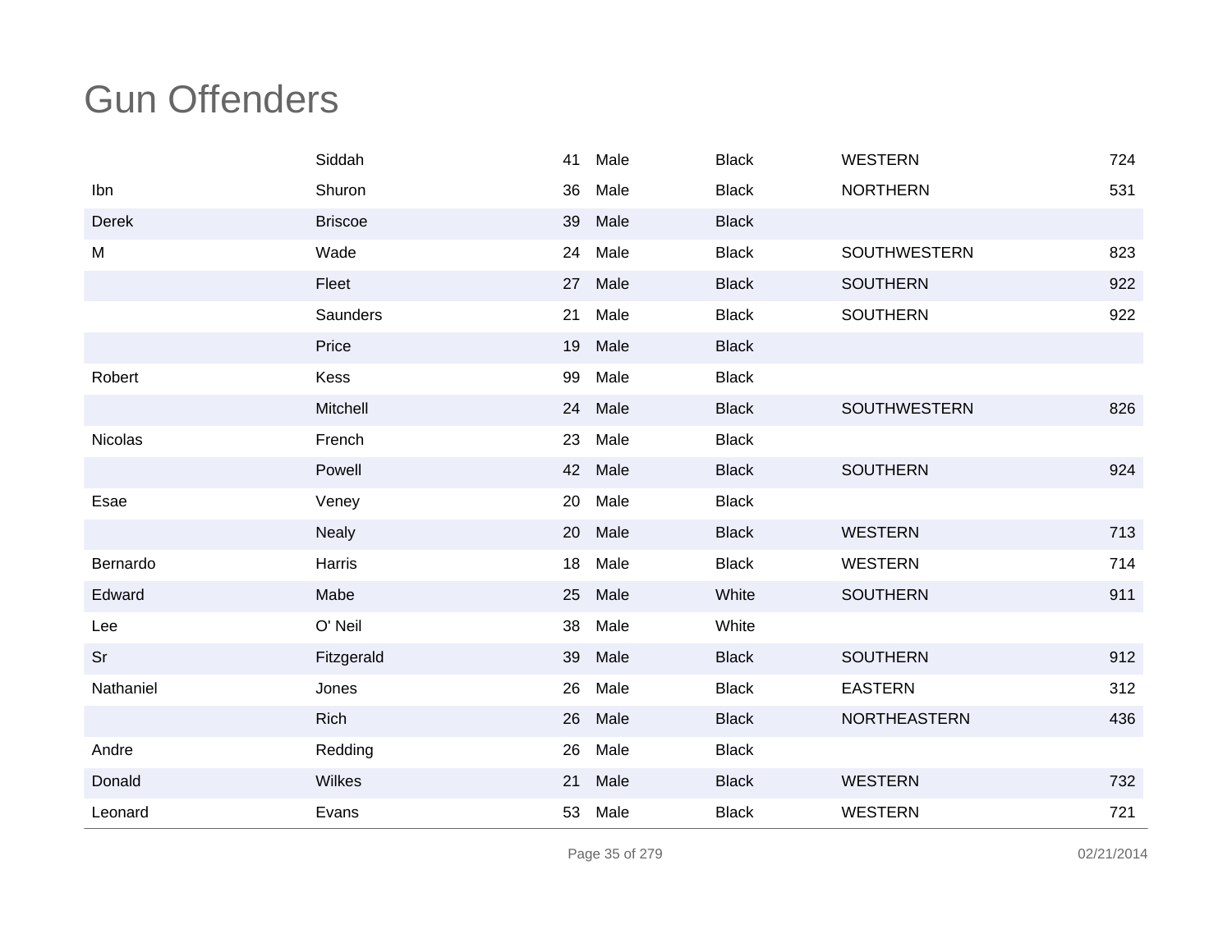# Gun Offenders

| | | | | | | |
|---|---|---|---|---|---|---|
| | Siddah | 41 | Male | Black | WESTERN | 724 |
| Ibn | Shuron | 36 | Male | Black | NORTHERN | 531 |
| Derek | Briscoe | 39 | Male | Black | | |
| M | Wade | 24 | Male | Black | SOUTHWESTERN | 823 |
| | Fleet | 27 | Male | Black | SOUTHERN | 922 |
| | Saunders | 21 | Male | Black | SOUTHERN | 922 |
| | Price | 19 | Male | Black | | |
| Robert | Kess | 99 | Male | Black | | |
| | Mitchell | 24 | Male | Black | SOUTHWESTERN | 826 |
| Nicolas | French | 23 | Male | Black | | |
| | Powell | 42 | Male | Black | SOUTHERN | 924 |
| Esae | Veney | 20 | Male | Black | | |
| | Nealy | 20 | Male | Black | WESTERN | 713 |
| Bernardo | Harris | 18 | Male | Black | WESTERN | 714 |
| Edward | Mabe | 25 | Male | White | SOUTHERN | 911 |
| Lee | O' Neil | 38 | Male | White | | |
| Sr | Fitzgerald | 39 | Male | Black | SOUTHERN | 912 |
| Nathaniel | Jones | 26 | Male | Black | EASTERN | 312 |
| | Rich | 26 | Male | Black | NORTHEASTERN | 436 |
| Andre | Redding | 26 | Male | Black | | |
| Donald | Wilkes | 21 | Male | Black | WESTERN | 732 |
| Leonard | Evans | 53 | Male | Black | WESTERN | 721 |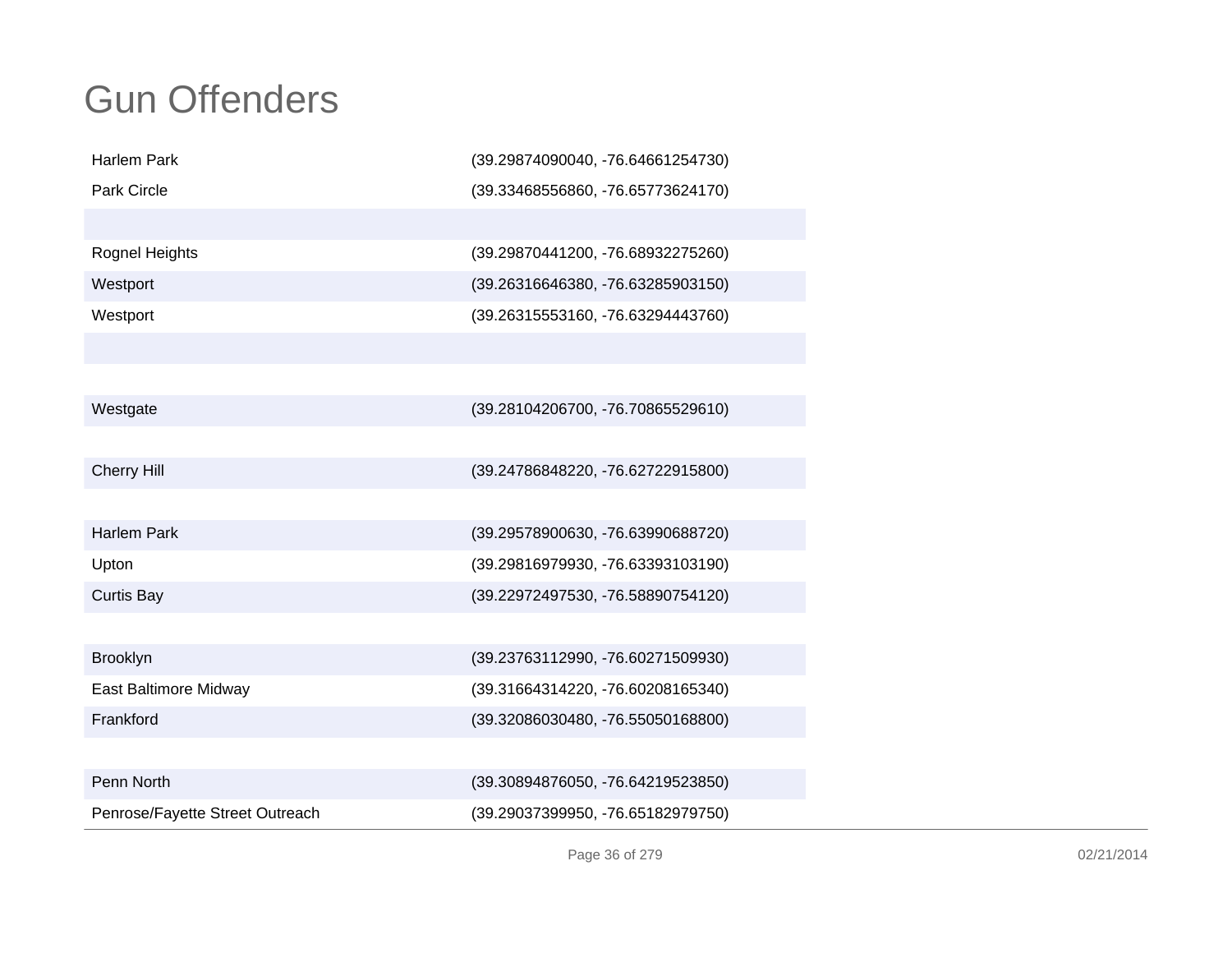# Gun Offenders

| | |
|---|---|
| Harlem Park | (39.29874090040, -76.64661254730) |
| Park Circle | (39.33468556860, -76.65773624170) |
| | |
| Rognel Heights | (39.29870441200, -76.68932275260) |
| Westport | (39.26316646380, -76.63285903150) |
| Westport | (39.26315553160, -76.63294443760) |
| | |
| | |
| Westgate | (39.28104206700, -76.70865529610) |
| | |
| Cherry Hill | (39.24786848220, -76.62722915800) |
| | |
| Harlem Park | (39.29578900630, -76.63990688720) |
| Upton | (39.29816979930, -76.63393103190) |
| Curtis Bay | (39.22972497530, -76.58890754120) |
| | |
| Brooklyn | (39.23763112990, -76.60271509930) |
| East Baltimore Midway | (39.31664314220, -76.60208165340) |
| Frankford | (39.32086030480, -76.55050168800) |
| | |
| Penn North | (39.30894876050, -76.64219523850) |
| Penrose/Fayette Street Outreach | (39.29037399950, -76.65182979750) |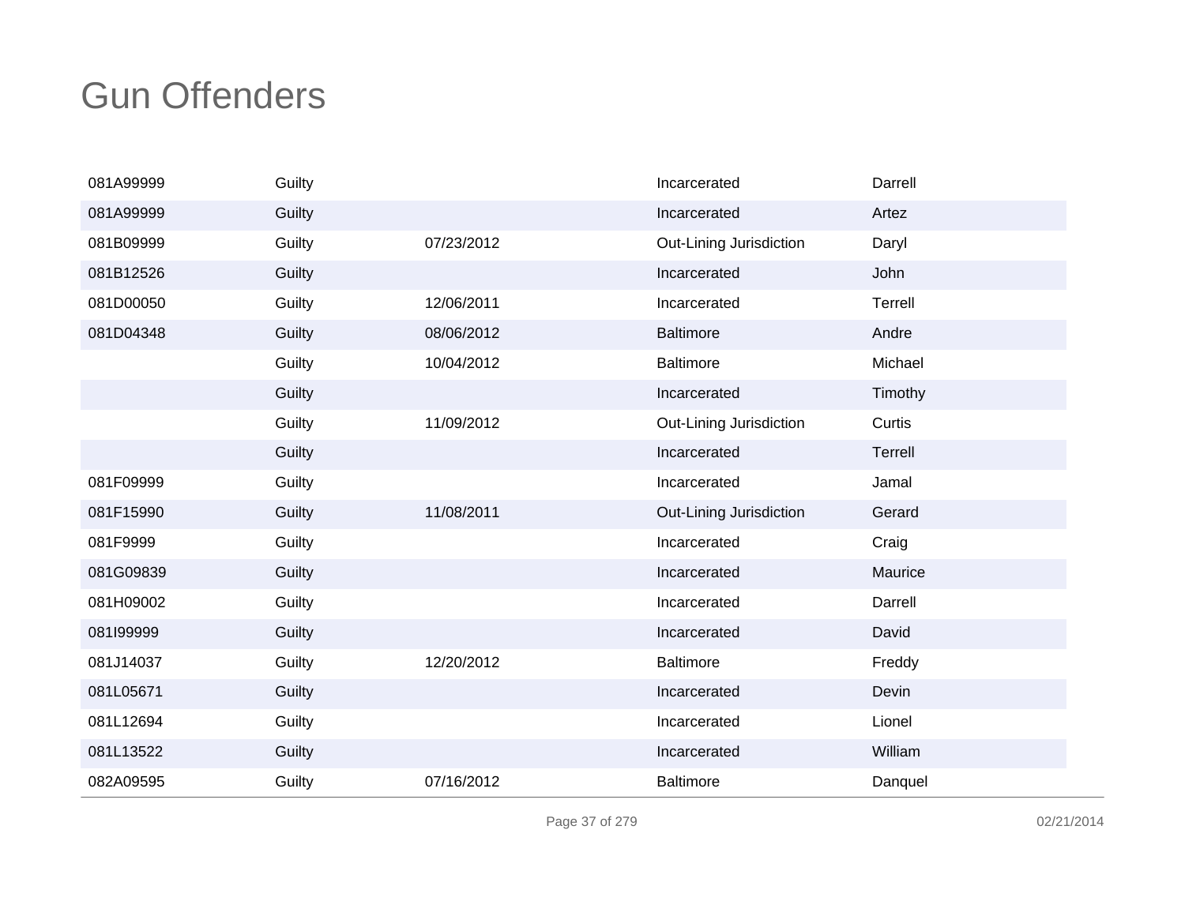# Gun Offenders

| | | | | |
|---|---|---|---|---|
| 081A99999 | Guilty | | Incarcerated | Darrell |
| 081A99999 | Guilty | | Incarcerated | Artez |
| 081B09999 | Guilty | 07/23/2012 | Out-Lining Jurisdiction | Daryl |
| 081B12526 | Guilty | | Incarcerated | John |
| 081D00050 | Guilty | 12/06/2011 | Incarcerated | Terrell |
| 081D04348 | Guilty | 08/06/2012 | Baltimore | Andre |
| | Guilty | 10/04/2012 | Baltimore | Michael |
| | Guilty | | Incarcerated | Timothy |
| | Guilty | 11/09/2012 | Out-Lining Jurisdiction | Curtis |
| | Guilty | | Incarcerated | Terrell |
| 081F09999 | Guilty | | Incarcerated | Jamal |
| 081F15990 | Guilty | 11/08/2011 | Out-Lining Jurisdiction | Gerard |
| 081F9999 | Guilty | | Incarcerated | Craig |
| 081G09839 | Guilty | | Incarcerated | Maurice |
| 081H09002 | Guilty | | Incarcerated | Darrell |
| 081I99999 | Guilty | | Incarcerated | David |
| 081J14037 | Guilty | 12/20/2012 | Baltimore | Freddy |
| 081L05671 | Guilty | | Incarcerated | Devin |
| 081L12694 | Guilty | | Incarcerated | Lionel |
| 081L13522 | Guilty | | Incarcerated | William |
| 082A09595 | Guilty | 07/16/2012 | Baltimore | Danquel |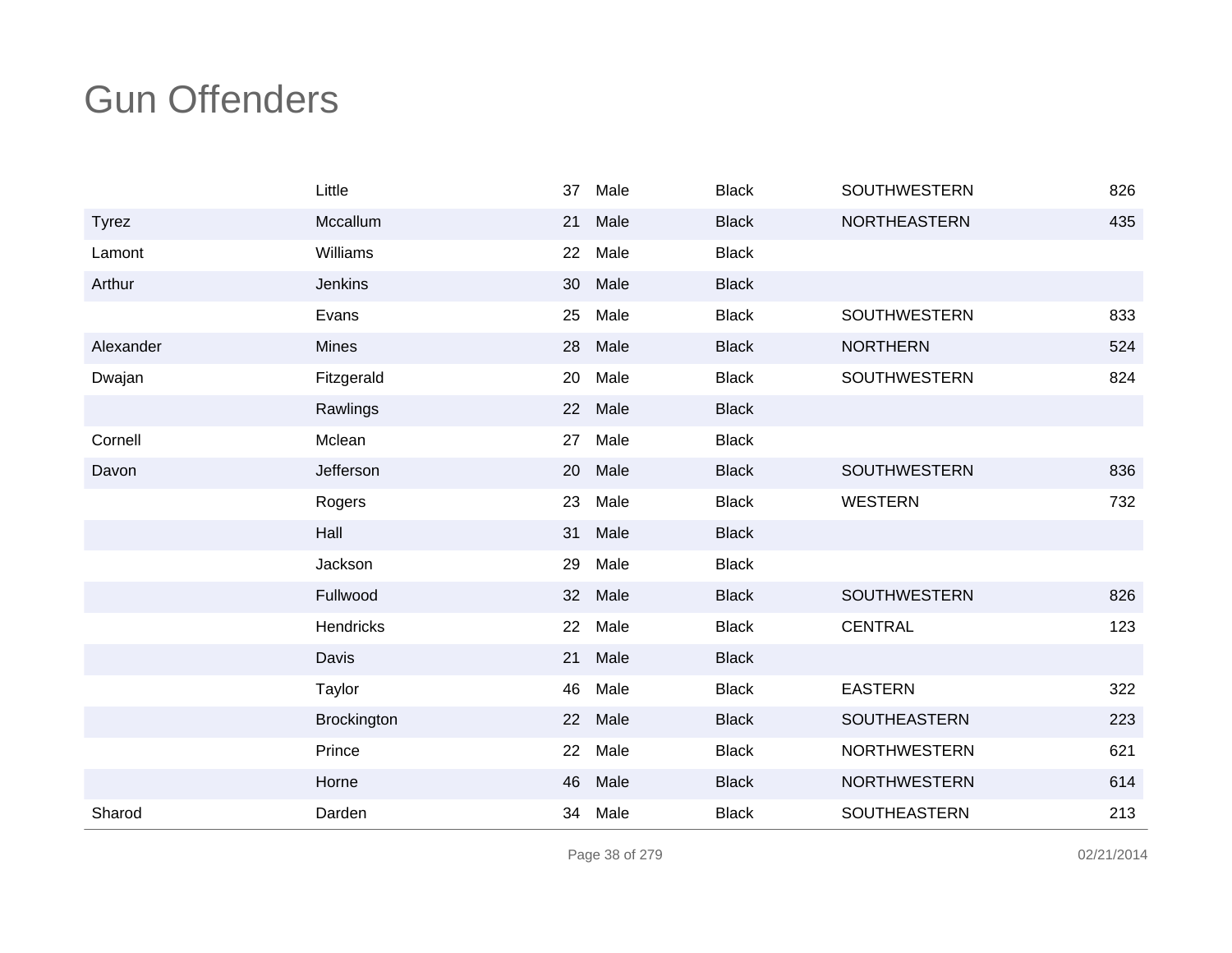# Gun Offenders

| | | | | | | |
|---|---|---|---|---|---|---|
| | Little | 37 | Male | Black | SOUTHWESTERN | 826 |
| Tyrez | Mccallum | 21 | Male | Black | NORTHEASTERN | 435 |
| Lamont | Williams | 22 | Male | Black | | |
| Arthur | Jenkins | 30 | Male | Black | | |
| | Evans | 25 | Male | Black | SOUTHWESTERN | 833 |
| Alexander | Mines | 28 | Male | Black | NORTHERN | 524 |
| Dwajan | Fitzgerald | 20 | Male | Black | SOUTHWESTERN | 824 |
| | Rawlings | 22 | Male | Black | | |
| Cornell | Mclean | 27 | Male | Black | | |
| Davon | Jefferson | 20 | Male | Black | SOUTHWESTERN | 836 |
| | Rogers | 23 | Male | Black | WESTERN | 732 |
| | Hall | 31 | Male | Black | | |
| | Jackson | 29 | Male | Black | | |
| | Fullwood | 32 | Male | Black | SOUTHWESTERN | 826 |
| | Hendricks | 22 | Male | Black | CENTRAL | 123 |
| | Davis | 21 | Male | Black | | |
| | Taylor | 46 | Male | Black | EASTERN | 322 |
| | Brockington | 22 | Male | Black | SOUTHEASTERN | 223 |
| | Prince | 22 | Male | Black | NORTHWESTERN | 621 |
| | Horne | 46 | Male | Black | NORTHWESTERN | 614 |
| Sharod | Darden | 34 | Male | Black | SOUTHEASTERN | 213 |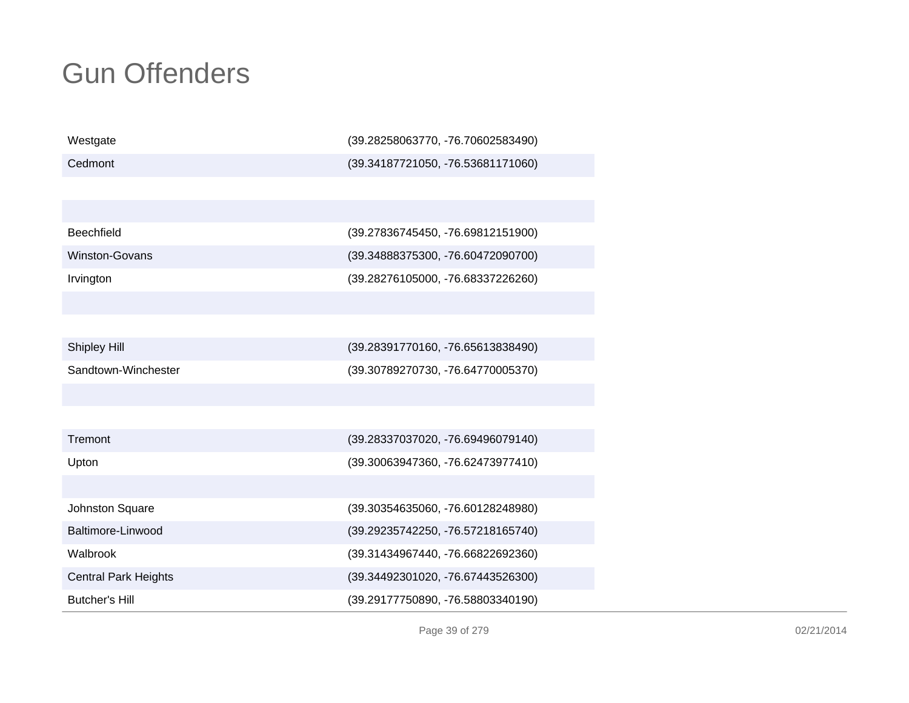# Gun Offenders

| | |
|---|---|
| Westgate | (39.28258063770, -76.70602583490) |
| Cedmont | (39.34187721050, -76.53681171060) |
| | |
| | |
| Beechfield | (39.27836745450, -76.69812151900) |
| Winston-Govans | (39.34888375300, -76.60472090700) |
| Irvington | (39.28276105000, -76.68337226260) |
| | |
| | |
| Shipley Hill | (39.28391770160, -76.65613838490) |
| Sandtown-Winchester | (39.30789270730, -76.64770005370) |
| | |
| | |
| Tremont | (39.28337037020, -76.69496079140) |
| Upton | (39.30063947360, -76.62473977410) |
| | |
| Johnston Square | (39.30354635060, -76.60128248980) |
| Baltimore-Linwood | (39.29235742250, -76.57218165740) |
| Walbrook | (39.31434967440, -76.66822692360) |
| Central Park Heights | (39.34492301020, -76.67443526300) |
| Butcher's Hill | (39.29177750890, -76.58803340190) |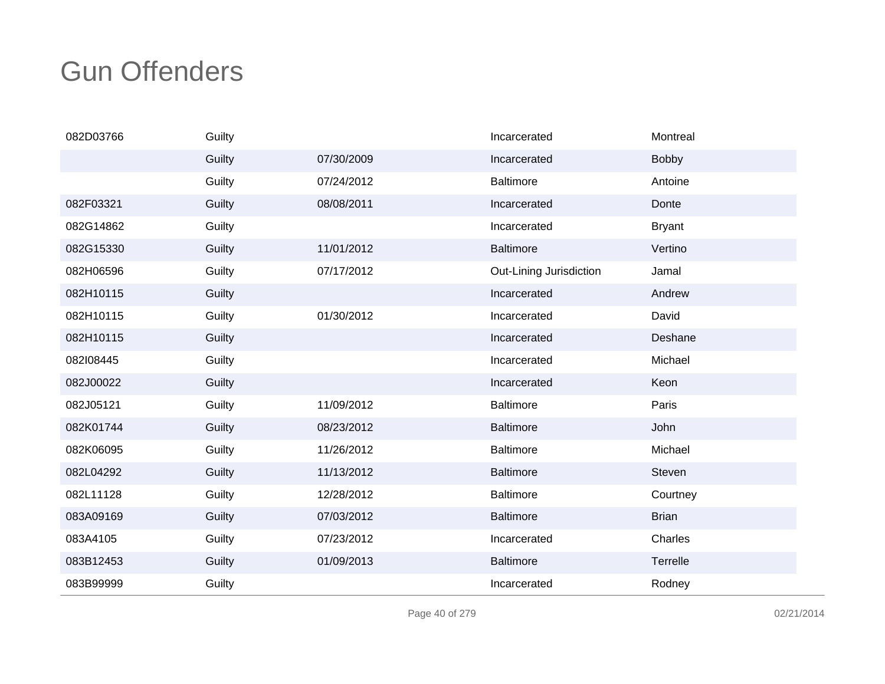# Gun Offenders

| | | | | |
|---|---|---|---|---|
| 082D03766 | Guilty | | Incarcerated | Montreal |
| | Guilty | 07/30/2009 | Incarcerated | Bobby |
| | Guilty | 07/24/2012 | Baltimore | Antoine |
| 082F03321 | Guilty | 08/08/2011 | Incarcerated | Donte |
| 082G14862 | Guilty | | Incarcerated | Bryant |
| 082G15330 | Guilty | 11/01/2012 | Baltimore | Vertino |
| 082H06596 | Guilty | 07/17/2012 | Out-Lining Jurisdiction | Jamal |
| 082H10115 | Guilty | | Incarcerated | Andrew |
| 082H10115 | Guilty | 01/30/2012 | Incarcerated | David |
| 082H10115 | Guilty | | Incarcerated | Deshane |
| 082I08445 | Guilty | | Incarcerated | Michael |
| 082J00022 | Guilty | | Incarcerated | Keon |
| 082J05121 | Guilty | 11/09/2012 | Baltimore | Paris |
| 082K01744 | Guilty | 08/23/2012 | Baltimore | John |
| 082K06095 | Guilty | 11/26/2012 | Baltimore | Michael |
| 082L04292 | Guilty | 11/13/2012 | Baltimore | Steven |
| 082L11128 | Guilty | 12/28/2012 | Baltimore | Courtney |
| 083A09169 | Guilty | 07/03/2012 | Baltimore | Brian |
| 083A4105 | Guilty | 07/23/2012 | Incarcerated | Charles |
| 083B12453 | Guilty | 01/09/2013 | Baltimore | Terrelle |
| 083B99999 | Guilty | | Incarcerated | Rodney |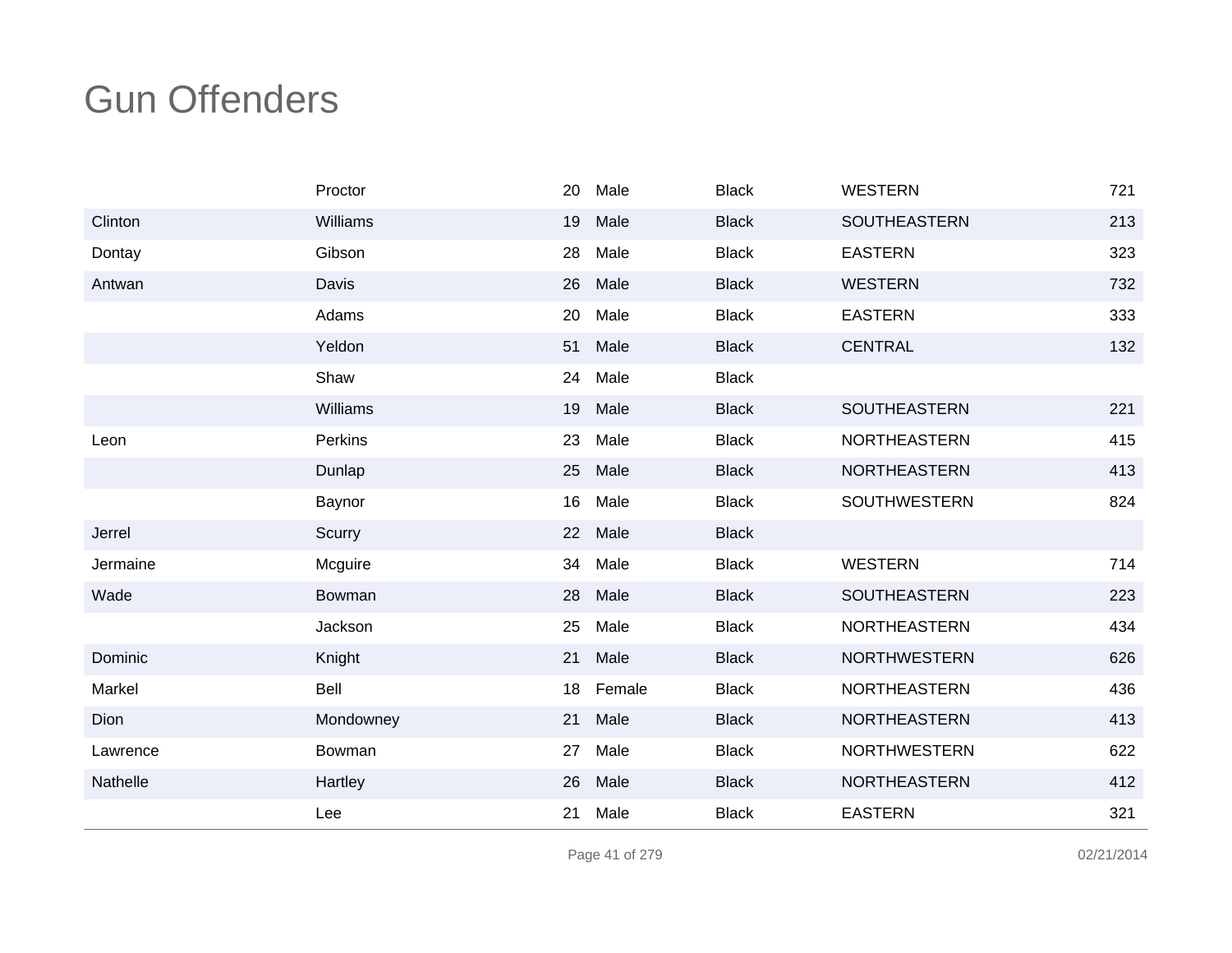# Gun Offenders

| | | | | | | |
|---|---|---|---|---|---|---|
| | Proctor | 20 | Male | Black | WESTERN | 721 |
| Clinton | Williams | 19 | Male | Black | SOUTHEASTERN | 213 |
| Dontay | Gibson | 28 | Male | Black | EASTERN | 323 |
| Antwan | Davis | 26 | Male | Black | WESTERN | 732 |
| | Adams | 20 | Male | Black | EASTERN | 333 |
| | Yeldon | 51 | Male | Black | CENTRAL | 132 |
| | Shaw | 24 | Male | Black | | |
| | Williams | 19 | Male | Black | SOUTHEASTERN | 221 |
| Leon | Perkins | 23 | Male | Black | NORTHEASTERN | 415 |
| | Dunlap | 25 | Male | Black | NORTHEASTERN | 413 |
| | Baynor | 16 | Male | Black | SOUTHWESTERN | 824 |
| Jerrel | Scurry | 22 | Male | Black | | |
| Jermaine | Mcguire | 34 | Male | Black | WESTERN | 714 |
| Wade | Bowman | 28 | Male | Black | SOUTHEASTERN | 223 |
| | Jackson | 25 | Male | Black | NORTHEASTERN | 434 |
| Dominic | Knight | 21 | Male | Black | NORTHWESTERN | 626 |
| Markel | Bell | 18 | Female | Black | NORTHEASTERN | 436 |
| Dion | Mondowney | 21 | Male | Black | NORTHEASTERN | 413 |
| Lawrence | Bowman | 27 | Male | Black | NORTHWESTERN | 622 |
| Nathelle | Hartley | 26 | Male | Black | NORTHEASTERN | 412 |
| | Lee | 21 | Male | Black | EASTERN | 321 |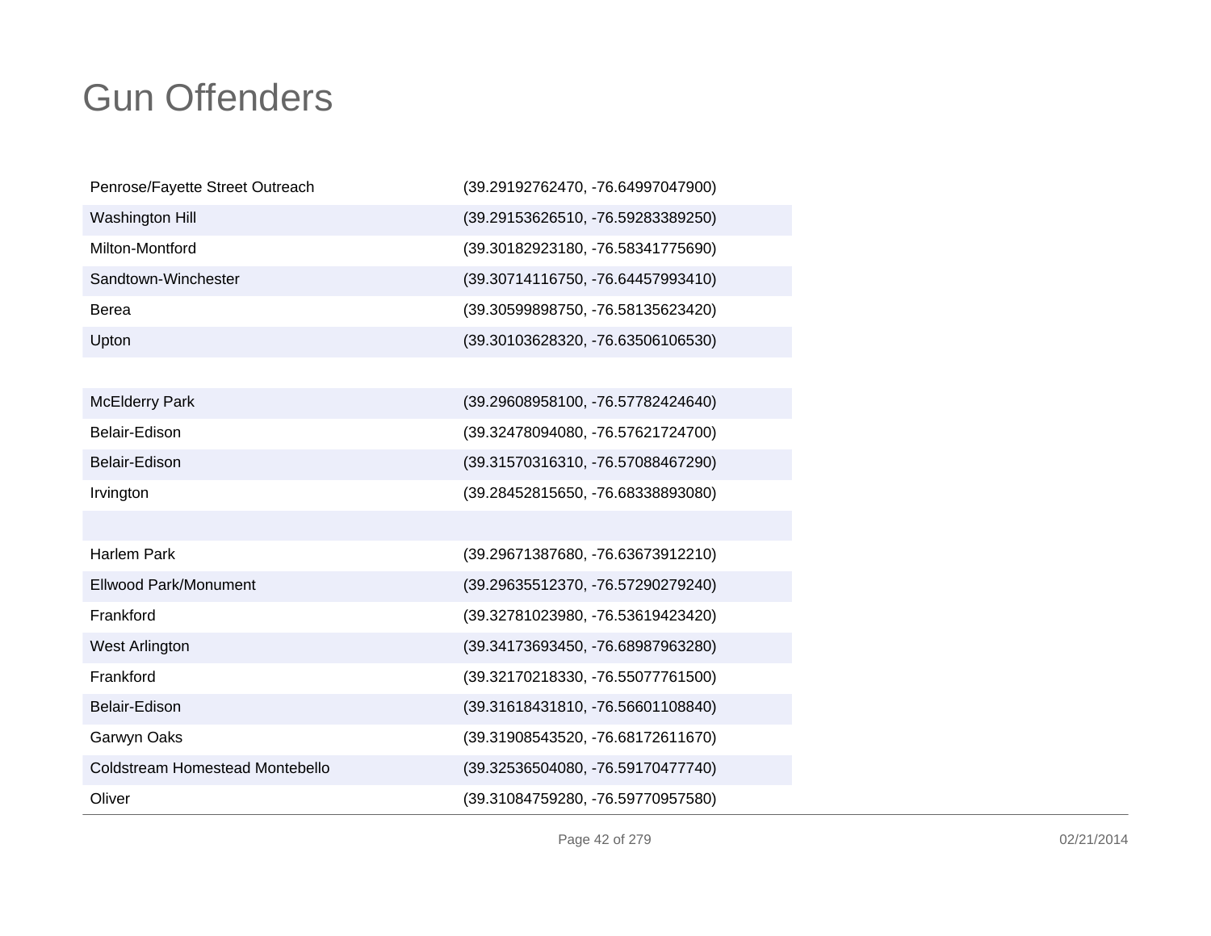# Gun Offenders

| | |
|---|---|
| Penrose/Fayette Street Outreach | (39.29192762470, -76.64997047900) |
| Washington Hill | (39.29153626510, -76.59283389250) |
| Milton-Montford | (39.30182923180, -76.58341775690) |
| Sandtown-Winchester | (39.30714116750, -76.64457993410) |
| Berea | (39.30599898750, -76.58135623420) |
| Upton | (39.30103628320, -76.63506106530) |
| | |
| McElderry Park | (39.29608958100, -76.57782424640) |
| Belair-Edison | (39.32478094080, -76.57621724700) |
| Belair-Edison | (39.31570316310, -76.57088467290) |
| Irvington | (39.28452815650, -76.68338893080) |
| | |
| Harlem Park | (39.29671387680, -76.63673912210) |
| Ellwood Park/Monument | (39.29635512370, -76.57290279240) |
| Frankford | (39.32781023980, -76.53619423420) |
| West Arlington | (39.34173693450, -76.68987963280) |
| Frankford | (39.32170218330, -76.55077761500) |
| Belair-Edison | (39.31618431810, -76.56601108840) |
| Garwyn Oaks | (39.31908543520, -76.68172611670) |
| Coldstream Homestead Montebello | (39.32536504080, -76.59170477740) |
| Oliver | (39.31084759280, -76.59770957580) |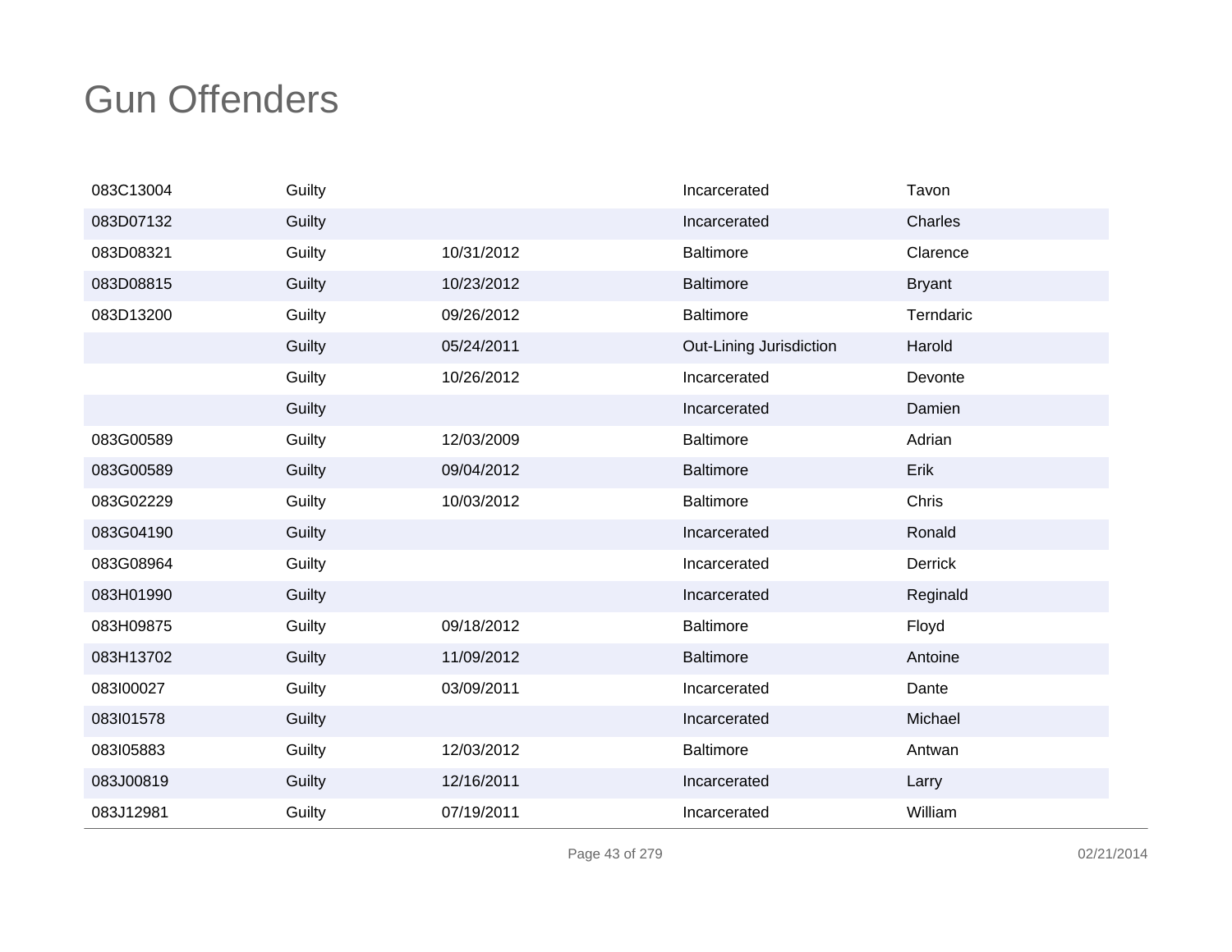# Gun Offenders

| | | | | |
|---|---|---|---|---|
| 083C13004 | Guilty | | Incarcerated | Tavon |
| 083D07132 | Guilty | | Incarcerated | Charles |
| 083D08321 | Guilty | 10/31/2012 | Baltimore | Clarence |
| 083D08815 | Guilty | 10/23/2012 | Baltimore | Bryant |
| 083D13200 | Guilty | 09/26/2012 | Baltimore | Terndaric |
| | Guilty | 05/24/2011 | Out-Lining Jurisdiction | Harold |
| | Guilty | 10/26/2012 | Incarcerated | Devonte |
| | Guilty | | Incarcerated | Damien |
| 083G00589 | Guilty | 12/03/2009 | Baltimore | Adrian |
| 083G00589 | Guilty | 09/04/2012 | Baltimore | Erik |
| 083G02229 | Guilty | 10/03/2012 | Baltimore | Chris |
| 083G04190 | Guilty | | Incarcerated | Ronald |
| 083G08964 | Guilty | | Incarcerated | Derrick |
| 083H01990 | Guilty | | Incarcerated | Reginald |
| 083H09875 | Guilty | 09/18/2012 | Baltimore | Floyd |
| 083H13702 | Guilty | 11/09/2012 | Baltimore | Antoine |
| 083I00027 | Guilty | 03/09/2011 | Incarcerated | Dante |
| 083I01578 | Guilty | | Incarcerated | Michael |
| 083I05883 | Guilty | 12/03/2012 | Baltimore | Antwan |
| 083J00819 | Guilty | 12/16/2011 | Incarcerated | Larry |
| 083J12981 | Guilty | 07/19/2011 | Incarcerated | William |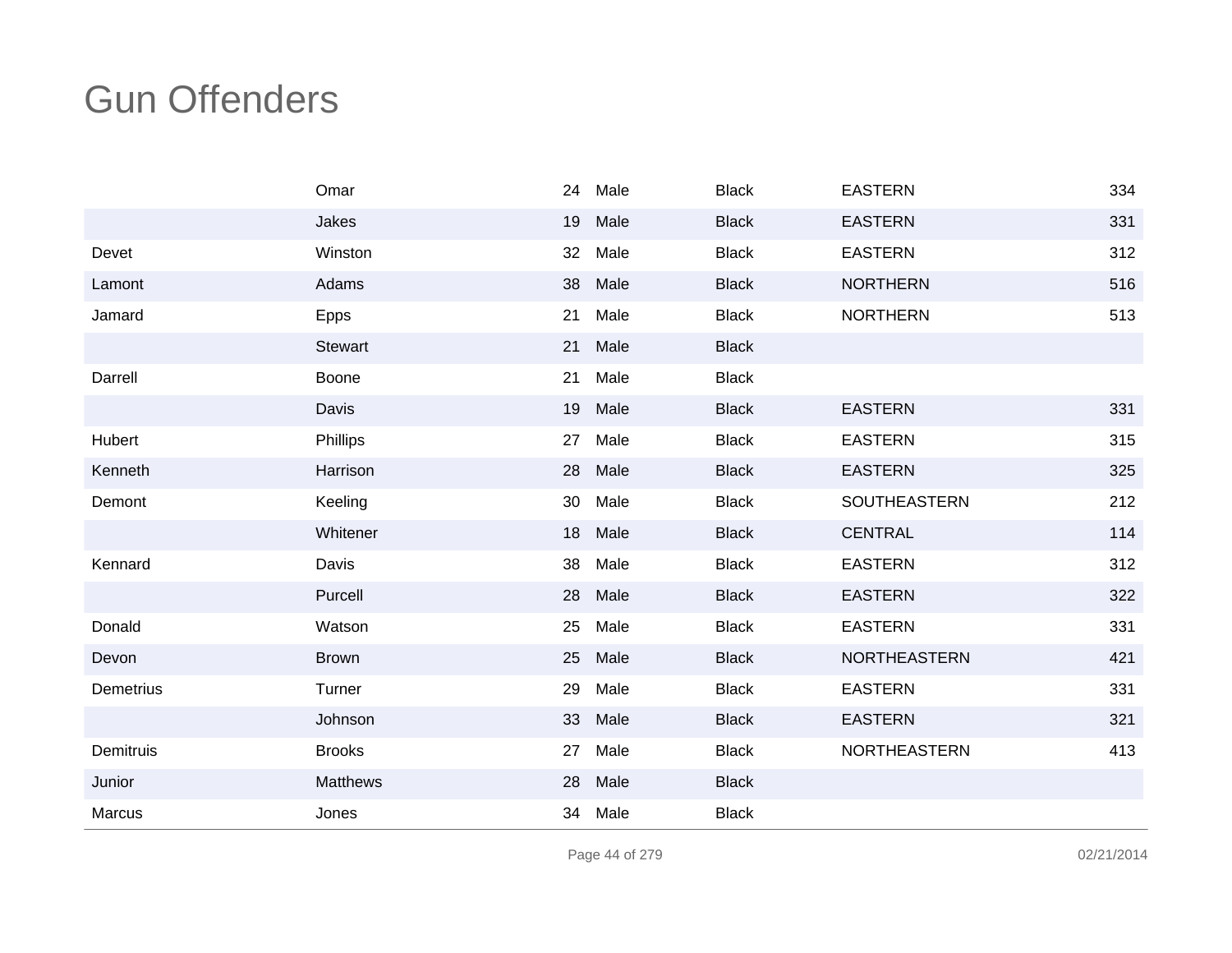# Gun Offenders

| | | | | | | |
|---|---|---|---|---|---|---|
| | Omar | 24 | Male | Black | EASTERN | 334 |
| | Jakes | 19 | Male | Black | EASTERN | 331 |
| Devet | Winston | 32 | Male | Black | EASTERN | 312 |
| Lamont | Adams | 38 | Male | Black | NORTHERN | 516 |
| Jamard | Epps | 21 | Male | Black | NORTHERN | 513 |
| | Stewart | 21 | Male | Black | | |
| Darrell | Boone | 21 | Male | Black | | |
| | Davis | 19 | Male | Black | EASTERN | 331 |
| Hubert | Phillips | 27 | Male | Black | EASTERN | 315 |
| Kenneth | Harrison | 28 | Male | Black | EASTERN | 325 |
| Demont | Keeling | 30 | Male | Black | SOUTHEASTERN | 212 |
| | Whitener | 18 | Male | Black | CENTRAL | 114 |
| Kennard | Davis | 38 | Male | Black | EASTERN | 312 |
| | Purcell | 28 | Male | Black | EASTERN | 322 |
| Donald | Watson | 25 | Male | Black | EASTERN | 331 |
| Devon | Brown | 25 | Male | Black | NORTHEASTERN | 421 |
| Demetrius | Turner | 29 | Male | Black | EASTERN | 331 |
| | Johnson | 33 | Male | Black | EASTERN | 321 |
| Demitruis | Brooks | 27 | Male | Black | NORTHEASTERN | 413 |
| Junior | Matthews | 28 | Male | Black | | |
| Marcus | Jones | 34 | Male | Black | | |

02/21/2014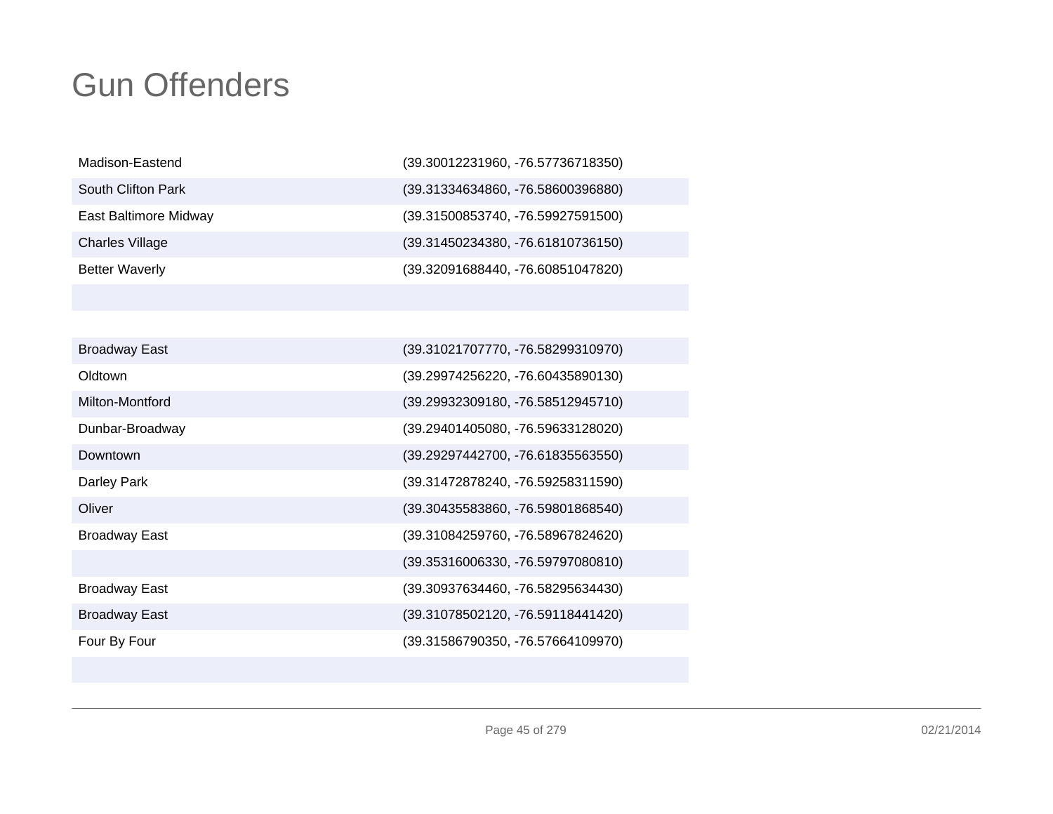# Gun Offenders

| | |
|---|---|
| Madison-Eastend | (39.30012231960, -76.57736718350) |
| South Clifton Park | (39.31334634860, -76.58600396880) |
| East Baltimore Midway | (39.31500853740, -76.59927591500) |
| Charles Village | (39.31450234380, -76.61810736150) |
| Better Waverly | (39.32091688440, -76.60851047820) |
| | |
| | |
| Broadway East | (39.31021707770, -76.58299310970) |
| Oldtown | (39.29974256220, -76.60435890130) |
| Milton-Montford | (39.29932309180, -76.58512945710) |
| Dunbar-Broadway | (39.29401405080, -76.59633128020) |
| Downtown | (39.29297442700, -76.61835563550) |
| Darley Park | (39.31472878240, -76.59258311590) |
| Oliver | (39.30435583860, -76.59801868540) |
| Broadway East | (39.31084259760, -76.58967824620) |
| | (39.35316006330, -76.59797080810) |
| Broadway East | (39.30937634460, -76.58295634430) |
| Broadway East | (39.31078502120, -76.59118441420) |
| Four By Four | (39.31586790350, -76.57664109970) |
| | |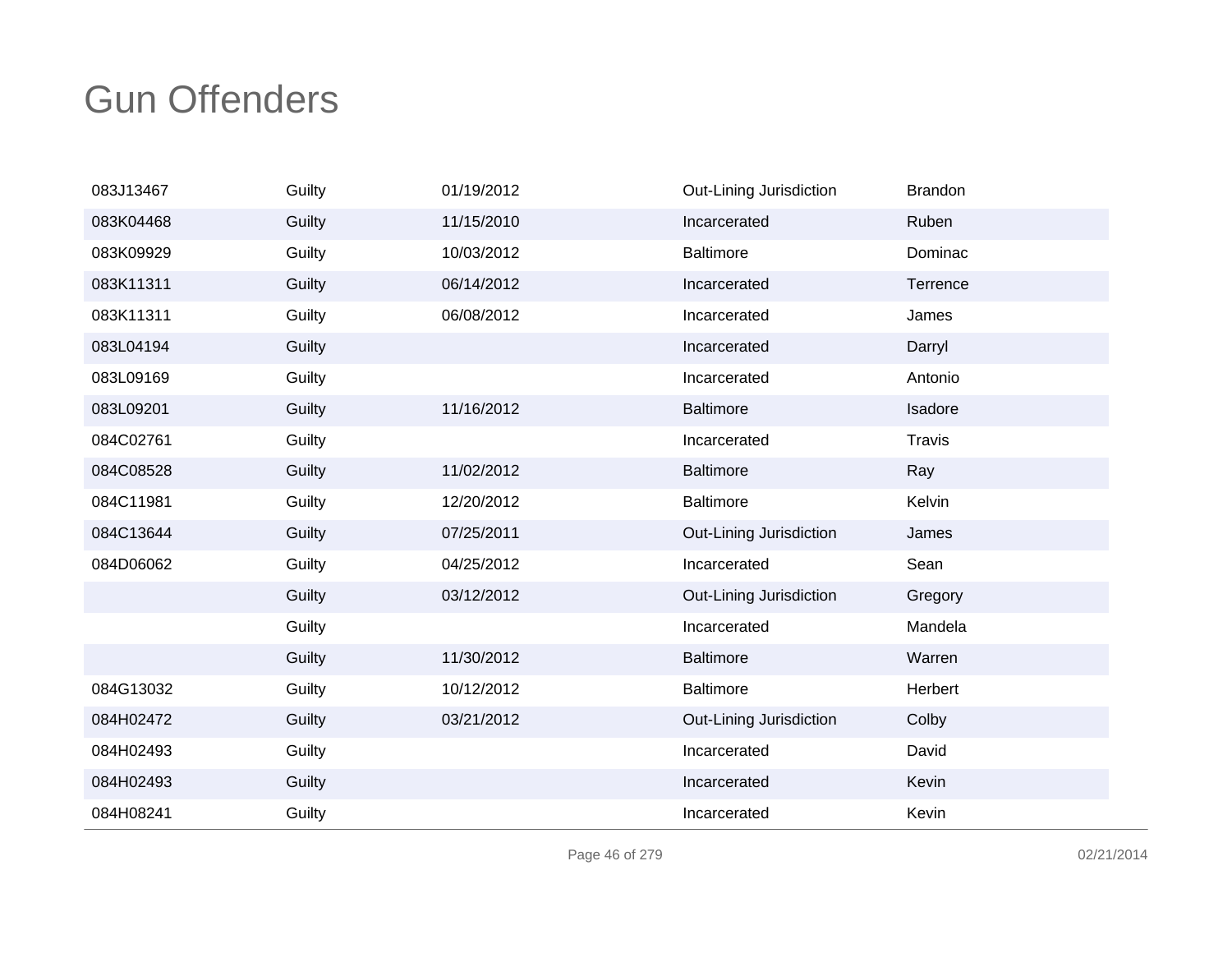# Gun Offenders

| | | | | |
|---|---|---|---|---|
| 083J13467 | Guilty | 01/19/2012 | Out-Lining Jurisdiction | Brandon |
| 083K04468 | Guilty | 11/15/2010 | Incarcerated | Ruben |
| 083K09929 | Guilty | 10/03/2012 | Baltimore | Dominac |
| 083K11311 | Guilty | 06/14/2012 | Incarcerated | Terrence |
| 083K11311 | Guilty | 06/08/2012 | Incarcerated | James |
| 083L04194 | Guilty | | Incarcerated | Darryl |
| 083L09169 | Guilty | | Incarcerated | Antonio |
| 083L09201 | Guilty | 11/16/2012 | Baltimore | Isadore |
| 084C02761 | Guilty | | Incarcerated | Travis |
| 084C08528 | Guilty | 11/02/2012 | Baltimore | Ray |
| 084C11981 | Guilty | 12/20/2012 | Baltimore | Kelvin |
| 084C13644 | Guilty | 07/25/2011 | Out-Lining Jurisdiction | James |
| 084D06062 | Guilty | 04/25/2012 | Incarcerated | Sean |
| | Guilty | 03/12/2012 | Out-Lining Jurisdiction | Gregory |
| | Guilty | | Incarcerated | Mandela |
| | Guilty | 11/30/2012 | Baltimore | Warren |
| 084G13032 | Guilty | 10/12/2012 | Baltimore | Herbert |
| 084H02472 | Guilty | 03/21/2012 | Out-Lining Jurisdiction | Colby |
| 084H02493 | Guilty | | Incarcerated | David |
| 084H02493 | Guilty | | Incarcerated | Kevin |
| 084H08241 | Guilty | | Incarcerated | Kevin |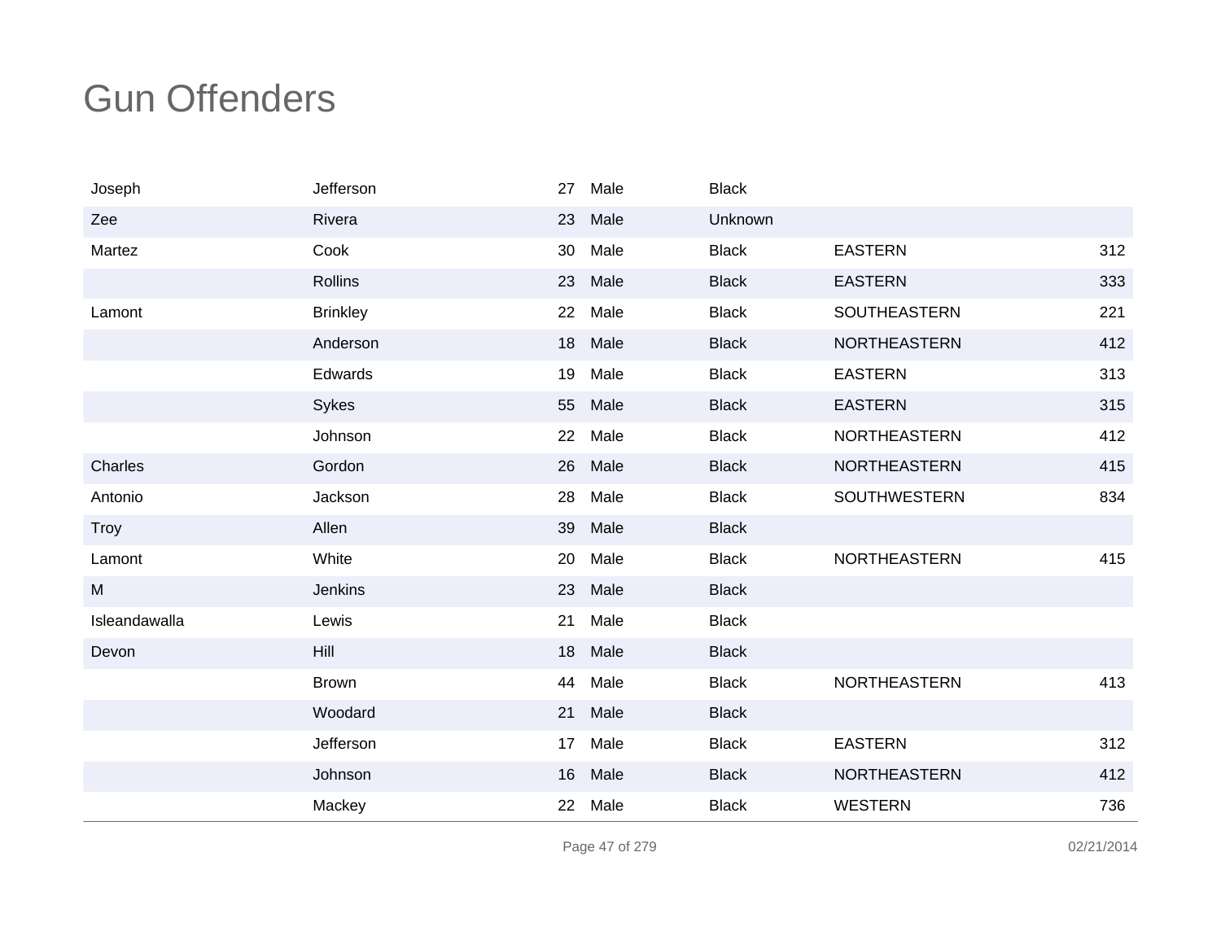# Gun Offenders

| | | | | | | |
|---|---|---|---|---|---|---|
| Joseph | Jefferson | 27 | Male | Black | | |
| Zee | Rivera | 23 | Male | Unknown | | |
| Martez | Cook | 30 | Male | Black | EASTERN | 312 |
| | Rollins | 23 | Male | Black | EASTERN | 333 |
| Lamont | Brinkley | 22 | Male | Black | SOUTHEASTERN | 221 |
| | Anderson | 18 | Male | Black | NORTHEASTERN | 412 |
| | Edwards | 19 | Male | Black | EASTERN | 313 |
| | Sykes | 55 | Male | Black | EASTERN | 315 |
| | Johnson | 22 | Male | Black | NORTHEASTERN | 412 |
| Charles | Gordon | 26 | Male | Black | NORTHEASTERN | 415 |
| Antonio | Jackson | 28 | Male | Black | SOUTHWESTERN | 834 |
| Troy | Allen | 39 | Male | Black | | |
| Lamont | White | 20 | Male | Black | NORTHEASTERN | 415 |
| M | Jenkins | 23 | Male | Black | | |
| Isleandawalla | Lewis | 21 | Male | Black | | |
| Devon | Hill | 18 | Male | Black | | |
| | Brown | 44 | Male | Black | NORTHEASTERN | 413 |
| | Woodard | 21 | Male | Black | | |
| | Jefferson | 17 | Male | Black | EASTERN | 312 |
| | Johnson | 16 | Male | Black | NORTHEASTERN | 412 |
| | Mackey | 22 | Male | Black | WESTERN | 736 |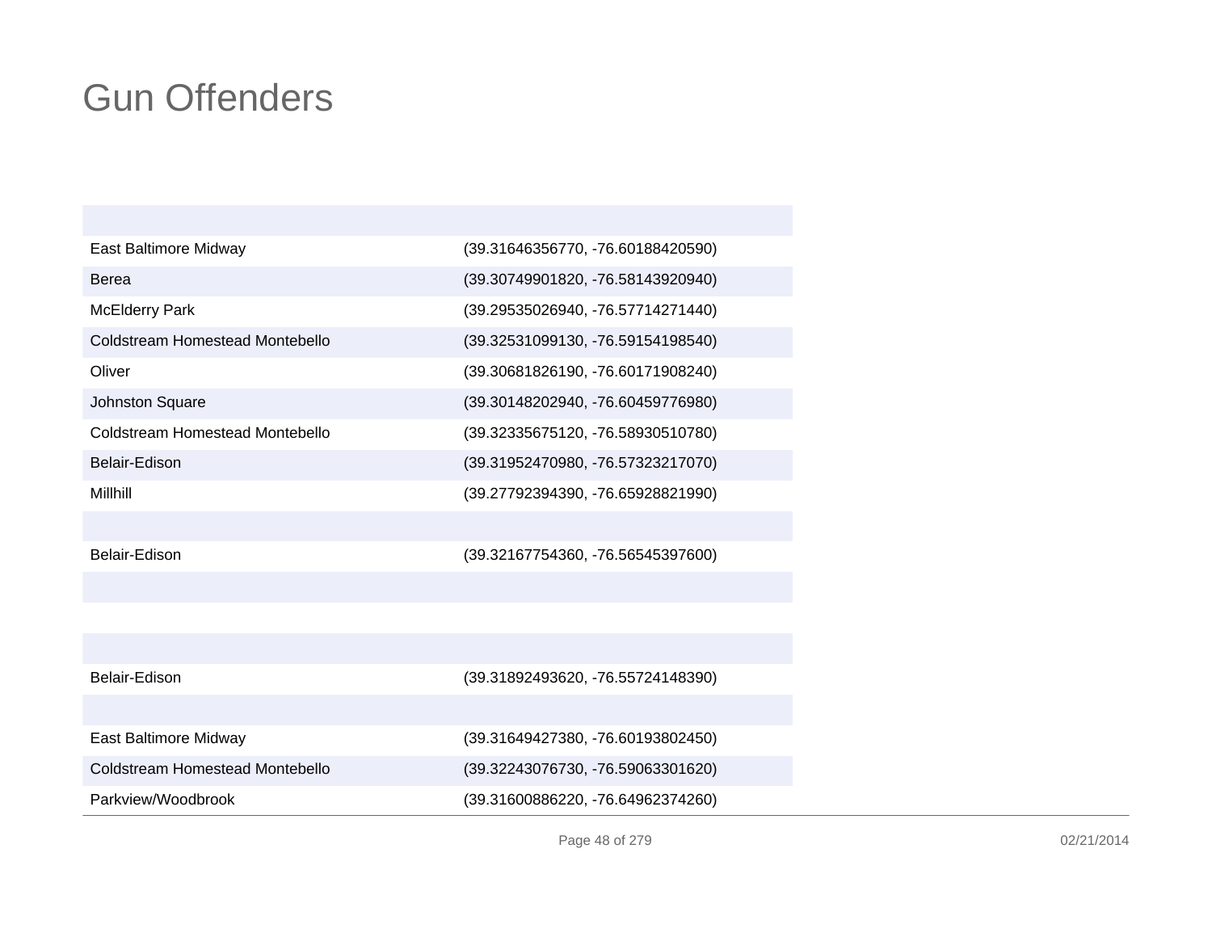# Gun Offenders

| | |
|---|---|
| | |
| East Baltimore Midway | (39.31646356770, -76.60188420590) |
| Berea | (39.30749901820, -76.58143920940) |
| McElderry Park | (39.29535026940, -76.57714271440) |
| Coldstream Homestead Montebello | (39.32531099130, -76.59154198540) |
| Oliver | (39.30681826190, -76.60171908240) |
| Johnston Square | (39.30148202940, -76.60459776980) |
| Coldstream Homestead Montebello | (39.32335675120, -76.58930510780) |
| Belair-Edison | (39.31952470980, -76.57323217070) |
| Millhill | (39.27792394390, -76.65928821990) |
| | |
| Belair-Edison | (39.32167754360, -76.56545397600) |
| | |
| | |
| | |
| Belair-Edison | (39.31892493620, -76.55724148390) |
| | |
| East Baltimore Midway | (39.31649427380, -76.60193802450) |
| Coldstream Homestead Montebello | (39.32243076730, -76.59063301620) |
| Parkview/Woodbrook | (39.31600886220, -76.64962374260) |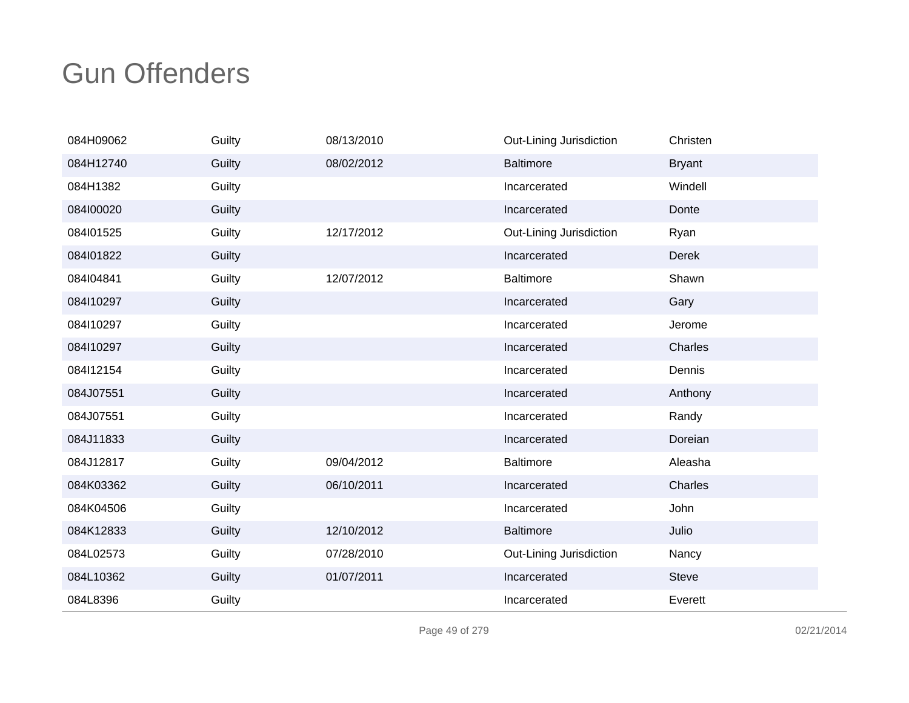# Gun Offenders

| | | | | |
|---|---|---|---|---|
| 084H09062 | Guilty | 08/13/2010 | Out-Lining Jurisdiction | Christen |
| 084H12740 | Guilty | 08/02/2012 | Baltimore | Bryant |
| 084H1382 | Guilty | | Incarcerated | Windell |
| 084I00020 | Guilty | | Incarcerated | Donte |
| 084I01525 | Guilty | 12/17/2012 | Out-Lining Jurisdiction | Ryan |
| 084I01822 | Guilty | | Incarcerated | Derek |
| 084I04841 | Guilty | 12/07/2012 | Baltimore | Shawn |
| 084I10297 | Guilty | | Incarcerated | Gary |
| 084I10297 | Guilty | | Incarcerated | Jerome |
| 084I10297 | Guilty | | Incarcerated | Charles |
| 084I12154 | Guilty | | Incarcerated | Dennis |
| 084J07551 | Guilty | | Incarcerated | Anthony |
| 084J07551 | Guilty | | Incarcerated | Randy |
| 084J11833 | Guilty | | Incarcerated | Doreian |
| 084J12817 | Guilty | 09/04/2012 | Baltimore | Aleasha |
| 084K03362 | Guilty | 06/10/2011 | Incarcerated | Charles |
| 084K04506 | Guilty | | Incarcerated | John |
| 084K12833 | Guilty | 12/10/2012 | Baltimore | Julio |
| 084L02573 | Guilty | 07/28/2010 | Out-Lining Jurisdiction | Nancy |
| 084L10362 | Guilty | 01/07/2011 | Incarcerated | Steve |
| 084L8396 | Guilty | | Incarcerated | Everett |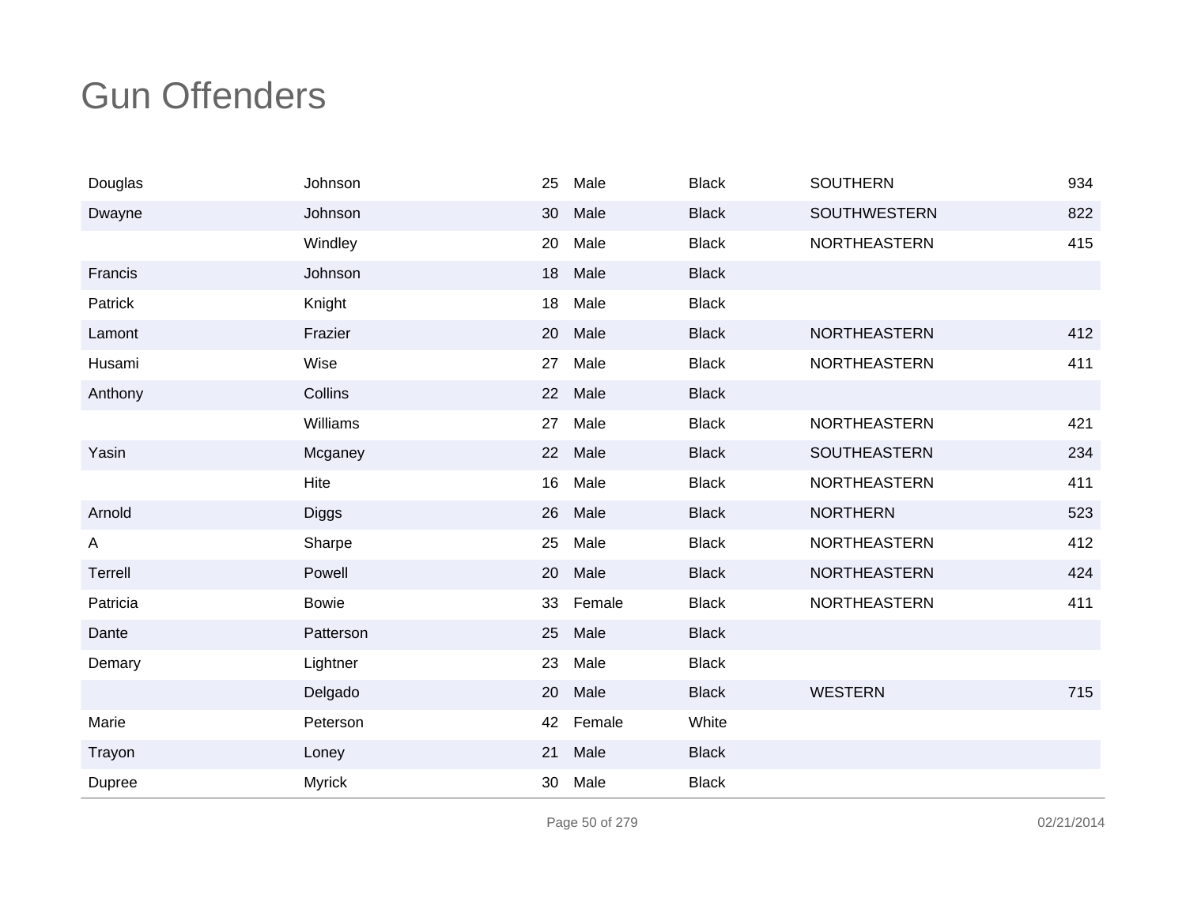# Gun Offenders

| | | | | | | |
|---|---|---|---|---|---|---|
| Douglas | Johnson | 25 | Male | Black | SOUTHERN | 934 |
| Dwayne | Johnson | 30 | Male | Black | SOUTHWESTERN | 822 |
| | Windley | 20 | Male | Black | NORTHEASTERN | 415 |
| Francis | Johnson | 18 | Male | Black | | |
| Patrick | Knight | 18 | Male | Black | | |
| Lamont | Frazier | 20 | Male | Black | NORTHEASTERN | 412 |
| Husami | Wise | 27 | Male | Black | NORTHEASTERN | 411 |
| Anthony | Collins | 22 | Male | Black | | |
| | Williams | 27 | Male | Black | NORTHEASTERN | 421 |
| Yasin | Mcganey | 22 | Male | Black | SOUTHEASTERN | 234 |
| | Hite | 16 | Male | Black | NORTHEASTERN | 411 |
| Arnold | Diggs | 26 | Male | Black | NORTHERN | 523 |
| A | Sharpe | 25 | Male | Black | NORTHEASTERN | 412 |
| Terrell | Powell | 20 | Male | Black | NORTHEASTERN | 424 |
| Patricia | Bowie | 33 | Female | Black | NORTHEASTERN | 411 |
| Dante | Patterson | 25 | Male | Black | | |
| Demary | Lightner | 23 | Male | Black | | |
| | Delgado | 20 | Male | Black | WESTERN | 715 |
| Marie | Peterson | 42 | Female | White | | |
| Trayon | Loney | 21 | Male | Black | | |
| Dupree | Myrick | 30 | Male | Black | | |

02/21/2014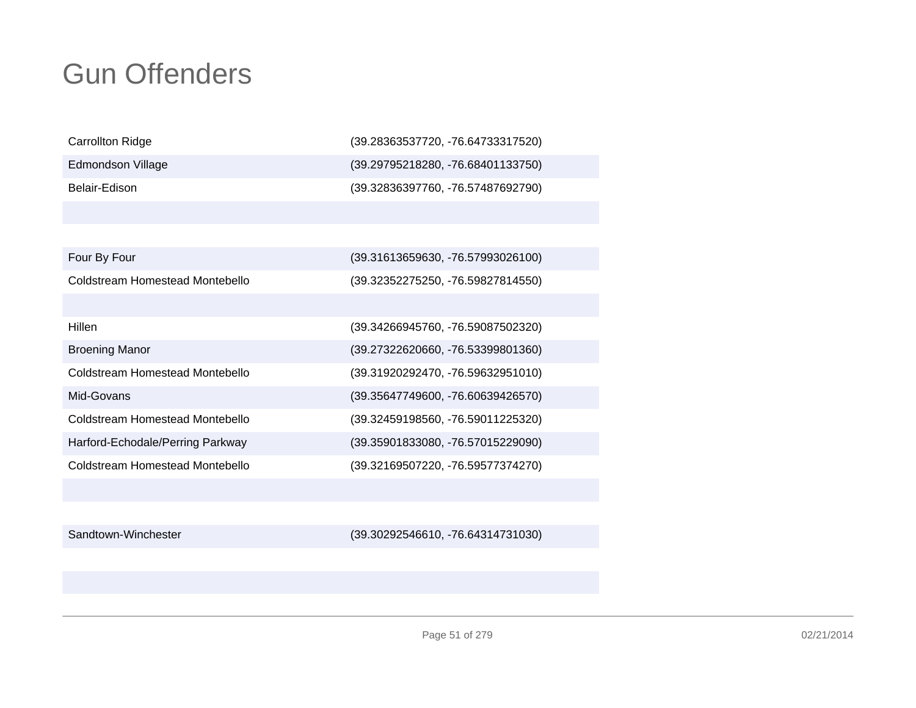# Gun Offenders

| | |
|---|---|
| Carrollton Ridge | (39.28363537720, -76.64733317520) |
| Edmondson Village | (39.29795218280, -76.68401133750) |
| Belair-Edison | (39.32836397760, -76.57487692790) |
| | |
| | |
| Four By Four | (39.31613659630, -76.57993026100) |
| Coldstream Homestead Montebello | (39.32352275250, -76.59827814550) |
| | |
| Hillen | (39.34266945760, -76.59087502320) |
| Broening Manor | (39.27322620660, -76.53399801360) |
| Coldstream Homestead Montebello | (39.31920292470, -76.59632951010) |
| Mid-Govans | (39.35647749600, -76.60639426570) |
| Coldstream Homestead Montebello | (39.32459198560, -76.59011225320) |
| Harford-Echodale/Perring Parkway | (39.35901833080, -76.57015229090) |
| Coldstream Homestead Montebello | (39.32169507220, -76.59577374270) |
| | |
| | |
| Sandtown-Winchester | (39.30292546610, -76.64314731030) |
| | |
| | |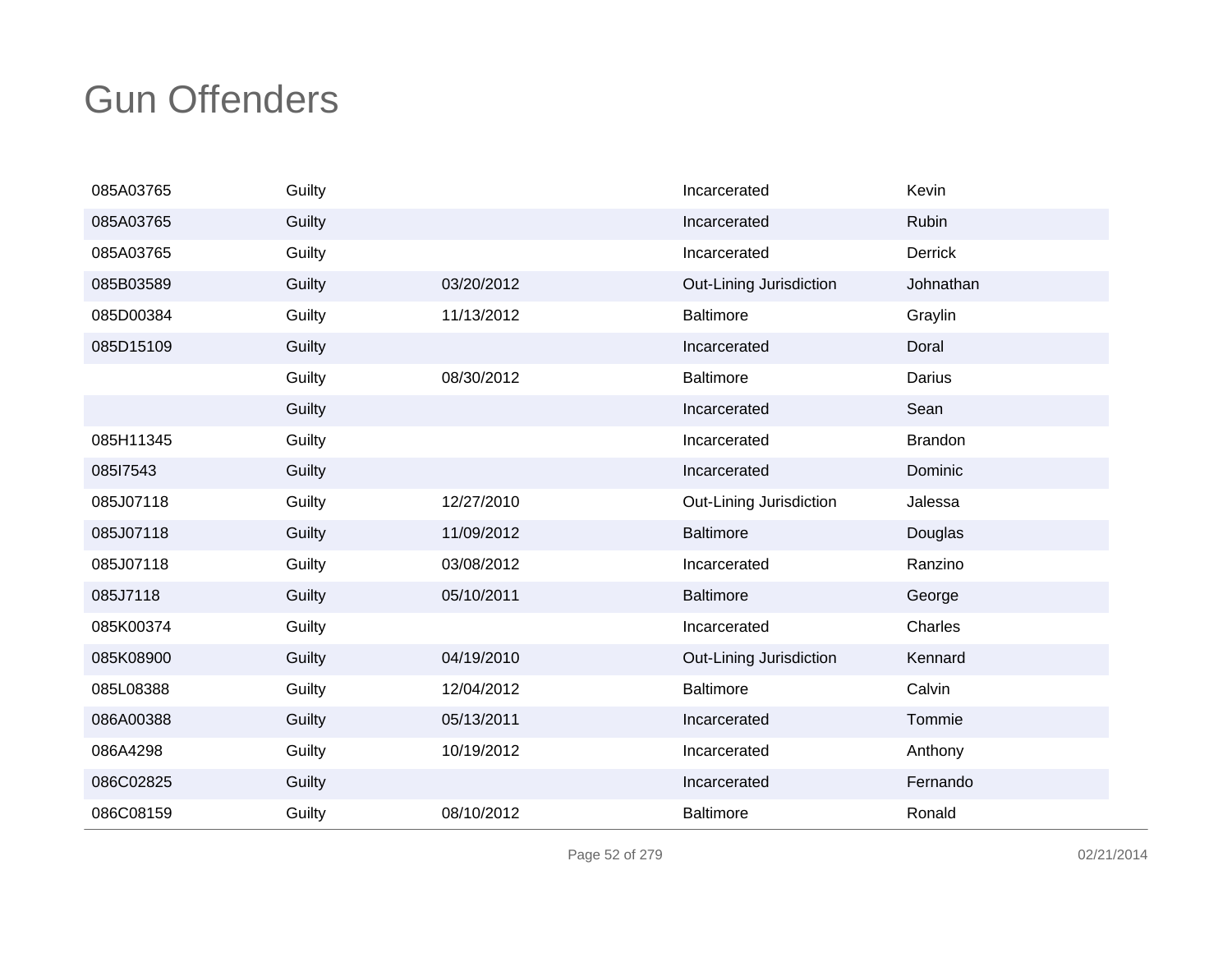# Gun Offenders

| | | | | |
|---|---|---|---|---|
| 085A03765 | Guilty | | Incarcerated | Kevin |
| 085A03765 | Guilty | | Incarcerated | Rubin |
| 085A03765 | Guilty | | Incarcerated | Derrick |
| 085B03589 | Guilty | 03/20/2012 | Out-Lining Jurisdiction | Johnathan |
| 085D00384 | Guilty | 11/13/2012 | Baltimore | Graylin |
| 085D15109 | Guilty | | Incarcerated | Doral |
| | Guilty | 08/30/2012 | Baltimore | Darius |
| | Guilty | | Incarcerated | Sean |
| 085H11345 | Guilty | | Incarcerated | Brandon |
| 085I7543 | Guilty | | Incarcerated | Dominic |
| 085J07118 | Guilty | 12/27/2010 | Out-Lining Jurisdiction | Jalessa |
| 085J07118 | Guilty | 11/09/2012 | Baltimore | Douglas |
| 085J07118 | Guilty | 03/08/2012 | Incarcerated | Ranzino |
| 085J7118 | Guilty | 05/10/2011 | Baltimore | George |
| 085K00374 | Guilty | | Incarcerated | Charles |
| 085K08900 | Guilty | 04/19/2010 | Out-Lining Jurisdiction | Kennard |
| 085L08388 | Guilty | 12/04/2012 | Baltimore | Calvin |
| 086A00388 | Guilty | 05/13/2011 | Incarcerated | Tommie |
| 086A4298 | Guilty | 10/19/2012 | Incarcerated | Anthony |
| 086C02825 | Guilty | | Incarcerated | Fernando |
| 086C08159 | Guilty | 08/10/2012 | Baltimore | Ronald |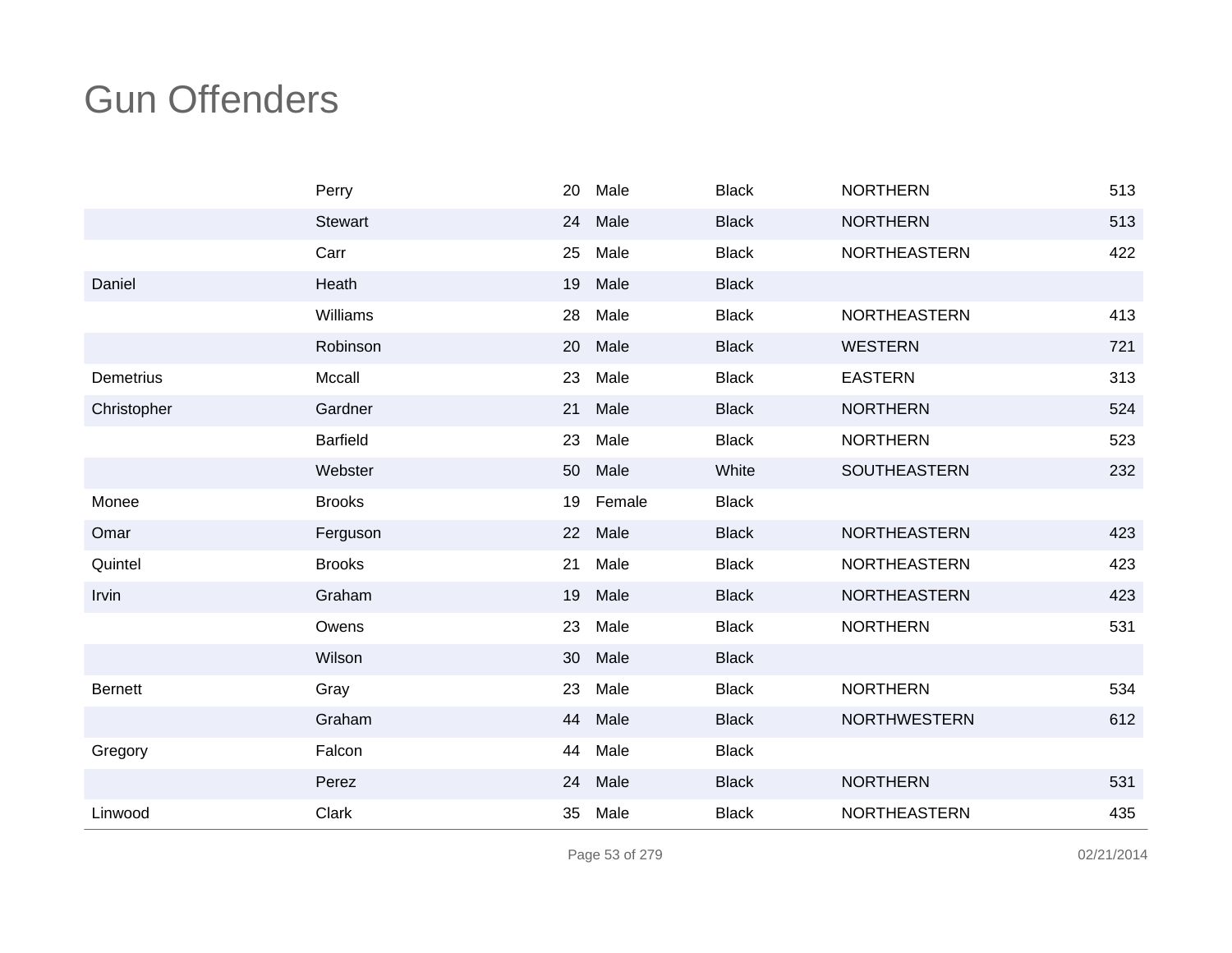# Gun Offenders

| | | | | | | |
|---|---|---|---|---|---|---|
| | Perry | 20 | Male | Black | NORTHERN | 513 |
| | Stewart | 24 | Male | Black | NORTHERN | 513 |
| | Carr | 25 | Male | Black | NORTHEASTERN | 422 |
| Daniel | Heath | 19 | Male | Black | | |
| | Williams | 28 | Male | Black | NORTHEASTERN | 413 |
| | Robinson | 20 | Male | Black | WESTERN | 721 |
| Demetrius | Mccall | 23 | Male | Black | EASTERN | 313 |
| Christopher | Gardner | 21 | Male | Black | NORTHERN | 524 |
| | Barfield | 23 | Male | Black | NORTHERN | 523 |
| | Webster | 50 | Male | White | SOUTHEASTERN | 232 |
| Monee | Brooks | 19 | Female | Black | | |
| Omar | Ferguson | 22 | Male | Black | NORTHEASTERN | 423 |
| Quintel | Brooks | 21 | Male | Black | NORTHEASTERN | 423 |
| Irvin | Graham | 19 | Male | Black | NORTHEASTERN | 423 |
| | Owens | 23 | Male | Black | NORTHERN | 531 |
| | Wilson | 30 | Male | Black | | |
| Bernett | Gray | 23 | Male | Black | NORTHERN | 534 |
| | Graham | 44 | Male | Black | NORTHWESTERN | 612 |
| Gregory | Falcon | 44 | Male | Black | | |
| | Perez | 24 | Male | Black | NORTHERN | 531 |
| Linwood | Clark | 35 | Male | Black | NORTHEASTERN | 435 |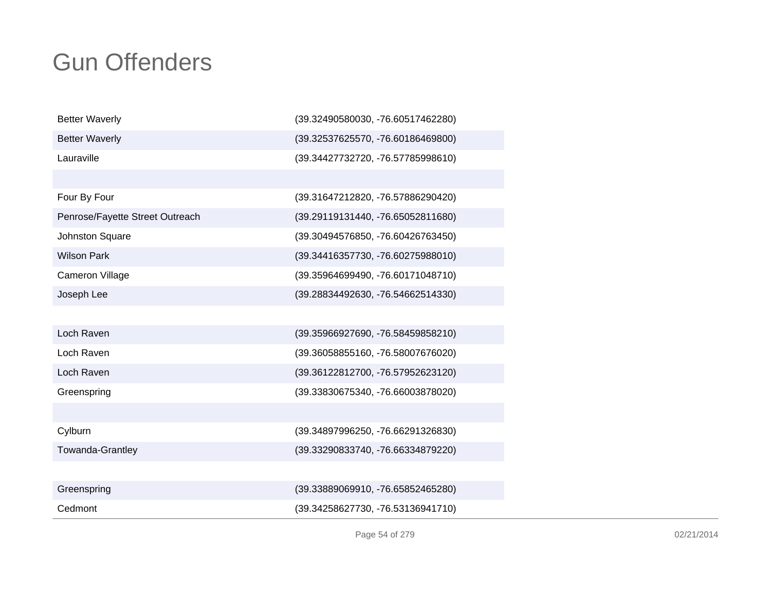# Gun Offenders

| | |
|---|---|
| Better Waverly | (39.32490580030, -76.60517462280) |
| Better Waverly | (39.32537625570, -76.60186469800) |
| Lauraville | (39.34427732720, -76.57785998610) |
| | |
| Four By Four | (39.31647212820, -76.57886290420) |
| Penrose/Fayette Street Outreach | (39.29119131440, -76.65052811680) |
| Johnston Square | (39.30494576850, -76.60426763450) |
| Wilson Park | (39.34416357730, -76.60275988010) |
| Cameron Village | (39.35964699490, -76.60171048710) |
| Joseph Lee | (39.28834492630, -76.54662514330) |
| | |
| Loch Raven | (39.35966927690, -76.58459858210) |
| Loch Raven | (39.36058855160, -76.58007676020) |
| Loch Raven | (39.36122812700, -76.57952623120) |
| Greenspring | (39.33830675340, -76.66003878020) |
| | |
| Cylburn | (39.34897996250, -76.66291326830) |
| Towanda-Grantley | (39.33290833740, -76.66334879220) |
| | |
| Greenspring | (39.33889069910, -76.65852465280) |
| Cedmont | (39.34258627730, -76.53136941710) |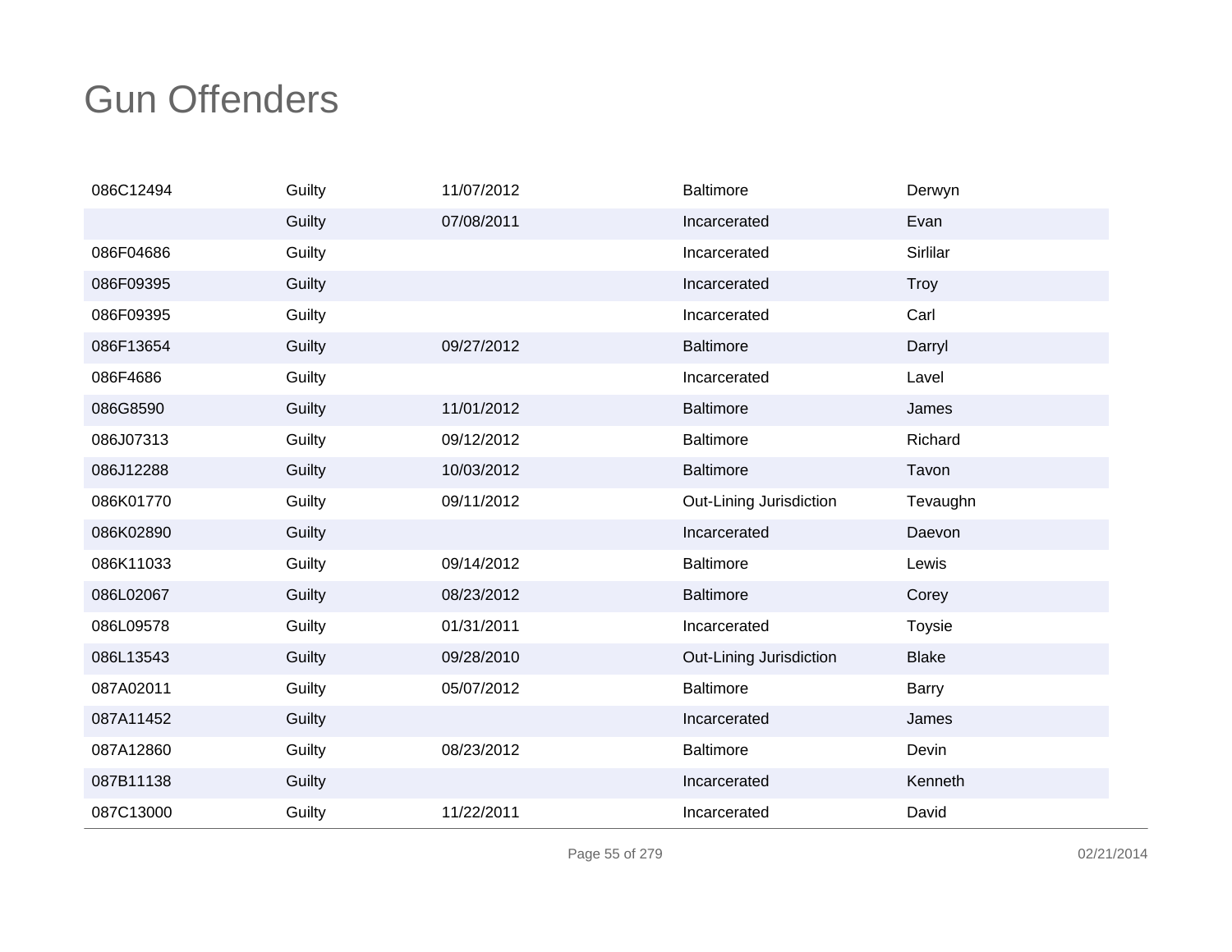# Gun Offenders

| | | | | |
|---|---|---|---|---|
| 086C12494 | Guilty | 11/07/2012 | Baltimore | Derwyn |
| | Guilty | 07/08/2011 | Incarcerated | Evan |
| 086F04686 | Guilty | | Incarcerated | Sirlilar |
| 086F09395 | Guilty | | Incarcerated | Troy |
| 086F09395 | Guilty | | Incarcerated | Carl |
| 086F13654 | Guilty | 09/27/2012 | Baltimore | Darryl |
| 086F4686 | Guilty | | Incarcerated | Lavel |
| 086G8590 | Guilty | 11/01/2012 | Baltimore | James |
| 086J07313 | Guilty | 09/12/2012 | Baltimore | Richard |
| 086J12288 | Guilty | 10/03/2012 | Baltimore | Tavon |
| 086K01770 | Guilty | 09/11/2012 | Out-Lining Jurisdiction | Tevaughn |
| 086K02890 | Guilty | | Incarcerated | Daevon |
| 086K11033 | Guilty | 09/14/2012 | Baltimore | Lewis |
| 086L02067 | Guilty | 08/23/2012 | Baltimore | Corey |
| 086L09578 | Guilty | 01/31/2011 | Incarcerated | Toysie |
| 086L13543 | Guilty | 09/28/2010 | Out-Lining Jurisdiction | Blake |
| 087A02011 | Guilty | 05/07/2012 | Baltimore | Barry |
| 087A11452 | Guilty | | Incarcerated | James |
| 087A12860 | Guilty | 08/23/2012 | Baltimore | Devin |
| 087B11138 | Guilty | | Incarcerated | Kenneth |
| 087C13000 | Guilty | 11/22/2011 | Incarcerated | David |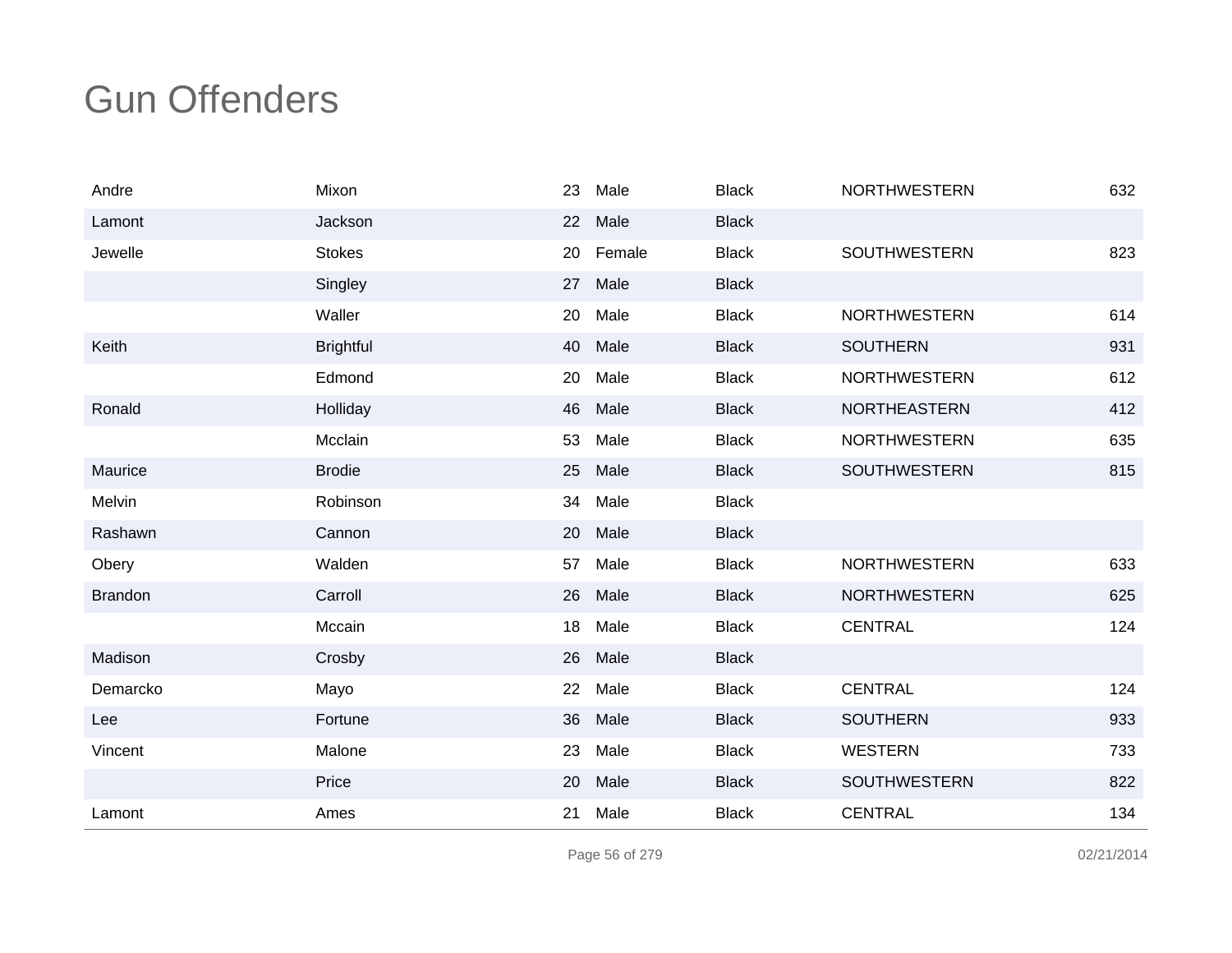# Gun Offenders

| | | | | | | |
|---|---|---|---|---|---|---|
| Andre | Mixon | 23 | Male | Black | NORTHWESTERN | 632 |
| Lamont | Jackson | 22 | Male | Black | | |
| Jewelle | Stokes | 20 | Female | Black | SOUTHWESTERN | 823 |
| | Singley | 27 | Male | Black | | |
| | Waller | 20 | Male | Black | NORTHWESTERN | 614 |
| Keith | Brightful | 40 | Male | Black | SOUTHERN | 931 |
| | Edmond | 20 | Male | Black | NORTHWESTERN | 612 |
| Ronald | Holliday | 46 | Male | Black | NORTHEASTERN | 412 |
| | Mcclain | 53 | Male | Black | NORTHWESTERN | 635 |
| Maurice | Brodie | 25 | Male | Black | SOUTHWESTERN | 815 |
| Melvin | Robinson | 34 | Male | Black | | |
| Rashawn | Cannon | 20 | Male | Black | | |
| Obery | Walden | 57 | Male | Black | NORTHWESTERN | 633 |
| Brandon | Carroll | 26 | Male | Black | NORTHWESTERN | 625 |
| | Mccain | 18 | Male | Black | CENTRAL | 124 |
| Madison | Crosby | 26 | Male | Black | | |
| Demarcko | Mayo | 22 | Male | Black | CENTRAL | 124 |
| Lee | Fortune | 36 | Male | Black | SOUTHERN | 933 |
| Vincent | Malone | 23 | Male | Black | WESTERN | 733 |
| | Price | 20 | Male | Black | SOUTHWESTERN | 822 |
| Lamont | Ames | 21 | Male | Black | CENTRAL | 134 |

02/21/2014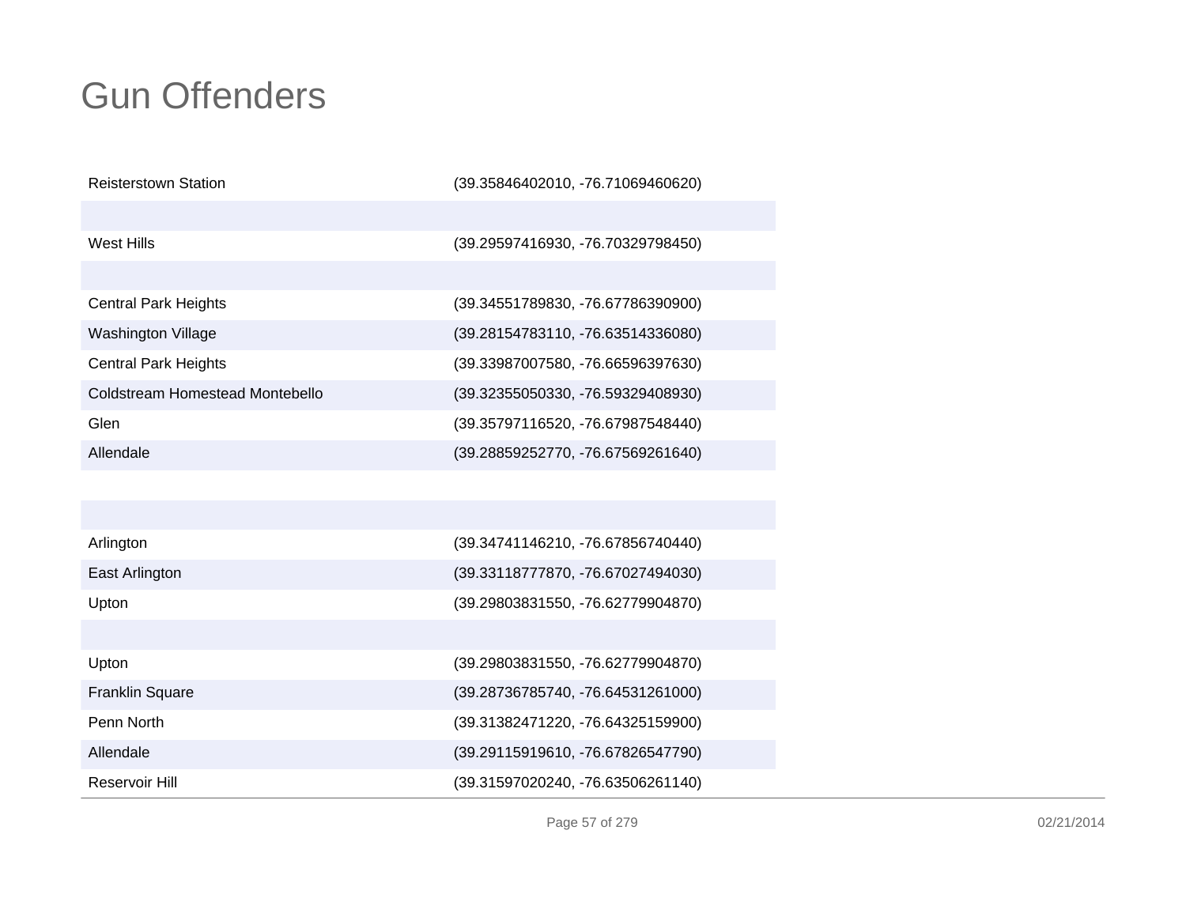# Gun Offenders

| | |
|---|---|
| Reisterstown Station | (39.35846402010, -76.71069460620) |
| | |
| West Hills | (39.29597416930, -76.70329798450) |
| | |
| Central Park Heights | (39.34551789830, -76.67786390900) |
| Washington Village | (39.28154783110, -76.63514336080) |
| Central Park Heights | (39.33987007580, -76.66596397630) |
| Coldstream Homestead Montebello | (39.32355050330, -76.59329408930) |
| Glen | (39.35797116520, -76.67987548440) |
| Allendale | (39.28859252770, -76.67569261640) |
| | |
| | |
| Arlington | (39.34741146210, -76.67856740440) |
| East Arlington | (39.33118777870, -76.67027494030) |
| Upton | (39.29803831550, -76.62779904870) |
| | |
| Upton | (39.29803831550, -76.62779904870) |
| Franklin Square | (39.28736785740, -76.64531261000) |
| Penn North | (39.31382471220, -76.64325159900) |
| Allendale | (39.29115919610, -76.67826547790) |
| Reservoir Hill | (39.31597020240, -76.63506261140) |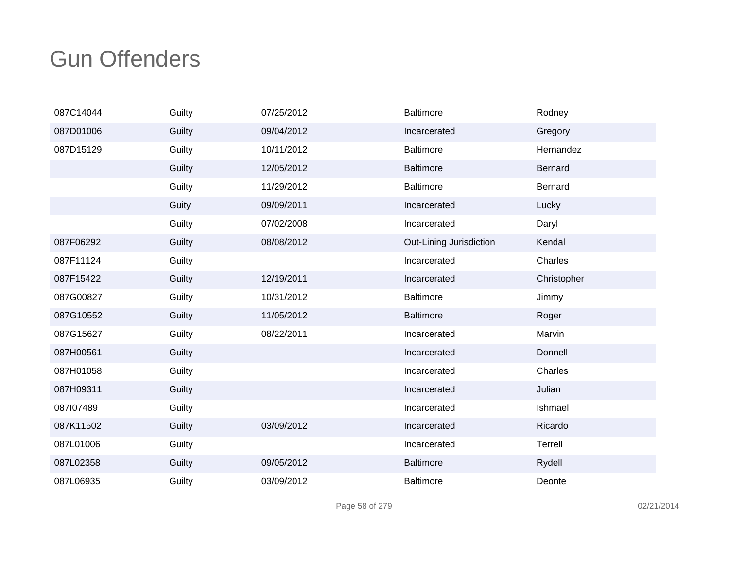# Gun Offenders

| | | | | |
|---|---|---|---|---|
| 087C14044 | Guilty | 07/25/2012 | Baltimore | Rodney |
| 087D01006 | Guilty | 09/04/2012 | Incarcerated | Gregory |
| 087D15129 | Guilty | 10/11/2012 | Baltimore | Hernandez |
| | Guilty | 12/05/2012 | Baltimore | Bernard |
| | Guilty | 11/29/2012 | Baltimore | Bernard |
| | Guity | 09/09/2011 | Incarcerated | Lucky |
| | Guilty | 07/02/2008 | Incarcerated | Daryl |
| 087F06292 | Guilty | 08/08/2012 | Out-Lining Jurisdiction | Kendal |
| 087F11124 | Guilty | | Incarcerated | Charles |
| 087F15422 | Guilty | 12/19/2011 | Incarcerated | Christopher |
| 087G00827 | Guilty | 10/31/2012 | Baltimore | Jimmy |
| 087G10552 | Guilty | 11/05/2012 | Baltimore | Roger |
| 087G15627 | Guilty | 08/22/2011 | Incarcerated | Marvin |
| 087H00561 | Guilty | | Incarcerated | Donnell |
| 087H01058 | Guilty | | Incarcerated | Charles |
| 087H09311 | Guilty | | Incarcerated | Julian |
| 087I07489 | Guilty | | Incarcerated | Ishmael |
| 087K11502 | Guilty | 03/09/2012 | Incarcerated | Ricardo |
| 087L01006 | Guilty | | Incarcerated | Terrell |
| 087L02358 | Guilty | 09/05/2012 | Baltimore | Rydell |
| 087L06935 | Guilty | 03/09/2012 | Baltimore | Deonte |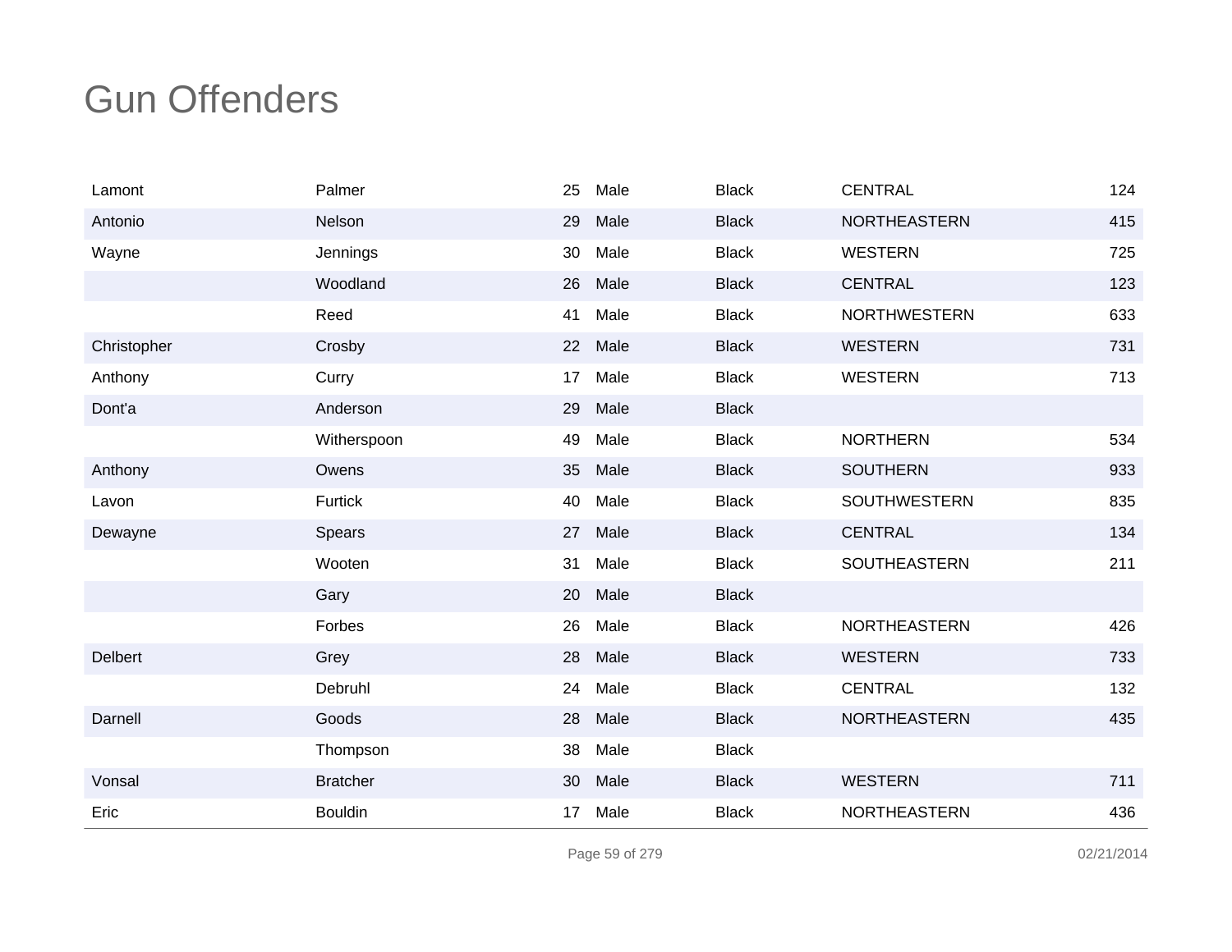# Gun Offenders

| | | | | | | |
|---|---|---|---|---|---|---|
| Lamont | Palmer | 25 | Male | Black | CENTRAL | 124 |
| Antonio | Nelson | 29 | Male | Black | NORTHEASTERN | 415 |
| Wayne | Jennings | 30 | Male | Black | WESTERN | 725 |
| | Woodland | 26 | Male | Black | CENTRAL | 123 |
| | Reed | 41 | Male | Black | NORTHWESTERN | 633 |
| Christopher | Crosby | 22 | Male | Black | WESTERN | 731 |
| Anthony | Curry | 17 | Male | Black | WESTERN | 713 |
| Dont'a | Anderson | 29 | Male | Black | | |
| | Witherspoon | 49 | Male | Black | NORTHERN | 534 |
| Anthony | Owens | 35 | Male | Black | SOUTHERN | 933 |
| Lavon | Furtick | 40 | Male | Black | SOUTHWESTERN | 835 |
| Dewayne | Spears | 27 | Male | Black | CENTRAL | 134 |
| | Wooten | 31 | Male | Black | SOUTHEASTERN | 211 |
| | Gary | 20 | Male | Black | | |
| | Forbes | 26 | Male | Black | NORTHEASTERN | 426 |
| Delbert | Grey | 28 | Male | Black | WESTERN | 733 |
| | Debruhl | 24 | Male | Black | CENTRAL | 132 |
| Darnell | Goods | 28 | Male | Black | NORTHEASTERN | 435 |
| | Thompson | 38 | Male | Black | | |
| Vonsal | Bratcher | 30 | Male | Black | WESTERN | 711 |
| Eric | Bouldin | 17 | Male | Black | NORTHEASTERN | 436 |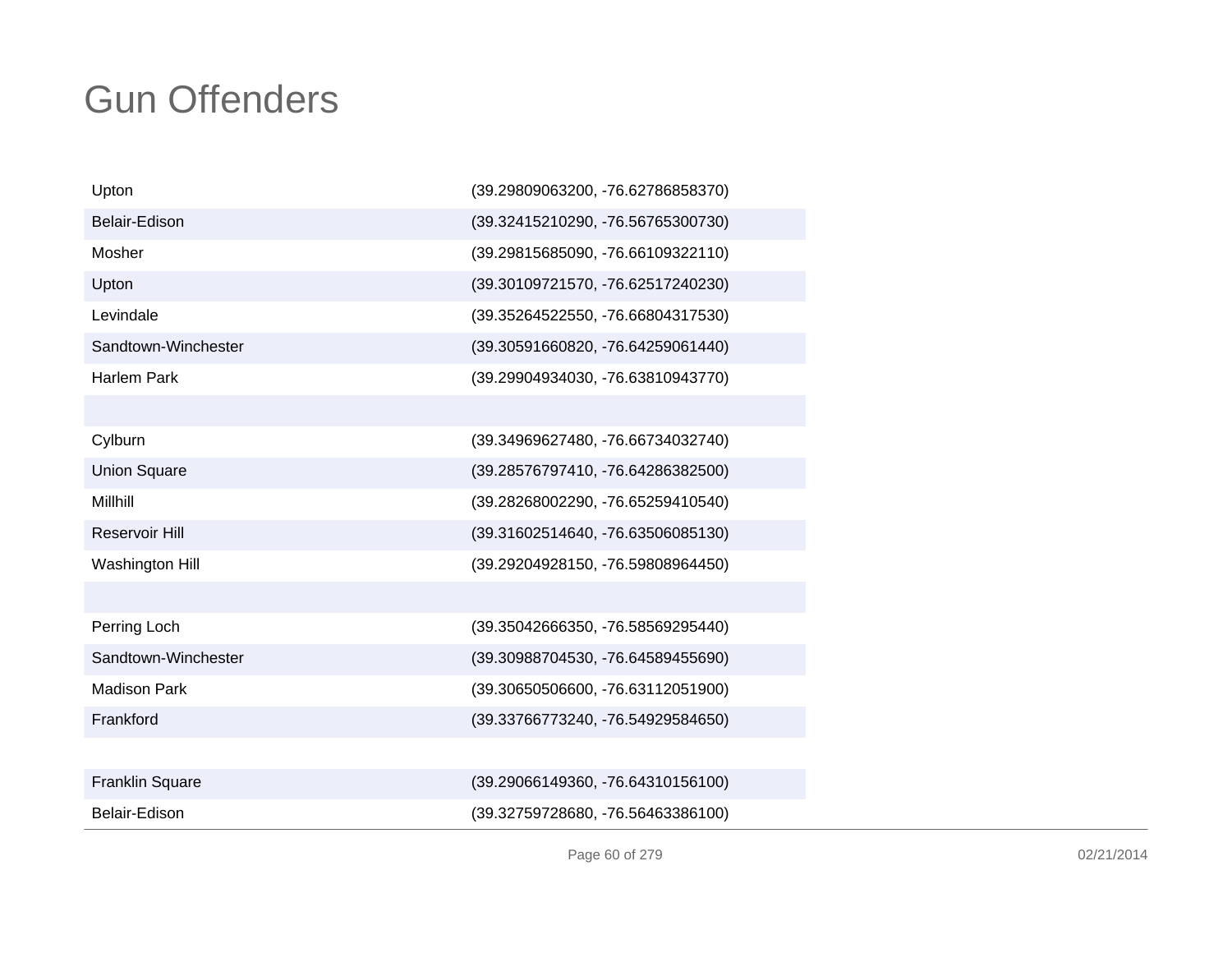# Gun Offenders

| | |
|---|---|
| Upton | (39.29809063200, -76.62786858370) |
| Belair-Edison | (39.32415210290, -76.56765300730) |
| Mosher | (39.29815685090, -76.66109322110) |
| Upton | (39.30109721570, -76.62517240230) |
| Levindale | (39.35264522550, -76.66804317530) |
| Sandtown-Winchester | (39.30591660820, -76.64259061440) |
| Harlem Park | (39.29904934030, -76.63810943770) |
| | |
| Cylburn | (39.34969627480, -76.66734032740) |
| Union Square | (39.28576797410, -76.64286382500) |
| Millhill | (39.28268002290, -76.65259410540) |
| Reservoir Hill | (39.31602514640, -76.63506085130) |
| Washington Hill | (39.29204928150, -76.59808964450) |
| | |
| Perring Loch | (39.35042666350, -76.58569295440) |
| Sandtown-Winchester | (39.30988704530, -76.64589455690) |
| Madison Park | (39.30650506600, -76.63112051900) |
| Frankford | (39.33766773240, -76.54929584650) |
| | |
| Franklin Square | (39.29066149360, -76.64310156100) |
| Belair-Edison | (39.32759728680, -76.56463386100) |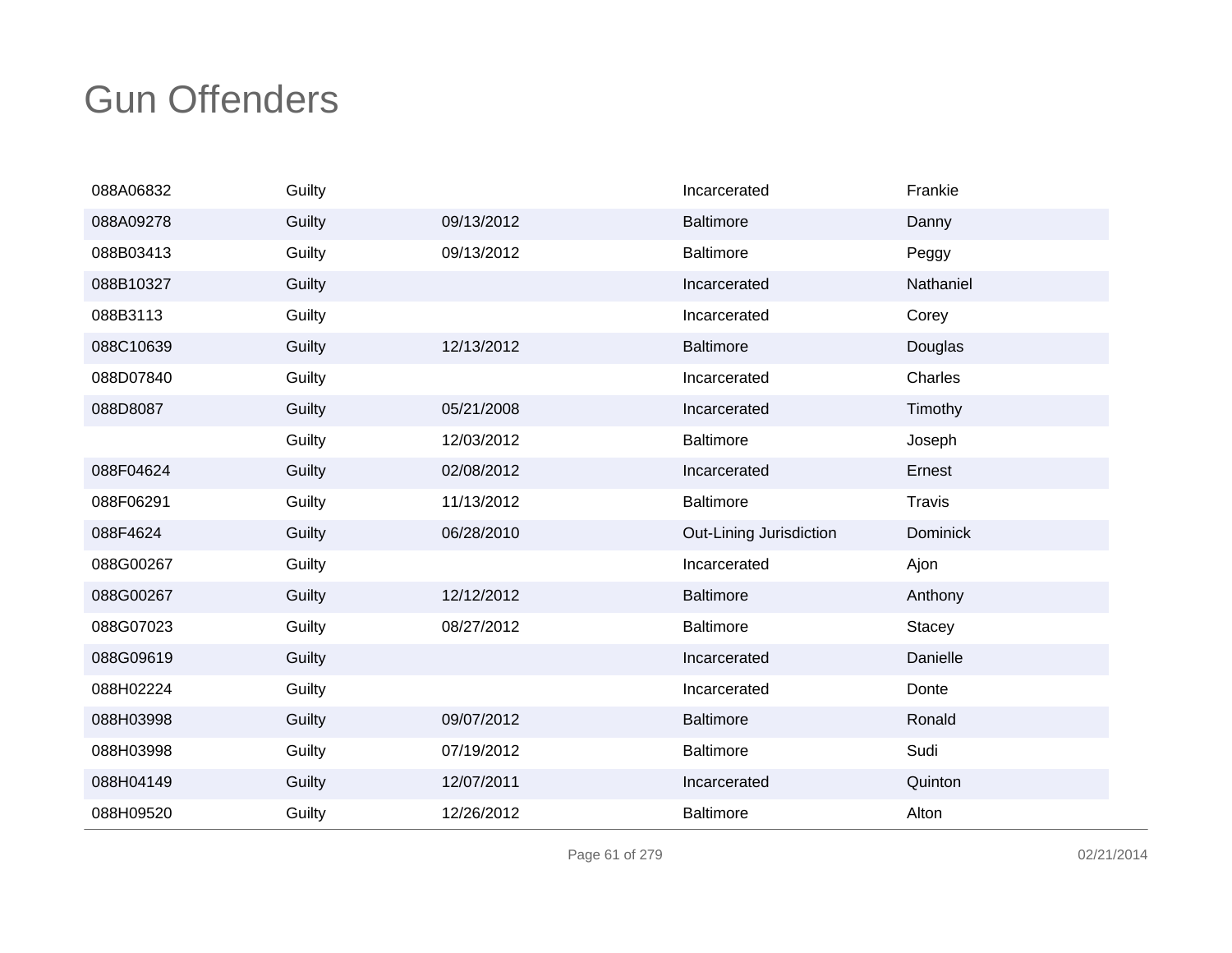# Gun Offenders

| | | | | |
|---|---|---|---|---|
| 088A06832 | Guilty | | Incarcerated | Frankie |
| 088A09278 | Guilty | 09/13/2012 | Baltimore | Danny |
| 088B03413 | Guilty | 09/13/2012 | Baltimore | Peggy |
| 088B10327 | Guilty | | Incarcerated | Nathaniel |
| 088B3113 | Guilty | | Incarcerated | Corey |
| 088C10639 | Guilty | 12/13/2012 | Baltimore | Douglas |
| 088D07840 | Guilty | | Incarcerated | Charles |
| 088D8087 | Guilty | 05/21/2008 | Incarcerated | Timothy |
| | Guilty | 12/03/2012 | Baltimore | Joseph |
| 088F04624 | Guilty | 02/08/2012 | Incarcerated | Ernest |
| 088F06291 | Guilty | 11/13/2012 | Baltimore | Travis |
| 088F4624 | Guilty | 06/28/2010 | Out-Lining Jurisdiction | Dominick |
| 088G00267 | Guilty | | Incarcerated | Ajon |
| 088G00267 | Guilty | 12/12/2012 | Baltimore | Anthony |
| 088G07023 | Guilty | 08/27/2012 | Baltimore | Stacey |
| 088G09619 | Guilty | | Incarcerated | Danielle |
| 088H02224 | Guilty | | Incarcerated | Donte |
| 088H03998 | Guilty | 09/07/2012 | Baltimore | Ronald |
| 088H03998 | Guilty | 07/19/2012 | Baltimore | Sudi |
| 088H04149 | Guilty | 12/07/2011 | Incarcerated | Quinton |
| 088H09520 | Guilty | 12/26/2012 | Baltimore | Alton |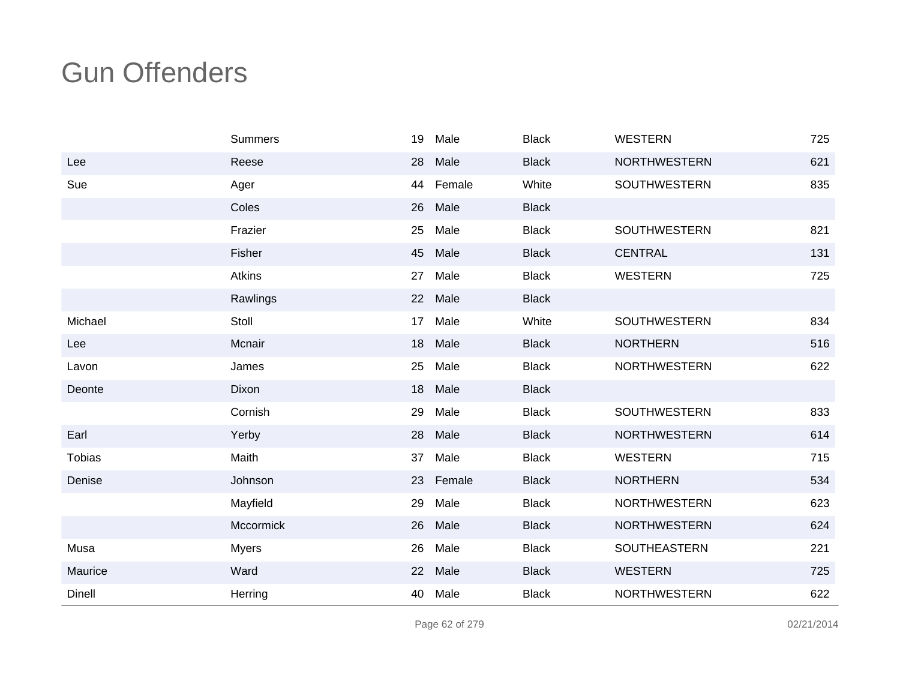# Gun Offenders

| | | | | | | |
|---|---|---|---|---|---|---|
| | Summers | 19 | Male | Black | WESTERN | 725 |
| Lee | Reese | 28 | Male | Black | NORTHWESTERN | 621 |
| Sue | Ager | 44 | Female | White | SOUTHWESTERN | 835 |
| | Coles | 26 | Male | Black | | |
| | Frazier | 25 | Male | Black | SOUTHWESTERN | 821 |
| | Fisher | 45 | Male | Black | CENTRAL | 131 |
| | Atkins | 27 | Male | Black | WESTERN | 725 |
| | Rawlings | 22 | Male | Black | | |
| Michael | Stoll | 17 | Male | White | SOUTHWESTERN | 834 |
| Lee | Mcnair | 18 | Male | Black | NORTHERN | 516 |
| Lavon | James | 25 | Male | Black | NORTHWESTERN | 622 |
| Deonte | Dixon | 18 | Male | Black | | |
| | Cornish | 29 | Male | Black | SOUTHWESTERN | 833 |
| Earl | Yerby | 28 | Male | Black | NORTHWESTERN | 614 |
| Tobias | Maith | 37 | Male | Black | WESTERN | 715 |
| Denise | Johnson | 23 | Female | Black | NORTHERN | 534 |
| | Mayfield | 29 | Male | Black | NORTHWESTERN | 623 |
| | Mccormick | 26 | Male | Black | NORTHWESTERN | 624 |
| Musa | Myers | 26 | Male | Black | SOUTHEASTERN | 221 |
| Maurice | Ward | 22 | Male | Black | WESTERN | 725 |
| Dinell | Herring | 40 | Male | Black | NORTHWESTERN | 622 |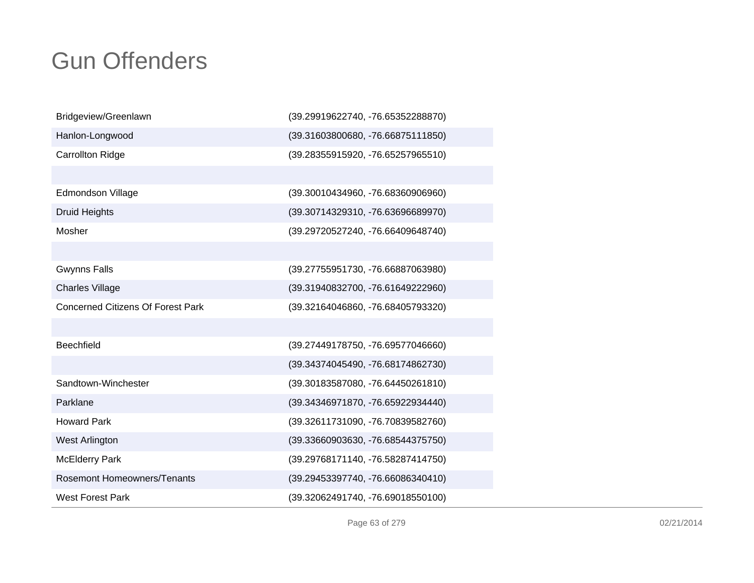# Gun Offenders

| | |
|---|---|
| Bridgeview/Greenlawn | (39.29919622740, -76.65352288870) |
| Hanlon-Longwood | (39.31603800680, -76.66875111850) |
| Carrollton Ridge | (39.28355915920, -76.65257965510) |
| | |
| Edmondson Village | (39.30010434960, -76.68360906960) |
| Druid Heights | (39.30714329310, -76.63696689970) |
| Mosher | (39.29720527240, -76.66409648740) |
| | |
| Gwynns Falls | (39.27755951730, -76.66887063980) |
| Charles Village | (39.31940832700, -76.61649222960) |
| Concerned Citizens Of Forest Park | (39.32164046860, -76.68405793320) |
| | |
| Beechfield | (39.27449178750, -76.69577046660) |
| | (39.34374045490, -76.68174862730) |
| Sandtown-Winchester | (39.30183587080, -76.64450261810) |
| Parklane | (39.34346971870, -76.65922934440) |
| Howard Park | (39.32611731090, -76.70839582760) |
| West Arlington | (39.33660903630, -76.68544375750) |
| McElderry Park | (39.29768171140, -76.58287414750) |
| Rosemont Homeowners/Tenants | (39.29453397740, -76.66086340410) |
| West Forest Park | (39.32062491740, -76.69018550100) |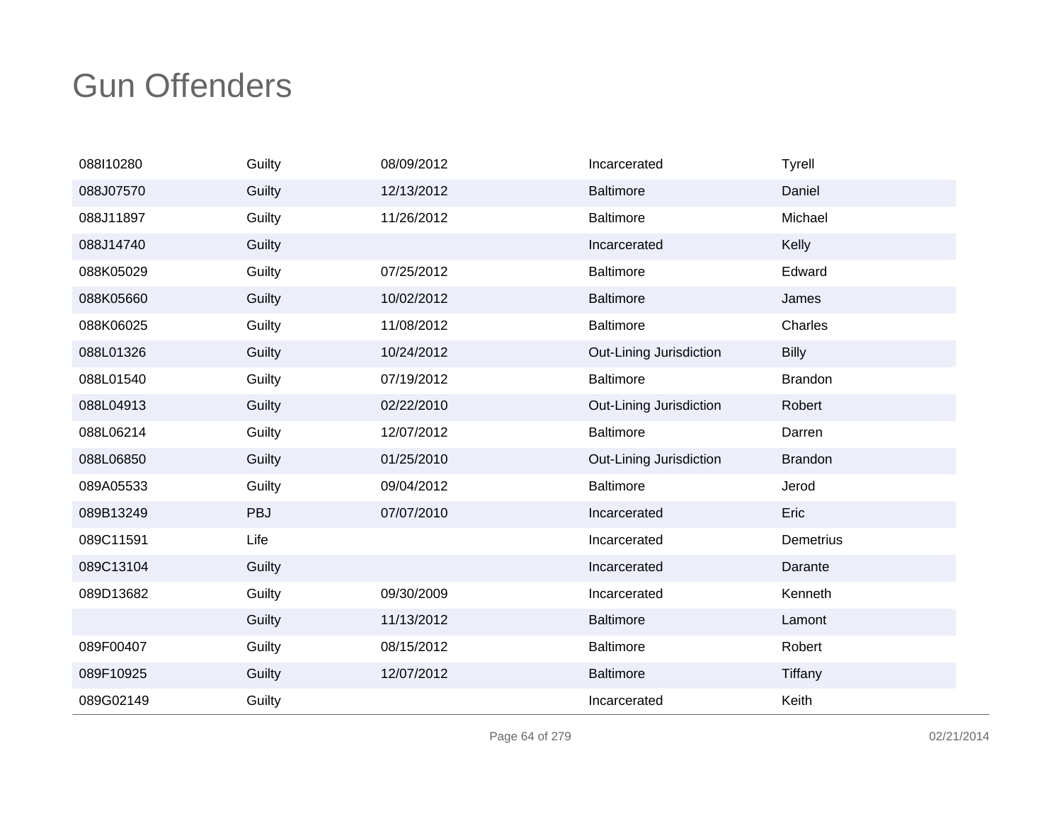# Gun Offenders

| | | | | |
|---|---|---|---|---|
| 088I10280 | Guilty | 08/09/2012 | Incarcerated | Tyrell |
| 088J07570 | Guilty | 12/13/2012 | Baltimore | Daniel |
| 088J11897 | Guilty | 11/26/2012 | Baltimore | Michael |
| 088J14740 | Guilty | | Incarcerated | Kelly |
| 088K05029 | Guilty | 07/25/2012 | Baltimore | Edward |
| 088K05660 | Guilty | 10/02/2012 | Baltimore | James |
| 088K06025 | Guilty | 11/08/2012 | Baltimore | Charles |
| 088L01326 | Guilty | 10/24/2012 | Out-Lining Jurisdiction | Billy |
| 088L01540 | Guilty | 07/19/2012 | Baltimore | Brandon |
| 088L04913 | Guilty | 02/22/2010 | Out-Lining Jurisdiction | Robert |
| 088L06214 | Guilty | 12/07/2012 | Baltimore | Darren |
| 088L06850 | Guilty | 01/25/2010 | Out-Lining Jurisdiction | Brandon |
| 089A05533 | Guilty | 09/04/2012 | Baltimore | Jerod |
| 089B13249 | PBJ | 07/07/2010 | Incarcerated | Eric |
| 089C11591 | Life | | Incarcerated | Demetrius |
| 089C13104 | Guilty | | Incarcerated | Darante |
| 089D13682 | Guilty | 09/30/2009 | Incarcerated | Kenneth |
| | Guilty | 11/13/2012 | Baltimore | Lamont |
| 089F00407 | Guilty | 08/15/2012 | Baltimore | Robert |
| 089F10925 | Guilty | 12/07/2012 | Baltimore | Tiffany |
| 089G02149 | Guilty | | Incarcerated | Keith |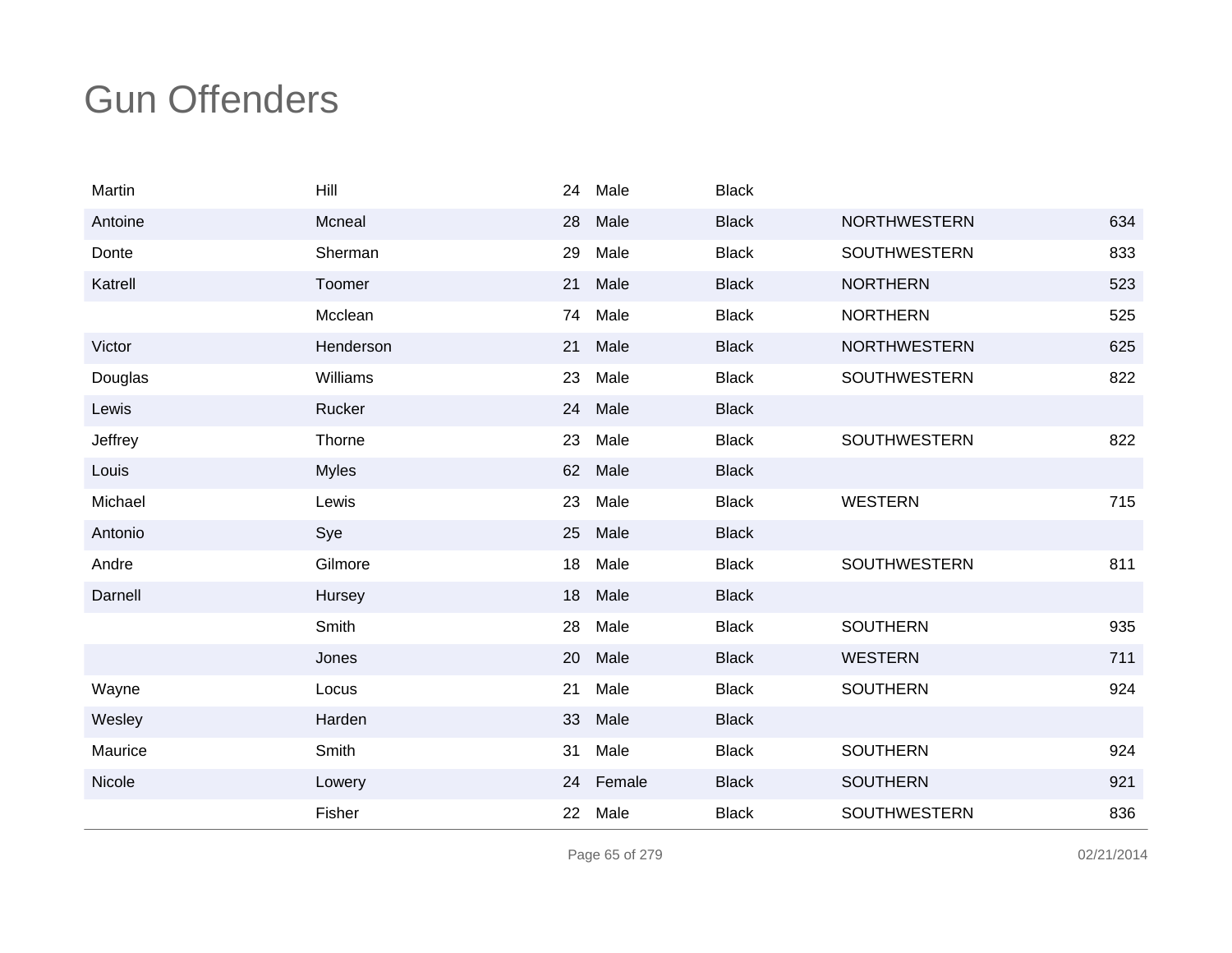# Gun Offenders

| | | | | | | |
|---|---|---|---|---|---|---|
| Martin | Hill | 24 | Male | Black | | |
| Antoine | Mcneal | 28 | Male | Black | NORTHWESTERN | 634 |
| Donte | Sherman | 29 | Male | Black | SOUTHWESTERN | 833 |
| Katrell | Toomer | 21 | Male | Black | NORTHERN | 523 |
| | Mcclean | 74 | Male | Black | NORTHERN | 525 |
| Victor | Henderson | 21 | Male | Black | NORTHWESTERN | 625 |
| Douglas | Williams | 23 | Male | Black | SOUTHWESTERN | 822 |
| Lewis | Rucker | 24 | Male | Black | | |
| Jeffrey | Thorne | 23 | Male | Black | SOUTHWESTERN | 822 |
| Louis | Myles | 62 | Male | Black | | |
| Michael | Lewis | 23 | Male | Black | WESTERN | 715 |
| Antonio | Sye | 25 | Male | Black | | |
| Andre | Gilmore | 18 | Male | Black | SOUTHWESTERN | 811 |
| Darnell | Hursey | 18 | Male | Black | | |
| | Smith | 28 | Male | Black | SOUTHERN | 935 |
| | Jones | 20 | Male | Black | WESTERN | 711 |
| Wayne | Locus | 21 | Male | Black | SOUTHERN | 924 |
| Wesley | Harden | 33 | Male | Black | | |
| Maurice | Smith | 31 | Male | Black | SOUTHERN | 924 |
| Nicole | Lowery | 24 | Female | Black | SOUTHERN | 921 |
| | Fisher | 22 | Male | Black | SOUTHWESTERN | 836 |

02/21/2014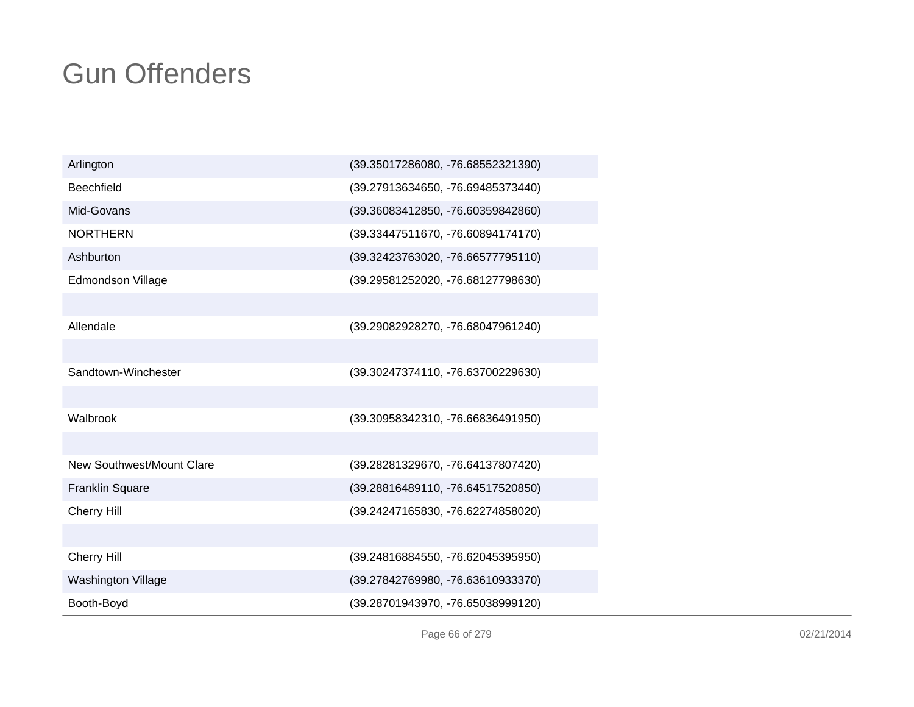# Gun Offenders

| | |
|---|---|
| Arlington | (39.35017286080, -76.68552321390) |
| Beechfield | (39.27913634650, -76.69485373440) |
| Mid-Govans | (39.36083412850, -76.60359842860) |
| NORTHERN | (39.33447511670, -76.60894174170) |
| Ashburton | (39.32423763020, -76.66577795110) |
| Edmondson Village | (39.29581252020, -76.68127798630) |
| | |
| Allendale | (39.29082928270, -76.68047961240) |
| | |
| Sandtown-Winchester | (39.30247374110, -76.63700229630) |
| | |
| Walbrook | (39.30958342310, -76.66836491950) |
| | |
| New Southwest/Mount Clare | (39.28281329670, -76.64137807420) |
| Franklin Square | (39.28816489110, -76.64517520850) |
| Cherry Hill | (39.24247165830, -76.62274858020) |
| | |
| Cherry Hill | (39.24816884550, -76.62045395950) |
| Washington Village | (39.27842769980, -76.63610933370) |
| Booth-Boyd | (39.28701943970, -76.65038999120) |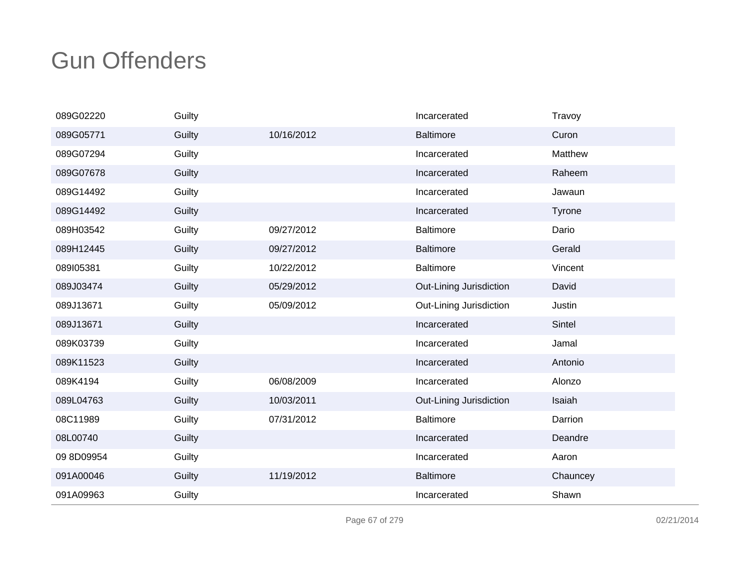# Gun Offenders

| | | | | |
|---|---|---|---|---|
| 089G02220 | Guilty | | Incarcerated | Travoy |
| 089G05771 | Guilty | 10/16/2012 | Baltimore | Curon |
| 089G07294 | Guilty | | Incarcerated | Matthew |
| 089G07678 | Guilty | | Incarcerated | Raheem |
| 089G14492 | Guilty | | Incarcerated | Jawaun |
| 089G14492 | Guilty | | Incarcerated | Tyrone |
| 089H03542 | Guilty | 09/27/2012 | Baltimore | Dario |
| 089H12445 | Guilty | 09/27/2012 | Baltimore | Gerald |
| 089I05381 | Guilty | 10/22/2012 | Baltimore | Vincent |
| 089J03474 | Guilty | 05/29/2012 | Out-Lining Jurisdiction | David |
| 089J13671 | Guilty | 05/09/2012 | Out-Lining Jurisdiction | Justin |
| 089J13671 | Guilty | | Incarcerated | Sintel |
| 089K03739 | Guilty | | Incarcerated | Jamal |
| 089K11523 | Guilty | | Incarcerated | Antonio |
| 089K4194 | Guilty | 06/08/2009 | Incarcerated | Alonzo |
| 089L04763 | Guilty | 10/03/2011 | Out-Lining Jurisdiction | Isaiah |
| 08C11989 | Guilty | 07/31/2012 | Baltimore | Darrion |
| 08L00740 | Guilty | | Incarcerated | Deandre |
| 09 8D09954 | Guilty | | Incarcerated | Aaron |
| 091A00046 | Guilty | 11/19/2012 | Baltimore | Chauncey |
| 091A09963 | Guilty | | Incarcerated | Shawn |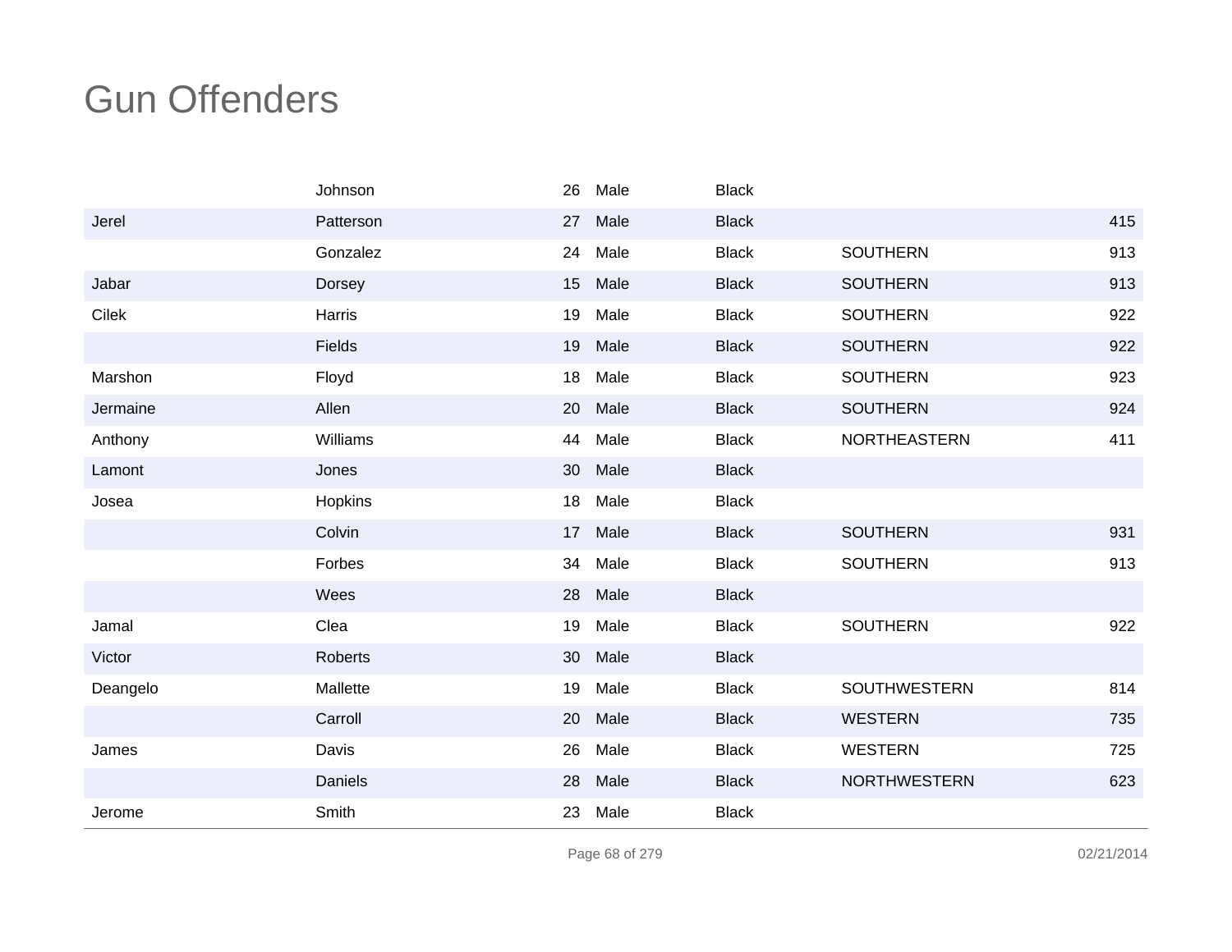# Gun Offenders

| | | | | | | |
|---|---|---|---|---|---|---|
| | Johnson | 26 | Male | Black | | |
| Jerel | Patterson | 27 | Male | Black | | 415 |
| | Gonzalez | 24 | Male | Black | SOUTHERN | 913 |
| Jabar | Dorsey | 15 | Male | Black | SOUTHERN | 913 |
| Cilek | Harris | 19 | Male | Black | SOUTHERN | 922 |
| | Fields | 19 | Male | Black | SOUTHERN | 922 |
| Marshon | Floyd | 18 | Male | Black | SOUTHERN | 923 |
| Jermaine | Allen | 20 | Male | Black | SOUTHERN | 924 |
| Anthony | Williams | 44 | Male | Black | NORTHEASTERN | 411 |
| Lamont | Jones | 30 | Male | Black | | |
| Josea | Hopkins | 18 | Male | Black | | |
| | Colvin | 17 | Male | Black | SOUTHERN | 931 |
| | Forbes | 34 | Male | Black | SOUTHERN | 913 |
| | Wees | 28 | Male | Black | | |
| Jamal | Clea | 19 | Male | Black | SOUTHERN | 922 |
| Victor | Roberts | 30 | Male | Black | | |
| Deangelo | Mallette | 19 | Male | Black | SOUTHWESTERN | 814 |
| | Carroll | 20 | Male | Black | WESTERN | 735 |
| James | Davis | 26 | Male | Black | WESTERN | 725 |
| | Daniels | 28 | Male | Black | NORTHWESTERN | 623 |
| Jerome | Smith | 23 | Male | Black | | |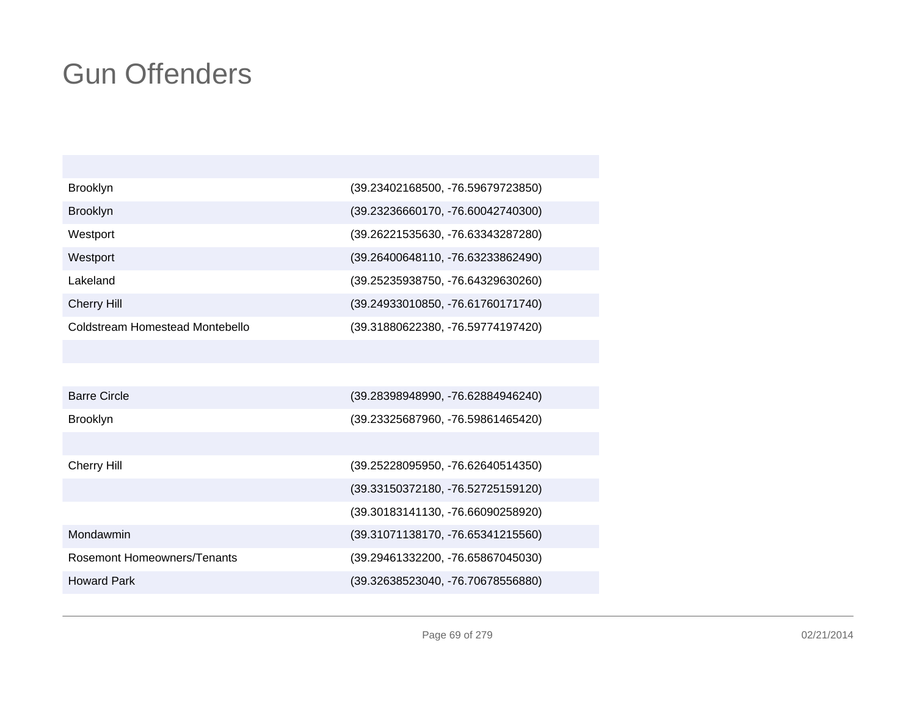# Gun Offenders

| | |
|---|---|
| Brooklyn | (39.23402168500, -76.59679723850) |
| Brooklyn | (39.23236660170, -76.60042740300) |
| Westport | (39.26221535630, -76.63343287280) |
| Westport | (39.26400648110, -76.63233862490) |
| Lakeland | (39.25235938750, -76.64329630260) |
| Cherry Hill | (39.24933010850, -76.61760171740) |
| Coldstream Homestead Montebello | (39.31880622380, -76.59774197420) |
| | |
| | |
| Barre Circle | (39.28398948990, -76.62884946240) |
| Brooklyn | (39.23325687960, -76.59861465420) |
| | |
| Cherry Hill | (39.25228095950, -76.62640514350) |
| | (39.33150372180, -76.52725159120) |
| | (39.30183141130, -76.66090258920) |
| Mondawmin | (39.31071138170, -76.65341215560) |
| Rosemont Homeowners/Tenants | (39.29461332200, -76.65867045030) |
| Howard Park | (39.32638523040, -76.70678556880) |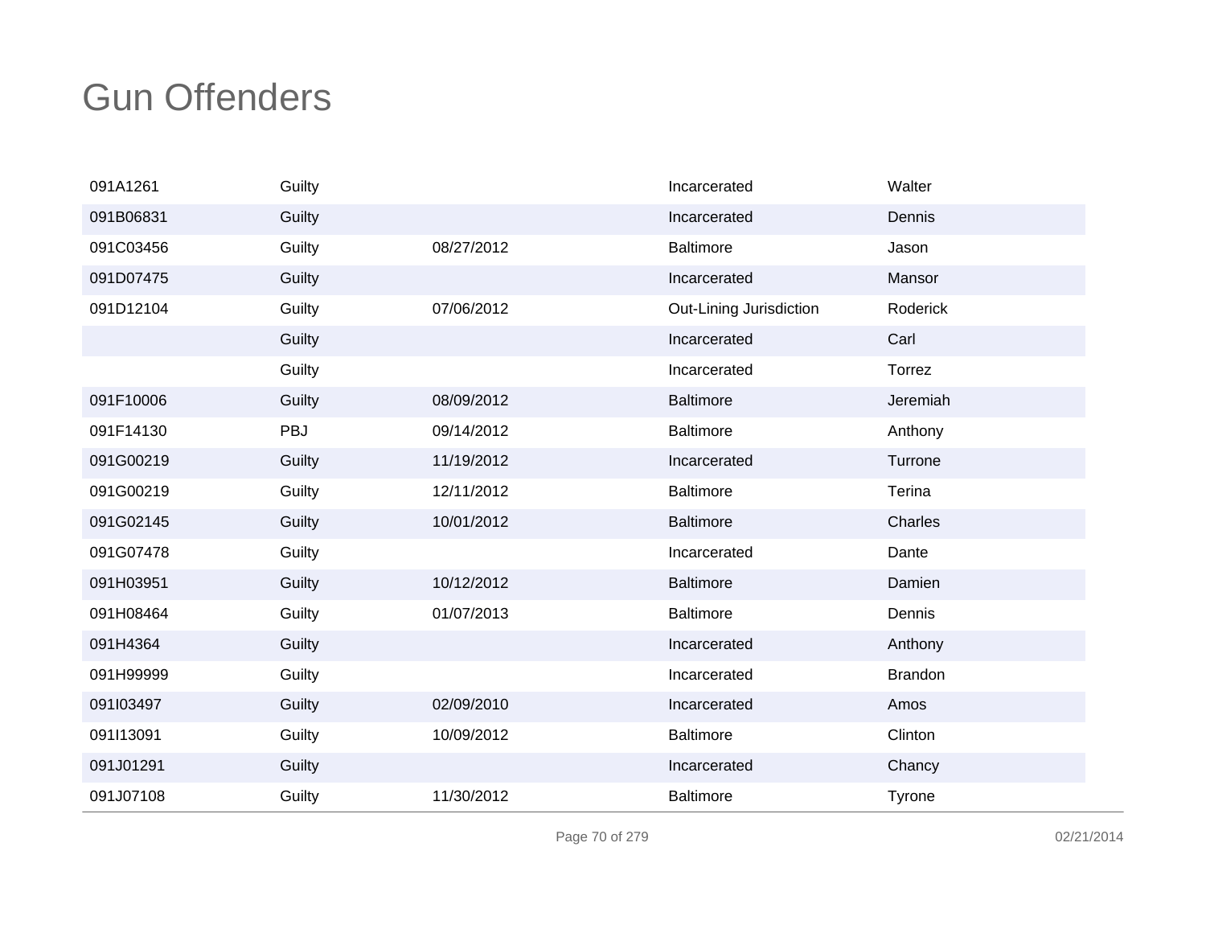# Gun Offenders

| | | | | |
|---|---|---|---|---|
| 091A1261 | Guilty | | Incarcerated | Walter |
| 091B06831 | Guilty | | Incarcerated | Dennis |
| 091C03456 | Guilty | 08/27/2012 | Baltimore | Jason |
| 091D07475 | Guilty | | Incarcerated | Mansor |
| 091D12104 | Guilty | 07/06/2012 | Out-Lining Jurisdiction | Roderick |
| | Guilty | | Incarcerated | Carl |
| | Guilty | | Incarcerated | Torrez |
| 091F10006 | Guilty | 08/09/2012 | Baltimore | Jeremiah |
| 091F14130 | PBJ | 09/14/2012 | Baltimore | Anthony |
| 091G00219 | Guilty | 11/19/2012 | Incarcerated | Turrone |
| 091G00219 | Guilty | 12/11/2012 | Baltimore | Terina |
| 091G02145 | Guilty | 10/01/2012 | Baltimore | Charles |
| 091G07478 | Guilty | | Incarcerated | Dante |
| 091H03951 | Guilty | 10/12/2012 | Baltimore | Damien |
| 091H08464 | Guilty | 01/07/2013 | Baltimore | Dennis |
| 091H4364 | Guilty | | Incarcerated | Anthony |
| 091H99999 | Guilty | | Incarcerated | Brandon |
| 091I03497 | Guilty | 02/09/2010 | Incarcerated | Amos |
| 091I13091 | Guilty | 10/09/2012 | Baltimore | Clinton |
| 091J01291 | Guilty | | Incarcerated | Chancy |
| 091J07108 | Guilty | 11/30/2012 | Baltimore | Tyrone |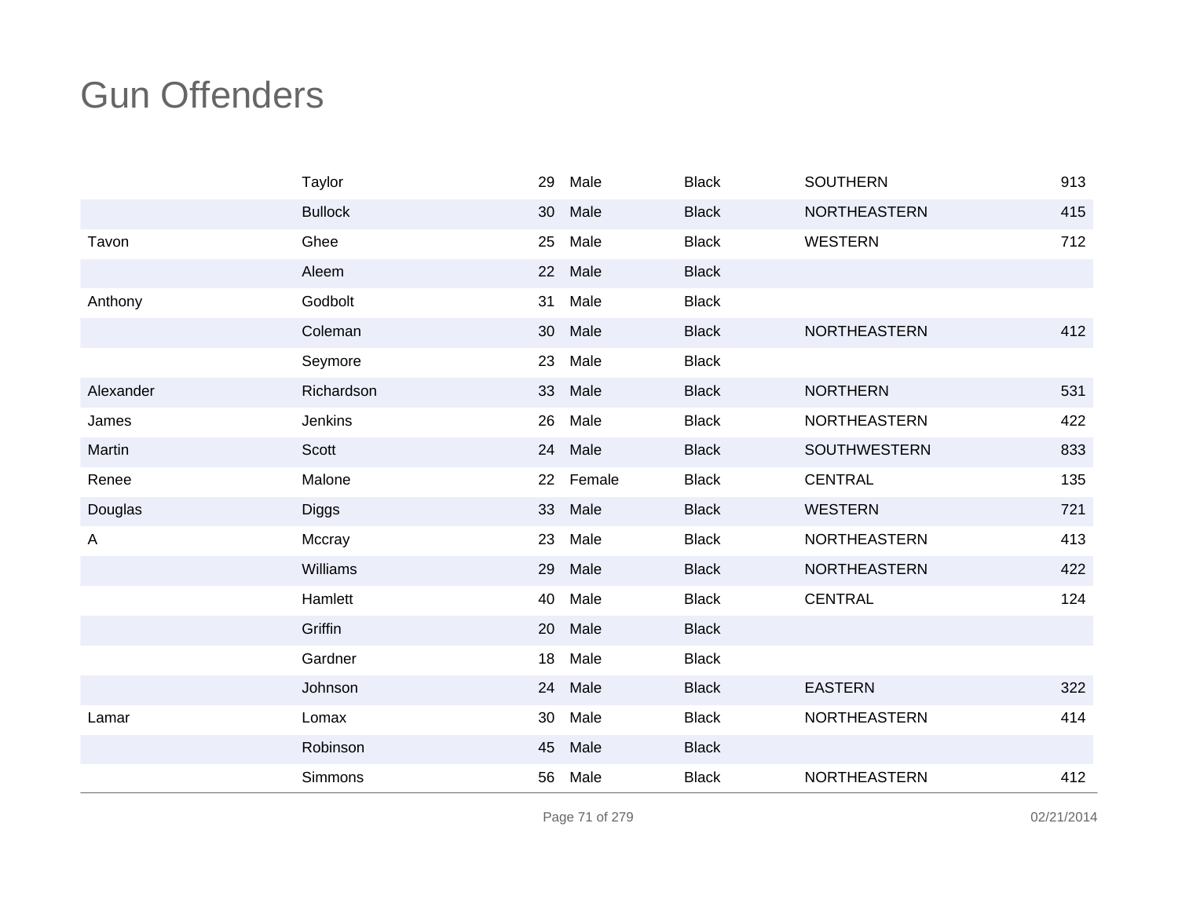# Gun Offenders

| | | | | | | |
|---|---|---|---|---|---|---|
| | Taylor | 29 | Male | Black | SOUTHERN | 913 |
| | Bullock | 30 | Male | Black | NORTHEASTERN | 415 |
| Tavon | Ghee | 25 | Male | Black | WESTERN | 712 |
| | Aleem | 22 | Male | Black | | |
| Anthony | Godbolt | 31 | Male | Black | | |
| | Coleman | 30 | Male | Black | NORTHEASTERN | 412 |
| | Seymore | 23 | Male | Black | | |
| Alexander | Richardson | 33 | Male | Black | NORTHERN | 531 |
| James | Jenkins | 26 | Male | Black | NORTHEASTERN | 422 |
| Martin | Scott | 24 | Male | Black | SOUTHWESTERN | 833 |
| Renee | Malone | 22 | Female | Black | CENTRAL | 135 |
| Douglas | Diggs | 33 | Male | Black | WESTERN | 721 |
| A | Mccray | 23 | Male | Black | NORTHEASTERN | 413 |
| | Williams | 29 | Male | Black | NORTHEASTERN | 422 |
| | Hamlett | 40 | Male | Black | CENTRAL | 124 |
| | Griffin | 20 | Male | Black | | |
| | Gardner | 18 | Male | Black | | |
| | Johnson | 24 | Male | Black | EASTERN | 322 |
| Lamar | Lomax | 30 | Male | Black | NORTHEASTERN | 414 |
| | Robinson | 45 | Male | Black | | |
| | Simmons | 56 | Male | Black | NORTHEASTERN | 412 |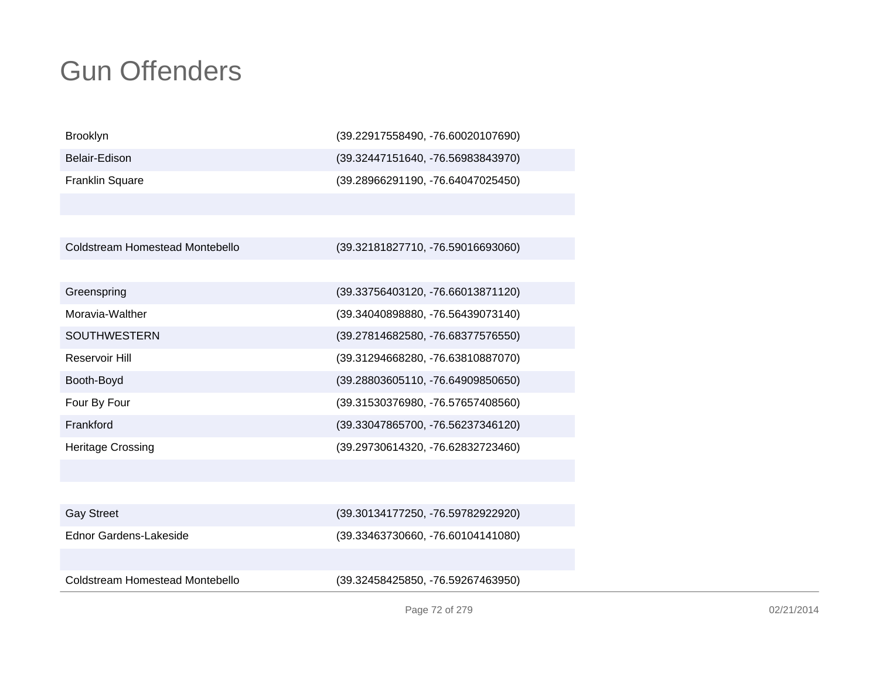# Gun Offenders

| | |
|---|---|
| Brooklyn | (39.22917558490, -76.60020107690) |
| Belair-Edison | (39.32447151640, -76.56983843970) |
| Franklin Square | (39.28966291190, -76.64047025450) |
| | |
| | |
| Coldstream Homestead Montebello | (39.32181827710, -76.59016693060) |
| | |
| Greenspring | (39.33756403120, -76.66013871120) |
| Moravia-Walther | (39.34040898880, -76.56439073140) |
| SOUTHWESTERN | (39.27814682580, -76.68377576550) |
| Reservoir Hill | (39.31294668280, -76.63810887070) |
| Booth-Boyd | (39.28803605110, -76.64909850650) |
| Four By Four | (39.31530376980, -76.57657408560) |
| Frankford | (39.33047865700, -76.56237346120) |
| Heritage Crossing | (39.29730614320, -76.62832723460) |
| | |
| | |
| Gay Street | (39.30134177250, -76.59782922920) |
| Ednor Gardens-Lakeside | (39.33463730660, -76.60104141080) |
| | |
| Coldstream Homestead Montebello | (39.32458425850, -76.59267463950) |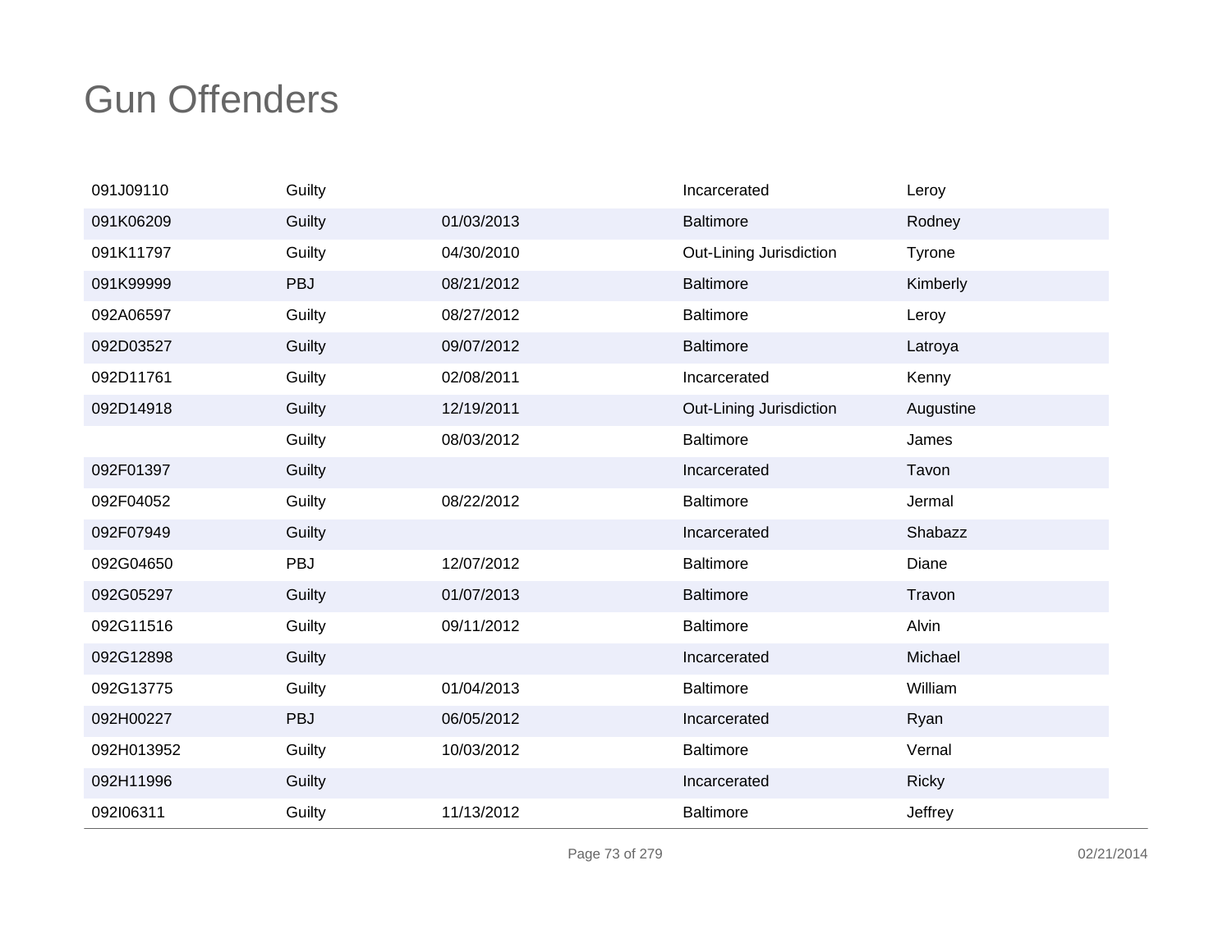# Gun Offenders

| | | | | |
|---|---|---|---|---|
| 091J09110 | Guilty | | Incarcerated | Leroy |
| 091K06209 | Guilty | 01/03/2013 | Baltimore | Rodney |
| 091K11797 | Guilty | 04/30/2010 | Out-Lining Jurisdiction | Tyrone |
| 091K99999 | PBJ | 08/21/2012 | Baltimore | Kimberly |
| 092A06597 | Guilty | 08/27/2012 | Baltimore | Leroy |
| 092D03527 | Guilty | 09/07/2012 | Baltimore | Latroya |
| 092D11761 | Guilty | 02/08/2011 | Incarcerated | Kenny |
| 092D14918 | Guilty | 12/19/2011 | Out-Lining Jurisdiction | Augustine |
| | Guilty | 08/03/2012 | Baltimore | James |
| 092F01397 | Guilty | | Incarcerated | Tavon |
| 092F04052 | Guilty | 08/22/2012 | Baltimore | Jermal |
| 092F07949 | Guilty | | Incarcerated | Shabazz |
| 092G04650 | PBJ | 12/07/2012 | Baltimore | Diane |
| 092G05297 | Guilty | 01/07/2013 | Baltimore | Travon |
| 092G11516 | Guilty | 09/11/2012 | Baltimore | Alvin |
| 092G12898 | Guilty | | Incarcerated | Michael |
| 092G13775 | Guilty | 01/04/2013 | Baltimore | William |
| 092H00227 | PBJ | 06/05/2012 | Incarcerated | Ryan |
| 092H013952 | Guilty | 10/03/2012 | Baltimore | Vernal |
| 092H11996 | Guilty | | Incarcerated | Ricky |
| 092I06311 | Guilty | 11/13/2012 | Baltimore | Jeffrey |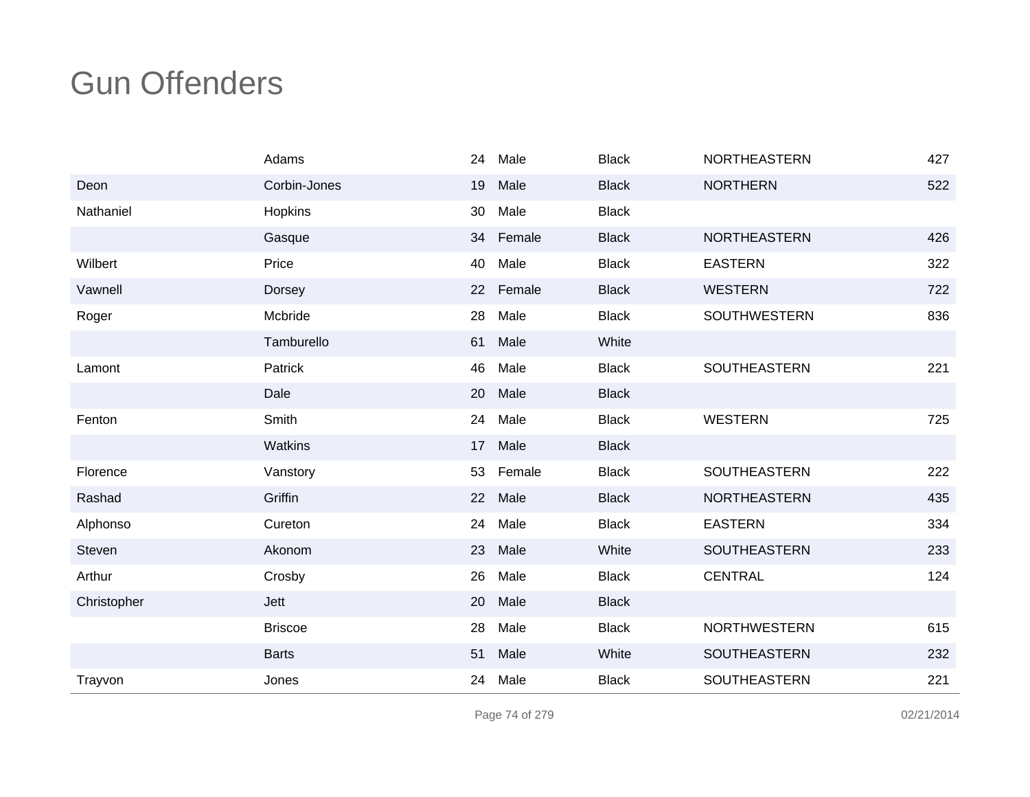# Gun Offenders

| | | | | | | |
|---|---|---|---|---|---|---|
| | Adams | 24 | Male | Black | NORTHEASTERN | 427 |
| Deon | Corbin-Jones | 19 | Male | Black | NORTHERN | 522 |
| Nathaniel | Hopkins | 30 | Male | Black | | |
| | Gasque | 34 | Female | Black | NORTHEASTERN | 426 |
| Wilbert | Price | 40 | Male | Black | EASTERN | 322 |
| Vawnell | Dorsey | 22 | Female | Black | WESTERN | 722 |
| Roger | Mcbride | 28 | Male | Black | SOUTHWESTERN | 836 |
| | Tamburello | 61 | Male | White | | |
| Lamont | Patrick | 46 | Male | Black | SOUTHEASTERN | 221 |
| | Dale | 20 | Male | Black | | |
| Fenton | Smith | 24 | Male | Black | WESTERN | 725 |
| | Watkins | 17 | Male | Black | | |
| Florence | Vanstory | 53 | Female | Black | SOUTHEASTERN | 222 |
| Rashad | Griffin | 22 | Male | Black | NORTHEASTERN | 435 |
| Alphonso | Cureton | 24 | Male | Black | EASTERN | 334 |
| Steven | Akonom | 23 | Male | White | SOUTHEASTERN | 233 |
| Arthur | Crosby | 26 | Male | Black | CENTRAL | 124 |
| Christopher | Jett | 20 | Male | Black | | |
| | Briscoe | 28 | Male | Black | NORTHWESTERN | 615 |
| | Barts | 51 | Male | White | SOUTHEASTERN | 232 |
| Trayvon | Jones | 24 | Male | Black | SOUTHEASTERN | 221 |

02/21/2014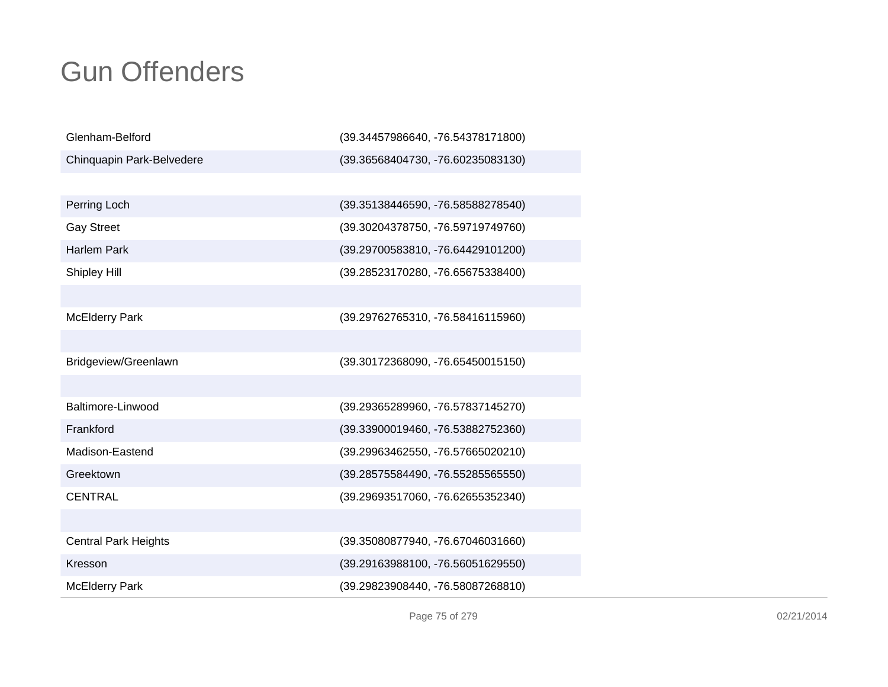# Gun Offenders

| | |
|---|---|
| Glenham-Belford | (39.34457986640, -76.54378171800) |
| Chinquapin Park-Belvedere | (39.36568404730, -76.60235083130) |
| | |
| Perring Loch | (39.35138446590, -76.58588278540) |
| Gay Street | (39.30204378750, -76.59719749760) |
| Harlem Park | (39.29700583810, -76.64429101200) |
| Shipley Hill | (39.28523170280, -76.65675338400) |
| | |
| McElderry Park | (39.29762765310, -76.58416115960) |
| | |
| Bridgeview/Greenlawn | (39.30172368090, -76.65450015150) |
| | |
| Baltimore-Linwood | (39.29365289960, -76.57837145270) |
| Frankford | (39.33900019460, -76.53882752360) |
| Madison-Eastend | (39.29963462550, -76.57665020210) |
| Greektown | (39.28575584490, -76.55285565550) |
| CENTRAL | (39.29693517060, -76.62655352340) |
| | |
| Central Park Heights | (39.35080877940, -76.67046031660) |
| Kresson | (39.29163988100, -76.56051629550) |
| McElderry Park | (39.29823908440, -76.58087268810) |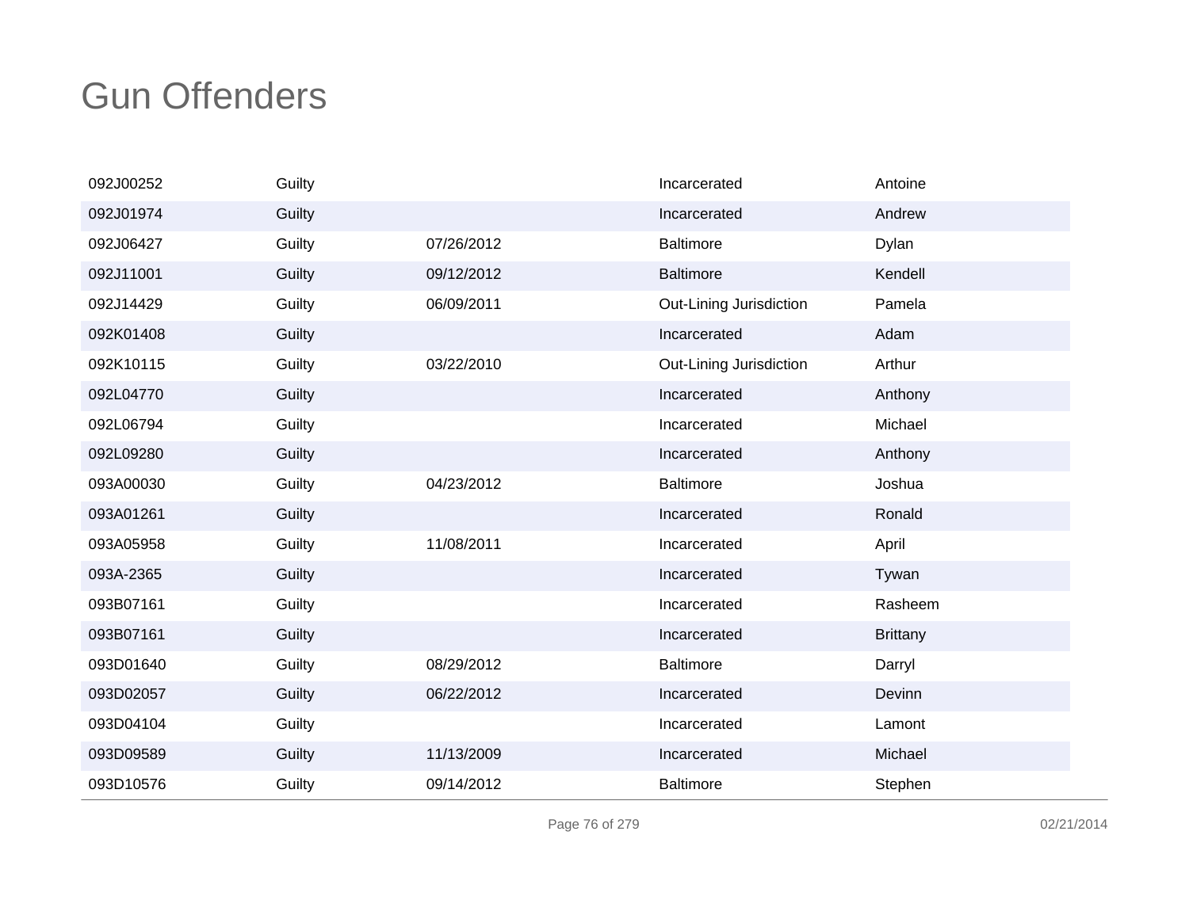# Gun Offenders

| | | | | |
|---|---|---|---|---|
| 092J00252 | Guilty | | Incarcerated | Antoine |
| 092J01974 | Guilty | | Incarcerated | Andrew |
| 092J06427 | Guilty | 07/26/2012 | Baltimore | Dylan |
| 092J11001 | Guilty | 09/12/2012 | Baltimore | Kendell |
| 092J14429 | Guilty | 06/09/2011 | Out-Lining Jurisdiction | Pamela |
| 092K01408 | Guilty | | Incarcerated | Adam |
| 092K10115 | Guilty | 03/22/2010 | Out-Lining Jurisdiction | Arthur |
| 092L04770 | Guilty | | Incarcerated | Anthony |
| 092L06794 | Guilty | | Incarcerated | Michael |
| 092L09280 | Guilty | | Incarcerated | Anthony |
| 093A00030 | Guilty | 04/23/2012 | Baltimore | Joshua |
| 093A01261 | Guilty | | Incarcerated | Ronald |
| 093A05958 | Guilty | 11/08/2011 | Incarcerated | April |
| 093A-2365 | Guilty | | Incarcerated | Tywan |
| 093B07161 | Guilty | | Incarcerated | Rasheem |
| 093B07161 | Guilty | | Incarcerated | Brittany |
| 093D01640 | Guilty | 08/29/2012 | Baltimore | Darryl |
| 093D02057 | Guilty | 06/22/2012 | Incarcerated | Devinn |
| 093D04104 | Guilty | | Incarcerated | Lamont |
| 093D09589 | Guilty | 11/13/2009 | Incarcerated | Michael |
| 093D10576 | Guilty | 09/14/2012 | Baltimore | Stephen |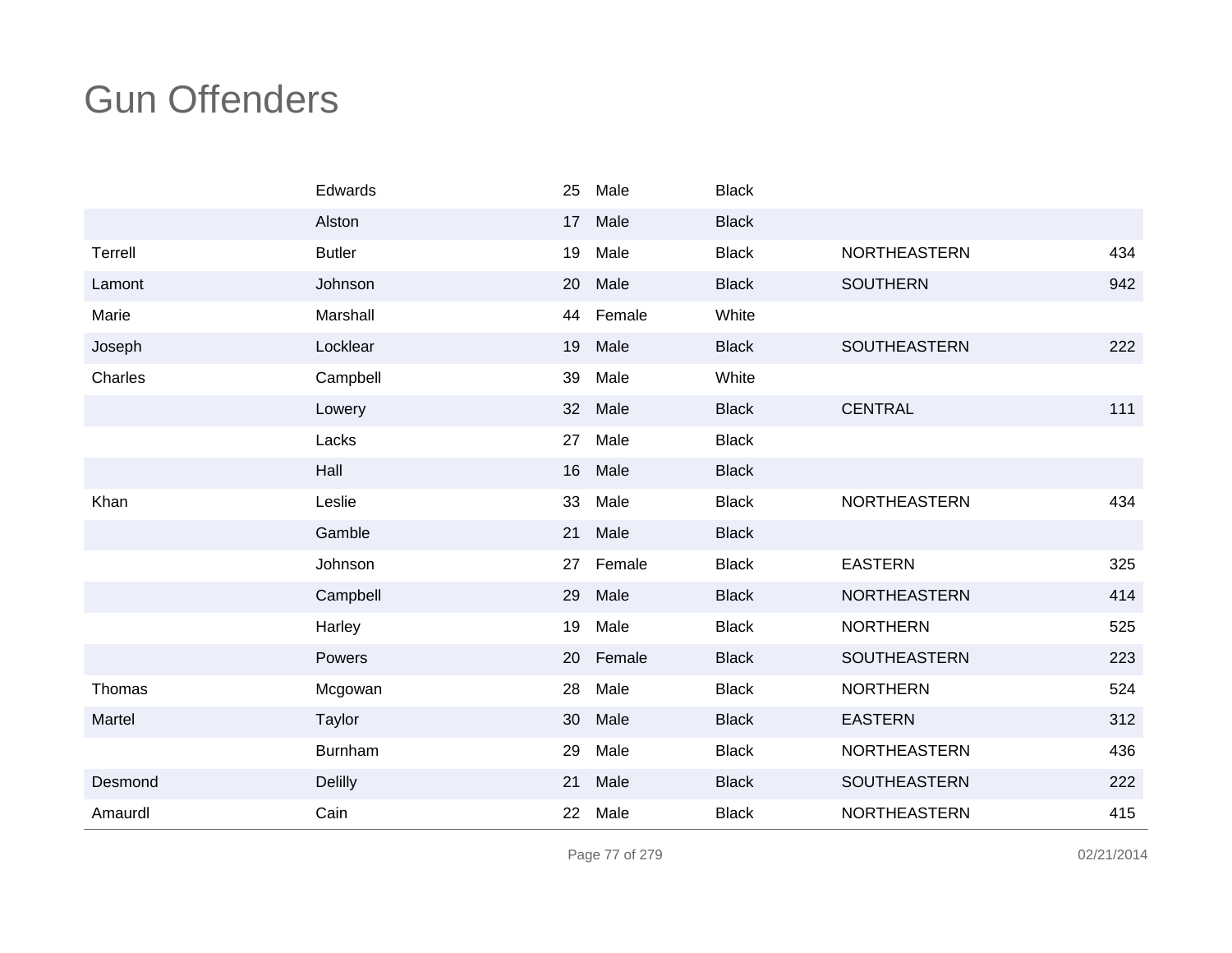# Gun Offenders

| | | | | | | |
|---|---|---|---|---|---|---|
| | Edwards | 25 | Male | Black | | |
| | Alston | 17 | Male | Black | | |
| Terrell | Butler | 19 | Male | Black | NORTHEASTERN | 434 |
| Lamont | Johnson | 20 | Male | Black | SOUTHERN | 942 |
| Marie | Marshall | 44 | Female | White | | |
| Joseph | Locklear | 19 | Male | Black | SOUTHEASTERN | 222 |
| Charles | Campbell | 39 | Male | White | | |
| | Lowery | 32 | Male | Black | CENTRAL | 111 |
| | Lacks | 27 | Male | Black | | |
| | Hall | 16 | Male | Black | | |
| Khan | Leslie | 33 | Male | Black | NORTHEASTERN | 434 |
| | Gamble | 21 | Male | Black | | |
| | Johnson | 27 | Female | Black | EASTERN | 325 |
| | Campbell | 29 | Male | Black | NORTHEASTERN | 414 |
| | Harley | 19 | Male | Black | NORTHERN | 525 |
| | Powers | 20 | Female | Black | SOUTHEASTERN | 223 |
| Thomas | Mcgowan | 28 | Male | Black | NORTHERN | 524 |
| Martel | Taylor | 30 | Male | Black | EASTERN | 312 |
| | Burnham | 29 | Male | Black | NORTHEASTERN | 436 |
| Desmond | Delilly | 21 | Male | Black | SOUTHEASTERN | 222 |
| Amaurdl | Cain | 22 | Male | Black | NORTHEASTERN | 415 |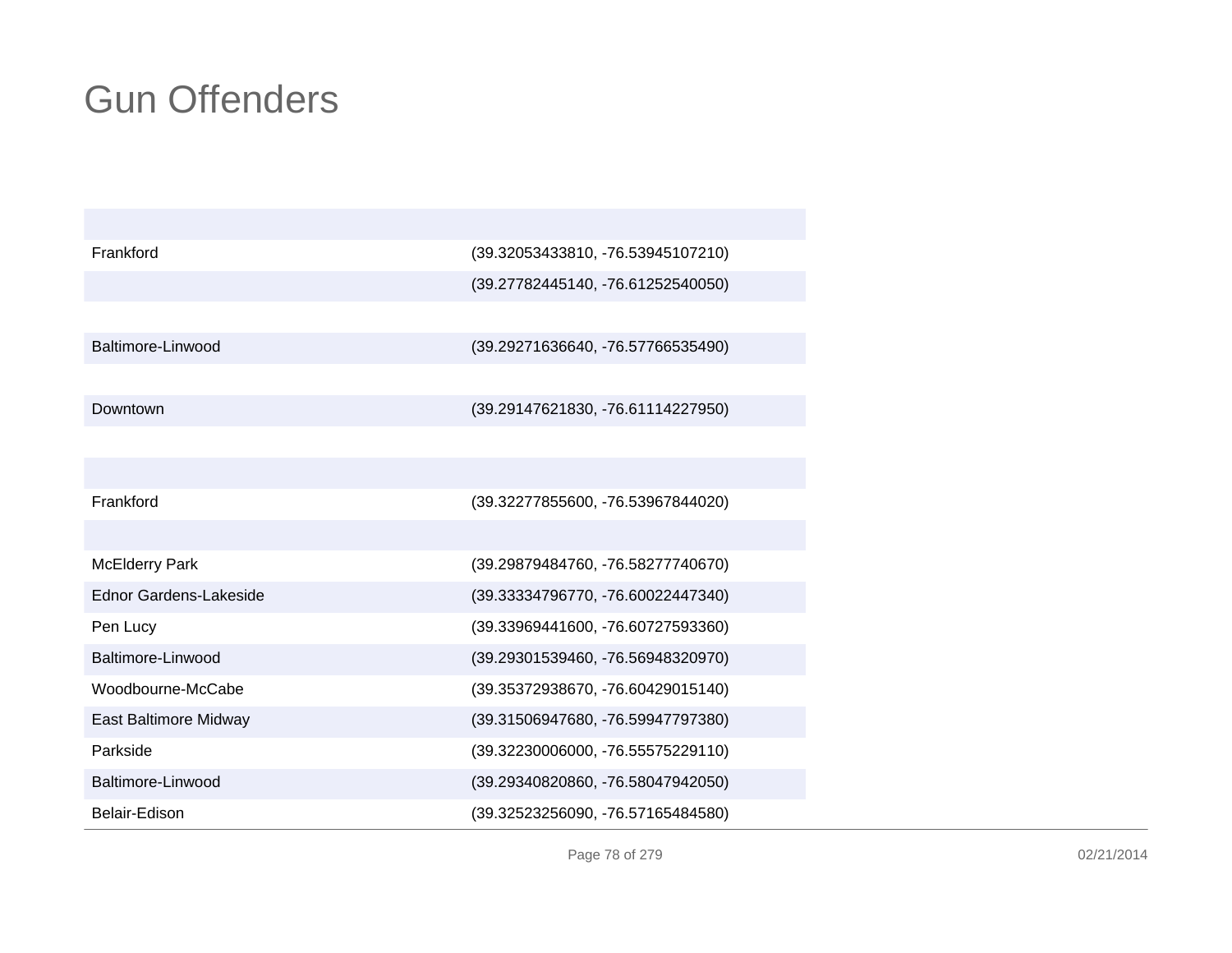# Gun Offenders

| | |
|---|---|
| | |
| Frankford | (39.32053433810, -76.53945107210) |
| | (39.27782445140, -76.61252540050) |
| | |
| Baltimore-Linwood | (39.29271636640, -76.57766535490) |
| | |
| Downtown | (39.29147621830, -76.61114227950) |
| | |
| | |
| Frankford | (39.32277855600, -76.53967844020) |
| | |
| McElderry Park | (39.29879484760, -76.58277740670) |
| Ednor Gardens-Lakeside | (39.33334796770, -76.60022447340) |
| Pen Lucy | (39.33969441600, -76.60727593360) |
| Baltimore-Linwood | (39.29301539460, -76.56948320970) |
| Woodbourne-McCabe | (39.35372938670, -76.60429015140) |
| East Baltimore Midway | (39.31506947680, -76.59947797380) |
| Parkside | (39.32230006000, -76.55575229110) |
| Baltimore-Linwood | (39.29340820860, -76.58047942050) |
| Belair-Edison | (39.32523256090, -76.57165484580) |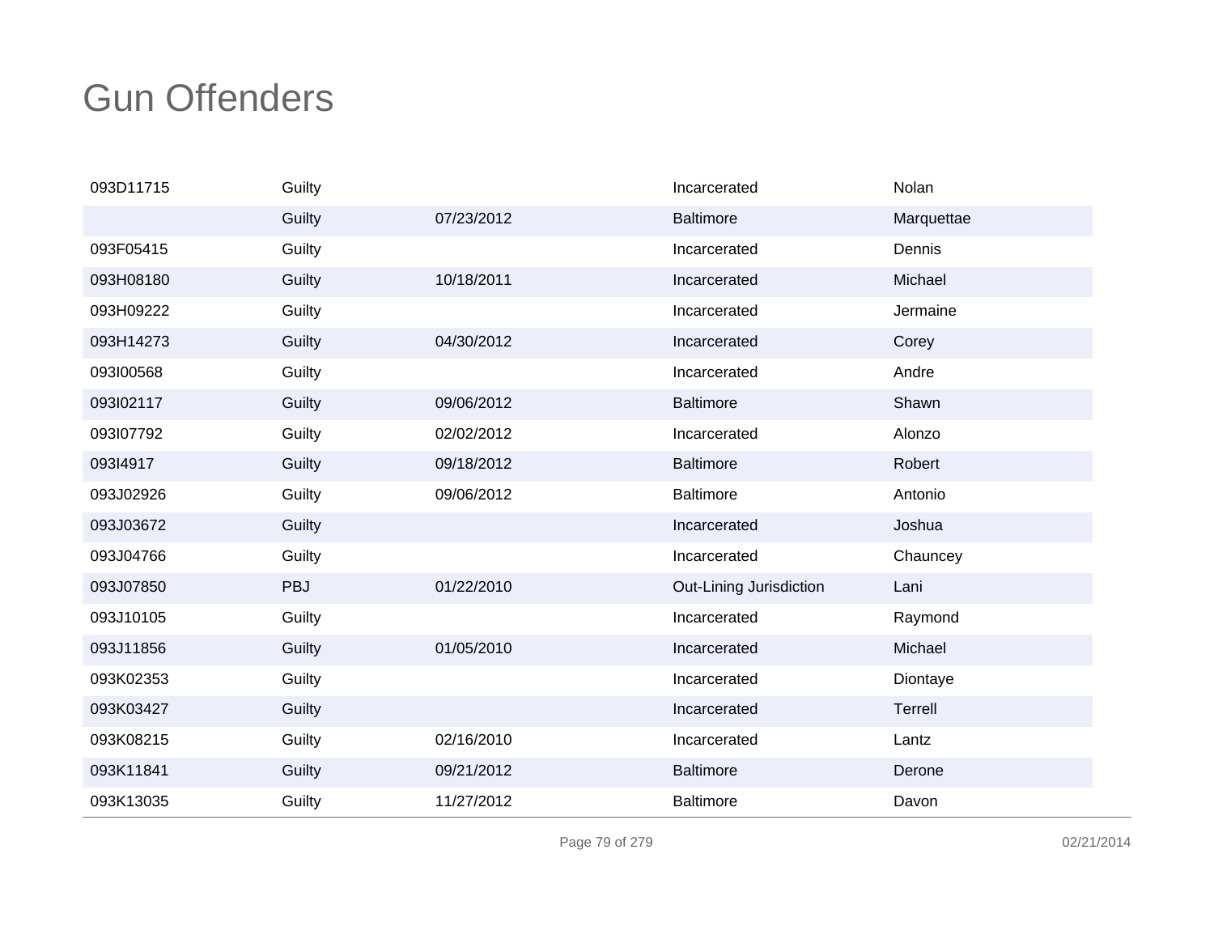# Gun Offenders

| | | | | |
|---|---|---|---|---|
| 093D11715 | Guilty | | Incarcerated | Nolan |
| | Guilty | 07/23/2012 | Baltimore | Marquettae |
| 093F05415 | Guilty | | Incarcerated | Dennis |
| 093H08180 | Guilty | 10/18/2011 | Incarcerated | Michael |
| 093H09222 | Guilty | | Incarcerated | Jermaine |
| 093H14273 | Guilty | 04/30/2012 | Incarcerated | Corey |
| 093I00568 | Guilty | | Incarcerated | Andre |
| 093I02117 | Guilty | 09/06/2012 | Baltimore | Shawn |
| 093I07792 | Guilty | 02/02/2012 | Incarcerated | Alonzo |
| 093I4917 | Guilty | 09/18/2012 | Baltimore | Robert |
| 093J02926 | Guilty | 09/06/2012 | Baltimore | Antonio |
| 093J03672 | Guilty | | Incarcerated | Joshua |
| 093J04766 | Guilty | | Incarcerated | Chauncey |
| 093J07850 | PBJ | 01/22/2010 | Out-Lining Jurisdiction | Lani |
| 093J10105 | Guilty | | Incarcerated | Raymond |
| 093J11856 | Guilty | 01/05/2010 | Incarcerated | Michael |
| 093K02353 | Guilty | | Incarcerated | Diontaye |
| 093K03427 | Guilty | | Incarcerated | Terrell |
| 093K08215 | Guilty | 02/16/2010 | Incarcerated | Lantz |
| 093K11841 | Guilty | 09/21/2012 | Baltimore | Derone |
| 093K13035 | Guilty | 11/27/2012 | Baltimore | Davon |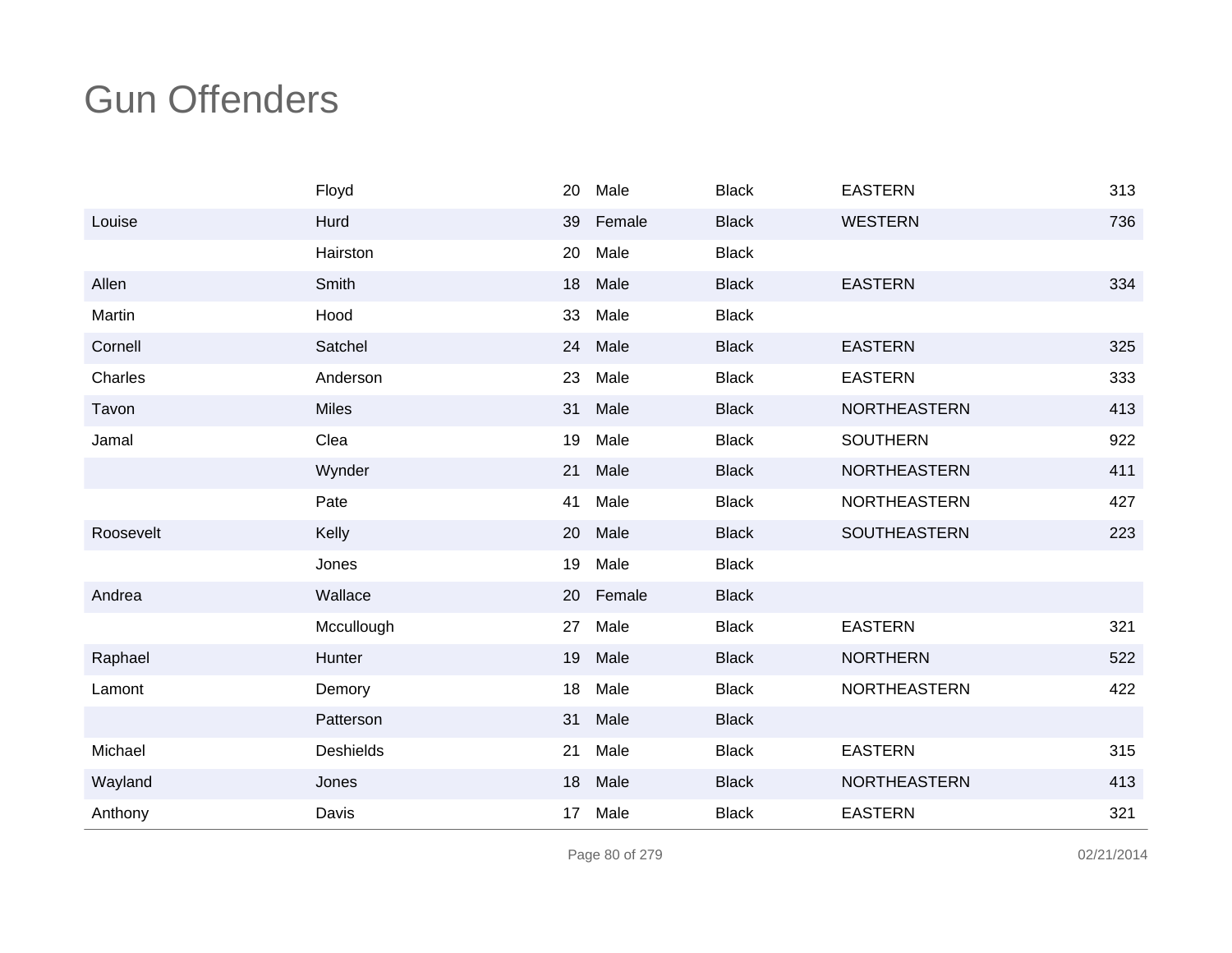# Gun Offenders

| | | | | | | |
|---|---|---|---|---|---|---|
| | Floyd | 20 | Male | Black | EASTERN | 313 |
| Louise | Hurd | 39 | Female | Black | WESTERN | 736 |
| | Hairston | 20 | Male | Black | | |
| Allen | Smith | 18 | Male | Black | EASTERN | 334 |
| Martin | Hood | 33 | Male | Black | | |
| Cornell | Satchel | 24 | Male | Black | EASTERN | 325 |
| Charles | Anderson | 23 | Male | Black | EASTERN | 333 |
| Tavon | Miles | 31 | Male | Black | NORTHEASTERN | 413 |
| Jamal | Clea | 19 | Male | Black | SOUTHERN | 922 |
| | Wynder | 21 | Male | Black | NORTHEASTERN | 411 |
| | Pate | 41 | Male | Black | NORTHEASTERN | 427 |
| Roosevelt | Kelly | 20 | Male | Black | SOUTHEASTERN | 223 |
| | Jones | 19 | Male | Black | | |
| Andrea | Wallace | 20 | Female | Black | | |
| | Mccullough | 27 | Male | Black | EASTERN | 321 |
| Raphael | Hunter | 19 | Male | Black | NORTHERN | 522 |
| Lamont | Demory | 18 | Male | Black | NORTHEASTERN | 422 |
| | Patterson | 31 | Male | Black | | |
| Michael | Deshields | 21 | Male | Black | EASTERN | 315 |
| Wayland | Jones | 18 | Male | Black | NORTHEASTERN | 413 |
| Anthony | Davis | 17 | Male | Black | EASTERN | 321 |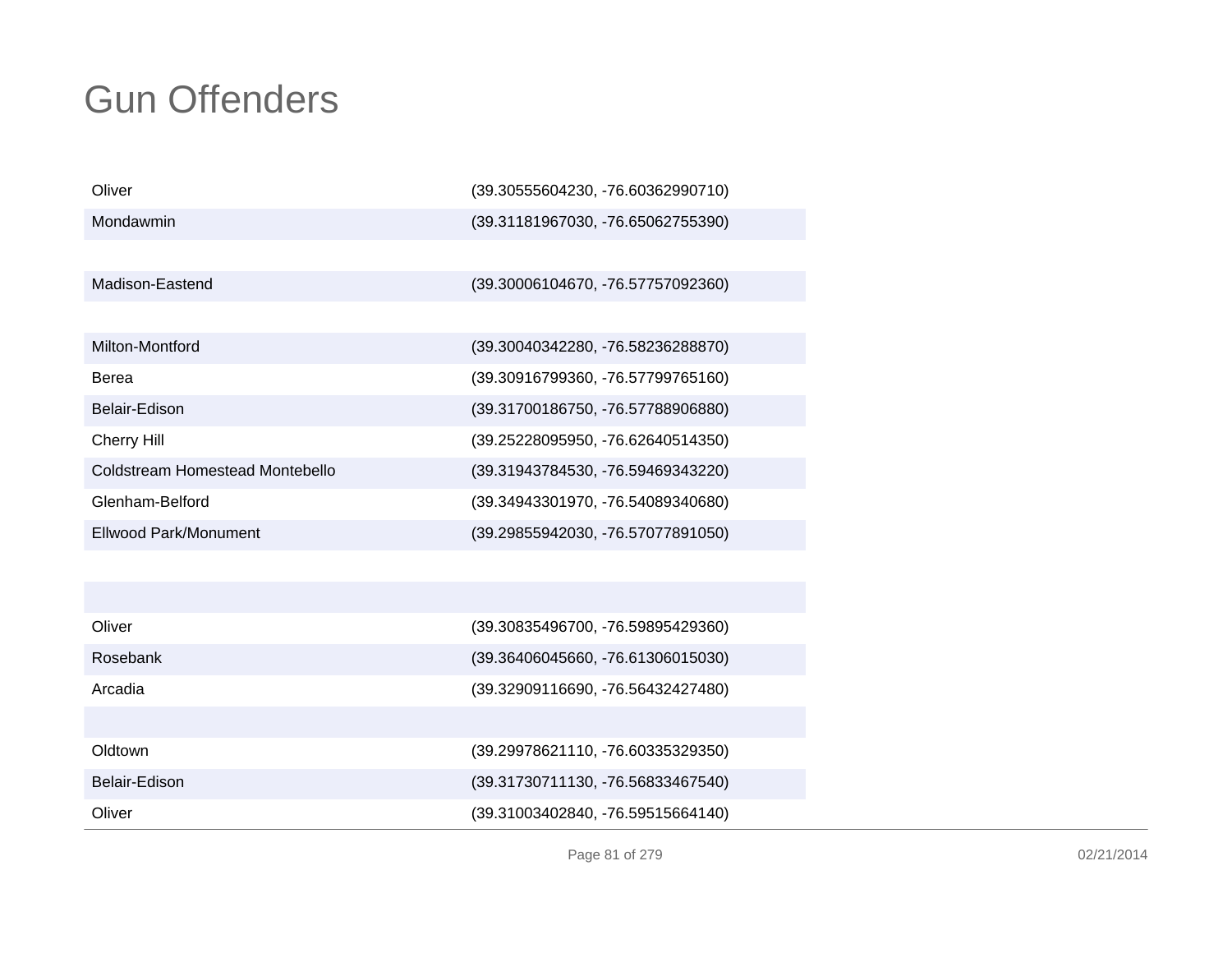# Gun Offenders

| | |
|---|---|
| Oliver | (39.30555604230, -76.60362990710) |
| Mondawmin | (39.31181967030, -76.65062755390) |
| | |
| Madison-Eastend | (39.30006104670, -76.57757092360) |
| | |
| Milton-Montford | (39.30040342280, -76.58236288870) |
| Berea | (39.30916799360, -76.57799765160) |
| Belair-Edison | (39.31700186750, -76.57788906880) |
| Cherry Hill | (39.25228095950, -76.62640514350) |
| Coldstream Homestead Montebello | (39.31943784530, -76.59469343220) |
| Glenham-Belford | (39.34943301970, -76.54089340680) |
| Ellwood Park/Monument | (39.29855942030, -76.57077891050) |
| | |
| | |
| Oliver | (39.30835496700, -76.59895429360) |
| Rosebank | (39.36406045660, -76.61306015030) |
| Arcadia | (39.32909116690, -76.56432427480) |
| | |
| Oldtown | (39.29978621110, -76.60335329350) |
| Belair-Edison | (39.31730711130, -76.56833467540) |
| Oliver | (39.31003402840, -76.59515664140) |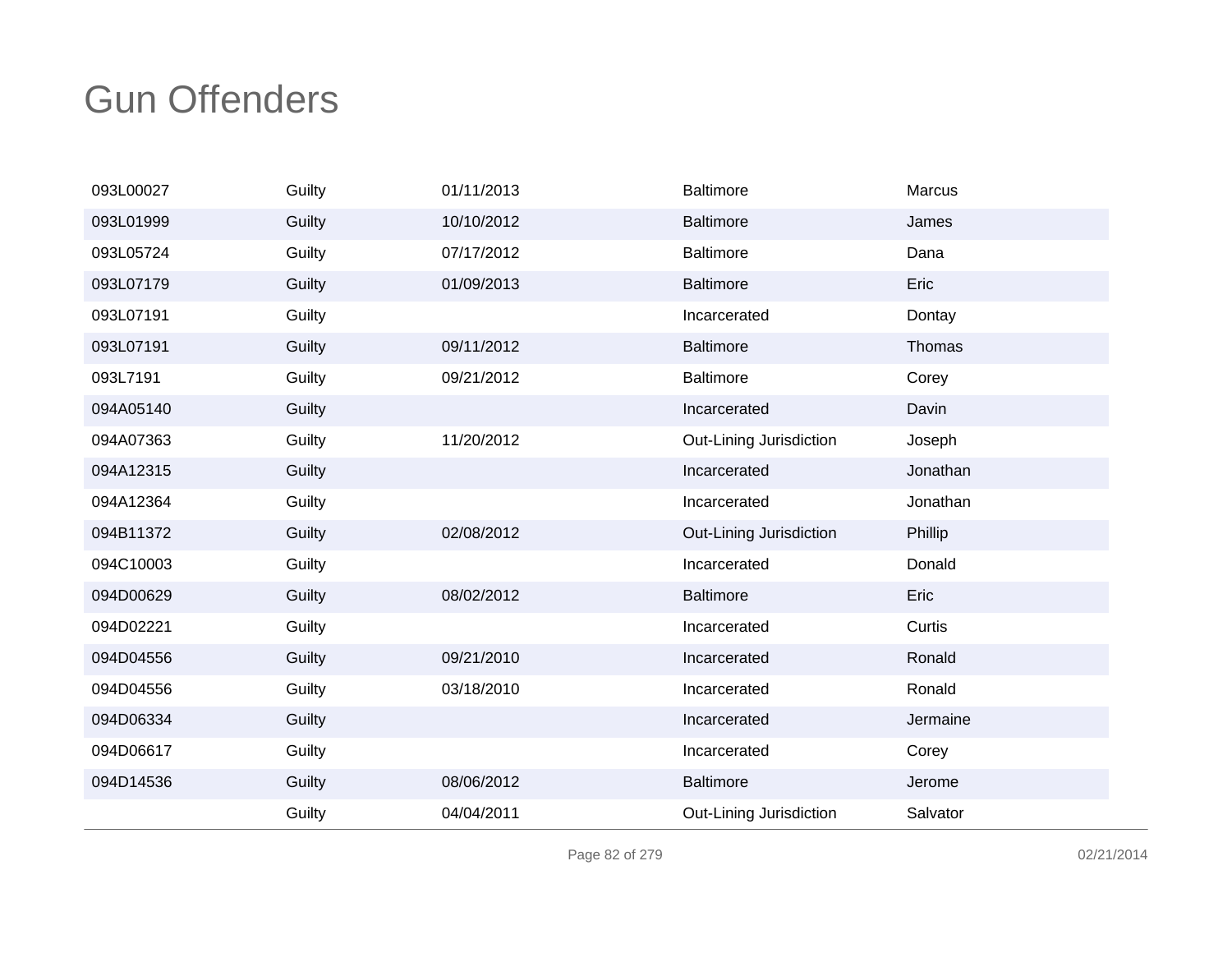# Gun Offenders

| | | | | |
|---|---|---|---|---|
| 093L00027 | Guilty | 01/11/2013 | Baltimore | Marcus |
| 093L01999 | Guilty | 10/10/2012 | Baltimore | James |
| 093L05724 | Guilty | 07/17/2012 | Baltimore | Dana |
| 093L07179 | Guilty | 01/09/2013 | Baltimore | Eric |
| 093L07191 | Guilty | | Incarcerated | Dontay |
| 093L07191 | Guilty | 09/11/2012 | Baltimore | Thomas |
| 093L7191 | Guilty | 09/21/2012 | Baltimore | Corey |
| 094A05140 | Guilty | | Incarcerated | Davin |
| 094A07363 | Guilty | 11/20/2012 | Out-Lining Jurisdiction | Joseph |
| 094A12315 | Guilty | | Incarcerated | Jonathan |
| 094A12364 | Guilty | | Incarcerated | Jonathan |
| 094B11372 | Guilty | 02/08/2012 | Out-Lining Jurisdiction | Phillip |
| 094C10003 | Guilty | | Incarcerated | Donald |
| 094D00629 | Guilty | 08/02/2012 | Baltimore | Eric |
| 094D02221 | Guilty | | Incarcerated | Curtis |
| 094D04556 | Guilty | 09/21/2010 | Incarcerated | Ronald |
| 094D04556 | Guilty | 03/18/2010 | Incarcerated | Ronald |
| 094D06334 | Guilty | | Incarcerated | Jermaine |
| 094D06617 | Guilty | | Incarcerated | Corey |
| 094D14536 | Guilty | 08/06/2012 | Baltimore | Jerome |
| | Guilty | 04/04/2011 | Out-Lining Jurisdiction | Salvator |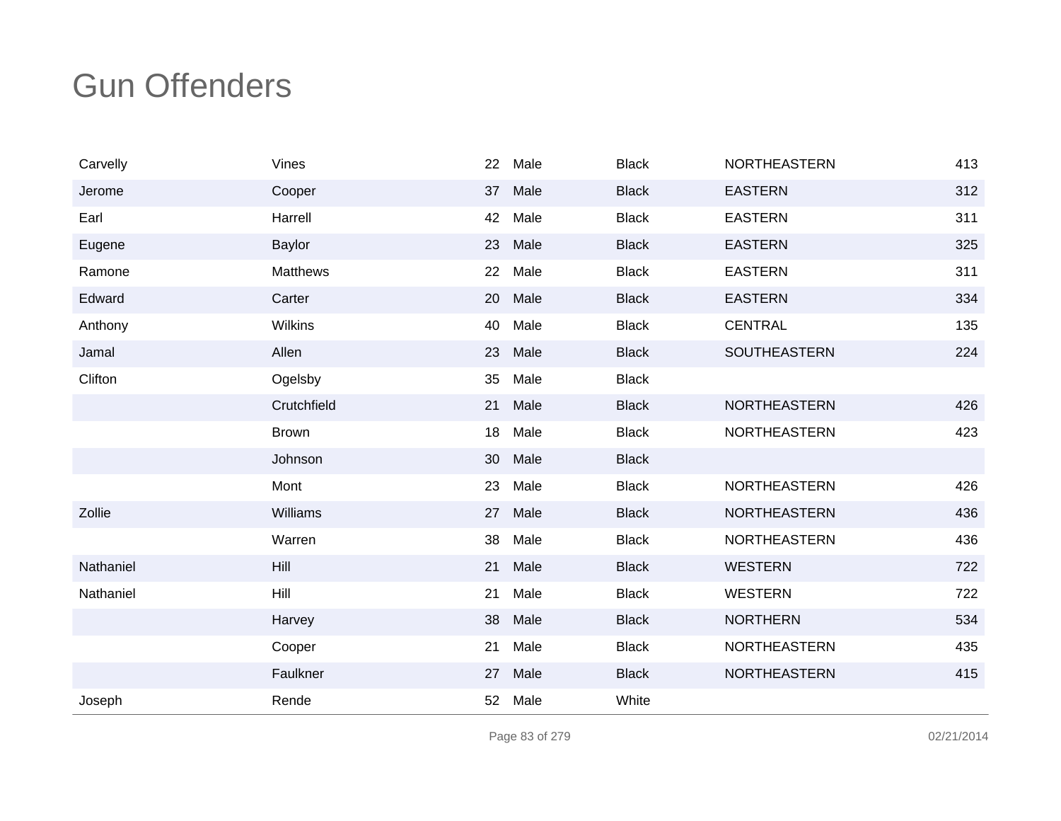# Gun Offenders

| | | | | | | |
|---|---|---|---|---|---|---|
| Carvelly | Vines | 22 | Male | Black | NORTHEASTERN | 413 |
| Jerome | Cooper | 37 | Male | Black | EASTERN | 312 |
| Earl | Harrell | 42 | Male | Black | EASTERN | 311 |
| Eugene | Baylor | 23 | Male | Black | EASTERN | 325 |
| Ramone | Matthews | 22 | Male | Black | EASTERN | 311 |
| Edward | Carter | 20 | Male | Black | EASTERN | 334 |
| Anthony | Wilkins | 40 | Male | Black | CENTRAL | 135 |
| Jamal | Allen | 23 | Male | Black | SOUTHEASTERN | 224 |
| Clifton | Ogelsby | 35 | Male | Black | | |
| | Crutchfield | 21 | Male | Black | NORTHEASTERN | 426 |
| | Brown | 18 | Male | Black | NORTHEASTERN | 423 |
| | Johnson | 30 | Male | Black | | |
| | Mont | 23 | Male | Black | NORTHEASTERN | 426 |
| Zollie | Williams | 27 | Male | Black | NORTHEASTERN | 436 |
| | Warren | 38 | Male | Black | NORTHEASTERN | 436 |
| Nathaniel | Hill | 21 | Male | Black | WESTERN | 722 |
| Nathaniel | Hill | 21 | Male | Black | WESTERN | 722 |
| | Harvey | 38 | Male | Black | NORTHERN | 534 |
| | Cooper | 21 | Male | Black | NORTHEASTERN | 435 |
| | Faulkner | 27 | Male | Black | NORTHEASTERN | 415 |
| Joseph | Rende | 52 | Male | White | | |

02/21/2014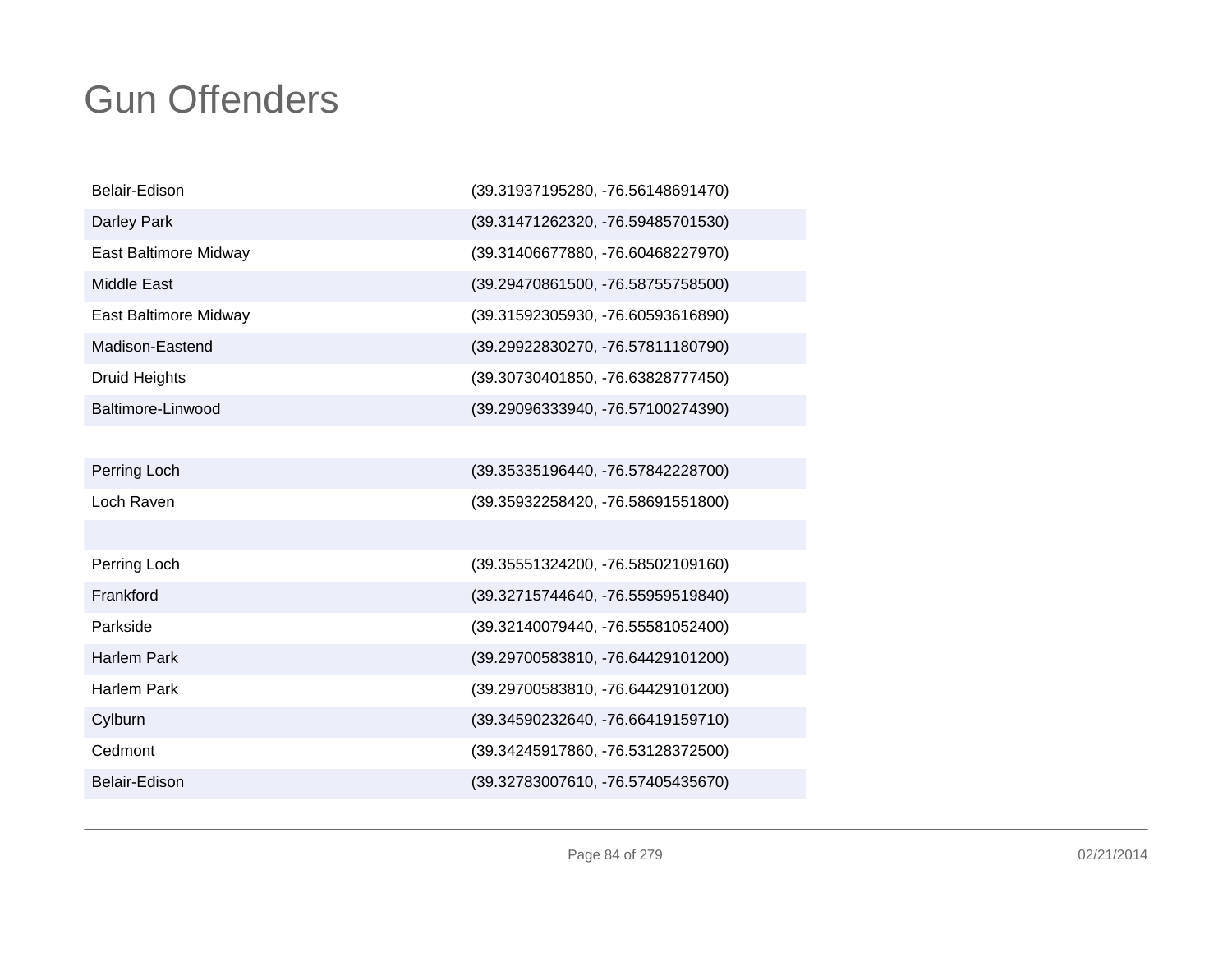# Gun Offenders

| | |
|---|---|
| Belair-Edison | (39.31937195280, -76.56148691470) |
| Darley Park | (39.31471262320, -76.59485701530) |
| East Baltimore Midway | (39.31406677880, -76.60468227970) |
| Middle East | (39.29470861500, -76.58755758500) |
| East Baltimore Midway | (39.31592305930, -76.60593616890) |
| Madison-Eastend | (39.29922830270, -76.57811180790) |
| Druid Heights | (39.30730401850, -76.63828777450) |
| Baltimore-Linwood | (39.29096333940, -76.57100274390) |
| | |
| Perring Loch | (39.35335196440, -76.57842228700) |
| Loch Raven | (39.35932258420, -76.58691551800) |
| | |
| Perring Loch | (39.35551324200, -76.58502109160) |
| Frankford | (39.32715744640, -76.55959519840) |
| Parkside | (39.32140079440, -76.55581052400) |
| Harlem Park | (39.29700583810, -76.64429101200) |
| Harlem Park | (39.29700583810, -76.64429101200) |
| Cylburn | (39.34590232640, -76.66419159710) |
| Cedmont | (39.34245917860, -76.53128372500) |
| Belair-Edison | (39.32783007610, -76.57405435670) |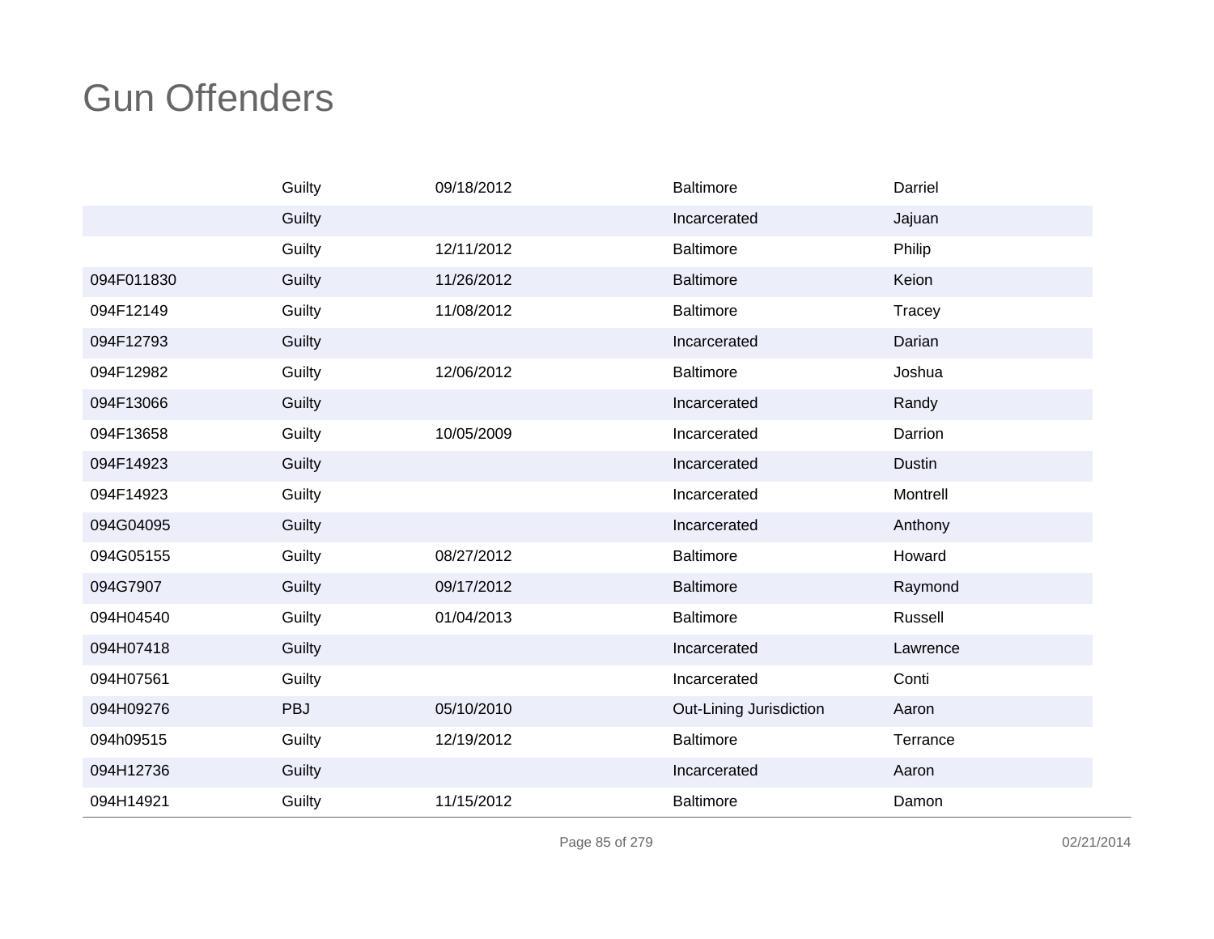# Gun Offenders

| | | | | |
|---|---|---|---|---|
| | Guilty | 09/18/2012 | Baltimore | Darriel |
| | Guilty | | Incarcerated | Jajuan |
| | Guilty | 12/11/2012 | Baltimore | Philip |
| 094F011830 | Guilty | 11/26/2012 | Baltimore | Keion |
| 094F12149 | Guilty | 11/08/2012 | Baltimore | Tracey |
| 094F12793 | Guilty | | Incarcerated | Darian |
| 094F12982 | Guilty | 12/06/2012 | Baltimore | Joshua |
| 094F13066 | Guilty | | Incarcerated | Randy |
| 094F13658 | Guilty | 10/05/2009 | Incarcerated | Darrion |
| 094F14923 | Guilty | | Incarcerated | Dustin |
| 094F14923 | Guilty | | Incarcerated | Montrell |
| 094G04095 | Guilty | | Incarcerated | Anthony |
| 094G05155 | Guilty | 08/27/2012 | Baltimore | Howard |
| 094G7907 | Guilty | 09/17/2012 | Baltimore | Raymond |
| 094H04540 | Guilty | 01/04/2013 | Baltimore | Russell |
| 094H07418 | Guilty | | Incarcerated | Lawrence |
| 094H07561 | Guilty | | Incarcerated | Conti |
| 094H09276 | PBJ | 05/10/2010 | Out-Lining Jurisdiction | Aaron |
| 094h09515 | Guilty | 12/19/2012 | Baltimore | Terrance |
| 094H12736 | Guilty | | Incarcerated | Aaron |
| 094H14921 | Guilty | 11/15/2012 | Baltimore | Damon |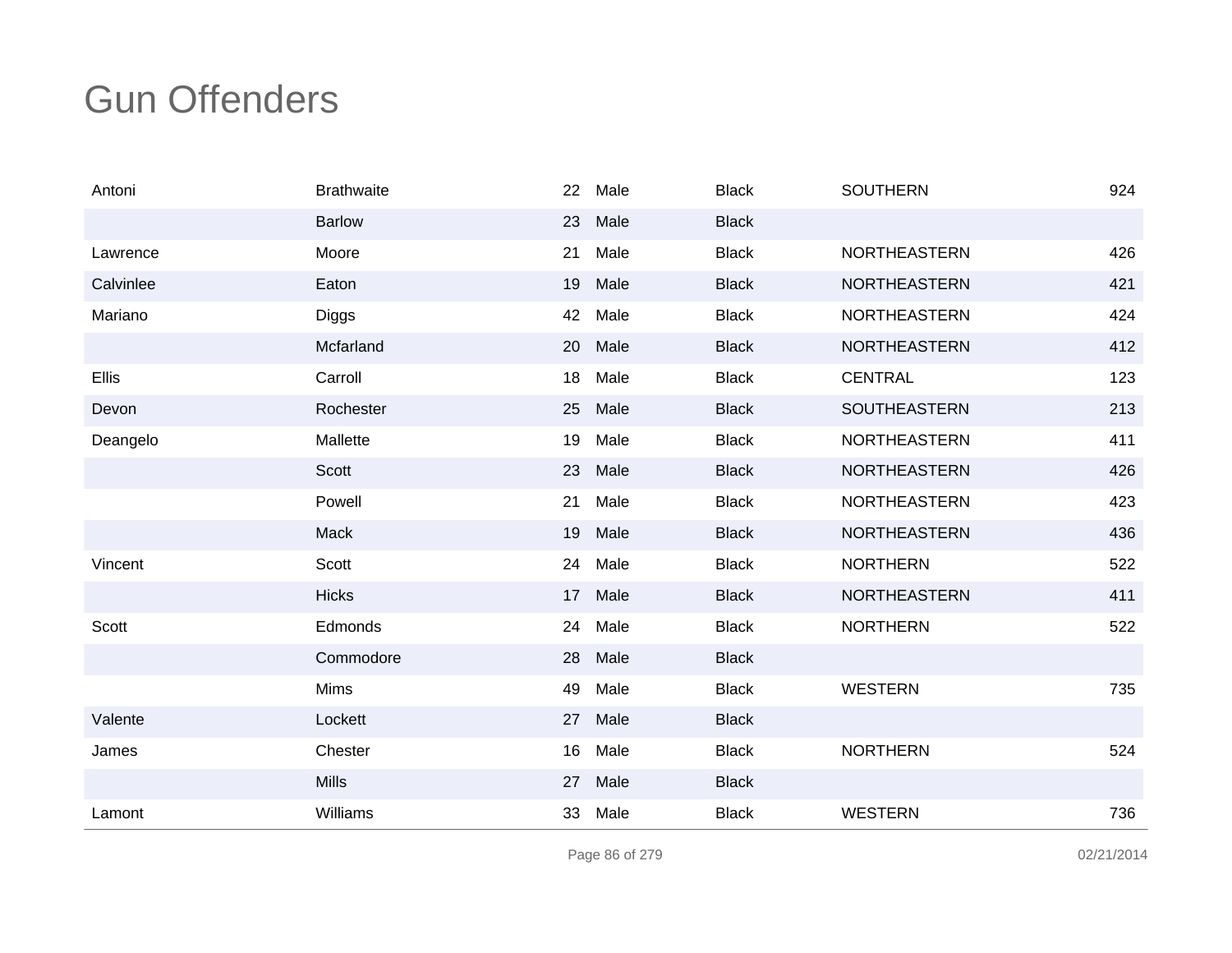# Gun Offenders

| | | | | | | |
|---|---|---|---|---|---|---|
| Antoni | Brathwaite | 22 | Male | Black | SOUTHERN | 924 |
| | Barlow | 23 | Male | Black | | |
| Lawrence | Moore | 21 | Male | Black | NORTHEASTERN | 426 |
| Calvinlee | Eaton | 19 | Male | Black | NORTHEASTERN | 421 |
| Mariano | Diggs | 42 | Male | Black | NORTHEASTERN | 424 |
| | Mcfarland | 20 | Male | Black | NORTHEASTERN | 412 |
| Ellis | Carroll | 18 | Male | Black | CENTRAL | 123 |
| Devon | Rochester | 25 | Male | Black | SOUTHEASTERN | 213 |
| Deangelo | Mallette | 19 | Male | Black | NORTHEASTERN | 411 |
| | Scott | 23 | Male | Black | NORTHEASTERN | 426 |
| | Powell | 21 | Male | Black | NORTHEASTERN | 423 |
| | Mack | 19 | Male | Black | NORTHEASTERN | 436 |
| Vincent | Scott | 24 | Male | Black | NORTHERN | 522 |
| | Hicks | 17 | Male | Black | NORTHEASTERN | 411 |
| Scott | Edmonds | 24 | Male | Black | NORTHERN | 522 |
| | Commodore | 28 | Male | Black | | |
| | Mims | 49 | Male | Black | WESTERN | 735 |
| Valente | Lockett | 27 | Male | Black | | |
| James | Chester | 16 | Male | Black | NORTHERN | 524 |
| | Mills | 27 | Male | Black | | |
| Lamont | Williams | 33 | Male | Black | WESTERN | 736 |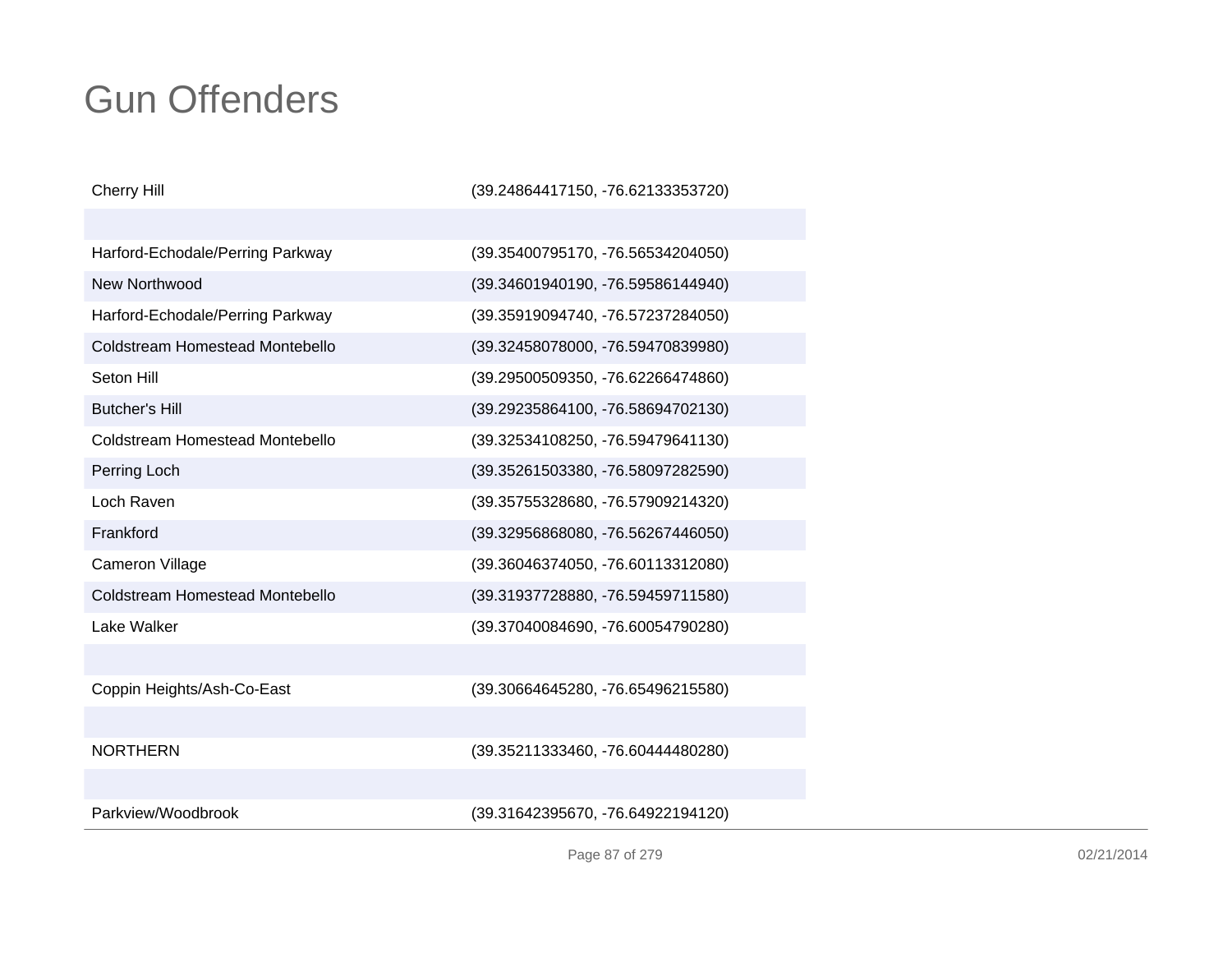# Gun Offenders

| | |
|---|---|
| Cherry Hill | (39.24864417150, -76.62133353720) |
| | |
| Harford-Echodale/Perring Parkway | (39.35400795170, -76.56534204050) |
| New Northwood | (39.34601940190, -76.59586144940) |
| Harford-Echodale/Perring Parkway | (39.35919094740, -76.57237284050) |
| Coldstream Homestead Montebello | (39.32458078000, -76.59470839980) |
| Seton Hill | (39.29500509350, -76.62266474860) |
| Butcher's Hill | (39.29235864100, -76.58694702130) |
| Coldstream Homestead Montebello | (39.32534108250, -76.59479641130) |
| Perring Loch | (39.35261503380, -76.58097282590) |
| Loch Raven | (39.35755328680, -76.57909214320) |
| Frankford | (39.32956868080, -76.56267446050) |
| Cameron Village | (39.36046374050, -76.60113312080) |
| Coldstream Homestead Montebello | (39.31937728880, -76.59459711580) |
| Lake Walker | (39.37040084690, -76.60054790280) |
| | |
| Coppin Heights/Ash-Co-East | (39.30664645280, -76.65496215580) |
| | |
| NORTHERN | (39.35211333460, -76.60444480280) |
| | |
| Parkview/Woodbrook | (39.31642395670, -76.64922194120) |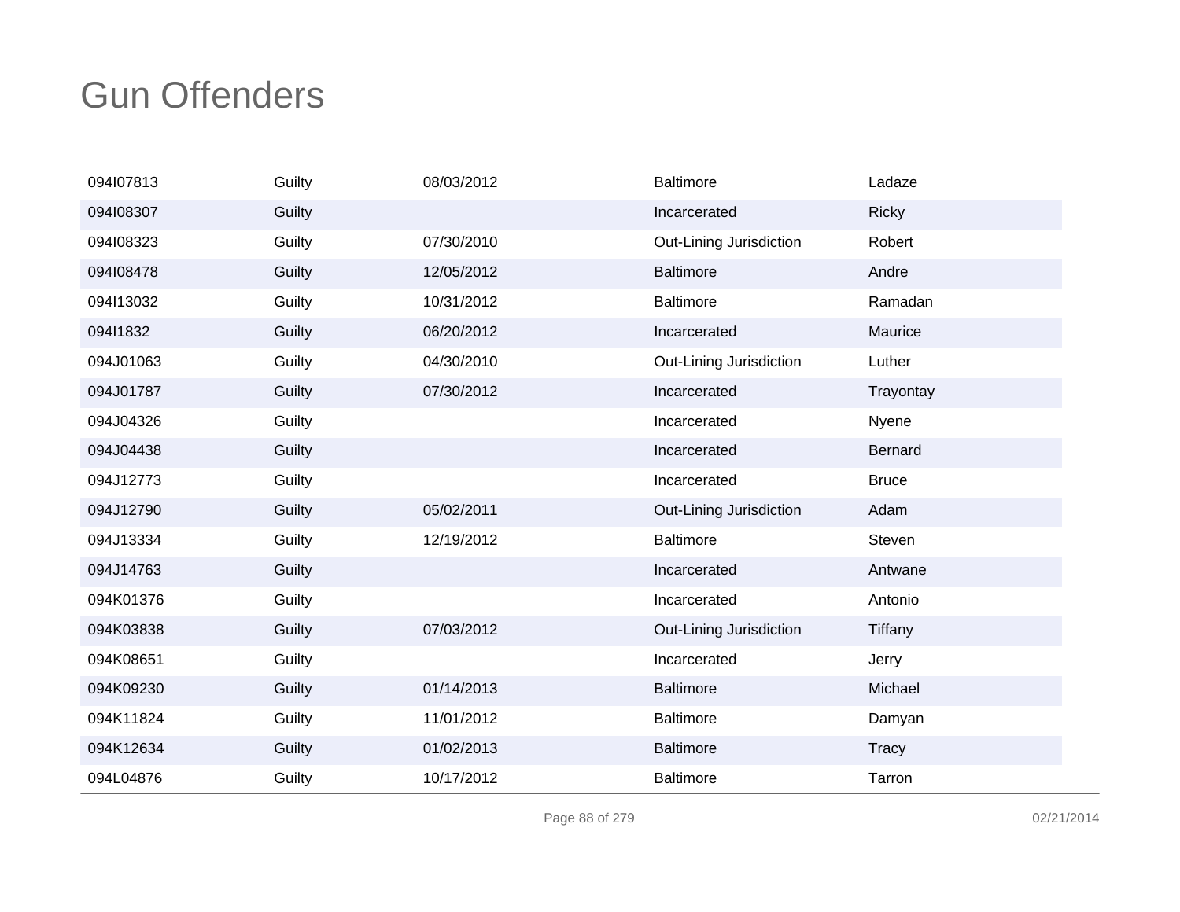# Gun Offenders

| | | | | |
|---|---|---|---|---|
| 094I07813 | Guilty | 08/03/2012 | Baltimore | Ladaze |
| 094I08307 | Guilty | | Incarcerated | Ricky |
| 094I08323 | Guilty | 07/30/2010 | Out-Lining Jurisdiction | Robert |
| 094I08478 | Guilty | 12/05/2012 | Baltimore | Andre |
| 094I13032 | Guilty | 10/31/2012 | Baltimore | Ramadan |
| 094I1832 | Guilty | 06/20/2012 | Incarcerated | Maurice |
| 094J01063 | Guilty | 04/30/2010 | Out-Lining Jurisdiction | Luther |
| 094J01787 | Guilty | 07/30/2012 | Incarcerated | Trayontay |
| 094J04326 | Guilty | | Incarcerated | Nyene |
| 094J04438 | Guilty | | Incarcerated | Bernard |
| 094J12773 | Guilty | | Incarcerated | Bruce |
| 094J12790 | Guilty | 05/02/2011 | Out-Lining Jurisdiction | Adam |
| 094J13334 | Guilty | 12/19/2012 | Baltimore | Steven |
| 094J14763 | Guilty | | Incarcerated | Antwane |
| 094K01376 | Guilty | | Incarcerated | Antonio |
| 094K03838 | Guilty | 07/03/2012 | Out-Lining Jurisdiction | Tiffany |
| 094K08651 | Guilty | | Incarcerated | Jerry |
| 094K09230 | Guilty | 01/14/2013 | Baltimore | Michael |
| 094K11824 | Guilty | 11/01/2012 | Baltimore | Damyan |
| 094K12634 | Guilty | 01/02/2013 | Baltimore | Tracy |
| 094L04876 | Guilty | 10/17/2012 | Baltimore | Tarron |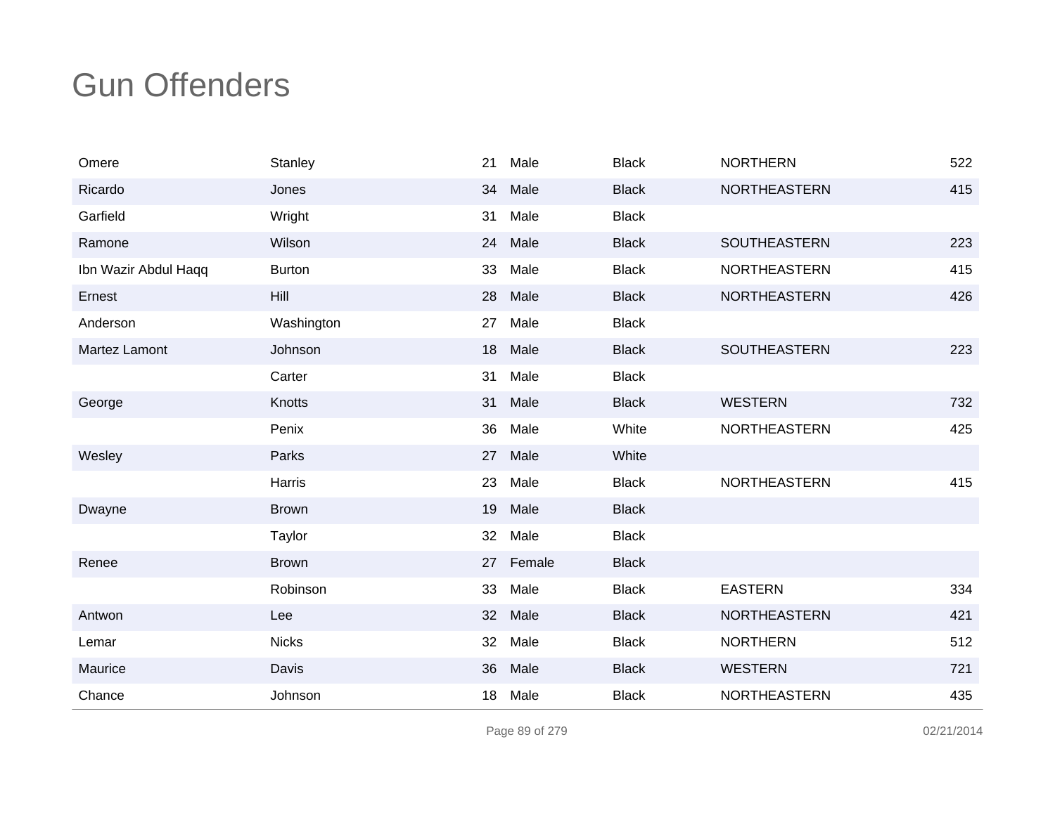# Gun Offenders

| | | | | | | |
|---|---|---|---|---|---|---|
| Omere | Stanley | 21 | Male | Black | NORTHERN | 522 |
| Ricardo | Jones | 34 | Male | Black | NORTHEASTERN | 415 |
| Garfield | Wright | 31 | Male | Black | | |
| Ramone | Wilson | 24 | Male | Black | SOUTHEASTERN | 223 |
| Ibn Wazir Abdul Haqq | Burton | 33 | Male | Black | NORTHEASTERN | 415 |
| Ernest | Hill | 28 | Male | Black | NORTHEASTERN | 426 |
| Anderson | Washington | 27 | Male | Black | | |
| Martez Lamont | Johnson | 18 | Male | Black | SOUTHEASTERN | 223 |
| | Carter | 31 | Male | Black | | |
| George | Knotts | 31 | Male | Black | WESTERN | 732 |
| | Penix | 36 | Male | White | NORTHEASTERN | 425 |
| Wesley | Parks | 27 | Male | White | | |
| | Harris | 23 | Male | Black | NORTHEASTERN | 415 |
| Dwayne | Brown | 19 | Male | Black | | |
| | Taylor | 32 | Male | Black | | |
| Renee | Brown | 27 | Female | Black | | |
| | Robinson | 33 | Male | Black | EASTERN | 334 |
| Antwon | Lee | 32 | Male | Black | NORTHEASTERN | 421 |
| Lemar | Nicks | 32 | Male | Black | NORTHERN | 512 |
| Maurice | Davis | 36 | Male | Black | WESTERN | 721 |
| Chance | Johnson | 18 | Male | Black | NORTHEASTERN | 435 |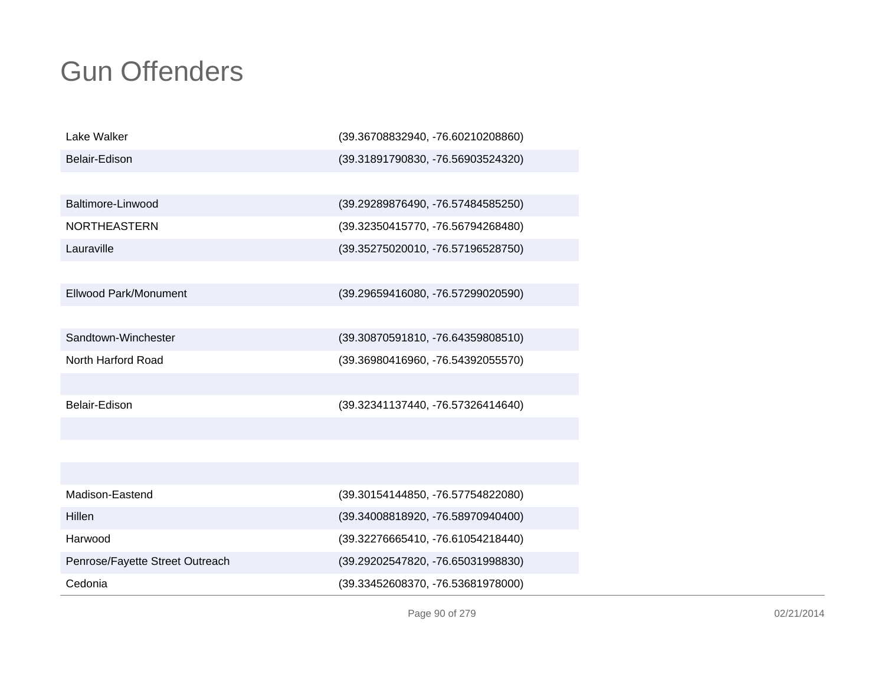# Gun Offenders

| | |
|---|---|
| Lake Walker | (39.36708832940, -76.60210208860) |
| Belair-Edison | (39.31891790830, -76.56903524320) |
| | |
| Baltimore-Linwood | (39.29289876490, -76.57484585250) |
| NORTHEASTERN | (39.32350415770, -76.56794268480) |
| Lauraville | (39.35275020010, -76.57196528750) |
| | |
| Ellwood Park/Monument | (39.29659416080, -76.57299020590) |
| | |
| Sandtown-Winchester | (39.30870591810, -76.64359808510) |
| North Harford Road | (39.36980416960, -76.54392055570) |
| | |
| Belair-Edison | (39.32341137440, -76.57326414640) |
| | |
| | |
| | |
| Madison-Eastend | (39.30154144850, -76.57754822080) |
| Hillen | (39.34008818920, -76.58970940400) |
| Harwood | (39.32276665410, -76.61054218440) |
| Penrose/Fayette Street Outreach | (39.29202547820, -76.65031998830) |
| Cedonia | (39.33452608370, -76.53681978000) |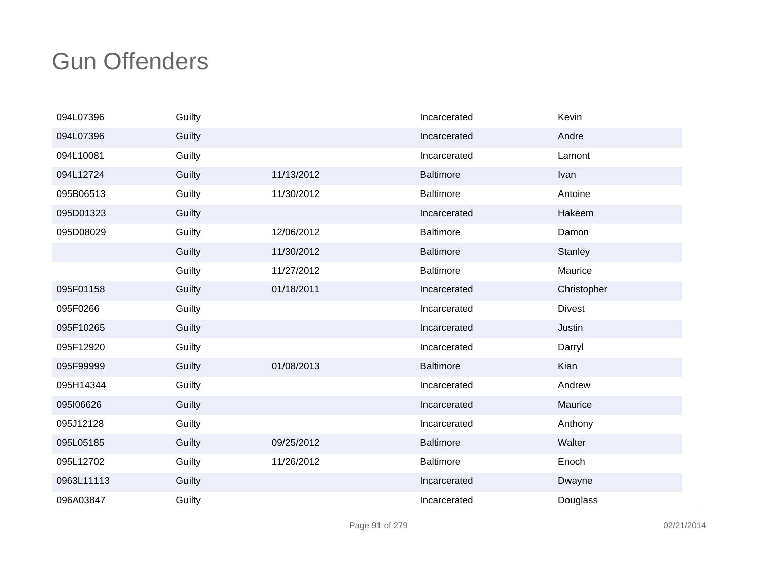# Gun Offenders

| | | | | |
|---|---|---|---|---|
| 094L07396 | Guilty | | Incarcerated | Kevin |
| 094L07396 | Guilty | | Incarcerated | Andre |
| 094L10081 | Guilty | | Incarcerated | Lamont |
| 094L12724 | Guilty | 11/13/2012 | Baltimore | Ivan |
| 095B06513 | Guilty | 11/30/2012 | Baltimore | Antoine |
| 095D01323 | Guilty | | Incarcerated | Hakeem |
| 095D08029 | Guilty | 12/06/2012 | Baltimore | Damon |
| | Guilty | 11/30/2012 | Baltimore | Stanley |
| | Guilty | 11/27/2012 | Baltimore | Maurice |
| 095F01158 | Guilty | 01/18/2011 | Incarcerated | Christopher |
| 095F0266 | Guilty | | Incarcerated | Divest |
| 095F10265 | Guilty | | Incarcerated | Justin |
| 095F12920 | Guilty | | Incarcerated | Darryl |
| 095F99999 | Guilty | 01/08/2013 | Baltimore | Kian |
| 095H14344 | Guilty | | Incarcerated | Andrew |
| 095I06626 | Guilty | | Incarcerated | Maurice |
| 095J12128 | Guilty | | Incarcerated | Anthony |
| 095L05185 | Guilty | 09/25/2012 | Baltimore | Walter |
| 095L12702 | Guilty | 11/26/2012 | Baltimore | Enoch |
| 0963L11113 | Guilty | | Incarcerated | Dwayne |
| 096A03847 | Guilty | | Incarcerated | Douglass |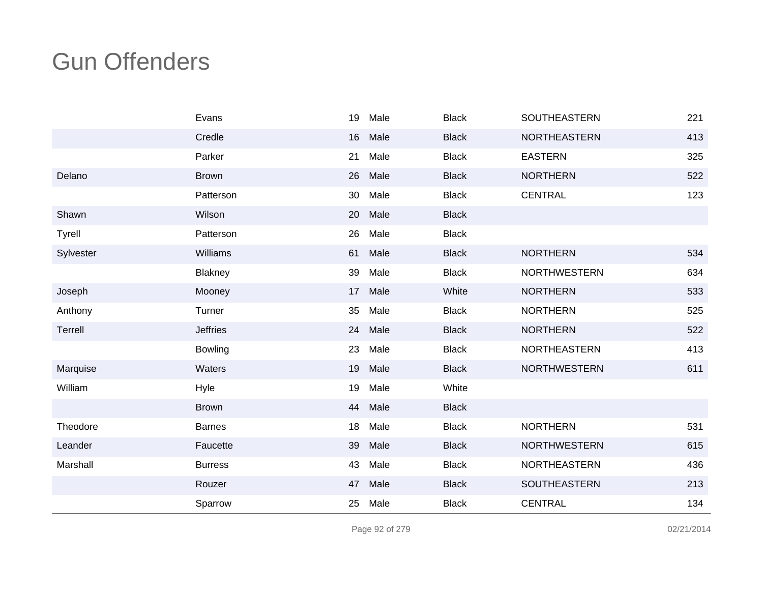# Gun Offenders

| | | | | | | |
|---|---|---|---|---|---|---|
| | Evans | 19 | Male | Black | SOUTHEASTERN | 221 |
| | Credle | 16 | Male | Black | NORTHEASTERN | 413 |
| | Parker | 21 | Male | Black | EASTERN | 325 |
| Delano | Brown | 26 | Male | Black | NORTHERN | 522 |
| | Patterson | 30 | Male | Black | CENTRAL | 123 |
| Shawn | Wilson | 20 | Male | Black | | |
| Tyrell | Patterson | 26 | Male | Black | | |
| Sylvester | Williams | 61 | Male | Black | NORTHERN | 534 |
| | Blakney | 39 | Male | Black | NORTHWESTERN | 634 |
| Joseph | Mooney | 17 | Male | White | NORTHERN | 533 |
| Anthony | Turner | 35 | Male | Black | NORTHERN | 525 |
| Terrell | Jeffries | 24 | Male | Black | NORTHERN | 522 |
| | Bowling | 23 | Male | Black | NORTHEASTERN | 413 |
| Marquise | Waters | 19 | Male | Black | NORTHWESTERN | 611 |
| William | Hyle | 19 | Male | White | | |
| | Brown | 44 | Male | Black | | |
| Theodore | Barnes | 18 | Male | Black | NORTHERN | 531 |
| Leander | Faucette | 39 | Male | Black | NORTHWESTERN | 615 |
| Marshall | Burress | 43 | Male | Black | NORTHEASTERN | 436 |
| | Rouzer | 47 | Male | Black | SOUTHEASTERN | 213 |
| | Sparrow | 25 | Male | Black | CENTRAL | 134 |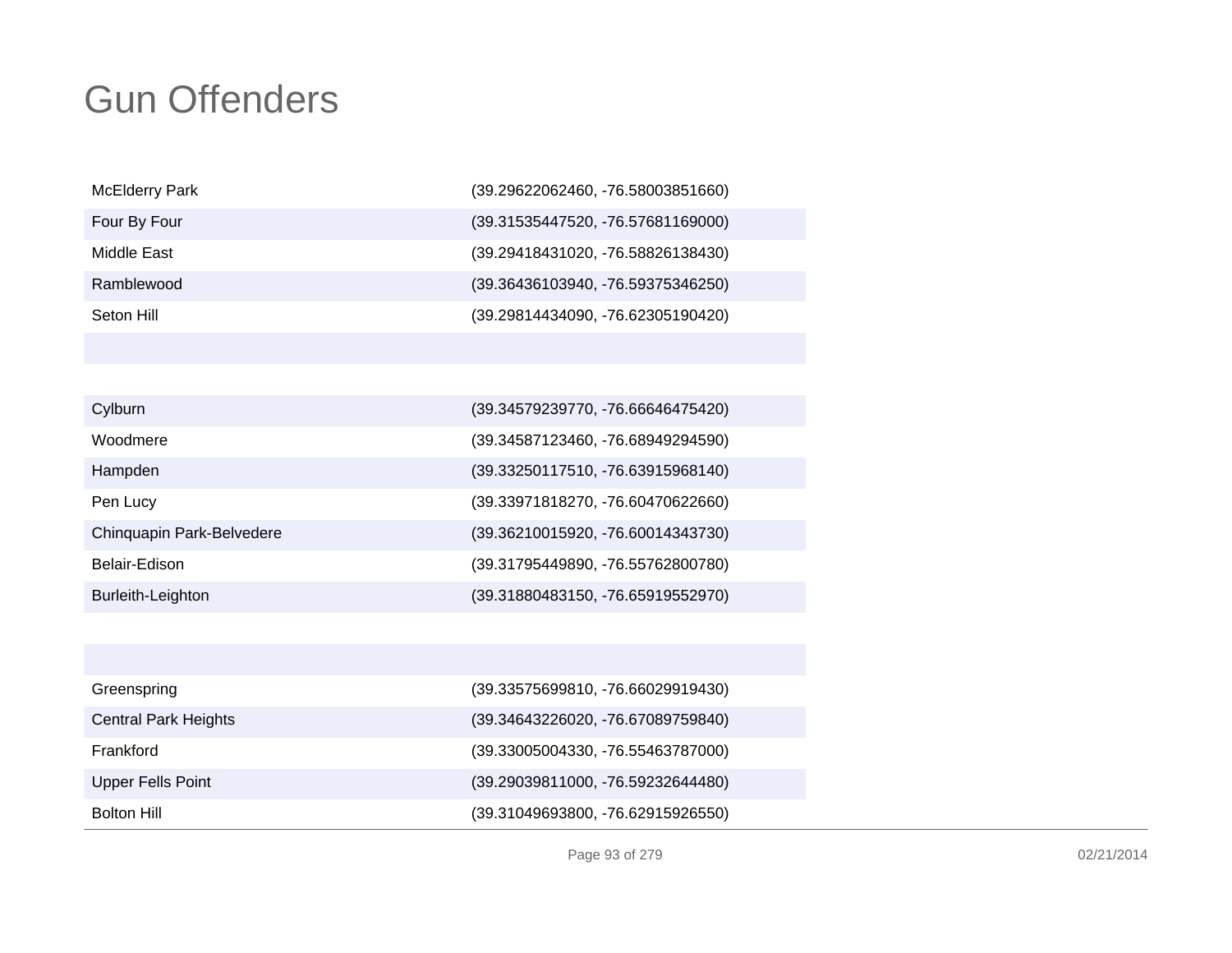# Gun Offenders

| | |
|---|---|
| McElderry Park | (39.29622062460, -76.58003851660) |
| Four By Four | (39.31535447520, -76.57681169000) |
| Middle East | (39.29418431020, -76.58826138430) |
| Ramblewood | (39.36436103940, -76.59375346250) |
| Seton Hill | (39.29814434090, -76.62305190420) |
| | |
| | |
| Cylburn | (39.34579239770, -76.66646475420) |
| Woodmere | (39.34587123460, -76.68949294590) |
| Hampden | (39.33250117510, -76.63915968140) |
| Pen Lucy | (39.33971818270, -76.60470622660) |
| Chinquapin Park-Belvedere | (39.36210015920, -76.60014343730) |
| Belair-Edison | (39.31795449890, -76.55762800780) |
| Burleith-Leighton | (39.31880483150, -76.65919552970) |
| | |
| | |
| Greenspring | (39.33575699810, -76.66029919430) |
| Central Park Heights | (39.34643226020, -76.67089759840) |
| Frankford | (39.33005004330, -76.55463787000) |
| Upper Fells Point | (39.29039811000, -76.59232644480) |
| Bolton Hill | (39.31049693800, -76.62915926550) |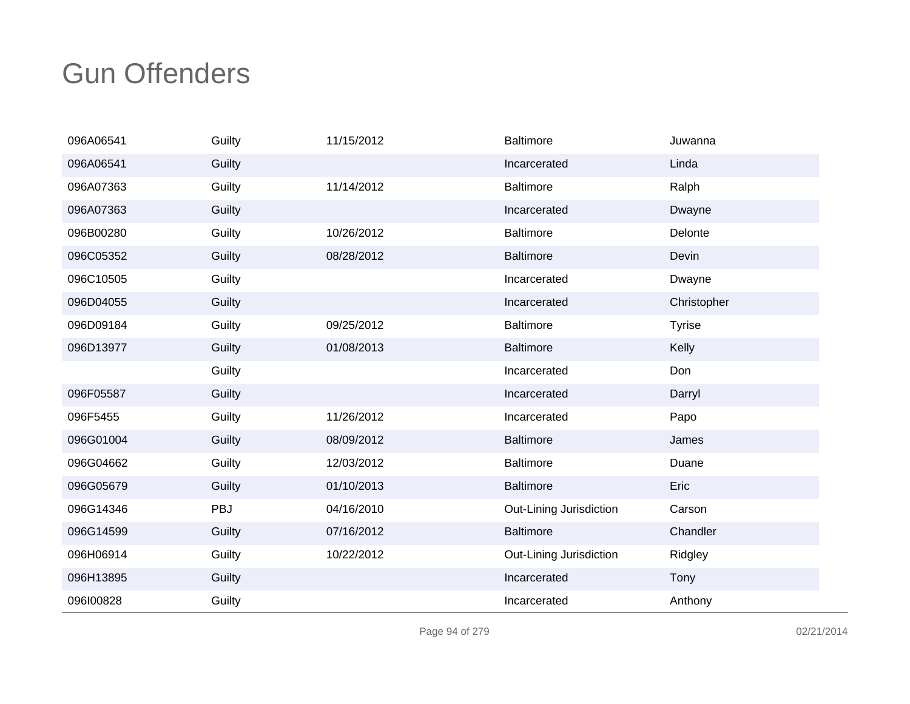# Gun Offenders

| | | | | |
|---|---|---|---|---|
| 096A06541 | Guilty | 11/15/2012 | Baltimore | Juwanna |
| 096A06541 | Guilty | | Incarcerated | Linda |
| 096A07363 | Guilty | 11/14/2012 | Baltimore | Ralph |
| 096A07363 | Guilty | | Incarcerated | Dwayne |
| 096B00280 | Guilty | 10/26/2012 | Baltimore | Delonte |
| 096C05352 | Guilty | 08/28/2012 | Baltimore | Devin |
| 096C10505 | Guilty | | Incarcerated | Dwayne |
| 096D04055 | Guilty | | Incarcerated | Christopher |
| 096D09184 | Guilty | 09/25/2012 | Baltimore | Tyrise |
| 096D13977 | Guilty | 01/08/2013 | Baltimore | Kelly |
| | Guilty | | Incarcerated | Don |
| 096F05587 | Guilty | | Incarcerated | Darryl |
| 096F5455 | Guilty | 11/26/2012 | Incarcerated | Papo |
| 096G01004 | Guilty | 08/09/2012 | Baltimore | James |
| 096G04662 | Guilty | 12/03/2012 | Baltimore | Duane |
| 096G05679 | Guilty | 01/10/2013 | Baltimore | Eric |
| 096G14346 | PBJ | 04/16/2010 | Out-Lining Jurisdiction | Carson |
| 096G14599 | Guilty | 07/16/2012 | Baltimore | Chandler |
| 096H06914 | Guilty | 10/22/2012 | Out-Lining Jurisdiction | Ridgley |
| 096H13895 | Guilty | | Incarcerated | Tony |
| 096I00828 | Guilty | | Incarcerated | Anthony |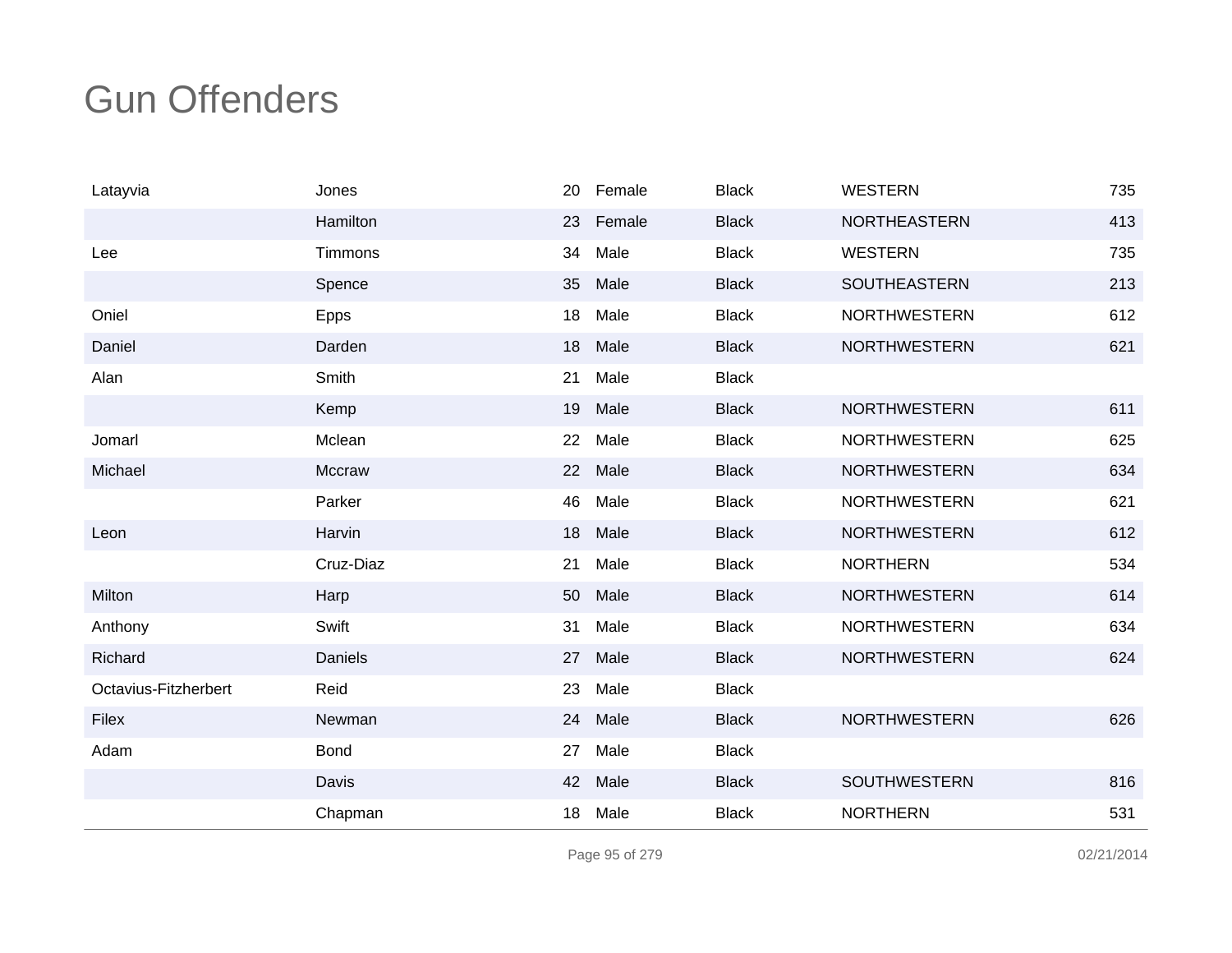# Gun Offenders

| | | | | | | |
|---|---|---|---|---|---|---|
| Latayvia | Jones | 20 | Female | Black | WESTERN | 735 |
| | Hamilton | 23 | Female | Black | NORTHEASTERN | 413 |
| Lee | Timmons | 34 | Male | Black | WESTERN | 735 |
| | Spence | 35 | Male | Black | SOUTHEASTERN | 213 |
| Oniel | Epps | 18 | Male | Black | NORTHWESTERN | 612 |
| Daniel | Darden | 18 | Male | Black | NORTHWESTERN | 621 |
| Alan | Smith | 21 | Male | Black | | |
| | Kemp | 19 | Male | Black | NORTHWESTERN | 611 |
| Jomarl | Mclean | 22 | Male | Black | NORTHWESTERN | 625 |
| Michael | Mccraw | 22 | Male | Black | NORTHWESTERN | 634 |
| | Parker | 46 | Male | Black | NORTHWESTERN | 621 |
| Leon | Harvin | 18 | Male | Black | NORTHWESTERN | 612 |
| | Cruz-Diaz | 21 | Male | Black | NORTHERN | 534 |
| Milton | Harp | 50 | Male | Black | NORTHWESTERN | 614 |
| Anthony | Swift | 31 | Male | Black | NORTHWESTERN | 634 |
| Richard | Daniels | 27 | Male | Black | NORTHWESTERN | 624 |
| Octavius-Fitzherbert | Reid | 23 | Male | Black | | |
| Filex | Newman | 24 | Male | Black | NORTHWESTERN | 626 |
| Adam | Bond | 27 | Male | Black | | |
| | Davis | 42 | Male | Black | SOUTHWESTERN | 816 |
| | Chapman | 18 | Male | Black | NORTHERN | 531 |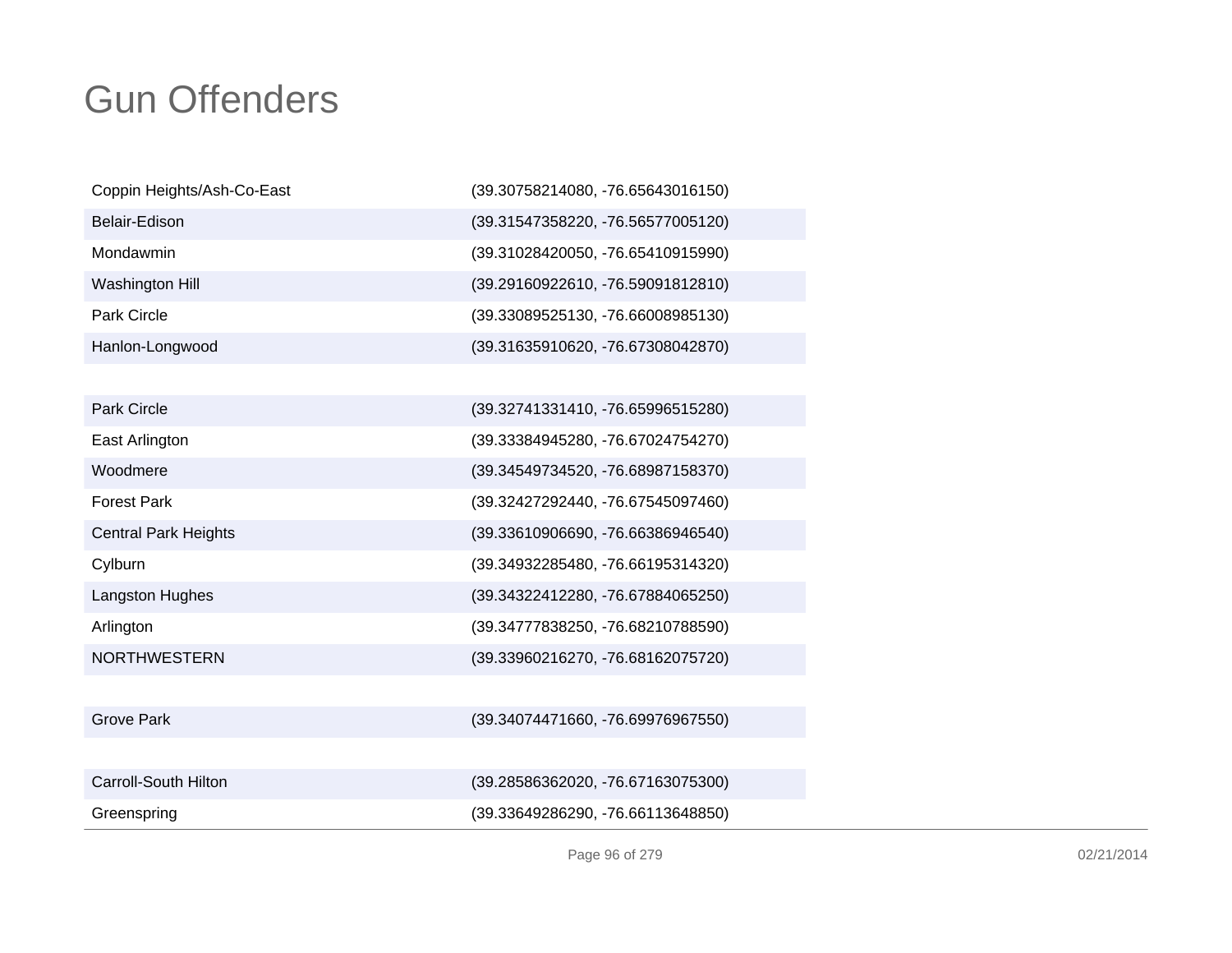# Gun Offenders

| | |
|---|---|
| Coppin Heights/Ash-Co-East | (39.30758214080, -76.65643016150) |
| Belair-Edison | (39.31547358220, -76.56577005120) |
| Mondawmin | (39.31028420050, -76.65410915990) |
| Washington Hill | (39.29160922610, -76.59091812810) |
| Park Circle | (39.33089525130, -76.66008985130) |
| Hanlon-Longwood | (39.31635910620, -76.67308042870) |
| | |
| Park Circle | (39.32741331410, -76.65996515280) |
| East Arlington | (39.33384945280, -76.67024754270) |
| Woodmere | (39.34549734520, -76.68987158370) |
| Forest Park | (39.32427292440, -76.67545097460) |
| Central Park Heights | (39.33610906690, -76.66386946540) |
| Cylburn | (39.34932285480, -76.66195314320) |
| Langston Hughes | (39.34322412280, -76.67884065250) |
| Arlington | (39.34777838250, -76.68210788590) |
| NORTHWESTERN | (39.33960216270, -76.68162075720) |
| | |
| Grove Park | (39.34074471660, -76.69976967550) |
| | |
| Carroll-South Hilton | (39.28586362020, -76.67163075300) |
| Greenspring | (39.33649286290, -76.66113648850) |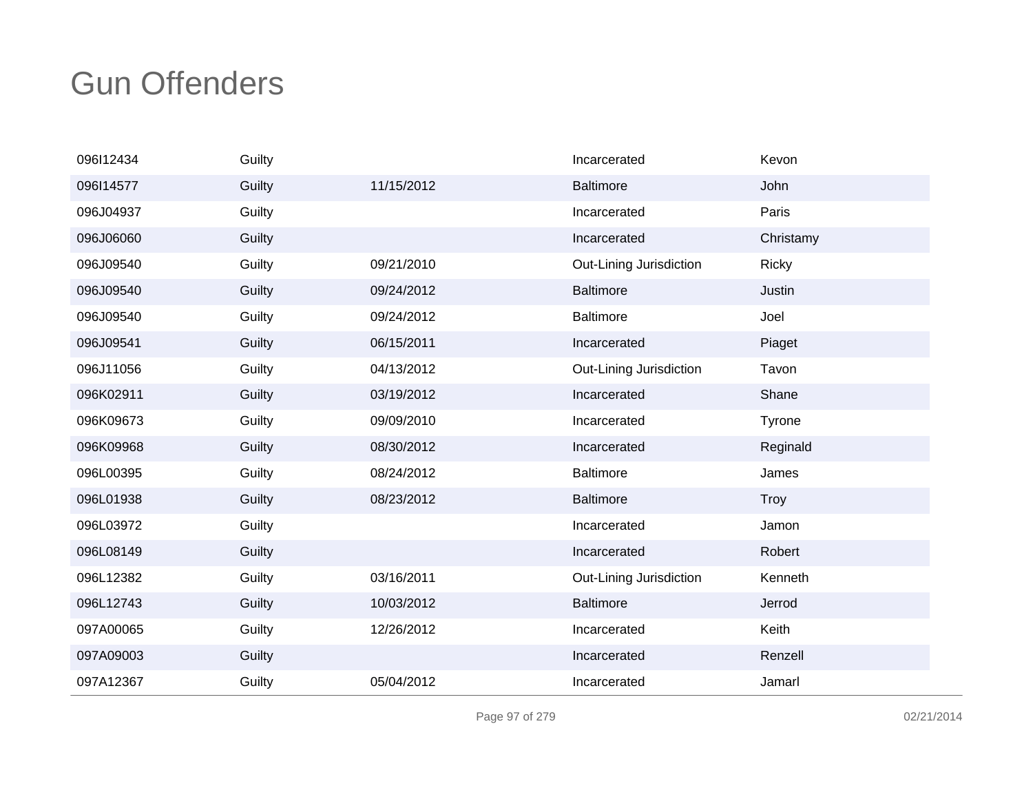# Gun Offenders

| | | | | |
|---|---|---|---|---|
| 096I12434 | Guilty | | Incarcerated | Kevon |
| 096I14577 | Guilty | 11/15/2012 | Baltimore | John |
| 096J04937 | Guilty | | Incarcerated | Paris |
| 096J06060 | Guilty | | Incarcerated | Christamy |
| 096J09540 | Guilty | 09/21/2010 | Out-Lining Jurisdiction | Ricky |
| 096J09540 | Guilty | 09/24/2012 | Baltimore | Justin |
| 096J09540 | Guilty | 09/24/2012 | Baltimore | Joel |
| 096J09541 | Guilty | 06/15/2011 | Incarcerated | Piaget |
| 096J11056 | Guilty | 04/13/2012 | Out-Lining Jurisdiction | Tavon |
| 096K02911 | Guilty | 03/19/2012 | Incarcerated | Shane |
| 096K09673 | Guilty | 09/09/2010 | Incarcerated | Tyrone |
| 096K09968 | Guilty | 08/30/2012 | Incarcerated | Reginald |
| 096L00395 | Guilty | 08/24/2012 | Baltimore | James |
| 096L01938 | Guilty | 08/23/2012 | Baltimore | Troy |
| 096L03972 | Guilty | | Incarcerated | Jamon |
| 096L08149 | Guilty | | Incarcerated | Robert |
| 096L12382 | Guilty | 03/16/2011 | Out-Lining Jurisdiction | Kenneth |
| 096L12743 | Guilty | 10/03/2012 | Baltimore | Jerrod |
| 097A00065 | Guilty | 12/26/2012 | Incarcerated | Keith |
| 097A09003 | Guilty | | Incarcerated | Renzell |
| 097A12367 | Guilty | 05/04/2012 | Incarcerated | Jamarl |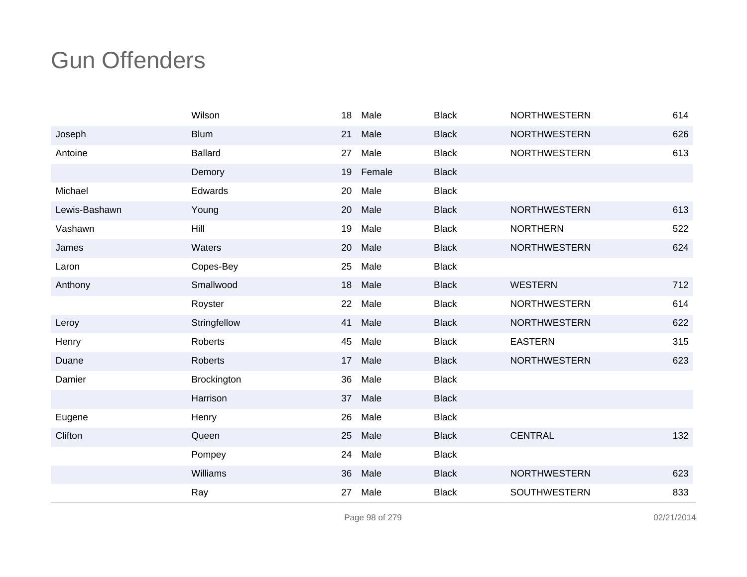# Gun Offenders

| | | | | | | |
|---|---|---|---|---|---|---|
| | Wilson | 18 | Male | Black | NORTHWESTERN | 614 |
| Joseph | Blum | 21 | Male | Black | NORTHWESTERN | 626 |
| Antoine | Ballard | 27 | Male | Black | NORTHWESTERN | 613 |
| | Demory | 19 | Female | Black | | |
| Michael | Edwards | 20 | Male | Black | | |
| Lewis-Bashawn | Young | 20 | Male | Black | NORTHWESTERN | 613 |
| Vashawn | Hill | 19 | Male | Black | NORTHERN | 522 |
| James | Waters | 20 | Male | Black | NORTHWESTERN | 624 |
| Laron | Copes-Bey | 25 | Male | Black | | |
| Anthony | Smallwood | 18 | Male | Black | WESTERN | 712 |
| | Royster | 22 | Male | Black | NORTHWESTERN | 614 |
| Leroy | Stringfellow | 41 | Male | Black | NORTHWESTERN | 622 |
| Henry | Roberts | 45 | Male | Black | EASTERN | 315 |
| Duane | Roberts | 17 | Male | Black | NORTHWESTERN | 623 |
| Damier | Brockington | 36 | Male | Black | | |
| | Harrison | 37 | Male | Black | | |
| Eugene | Henry | 26 | Male | Black | | |
| Clifton | Queen | 25 | Male | Black | CENTRAL | 132 |
| | Pompey | 24 | Male | Black | | |
| | Williams | 36 | Male | Black | NORTHWESTERN | 623 |
| | Ray | 27 | Male | Black | SOUTHWESTERN | 833 |

02/21/2014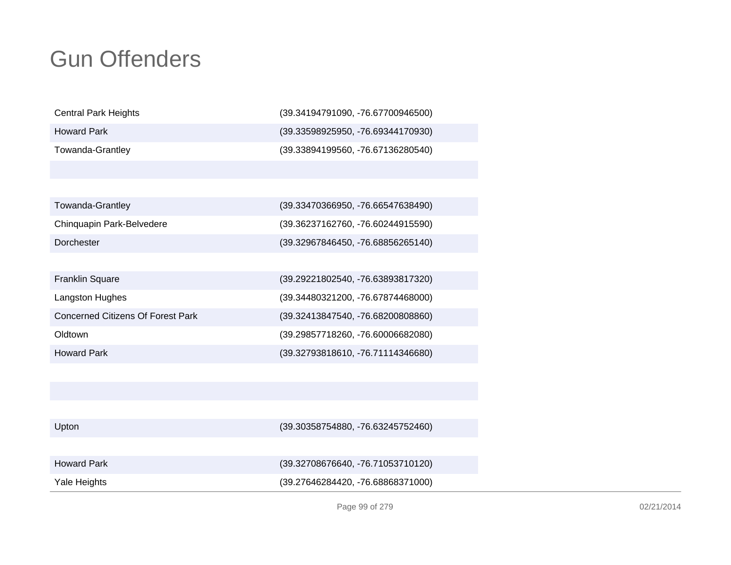# Gun Offenders

| | |
|---|---|
| Central Park Heights | (39.34194791090, -76.67700946500) |
| Howard Park | (39.33598925950, -76.69344170930) |
| Towanda-Grantley | (39.33894199560, -76.67136280540) |
| | |
| | |
| Towanda-Grantley | (39.33470366950, -76.66547638490) |
| Chinquapin Park-Belvedere | (39.36237162760, -76.60244915590) |
| Dorchester | (39.32967846450, -76.68856265140) |
| | |
| Franklin Square | (39.29221802540, -76.63893817320) |
| Langston Hughes | (39.34480321200, -76.67874468000) |
| Concerned Citizens Of Forest Park | (39.32413847540, -76.68200808860) |
| Oldtown | (39.29857718260, -76.60006682080) |
| Howard Park | (39.32793818610, -76.71114346680) |
| | |
| | |
| | |
| Upton | (39.30358754880, -76.63245752460) |
| | |
| Howard Park | (39.32708676640, -76.71053710120) |
| Yale Heights | (39.27646284420, -76.68868371000) |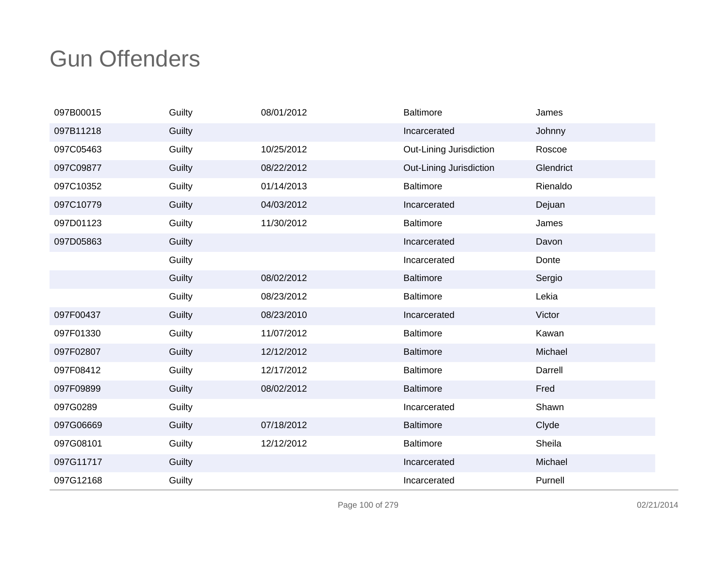# Gun Offenders

| | | | | |
|---|---|---|---|---|
| 097B00015 | Guilty | 08/01/2012 | Baltimore | James |
| 097B11218 | Guilty | | Incarcerated | Johnny |
| 097C05463 | Guilty | 10/25/2012 | Out-Lining Jurisdiction | Roscoe |
| 097C09877 | Guilty | 08/22/2012 | Out-Lining Jurisdiction | Glendrict |
| 097C10352 | Guilty | 01/14/2013 | Baltimore | Rienaldo |
| 097C10779 | Guilty | 04/03/2012 | Incarcerated | Dejuan |
| 097D01123 | Guilty | 11/30/2012 | Baltimore | James |
| 097D05863 | Guilty | | Incarcerated | Davon |
| | Guilty | | Incarcerated | Donte |
| | Guilty | 08/02/2012 | Baltimore | Sergio |
| | Guilty | 08/23/2012 | Baltimore | Lekia |
| 097F00437 | Guilty | 08/23/2010 | Incarcerated | Victor |
| 097F01330 | Guilty | 11/07/2012 | Baltimore | Kawan |
| 097F02807 | Guilty | 12/12/2012 | Baltimore | Michael |
| 097F08412 | Guilty | 12/17/2012 | Baltimore | Darrell |
| 097F09899 | Guilty | 08/02/2012 | Baltimore | Fred |
| 097G0289 | Guilty | | Incarcerated | Shawn |
| 097G06669 | Guilty | 07/18/2012 | Baltimore | Clyde |
| 097G08101 | Guilty | 12/12/2012 | Baltimore | Sheila |
| 097G11717 | Guilty | | Incarcerated | Michael |
| 097G12168 | Guilty | | Incarcerated | Purnell |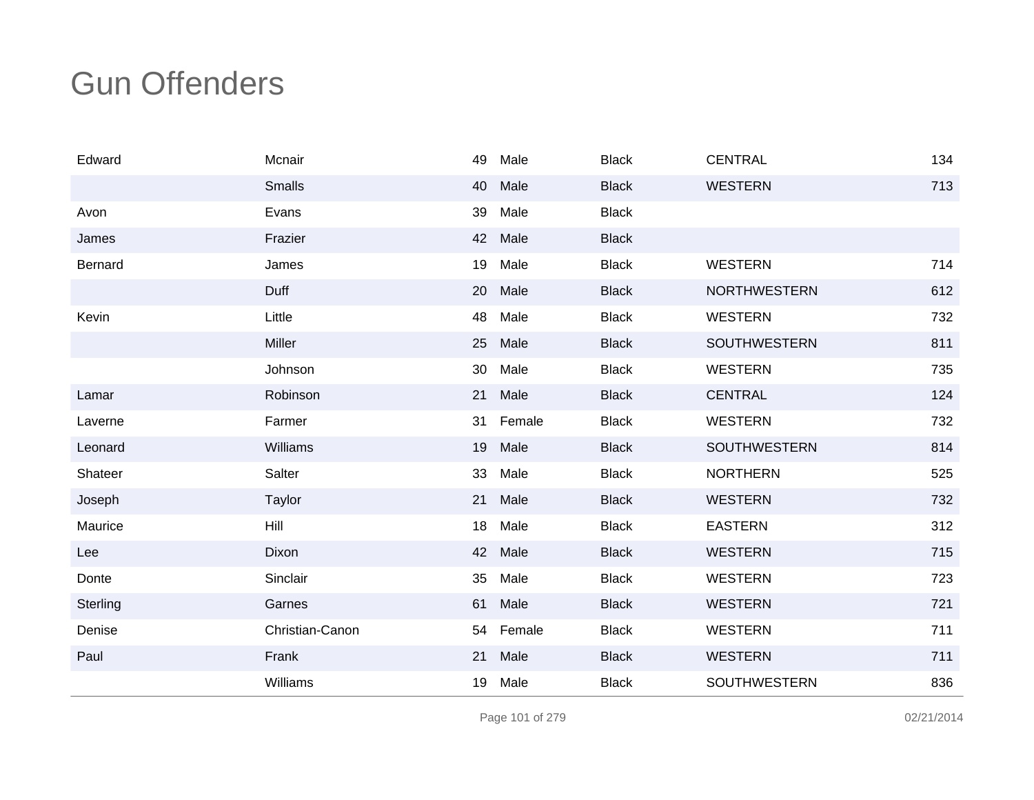# Gun Offenders

| | | | | | | |
|---|---|---|---|---|---|---|
| Edward | Mcnair | 49 | Male | Black | CENTRAL | 134 |
| | Smalls | 40 | Male | Black | WESTERN | 713 |
| Avon | Evans | 39 | Male | Black | | |
| James | Frazier | 42 | Male | Black | | |
| Bernard | James | 19 | Male | Black | WESTERN | 714 |
| | Duff | 20 | Male | Black | NORTHWESTERN | 612 |
| Kevin | Little | 48 | Male | Black | WESTERN | 732 |
| | Miller | 25 | Male | Black | SOUTHWESTERN | 811 |
| | Johnson | 30 | Male | Black | WESTERN | 735 |
| Lamar | Robinson | 21 | Male | Black | CENTRAL | 124 |
| Laverne | Farmer | 31 | Female | Black | WESTERN | 732 |
| Leonard | Williams | 19 | Male | Black | SOUTHWESTERN | 814 |
| Shateer | Salter | 33 | Male | Black | NORTHERN | 525 |
| Joseph | Taylor | 21 | Male | Black | WESTERN | 732 |
| Maurice | Hill | 18 | Male | Black | EASTERN | 312 |
| Lee | Dixon | 42 | Male | Black | WESTERN | 715 |
| Donte | Sinclair | 35 | Male | Black | WESTERN | 723 |
| Sterling | Garnes | 61 | Male | Black | WESTERN | 721 |
| Denise | Christian-Canon | 54 | Female | Black | WESTERN | 711 |
| Paul | Frank | 21 | Male | Black | WESTERN | 711 |
| | Williams | 19 | Male | Black | SOUTHWESTERN | 836 |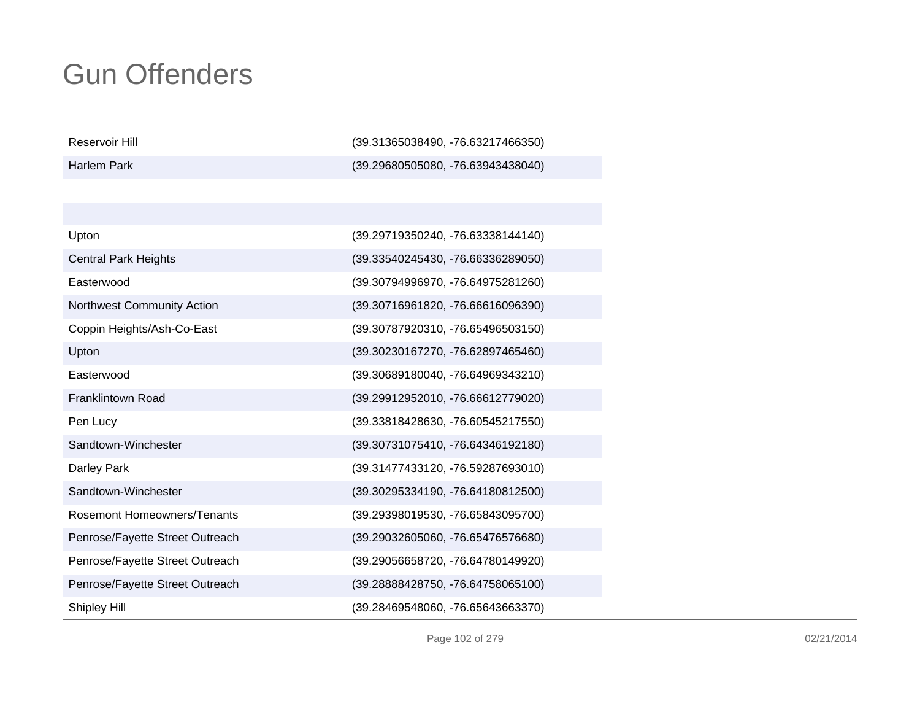# Gun Offenders

| | |
|---|---|
| Reservoir Hill | (39.31365038490, -76.63217466350) |
| Harlem Park | (39.29680505080, -76.63943438040) |
| | |
| | |
| Upton | (39.29719350240, -76.63338144140) |
| Central Park Heights | (39.33540245430, -76.66336289050) |
| Easterwood | (39.30794996970, -76.64975281260) |
| Northwest Community Action | (39.30716961820, -76.66616096390) |
| Coppin Heights/Ash-Co-East | (39.30787920310, -76.65496503150) |
| Upton | (39.30230167270, -76.62897465460) |
| Easterwood | (39.30689180040, -76.64969343210) |
| Franklintown Road | (39.29912952010, -76.66612779020) |
| Pen Lucy | (39.33818428630, -76.60545217550) |
| Sandtown-Winchester | (39.30731075410, -76.64346192180) |
| Darley Park | (39.31477433120, -76.59287693010) |
| Sandtown-Winchester | (39.30295334190, -76.64180812500) |
| Rosemont Homeowners/Tenants | (39.29398019530, -76.65843095700) |
| Penrose/Fayette Street Outreach | (39.29032605060, -76.65476576680) |
| Penrose/Fayette Street Outreach | (39.29056658720, -76.64780149920) |
| Penrose/Fayette Street Outreach | (39.28888428750, -76.64758065100) |
| Shipley Hill | (39.28469548060, -76.65643663370) |

02/21/2014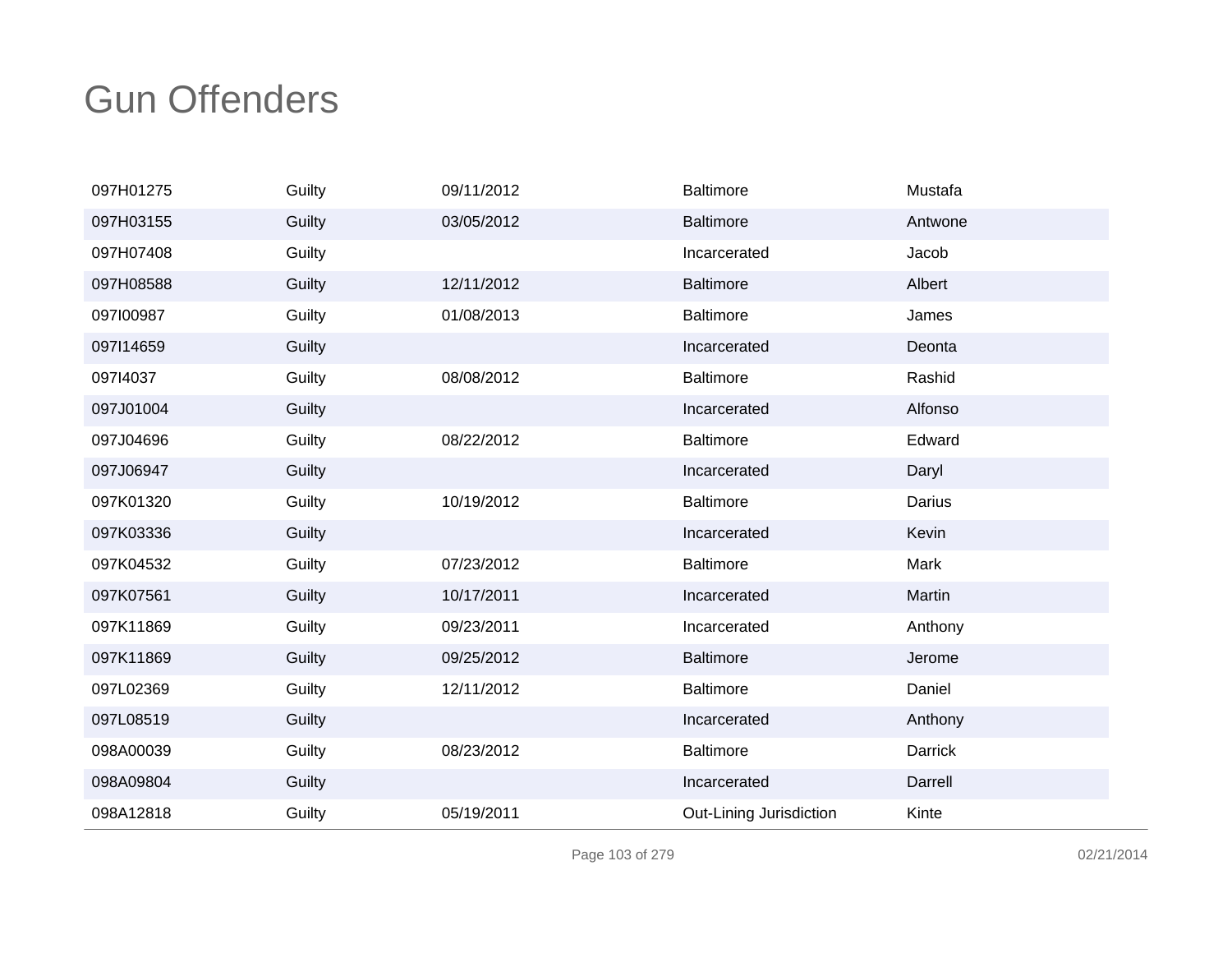# Gun Offenders

| | | | | |
|---|---|---|---|---|
| 097H01275 | Guilty | 09/11/2012 | Baltimore | Mustafa |
| 097H03155 | Guilty | 03/05/2012 | Baltimore | Antwone |
| 097H07408 | Guilty | | Incarcerated | Jacob |
| 097H08588 | Guilty | 12/11/2012 | Baltimore | Albert |
| 097I00987 | Guilty | 01/08/2013 | Baltimore | James |
| 097I14659 | Guilty | | Incarcerated | Deonta |
| 097I4037 | Guilty | 08/08/2012 | Baltimore | Rashid |
| 097J01004 | Guilty | | Incarcerated | Alfonso |
| 097J04696 | Guilty | 08/22/2012 | Baltimore | Edward |
| 097J06947 | Guilty | | Incarcerated | Daryl |
| 097K01320 | Guilty | 10/19/2012 | Baltimore | Darius |
| 097K03336 | Guilty | | Incarcerated | Kevin |
| 097K04532 | Guilty | 07/23/2012 | Baltimore | Mark |
| 097K07561 | Guilty | 10/17/2011 | Incarcerated | Martin |
| 097K11869 | Guilty | 09/23/2011 | Incarcerated | Anthony |
| 097K11869 | Guilty | 09/25/2012 | Baltimore | Jerome |
| 097L02369 | Guilty | 12/11/2012 | Baltimore | Daniel |
| 097L08519 | Guilty | | Incarcerated | Anthony |
| 098A00039 | Guilty | 08/23/2012 | Baltimore | Darrick |
| 098A09804 | Guilty | | Incarcerated | Darrell |
| 098A12818 | Guilty | 05/19/2011 | Out-Lining Jurisdiction | Kinte |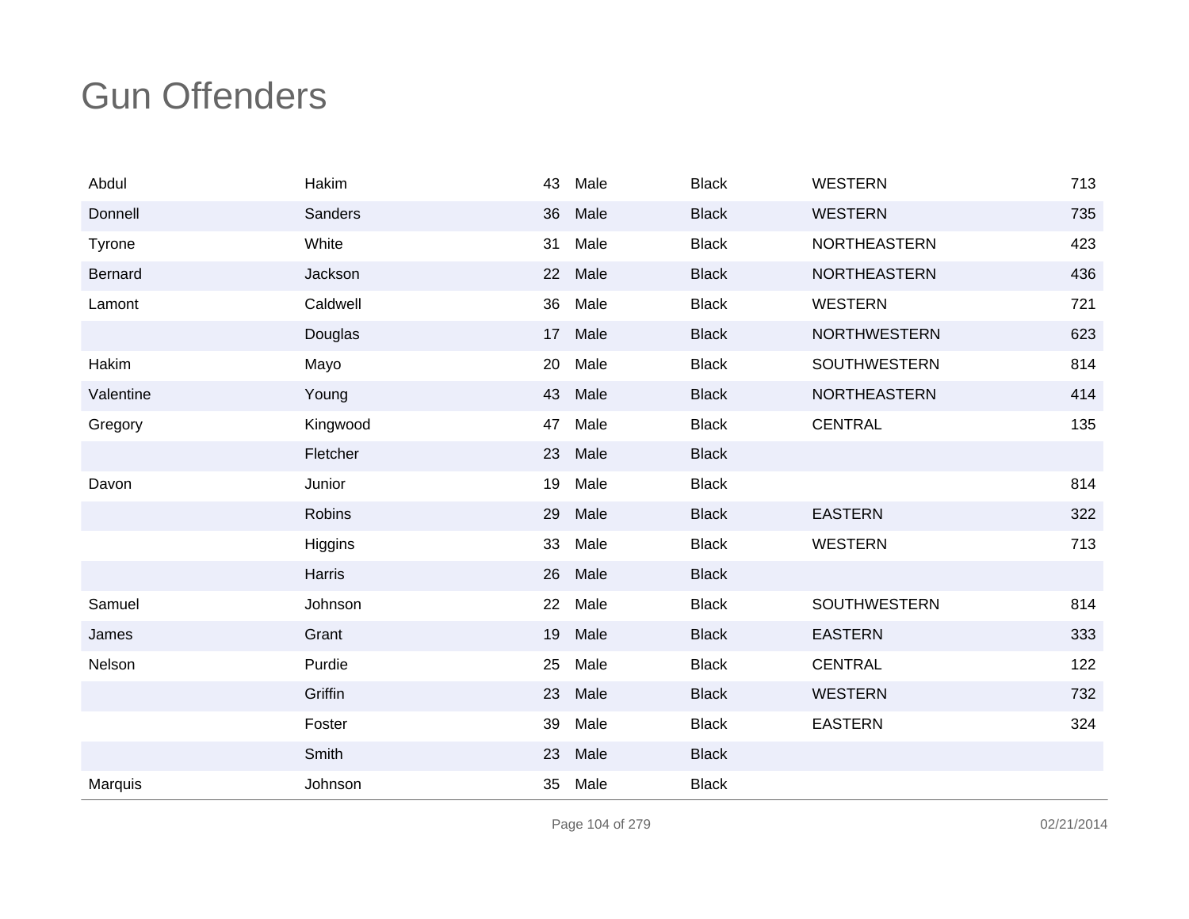# Gun Offenders

| | | | | | | |
|---|---|---|---|---|---|---|
| Abdul | Hakim | 43 | Male | Black | WESTERN | 713 |
| Donnell | Sanders | 36 | Male | Black | WESTERN | 735 |
| Tyrone | White | 31 | Male | Black | NORTHEASTERN | 423 |
| Bernard | Jackson | 22 | Male | Black | NORTHEASTERN | 436 |
| Lamont | Caldwell | 36 | Male | Black | WESTERN | 721 |
| | Douglas | 17 | Male | Black | NORTHWESTERN | 623 |
| Hakim | Mayo | 20 | Male | Black | SOUTHWESTERN | 814 |
| Valentine | Young | 43 | Male | Black | NORTHEASTERN | 414 |
| Gregory | Kingwood | 47 | Male | Black | CENTRAL | 135 |
| | Fletcher | 23 | Male | Black | | |
| Davon | Junior | 19 | Male | Black | | 814 |
| | Robins | 29 | Male | Black | EASTERN | 322 |
| | Higgins | 33 | Male | Black | WESTERN | 713 |
| | Harris | 26 | Male | Black | | |
| Samuel | Johnson | 22 | Male | Black | SOUTHWESTERN | 814 |
| James | Grant | 19 | Male | Black | EASTERN | 333 |
| Nelson | Purdie | 25 | Male | Black | CENTRAL | 122 |
| | Griffin | 23 | Male | Black | WESTERN | 732 |
| | Foster | 39 | Male | Black | EASTERN | 324 |
| | Smith | 23 | Male | Black | | |
| Marquis | Johnson | 35 | Male | Black | | |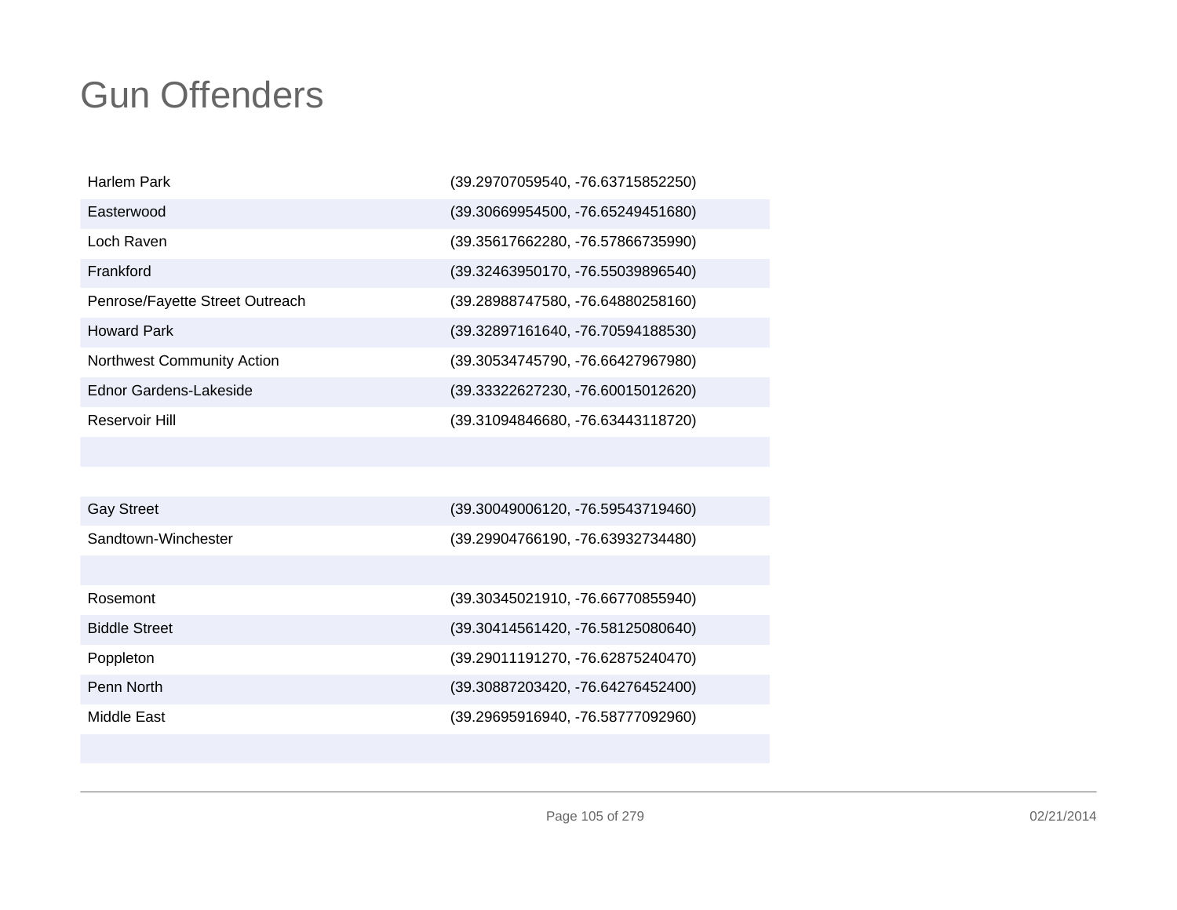# Gun Offenders

| | |
|---|---|
| Harlem Park | (39.29707059540, -76.63715852250) |
| Easterwood | (39.30669954500, -76.65249451680) |
| Loch Raven | (39.35617662280, -76.57866735990) |
| Frankford | (39.32463950170, -76.55039896540) |
| Penrose/Fayette Street Outreach | (39.28988747580, -76.64880258160) |
| Howard Park | (39.32897161640, -76.70594188530) |
| Northwest Community Action | (39.30534745790, -76.66427967980) |
| Ednor Gardens-Lakeside | (39.33322627230, -76.60015012620) |
| Reservoir Hill | (39.31094846680, -76.63443118720) |
| | |
| | |
| Gay Street | (39.30049006120, -76.59543719460) |
| Sandtown-Winchester | (39.29904766190, -76.63932734480) |
| | |
| Rosemont | (39.30345021910, -76.66770855940) |
| Biddle Street | (39.30414561420, -76.58125080640) |
| Poppleton | (39.29011191270, -76.62875240470) |
| Penn North | (39.30887203420, -76.64276452400) |
| Middle East | (39.29695916940, -76.58777092960) |
| | |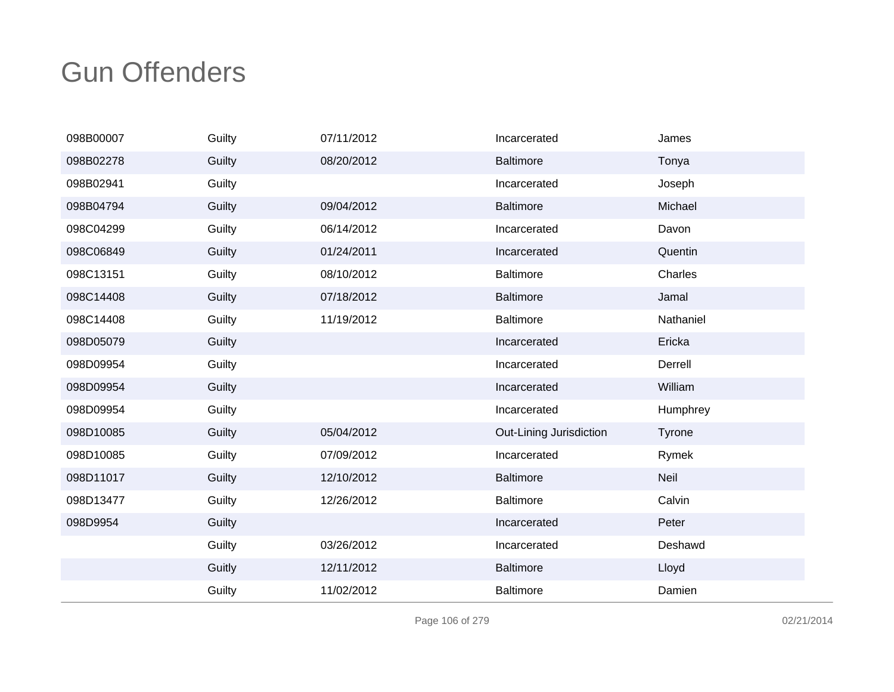# Gun Offenders

| | | | | |
|---|---|---|---|---|
| 098B00007 | Guilty | 07/11/2012 | Incarcerated | James |
| 098B02278 | Guilty | 08/20/2012 | Baltimore | Tonya |
| 098B02941 | Guilty | | Incarcerated | Joseph |
| 098B04794 | Guilty | 09/04/2012 | Baltimore | Michael |
| 098C04299 | Guilty | 06/14/2012 | Incarcerated | Davon |
| 098C06849 | Guilty | 01/24/2011 | Incarcerated | Quentin |
| 098C13151 | Guilty | 08/10/2012 | Baltimore | Charles |
| 098C14408 | Guilty | 07/18/2012 | Baltimore | Jamal |
| 098C14408 | Guilty | 11/19/2012 | Baltimore | Nathaniel |
| 098D05079 | Guilty | | Incarcerated | Ericka |
| 098D09954 | Guilty | | Incarcerated | Derrell |
| 098D09954 | Guilty | | Incarcerated | William |
| 098D09954 | Guilty | | Incarcerated | Humphrey |
| 098D10085 | Guilty | 05/04/2012 | Out-Lining Jurisdiction | Tyrone |
| 098D10085 | Guilty | 07/09/2012 | Incarcerated | Rymek |
| 098D11017 | Guilty | 12/10/2012 | Baltimore | Neil |
| 098D13477 | Guilty | 12/26/2012 | Baltimore | Calvin |
| 098D9954 | Guilty | | Incarcerated | Peter |
| | Guilty | 03/26/2012 | Incarcerated | Deshawd |
| | Guitly | 12/11/2012 | Baltimore | Lloyd |
| | Guilty | 11/02/2012 | Baltimore | Damien |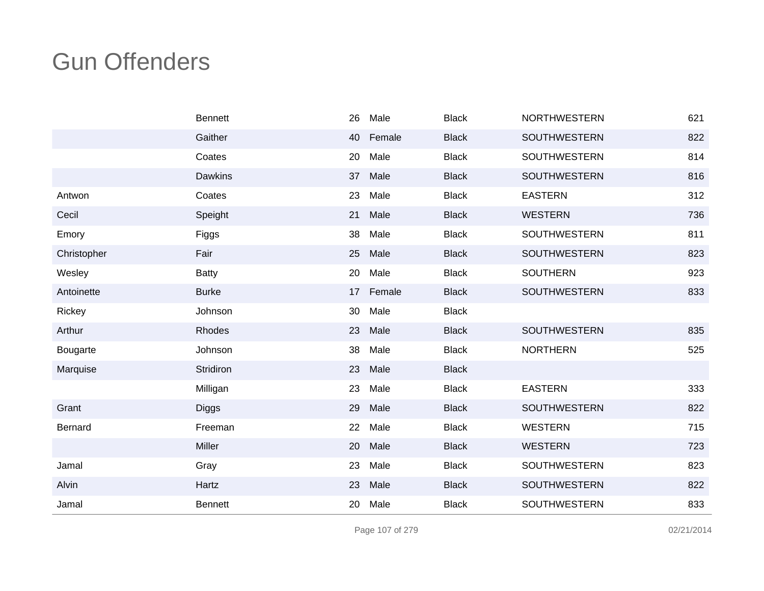# Gun Offenders

| | | | | | | |
|---|---|---|---|---|---|---|
| | Bennett | 26 | Male | Black | NORTHWESTERN | 621 |
| | Gaither | 40 | Female | Black | SOUTHWESTERN | 822 |
| | Coates | 20 | Male | Black | SOUTHWESTERN | 814 |
| | Dawkins | 37 | Male | Black | SOUTHWESTERN | 816 |
| Antwon | Coates | 23 | Male | Black | EASTERN | 312 |
| Cecil | Speight | 21 | Male | Black | WESTERN | 736 |
| Emory | Figgs | 38 | Male | Black | SOUTHWESTERN | 811 |
| Christopher | Fair | 25 | Male | Black | SOUTHWESTERN | 823 |
| Wesley | Batty | 20 | Male | Black | SOUTHERN | 923 |
| Antoinette | Burke | 17 | Female | Black | SOUTHWESTERN | 833 |
| Rickey | Johnson | 30 | Male | Black | | |
| Arthur | Rhodes | 23 | Male | Black | SOUTHWESTERN | 835 |
| Bougarte | Johnson | 38 | Male | Black | NORTHERN | 525 |
| Marquise | Stridiron | 23 | Male | Black | | |
| | Milligan | 23 | Male | Black | EASTERN | 333 |
| Grant | Diggs | 29 | Male | Black | SOUTHWESTERN | 822 |
| Bernard | Freeman | 22 | Male | Black | WESTERN | 715 |
| | Miller | 20 | Male | Black | WESTERN | 723 |
| Jamal | Gray | 23 | Male | Black | SOUTHWESTERN | 823 |
| Alvin | Hartz | 23 | Male | Black | SOUTHWESTERN | 822 |
| Jamal | Bennett | 20 | Male | Black | SOUTHWESTERN | 833 |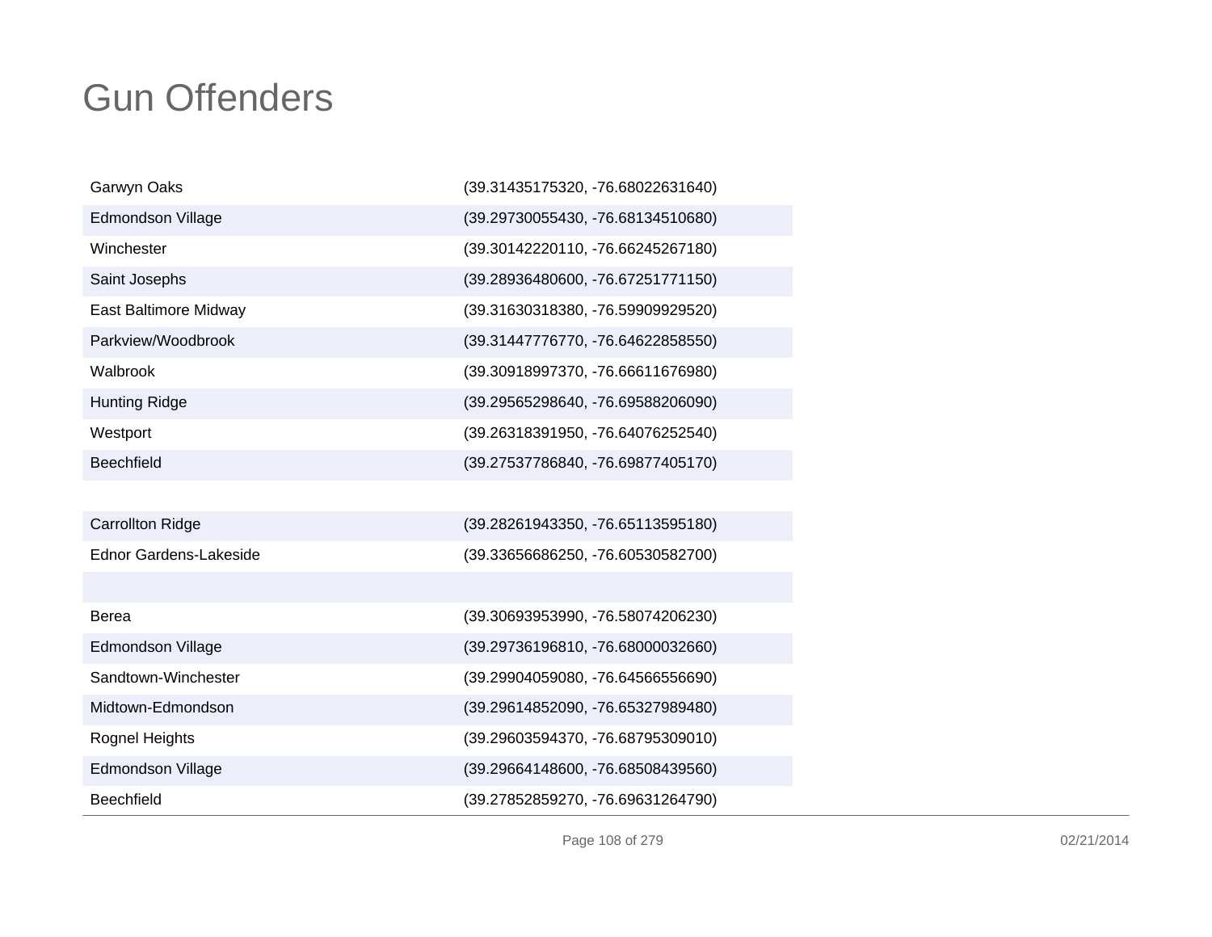# Gun Offenders

| | |
|---|---|
| Garwyn Oaks | (39.31435175320, -76.68022631640) |
| Edmondson Village | (39.29730055430, -76.68134510680) |
| Winchester | (39.30142220110, -76.66245267180) |
| Saint Josephs | (39.28936480600, -76.67251771150) |
| East Baltimore Midway | (39.31630318380, -76.59909929520) |
| Parkview/Woodbrook | (39.31447776770, -76.64622858550) |
| Walbrook | (39.30918997370, -76.66611676980) |
| Hunting Ridge | (39.29565298640, -76.69588206090) |
| Westport | (39.26318391950, -76.64076252540) |
| Beechfield | (39.27537786840, -76.69877405170) |
| | |
| Carrollton Ridge | (39.28261943350, -76.65113595180) |
| Ednor Gardens-Lakeside | (39.33656686250, -76.60530582700) |
| | |
| Berea | (39.30693953990, -76.58074206230) |
| Edmondson Village | (39.29736196810, -76.68000032660) |
| Sandtown-Winchester | (39.29904059080, -76.64566556690) |
| Midtown-Edmondson | (39.29614852090, -76.65327989480) |
| Rognel Heights | (39.29603594370, -76.68795309010) |
| Edmondson Village | (39.29664148600, -76.68508439560) |
| Beechfield | (39.27852859270, -76.69631264790) |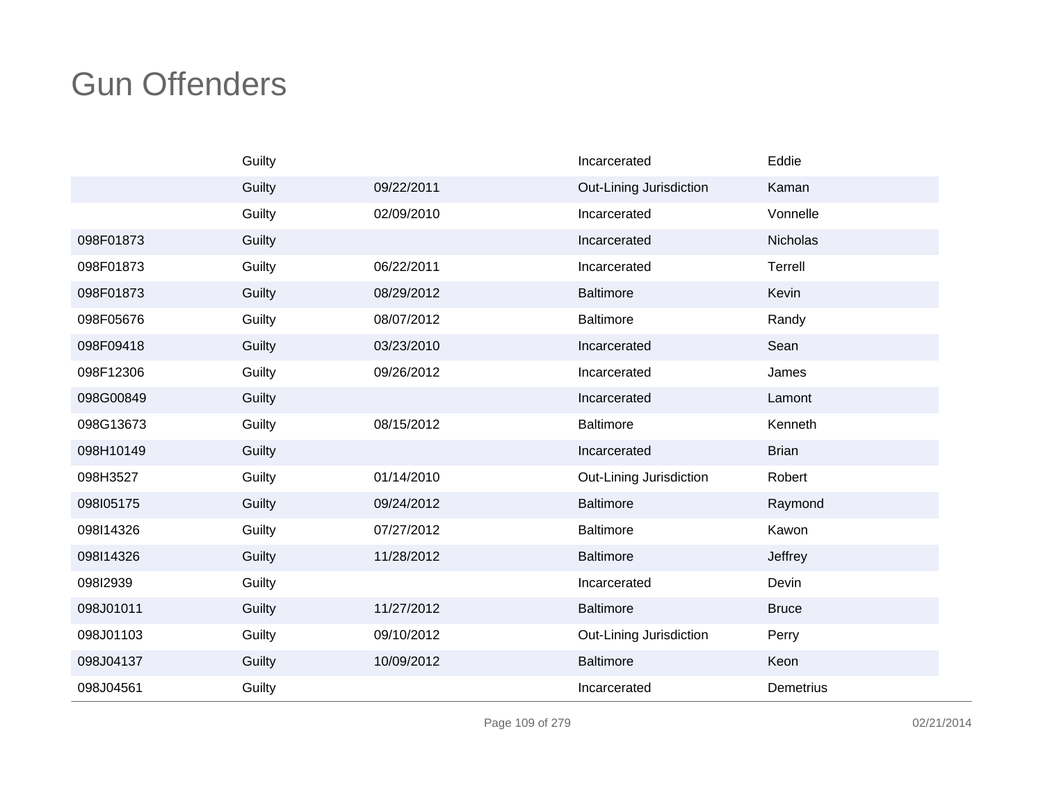# Gun Offenders

| | | | | |
|---|---|---|---|---|
| | Guilty | | Incarcerated | Eddie |
| | Guilty | 09/22/2011 | Out-Lining Jurisdiction | Kaman |
| | Guilty | 02/09/2010 | Incarcerated | Vonnelle |
| 098F01873 | Guilty | | Incarcerated | Nicholas |
| 098F01873 | Guilty | 06/22/2011 | Incarcerated | Terrell |
| 098F01873 | Guilty | 08/29/2012 | Baltimore | Kevin |
| 098F05676 | Guilty | 08/07/2012 | Baltimore | Randy |
| 098F09418 | Guilty | 03/23/2010 | Incarcerated | Sean |
| 098F12306 | Guilty | 09/26/2012 | Incarcerated | James |
| 098G00849 | Guilty | | Incarcerated | Lamont |
| 098G13673 | Guilty | 08/15/2012 | Baltimore | Kenneth |
| 098H10149 | Guilty | | Incarcerated | Brian |
| 098H3527 | Guilty | 01/14/2010 | Out-Lining Jurisdiction | Robert |
| 098I05175 | Guilty | 09/24/2012 | Baltimore | Raymond |
| 098I14326 | Guilty | 07/27/2012 | Baltimore | Kawon |
| 098I14326 | Guilty | 11/28/2012 | Baltimore | Jeffrey |
| 098I2939 | Guilty | | Incarcerated | Devin |
| 098J01011 | Guilty | 11/27/2012 | Baltimore | Bruce |
| 098J01103 | Guilty | 09/10/2012 | Out-Lining Jurisdiction | Perry |
| 098J04137 | Guilty | 10/09/2012 | Baltimore | Keon |
| 098J04561 | Guilty | | Incarcerated | Demetrius |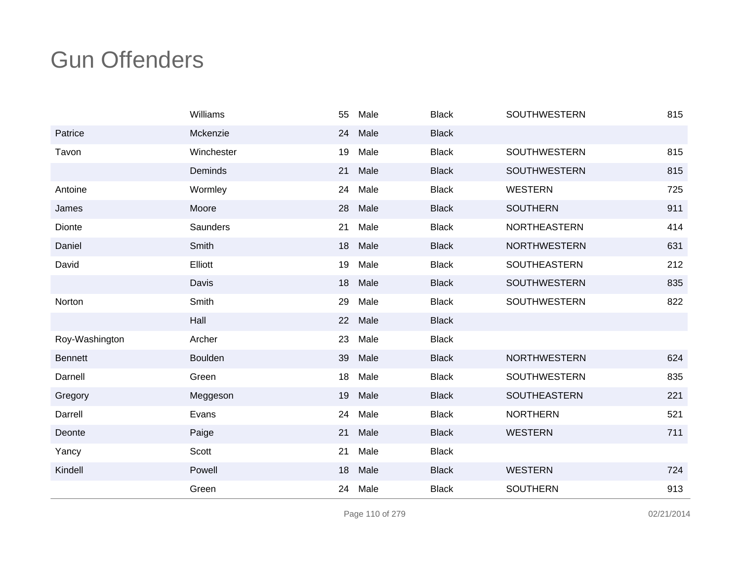# Gun Offenders

| | | | | | | |
|---|---|---|---|---|---|---|
| | Williams | 55 | Male | Black | SOUTHWESTERN | 815 |
| Patrice | Mckenzie | 24 | Male | Black | | |
| Tavon | Winchester | 19 | Male | Black | SOUTHWESTERN | 815 |
| | Deminds | 21 | Male | Black | SOUTHWESTERN | 815 |
| Antoine | Wormley | 24 | Male | Black | WESTERN | 725 |
| James | Moore | 28 | Male | Black | SOUTHERN | 911 |
| Dionte | Saunders | 21 | Male | Black | NORTHEASTERN | 414 |
| Daniel | Smith | 18 | Male | Black | NORTHWESTERN | 631 |
| David | Elliott | 19 | Male | Black | SOUTHEASTERN | 212 |
| | Davis | 18 | Male | Black | SOUTHWESTERN | 835 |
| Norton | Smith | 29 | Male | Black | SOUTHWESTERN | 822 |
| | Hall | 22 | Male | Black | | |
| Roy-Washington | Archer | 23 | Male | Black | | |
| Bennett | Boulden | 39 | Male | Black | NORTHWESTERN | 624 |
| Darnell | Green | 18 | Male | Black | SOUTHWESTERN | 835 |
| Gregory | Meggeson | 19 | Male | Black | SOUTHEASTERN | 221 |
| Darrell | Evans | 24 | Male | Black | NORTHERN | 521 |
| Deonte | Paige | 21 | Male | Black | WESTERN | 711 |
| Yancy | Scott | 21 | Male | Black | | |
| Kindell | Powell | 18 | Male | Black | WESTERN | 724 |
| | Green | 24 | Male | Black | SOUTHERN | 913 |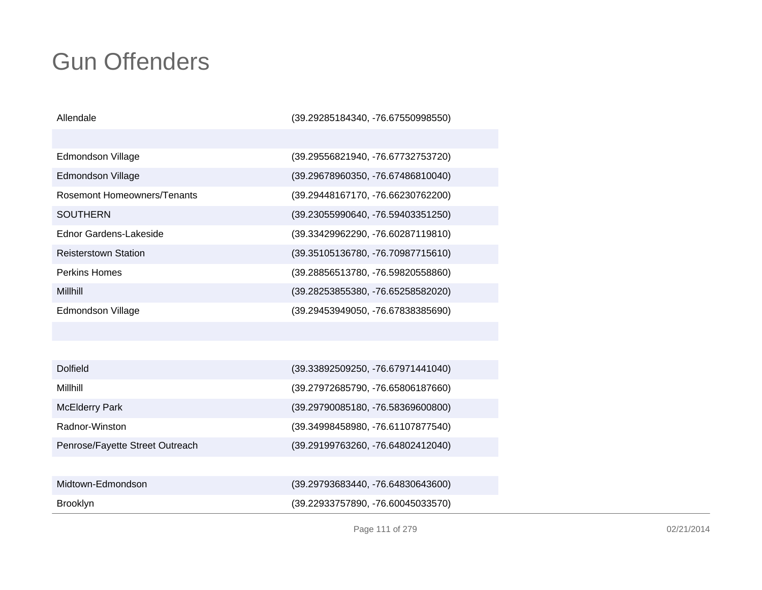# Gun Offenders

| | |
|---|---|
| Allendale | (39.29285184340, -76.67550998550) |
| | |
| Edmondson Village | (39.29556821940, -76.67732753720) |
| Edmondson Village | (39.29678960350, -76.67486810040) |
| Rosemont Homeowners/Tenants | (39.29448167170, -76.66230762200) |
| SOUTHERN | (39.23055990640, -76.59403351250) |
| Ednor Gardens-Lakeside | (39.33429962290, -76.60287119810) |
| Reisterstown Station | (39.35105136780, -76.70987715610) |
| Perkins Homes | (39.28856513780, -76.59820558860) |
| Millhill | (39.28253855380, -76.65258582020) |
| Edmondson Village | (39.29453949050, -76.67838385690) |
| | |
| | |
| Dolfield | (39.33892509250, -76.67971441040) |
| Millhill | (39.27972685790, -76.65806187660) |
| McElderry Park | (39.29790085180, -76.58369600800) |
| Radnor-Winston | (39.34998458980, -76.61107877540) |
| Penrose/Fayette Street Outreach | (39.29199763260, -76.64802412040) |
| | |
| Midtown-Edmondson | (39.29793683440, -76.64830643600) |
| Brooklyn | (39.22933757890, -76.60045033570) |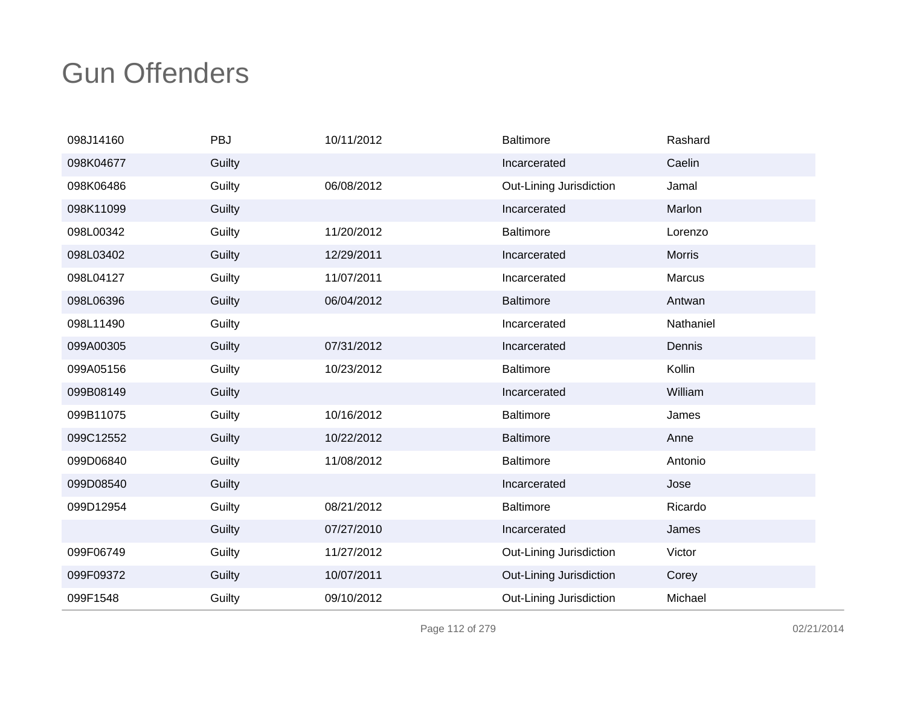# Gun Offenders

| | | | | |
|---|---|---|---|---|
| 098J14160 | PBJ | 10/11/2012 | Baltimore | Rashard |
| 098K04677 | Guilty | | Incarcerated | Caelin |
| 098K06486 | Guilty | 06/08/2012 | Out-Lining Jurisdiction | Jamal |
| 098K11099 | Guilty | | Incarcerated | Marlon |
| 098L00342 | Guilty | 11/20/2012 | Baltimore | Lorenzo |
| 098L03402 | Guilty | 12/29/2011 | Incarcerated | Morris |
| 098L04127 | Guilty | 11/07/2011 | Incarcerated | Marcus |
| 098L06396 | Guilty | 06/04/2012 | Baltimore | Antwan |
| 098L11490 | Guilty | | Incarcerated | Nathaniel |
| 099A00305 | Guilty | 07/31/2012 | Incarcerated | Dennis |
| 099A05156 | Guilty | 10/23/2012 | Baltimore | Kollin |
| 099B08149 | Guilty | | Incarcerated | William |
| 099B11075 | Guilty | 10/16/2012 | Baltimore | James |
| 099C12552 | Guilty | 10/22/2012 | Baltimore | Anne |
| 099D06840 | Guilty | 11/08/2012 | Baltimore | Antonio |
| 099D08540 | Guilty | | Incarcerated | Jose |
| 099D12954 | Guilty | 08/21/2012 | Baltimore | Ricardo |
| | Guilty | 07/27/2010 | Incarcerated | James |
| 099F06749 | Guilty | 11/27/2012 | Out-Lining Jurisdiction | Victor |
| 099F09372 | Guilty | 10/07/2011 | Out-Lining Jurisdiction | Corey |
| 099F1548 | Guilty | 09/10/2012 | Out-Lining Jurisdiction | Michael |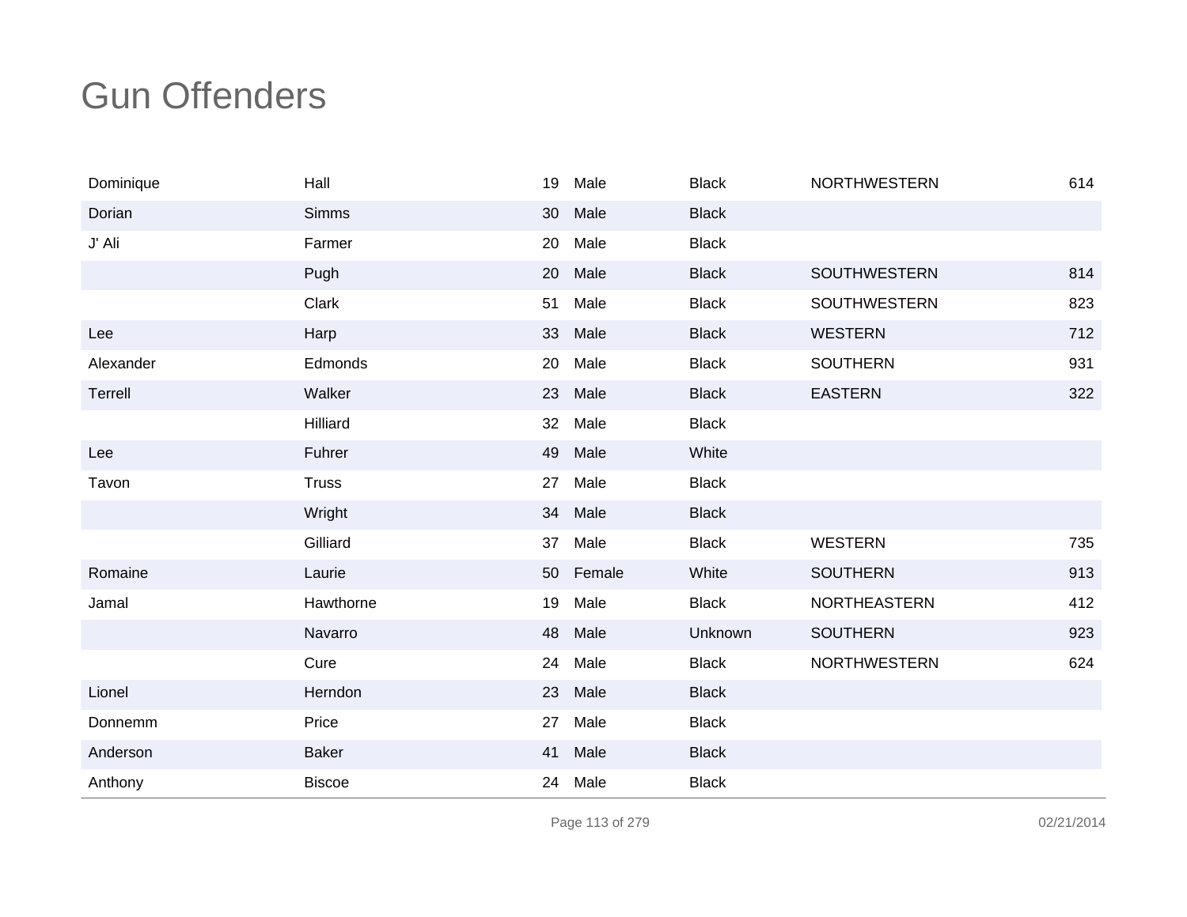# Gun Offenders

| | | | | | | |
|---|---|---|---|---|---|---|
| Dominique | Hall | 19 | Male | Black | NORTHWESTERN | 614 |
| Dorian | Simms | 30 | Male | Black | | |
| J' Ali | Farmer | 20 | Male | Black | | |
| | Pugh | 20 | Male | Black | SOUTHWESTERN | 814 |
| | Clark | 51 | Male | Black | SOUTHWESTERN | 823 |
| Lee | Harp | 33 | Male | Black | WESTERN | 712 |
| Alexander | Edmonds | 20 | Male | Black | SOUTHERN | 931 |
| Terrell | Walker | 23 | Male | Black | EASTERN | 322 |
| | Hilliard | 32 | Male | Black | | |
| Lee | Fuhrer | 49 | Male | White | | |
| Tavon | Truss | 27 | Male | Black | | |
| | Wright | 34 | Male | Black | | |
| | Gilliard | 37 | Male | Black | WESTERN | 735 |
| Romaine | Laurie | 50 | Female | White | SOUTHERN | 913 |
| Jamal | Hawthorne | 19 | Male | Black | NORTHEASTERN | 412 |
| | Navarro | 48 | Male | Unknown | SOUTHERN | 923 |
| | Cure | 24 | Male | Black | NORTHWESTERN | 624 |
| Lionel | Herndon | 23 | Male | Black | | |
| Donnemm | Price | 27 | Male | Black | | |
| Anderson | Baker | 41 | Male | Black | | |
| Anthony | Biscoe | 24 | Male | Black | | |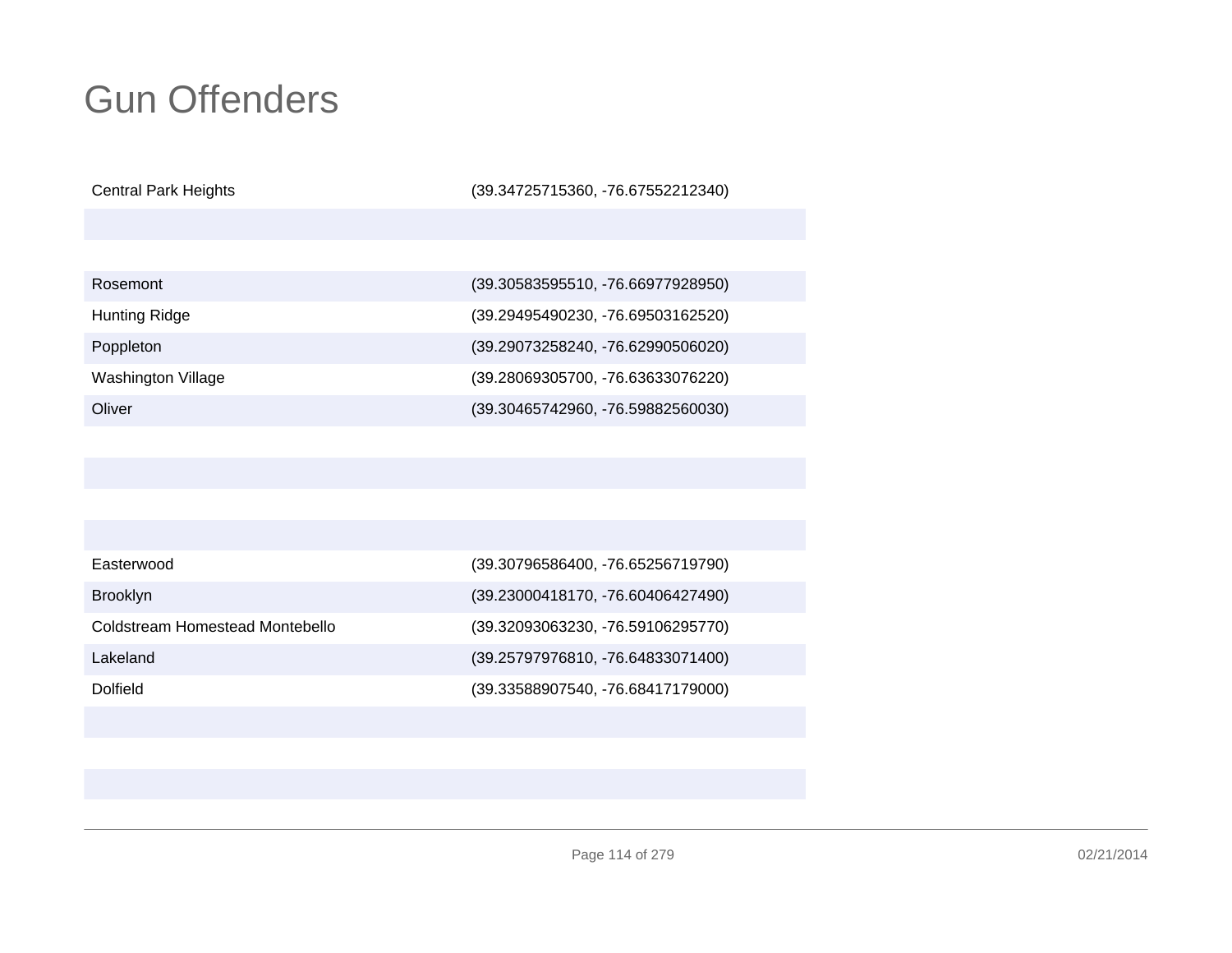# Gun Offenders

| | |
|---|---|
| Central Park Heights | (39.34725715360, -76.67552212340) |
| | |
| | |
| Rosemont | (39.30583595510, -76.66977928950) |
| Hunting Ridge | (39.29495490230, -76.69503162520) |
| Poppleton | (39.29073258240, -76.62990506020) |
| Washington Village | (39.28069305700, -76.63633076220) |
| Oliver | (39.30465742960, -76.59882560030) |
| | |
| | |
| | |
| | |
| Easterwood | (39.30796586400, -76.65256719790) |
| Brooklyn | (39.23000418170, -76.60406427490) |
| Coldstream Homestead Montebello | (39.32093063230, -76.59106295770) |
| Lakeland | (39.25797976810, -76.64833071400) |
| Dolfield | (39.33588907540, -76.68417179000) |
| | |
| | |
| | |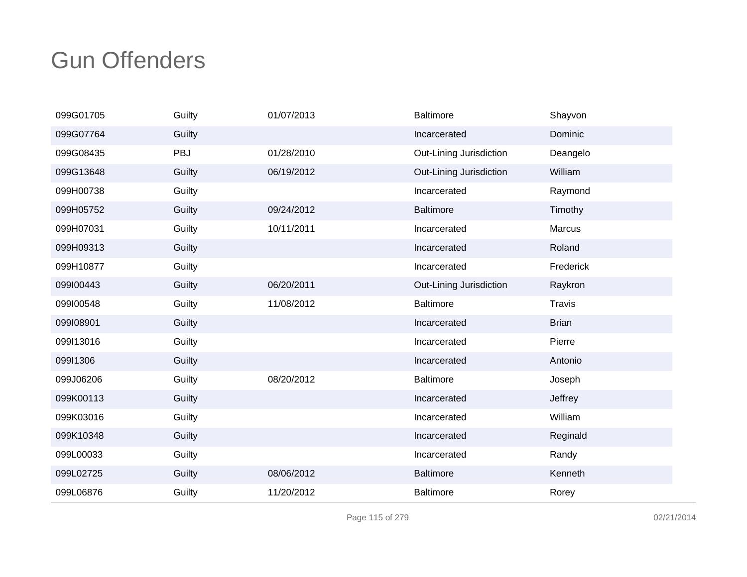# Gun Offenders

| | | | | |
|---|---|---|---|---|
| 099G01705 | Guilty | 01/07/2013 | Baltimore | Shayvon |
| 099G07764 | Guilty | | Incarcerated | Dominic |
| 099G08435 | PBJ | 01/28/2010 | Out-Lining Jurisdiction | Deangelo |
| 099G13648 | Guilty | 06/19/2012 | Out-Lining Jurisdiction | William |
| 099H00738 | Guilty | | Incarcerated | Raymond |
| 099H05752 | Guilty | 09/24/2012 | Baltimore | Timothy |
| 099H07031 | Guilty | 10/11/2011 | Incarcerated | Marcus |
| 099H09313 | Guilty | | Incarcerated | Roland |
| 099H10877 | Guilty | | Incarcerated | Frederick |
| 099I00443 | Guilty | 06/20/2011 | Out-Lining Jurisdiction | Raykron |
| 099I00548 | Guilty | 11/08/2012 | Baltimore | Travis |
| 099I08901 | Guilty | | Incarcerated | Brian |
| 099I13016 | Guilty | | Incarcerated | Pierre |
| 099I1306 | Guilty | | Incarcerated | Antonio |
| 099J06206 | Guilty | 08/20/2012 | Baltimore | Joseph |
| 099K00113 | Guilty | | Incarcerated | Jeffrey |
| 099K03016 | Guilty | | Incarcerated | William |
| 099K10348 | Guilty | | Incarcerated | Reginald |
| 099L00033 | Guilty | | Incarcerated | Randy |
| 099L02725 | Guilty | 08/06/2012 | Baltimore | Kenneth |
| 099L06876 | Guilty | 11/20/2012 | Baltimore | Rorey |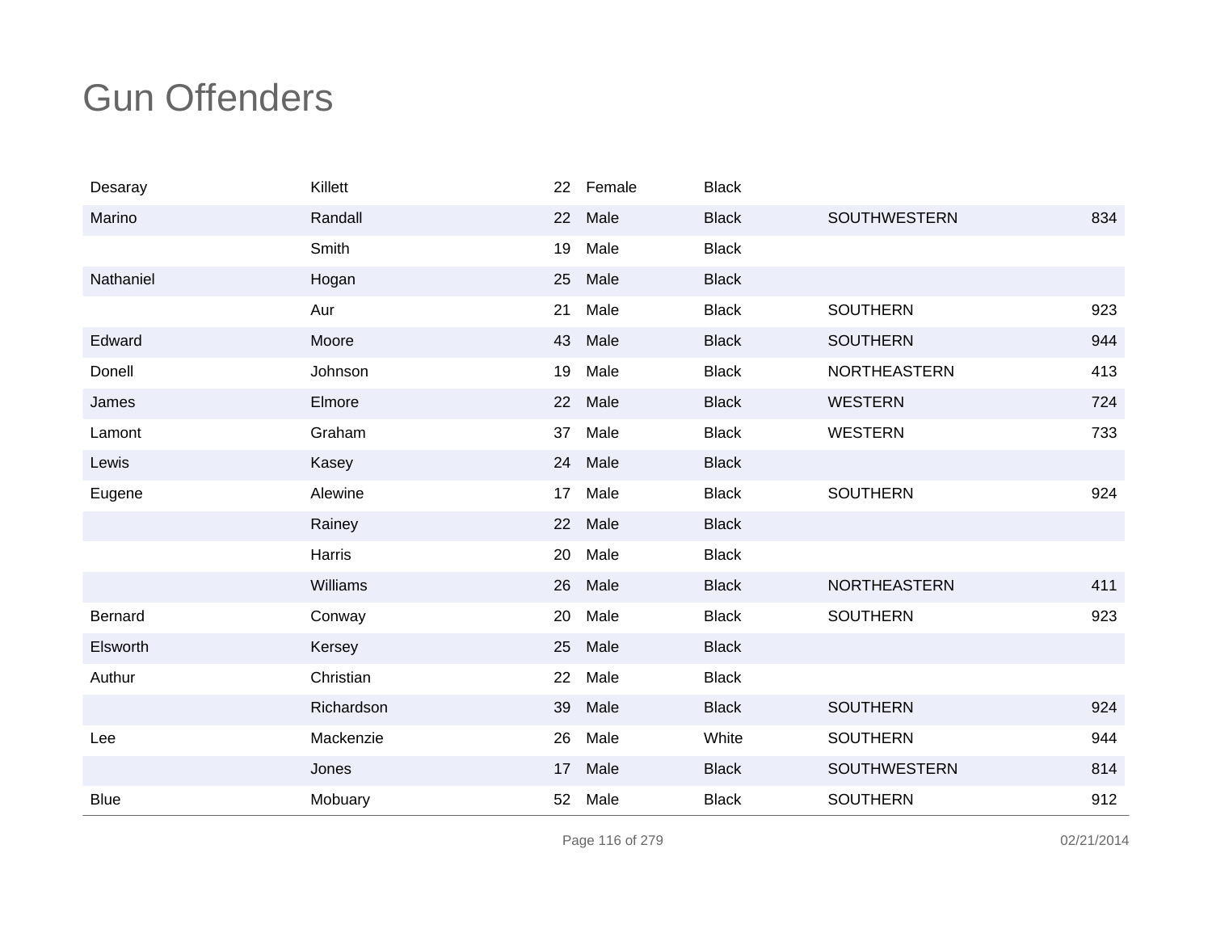# Gun Offenders

| | | | | | | |
|---|---|---|---|---|---|---|
| Desaray | Killett | 22 | Female | Black | | |
| Marino | Randall | 22 | Male | Black | SOUTHWESTERN | 834 |
| | Smith | 19 | Male | Black | | |
| Nathaniel | Hogan | 25 | Male | Black | | |
| | Aur | 21 | Male | Black | SOUTHERN | 923 |
| Edward | Moore | 43 | Male | Black | SOUTHERN | 944 |
| Donell | Johnson | 19 | Male | Black | NORTHEASTERN | 413 |
| James | Elmore | 22 | Male | Black | WESTERN | 724 |
| Lamont | Graham | 37 | Male | Black | WESTERN | 733 |
| Lewis | Kasey | 24 | Male | Black | | |
| Eugene | Alewine | 17 | Male | Black | SOUTHERN | 924 |
| | Rainey | 22 | Male | Black | | |
| | Harris | 20 | Male | Black | | |
| | Williams | 26 | Male | Black | NORTHEASTERN | 411 |
| Bernard | Conway | 20 | Male | Black | SOUTHERN | 923 |
| Elsworth | Kersey | 25 | Male | Black | | |
| Authur | Christian | 22 | Male | Black | | |
| | Richardson | 39 | Male | Black | SOUTHERN | 924 |
| Lee | Mackenzie | 26 | Male | White | SOUTHERN | 944 |
| | Jones | 17 | Male | Black | SOUTHWESTERN | 814 |
| Blue | Mobuary | 52 | Male | Black | SOUTHERN | 912 |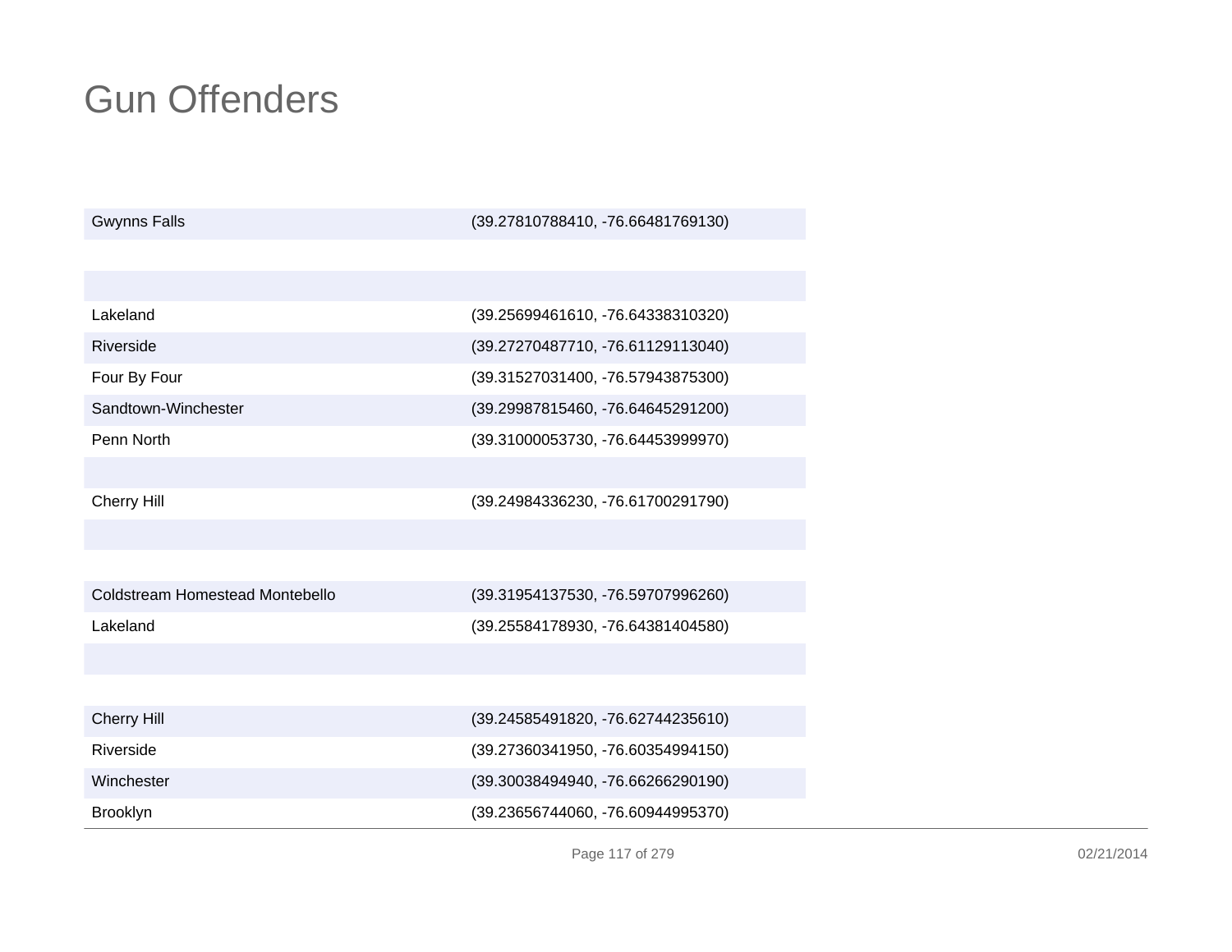# Gun Offenders

| | |
|---|---|
| Gwynns Falls | (39.27810788410, -76.66481769130) |
| | |
| | |
| Lakeland | (39.25699461610, -76.64338310320) |
| Riverside | (39.27270487710, -76.61129113040) |
| Four By Four | (39.31527031400, -76.57943875300) |
| Sandtown-Winchester | (39.29987815460, -76.64645291200) |
| Penn North | (39.31000053730, -76.64453999970) |
| | |
| Cherry Hill | (39.24984336230, -76.61700291790) |
| | |
| | |
| Coldstream Homestead Montebello | (39.31954137530, -76.59707996260) |
| Lakeland | (39.25584178930, -76.64381404580) |
| | |
| | |
| Cherry Hill | (39.24585491820, -76.62744235610) |
| Riverside | (39.27360341950, -76.60354994150) |
| Winchester | (39.30038494940, -76.66266290190) |
| Brooklyn | (39.23656744060, -76.60944995370) |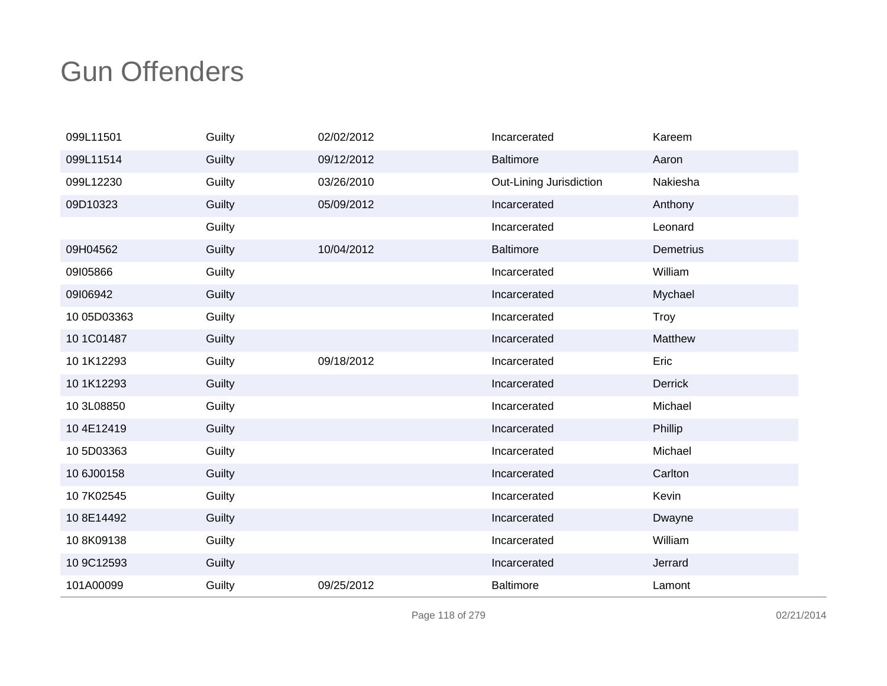# Gun Offenders

| | | | | |
|---|---|---|---|---|
| 099L11501 | Guilty | 02/02/2012 | Incarcerated | Kareem |
| 099L11514 | Guilty | 09/12/2012 | Baltimore | Aaron |
| 099L12230 | Guilty | 03/26/2010 | Out-Lining Jurisdiction | Nakiesha |
| 09D10323 | Guilty | 05/09/2012 | Incarcerated | Anthony |
| | Guilty | | Incarcerated | Leonard |
| 09H04562 | Guilty | 10/04/2012 | Baltimore | Demetrius |
| 09I05866 | Guilty | | Incarcerated | William |
| 09I06942 | Guilty | | Incarcerated | Mychael |
| 10 05D03363 | Guilty | | Incarcerated | Troy |
| 10 1C01487 | Guilty | | Incarcerated | Matthew |
| 10 1K12293 | Guilty | 09/18/2012 | Incarcerated | Eric |
| 10 1K12293 | Guilty | | Incarcerated | Derrick |
| 10 3L08850 | Guilty | | Incarcerated | Michael |
| 10 4E12419 | Guilty | | Incarcerated | Phillip |
| 10 5D03363 | Guilty | | Incarcerated | Michael |
| 10 6J00158 | Guilty | | Incarcerated | Carlton |
| 10 7K02545 | Guilty | | Incarcerated | Kevin |
| 10 8E14492 | Guilty | | Incarcerated | Dwayne |
| 10 8K09138 | Guilty | | Incarcerated | William |
| 10 9C12593 | Guilty | | Incarcerated | Jerrard |
| 101A00099 | Guilty | 09/25/2012 | Baltimore | Lamont |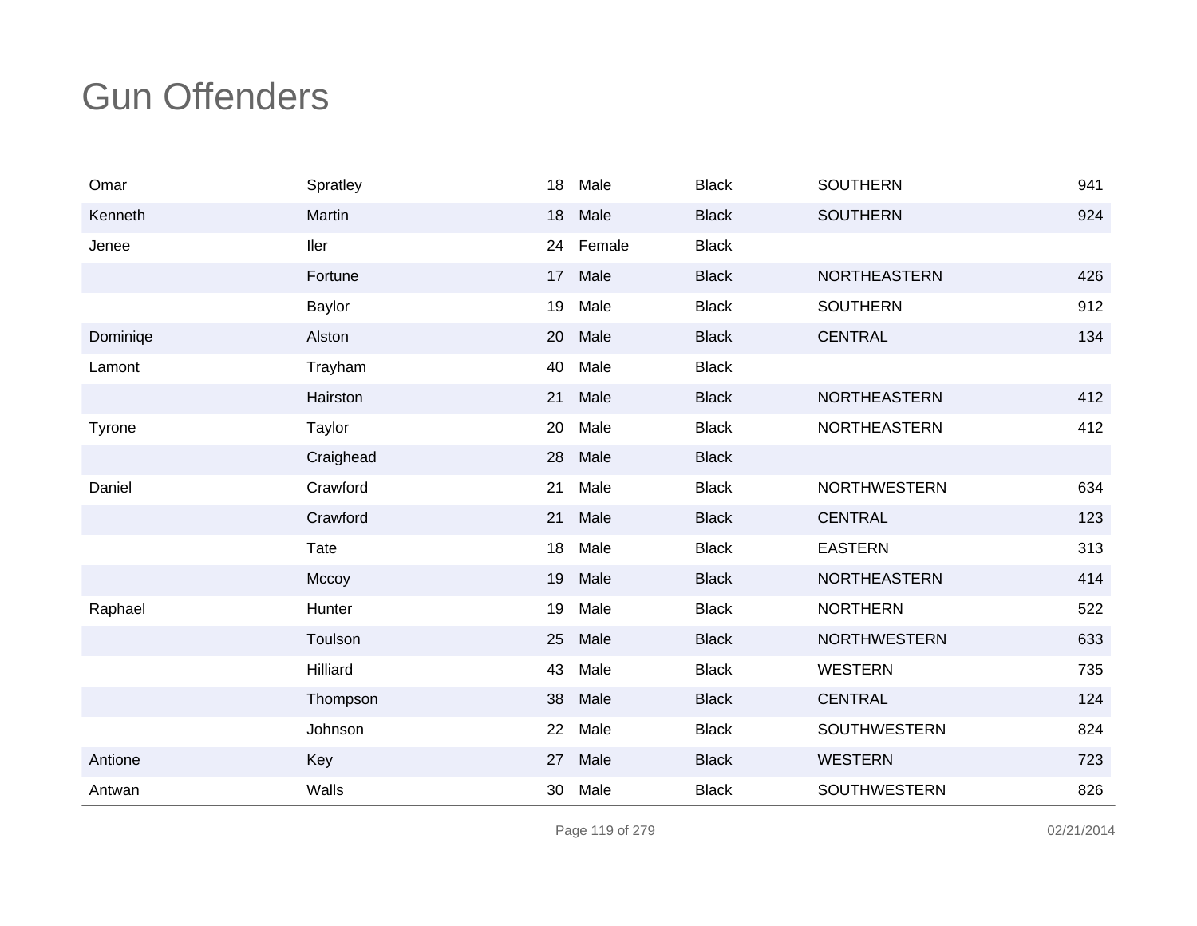# Gun Offenders

| | | | | | | |
|---|---|---|---|---|---|---|
| Omar | Spratley | 18 | Male | Black | SOUTHERN | 941 |
| Kenneth | Martin | 18 | Male | Black | SOUTHERN | 924 |
| Jenee | Iler | 24 | Female | Black | | |
| | Fortune | 17 | Male | Black | NORTHEASTERN | 426 |
| | Baylor | 19 | Male | Black | SOUTHERN | 912 |
| Dominiqe | Alston | 20 | Male | Black | CENTRAL | 134 |
| Lamont | Trayham | 40 | Male | Black | | |
| | Hairston | 21 | Male | Black | NORTHEASTERN | 412 |
| Tyrone | Taylor | 20 | Male | Black | NORTHEASTERN | 412 |
| | Craighead | 28 | Male | Black | | |
| Daniel | Crawford | 21 | Male | Black | NORTHWESTERN | 634 |
| | Crawford | 21 | Male | Black | CENTRAL | 123 |
| | Tate | 18 | Male | Black | EASTERN | 313 |
| | Mccoy | 19 | Male | Black | NORTHEASTERN | 414 |
| Raphael | Hunter | 19 | Male | Black | NORTHERN | 522 |
| | Toulson | 25 | Male | Black | NORTHWESTERN | 633 |
| | Hilliard | 43 | Male | Black | WESTERN | 735 |
| | Thompson | 38 | Male | Black | CENTRAL | 124 |
| | Johnson | 22 | Male | Black | SOUTHWESTERN | 824 |
| Antione | Key | 27 | Male | Black | WESTERN | 723 |
| Antwan | Walls | 30 | Male | Black | SOUTHWESTERN | 826 |

02/21/2014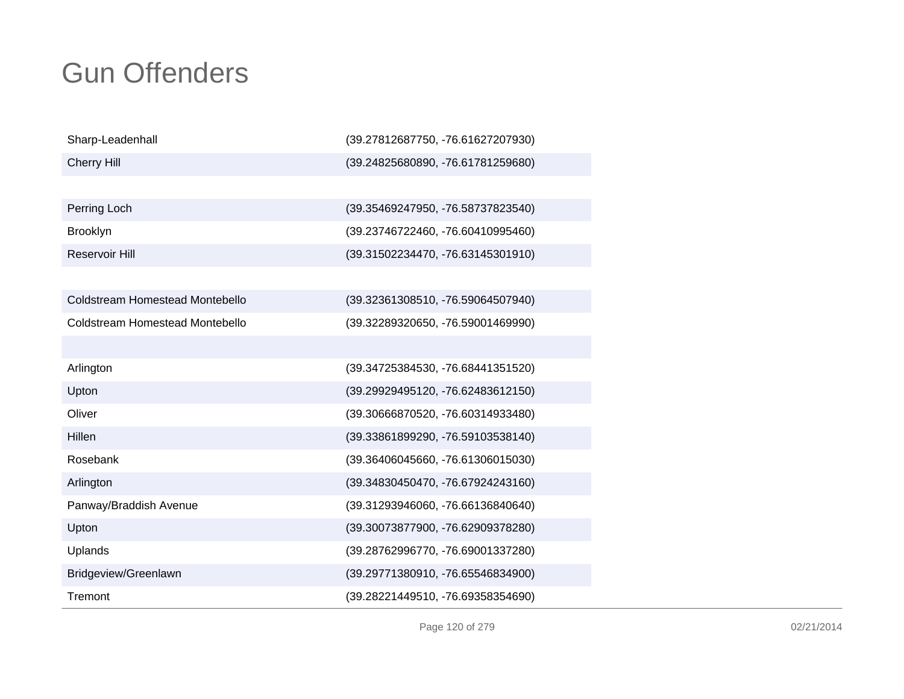# Gun Offenders

| | |
|---|---|
| Sharp-Leadenhall | (39.27812687750, -76.61627207930) |
| Cherry Hill | (39.24825680890, -76.61781259680) |
| | |
| Perring Loch | (39.35469247950, -76.58737823540) |
| Brooklyn | (39.23746722460, -76.60410995460) |
| Reservoir Hill | (39.31502234470, -76.63145301910) |
| | |
| Coldstream Homestead Montebello | (39.32361308510, -76.59064507940) |
| Coldstream Homestead Montebello | (39.32289320650, -76.59001469990) |
| | |
| Arlington | (39.34725384530, -76.68441351520) |
| Upton | (39.29929495120, -76.62483612150) |
| Oliver | (39.30666870520, -76.60314933480) |
| Hillen | (39.33861899290, -76.59103538140) |
| Rosebank | (39.36406045660, -76.61306015030) |
| Arlington | (39.34830450470, -76.67924243160) |
| Panway/Braddish Avenue | (39.31293946060, -76.66136840640) |
| Upton | (39.30073877900, -76.62909378280) |
| Uplands | (39.28762996770, -76.69001337280) |
| Bridgeview/Greenlawn | (39.29771380910, -76.65546834900) |
| Tremont | (39.28221449510, -76.69358354690) |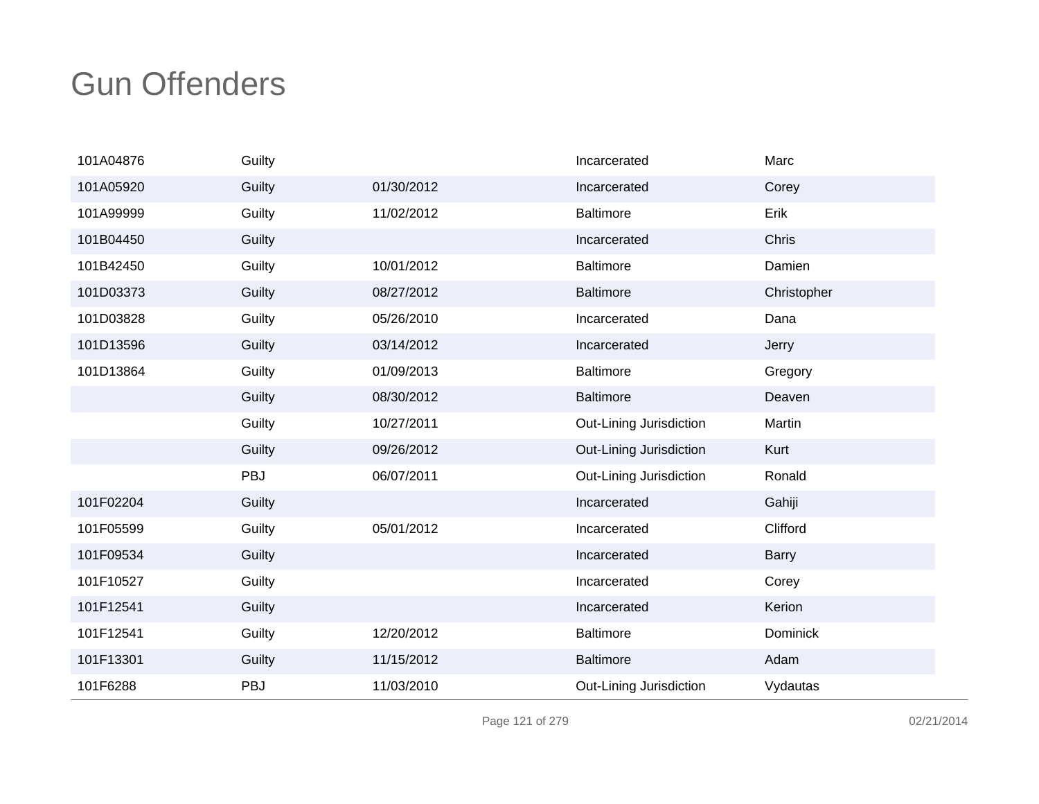# Gun Offenders

| | | | | |
|---|---|---|---|---|
| 101A04876 | Guilty | | Incarcerated | Marc |
| 101A05920 | Guilty | 01/30/2012 | Incarcerated | Corey |
| 101A99999 | Guilty | 11/02/2012 | Baltimore | Erik |
| 101B04450 | Guilty | | Incarcerated | Chris |
| 101B42450 | Guilty | 10/01/2012 | Baltimore | Damien |
| 101D03373 | Guilty | 08/27/2012 | Baltimore | Christopher |
| 101D03828 | Guilty | 05/26/2010 | Incarcerated | Dana |
| 101D13596 | Guilty | 03/14/2012 | Incarcerated | Jerry |
| 101D13864 | Guilty | 01/09/2013 | Baltimore | Gregory |
| | Guilty | 08/30/2012 | Baltimore | Deaven |
| | Guilty | 10/27/2011 | Out-Lining Jurisdiction | Martin |
| | Guilty | 09/26/2012 | Out-Lining Jurisdiction | Kurt |
| | PBJ | 06/07/2011 | Out-Lining Jurisdiction | Ronald |
| 101F02204 | Guilty | | Incarcerated | Gahiji |
| 101F05599 | Guilty | 05/01/2012 | Incarcerated | Clifford |
| 101F09534 | Guilty | | Incarcerated | Barry |
| 101F10527 | Guilty | | Incarcerated | Corey |
| 101F12541 | Guilty | | Incarcerated | Kerion |
| 101F12541 | Guilty | 12/20/2012 | Baltimore | Dominick |
| 101F13301 | Guilty | 11/15/2012 | Baltimore | Adam |
| 101F6288 | PBJ | 11/03/2010 | Out-Lining Jurisdiction | Vydautas |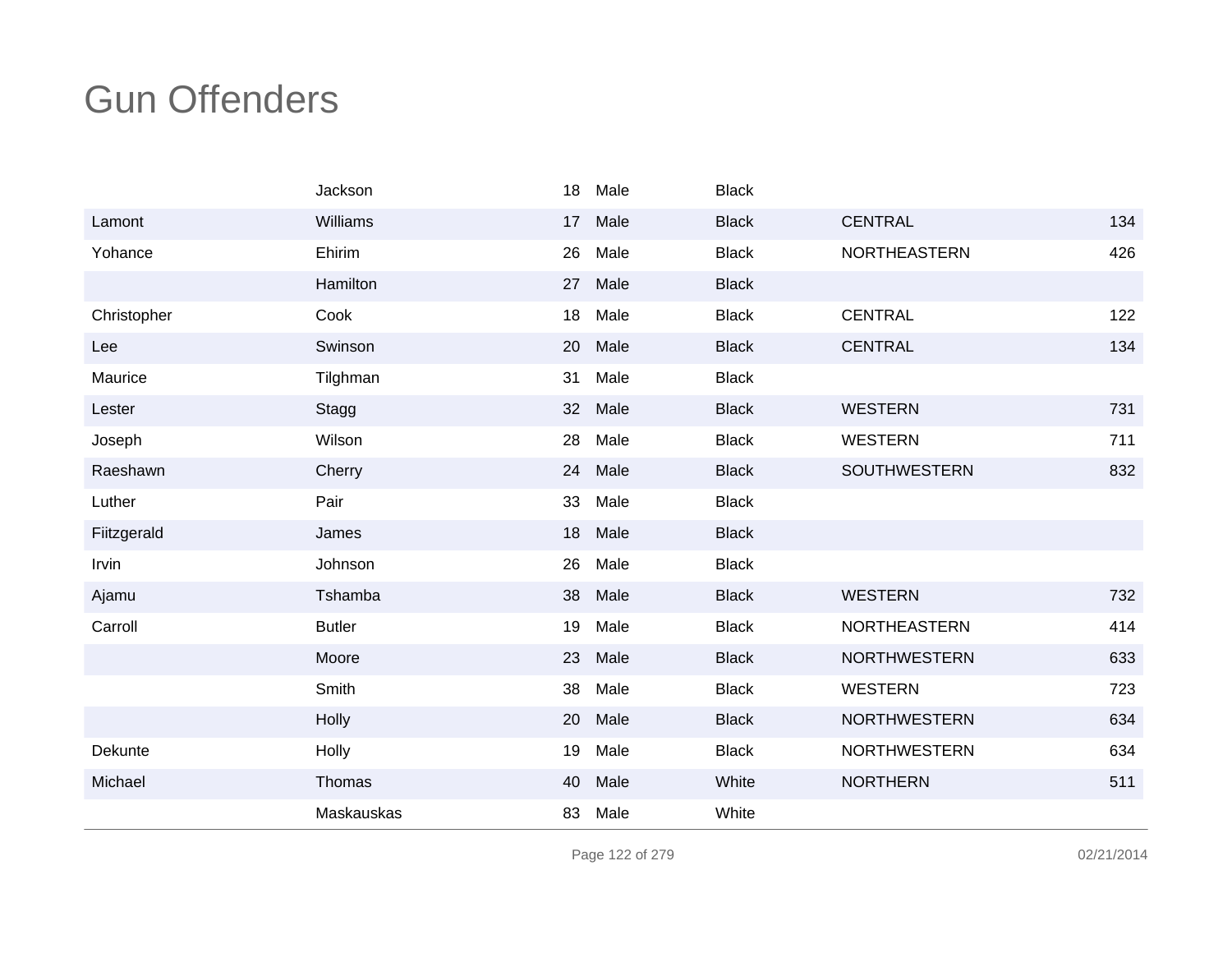# Gun Offenders

| | | | | | | |
|---|---|---|---|---|---|---|
| | Jackson | 18 | Male | Black | | |
| Lamont | Williams | 17 | Male | Black | CENTRAL | 134 |
| Yohance | Ehirim | 26 | Male | Black | NORTHEASTERN | 426 |
| | Hamilton | 27 | Male | Black | | |
| Christopher | Cook | 18 | Male | Black | CENTRAL | 122 |
| Lee | Swinson | 20 | Male | Black | CENTRAL | 134 |
| Maurice | Tilghman | 31 | Male | Black | | |
| Lester | Stagg | 32 | Male | Black | WESTERN | 731 |
| Joseph | Wilson | 28 | Male | Black | WESTERN | 711 |
| Raeshawn | Cherry | 24 | Male | Black | SOUTHWESTERN | 832 |
| Luther | Pair | 33 | Male | Black | | |
| Fiitzgerald | James | 18 | Male | Black | | |
| Irvin | Johnson | 26 | Male | Black | | |
| Ajamu | Tshamba | 38 | Male | Black | WESTERN | 732 |
| Carroll | Butler | 19 | Male | Black | NORTHEASTERN | 414 |
| | Moore | 23 | Male | Black | NORTHWESTERN | 633 |
| | Smith | 38 | Male | Black | WESTERN | 723 |
| | Holly | 20 | Male | Black | NORTHWESTERN | 634 |
| Dekunte | Holly | 19 | Male | Black | NORTHWESTERN | 634 |
| Michael | Thomas | 40 | Male | White | NORTHERN | 511 |
| | Maskauskas | 83 | Male | White | | |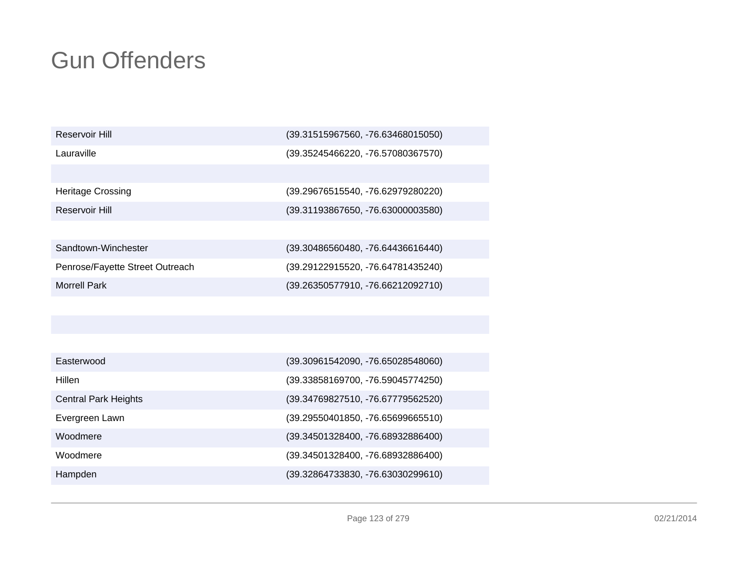# Gun Offenders

| | |
|---|---|
| Reservoir Hill | (39.31515967560, -76.63468015050) |
| Lauraville | (39.35245466220, -76.57080367570) |
| | |
| Heritage Crossing | (39.29676515540, -76.62979280220) |
| Reservoir Hill | (39.31193867650, -76.63000003580) |
| | |
| Sandtown-Winchester | (39.30486560480, -76.64436616440) |
| Penrose/Fayette Street Outreach | (39.29122915520, -76.64781435240) |
| Morrell Park | (39.26350577910, -76.66212092710) |
| | |
| | |
| | |
| Easterwood | (39.30961542090, -76.65028548060) |
| Hillen | (39.33858169700, -76.59045774250) |
| Central Park Heights | (39.34769827510, -76.67779562520) |
| Evergreen Lawn | (39.29550401850, -76.65699665510) |
| Woodmere | (39.34501328400, -76.68932886400) |
| Woodmere | (39.34501328400, -76.68932886400) |
| Hampden | (39.32864733830, -76.63030299610) |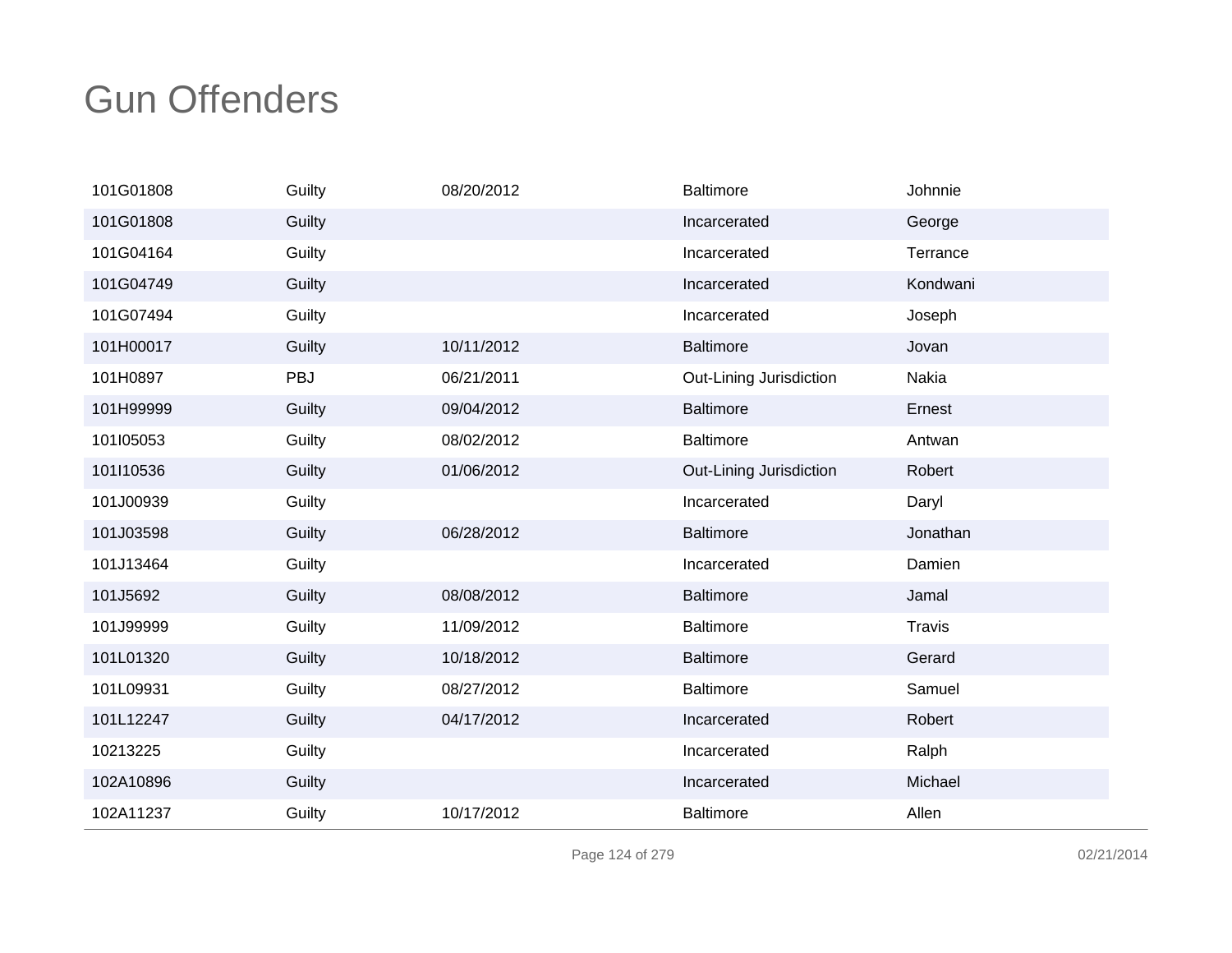# Gun Offenders

| | | | | |
|---|---|---|---|---|
| 101G01808 | Guilty | 08/20/2012 | Baltimore | Johnnie |
| 101G01808 | Guilty | | Incarcerated | George |
| 101G04164 | Guilty | | Incarcerated | Terrance |
| 101G04749 | Guilty | | Incarcerated | Kondwani |
| 101G07494 | Guilty | | Incarcerated | Joseph |
| 101H00017 | Guilty | 10/11/2012 | Baltimore | Jovan |
| 101H0897 | PBJ | 06/21/2011 | Out-Lining Jurisdiction | Nakia |
| 101H99999 | Guilty | 09/04/2012 | Baltimore | Ernest |
| 101I05053 | Guilty | 08/02/2012 | Baltimore | Antwan |
| 101I10536 | Guilty | 01/06/2012 | Out-Lining Jurisdiction | Robert |
| 101J00939 | Guilty | | Incarcerated | Daryl |
| 101J03598 | Guilty | 06/28/2012 | Baltimore | Jonathan |
| 101J13464 | Guilty | | Incarcerated | Damien |
| 101J5692 | Guilty | 08/08/2012 | Baltimore | Jamal |
| 101J99999 | Guilty | 11/09/2012 | Baltimore | Travis |
| 101L01320 | Guilty | 10/18/2012 | Baltimore | Gerard |
| 101L09931 | Guilty | 08/27/2012 | Baltimore | Samuel |
| 101L12247 | Guilty | 04/17/2012 | Incarcerated | Robert |
| 10213225 | Guilty | | Incarcerated | Ralph |
| 102A10896 | Guilty | | Incarcerated | Michael |
| 102A11237 | Guilty | 10/17/2012 | Baltimore | Allen |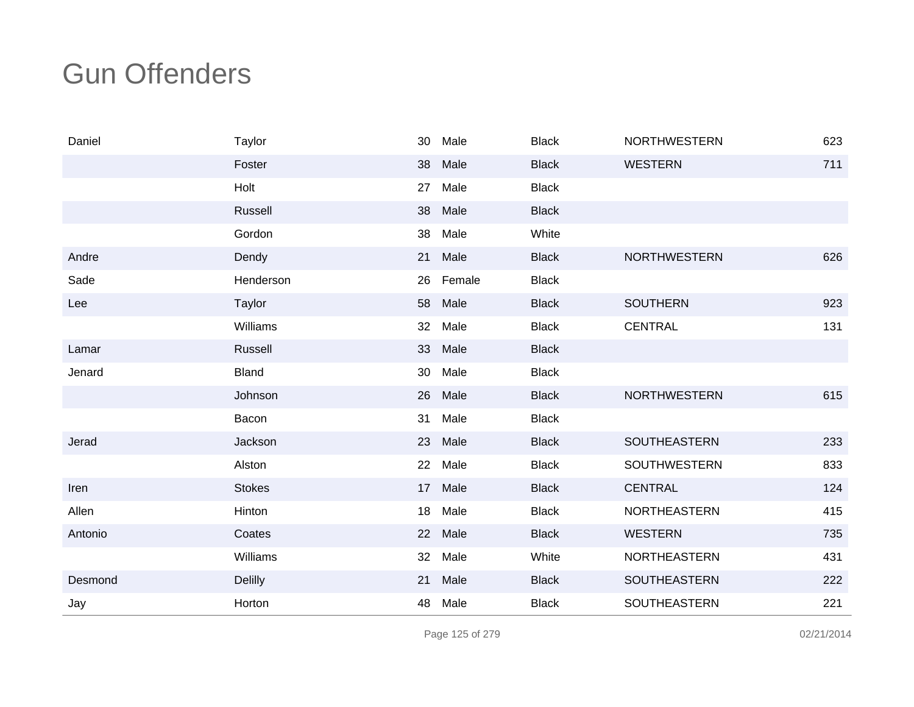# Gun Offenders

| | | | | | | |
|---|---|---|---|---|---|---|
| Daniel | Taylor | 30 | Male | Black | NORTHWESTERN | 623 |
| | Foster | 38 | Male | Black | WESTERN | 711 |
| | Holt | 27 | Male | Black | | |
| | Russell | 38 | Male | Black | | |
| | Gordon | 38 | Male | White | | |
| Andre | Dendy | 21 | Male | Black | NORTHWESTERN | 626 |
| Sade | Henderson | 26 | Female | Black | | |
| Lee | Taylor | 58 | Male | Black | SOUTHERN | 923 |
| | Williams | 32 | Male | Black | CENTRAL | 131 |
| Lamar | Russell | 33 | Male | Black | | |
| Jenard | Bland | 30 | Male | Black | | |
| | Johnson | 26 | Male | Black | NORTHWESTERN | 615 |
| | Bacon | 31 | Male | Black | | |
| Jerad | Jackson | 23 | Male | Black | SOUTHEASTERN | 233 |
| | Alston | 22 | Male | Black | SOUTHWESTERN | 833 |
| Iren | Stokes | 17 | Male | Black | CENTRAL | 124 |
| Allen | Hinton | 18 | Male | Black | NORTHEASTERN | 415 |
| Antonio | Coates | 22 | Male | Black | WESTERN | 735 |
| | Williams | 32 | Male | White | NORTHEASTERN | 431 |
| Desmond | Delilly | 21 | Male | Black | SOUTHEASTERN | 222 |
| Jay | Horton | 48 | Male | Black | SOUTHEASTERN | 221 |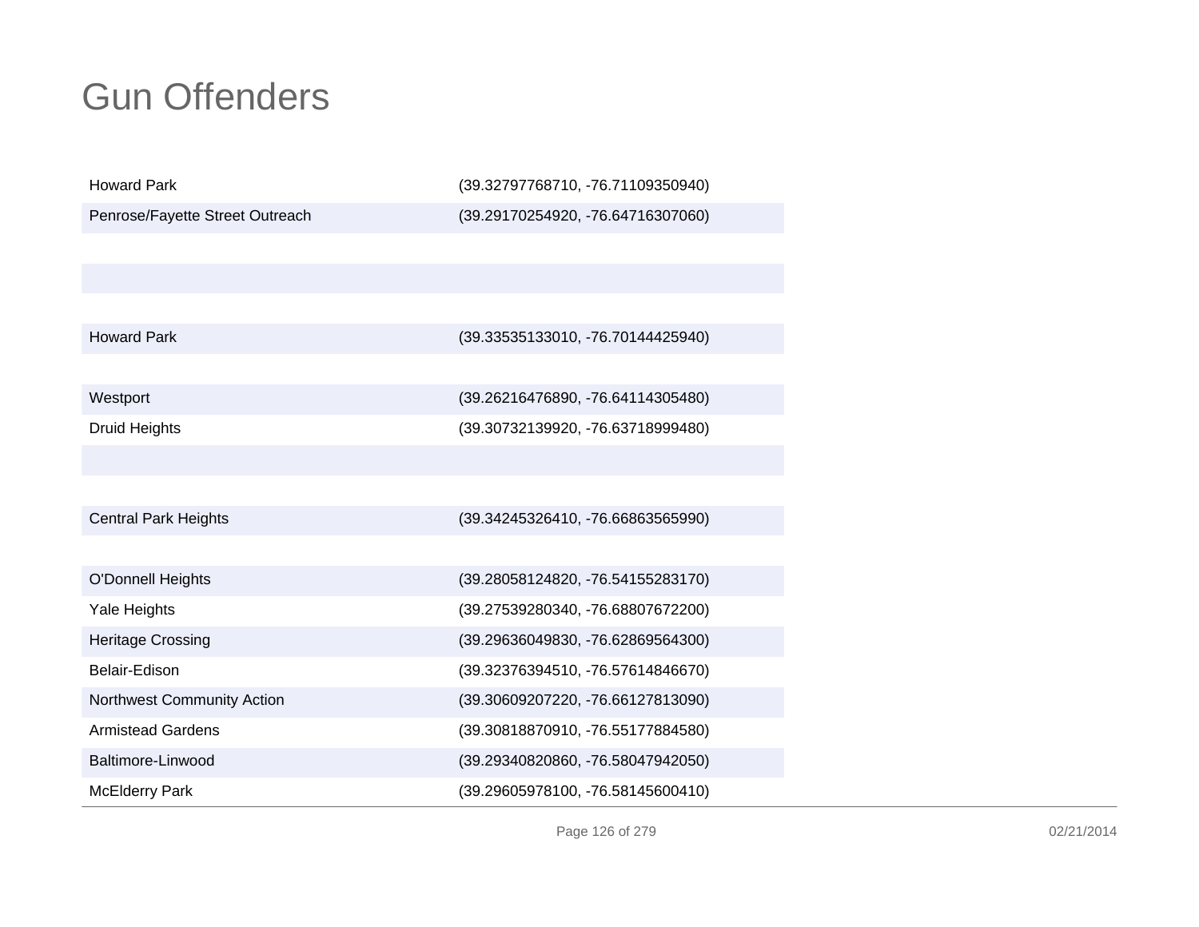# Gun Offenders

| | |
|---|---|
| Howard Park | (39.32797768710, -76.71109350940) |
| Penrose/Fayette Street Outreach | (39.29170254920, -76.64716307060) |
| | |
| | |
| | |
| Howard Park | (39.33535133010, -76.70144425940) |
| | |
| Westport | (39.26216476890, -76.64114305480) |
| Druid Heights | (39.30732139920, -76.63718999480) |
| | |
| | |
| Central Park Heights | (39.34245326410, -76.66863565990) |
| | |
| O'Donnell Heights | (39.28058124820, -76.54155283170) |
| Yale Heights | (39.27539280340, -76.68807672200) |
| Heritage Crossing | (39.29636049830, -76.62869564300) |
| Belair-Edison | (39.32376394510, -76.57614846670) |
| Northwest Community Action | (39.30609207220, -76.66127813090) |
| Armistead Gardens | (39.30818870910, -76.55177884580) |
| Baltimore-Linwood | (39.29340820860, -76.58047942050) |
| McElderry Park | (39.29605978100, -76.58145600410) |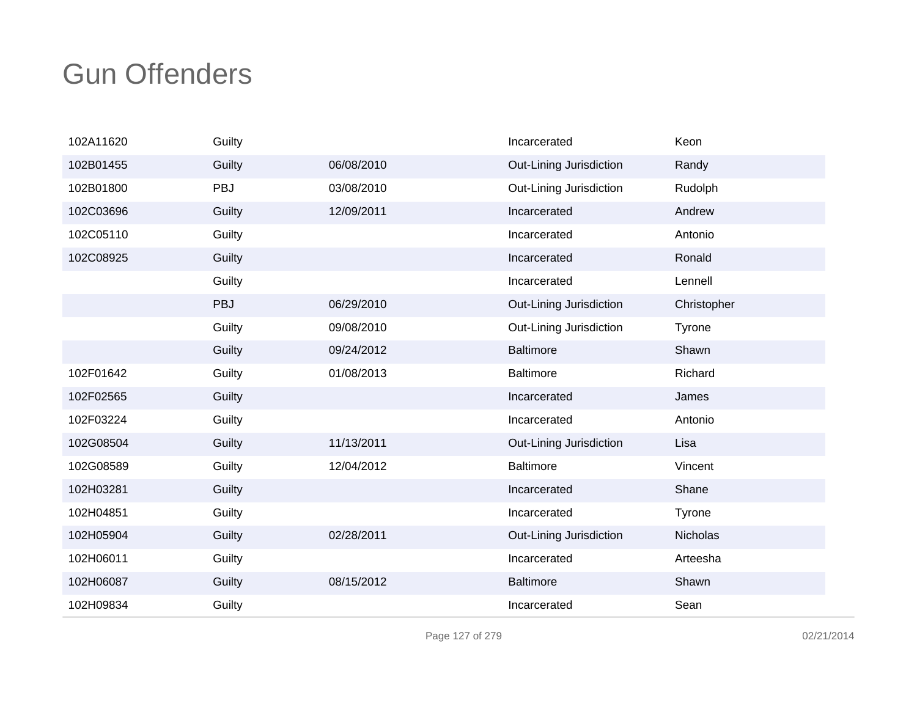# Gun Offenders

| | | | | |
|---|---|---|---|---|
| 102A11620 | Guilty | | Incarcerated | Keon |
| 102B01455 | Guilty | 06/08/2010 | Out-Lining Jurisdiction | Randy |
| 102B01800 | PBJ | 03/08/2010 | Out-Lining Jurisdiction | Rudolph |
| 102C03696 | Guilty | 12/09/2011 | Incarcerated | Andrew |
| 102C05110 | Guilty | | Incarcerated | Antonio |
| 102C08925 | Guilty | | Incarcerated | Ronald |
| | Guilty | | Incarcerated | Lennell |
| | PBJ | 06/29/2010 | Out-Lining Jurisdiction | Christopher |
| | Guilty | 09/08/2010 | Out-Lining Jurisdiction | Tyrone |
| | Guilty | 09/24/2012 | Baltimore | Shawn |
| 102F01642 | Guilty | 01/08/2013 | Baltimore | Richard |
| 102F02565 | Guilty | | Incarcerated | James |
| 102F03224 | Guilty | | Incarcerated | Antonio |
| 102G08504 | Guilty | 11/13/2011 | Out-Lining Jurisdiction | Lisa |
| 102G08589 | Guilty | 12/04/2012 | Baltimore | Vincent |
| 102H03281 | Guilty | | Incarcerated | Shane |
| 102H04851 | Guilty | | Incarcerated | Tyrone |
| 102H05904 | Guilty | 02/28/2011 | Out-Lining Jurisdiction | Nicholas |
| 102H06011 | Guilty | | Incarcerated | Arteesha |
| 102H06087 | Guilty | 08/15/2012 | Baltimore | Shawn |
| 102H09834 | Guilty | | Incarcerated | Sean |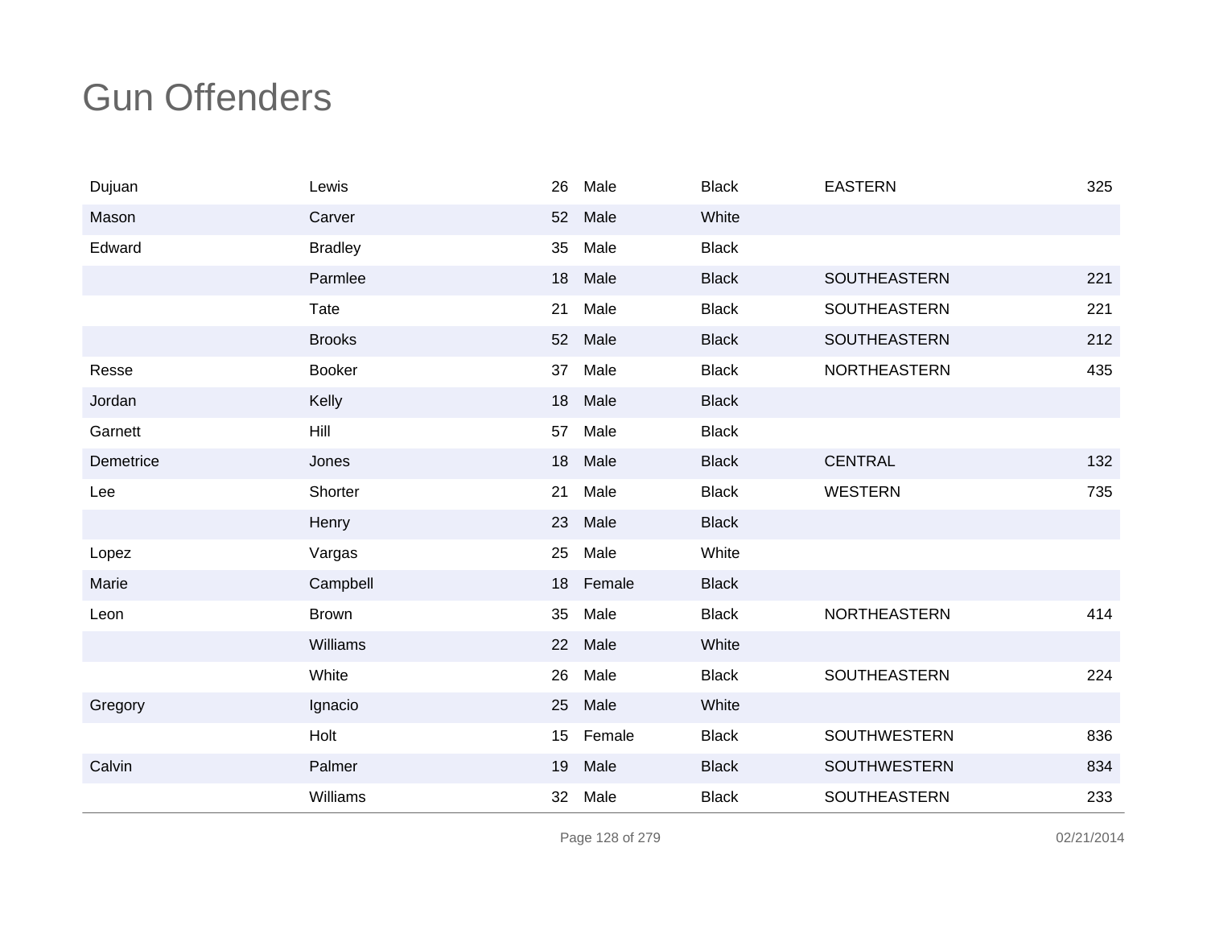# Gun Offenders

| | | | | | | |
|---|---|---|---|---|---|---|
| Dujuan | Lewis | 26 | Male | Black | EASTERN | 325 |
| Mason | Carver | 52 | Male | White | | |
| Edward | Bradley | 35 | Male | Black | | |
| | Parmlee | 18 | Male | Black | SOUTHEASTERN | 221 |
| | Tate | 21 | Male | Black | SOUTHEASTERN | 221 |
| | Brooks | 52 | Male | Black | SOUTHEASTERN | 212 |
| Resse | Booker | 37 | Male | Black | NORTHEASTERN | 435 |
| Jordan | Kelly | 18 | Male | Black | | |
| Garnett | Hill | 57 | Male | Black | | |
| Demetrice | Jones | 18 | Male | Black | CENTRAL | 132 |
| Lee | Shorter | 21 | Male | Black | WESTERN | 735 |
| | Henry | 23 | Male | Black | | |
| Lopez | Vargas | 25 | Male | White | | |
| Marie | Campbell | 18 | Female | Black | | |
| Leon | Brown | 35 | Male | Black | NORTHEASTERN | 414 |
| | Williams | 22 | Male | White | | |
| | White | 26 | Male | Black | SOUTHEASTERN | 224 |
| Gregory | Ignacio | 25 | Male | White | | |
| | Holt | 15 | Female | Black | SOUTHWESTERN | 836 |
| Calvin | Palmer | 19 | Male | Black | SOUTHWESTERN | 834 |
| | Williams | 32 | Male | Black | SOUTHEASTERN | 233 |

02/21/2014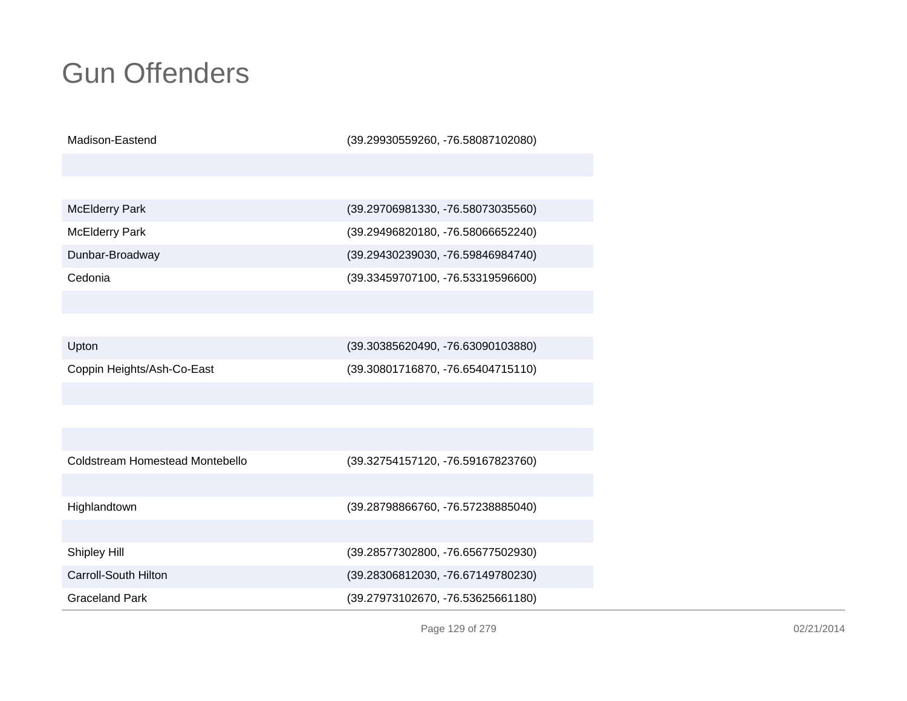# Gun Offenders

| | |
|---|---|
| Madison-Eastend | (39.29930559260, -76.58087102080) |
| | |
| | |
| McElderry Park | (39.29706981330, -76.58073035560) |
| McElderry Park | (39.29496820180, -76.58066652240) |
| Dunbar-Broadway | (39.29430239030, -76.59846984740) |
| Cedonia | (39.33459707100, -76.53319596600) |
| | |
| | |
| Upton | (39.30385620490, -76.63090103880) |
| Coppin Heights/Ash-Co-East | (39.30801716870, -76.65404715110) |
| | |
| | |
| | |
| Coldstream Homestead Montebello | (39.32754157120, -76.59167823760) |
| | |
| Highlandtown | (39.28798866760, -76.57238885040) |
| | |
| Shipley Hill | (39.28577302800, -76.65677502930) |
| Carroll-South Hilton | (39.28306812030, -76.67149780230) |
| Graceland Park | (39.27973102670, -76.53625661180) |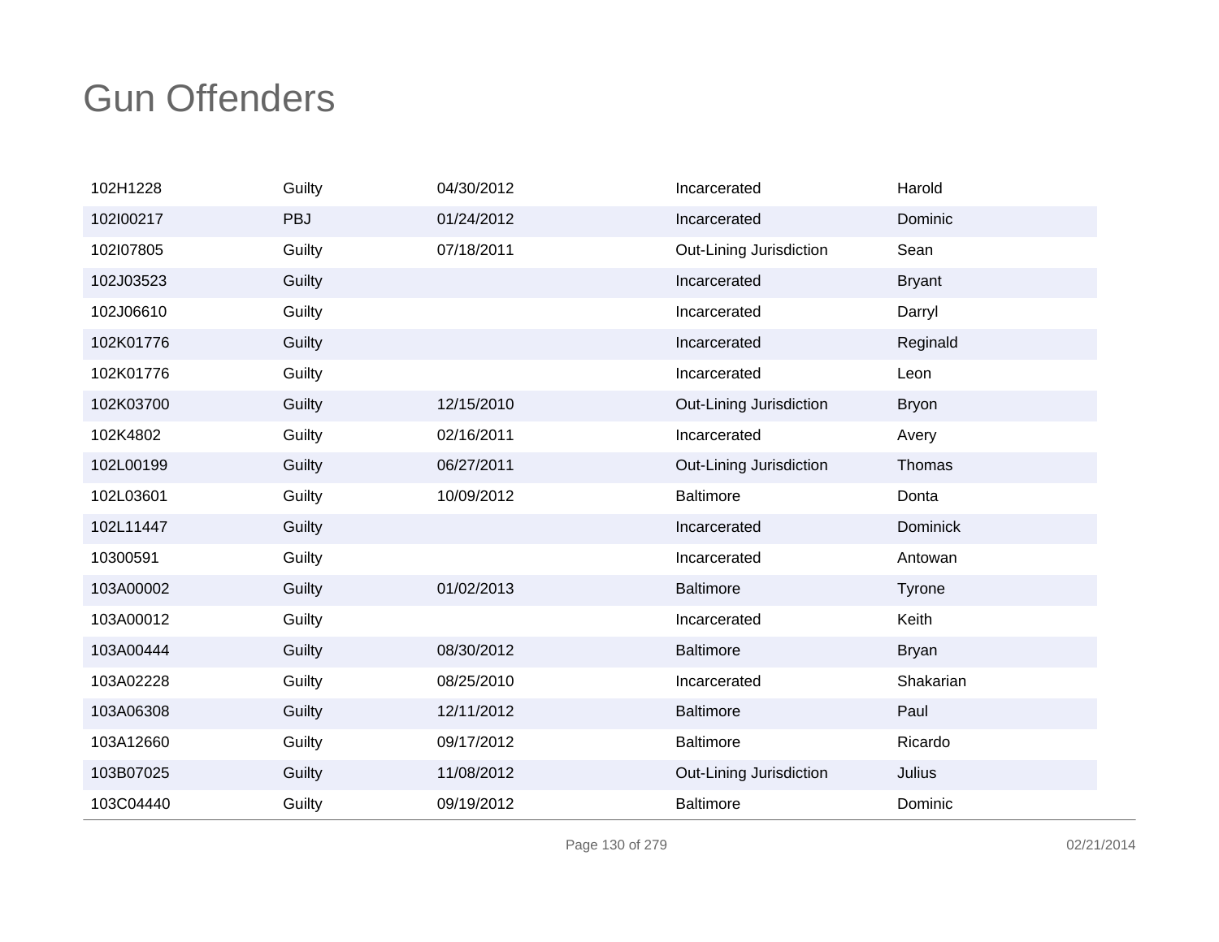# Gun Offenders

| | | | | |
|---|---|---|---|---|
| 102H1228 | Guilty | 04/30/2012 | Incarcerated | Harold |
| 102I00217 | PBJ | 01/24/2012 | Incarcerated | Dominic |
| 102I07805 | Guilty | 07/18/2011 | Out-Lining Jurisdiction | Sean |
| 102J03523 | Guilty | | Incarcerated | Bryant |
| 102J06610 | Guilty | | Incarcerated | Darryl |
| 102K01776 | Guilty | | Incarcerated | Reginald |
| 102K01776 | Guilty | | Incarcerated | Leon |
| 102K03700 | Guilty | 12/15/2010 | Out-Lining Jurisdiction | Bryon |
| 102K4802 | Guilty | 02/16/2011 | Incarcerated | Avery |
| 102L00199 | Guilty | 06/27/2011 | Out-Lining Jurisdiction | Thomas |
| 102L03601 | Guilty | 10/09/2012 | Baltimore | Donta |
| 102L11447 | Guilty | | Incarcerated | Dominick |
| 10300591 | Guilty | | Incarcerated | Antowan |
| 103A00002 | Guilty | 01/02/2013 | Baltimore | Tyrone |
| 103A00012 | Guilty | | Incarcerated | Keith |
| 103A00444 | Guilty | 08/30/2012 | Baltimore | Bryan |
| 103A02228 | Guilty | 08/25/2010 | Incarcerated | Shakarian |
| 103A06308 | Guilty | 12/11/2012 | Baltimore | Paul |
| 103A12660 | Guilty | 09/17/2012 | Baltimore | Ricardo |
| 103B07025 | Guilty | 11/08/2012 | Out-Lining Jurisdiction | Julius |
| 103C04440 | Guilty | 09/19/2012 | Baltimore | Dominic |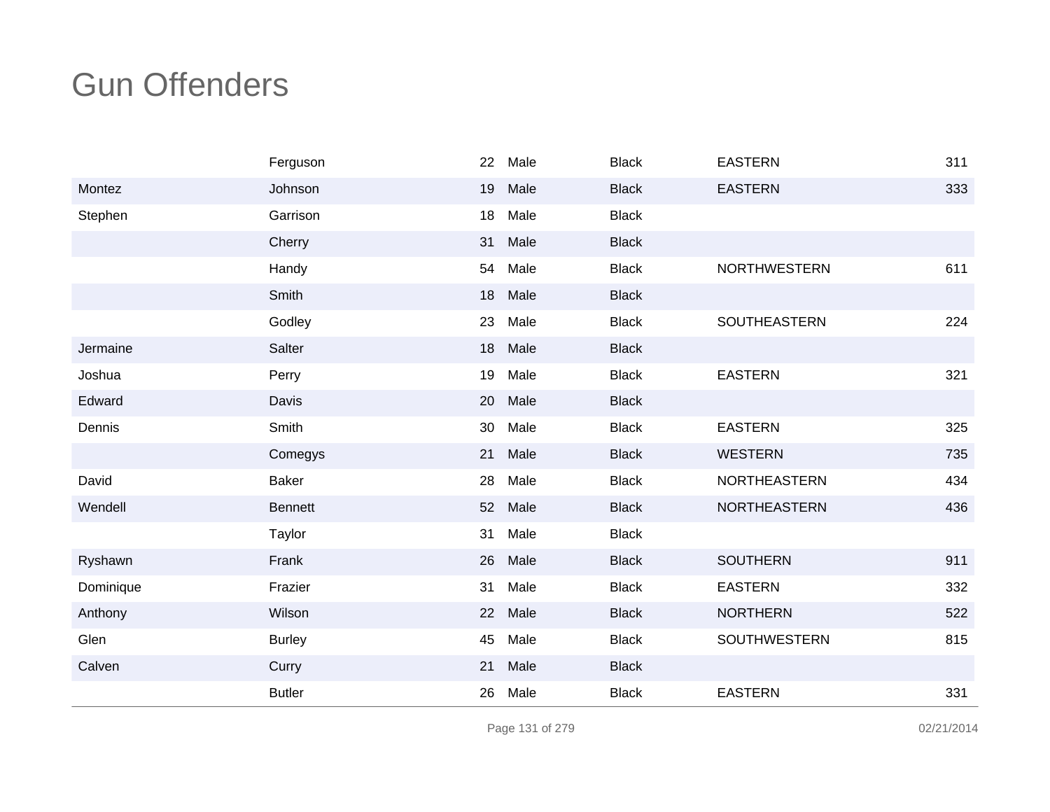# Gun Offenders

| | | | | | | |
|---|---|---|---|---|---|---|
| | Ferguson | 22 | Male | Black | EASTERN | 311 |
| Montez | Johnson | 19 | Male | Black | EASTERN | 333 |
| Stephen | Garrison | 18 | Male | Black | | |
| | Cherry | 31 | Male | Black | | |
| | Handy | 54 | Male | Black | NORTHWESTERN | 611 |
| | Smith | 18 | Male | Black | | |
| | Godley | 23 | Male | Black | SOUTHEASTERN | 224 |
| Jermaine | Salter | 18 | Male | Black | | |
| Joshua | Perry | 19 | Male | Black | EASTERN | 321 |
| Edward | Davis | 20 | Male | Black | | |
| Dennis | Smith | 30 | Male | Black | EASTERN | 325 |
| | Comegys | 21 | Male | Black | WESTERN | 735 |
| David | Baker | 28 | Male | Black | NORTHEASTERN | 434 |
| Wendell | Bennett | 52 | Male | Black | NORTHEASTERN | 436 |
| | Taylor | 31 | Male | Black | | |
| Ryshawn | Frank | 26 | Male | Black | SOUTHERN | 911 |
| Dominique | Frazier | 31 | Male | Black | EASTERN | 332 |
| Anthony | Wilson | 22 | Male | Black | NORTHERN | 522 |
| Glen | Burley | 45 | Male | Black | SOUTHWESTERN | 815 |
| Calven | Curry | 21 | Male | Black | | |
| | Butler | 26 | Male | Black | EASTERN | 331 |

02/21/2014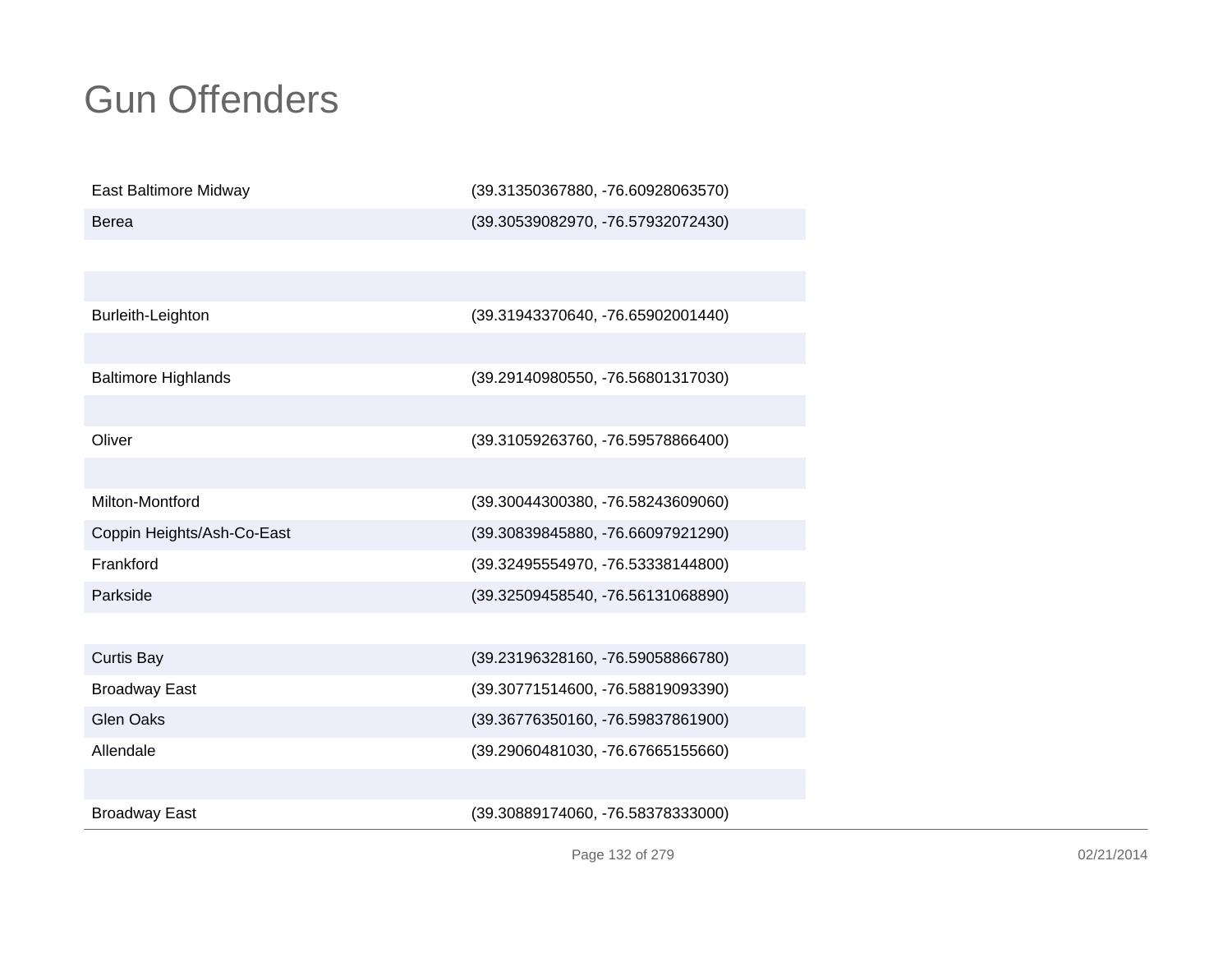# Gun Offenders

| | |
|---|---|
| East Baltimore Midway | (39.31350367880, -76.60928063570) |
| Berea | (39.30539082970, -76.57932072430) |
| | |
| | |
| Burleith-Leighton | (39.31943370640, -76.65902001440) |
| | |
| Baltimore Highlands | (39.29140980550, -76.56801317030) |
| | |
| Oliver | (39.31059263760, -76.59578866400) |
| | |
| Milton-Montford | (39.30044300380, -76.58243609060) |
| Coppin Heights/Ash-Co-East | (39.30839845880, -76.66097921290) |
| Frankford | (39.32495554970, -76.53338144800) |
| Parkside | (39.32509458540, -76.56131068890) |
| | |
| Curtis Bay | (39.23196328160, -76.59058866780) |
| Broadway East | (39.30771514600, -76.58819093390) |
| Glen Oaks | (39.36776350160, -76.59837861900) |
| Allendale | (39.29060481030, -76.67665155660) |
| | |
| Broadway East | (39.30889174060, -76.58378333000) |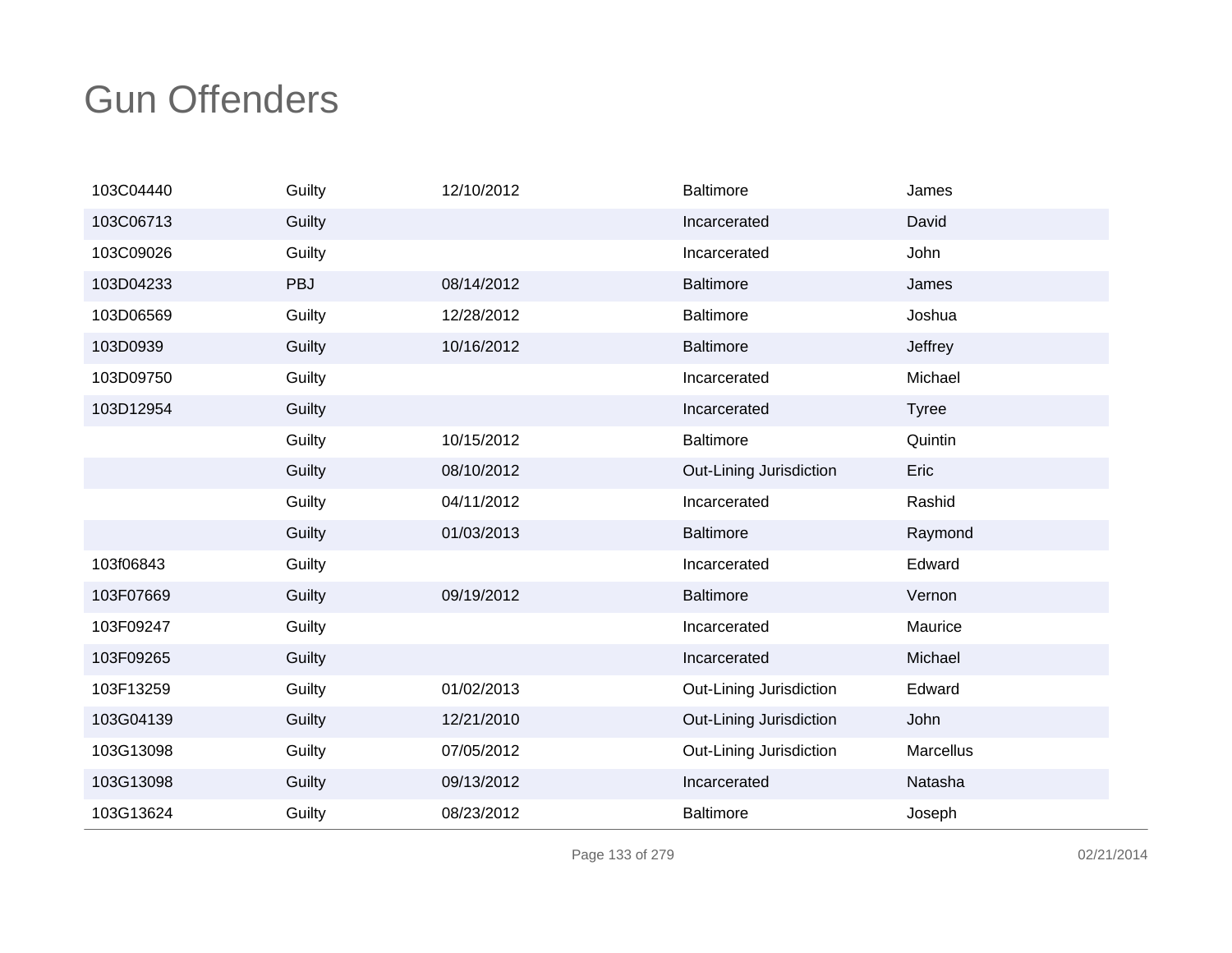# Gun Offenders

| | | | | |
|---|---|---|---|---|
| 103C04440 | Guilty | 12/10/2012 | Baltimore | James |
| 103C06713 | Guilty | | Incarcerated | David |
| 103C09026 | Guilty | | Incarcerated | John |
| 103D04233 | PBJ | 08/14/2012 | Baltimore | James |
| 103D06569 | Guilty | 12/28/2012 | Baltimore | Joshua |
| 103D0939 | Guilty | 10/16/2012 | Baltimore | Jeffrey |
| 103D09750 | Guilty | | Incarcerated | Michael |
| 103D12954 | Guilty | | Incarcerated | Tyree |
| | Guilty | 10/15/2012 | Baltimore | Quintin |
| | Guilty | 08/10/2012 | Out-Lining Jurisdiction | Eric |
| | Guilty | 04/11/2012 | Incarcerated | Rashid |
| | Guilty | 01/03/2013 | Baltimore | Raymond |
| 103f06843 | Guilty | | Incarcerated | Edward |
| 103F07669 | Guilty | 09/19/2012 | Baltimore | Vernon |
| 103F09247 | Guilty | | Incarcerated | Maurice |
| 103F09265 | Guilty | | Incarcerated | Michael |
| 103F13259 | Guilty | 01/02/2013 | Out-Lining Jurisdiction | Edward |
| 103G04139 | Guilty | 12/21/2010 | Out-Lining Jurisdiction | John |
| 103G13098 | Guilty | 07/05/2012 | Out-Lining Jurisdiction | Marcellus |
| 103G13098 | Guilty | 09/13/2012 | Incarcerated | Natasha |
| 103G13624 | Guilty | 08/23/2012 | Baltimore | Joseph |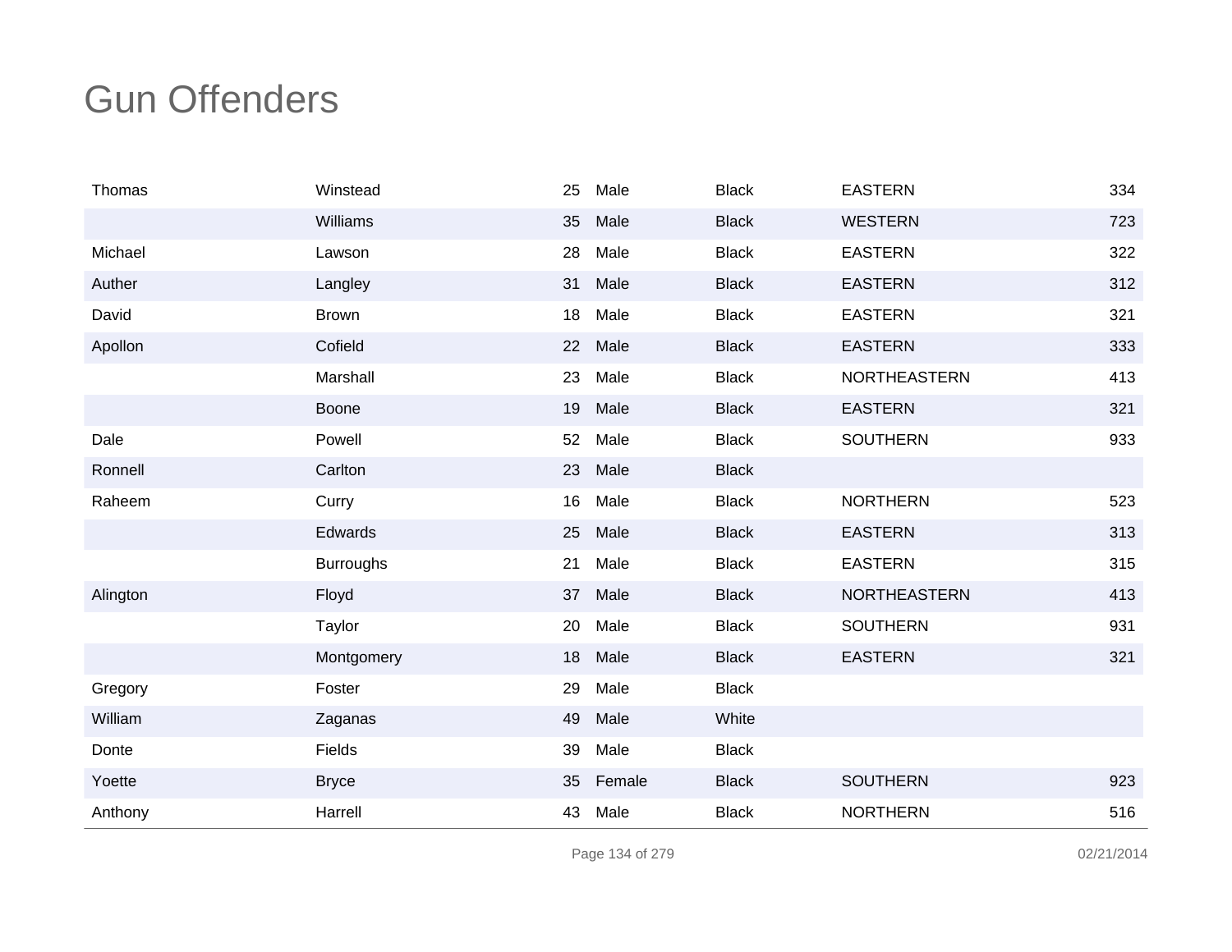# Gun Offenders

| | | | | | | |
|---|---|---|---|---|---|---|
| Thomas | Winstead | 25 | Male | Black | EASTERN | 334 |
| | Williams | 35 | Male | Black | WESTERN | 723 |
| Michael | Lawson | 28 | Male | Black | EASTERN | 322 |
| Auther | Langley | 31 | Male | Black | EASTERN | 312 |
| David | Brown | 18 | Male | Black | EASTERN | 321 |
| Apollon | Cofield | 22 | Male | Black | EASTERN | 333 |
| | Marshall | 23 | Male | Black | NORTHEASTERN | 413 |
| | Boone | 19 | Male | Black | EASTERN | 321 |
| Dale | Powell | 52 | Male | Black | SOUTHERN | 933 |
| Ronnell | Carlton | 23 | Male | Black | | |
| Raheem | Curry | 16 | Male | Black | NORTHERN | 523 |
| | Edwards | 25 | Male | Black | EASTERN | 313 |
| | Burroughs | 21 | Male | Black | EASTERN | 315 |
| Alington | Floyd | 37 | Male | Black | NORTHEASTERN | 413 |
| | Taylor | 20 | Male | Black | SOUTHERN | 931 |
| | Montgomery | 18 | Male | Black | EASTERN | 321 |
| Gregory | Foster | 29 | Male | Black | | |
| William | Zaganas | 49 | Male | White | | |
| Donte | Fields | 39 | Male | Black | | |
| Yoette | Bryce | 35 | Female | Black | SOUTHERN | 923 |
| Anthony | Harrell | 43 | Male | Black | NORTHERN | 516 |

02/21/2014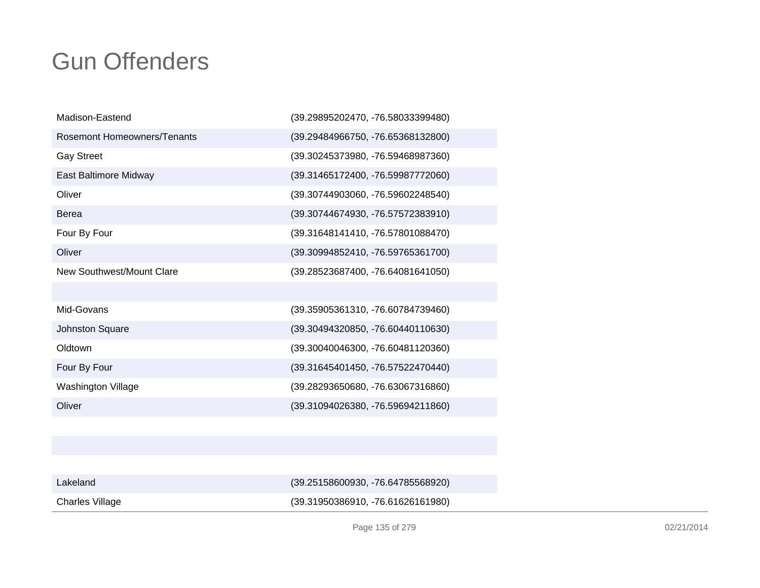# Gun Offenders

| | |
|---|---|
| Madison-Eastend | (39.29895202470, -76.58033399480) |
| Rosemont Homeowners/Tenants | (39.29484966750, -76.65368132800) |
| Gay Street | (39.30245373980, -76.59468987360) |
| East Baltimore Midway | (39.31465172400, -76.59987772060) |
| Oliver | (39.30744903060, -76.59602248540) |
| Berea | (39.30744674930, -76.57572383910) |
| Four By Four | (39.31648141410, -76.57801088470) |
| Oliver | (39.30994852410, -76.59765361700) |
| New Southwest/Mount Clare | (39.28523687400, -76.64081641050) |
| | |
| Mid-Govans | (39.35905361310, -76.60784739460) |
| Johnston Square | (39.30494320850, -76.60440110630) |
| Oldtown | (39.30040046300, -76.60481120360) |
| Four By Four | (39.31645401450, -76.57522470440) |
| Washington Village | (39.28293650680, -76.63067316860) |
| Oliver | (39.31094026380, -76.59694211860) |
| | |
| | |
| | |
| Lakeland | (39.25158600930, -76.64785568920) |
| Charles Village | (39.31950386910, -76.61626161980) |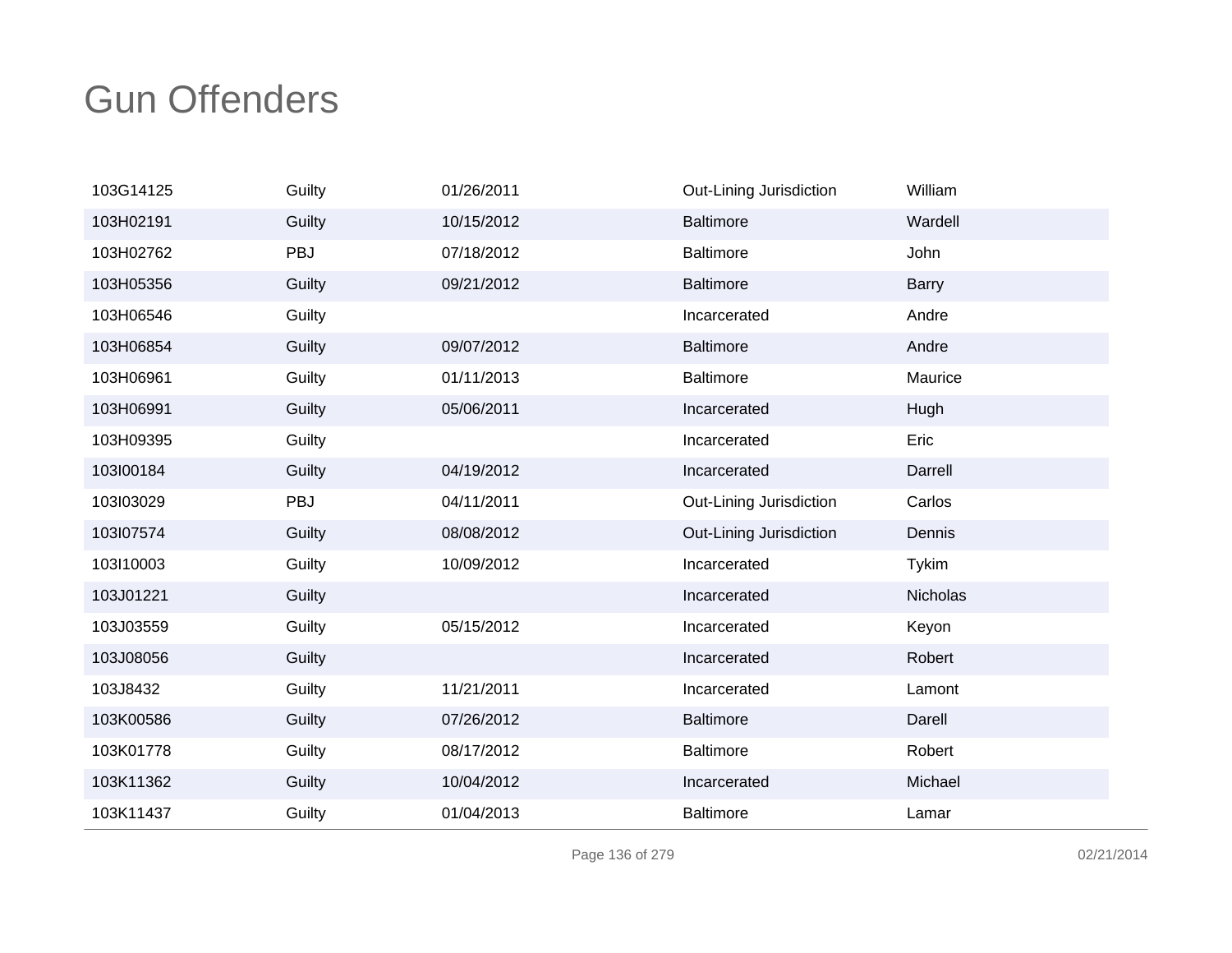# Gun Offenders

| | | | | |
|---|---|---|---|---|
| 103G14125 | Guilty | 01/26/2011 | Out-Lining Jurisdiction | William |
| 103H02191 | Guilty | 10/15/2012 | Baltimore | Wardell |
| 103H02762 | PBJ | 07/18/2012 | Baltimore | John |
| 103H05356 | Guilty | 09/21/2012 | Baltimore | Barry |
| 103H06546 | Guilty | | Incarcerated | Andre |
| 103H06854 | Guilty | 09/07/2012 | Baltimore | Andre |
| 103H06961 | Guilty | 01/11/2013 | Baltimore | Maurice |
| 103H06991 | Guilty | 05/06/2011 | Incarcerated | Hugh |
| 103H09395 | Guilty | | Incarcerated | Eric |
| 103I00184 | Guilty | 04/19/2012 | Incarcerated | Darrell |
| 103I03029 | PBJ | 04/11/2011 | Out-Lining Jurisdiction | Carlos |
| 103I07574 | Guilty | 08/08/2012 | Out-Lining Jurisdiction | Dennis |
| 103I10003 | Guilty | 10/09/2012 | Incarcerated | Tykim |
| 103J01221 | Guilty | | Incarcerated | Nicholas |
| 103J03559 | Guilty | 05/15/2012 | Incarcerated | Keyon |
| 103J08056 | Guilty | | Incarcerated | Robert |
| 103J8432 | Guilty | 11/21/2011 | Incarcerated | Lamont |
| 103K00586 | Guilty | 07/26/2012 | Baltimore | Darell |
| 103K01778 | Guilty | 08/17/2012 | Baltimore | Robert |
| 103K11362 | Guilty | 10/04/2012 | Incarcerated | Michael |
| 103K11437 | Guilty | 01/04/2013 | Baltimore | Lamar |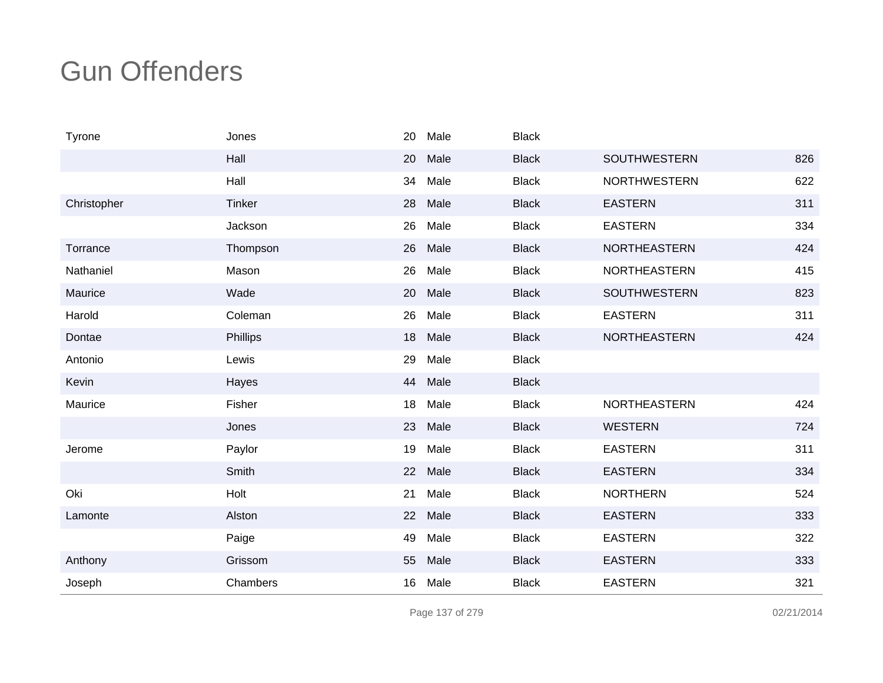# Gun Offenders

| | | | | | | |
|---|---|---|---|---|---|---|
| Tyrone | Jones | 20 | Male | Black | | |
| | Hall | 20 | Male | Black | SOUTHWESTERN | 826 |
| | Hall | 34 | Male | Black | NORTHWESTERN | 622 |
| Christopher | Tinker | 28 | Male | Black | EASTERN | 311 |
| | Jackson | 26 | Male | Black | EASTERN | 334 |
| Torrance | Thompson | 26 | Male | Black | NORTHEASTERN | 424 |
| Nathaniel | Mason | 26 | Male | Black | NORTHEASTERN | 415 |
| Maurice | Wade | 20 | Male | Black | SOUTHWESTERN | 823 |
| Harold | Coleman | 26 | Male | Black | EASTERN | 311 |
| Dontae | Phillips | 18 | Male | Black | NORTHEASTERN | 424 |
| Antonio | Lewis | 29 | Male | Black | | |
| Kevin | Hayes | 44 | Male | Black | | |
| Maurice | Fisher | 18 | Male | Black | NORTHEASTERN | 424 |
| | Jones | 23 | Male | Black | WESTERN | 724 |
| Jerome | Paylor | 19 | Male | Black | EASTERN | 311 |
| | Smith | 22 | Male | Black | EASTERN | 334 |
| Oki | Holt | 21 | Male | Black | NORTHERN | 524 |
| Lamonte | Alston | 22 | Male | Black | EASTERN | 333 |
| | Paige | 49 | Male | Black | EASTERN | 322 |
| Anthony | Grissom | 55 | Male | Black | EASTERN | 333 |
| Joseph | Chambers | 16 | Male | Black | EASTERN | 321 |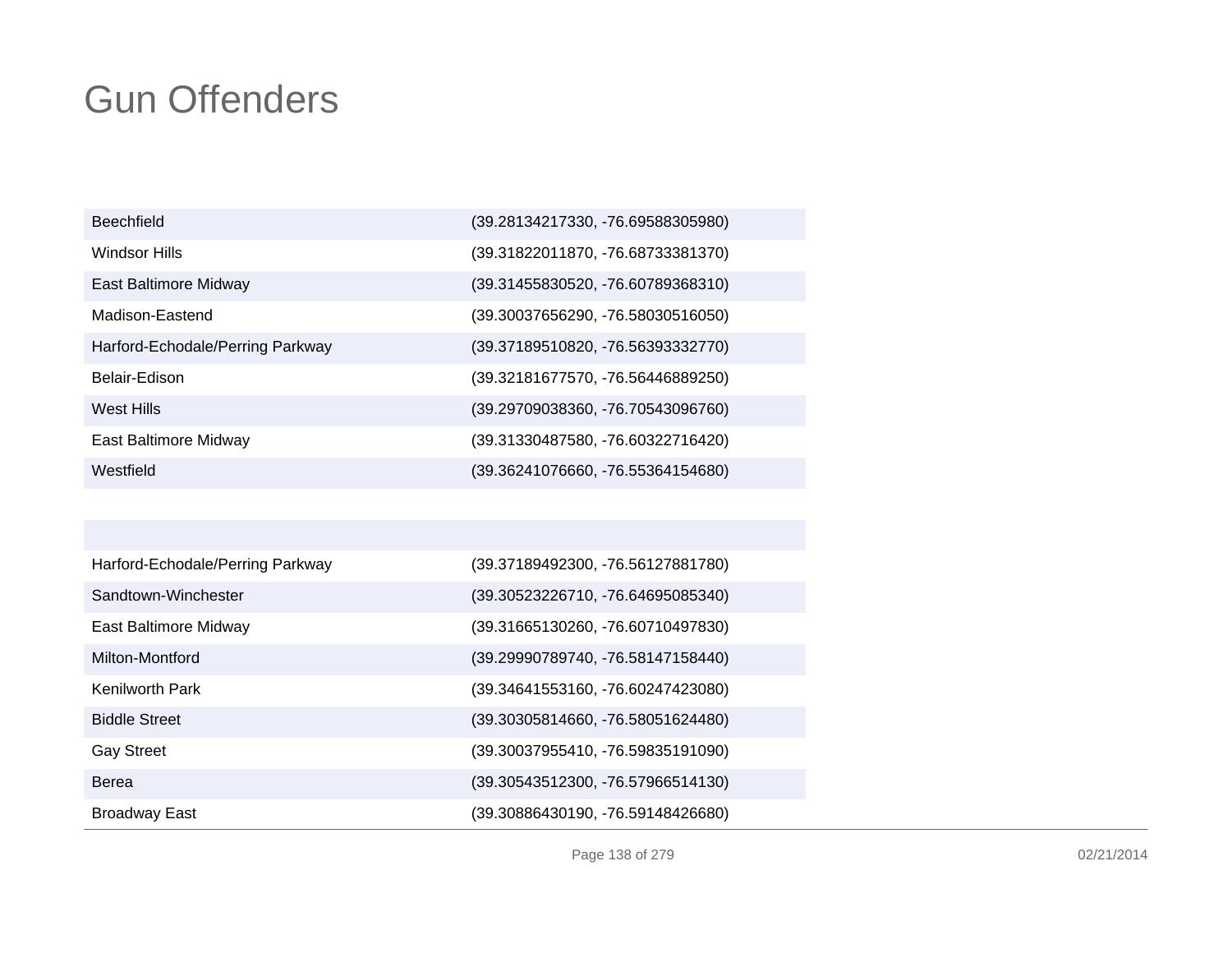# Gun Offenders

| | |
|---|---|
| Beechfield | (39.28134217330, -76.69588305980) |
| Windsor Hills | (39.31822011870, -76.68733381370) |
| East Baltimore Midway | (39.31455830520, -76.60789368310) |
| Madison-Eastend | (39.30037656290, -76.58030516050) |
| Harford-Echodale/Perring Parkway | (39.37189510820, -76.56393332770) |
| Belair-Edison | (39.32181677570, -76.56446889250) |
| West Hills | (39.29709038360, -76.70543096760) |
| East Baltimore Midway | (39.31330487580, -76.60322716420) |
| Westfield | (39.36241076660, -76.55364154680) |
| | |
| | |
| Harford-Echodale/Perring Parkway | (39.37189492300, -76.56127881780) |
| Sandtown-Winchester | (39.30523226710, -76.64695085340) |
| East Baltimore Midway | (39.31665130260, -76.60710497830) |
| Milton-Montford | (39.29990789740, -76.58147158440) |
| Kenilworth Park | (39.34641553160, -76.60247423080) |
| Biddle Street | (39.30305814660, -76.58051624480) |
| Gay Street | (39.30037955410, -76.59835191090) |
| Berea | (39.30543512300, -76.57966514130) |
| Broadway East | (39.30886430190, -76.59148426680) |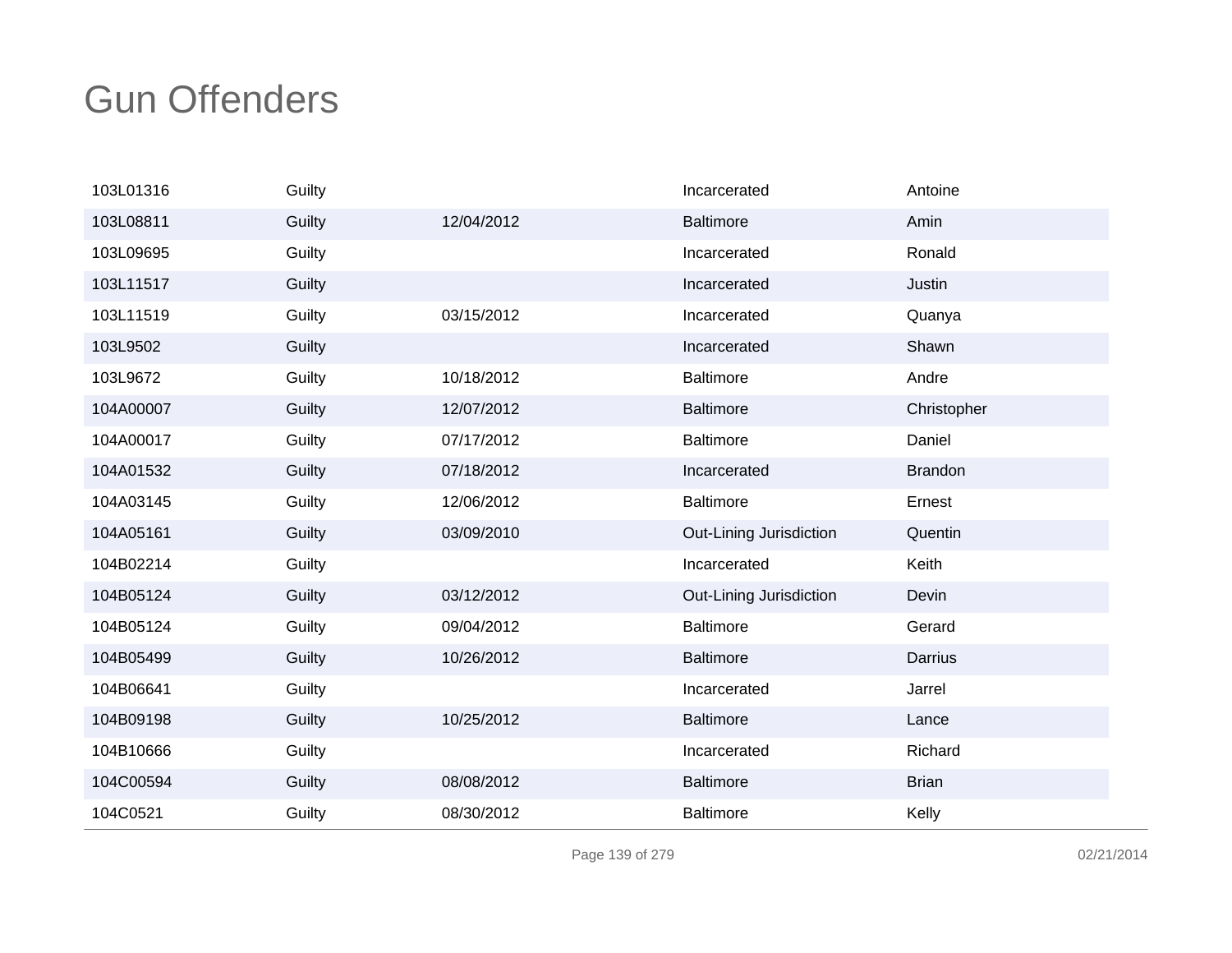# Gun Offenders

| | | | | |
|---|---|---|---|---|
| 103L01316 | Guilty | | Incarcerated | Antoine |
| 103L08811 | Guilty | 12/04/2012 | Baltimore | Amin |
| 103L09695 | Guilty | | Incarcerated | Ronald |
| 103L11517 | Guilty | | Incarcerated | Justin |
| 103L11519 | Guilty | 03/15/2012 | Incarcerated | Quanya |
| 103L9502 | Guilty | | Incarcerated | Shawn |
| 103L9672 | Guilty | 10/18/2012 | Baltimore | Andre |
| 104A00007 | Guilty | 12/07/2012 | Baltimore | Christopher |
| 104A00017 | Guilty | 07/17/2012 | Baltimore | Daniel |
| 104A01532 | Guilty | 07/18/2012 | Incarcerated | Brandon |
| 104A03145 | Guilty | 12/06/2012 | Baltimore | Ernest |
| 104A05161 | Guilty | 03/09/2010 | Out-Lining Jurisdiction | Quentin |
| 104B02214 | Guilty | | Incarcerated | Keith |
| 104B05124 | Guilty | 03/12/2012 | Out-Lining Jurisdiction | Devin |
| 104B05124 | Guilty | 09/04/2012 | Baltimore | Gerard |
| 104B05499 | Guilty | 10/26/2012 | Baltimore | Darrius |
| 104B06641 | Guilty | | Incarcerated | Jarrel |
| 104B09198 | Guilty | 10/25/2012 | Baltimore | Lance |
| 104B10666 | Guilty | | Incarcerated | Richard |
| 104C00594 | Guilty | 08/08/2012 | Baltimore | Brian |
| 104C0521 | Guilty | 08/30/2012 | Baltimore | Kelly |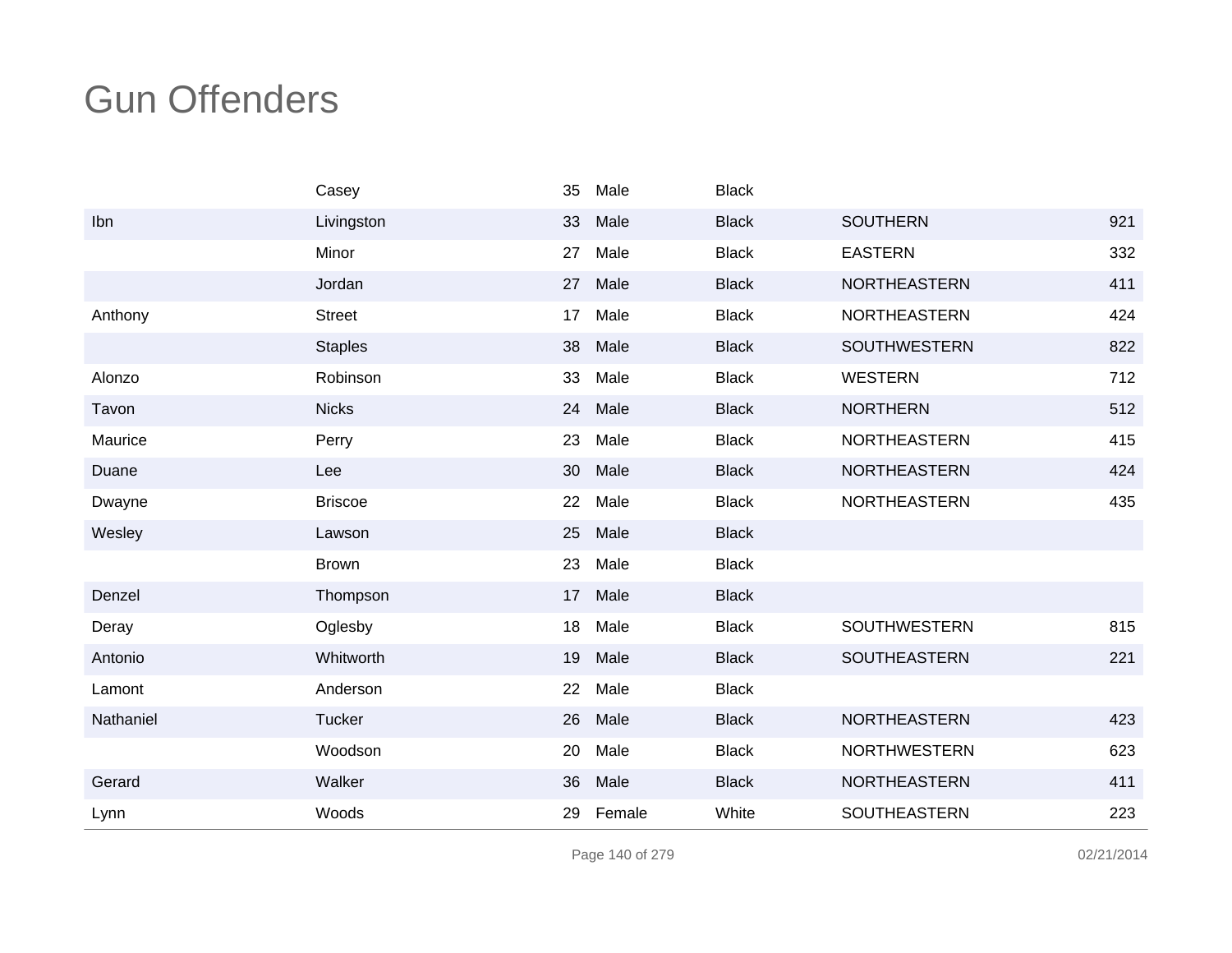# Gun Offenders

| | | | | | | |
|---|---|---|---|---|---|---|
| | Casey | 35 | Male | Black | | |
| Ibn | Livingston | 33 | Male | Black | SOUTHERN | 921 |
| | Minor | 27 | Male | Black | EASTERN | 332 |
| | Jordan | 27 | Male | Black | NORTHEASTERN | 411 |
| Anthony | Street | 17 | Male | Black | NORTHEASTERN | 424 |
| | Staples | 38 | Male | Black | SOUTHWESTERN | 822 |
| Alonzo | Robinson | 33 | Male | Black | WESTERN | 712 |
| Tavon | Nicks | 24 | Male | Black | NORTHERN | 512 |
| Maurice | Perry | 23 | Male | Black | NORTHEASTERN | 415 |
| Duane | Lee | 30 | Male | Black | NORTHEASTERN | 424 |
| Dwayne | Briscoe | 22 | Male | Black | NORTHEASTERN | 435 |
| Wesley | Lawson | 25 | Male | Black | | |
| | Brown | 23 | Male | Black | | |
| Denzel | Thompson | 17 | Male | Black | | |
| Deray | Oglesby | 18 | Male | Black | SOUTHWESTERN | 815 |
| Antonio | Whitworth | 19 | Male | Black | SOUTHEASTERN | 221 |
| Lamont | Anderson | 22 | Male | Black | | |
| Nathaniel | Tucker | 26 | Male | Black | NORTHEASTERN | 423 |
| | Woodson | 20 | Male | Black | NORTHWESTERN | 623 |
| Gerard | Walker | 36 | Male | Black | NORTHEASTERN | 411 |
| Lynn | Woods | 29 | Female | White | SOUTHEASTERN | 223 |

02/21/2014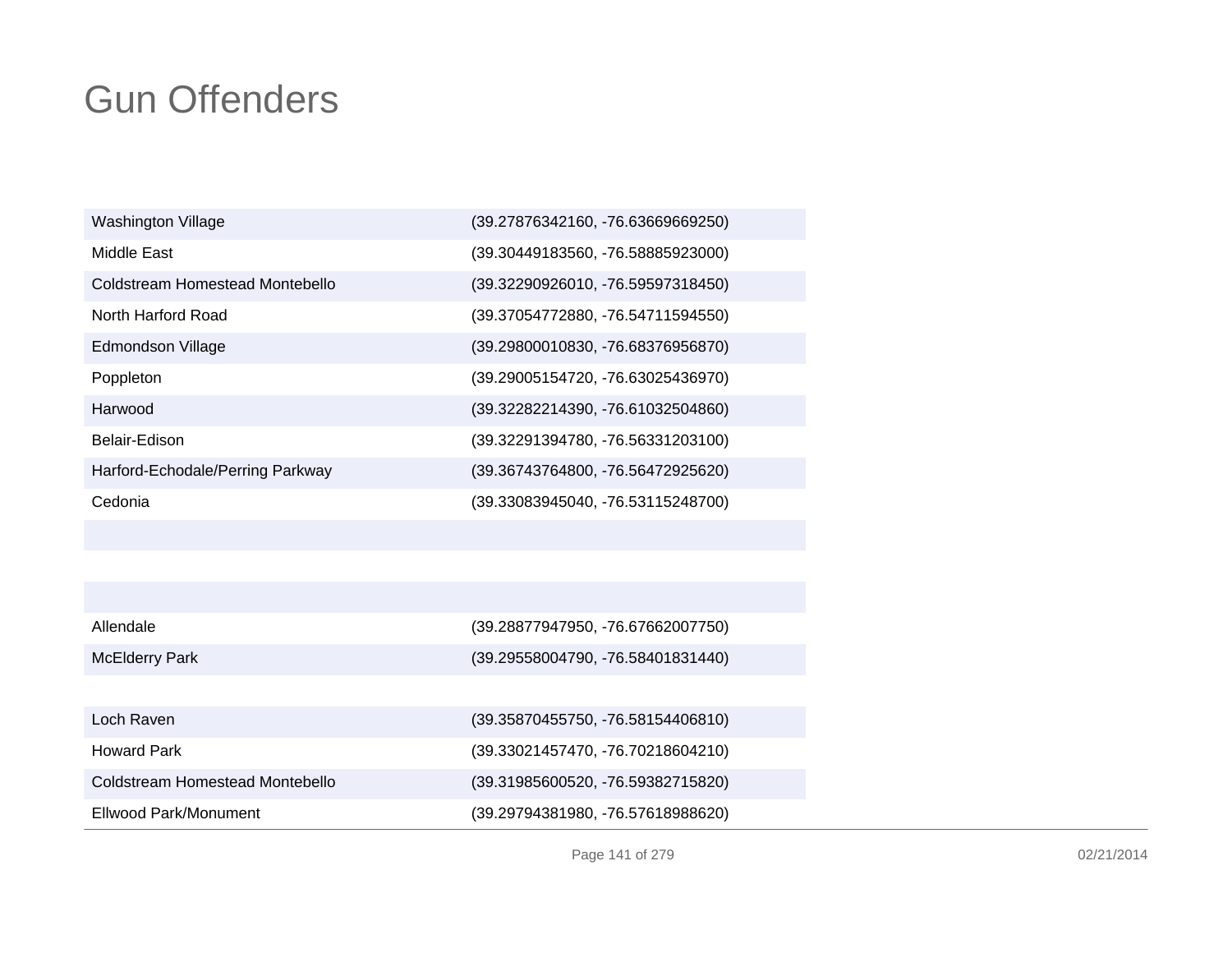# Gun Offenders

| | |
|---|---|
| Washington Village | (39.27876342160, -76.63669669250) |
| Middle East | (39.30449183560, -76.58885923000) |
| Coldstream Homestead Montebello | (39.32290926010, -76.59597318450) |
| North Harford Road | (39.37054772880, -76.54711594550) |
| Edmondson Village | (39.29800010830, -76.68376956870) |
| Poppleton | (39.29005154720, -76.63025436970) |
| Harwood | (39.32282214390, -76.61032504860) |
| Belair-Edison | (39.32291394780, -76.56331203100) |
| Harford-Echodale/Perring Parkway | (39.36743764800, -76.56472925620) |
| Cedonia | (39.33083945040, -76.53115248700) |
| | |
| | |
| | |
| Allendale | (39.28877947950, -76.67662007750) |
| McElderry Park | (39.29558004790, -76.58401831440) |
| | |
| Loch Raven | (39.35870455750, -76.58154406810) |
| Howard Park | (39.33021457470, -76.70218604210) |
| Coldstream Homestead Montebello | (39.31985600520, -76.59382715820) |
| Ellwood Park/Monument | (39.29794381980, -76.57618988620) |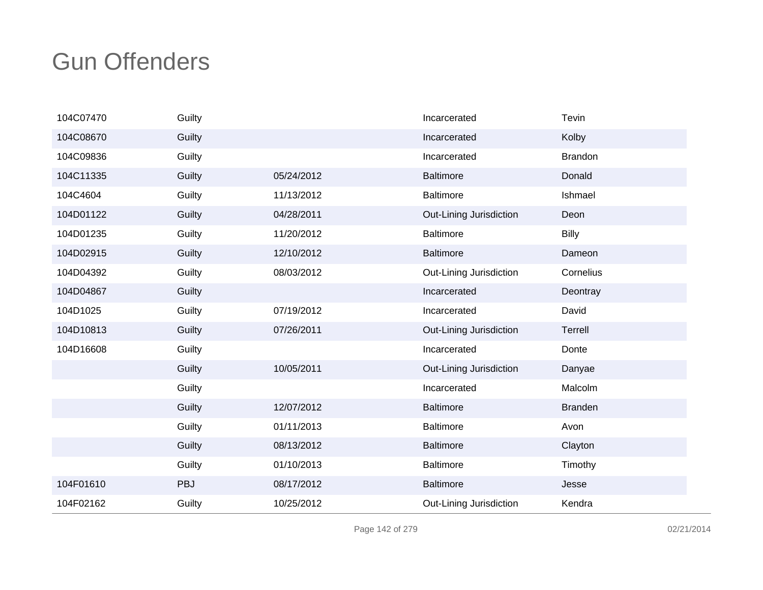# Gun Offenders

| | | | | |
|---|---|---|---|---|
| 104C07470 | Guilty | | Incarcerated | Tevin |
| 104C08670 | Guilty | | Incarcerated | Kolby |
| 104C09836 | Guilty | | Incarcerated | Brandon |
| 104C11335 | Guilty | 05/24/2012 | Baltimore | Donald |
| 104C4604 | Guilty | 11/13/2012 | Baltimore | Ishmael |
| 104D01122 | Guilty | 04/28/2011 | Out-Lining Jurisdiction | Deon |
| 104D01235 | Guilty | 11/20/2012 | Baltimore | Billy |
| 104D02915 | Guilty | 12/10/2012 | Baltimore | Dameon |
| 104D04392 | Guilty | 08/03/2012 | Out-Lining Jurisdiction | Cornelius |
| 104D04867 | Guilty | | Incarcerated | Deontray |
| 104D1025 | Guilty | 07/19/2012 | Incarcerated | David |
| 104D10813 | Guilty | 07/26/2011 | Out-Lining Jurisdiction | Terrell |
| 104D16608 | Guilty | | Incarcerated | Donte |
| | Guilty | 10/05/2011 | Out-Lining Jurisdiction | Danyae |
| | Guilty | | Incarcerated | Malcolm |
| | Guilty | 12/07/2012 | Baltimore | Branden |
| | Guilty | 01/11/2013 | Baltimore | Avon |
| | Guilty | 08/13/2012 | Baltimore | Clayton |
| | Guilty | 01/10/2013 | Baltimore | Timothy |
| 104F01610 | PBJ | 08/17/2012 | Baltimore | Jesse |
| 104F02162 | Guilty | 10/25/2012 | Out-Lining Jurisdiction | Kendra |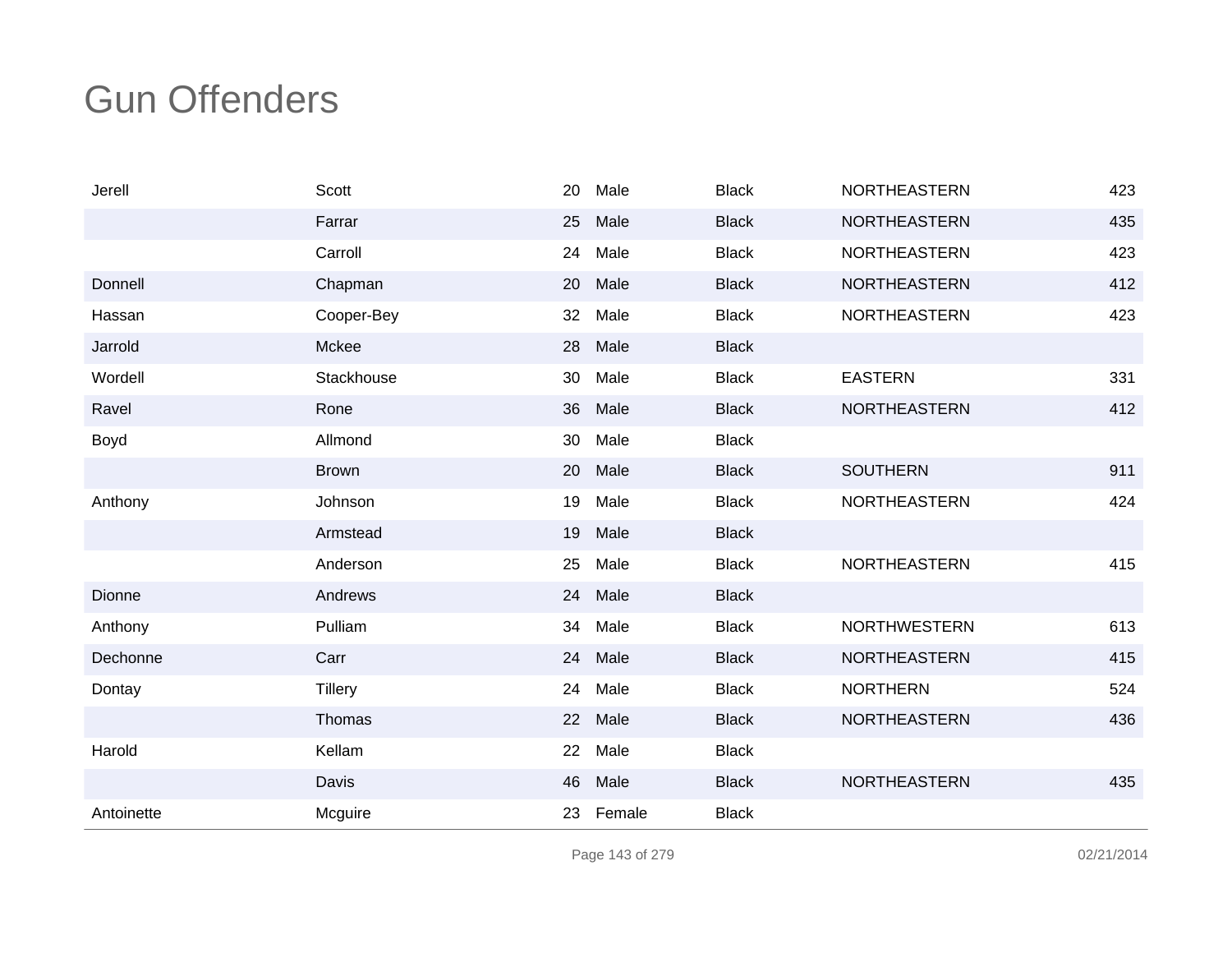# Gun Offenders

| | | | | | | |
|---|---|---|---|---|---|---|
| Jerell | Scott | 20 | Male | Black | NORTHEASTERN | 423 |
| | Farrar | 25 | Male | Black | NORTHEASTERN | 435 |
| | Carroll | 24 | Male | Black | NORTHEASTERN | 423 |
| Donnell | Chapman | 20 | Male | Black | NORTHEASTERN | 412 |
| Hassan | Cooper-Bey | 32 | Male | Black | NORTHEASTERN | 423 |
| Jarrold | Mckee | 28 | Male | Black | | |
| Wordell | Stackhouse | 30 | Male | Black | EASTERN | 331 |
| Ravel | Rone | 36 | Male | Black | NORTHEASTERN | 412 |
| Boyd | Allmond | 30 | Male | Black | | |
| | Brown | 20 | Male | Black | SOUTHERN | 911 |
| Anthony | Johnson | 19 | Male | Black | NORTHEASTERN | 424 |
| | Armstead | 19 | Male | Black | | |
| | Anderson | 25 | Male | Black | NORTHEASTERN | 415 |
| Dionne | Andrews | 24 | Male | Black | | |
| Anthony | Pulliam | 34 | Male | Black | NORTHWESTERN | 613 |
| Dechonne | Carr | 24 | Male | Black | NORTHEASTERN | 415 |
| Dontay | Tillery | 24 | Male | Black | NORTHERN | 524 |
| | Thomas | 22 | Male | Black | NORTHEASTERN | 436 |
| Harold | Kellam | 22 | Male | Black | | |
| | Davis | 46 | Male | Black | NORTHEASTERN | 435 |
| Antoinette | Mcguire | 23 | Female | Black | | |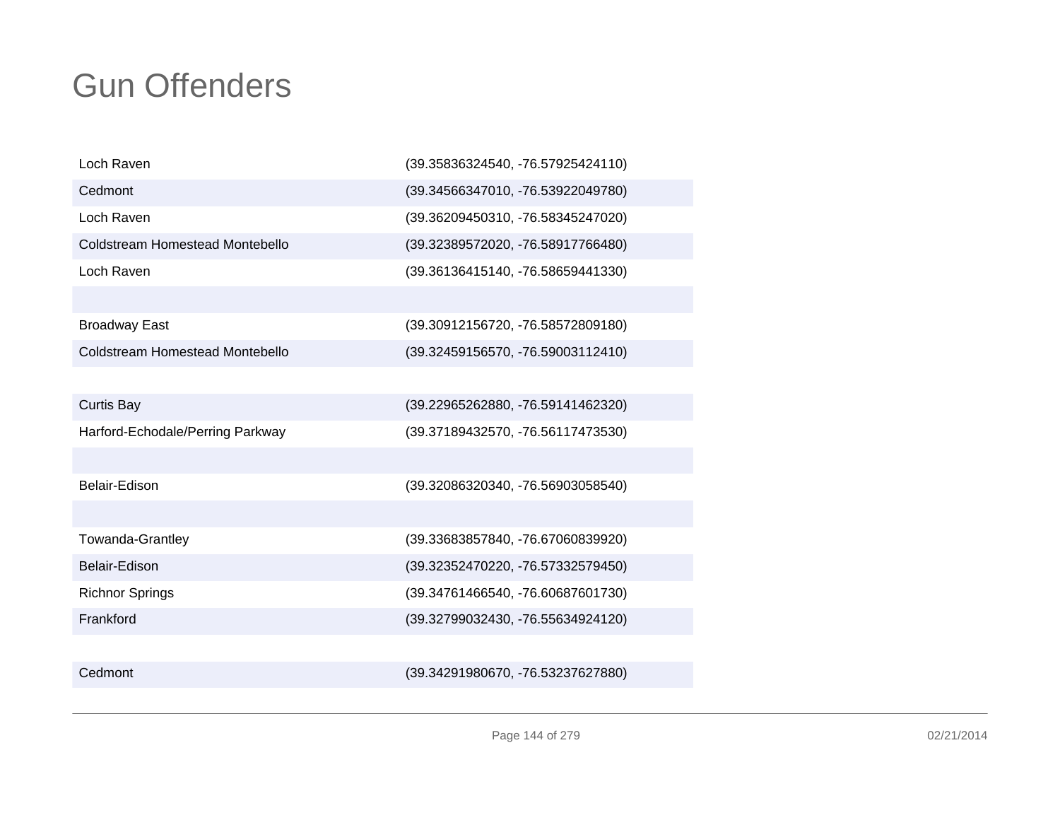# Gun Offenders

| | |
|---|---|
| Loch Raven | (39.35836324540, -76.57925424110) |
| Cedmont | (39.34566347010, -76.53922049780) |
| Loch Raven | (39.36209450310, -76.58345247020) |
| Coldstream Homestead Montebello | (39.32389572020, -76.58917766480) |
| Loch Raven | (39.36136415140, -76.58659441330) |
| | |
| Broadway East | (39.30912156720, -76.58572809180) |
| Coldstream Homestead Montebello | (39.32459156570, -76.59003112410) |
| | |
| Curtis Bay | (39.22965262880, -76.59141462320) |
| Harford-Echodale/Perring Parkway | (39.37189432570, -76.56117473530) |
| | |
| Belair-Edison | (39.32086320340, -76.56903058540) |
| | |
| Towanda-Grantley | (39.33683857840, -76.67060839920) |
| Belair-Edison | (39.32352470220, -76.57332579450) |
| Richnor Springs | (39.34761466540, -76.60687601730) |
| Frankford | (39.32799032430, -76.55634924120) |
| | |
| Cedmont | (39.34291980670, -76.53237627880) |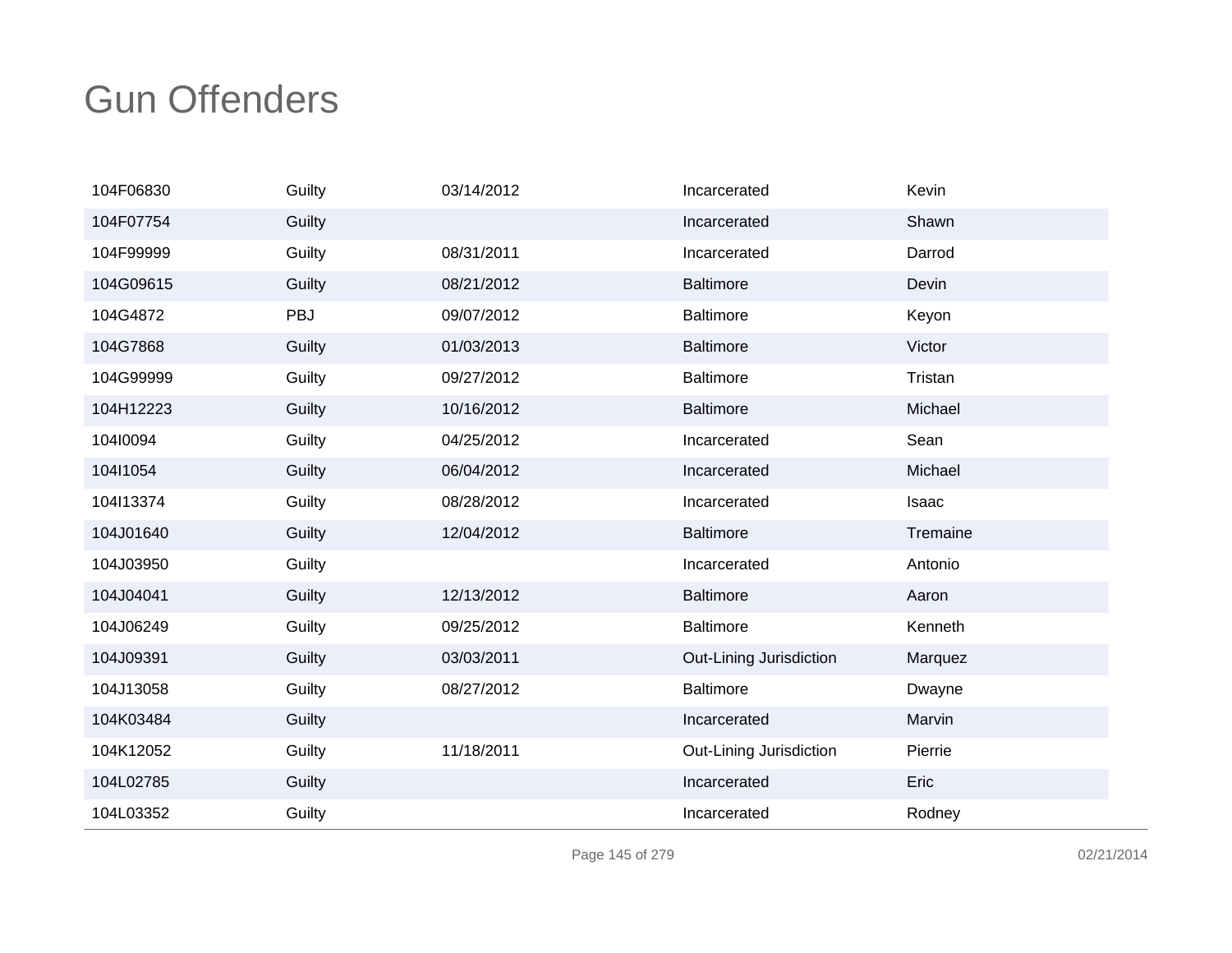# Gun Offenders

| | | | | |
|---|---|---|---|---|
| 104F06830 | Guilty | 03/14/2012 | Incarcerated | Kevin |
| 104F07754 | Guilty | | Incarcerated | Shawn |
| 104F99999 | Guilty | 08/31/2011 | Incarcerated | Darrod |
| 104G09615 | Guilty | 08/21/2012 | Baltimore | Devin |
| 104G4872 | PBJ | 09/07/2012 | Baltimore | Keyon |
| 104G7868 | Guilty | 01/03/2013 | Baltimore | Victor |
| 104G99999 | Guilty | 09/27/2012 | Baltimore | Tristan |
| 104H12223 | Guilty | 10/16/2012 | Baltimore | Michael |
| 104I0094 | Guilty | 04/25/2012 | Incarcerated | Sean |
| 104I1054 | Guilty | 06/04/2012 | Incarcerated | Michael |
| 104I13374 | Guilty | 08/28/2012 | Incarcerated | Isaac |
| 104J01640 | Guilty | 12/04/2012 | Baltimore | Tremaine |
| 104J03950 | Guilty | | Incarcerated | Antonio |
| 104J04041 | Guilty | 12/13/2012 | Baltimore | Aaron |
| 104J06249 | Guilty | 09/25/2012 | Baltimore | Kenneth |
| 104J09391 | Guilty | 03/03/2011 | Out-Lining Jurisdiction | Marquez |
| 104J13058 | Guilty | 08/27/2012 | Baltimore | Dwayne |
| 104K03484 | Guilty | | Incarcerated | Marvin |
| 104K12052 | Guilty | 11/18/2011 | Out-Lining Jurisdiction | Pierrie |
| 104L02785 | Guilty | | Incarcerated | Eric |
| 104L03352 | Guilty | | Incarcerated | Rodney |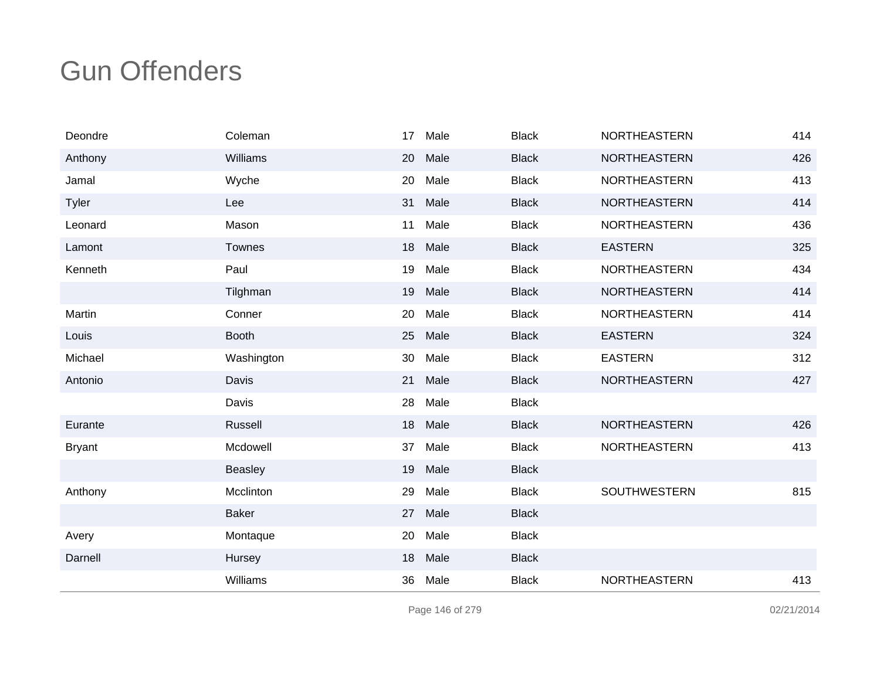# Gun Offenders

| | | | | | | |
|---|---|---|---|---|---|---|
| Deondre | Coleman | 17 | Male | Black | NORTHEASTERN | 414 |
| Anthony | Williams | 20 | Male | Black | NORTHEASTERN | 426 |
| Jamal | Wyche | 20 | Male | Black | NORTHEASTERN | 413 |
| Tyler | Lee | 31 | Male | Black | NORTHEASTERN | 414 |
| Leonard | Mason | 11 | Male | Black | NORTHEASTERN | 436 |
| Lamont | Townes | 18 | Male | Black | EASTERN | 325 |
| Kenneth | Paul | 19 | Male | Black | NORTHEASTERN | 434 |
| | Tilghman | 19 | Male | Black | NORTHEASTERN | 414 |
| Martin | Conner | 20 | Male | Black | NORTHEASTERN | 414 |
| Louis | Booth | 25 | Male | Black | EASTERN | 324 |
| Michael | Washington | 30 | Male | Black | EASTERN | 312 |
| Antonio | Davis | 21 | Male | Black | NORTHEASTERN | 427 |
| | Davis | 28 | Male | Black | | |
| Eurante | Russell | 18 | Male | Black | NORTHEASTERN | 426 |
| Bryant | Mcdowell | 37 | Male | Black | NORTHEASTERN | 413 |
| | Beasley | 19 | Male | Black | | |
| Anthony | Mcclinton | 29 | Male | Black | SOUTHWESTERN | 815 |
| | Baker | 27 | Male | Black | | |
| Avery | Montaque | 20 | Male | Black | | |
| Darnell | Hursey | 18 | Male | Black | | |
| | Williams | 36 | Male | Black | NORTHEASTERN | 413 |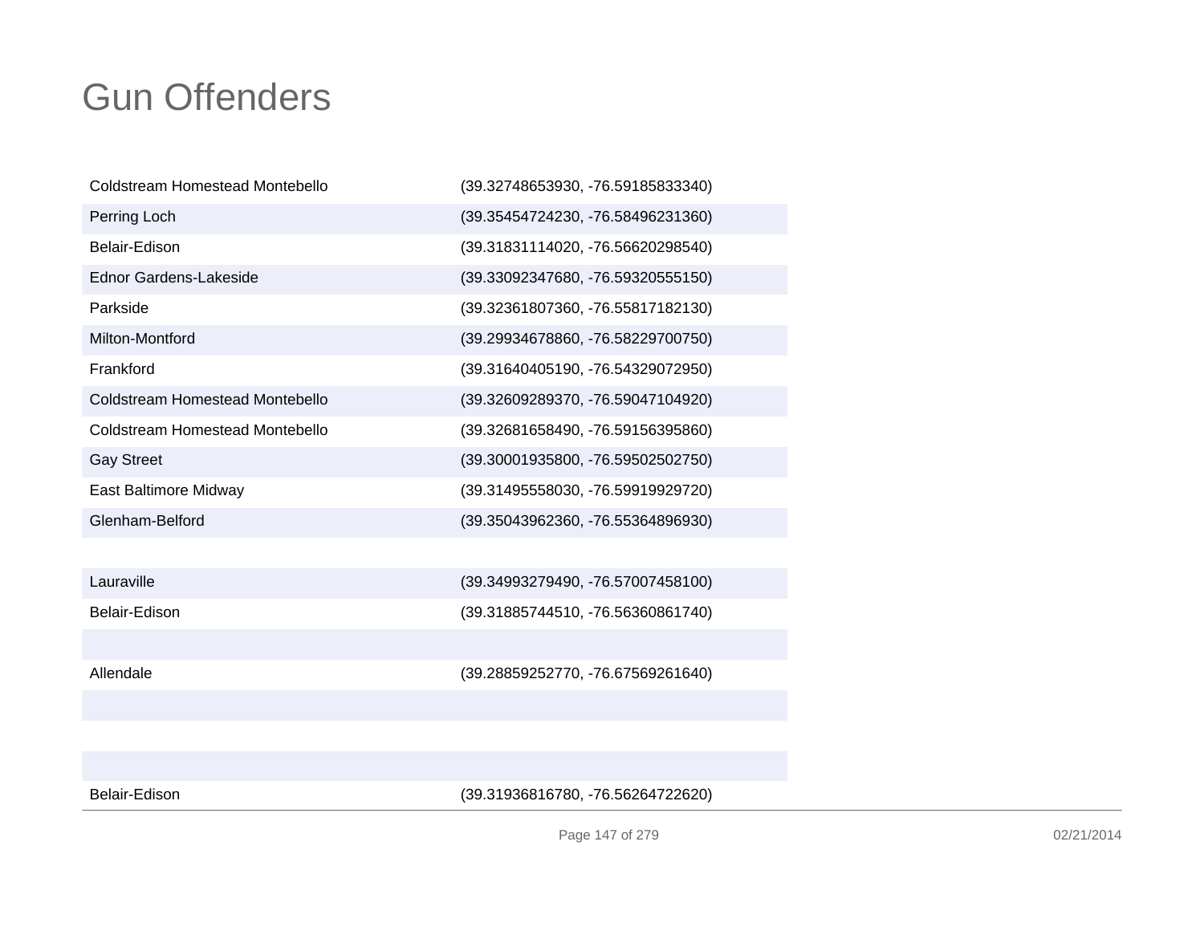# Gun Offenders

| | |
|---|---|
| Coldstream Homestead Montebello | (39.32748653930, -76.59185833340) |
| Perring Loch | (39.35454724230, -76.58496231360) |
| Belair-Edison | (39.31831114020, -76.56620298540) |
| Ednor Gardens-Lakeside | (39.33092347680, -76.59320555150) |
| Parkside | (39.32361807360, -76.55817182130) |
| Milton-Montford | (39.29934678860, -76.58229700750) |
| Frankford | (39.31640405190, -76.54329072950) |
| Coldstream Homestead Montebello | (39.32609289370, -76.59047104920) |
| Coldstream Homestead Montebello | (39.32681658490, -76.59156395860) |
| Gay Street | (39.30001935800, -76.59502502750) |
| East Baltimore Midway | (39.31495558030, -76.59919929720) |
| Glenham-Belford | (39.35043962360, -76.55364896930) |
| | |
| Lauraville | (39.34993279490, -76.57007458100) |
| Belair-Edison | (39.31885744510, -76.56360861740) |
| | |
| Allendale | (39.28859252770, -76.67569261640) |
| | |
| | |
| | |
| Belair-Edison | (39.31936816780, -76.56264722620) |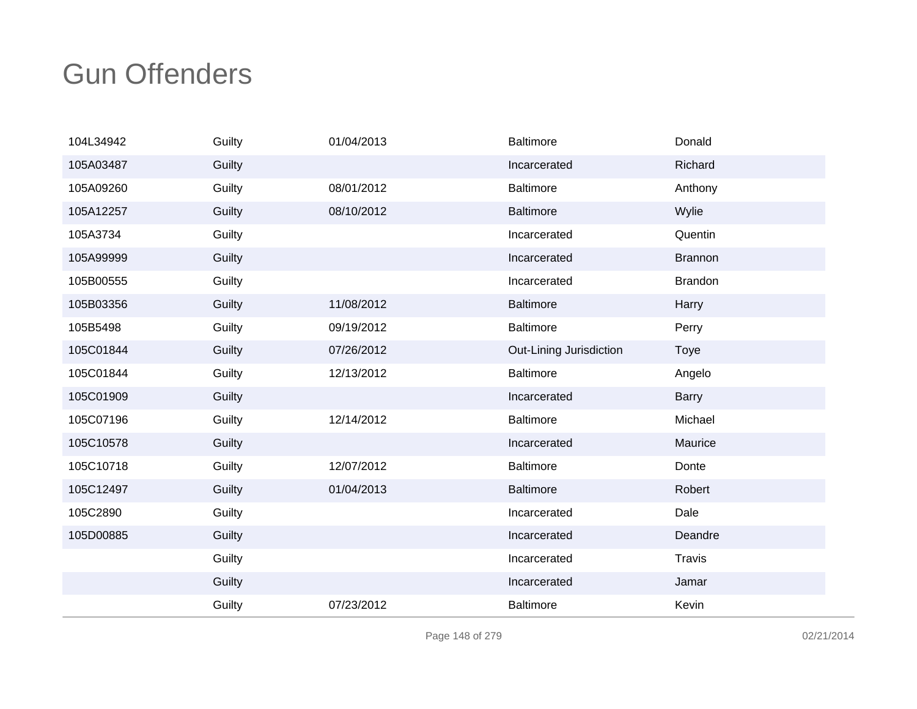# Gun Offenders

| | | | | |
|---|---|---|---|---|
| 104L34942 | Guilty | 01/04/2013 | Baltimore | Donald |
| 105A03487 | Guilty | | Incarcerated | Richard |
| 105A09260 | Guilty | 08/01/2012 | Baltimore | Anthony |
| 105A12257 | Guilty | 08/10/2012 | Baltimore | Wylie |
| 105A3734 | Guilty | | Incarcerated | Quentin |
| 105A99999 | Guilty | | Incarcerated | Brannon |
| 105B00555 | Guilty | | Incarcerated | Brandon |
| 105B03356 | Guilty | 11/08/2012 | Baltimore | Harry |
| 105B5498 | Guilty | 09/19/2012 | Baltimore | Perry |
| 105C01844 | Guilty | 07/26/2012 | Out-Lining Jurisdiction | Toye |
| 105C01844 | Guilty | 12/13/2012 | Baltimore | Angelo |
| 105C01909 | Guilty | | Incarcerated | Barry |
| 105C07196 | Guilty | 12/14/2012 | Baltimore | Michael |
| 105C10578 | Guilty | | Incarcerated | Maurice |
| 105C10718 | Guilty | 12/07/2012 | Baltimore | Donte |
| 105C12497 | Guilty | 01/04/2013 | Baltimore | Robert |
| 105C2890 | Guilty | | Incarcerated | Dale |
| 105D00885 | Guilty | | Incarcerated | Deandre |
| | Guilty | | Incarcerated | Travis |
| | Guilty | | Incarcerated | Jamar |
| | Guilty | 07/23/2012 | Baltimore | Kevin |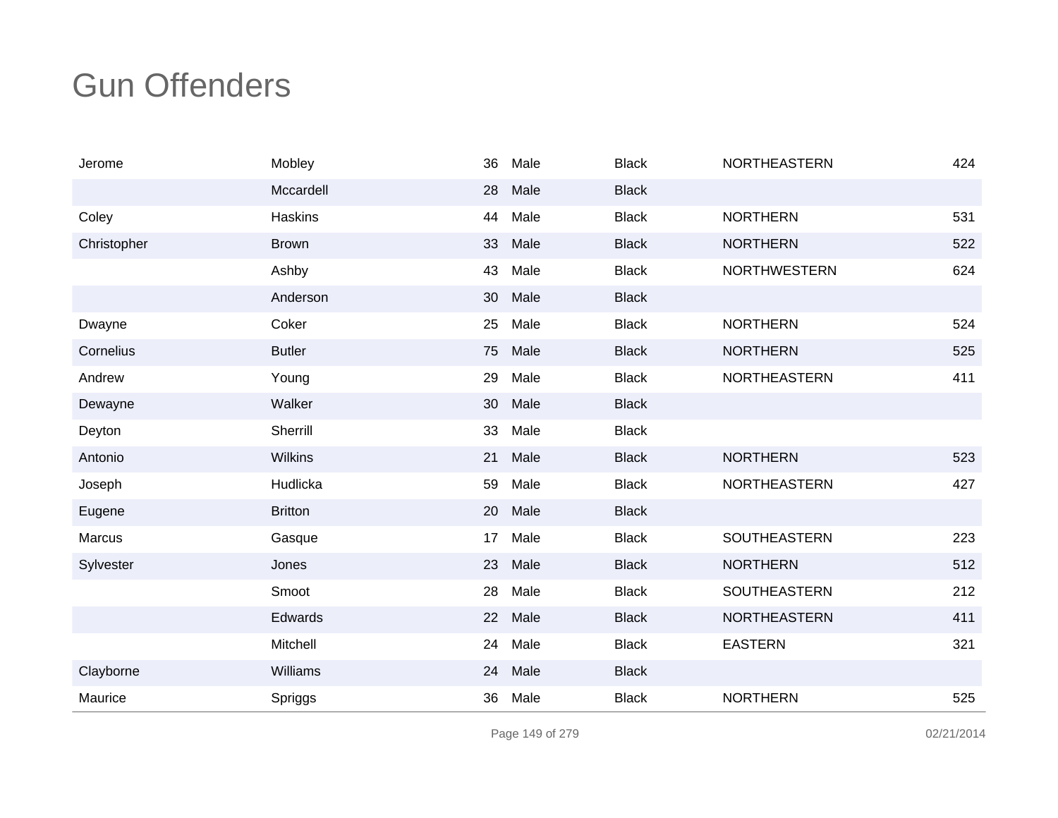# Gun Offenders

| | | | | | | |
|---|---|---|---|---|---|---|
| Jerome | Mobley | 36 | Male | Black | NORTHEASTERN | 424 |
| | Mccardell | 28 | Male | Black | | |
| Coley | Haskins | 44 | Male | Black | NORTHERN | 531 |
| Christopher | Brown | 33 | Male | Black | NORTHERN | 522 |
| | Ashby | 43 | Male | Black | NORTHWESTERN | 624 |
| | Anderson | 30 | Male | Black | | |
| Dwayne | Coker | 25 | Male | Black | NORTHERN | 524 |
| Cornelius | Butler | 75 | Male | Black | NORTHERN | 525 |
| Andrew | Young | 29 | Male | Black | NORTHEASTERN | 411 |
| Dewayne | Walker | 30 | Male | Black | | |
| Deyton | Sherrill | 33 | Male | Black | | |
| Antonio | Wilkins | 21 | Male | Black | NORTHERN | 523 |
| Joseph | Hudlicka | 59 | Male | Black | NORTHEASTERN | 427 |
| Eugene | Britton | 20 | Male | Black | | |
| Marcus | Gasque | 17 | Male | Black | SOUTHEASTERN | 223 |
| Sylvester | Jones | 23 | Male | Black | NORTHERN | 512 |
| | Smoot | 28 | Male | Black | SOUTHEASTERN | 212 |
| | Edwards | 22 | Male | Black | NORTHEASTERN | 411 |
| | Mitchell | 24 | Male | Black | EASTERN | 321 |
| Clayborne | Williams | 24 | Male | Black | | |
| Maurice | Spriggs | 36 | Male | Black | NORTHERN | 525 |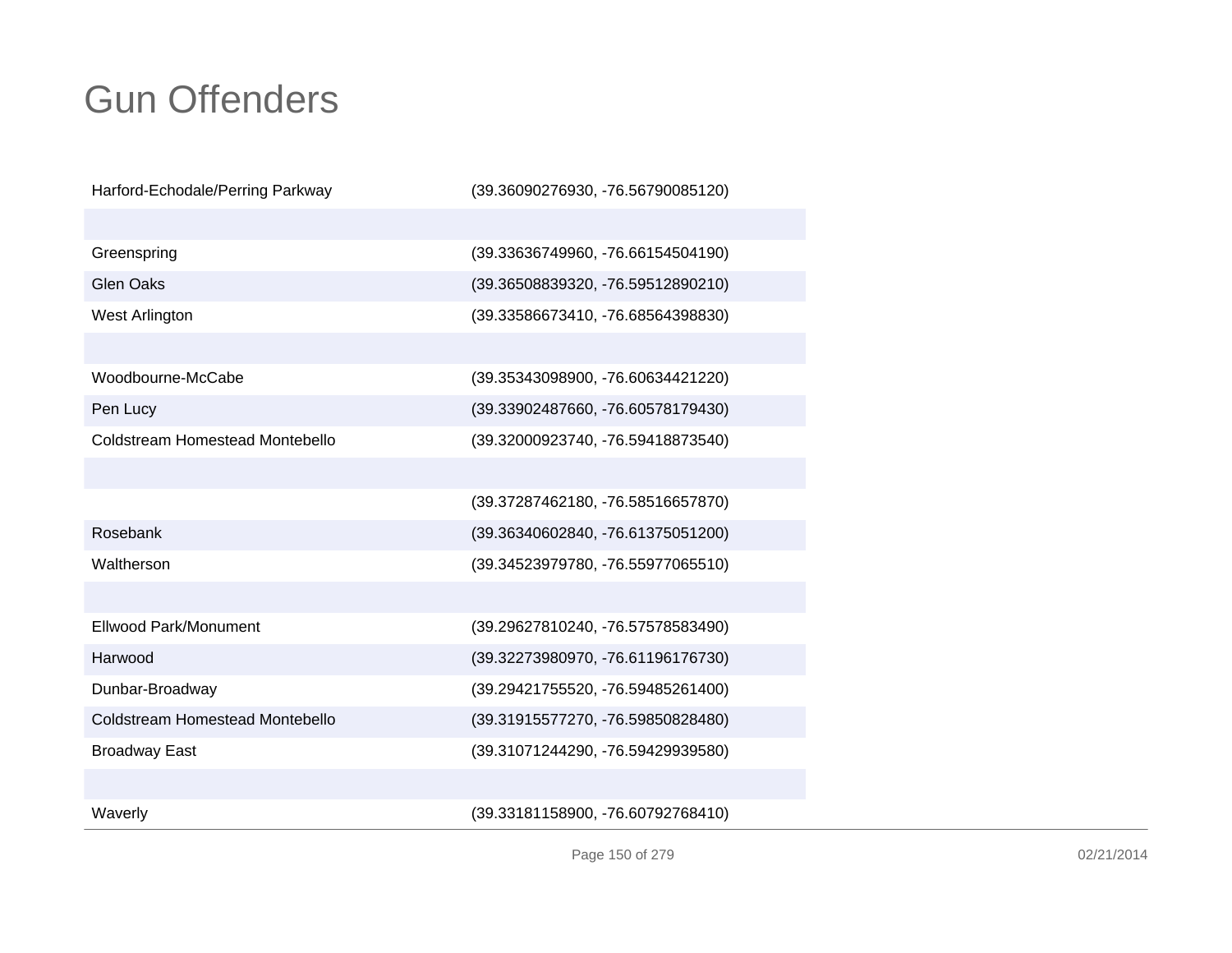# Gun Offenders

| | |
|---|---|
| Harford-Echodale/Perring Parkway | (39.36090276930, -76.56790085120) |
| | |
| Greenspring | (39.33636749960, -76.66154504190) |
| Glen Oaks | (39.36508839320, -76.59512890210) |
| West Arlington | (39.33586673410, -76.68564398830) |
| | |
| Woodbourne-McCabe | (39.35343098900, -76.60634421220) |
| Pen Lucy | (39.33902487660, -76.60578179430) |
| Coldstream Homestead Montebello | (39.32000923740, -76.59418873540) |
| | |
| | (39.37287462180, -76.58516657870) |
| Rosebank | (39.36340602840, -76.61375051200) |
| Waltherson | (39.34523979780, -76.55977065510) |
| | |
| Ellwood Park/Monument | (39.29627810240, -76.57578583490) |
| Harwood | (39.32273980970, -76.61196176730) |
| Dunbar-Broadway | (39.29421755520, -76.59485261400) |
| Coldstream Homestead Montebello | (39.31915577270, -76.59850828480) |
| Broadway East | (39.31071244290, -76.59429939580) |
| | |
| Waverly | (39.33181158900, -76.60792768410) |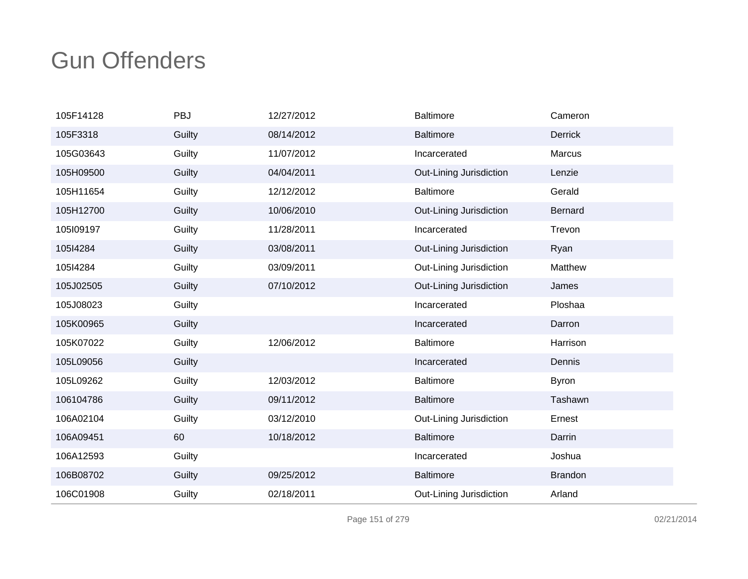# Gun Offenders

| | | | | |
|---|---|---|---|---|
| 105F14128 | PBJ | 12/27/2012 | Baltimore | Cameron |
| 105F3318 | Guilty | 08/14/2012 | Baltimore | Derrick |
| 105G03643 | Guilty | 11/07/2012 | Incarcerated | Marcus |
| 105H09500 | Guilty | 04/04/2011 | Out-Lining Jurisdiction | Lenzie |
| 105H11654 | Guilty | 12/12/2012 | Baltimore | Gerald |
| 105H12700 | Guilty | 10/06/2010 | Out-Lining Jurisdiction | Bernard |
| 105I09197 | Guilty | 11/28/2011 | Incarcerated | Trevon |
| 105I4284 | Guilty | 03/08/2011 | Out-Lining Jurisdiction | Ryan |
| 105I4284 | Guilty | 03/09/2011 | Out-Lining Jurisdiction | Matthew |
| 105J02505 | Guilty | 07/10/2012 | Out-Lining Jurisdiction | James |
| 105J08023 | Guilty | | Incarcerated | Ploshaa |
| 105K00965 | Guilty | | Incarcerated | Darron |
| 105K07022 | Guilty | 12/06/2012 | Baltimore | Harrison |
| 105L09056 | Guilty | | Incarcerated | Dennis |
| 105L09262 | Guilty | 12/03/2012 | Baltimore | Byron |
| 106104786 | Guilty | 09/11/2012 | Baltimore | Tashawn |
| 106A02104 | Guilty | 03/12/2010 | Out-Lining Jurisdiction | Ernest |
| 106A09451 | 60 | 10/18/2012 | Baltimore | Darrin |
| 106A12593 | Guilty | | Incarcerated | Joshua |
| 106B08702 | Guilty | 09/25/2012 | Baltimore | Brandon |
| 106C01908 | Guilty | 02/18/2011 | Out-Lining Jurisdiction | Arland |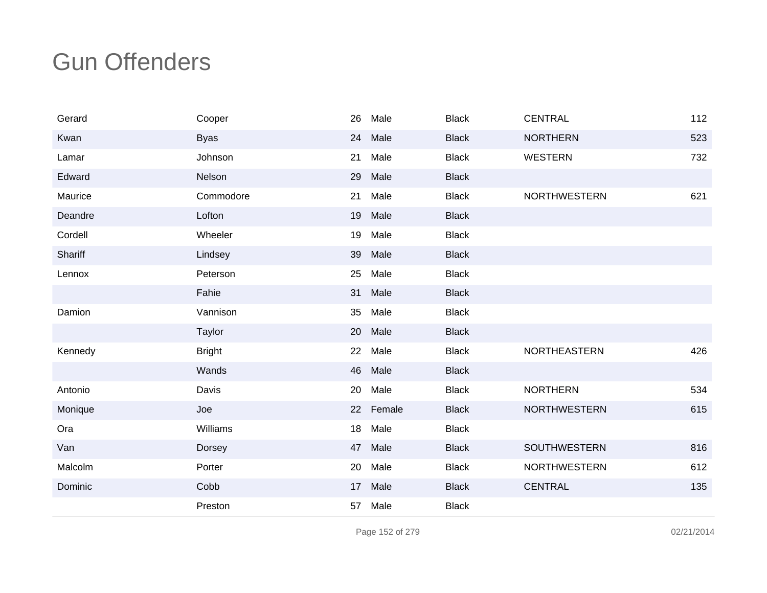# Gun Offenders

| | | | | | | |
|---|---|---|---|---|---|---|
| Gerard | Cooper | 26 | Male | Black | CENTRAL | 112 |
| Kwan | Byas | 24 | Male | Black | NORTHERN | 523 |
| Lamar | Johnson | 21 | Male | Black | WESTERN | 732 |
| Edward | Nelson | 29 | Male | Black | | |
| Maurice | Commodore | 21 | Male | Black | NORTHWESTERN | 621 |
| Deandre | Lofton | 19 | Male | Black | | |
| Cordell | Wheeler | 19 | Male | Black | | |
| Shariff | Lindsey | 39 | Male | Black | | |
| Lennox | Peterson | 25 | Male | Black | | |
| | Fahie | 31 | Male | Black | | |
| Damion | Vannison | 35 | Male | Black | | |
| | Taylor | 20 | Male | Black | | |
| Kennedy | Bright | 22 | Male | Black | NORTHEASTERN | 426 |
| | Wands | 46 | Male | Black | | |
| Antonio | Davis | 20 | Male | Black | NORTHERN | 534 |
| Monique | Joe | 22 | Female | Black | NORTHWESTERN | 615 |
| Ora | Williams | 18 | Male | Black | | |
| Van | Dorsey | 47 | Male | Black | SOUTHWESTERN | 816 |
| Malcolm | Porter | 20 | Male | Black | NORTHWESTERN | 612 |
| Dominic | Cobb | 17 | Male | Black | CENTRAL | 135 |
| | Preston | 57 | Male | Black | | |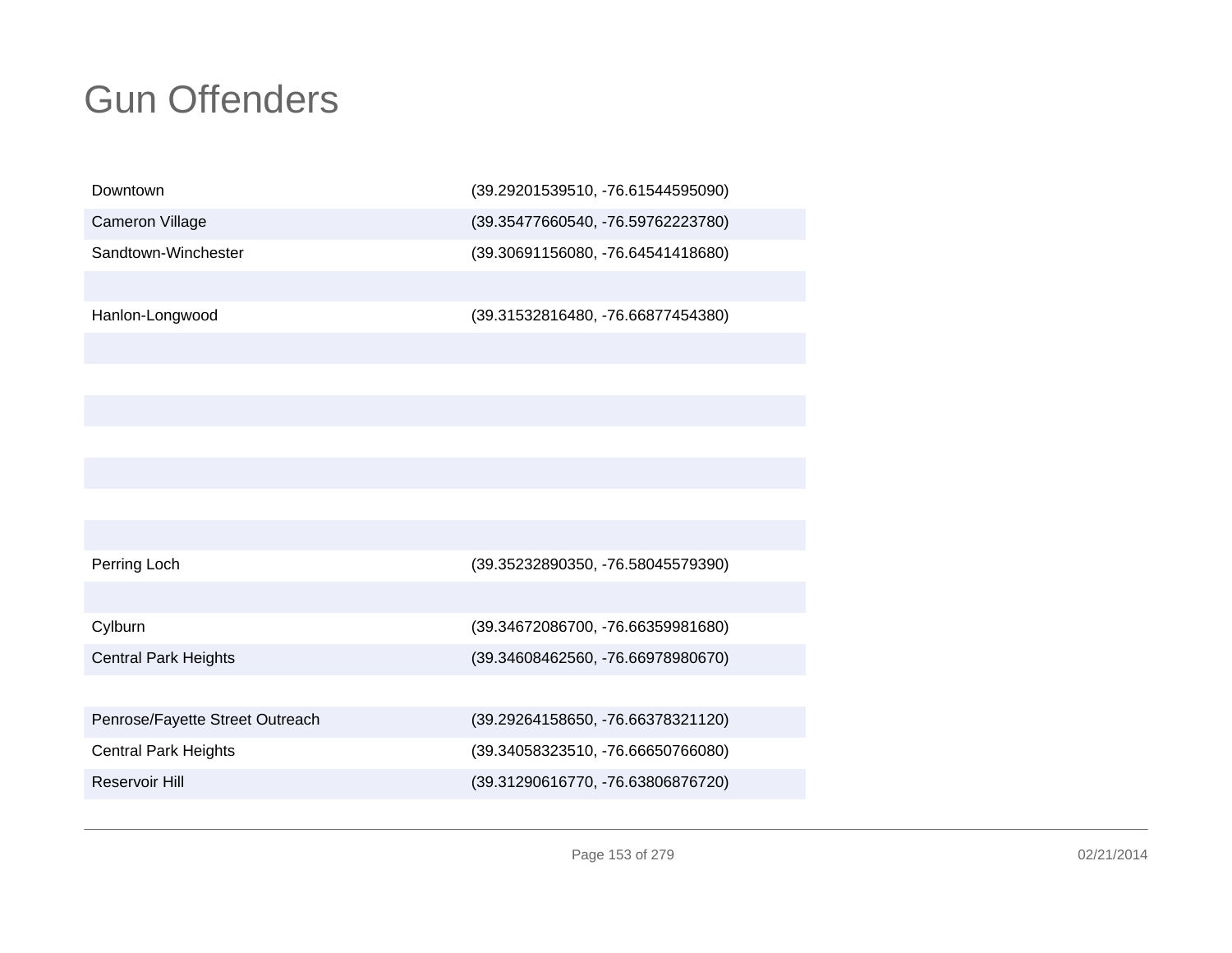# Gun Offenders

| | |
|---|---|
| Downtown | (39.29201539510, -76.61544595090) |
| Cameron Village | (39.35477660540, -76.59762223780) |
| Sandtown-Winchester | (39.30691156080, -76.64541418680) |
| | |
| Hanlon-Longwood | (39.31532816480, -76.66877454380) |
| | |
| | |
| | |
| | |
| | |
| | |
| | |
| Perring Loch | (39.35232890350, -76.58045579390) |
| | |
| Cylburn | (39.34672086700, -76.66359981680) |
| Central Park Heights | (39.34608462560, -76.66978980670) |
| | |
| Penrose/Fayette Street Outreach | (39.29264158650, -76.66378321120) |
| Central Park Heights | (39.34058323510, -76.66650766080) |
| Reservoir Hill | (39.31290616770, -76.63806876720) |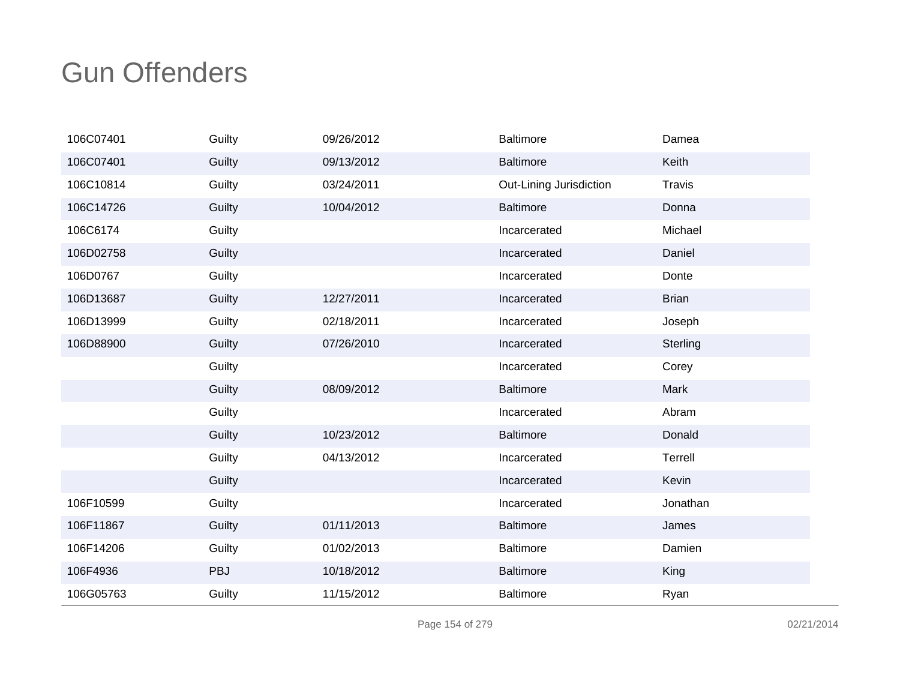# Gun Offenders

| | | | | |
|---|---|---|---|---|
| 106C07401 | Guilty | 09/26/2012 | Baltimore | Damea |
| 106C07401 | Guilty | 09/13/2012 | Baltimore | Keith |
| 106C10814 | Guilty | 03/24/2011 | Out-Lining Jurisdiction | Travis |
| 106C14726 | Guilty | 10/04/2012 | Baltimore | Donna |
| 106C6174 | Guilty | | Incarcerated | Michael |
| 106D02758 | Guilty | | Incarcerated | Daniel |
| 106D0767 | Guilty | | Incarcerated | Donte |
| 106D13687 | Guilty | 12/27/2011 | Incarcerated | Brian |
| 106D13999 | Guilty | 02/18/2011 | Incarcerated | Joseph |
| 106D88900 | Guilty | 07/26/2010 | Incarcerated | Sterling |
| | Guilty | | Incarcerated | Corey |
| | Guilty | 08/09/2012 | Baltimore | Mark |
| | Guilty | | Incarcerated | Abram |
| | Guilty | 10/23/2012 | Baltimore | Donald |
| | Guilty | 04/13/2012 | Incarcerated | Terrell |
| | Guilty | | Incarcerated | Kevin |
| 106F10599 | Guilty | | Incarcerated | Jonathan |
| 106F11867 | Guilty | 01/11/2013 | Baltimore | James |
| 106F14206 | Guilty | 01/02/2013 | Baltimore | Damien |
| 106F4936 | PBJ | 10/18/2012 | Baltimore | King |
| 106G05763 | Guilty | 11/15/2012 | Baltimore | Ryan |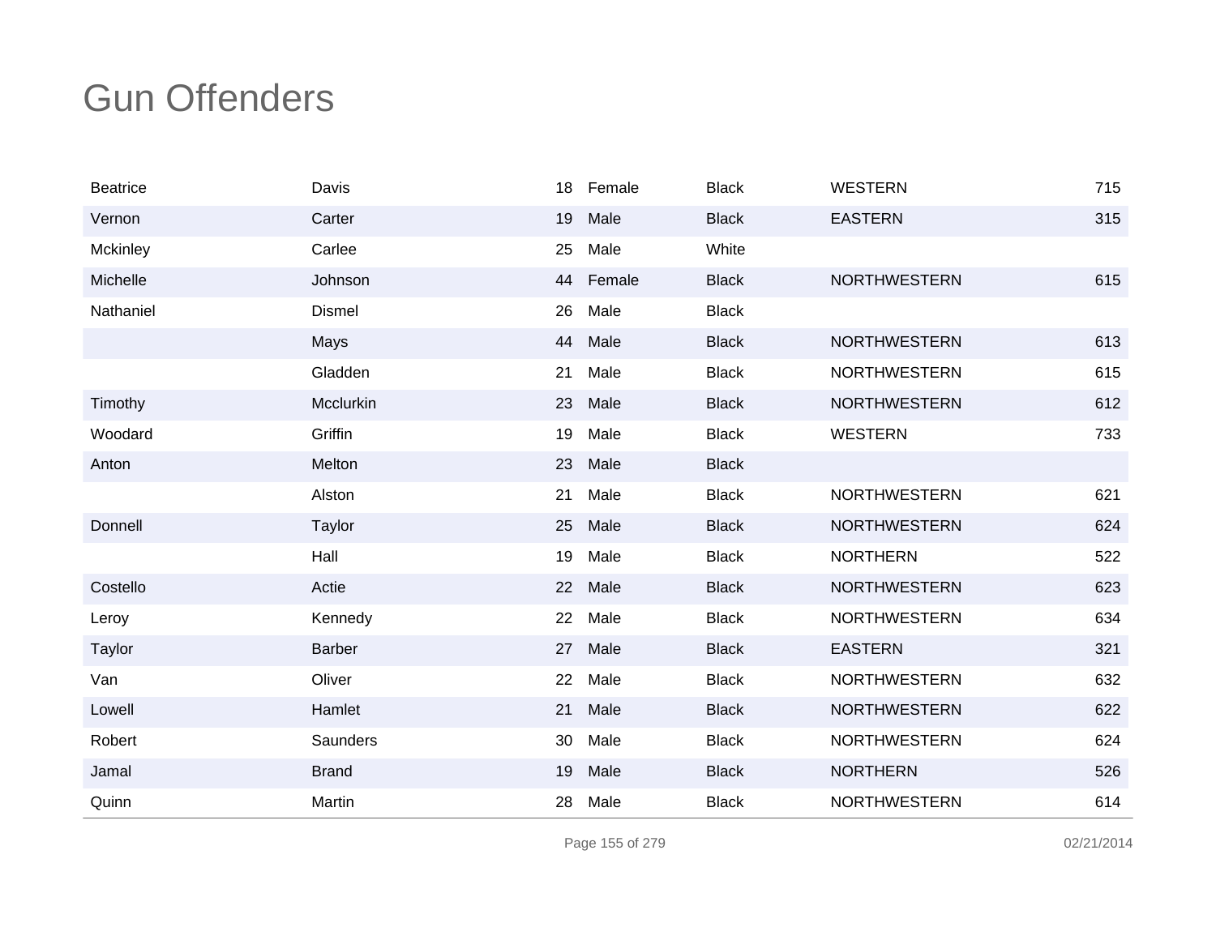# Gun Offenders

| | | | | | | |
|---|---|---|---|---|---|---|
| Beatrice | Davis | 18 | Female | Black | WESTERN | 715 |
| Vernon | Carter | 19 | Male | Black | EASTERN | 315 |
| Mckinley | Carlee | 25 | Male | White | | |
| Michelle | Johnson | 44 | Female | Black | NORTHWESTERN | 615 |
| Nathaniel | Dismel | 26 | Male | Black | | |
| | Mays | 44 | Male | Black | NORTHWESTERN | 613 |
| | Gladden | 21 | Male | Black | NORTHWESTERN | 615 |
| Timothy | Mcclurkin | 23 | Male | Black | NORTHWESTERN | 612 |
| Woodard | Griffin | 19 | Male | Black | WESTERN | 733 |
| Anton | Melton | 23 | Male | Black | | |
| | Alston | 21 | Male | Black | NORTHWESTERN | 621 |
| Donnell | Taylor | 25 | Male | Black | NORTHWESTERN | 624 |
| | Hall | 19 | Male | Black | NORTHERN | 522 |
| Costello | Actie | 22 | Male | Black | NORTHWESTERN | 623 |
| Leroy | Kennedy | 22 | Male | Black | NORTHWESTERN | 634 |
| Taylor | Barber | 27 | Male | Black | EASTERN | 321 |
| Van | Oliver | 22 | Male | Black | NORTHWESTERN | 632 |
| Lowell | Hamlet | 21 | Male | Black | NORTHWESTERN | 622 |
| Robert | Saunders | 30 | Male | Black | NORTHWESTERN | 624 |
| Jamal | Brand | 19 | Male | Black | NORTHERN | 526 |
| Quinn | Martin | 28 | Male | Black | NORTHWESTERN | 614 |

02/21/2014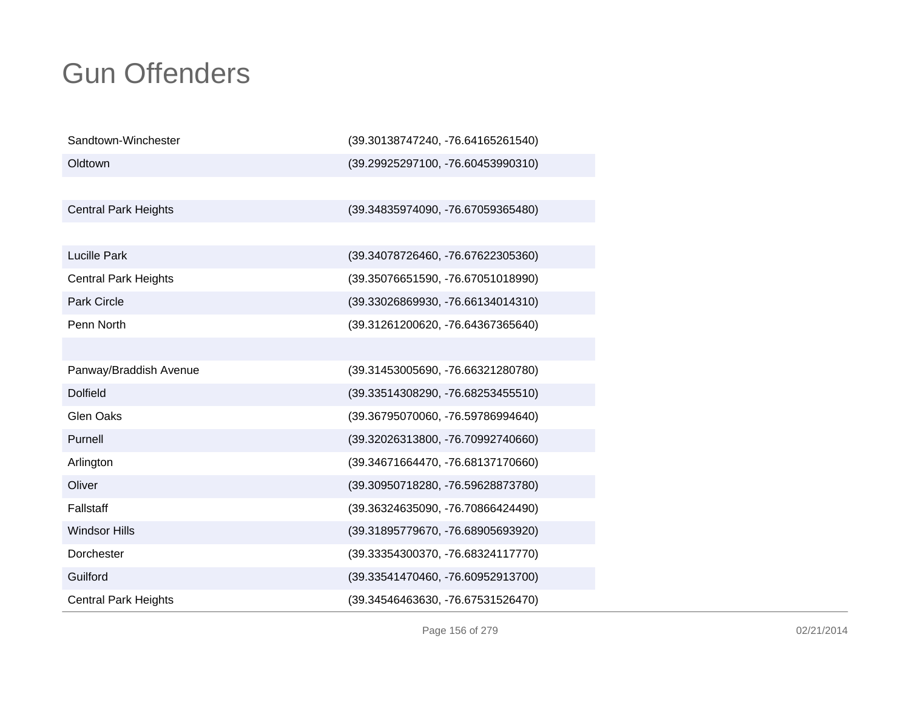# Gun Offenders

| | |
|---|---|
| Sandtown-Winchester | (39.30138747240, -76.64165261540) |
| Oldtown | (39.29925297100, -76.60453990310) |
| | |
| Central Park Heights | (39.34835974090, -76.67059365480) |
| | |
| Lucille Park | (39.34078726460, -76.67622305360) |
| Central Park Heights | (39.35076651590, -76.67051018990) |
| Park Circle | (39.33026869930, -76.66134014310) |
| Penn North | (39.31261200620, -76.64367365640) |
| | |
| Panway/Braddish Avenue | (39.31453005690, -76.66321280780) |
| Dolfield | (39.33514308290, -76.68253455510) |
| Glen Oaks | (39.36795070060, -76.59786994640) |
| Purnell | (39.32026313800, -76.70992740660) |
| Arlington | (39.34671664470, -76.68137170660) |
| Oliver | (39.30950718280, -76.59628873780) |
| Fallstaff | (39.36324635090, -76.70866424490) |
| Windsor Hills | (39.31895779670, -76.68905693920) |
| Dorchester | (39.33354300370, -76.68324117770) |
| Guilford | (39.33541470460, -76.60952913700) |
| Central Park Heights | (39.34546463630, -76.67531526470) |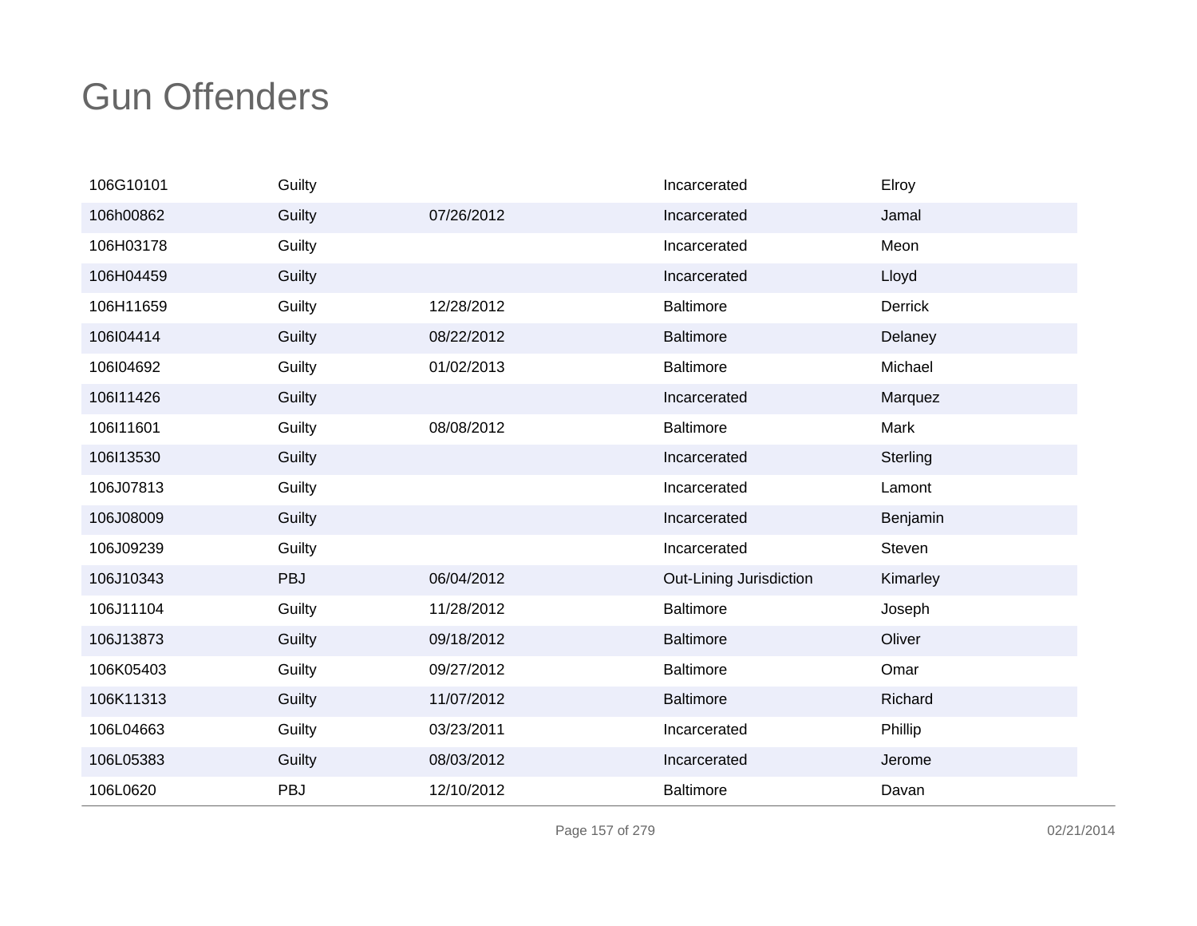# Gun Offenders

| | | | | |
|---|---|---|---|---|
| 106G10101 | Guilty | | Incarcerated | Elroy |
| 106h00862 | Guilty | 07/26/2012 | Incarcerated | Jamal |
| 106H03178 | Guilty | | Incarcerated | Meon |
| 106H04459 | Guilty | | Incarcerated | Lloyd |
| 106H11659 | Guilty | 12/28/2012 | Baltimore | Derrick |
| 106I04414 | Guilty | 08/22/2012 | Baltimore | Delaney |
| 106I04692 | Guilty | 01/02/2013 | Baltimore | Michael |
| 106I11426 | Guilty | | Incarcerated | Marquez |
| 106I11601 | Guilty | 08/08/2012 | Baltimore | Mark |
| 106I13530 | Guilty | | Incarcerated | Sterling |
| 106J07813 | Guilty | | Incarcerated | Lamont |
| 106J08009 | Guilty | | Incarcerated | Benjamin |
| 106J09239 | Guilty | | Incarcerated | Steven |
| 106J10343 | PBJ | 06/04/2012 | Out-Lining Jurisdiction | Kimarley |
| 106J11104 | Guilty | 11/28/2012 | Baltimore | Joseph |
| 106J13873 | Guilty | 09/18/2012 | Baltimore | Oliver |
| 106K05403 | Guilty | 09/27/2012 | Baltimore | Omar |
| 106K11313 | Guilty | 11/07/2012 | Baltimore | Richard |
| 106L04663 | Guilty | 03/23/2011 | Incarcerated | Phillip |
| 106L05383 | Guilty | 08/03/2012 | Incarcerated | Jerome |
| 106L0620 | PBJ | 12/10/2012 | Baltimore | Davan |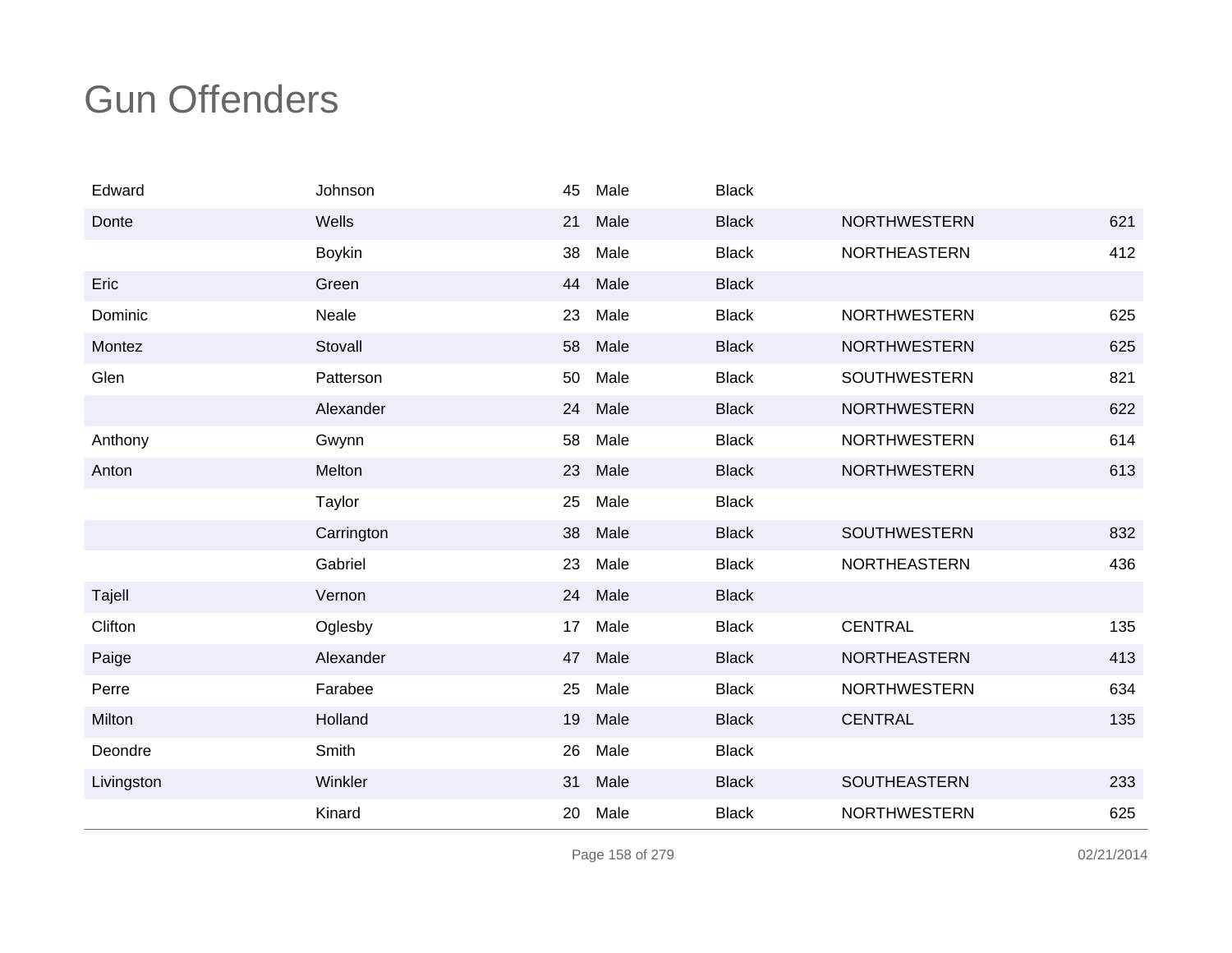# Gun Offenders

| | | | | | | |
|---|---|---|---|---|---|---|
| Edward | Johnson | 45 | Male | Black | | |
| Donte | Wells | 21 | Male | Black | NORTHWESTERN | 621 |
| | Boykin | 38 | Male | Black | NORTHEASTERN | 412 |
| Eric | Green | 44 | Male | Black | | |
| Dominic | Neale | 23 | Male | Black | NORTHWESTERN | 625 |
| Montez | Stovall | 58 | Male | Black | NORTHWESTERN | 625 |
| Glen | Patterson | 50 | Male | Black | SOUTHWESTERN | 821 |
| | Alexander | 24 | Male | Black | NORTHWESTERN | 622 |
| Anthony | Gwynn | 58 | Male | Black | NORTHWESTERN | 614 |
| Anton | Melton | 23 | Male | Black | NORTHWESTERN | 613 |
| | Taylor | 25 | Male | Black | | |
| | Carrington | 38 | Male | Black | SOUTHWESTERN | 832 |
| | Gabriel | 23 | Male | Black | NORTHEASTERN | 436 |
| Tajell | Vernon | 24 | Male | Black | | |
| Clifton | Oglesby | 17 | Male | Black | CENTRAL | 135 |
| Paige | Alexander | 47 | Male | Black | NORTHEASTERN | 413 |
| Perre | Farabee | 25 | Male | Black | NORTHWESTERN | 634 |
| Milton | Holland | 19 | Male | Black | CENTRAL | 135 |
| Deondre | Smith | 26 | Male | Black | | |
| Livingston | Winkler | 31 | Male | Black | SOUTHEASTERN | 233 |
| | Kinard | 20 | Male | Black | NORTHWESTERN | 625 |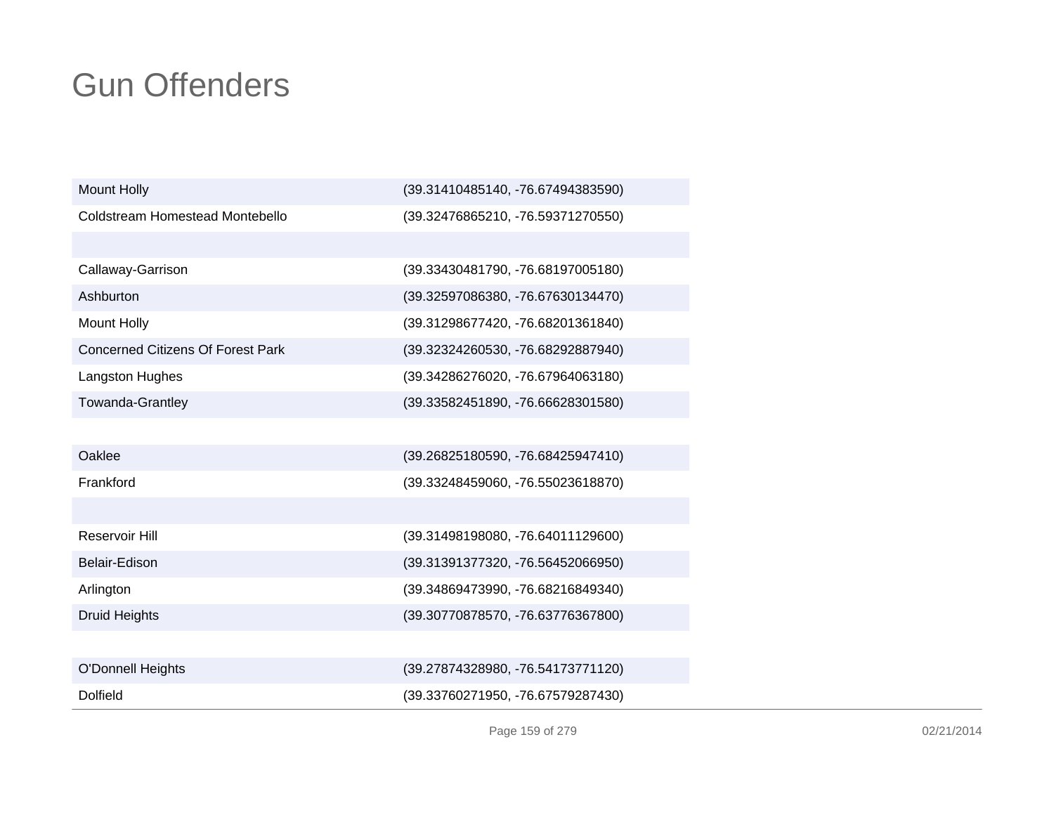# Gun Offenders

| | |
|---|---|
| Mount Holly | (39.31410485140, -76.67494383590) |
| Coldstream Homestead Montebello | (39.32476865210, -76.59371270550) |
| | |
| Callaway-Garrison | (39.33430481790, -76.68197005180) |
| Ashburton | (39.32597086380, -76.67630134470) |
| Mount Holly | (39.31298677420, -76.68201361840) |
| Concerned Citizens Of Forest Park | (39.32324260530, -76.68292887940) |
| Langston Hughes | (39.34286276020, -76.67964063180) |
| Towanda-Grantley | (39.33582451890, -76.66628301580) |
| | |
| Oaklee | (39.26825180590, -76.68425947410) |
| Frankford | (39.33248459060, -76.55023618870) |
| | |
| Reservoir Hill | (39.31498198080, -76.64011129600) |
| Belair-Edison | (39.31391377320, -76.56452066950) |
| Arlington | (39.34869473990, -76.68216849340) |
| Druid Heights | (39.30770878570, -76.63776367800) |
| | |
| O'Donnell Heights | (39.27874328980, -76.54173771120) |
| Dolfield | (39.33760271950, -76.67579287430) |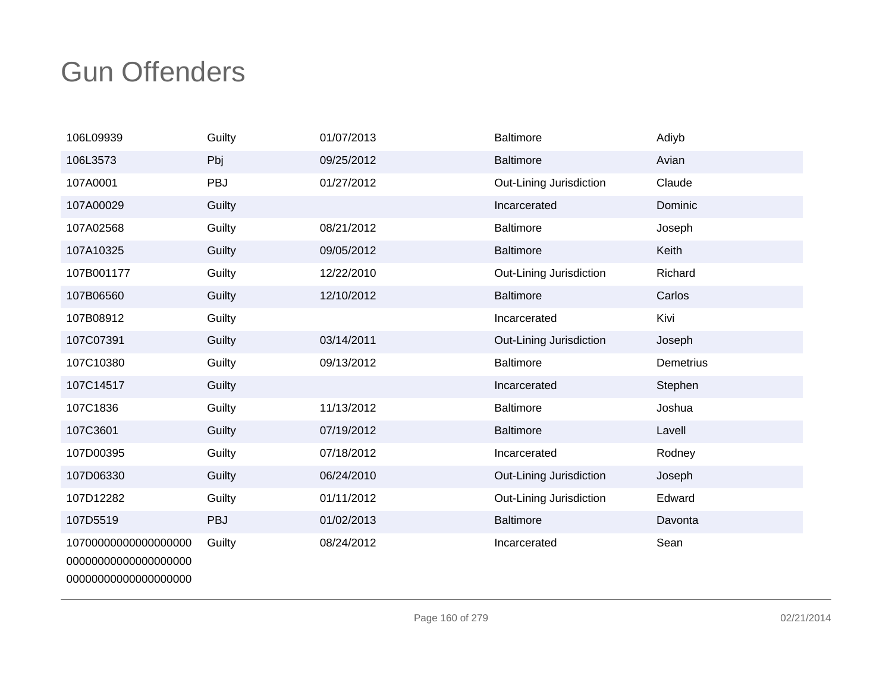# Gun Offenders

| | | | | |
|---|---|---|---|---|
| 106L09939 | Guilty | 01/07/2013 | Baltimore | Adiyb |
| 106L3573 | Pbj | 09/25/2012 | Baltimore | Avian |
| 107A0001 | PBJ | 01/27/2012 | Out-Lining Jurisdiction | Claude |
| 107A00029 | Guilty | | Incarcerated | Dominic |
| 107A02568 | Guilty | 08/21/2012 | Baltimore | Joseph |
| 107A10325 | Guilty | 09/05/2012 | Baltimore | Keith |
| 107B001177 | Guilty | 12/22/2010 | Out-Lining Jurisdiction | Richard |
| 107B06560 | Guilty | 12/10/2012 | Baltimore | Carlos |
| 107B08912 | Guilty | | Incarcerated | Kivi |
| 107C07391 | Guilty | 03/14/2011 | Out-Lining Jurisdiction | Joseph |
| 107C10380 | Guilty | 09/13/2012 | Baltimore | Demetrius |
| 107C14517 | Guilty | | Incarcerated | Stephen |
| 107C1836 | Guilty | 11/13/2012 | Baltimore | Joshua |
| 107C3601 | Guilty | 07/19/2012 | Baltimore | Lavell |
| 107D00395 | Guilty | 07/18/2012 | Incarcerated | Rodney |
| 107D06330 | Guilty | 06/24/2010 | Out-Lining Jurisdiction | Joseph |
| 107D12282 | Guilty | 01/11/2012 | Out-Lining Jurisdiction | Edward |
| 107D5519 | PBJ | 01/02/2013 | Baltimore | Davonta |
| 107000000000000000000000000000000000000000000000000000000000 | Guilty | 08/24/2012 | Incarcerated | Sean |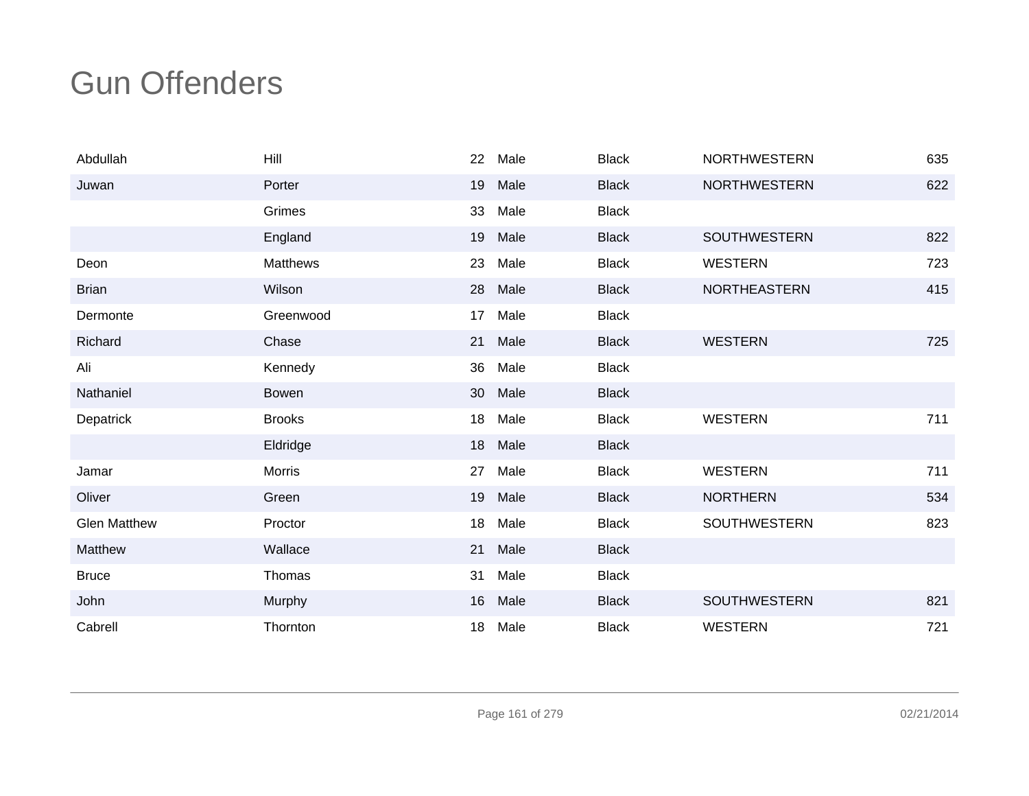# Gun Offenders

| | | | | | | |
|---|---|---|---|---|---|---|
| Abdullah | Hill | 22 | Male | Black | NORTHWESTERN | 635 |
| Juwan | Porter | 19 | Male | Black | NORTHWESTERN | 622 |
| | Grimes | 33 | Male | Black | | |
| | England | 19 | Male | Black | SOUTHWESTERN | 822 |
| Deon | Matthews | 23 | Male | Black | WESTERN | 723 |
| Brian | Wilson | 28 | Male | Black | NORTHEASTERN | 415 |
| Dermonte | Greenwood | 17 | Male | Black | | |
| Richard | Chase | 21 | Male | Black | WESTERN | 725 |
| Ali | Kennedy | 36 | Male | Black | | |
| Nathaniel | Bowen | 30 | Male | Black | | |
| Depatrick | Brooks | 18 | Male | Black | WESTERN | 711 |
| | Eldridge | 18 | Male | Black | | |
| Jamar | Morris | 27 | Male | Black | WESTERN | 711 |
| Oliver | Green | 19 | Male | Black | NORTHERN | 534 |
| Glen Matthew | Proctor | 18 | Male | Black | SOUTHWESTERN | 823 |
| Matthew | Wallace | 21 | Male | Black | | |
| Bruce | Thomas | 31 | Male | Black | | |
| John | Murphy | 16 | Male | Black | SOUTHWESTERN | 821 |
| Cabrell | Thornton | 18 | Male | Black | WESTERN | 721 |

02/21/2014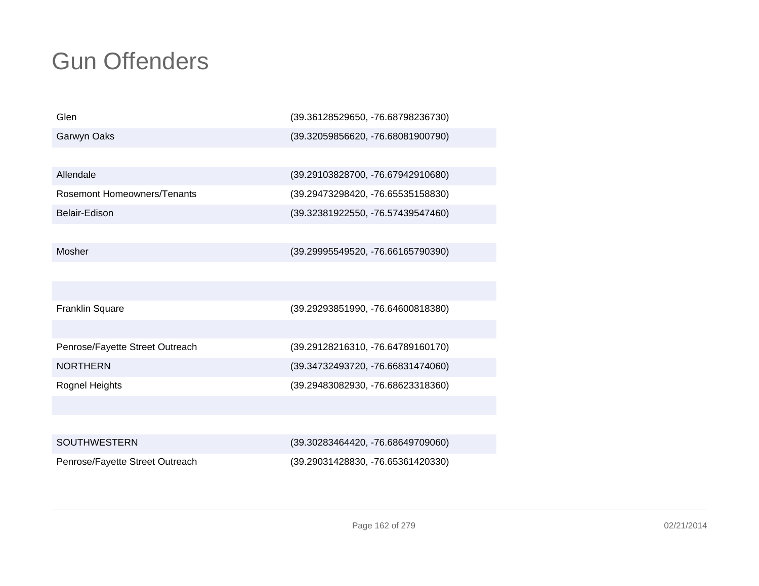# Gun Offenders

| | |
|---|---|
| Glen | (39.36128529650, -76.68798236730) |
| Garwyn Oaks | (39.32059856620, -76.68081900790) |
| | |
| Allendale | (39.29103828700, -76.67942910680) |
| Rosemont Homeowners/Tenants | (39.29473298420, -76.65535158830) |
| Belair-Edison | (39.32381922550, -76.57439547460) |
| | |
| Mosher | (39.29995549520, -76.66165790390) |
| | |
| | |
| Franklin Square | (39.29293851990, -76.64600818380) |
| | |
| Penrose/Fayette Street Outreach | (39.29128216310, -76.64789160170) |
| NORTHERN | (39.34732493720, -76.66831474060) |
| Rognel Heights | (39.29483082930, -76.68623318360) |
| | |
| | |
| SOUTHWESTERN | (39.30283464420, -76.68649709060) |
| Penrose/Fayette Street Outreach | (39.29031428830, -76.65361420330) |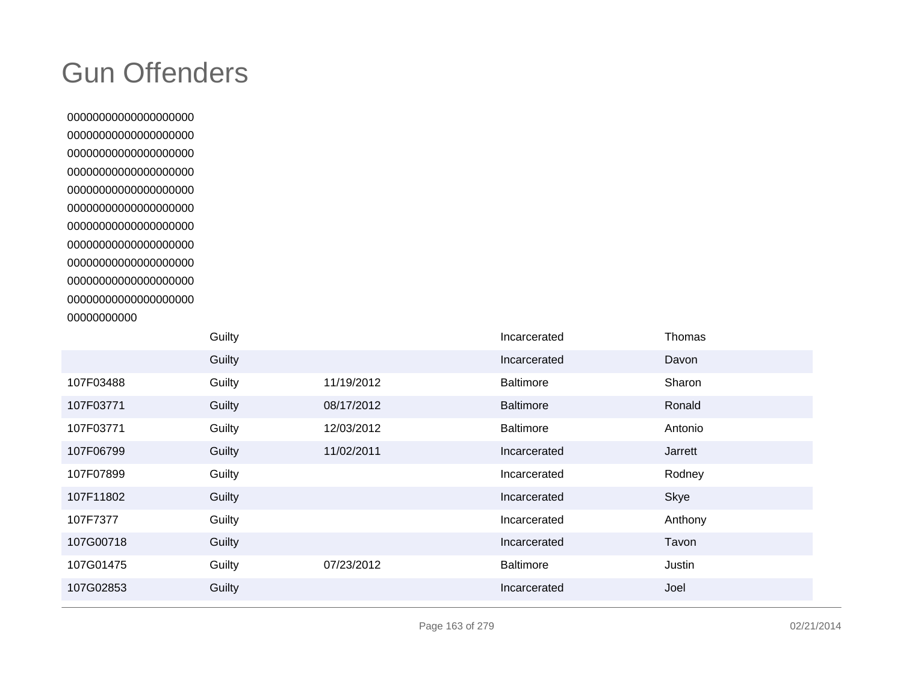# Gun Offenders

00000000000000000000
00000000000000000000
00000000000000000000
00000000000000000000
00000000000000000000
00000000000000000000
00000000000000000000
00000000000000000000
00000000000000000000
00000000000000000000
00000000000000000000
00000000000

| | | | | |
|---|---|---|---|---|
| | Guilty | | Incarcerated | Thomas |
| | Guilty | | Incarcerated | Davon |
| 107F03488 | Guilty | 11/19/2012 | Baltimore | Sharon |
| 107F03771 | Guilty | 08/17/2012 | Baltimore | Ronald |
| 107F03771 | Guilty | 12/03/2012 | Baltimore | Antonio |
| 107F06799 | Guilty | 11/02/2011 | Incarcerated | Jarrett |
| 107F07899 | Guilty | | Incarcerated | Rodney |
| 107F11802 | Guilty | | Incarcerated | Skye |
| 107F7377 | Guilty | | Incarcerated | Anthony |
| 107G00718 | Guilty | | Incarcerated | Tavon |
| 107G01475 | Guilty | 07/23/2012 | Baltimore | Justin |
| 107G02853 | Guilty | | Incarcerated | Joel |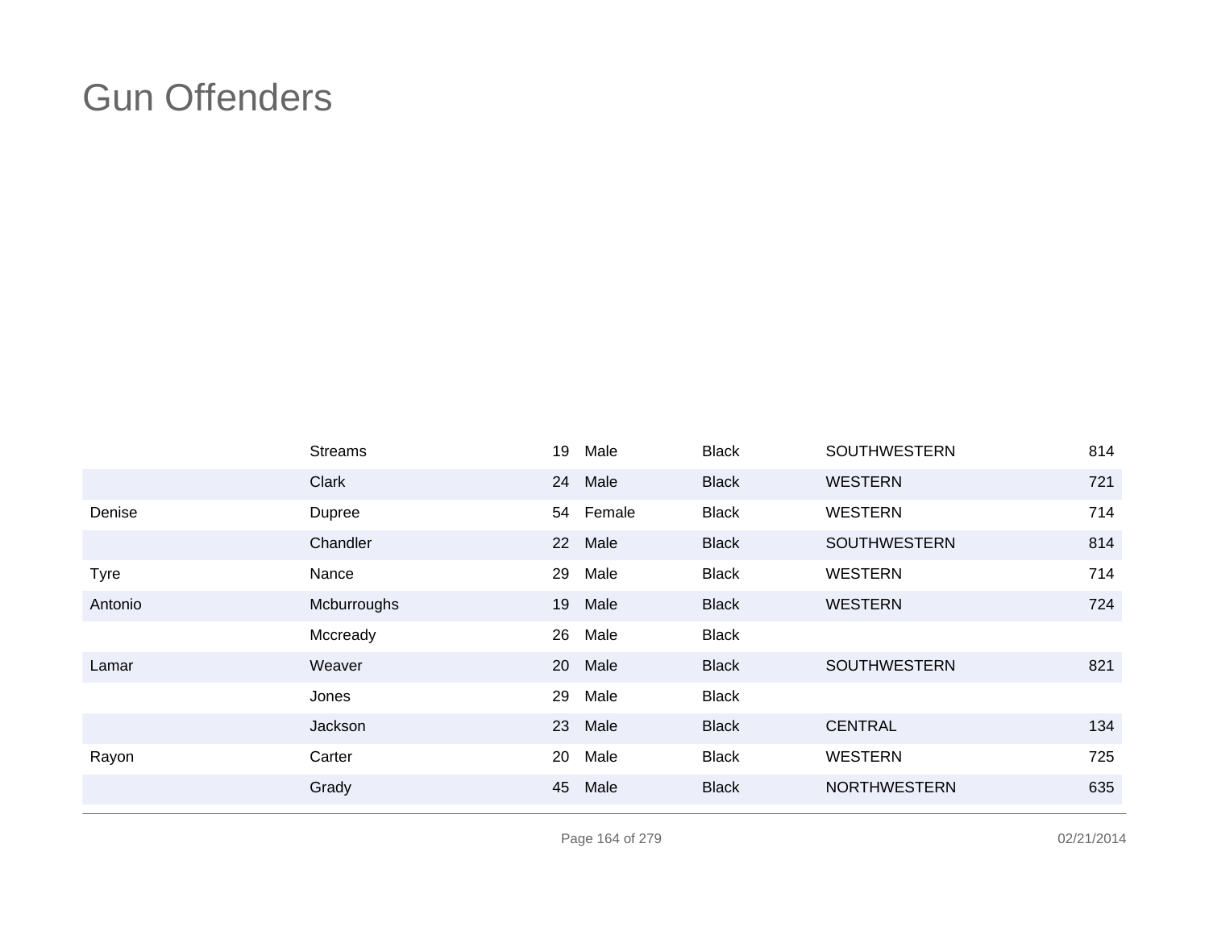# Gun Offenders

| | | | | | | |
|---|---|---|---|---|---|---|
| | Streams | 19 | Male | Black | SOUTHWESTERN | 814 |
| | Clark | 24 | Male | Black | WESTERN | 721 |
| Denise | Dupree | 54 | Female | Black | WESTERN | 714 |
| | Chandler | 22 | Male | Black | SOUTHWESTERN | 814 |
| Tyre | Nance | 29 | Male | Black | WESTERN | 714 |
| Antonio | Mcburroughs | 19 | Male | Black | WESTERN | 724 |
| | Mccready | 26 | Male | Black | | |
| Lamar | Weaver | 20 | Male | Black | SOUTHWESTERN | 821 |
| | Jones | 29 | Male | Black | | |
| | Jackson | 23 | Male | Black | CENTRAL | 134 |
| Rayon | Carter | 20 | Male | Black | WESTERN | 725 |
| | Grady | 45 | Male | Black | NORTHWESTERN | 635 |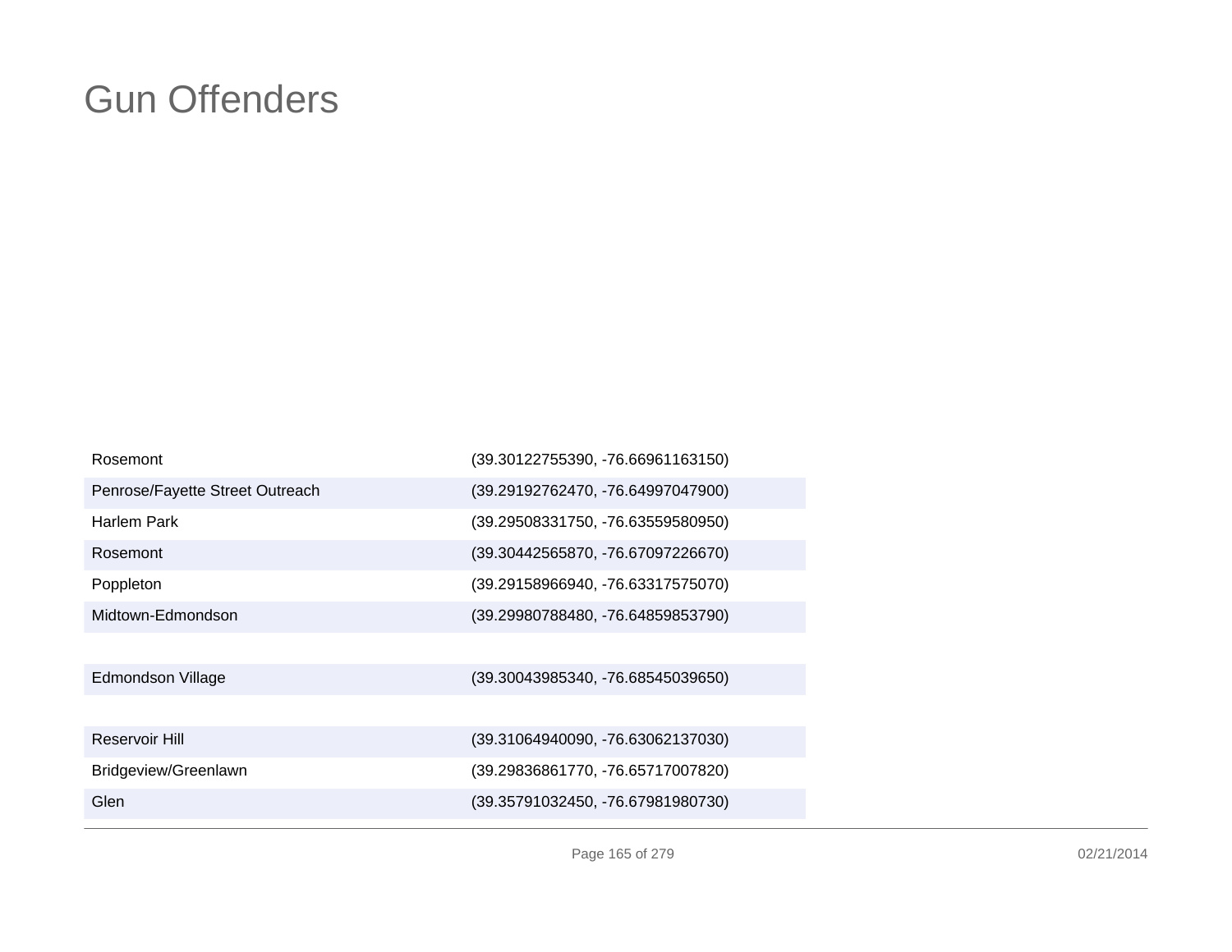# Gun Offenders

| | |
|---|---|
| Rosemont | (39.30122755390, -76.66961163150) |
| Penrose/Fayette Street Outreach | (39.29192762470, -76.64997047900) |
| Harlem Park | (39.29508331750, -76.63559580950) |
| Rosemont | (39.30442565870, -76.67097226670) |
| Poppleton | (39.29158966940, -76.63317575070) |
| Midtown-Edmondson | (39.29980788480, -76.64859853790) |
| | |
| Edmondson Village | (39.30043985340, -76.68545039650) |
| | |
| Reservoir Hill | (39.31064940090, -76.63062137030) |
| Bridgeview/Greenlawn | (39.29836861770, -76.65717007820) |
| Glen | (39.35791032450, -76.67981980730) |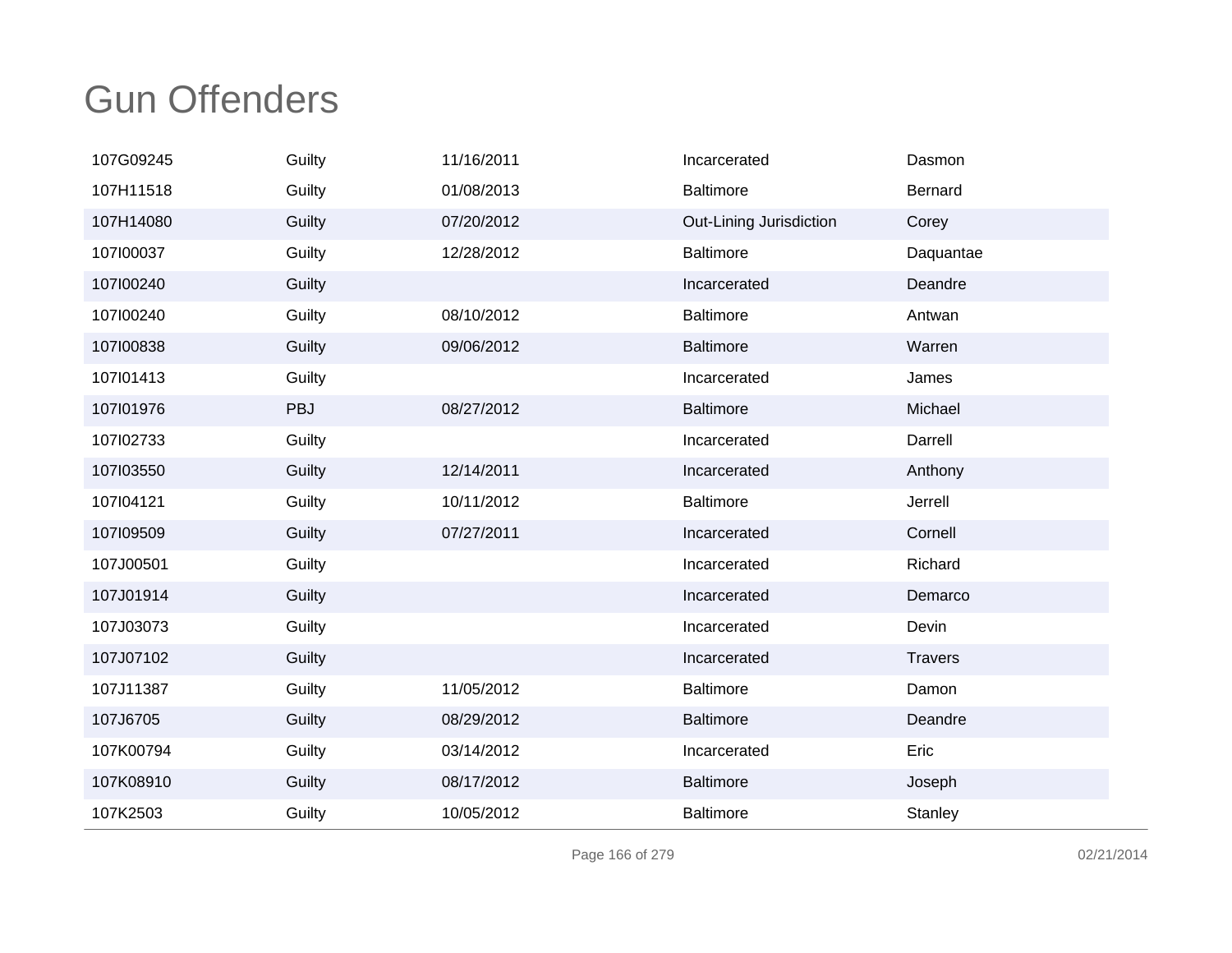# Gun Offenders

| | | | | |
|---|---|---|---|---|
| 107G09245 | Guilty | 11/16/2011 | Incarcerated | Dasmon |
| 107H11518 | Guilty | 01/08/2013 | Baltimore | Bernard |
| 107H14080 | Guilty | 07/20/2012 | Out-Lining Jurisdiction | Corey |
| 107I00037 | Guilty | 12/28/2012 | Baltimore | Daquantae |
| 107I00240 | Guilty | | Incarcerated | Deandre |
| 107I00240 | Guilty | 08/10/2012 | Baltimore | Antwan |
| 107I00838 | Guilty | 09/06/2012 | Baltimore | Warren |
| 107I01413 | Guilty | | Incarcerated | James |
| 107I01976 | PBJ | 08/27/2012 | Baltimore | Michael |
| 107I02733 | Guilty | | Incarcerated | Darrell |
| 107I03550 | Guilty | 12/14/2011 | Incarcerated | Anthony |
| 107I04121 | Guilty | 10/11/2012 | Baltimore | Jerrell |
| 107I09509 | Guilty | 07/27/2011 | Incarcerated | Cornell |
| 107J00501 | Guilty | | Incarcerated | Richard |
| 107J01914 | Guilty | | Incarcerated | Demarco |
| 107J03073 | Guilty | | Incarcerated | Devin |
| 107J07102 | Guilty | | Incarcerated | Travers |
| 107J11387 | Guilty | 11/05/2012 | Baltimore | Damon |
| 107J6705 | Guilty | 08/29/2012 | Baltimore | Deandre |
| 107K00794 | Guilty | 03/14/2012 | Incarcerated | Eric |
| 107K08910 | Guilty | 08/17/2012 | Baltimore | Joseph |
| 107K2503 | Guilty | 10/05/2012 | Baltimore | Stanley |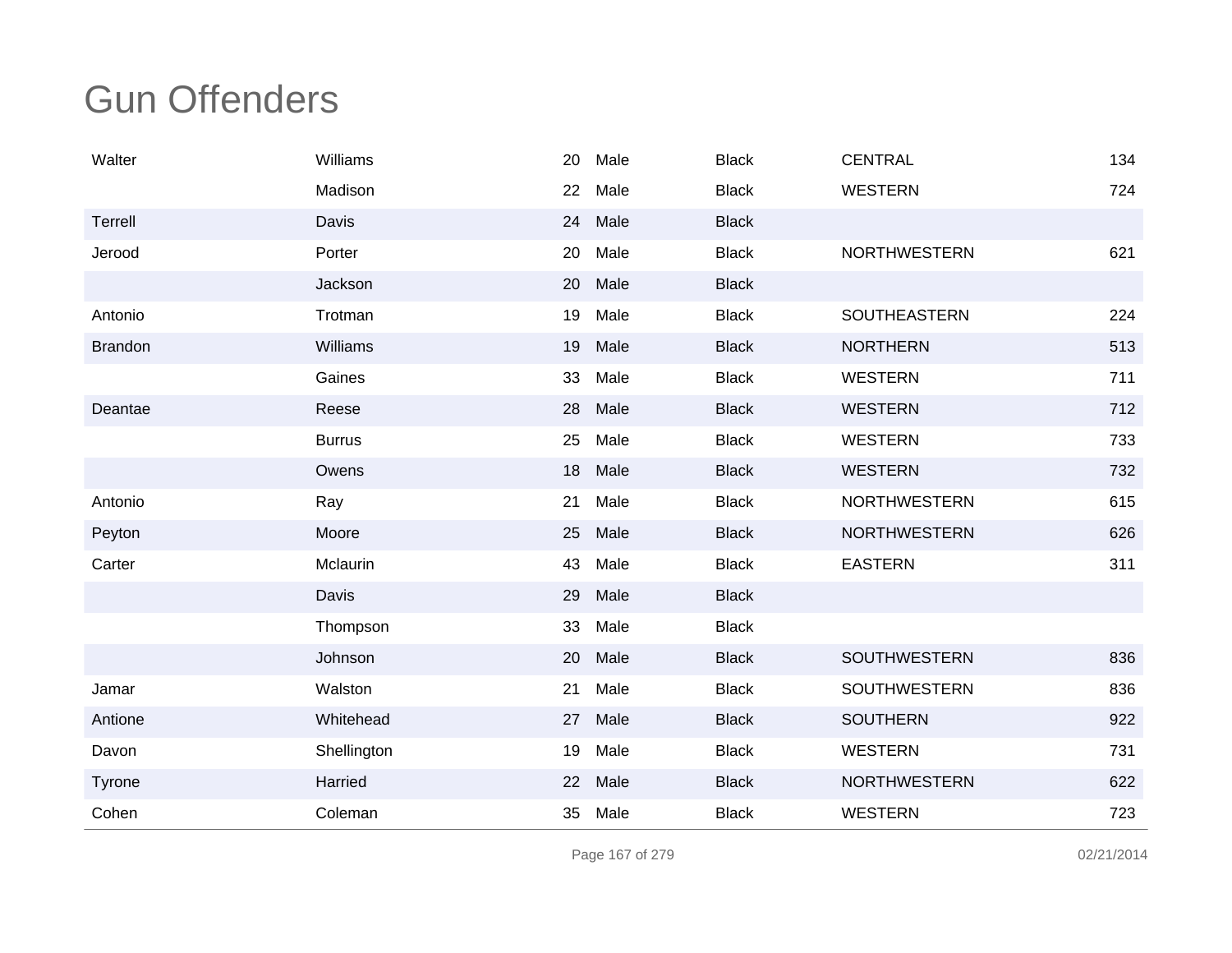# Gun Offenders

| | | | | | | |
|---|---|---|---|---|---|---|
| Walter | Williams | 20 | Male | Black | CENTRAL | 134 |
| | Madison | 22 | Male | Black | WESTERN | 724 |
| Terrell | Davis | 24 | Male | Black | | |
| Jerood | Porter | 20 | Male | Black | NORTHWESTERN | 621 |
| | Jackson | 20 | Male | Black | | |
| Antonio | Trotman | 19 | Male | Black | SOUTHEASTERN | 224 |
| Brandon | Williams | 19 | Male | Black | NORTHERN | 513 |
| | Gaines | 33 | Male | Black | WESTERN | 711 |
| Deantae | Reese | 28 | Male | Black | WESTERN | 712 |
| | Burrus | 25 | Male | Black | WESTERN | 733 |
| | Owens | 18 | Male | Black | WESTERN | 732 |
| Antonio | Ray | 21 | Male | Black | NORTHWESTERN | 615 |
| Peyton | Moore | 25 | Male | Black | NORTHWESTERN | 626 |
| Carter | Mclaurin | 43 | Male | Black | EASTERN | 311 |
| | Davis | 29 | Male | Black | | |
| | Thompson | 33 | Male | Black | | |
| | Johnson | 20 | Male | Black | SOUTHWESTERN | 836 |
| Jamar | Walston | 21 | Male | Black | SOUTHWESTERN | 836 |
| Antione | Whitehead | 27 | Male | Black | SOUTHERN | 922 |
| Davon | Shellington | 19 | Male | Black | WESTERN | 731 |
| Tyrone | Harried | 22 | Male | Black | NORTHWESTERN | 622 |
| Cohen | Coleman | 35 | Male | Black | WESTERN | 723 |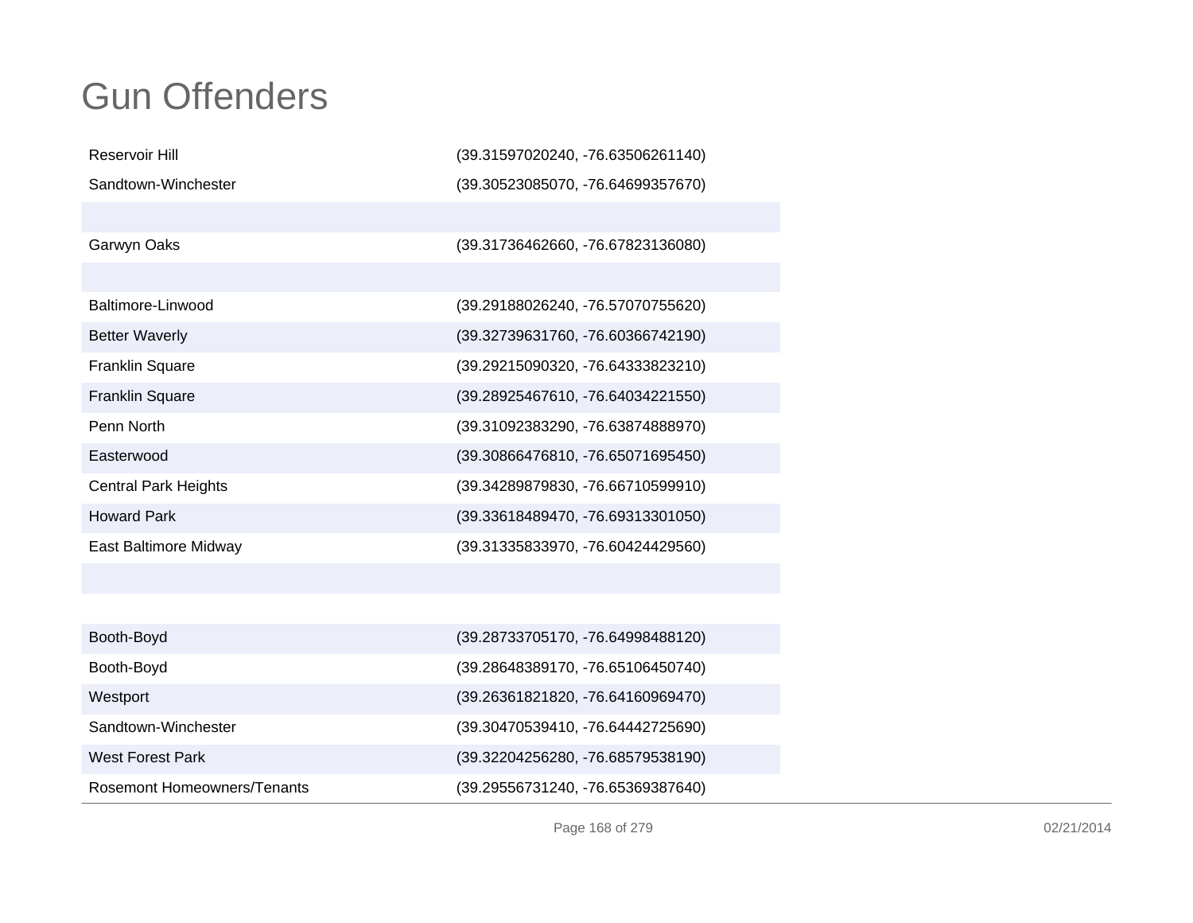# Gun Offenders

| | |
|---|---|
| Reservoir Hill | (39.31597020240, -76.63506261140) |
| Sandtown-Winchester | (39.30523085070, -76.64699357670) |
| | |
| Garwyn Oaks | (39.31736462660, -76.67823136080) |
| | |
| Baltimore-Linwood | (39.29188026240, -76.57070755620) |
| Better Waverly | (39.32739631760, -76.60366742190) |
| Franklin Square | (39.29215090320, -76.64333823210) |
| Franklin Square | (39.28925467610, -76.64034221550) |
| Penn North | (39.31092383290, -76.63874888970) |
| Easterwood | (39.30866476810, -76.65071695450) |
| Central Park Heights | (39.34289879830, -76.66710599910) |
| Howard Park | (39.33618489470, -76.69313301050) |
| East Baltimore Midway | (39.31335833970, -76.60424429560) |
| | |
| | |
| Booth-Boyd | (39.28733705170, -76.64998488120) |
| Booth-Boyd | (39.28648389170, -76.65106450740) |
| Westport | (39.26361821820, -76.64160969470) |
| Sandtown-Winchester | (39.30470539410, -76.64442725690) |
| West Forest Park | (39.32204256280, -76.68579538190) |
| Rosemont Homeowners/Tenants | (39.29556731240, -76.65369387640) |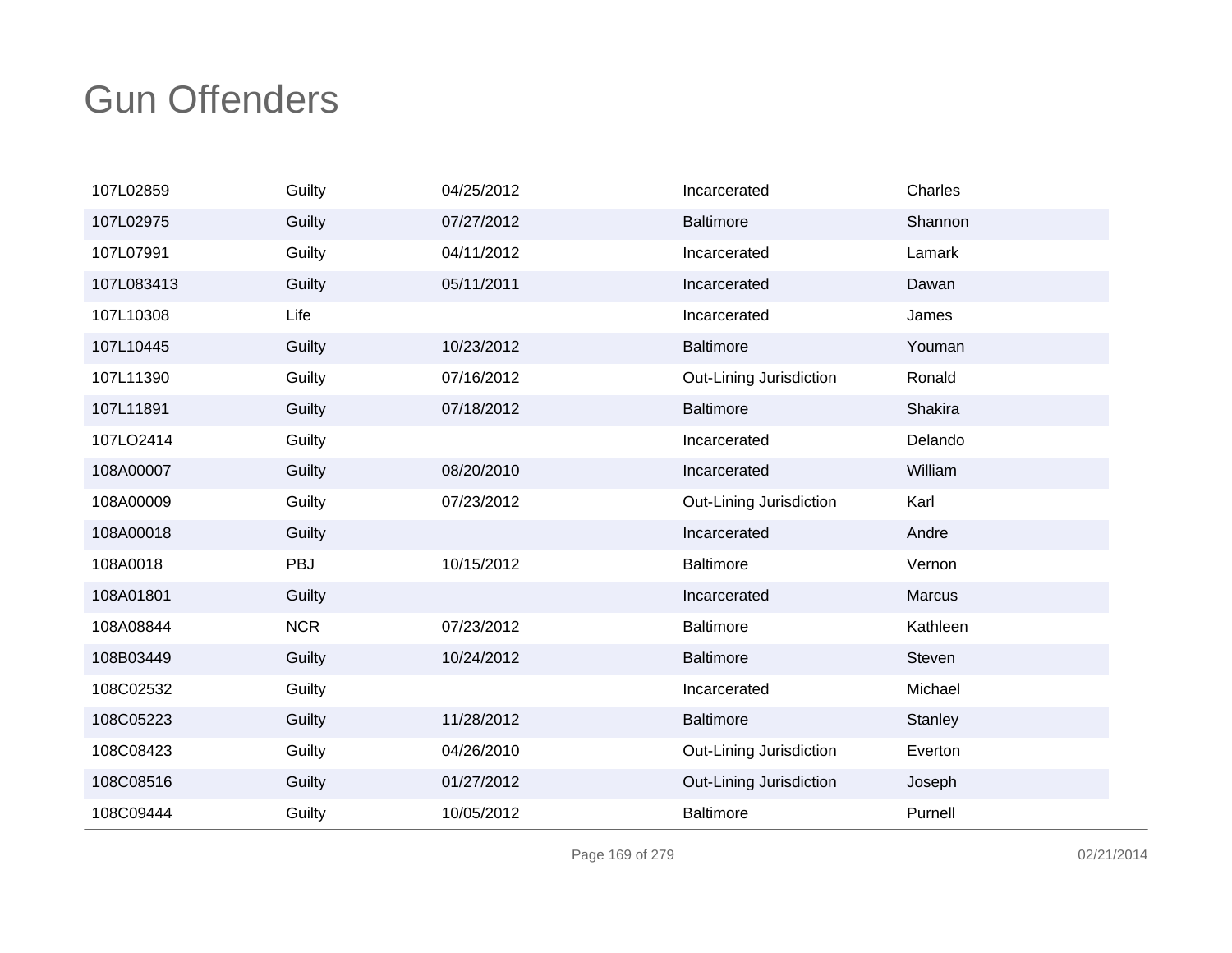# Gun Offenders

| | | | | |
|---|---|---|---|---|
| 107L02859 | Guilty | 04/25/2012 | Incarcerated | Charles |
| 107L02975 | Guilty | 07/27/2012 | Baltimore | Shannon |
| 107L07991 | Guilty | 04/11/2012 | Incarcerated | Lamark |
| 107L083413 | Guilty | 05/11/2011 | Incarcerated | Dawan |
| 107L10308 | Life | | Incarcerated | James |
| 107L10445 | Guilty | 10/23/2012 | Baltimore | Youman |
| 107L11390 | Guilty | 07/16/2012 | Out-Lining Jurisdiction | Ronald |
| 107L11891 | Guilty | 07/18/2012 | Baltimore | Shakira |
| 107LO2414 | Guilty | | Incarcerated | Delando |
| 108A00007 | Guilty | 08/20/2010 | Incarcerated | William |
| 108A00009 | Guilty | 07/23/2012 | Out-Lining Jurisdiction | Karl |
| 108A00018 | Guilty | | Incarcerated | Andre |
| 108A0018 | PBJ | 10/15/2012 | Baltimore | Vernon |
| 108A01801 | Guilty | | Incarcerated | Marcus |
| 108A08844 | NCR | 07/23/2012 | Baltimore | Kathleen |
| 108B03449 | Guilty | 10/24/2012 | Baltimore | Steven |
| 108C02532 | Guilty | | Incarcerated | Michael |
| 108C05223 | Guilty | 11/28/2012 | Baltimore | Stanley |
| 108C08423 | Guilty | 04/26/2010 | Out-Lining Jurisdiction | Everton |
| 108C08516 | Guilty | 01/27/2012 | Out-Lining Jurisdiction | Joseph |
| 108C09444 | Guilty | 10/05/2012 | Baltimore | Purnell |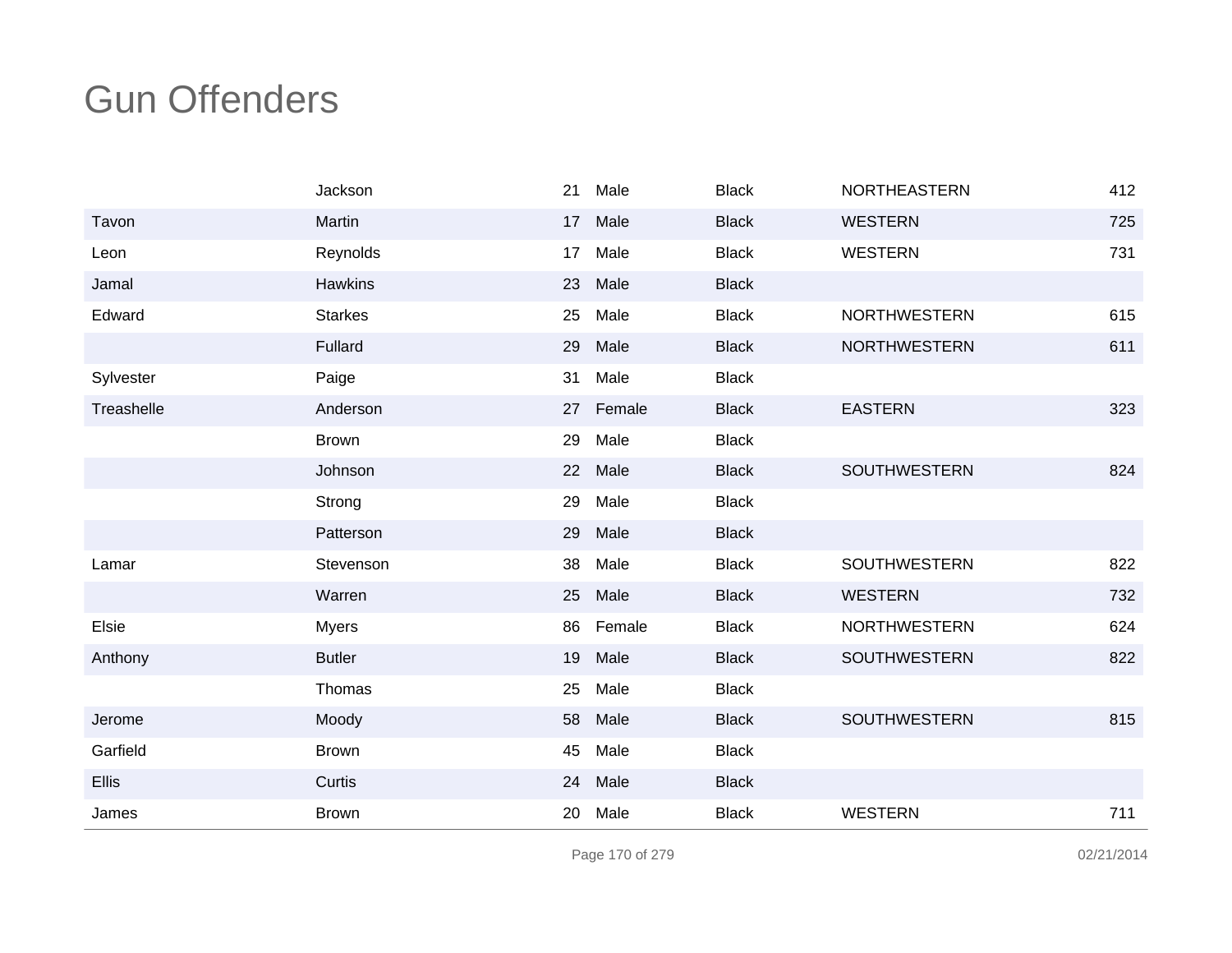# Gun Offenders

| | | | | | | |
|---|---|---|---|---|---|---|
| | Jackson | 21 | Male | Black | NORTHEASTERN | 412 |
| Tavon | Martin | 17 | Male | Black | WESTERN | 725 |
| Leon | Reynolds | 17 | Male | Black | WESTERN | 731 |
| Jamal | Hawkins | 23 | Male | Black | | |
| Edward | Starkes | 25 | Male | Black | NORTHWESTERN | 615 |
| | Fullard | 29 | Male | Black | NORTHWESTERN | 611 |
| Sylvester | Paige | 31 | Male | Black | | |
| Treashelle | Anderson | 27 | Female | Black | EASTERN | 323 |
| | Brown | 29 | Male | Black | | |
| | Johnson | 22 | Male | Black | SOUTHWESTERN | 824 |
| | Strong | 29 | Male | Black | | |
| | Patterson | 29 | Male | Black | | |
| Lamar | Stevenson | 38 | Male | Black | SOUTHWESTERN | 822 |
| | Warren | 25 | Male | Black | WESTERN | 732 |
| Elsie | Myers | 86 | Female | Black | NORTHWESTERN | 624 |
| Anthony | Butler | 19 | Male | Black | SOUTHWESTERN | 822 |
| | Thomas | 25 | Male | Black | | |
| Jerome | Moody | 58 | Male | Black | SOUTHWESTERN | 815 |
| Garfield | Brown | 45 | Male | Black | | |
| Ellis | Curtis | 24 | Male | Black | | |
| James | Brown | 20 | Male | Black | WESTERN | 711 |

02/21/2014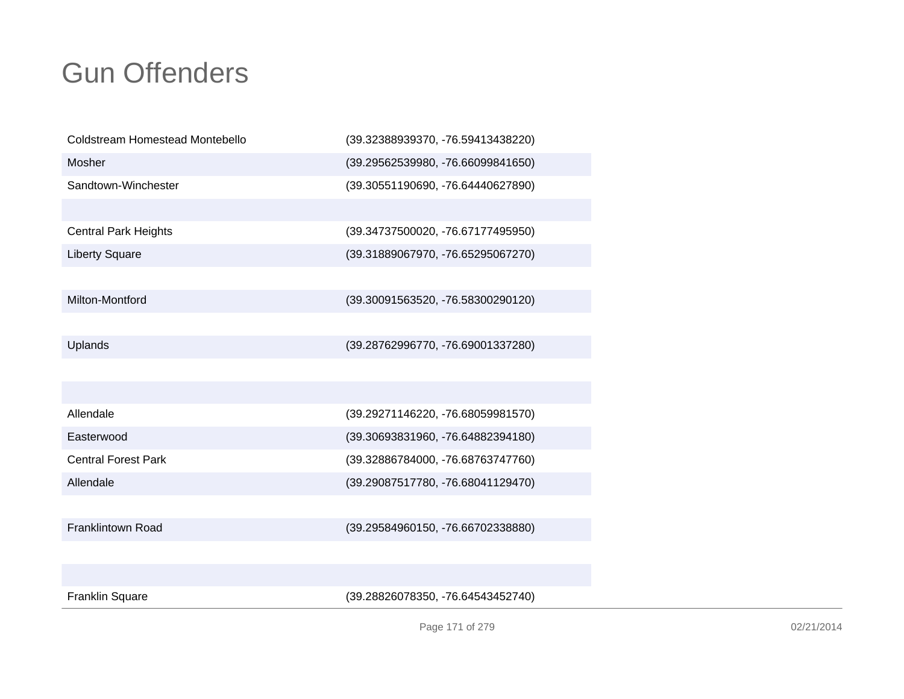# Gun Offenders

| | |
|---|---|
| Coldstream Homestead Montebello | (39.32388939370, -76.59413438220) |
| Mosher | (39.29562539980, -76.66099841650) |
| Sandtown-Winchester | (39.30551190690, -76.64440627890) |
| | |
| Central Park Heights | (39.34737500020, -76.67177495950) |
| Liberty Square | (39.31889067970, -76.65295067270) |
| | |
| Milton-Montford | (39.30091563520, -76.58300290120) |
| | |
| Uplands | (39.28762996770, -76.69001337280) |
| | |
| | |
| Allendale | (39.29271146220, -76.68059981570) |
| Easterwood | (39.30693831960, -76.64882394180) |
| Central Forest Park | (39.32886784000, -76.68763747760) |
| Allendale | (39.29087517780, -76.68041129470) |
| | |
| Franklintown Road | (39.29584960150, -76.66702338880) |
| | |
| | |
| Franklin Square | (39.28826078350, -76.64543452740) |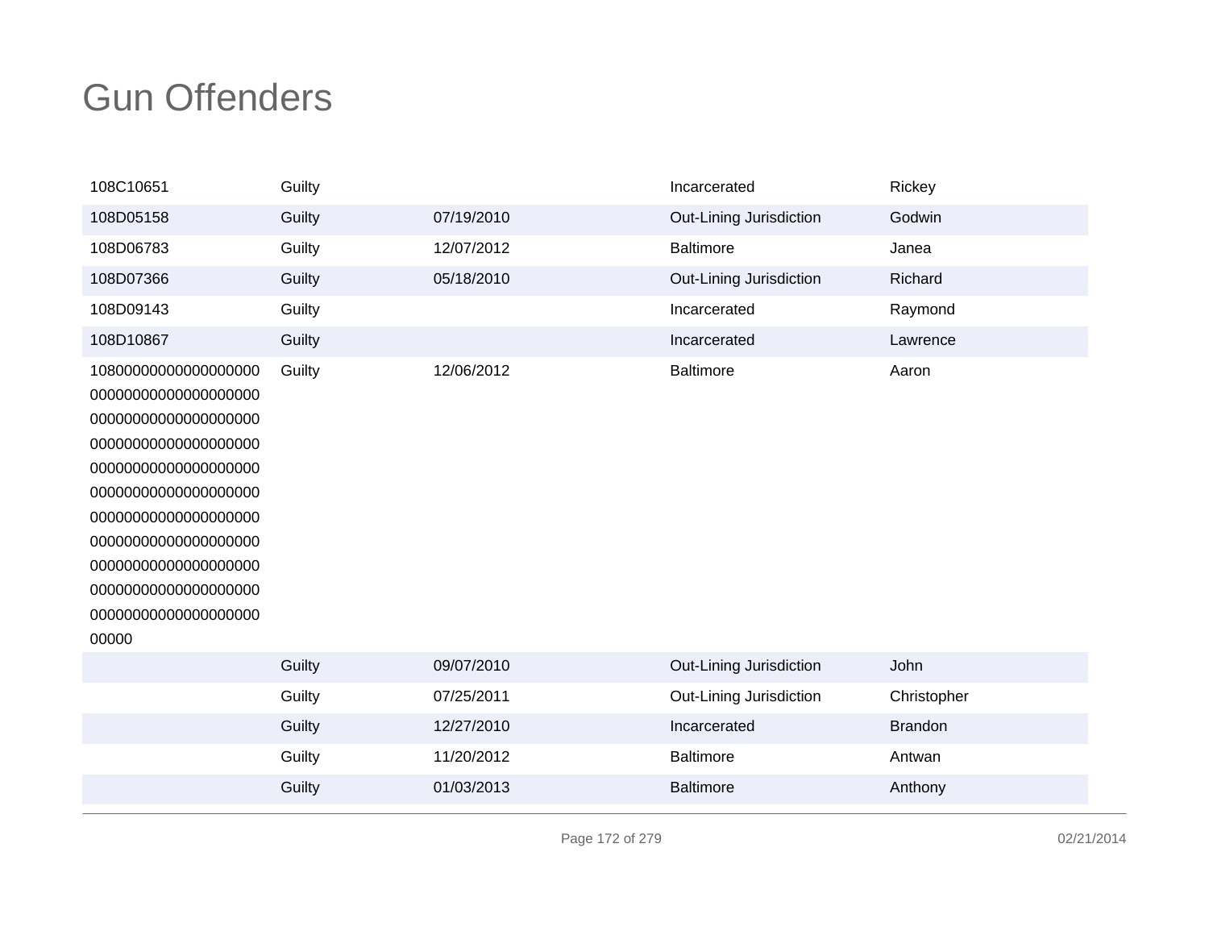# Gun Offenders

| | | | | |
|---|---|---|---|---|
| 108C10651 | Guilty | | Incarcerated | Rickey |
| 108D05158 | Guilty | 07/19/2010 | Out-Lining Jurisdiction | Godwin |
| 108D06783 | Guilty | 12/07/2012 | Baltimore | Janea |
| 108D07366 | Guilty | 05/18/2010 | Out-Lining Jurisdiction | Richard |
| 108D09143 | Guilty | | Incarcerated | Raymond |
| 108D10867 | Guilty | | Incarcerated | Lawrence |
| 1080000000000000000000000000000000000000000000000000000000000000000000000000000000000000000000000000000000000000000000000000000000000000000000000000000000000000000000000000000000000000000000000000000000000000000000000000000 | Guilty | 12/06/2012 | Baltimore | Aaron |
| | Guilty | 09/07/2010 | Out-Lining Jurisdiction | John |
| | Guilty | 07/25/2011 | Out-Lining Jurisdiction | Christopher |
| | Guilty | 12/27/2010 | Incarcerated | Brandon |
| | Guilty | 11/20/2012 | Baltimore | Antwan |
| | Guilty | 01/03/2013 | Baltimore | Anthony |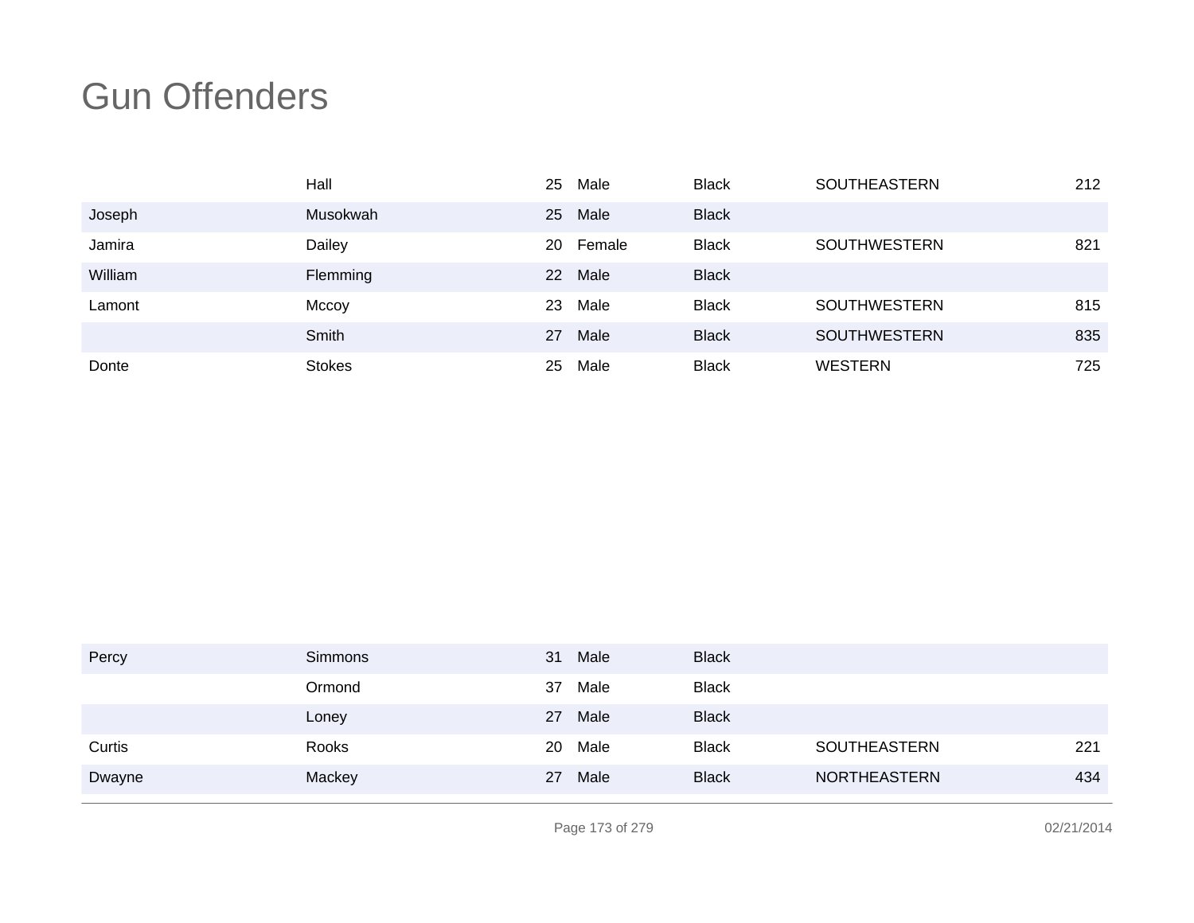# Gun Offenders

| | | | | | | |
|---|---|---|---|---|---|---|
| | Hall | 25 | Male | Black | SOUTHEASTERN | 212 |
| Joseph | Musokwah | 25 | Male | Black | | |
| Jamira | Dailey | 20 | Female | Black | SOUTHWESTERN | 821 |
| William | Flemming | 22 | Male | Black | | |
| Lamont | Mccoy | 23 | Male | Black | SOUTHWESTERN | 815 |
| | Smith | 27 | Male | Black | SOUTHWESTERN | 835 |
| Donte | Stokes | 25 | Male | Black | WESTERN | 725 |
| Percy | Simmons | 31 | Male | Black | | |
| | Ormond | 37 | Male | Black | | |
| | Loney | 27 | Male | Black | | |
| Curtis | Rooks | 20 | Male | Black | SOUTHEASTERN | 221 |
| Dwayne | Mackey | 27 | Male | Black | NORTHEASTERN | 434 |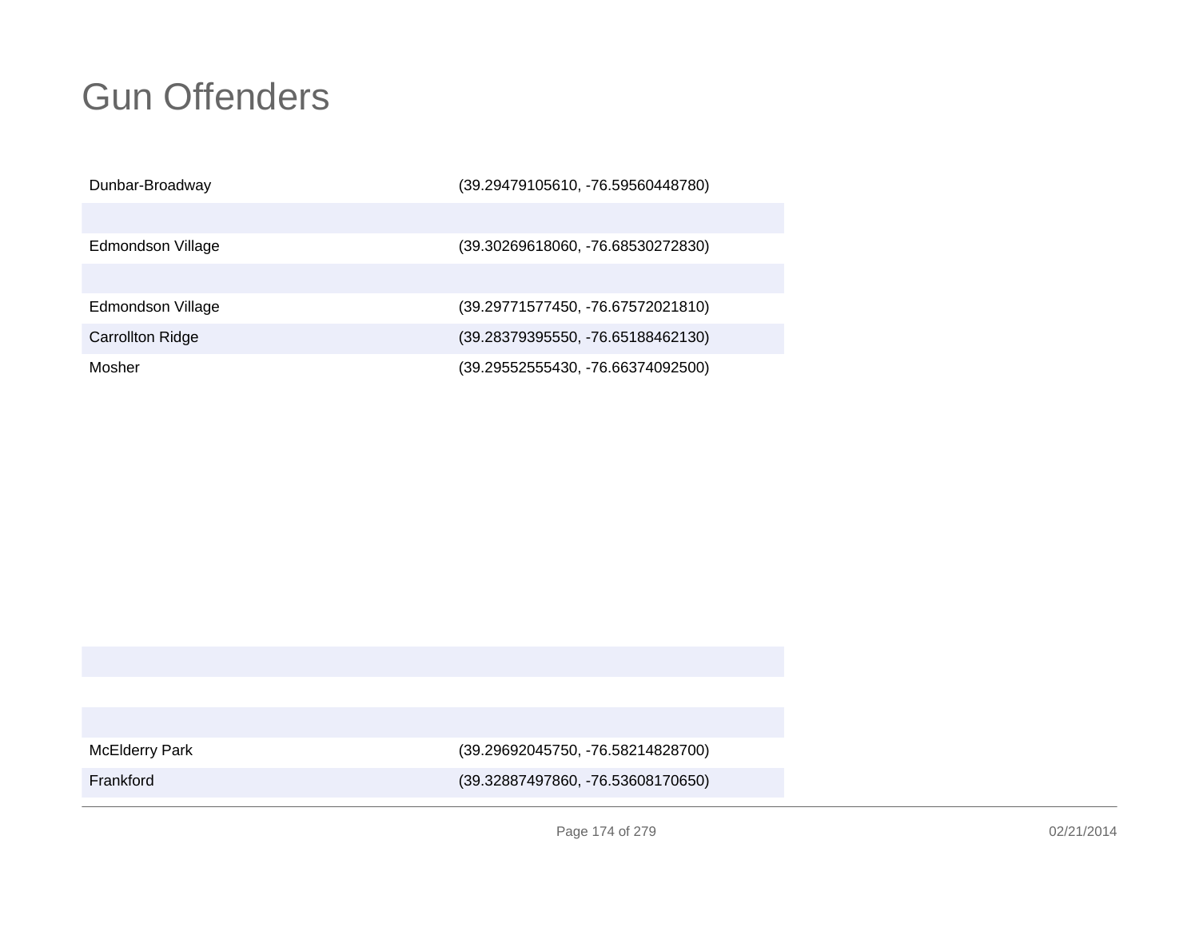# Gun Offenders

| | |
|---|---|
| Dunbar-Broadway | (39.29479105610, -76.59560448780) |
| | |
| Edmondson Village | (39.30269618060, -76.68530272830) |
| | |
| Edmondson Village | (39.29771577450, -76.67572021810) |
| Carrollton Ridge | (39.28379395550, -76.65188462130) |
| Mosher | (39.29552555430, -76.66374092500) |
| | |
| | |
| | |
| McElderry Park | (39.29692045750, -76.58214828700) |
| Frankford | (39.32887497860, -76.53608170650) |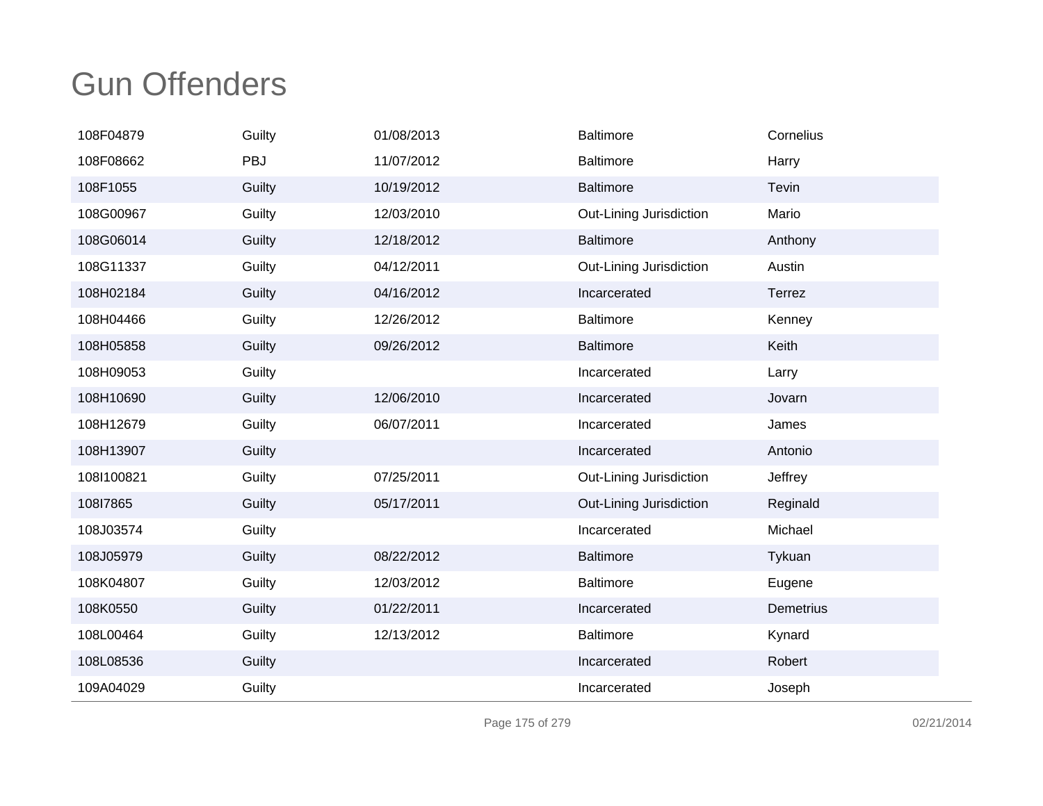# Gun Offenders

| | | | | |
|---|---|---|---|---|
| 108F04879 | Guilty | 01/08/2013 | Baltimore | Cornelius |
| 108F08662 | PBJ | 11/07/2012 | Baltimore | Harry |
| 108F1055 | Guilty | 10/19/2012 | Baltimore | Tevin |
| 108G00967 | Guilty | 12/03/2010 | Out-Lining Jurisdiction | Mario |
| 108G06014 | Guilty | 12/18/2012 | Baltimore | Anthony |
| 108G11337 | Guilty | 04/12/2011 | Out-Lining Jurisdiction | Austin |
| 108H02184 | Guilty | 04/16/2012 | Incarcerated | Terrez |
| 108H04466 | Guilty | 12/26/2012 | Baltimore | Kenney |
| 108H05858 | Guilty | 09/26/2012 | Baltimore | Keith |
| 108H09053 | Guilty | | Incarcerated | Larry |
| 108H10690 | Guilty | 12/06/2010 | Incarcerated | Jovarn |
| 108H12679 | Guilty | 06/07/2011 | Incarcerated | James |
| 108H13907 | Guilty | | Incarcerated | Antonio |
| 108I100821 | Guilty | 07/25/2011 | Out-Lining Jurisdiction | Jeffrey |
| 108I7865 | Guilty | 05/17/2011 | Out-Lining Jurisdiction | Reginald |
| 108J03574 | Guilty | | Incarcerated | Michael |
| 108J05979 | Guilty | 08/22/2012 | Baltimore | Tykuan |
| 108K04807 | Guilty | 12/03/2012 | Baltimore | Eugene |
| 108K0550 | Guilty | 01/22/2011 | Incarcerated | Demetrius |
| 108L00464 | Guilty | 12/13/2012 | Baltimore | Kynard |
| 108L08536 | Guilty | | Incarcerated | Robert |
| 109A04029 | Guilty | | Incarcerated | Joseph |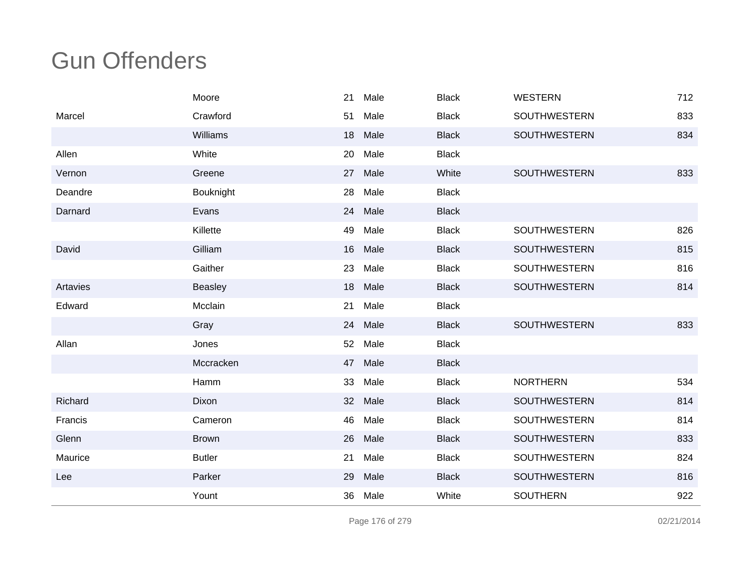# Gun Offenders

| | | | | | | |
|---|---|---|---|---|---|---|
| | Moore | 21 | Male | Black | WESTERN | 712 |
| Marcel | Crawford | 51 | Male | Black | SOUTHWESTERN | 833 |
| | Williams | 18 | Male | Black | SOUTHWESTERN | 834 |
| Allen | White | 20 | Male | Black | | |
| Vernon | Greene | 27 | Male | White | SOUTHWESTERN | 833 |
| Deandre | Bouknight | 28 | Male | Black | | |
| Darnard | Evans | 24 | Male | Black | | |
| | Killette | 49 | Male | Black | SOUTHWESTERN | 826 |
| David | Gilliam | 16 | Male | Black | SOUTHWESTERN | 815 |
| | Gaither | 23 | Male | Black | SOUTHWESTERN | 816 |
| Artavies | Beasley | 18 | Male | Black | SOUTHWESTERN | 814 |
| Edward | Mcclain | 21 | Male | Black | | |
| | Gray | 24 | Male | Black | SOUTHWESTERN | 833 |
| Allan | Jones | 52 | Male | Black | | |
| | Mccracken | 47 | Male | Black | | |
| | Hamm | 33 | Male | Black | NORTHERN | 534 |
| Richard | Dixon | 32 | Male | Black | SOUTHWESTERN | 814 |
| Francis | Cameron | 46 | Male | Black | SOUTHWESTERN | 814 |
| Glenn | Brown | 26 | Male | Black | SOUTHWESTERN | 833 |
| Maurice | Butler | 21 | Male | Black | SOUTHWESTERN | 824 |
| Lee | Parker | 29 | Male | Black | SOUTHWESTERN | 816 |
| | Yount | 36 | Male | White | SOUTHERN | 922 |

02/21/2014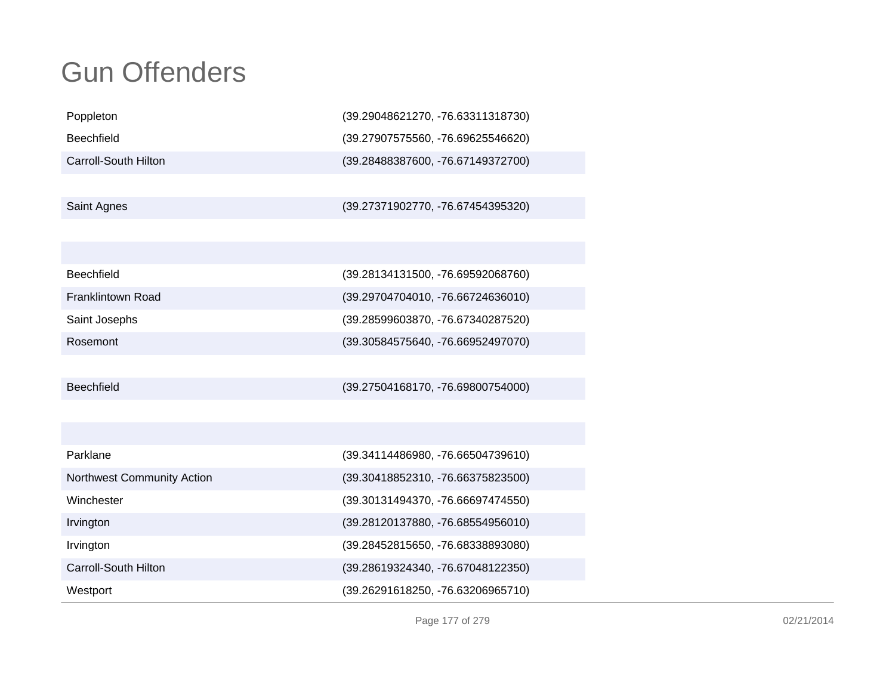# Gun Offenders

| | |
|---|---|
| Poppleton | (39.29048621270, -76.63311318730) |
| Beechfield | (39.27907575560, -76.69625546620) |
| Carroll-South Hilton | (39.28488387600, -76.67149372700) |
| | |
| Saint Agnes | (39.27371902770, -76.67454395320) |
| | |
| | |
| Beechfield | (39.28134131500, -76.69592068760) |
| Franklintown Road | (39.29704704010, -76.66724636010) |
| Saint Josephs | (39.28599603870, -76.67340287520) |
| Rosemont | (39.30584575640, -76.66952497070) |
| | |
| Beechfield | (39.27504168170, -76.69800754000) |
| | |
| | |
| Parklane | (39.34114486980, -76.66504739610) |
| Northwest Community Action | (39.30418852310, -76.66375823500) |
| Winchester | (39.30131494370, -76.66697474550) |
| Irvington | (39.28120137880, -76.68554956010) |
| Irvington | (39.28452815650, -76.68338893080) |
| Carroll-South Hilton | (39.28619324340, -76.67048122350) |
| Westport | (39.26291618250, -76.63206965710) |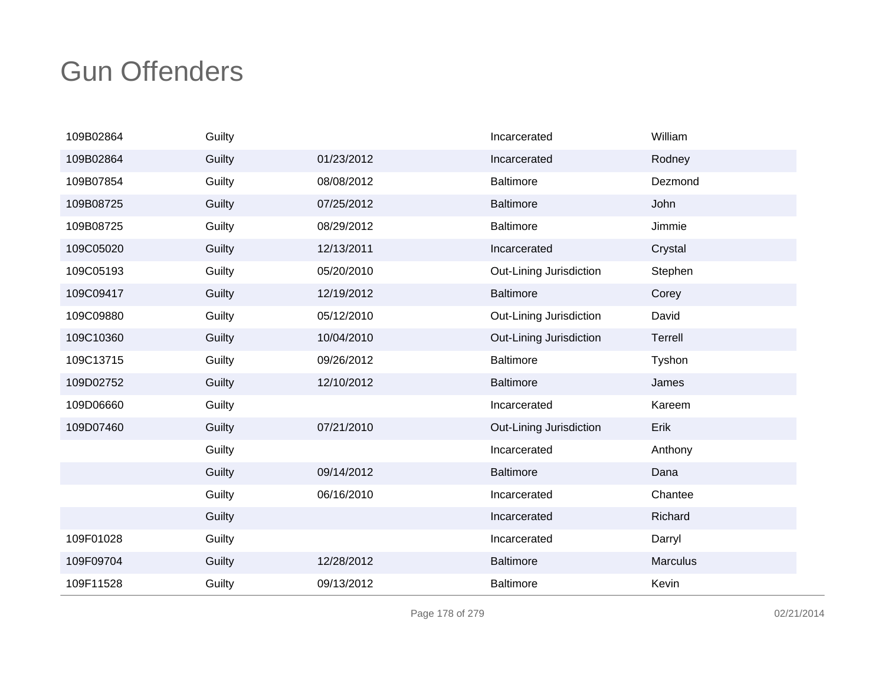# Gun Offenders

| | | | | |
|---|---|---|---|---|
| 109B02864 | Guilty | | Incarcerated | William |
| 109B02864 | Guilty | 01/23/2012 | Incarcerated | Rodney |
| 109B07854 | Guilty | 08/08/2012 | Baltimore | Dezmond |
| 109B08725 | Guilty | 07/25/2012 | Baltimore | John |
| 109B08725 | Guilty | 08/29/2012 | Baltimore | Jimmie |
| 109C05020 | Guilty | 12/13/2011 | Incarcerated | Crystal |
| 109C05193 | Guilty | 05/20/2010 | Out-Lining Jurisdiction | Stephen |
| 109C09417 | Guilty | 12/19/2012 | Baltimore | Corey |
| 109C09880 | Guilty | 05/12/2010 | Out-Lining Jurisdiction | David |
| 109C10360 | Guilty | 10/04/2010 | Out-Lining Jurisdiction | Terrell |
| 109C13715 | Guilty | 09/26/2012 | Baltimore | Tyshon |
| 109D02752 | Guilty | 12/10/2012 | Baltimore | James |
| 109D06660 | Guilty | | Incarcerated | Kareem |
| 109D07460 | Guilty | 07/21/2010 | Out-Lining Jurisdiction | Erik |
| | Guilty | | Incarcerated | Anthony |
| | Guilty | 09/14/2012 | Baltimore | Dana |
| | Guilty | 06/16/2010 | Incarcerated | Chantee |
| | Guilty | | Incarcerated | Richard |
| 109F01028 | Guilty | | Incarcerated | Darryl |
| 109F09704 | Guilty | 12/28/2012 | Baltimore | Marculus |
| 109F11528 | Guilty | 09/13/2012 | Baltimore | Kevin |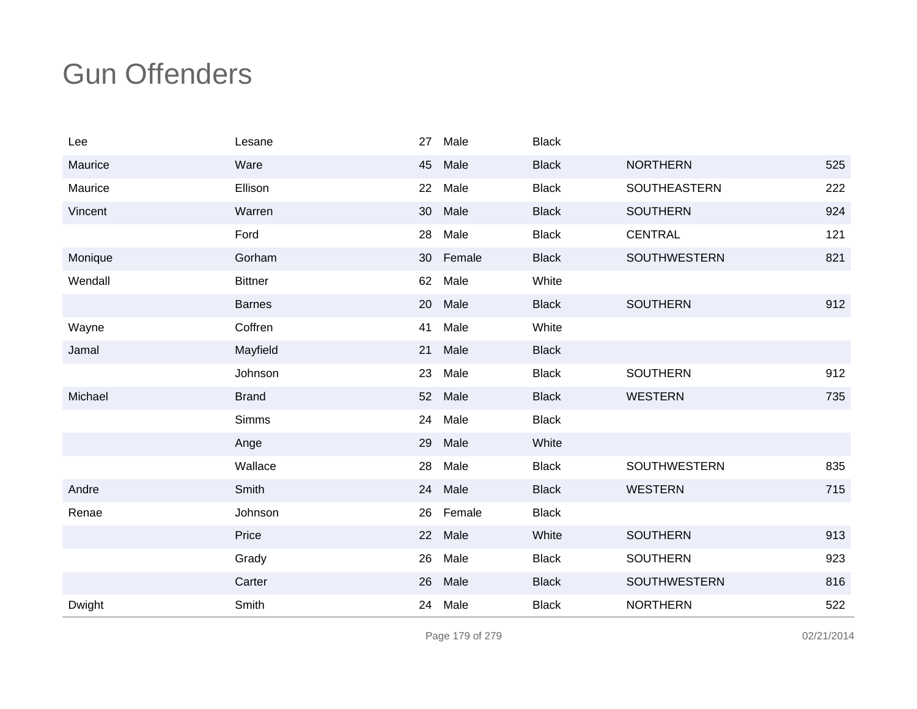# Gun Offenders

| | | | | | | |
|---|---|---|---|---|---|---|
| Lee | Lesane | 27 | Male | Black | | |
| Maurice | Ware | 45 | Male | Black | NORTHERN | 525 |
| Maurice | Ellison | 22 | Male | Black | SOUTHEASTERN | 222 |
| Vincent | Warren | 30 | Male | Black | SOUTHERN | 924 |
| | Ford | 28 | Male | Black | CENTRAL | 121 |
| Monique | Gorham | 30 | Female | Black | SOUTHWESTERN | 821 |
| Wendall | Bittner | 62 | Male | White | | |
| | Barnes | 20 | Male | Black | SOUTHERN | 912 |
| Wayne | Coffren | 41 | Male | White | | |
| Jamal | Mayfield | 21 | Male | Black | | |
| | Johnson | 23 | Male | Black | SOUTHERN | 912 |
| Michael | Brand | 52 | Male | Black | WESTERN | 735 |
| | Simms | 24 | Male | Black | | |
| | Ange | 29 | Male | White | | |
| | Wallace | 28 | Male | Black | SOUTHWESTERN | 835 |
| Andre | Smith | 24 | Male | Black | WESTERN | 715 |
| Renae | Johnson | 26 | Female | Black | | |
| | Price | 22 | Male | White | SOUTHERN | 913 |
| | Grady | 26 | Male | Black | SOUTHERN | 923 |
| | Carter | 26 | Male | Black | SOUTHWESTERN | 816 |
| Dwight | Smith | 24 | Male | Black | NORTHERN | 522 |

02/21/2014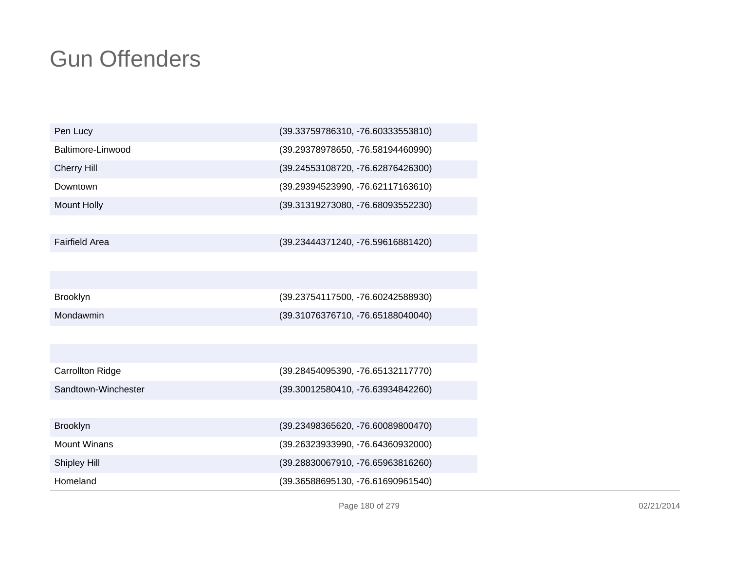# Gun Offenders

| | |
|---|---|
| Pen Lucy | (39.33759786310, -76.60333553810) |
| Baltimore-Linwood | (39.29378978650, -76.58194460990) |
| Cherry Hill | (39.24553108720, -76.62876426300) |
| Downtown | (39.29394523990, -76.62117163610) |
| Mount Holly | (39.31319273080, -76.68093552230) |
| | |
| Fairfield Area | (39.23444371240, -76.59616881420) |
| | |
| | |
| Brooklyn | (39.23754117500, -76.60242588930) |
| Mondawmin | (39.31076376710, -76.65188040040) |
| | |
| | |
| Carrollton Ridge | (39.28454095390, -76.65132117770) |
| Sandtown-Winchester | (39.30012580410, -76.63934842260) |
| | |
| Brooklyn | (39.23498365620, -76.60089800470) |
| Mount Winans | (39.26323933990, -76.64360932000) |
| Shipley Hill | (39.28830067910, -76.65963816260) |
| Homeland | (39.36588695130, -76.61690961540) |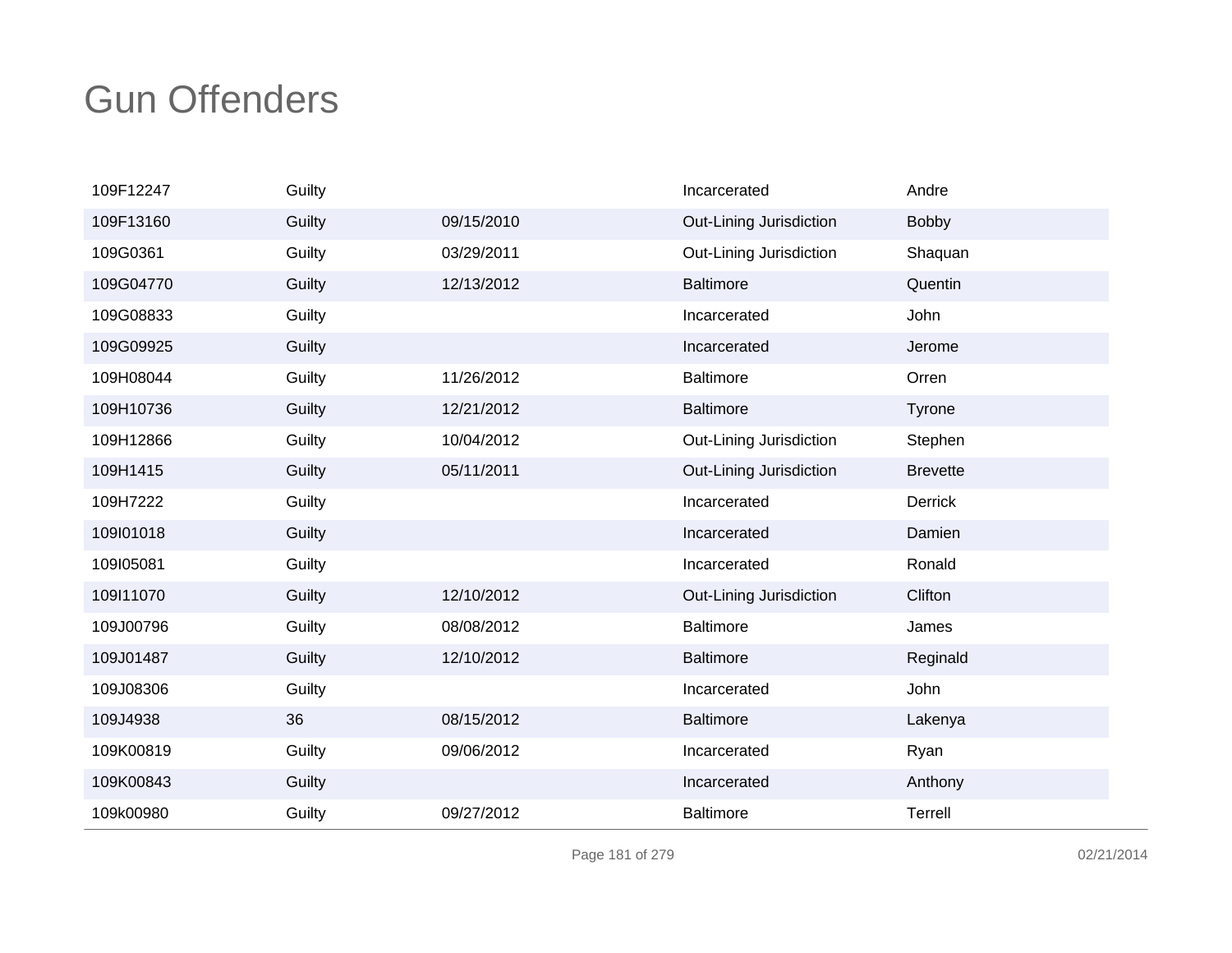# Gun Offenders

| | | | | |
|---|---|---|---|---|
| 109F12247 | Guilty | | Incarcerated | Andre |
| 109F13160 | Guilty | 09/15/2010 | Out-Lining Jurisdiction | Bobby |
| 109G0361 | Guilty | 03/29/2011 | Out-Lining Jurisdiction | Shaquan |
| 109G04770 | Guilty | 12/13/2012 | Baltimore | Quentin |
| 109G08833 | Guilty | | Incarcerated | John |
| 109G09925 | Guilty | | Incarcerated | Jerome |
| 109H08044 | Guilty | 11/26/2012 | Baltimore | Orren |
| 109H10736 | Guilty | 12/21/2012 | Baltimore | Tyrone |
| 109H12866 | Guilty | 10/04/2012 | Out-Lining Jurisdiction | Stephen |
| 109H1415 | Guilty | 05/11/2011 | Out-Lining Jurisdiction | Brevette |
| 109H7222 | Guilty | | Incarcerated | Derrick |
| 109I01018 | Guilty | | Incarcerated | Damien |
| 109I05081 | Guilty | | Incarcerated | Ronald |
| 109I11070 | Guilty | 12/10/2012 | Out-Lining Jurisdiction | Clifton |
| 109J00796 | Guilty | 08/08/2012 | Baltimore | James |
| 109J01487 | Guilty | 12/10/2012 | Baltimore | Reginald |
| 109J08306 | Guilty | | Incarcerated | John |
| 109J4938 | 36 | 08/15/2012 | Baltimore | Lakenya |
| 109K00819 | Guilty | 09/06/2012 | Incarcerated | Ryan |
| 109K00843 | Guilty | | Incarcerated | Anthony |
| 109k00980 | Guilty | 09/27/2012 | Baltimore | Terrell |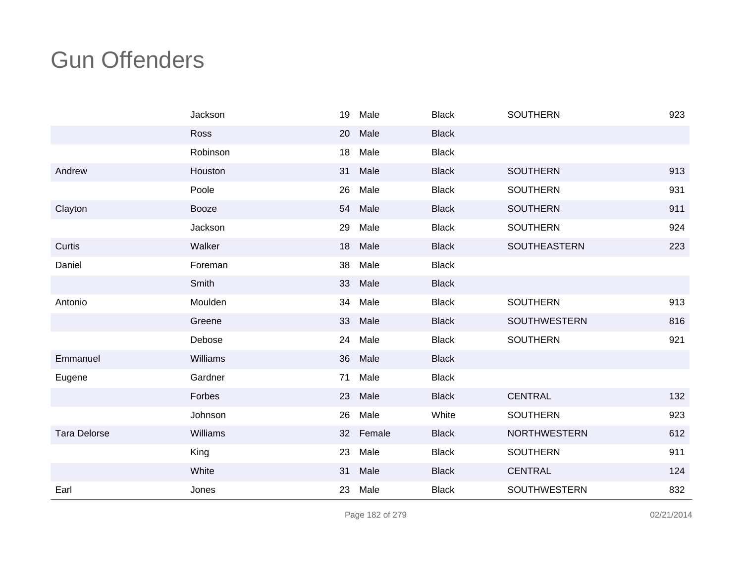# Gun Offenders

| | | | | | | |
|---|---|---|---|---|---|---|
| | Jackson | 19 | Male | Black | SOUTHERN | 923 |
| | Ross | 20 | Male | Black | | |
| | Robinson | 18 | Male | Black | | |
| Andrew | Houston | 31 | Male | Black | SOUTHERN | 913 |
| | Poole | 26 | Male | Black | SOUTHERN | 931 |
| Clayton | Booze | 54 | Male | Black | SOUTHERN | 911 |
| | Jackson | 29 | Male | Black | SOUTHERN | 924 |
| Curtis | Walker | 18 | Male | Black | SOUTHEASTERN | 223 |
| Daniel | Foreman | 38 | Male | Black | | |
| | Smith | 33 | Male | Black | | |
| Antonio | Moulden | 34 | Male | Black | SOUTHERN | 913 |
| | Greene | 33 | Male | Black | SOUTHWESTERN | 816 |
| | Debose | 24 | Male | Black | SOUTHERN | 921 |
| Emmanuel | Williams | 36 | Male | Black | | |
| Eugene | Gardner | 71 | Male | Black | | |
| | Forbes | 23 | Male | Black | CENTRAL | 132 |
| | Johnson | 26 | Male | White | SOUTHERN | 923 |
| Tara Delorse | Williams | 32 | Female | Black | NORTHWESTERN | 612 |
| | King | 23 | Male | Black | SOUTHERN | 911 |
| | White | 31 | Male | Black | CENTRAL | 124 |
| Earl | Jones | 23 | Male | Black | SOUTHWESTERN | 832 |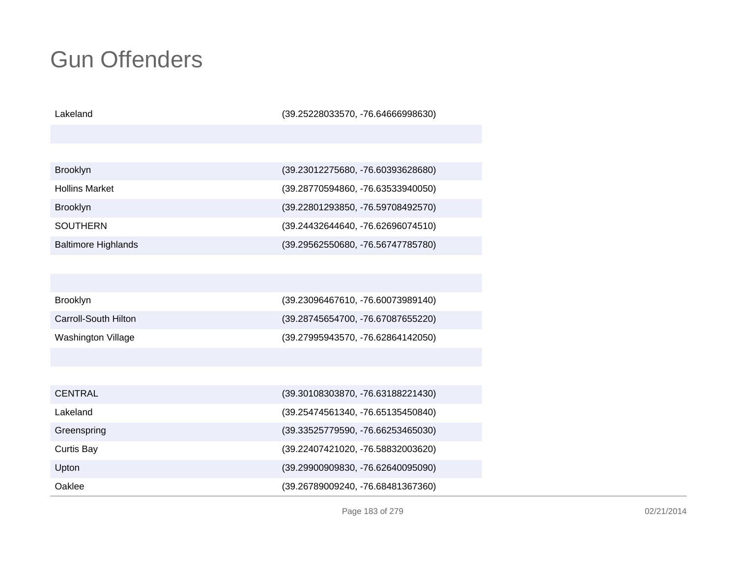# Gun Offenders

| | |
|---|---|
| Lakeland | (39.25228033570, -76.64666998630) |
| | |
| | |
| Brooklyn | (39.23012275680, -76.60393628680) |
| Hollins Market | (39.28770594860, -76.63533940050) |
| Brooklyn | (39.22801293850, -76.59708492570) |
| SOUTHERN | (39.24432644640, -76.62696074510) |
| Baltimore Highlands | (39.29562550680, -76.56747785780) |
| | |
| | |
| Brooklyn | (39.23096467610, -76.60073989140) |
| Carroll-South Hilton | (39.28745654700, -76.67087655220) |
| Washington Village | (39.27995943570, -76.62864142050) |
| | |
| | |
| CENTRAL | (39.30108303870, -76.63188221430) |
| Lakeland | (39.25474561340, -76.65135450840) |
| Greenspring | (39.33525779590, -76.66253465030) |
| Curtis Bay | (39.22407421020, -76.58832003620) |
| Upton | (39.29900909830, -76.62640095090) |
| Oaklee | (39.26789009240, -76.68481367360) |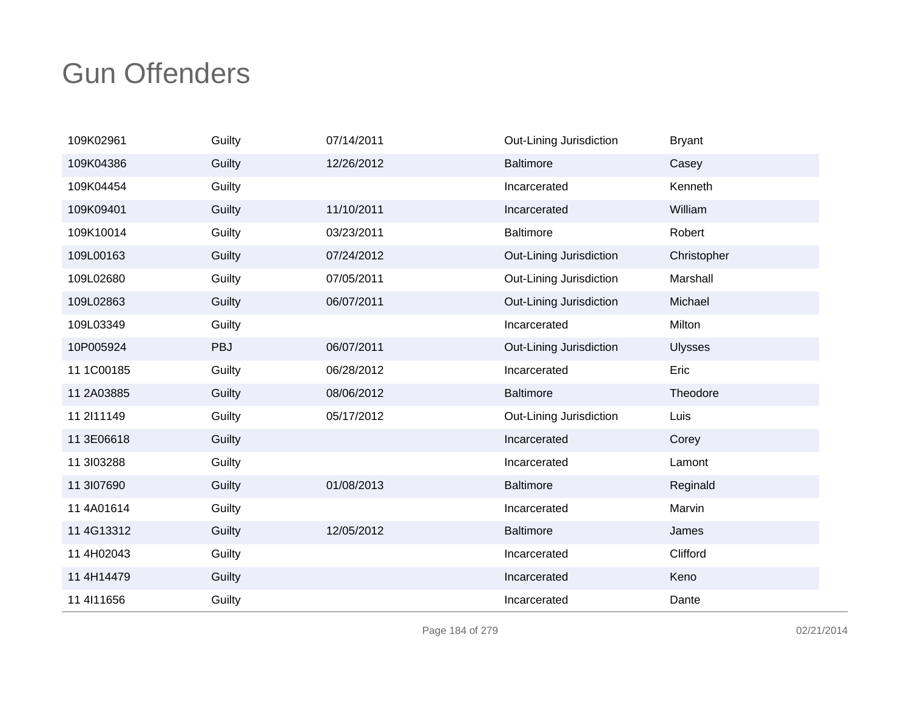# Gun Offenders

| | | | | |
|---|---|---|---|---|
| 109K02961 | Guilty | 07/14/2011 | Out-Lining Jurisdiction | Bryant |
| 109K04386 | Guilty | 12/26/2012 | Baltimore | Casey |
| 109K04454 | Guilty | | Incarcerated | Kenneth |
| 109K09401 | Guilty | 11/10/2011 | Incarcerated | William |
| 109K10014 | Guilty | 03/23/2011 | Baltimore | Robert |
| 109L00163 | Guilty | 07/24/2012 | Out-Lining Jurisdiction | Christopher |
| 109L02680 | Guilty | 07/05/2011 | Out-Lining Jurisdiction | Marshall |
| 109L02863 | Guilty | 06/07/2011 | Out-Lining Jurisdiction | Michael |
| 109L03349 | Guilty | | Incarcerated | Milton |
| 10P005924 | PBJ | 06/07/2011 | Out-Lining Jurisdiction | Ulysses |
| 11 1C00185 | Guilty | 06/28/2012 | Incarcerated | Eric |
| 11 2A03885 | Guilty | 08/06/2012 | Baltimore | Theodore |
| 11 2I11149 | Guilty | 05/17/2012 | Out-Lining Jurisdiction | Luis |
| 11 3E06618 | Guilty | | Incarcerated | Corey |
| 11 3I03288 | Guilty | | Incarcerated | Lamont |
| 11 3I07690 | Guilty | 01/08/2013 | Baltimore | Reginald |
| 11 4A01614 | Guilty | | Incarcerated | Marvin |
| 11 4G13312 | Guilty | 12/05/2012 | Baltimore | James |
| 11 4H02043 | Guilty | | Incarcerated | Clifford |
| 11 4H14479 | Guilty | | Incarcerated | Keno |
| 11 4I11656 | Guilty | | Incarcerated | Dante |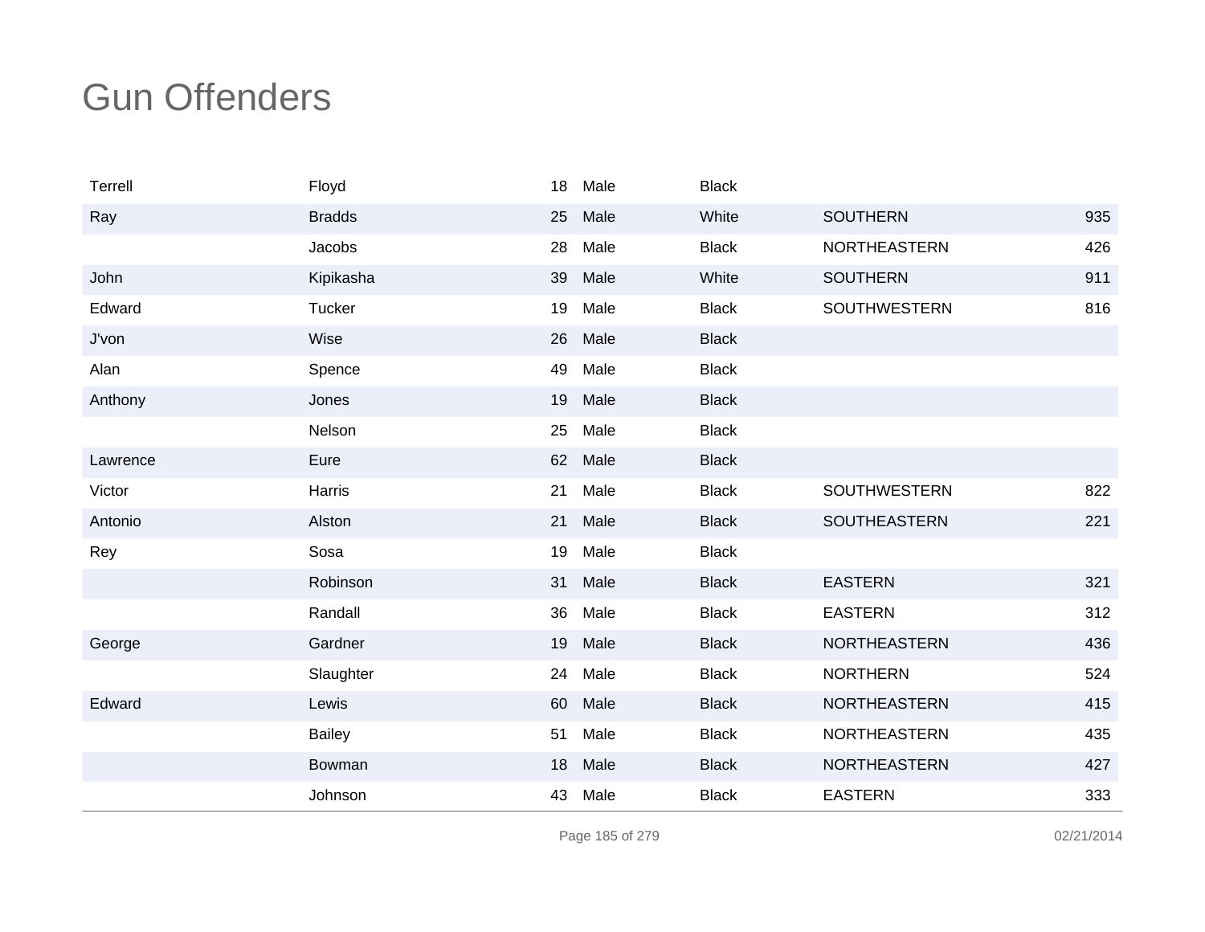# Gun Offenders

| | | | | | | |
|---|---|---|---|---|---|---|
| Terrell | Floyd | 18 | Male | Black | | |
| Ray | Bradds | 25 | Male | White | SOUTHERN | 935 |
| | Jacobs | 28 | Male | Black | NORTHEASTERN | 426 |
| John | Kipikasha | 39 | Male | White | SOUTHERN | 911 |
| Edward | Tucker | 19 | Male | Black | SOUTHWESTERN | 816 |
| J'von | Wise | 26 | Male | Black | | |
| Alan | Spence | 49 | Male | Black | | |
| Anthony | Jones | 19 | Male | Black | | |
| | Nelson | 25 | Male | Black | | |
| Lawrence | Eure | 62 | Male | Black | | |
| Victor | Harris | 21 | Male | Black | SOUTHWESTERN | 822 |
| Antonio | Alston | 21 | Male | Black | SOUTHEASTERN | 221 |
| Rey | Sosa | 19 | Male | Black | | |
| | Robinson | 31 | Male | Black | EASTERN | 321 |
| | Randall | 36 | Male | Black | EASTERN | 312 |
| George | Gardner | 19 | Male | Black | NORTHEASTERN | 436 |
| | Slaughter | 24 | Male | Black | NORTHERN | 524 |
| Edward | Lewis | 60 | Male | Black | NORTHEASTERN | 415 |
| | Bailey | 51 | Male | Black | NORTHEASTERN | 435 |
| | Bowman | 18 | Male | Black | NORTHEASTERN | 427 |
| | Johnson | 43 | Male | Black | EASTERN | 333 |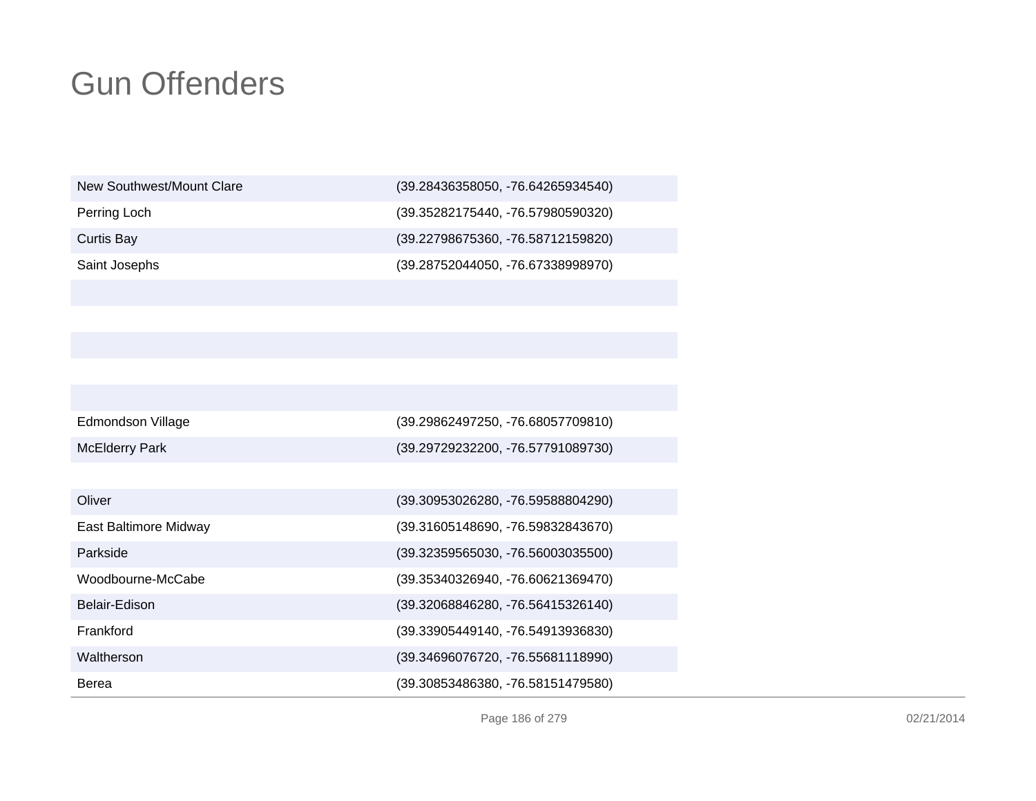# Gun Offenders

| | |
|---|---|
| New Southwest/Mount Clare | (39.28436358050, -76.64265934540) |
| Perring Loch | (39.35282175440, -76.57980590320) |
| Curtis Bay | (39.22798675360, -76.58712159820) |
| Saint Josephs | (39.28752044050, -76.67338998970) |
| | |
| | |
| | |
| | |
| | |
| Edmondson Village | (39.29862497250, -76.68057709810) |
| McElderry Park | (39.29729232200, -76.57791089730) |
| | |
| Oliver | (39.30953026280, -76.59588804290) |
| East Baltimore Midway | (39.31605148690, -76.59832843670) |
| Parkside | (39.32359565030, -76.56003035500) |
| Woodbourne-McCabe | (39.35340326940, -76.60621369470) |
| Belair-Edison | (39.32068846280, -76.56415326140) |
| Frankford | (39.33905449140, -76.54913936830) |
| Waltherson | (39.34696076720, -76.55681118990) |
| Berea | (39.30853486380, -76.58151479580) |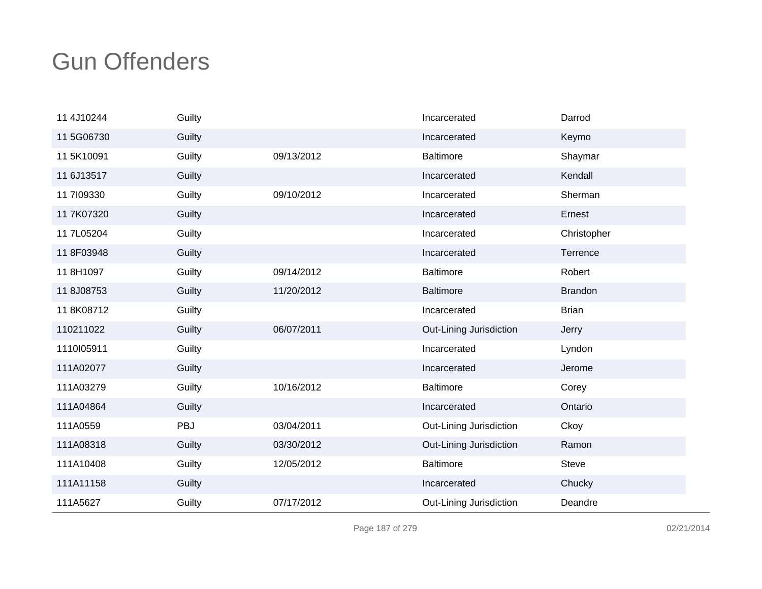# Gun Offenders

| | | | | |
|---|---|---|---|---|
| 11 4J10244 | Guilty | | Incarcerated | Darrod |
| 11 5G06730 | Guilty | | Incarcerated | Keymo |
| 11 5K10091 | Guilty | 09/13/2012 | Baltimore | Shaymar |
| 11 6J13517 | Guilty | | Incarcerated | Kendall |
| 11 7I09330 | Guilty | 09/10/2012 | Incarcerated | Sherman |
| 11 7K07320 | Guilty | | Incarcerated | Ernest |
| 11 7L05204 | Guilty | | Incarcerated | Christopher |
| 11 8F03948 | Guilty | | Incarcerated | Terrence |
| 11 8H1097 | Guilty | 09/14/2012 | Baltimore | Robert |
| 11 8J08753 | Guilty | 11/20/2012 | Baltimore | Brandon |
| 11 8K08712 | Guilty | | Incarcerated | Brian |
| 110211022 | Guilty | 06/07/2011 | Out-Lining Jurisdiction | Jerry |
| 1110I05911 | Guilty | | Incarcerated | Lyndon |
| 111A02077 | Guilty | | Incarcerated | Jerome |
| 111A03279 | Guilty | 10/16/2012 | Baltimore | Corey |
| 111A04864 | Guilty | | Incarcerated | Ontario |
| 111A0559 | PBJ | 03/04/2011 | Out-Lining Jurisdiction | Ckoy |
| 111A08318 | Guilty | 03/30/2012 | Out-Lining Jurisdiction | Ramon |
| 111A10408 | Guilty | 12/05/2012 | Baltimore | Steve |
| 111A11158 | Guilty | | Incarcerated | Chucky |
| 111A5627 | Guilty | 07/17/2012 | Out-Lining Jurisdiction | Deandre |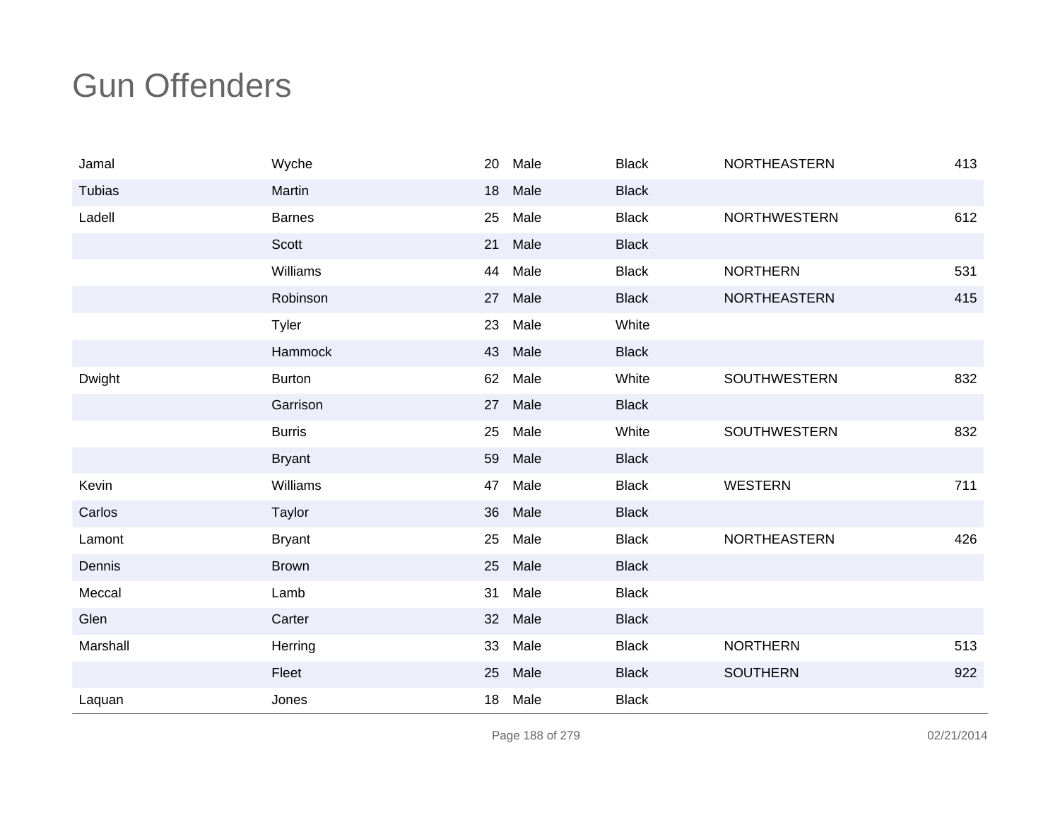# Gun Offenders

| | | | | | | |
|---|---|---|---|---|---|---|
| Jamal | Wyche | 20 | Male | Black | NORTHEASTERN | 413 |
| Tubias | Martin | 18 | Male | Black | | |
| Ladell | Barnes | 25 | Male | Black | NORTHWESTERN | 612 |
| | Scott | 21 | Male | Black | | |
| | Williams | 44 | Male | Black | NORTHERN | 531 |
| | Robinson | 27 | Male | Black | NORTHEASTERN | 415 |
| | Tyler | 23 | Male | White | | |
| | Hammock | 43 | Male | Black | | |
| Dwight | Burton | 62 | Male | White | SOUTHWESTERN | 832 |
| | Garrison | 27 | Male | Black | | |
| | Burris | 25 | Male | White | SOUTHWESTERN | 832 |
| | Bryant | 59 | Male | Black | | |
| Kevin | Williams | 47 | Male | Black | WESTERN | 711 |
| Carlos | Taylor | 36 | Male | Black | | |
| Lamont | Bryant | 25 | Male | Black | NORTHEASTERN | 426 |
| Dennis | Brown | 25 | Male | Black | | |
| Meccal | Lamb | 31 | Male | Black | | |
| Glen | Carter | 32 | Male | Black | | |
| Marshall | Herring | 33 | Male | Black | NORTHERN | 513 |
| | Fleet | 25 | Male | Black | SOUTHERN | 922 |
| Laquan | Jones | 18 | Male | Black | | |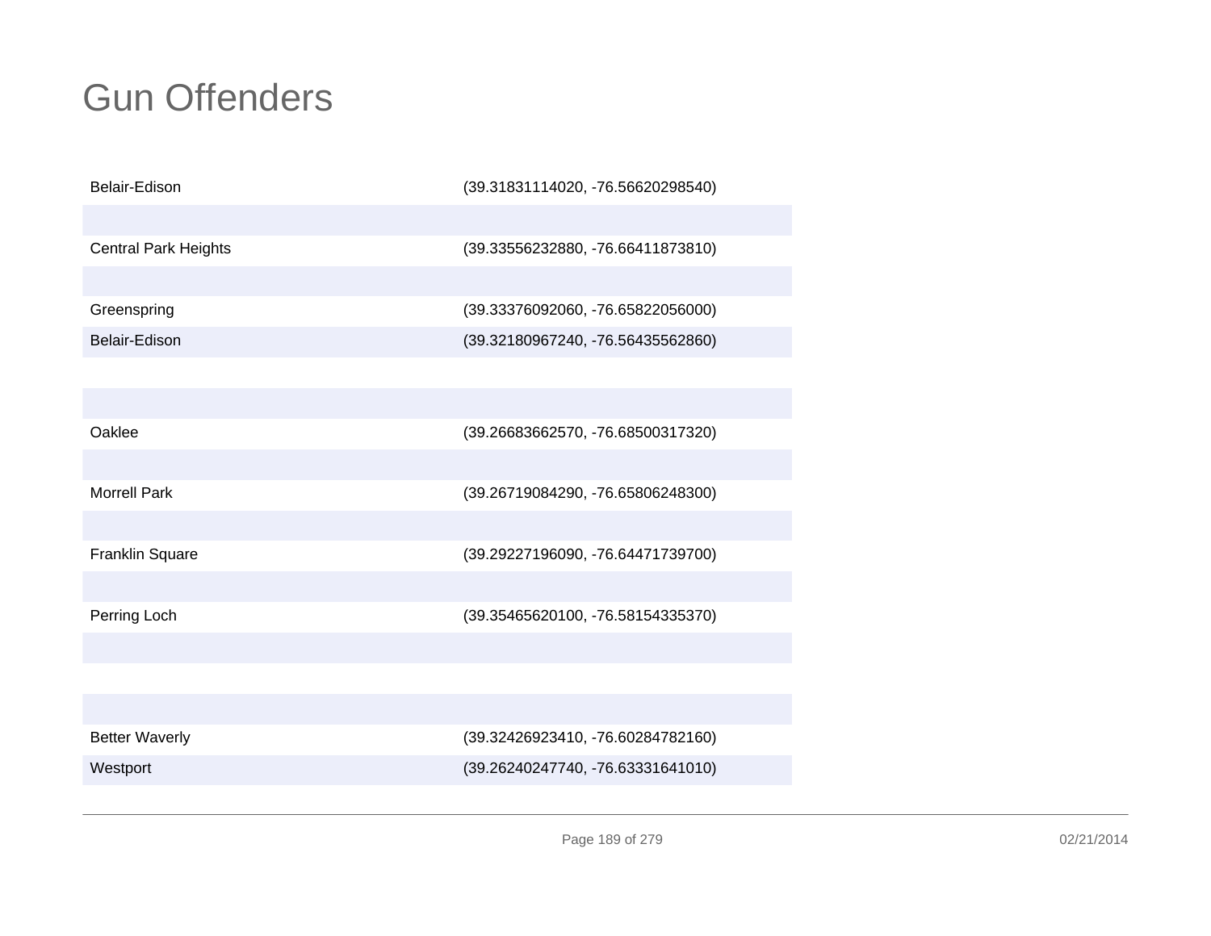# Gun Offenders

| | |
|---|---|
| Belair-Edison | (39.31831114020, -76.56620298540) |
| | |
| Central Park Heights | (39.33556232880, -76.66411873810) |
| | |
| Greenspring | (39.33376092060, -76.65822056000) |
| Belair-Edison | (39.32180967240, -76.56435562860) |
| | |
| | |
| Oaklee | (39.26683662570, -76.68500317320) |
| | |
| Morrell Park | (39.26719084290, -76.65806248300) |
| | |
| Franklin Square | (39.29227196090, -76.64471739700) |
| | |
| Perring Loch | (39.35465620100, -76.58154335370) |
| | |
| | |
| | |
| Better Waverly | (39.32426923410, -76.60284782160) |
| Westport | (39.26240247740, -76.63331641010) |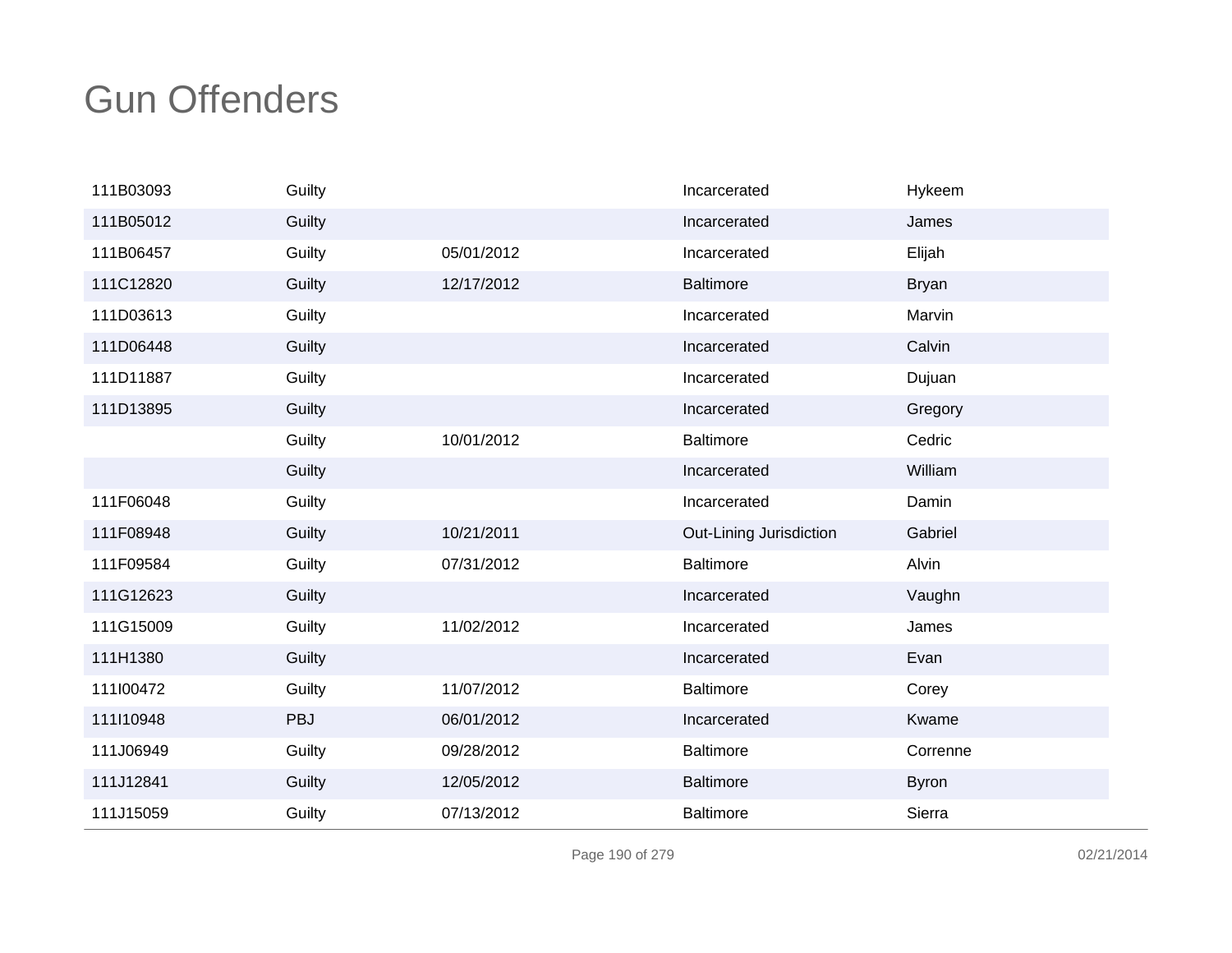# Gun Offenders

| | | | | |
|---|---|---|---|---|
| 111B03093 | Guilty | | Incarcerated | Hykeem |
| 111B05012 | Guilty | | Incarcerated | James |
| 111B06457 | Guilty | 05/01/2012 | Incarcerated | Elijah |
| 111C12820 | Guilty | 12/17/2012 | Baltimore | Bryan |
| 111D03613 | Guilty | | Incarcerated | Marvin |
| 111D06448 | Guilty | | Incarcerated | Calvin |
| 111D11887 | Guilty | | Incarcerated | Dujuan |
| 111D13895 | Guilty | | Incarcerated | Gregory |
| | Guilty | 10/01/2012 | Baltimore | Cedric |
| | Guilty | | Incarcerated | William |
| 111F06048 | Guilty | | Incarcerated | Damin |
| 111F08948 | Guilty | 10/21/2011 | Out-Lining Jurisdiction | Gabriel |
| 111F09584 | Guilty | 07/31/2012 | Baltimore | Alvin |
| 111G12623 | Guilty | | Incarcerated | Vaughn |
| 111G15009 | Guilty | 11/02/2012 | Incarcerated | James |
| 111H1380 | Guilty | | Incarcerated | Evan |
| 111I00472 | Guilty | 11/07/2012 | Baltimore | Corey |
| 111I10948 | PBJ | 06/01/2012 | Incarcerated | Kwame |
| 111J06949 | Guilty | 09/28/2012 | Baltimore | Correnne |
| 111J12841 | Guilty | 12/05/2012 | Baltimore | Byron |
| 111J15059 | Guilty | 07/13/2012 | Baltimore | Sierra |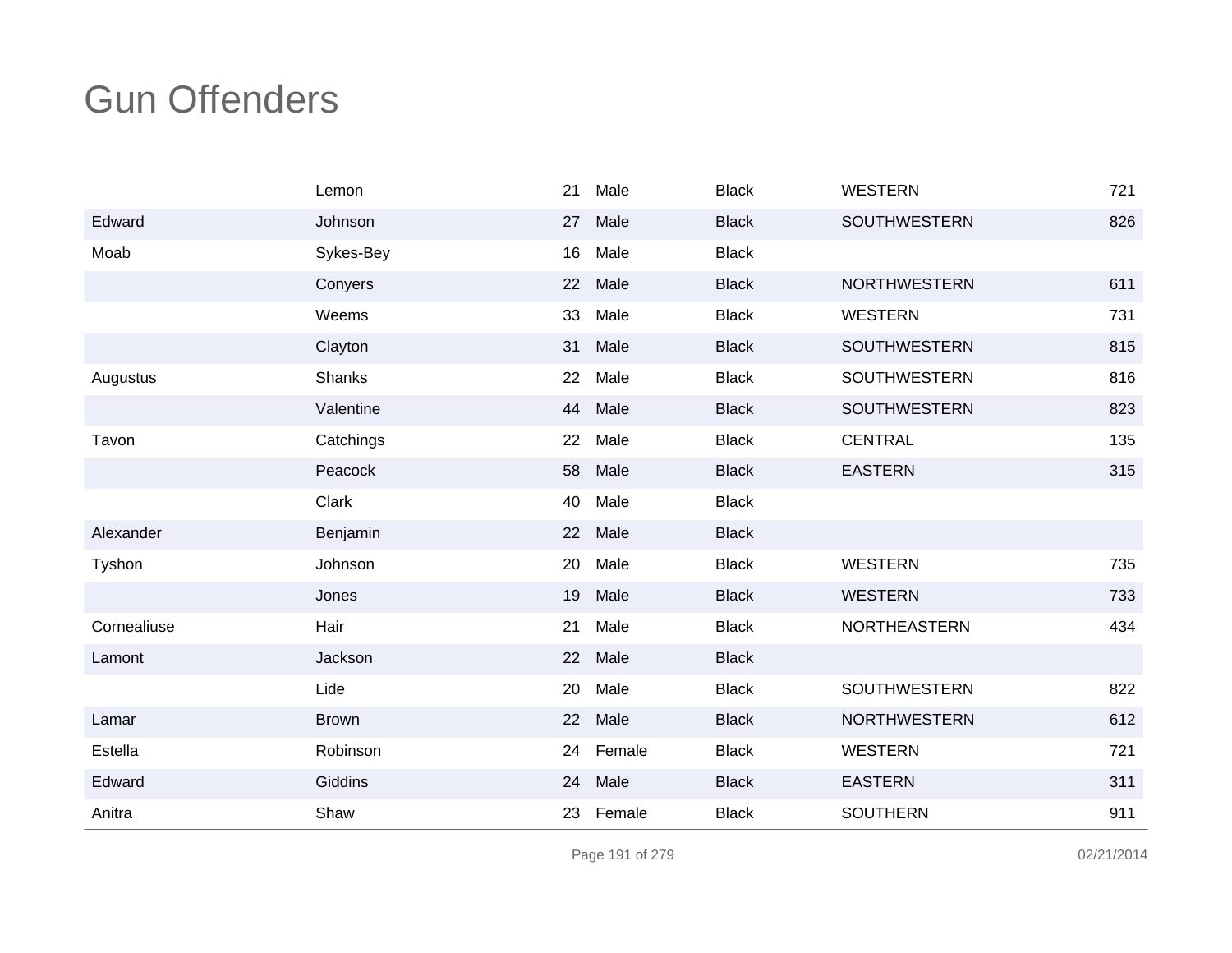# Gun Offenders

| | | | | | | |
|---|---|---|---|---|---|---|
| | Lemon | 21 | Male | Black | WESTERN | 721 |
| Edward | Johnson | 27 | Male | Black | SOUTHWESTERN | 826 |
| Moab | Sykes-Bey | 16 | Male | Black | | |
| | Conyers | 22 | Male | Black | NORTHWESTERN | 611 |
| | Weems | 33 | Male | Black | WESTERN | 731 |
| | Clayton | 31 | Male | Black | SOUTHWESTERN | 815 |
| Augustus | Shanks | 22 | Male | Black | SOUTHWESTERN | 816 |
| | Valentine | 44 | Male | Black | SOUTHWESTERN | 823 |
| Tavon | Catchings | 22 | Male | Black | CENTRAL | 135 |
| | Peacock | 58 | Male | Black | EASTERN | 315 |
| | Clark | 40 | Male | Black | | |
| Alexander | Benjamin | 22 | Male | Black | | |
| Tyshon | Johnson | 20 | Male | Black | WESTERN | 735 |
| | Jones | 19 | Male | Black | WESTERN | 733 |
| Cornealiuse | Hair | 21 | Male | Black | NORTHEASTERN | 434 |
| Lamont | Jackson | 22 | Male | Black | | |
| | Lide | 20 | Male | Black | SOUTHWESTERN | 822 |
| Lamar | Brown | 22 | Male | Black | NORTHWESTERN | 612 |
| Estella | Robinson | 24 | Female | Black | WESTERN | 721 |
| Edward | Giddins | 24 | Male | Black | EASTERN | 311 |
| Anitra | Shaw | 23 | Female | Black | SOUTHERN | 911 |

02/21/2014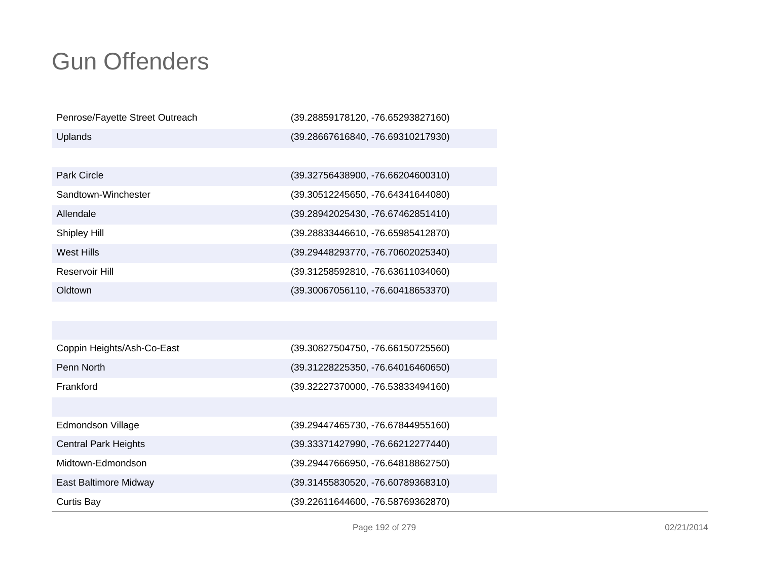# Gun Offenders

| | |
|---|---|
| Penrose/Fayette Street Outreach | (39.28859178120, -76.65293827160) |
| Uplands | (39.28667616840, -76.69310217930) |
| | |
| Park Circle | (39.32756438900, -76.66204600310) |
| Sandtown-Winchester | (39.30512245650, -76.64341644080) |
| Allendale | (39.28942025430, -76.67462851410) |
| Shipley Hill | (39.28833446610, -76.65985412870) |
| West Hills | (39.29448293770, -76.70602025340) |
| Reservoir Hill | (39.31258592810, -76.63611034060) |
| Oldtown | (39.30067056110, -76.60418653370) |
| | |
| | |
| Coppin Heights/Ash-Co-East | (39.30827504750, -76.66150725560) |
| Penn North | (39.31228225350, -76.64016460650) |
| Frankford | (39.32227370000, -76.53833494160) |
| | |
| Edmondson Village | (39.29447465730, -76.67844955160) |
| Central Park Heights | (39.33371427990, -76.66212277440) |
| Midtown-Edmondson | (39.29447666950, -76.64818862750) |
| East Baltimore Midway | (39.31455830520, -76.60789368310) |
| Curtis Bay | (39.22611644600, -76.58769362870) |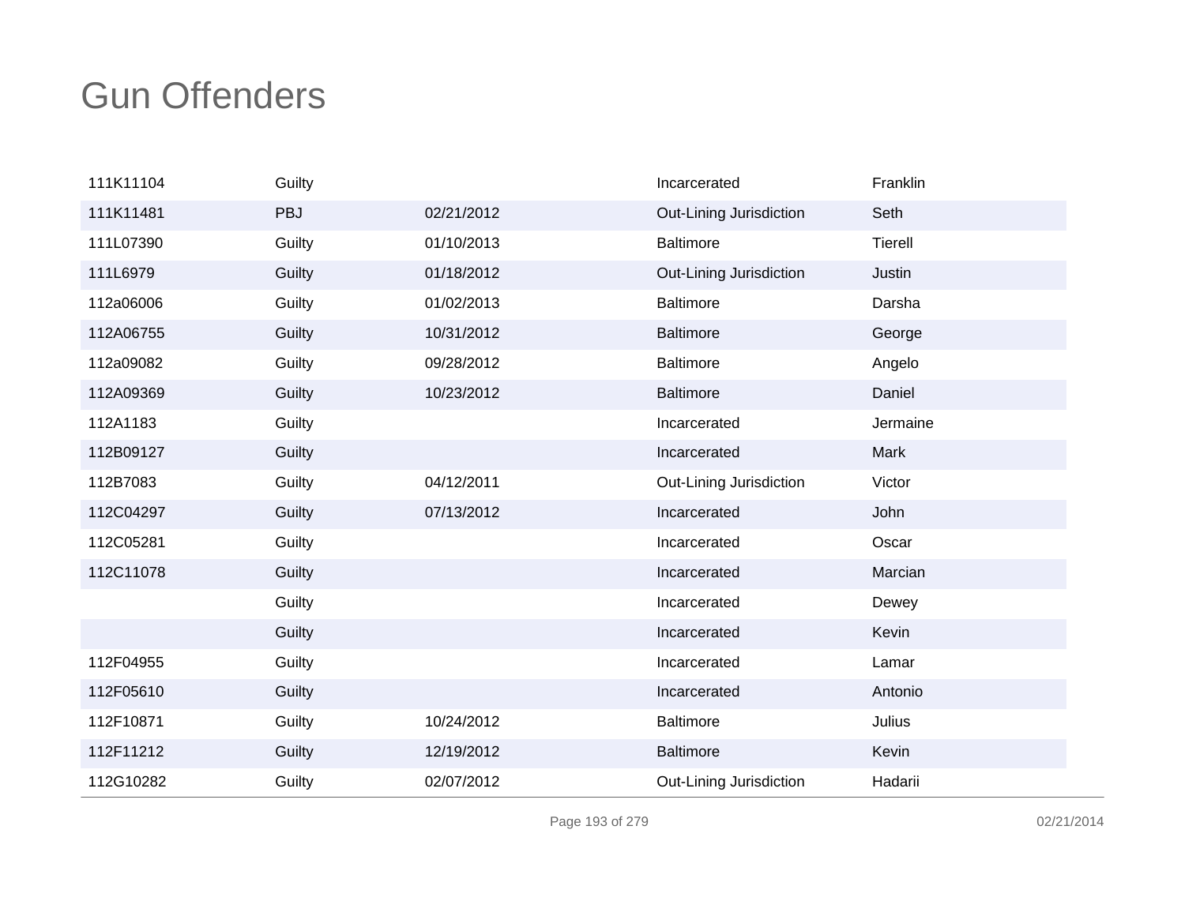# Gun Offenders

| | | | | |
|---|---|---|---|---|
| 111K11104 | Guilty | | Incarcerated | Franklin |
| 111K11481 | PBJ | 02/21/2012 | Out-Lining Jurisdiction | Seth |
| 111L07390 | Guilty | 01/10/2013 | Baltimore | Tierell |
| 111L6979 | Guilty | 01/18/2012 | Out-Lining Jurisdiction | Justin |
| 112a06006 | Guilty | 01/02/2013 | Baltimore | Darsha |
| 112A06755 | Guilty | 10/31/2012 | Baltimore | George |
| 112a09082 | Guilty | 09/28/2012 | Baltimore | Angelo |
| 112A09369 | Guilty | 10/23/2012 | Baltimore | Daniel |
| 112A1183 | Guilty | | Incarcerated | Jermaine |
| 112B09127 | Guilty | | Incarcerated | Mark |
| 112B7083 | Guilty | 04/12/2011 | Out-Lining Jurisdiction | Victor |
| 112C04297 | Guilty | 07/13/2012 | Incarcerated | John |
| 112C05281 | Guilty | | Incarcerated | Oscar |
| 112C11078 | Guilty | | Incarcerated | Marcian |
| | Guilty | | Incarcerated | Dewey |
| | Guilty | | Incarcerated | Kevin |
| 112F04955 | Guilty | | Incarcerated | Lamar |
| 112F05610 | Guilty | | Incarcerated | Antonio |
| 112F10871 | Guilty | 10/24/2012 | Baltimore | Julius |
| 112F11212 | Guilty | 12/19/2012 | Baltimore | Kevin |
| 112G10282 | Guilty | 02/07/2012 | Out-Lining Jurisdiction | Hadarii |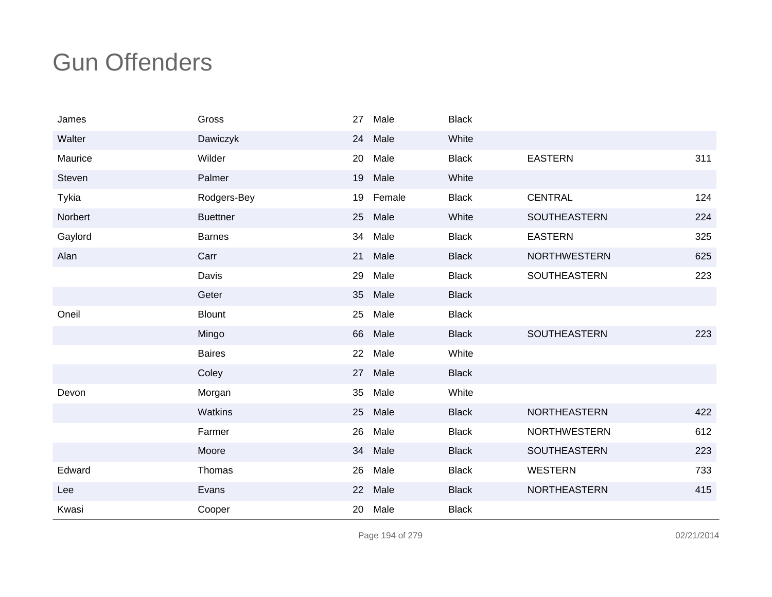# Gun Offenders

| | | | | | | |
|---|---|---|---|---|---|---|
| James | Gross | 27 | Male | Black | | |
| Walter | Dawiczyk | 24 | Male | White | | |
| Maurice | Wilder | 20 | Male | Black | EASTERN | 311 |
| Steven | Palmer | 19 | Male | White | | |
| Tykia | Rodgers-Bey | 19 | Female | Black | CENTRAL | 124 |
| Norbert | Buettner | 25 | Male | White | SOUTHEASTERN | 224 |
| Gaylord | Barnes | 34 | Male | Black | EASTERN | 325 |
| Alan | Carr | 21 | Male | Black | NORTHWESTERN | 625 |
| | Davis | 29 | Male | Black | SOUTHEASTERN | 223 |
| | Geter | 35 | Male | Black | | |
| Oneil | Blount | 25 | Male | Black | | |
| | Mingo | 66 | Male | Black | SOUTHEASTERN | 223 |
| | Baires | 22 | Male | White | | |
| | Coley | 27 | Male | Black | | |
| Devon | Morgan | 35 | Male | White | | |
| | Watkins | 25 | Male | Black | NORTHEASTERN | 422 |
| | Farmer | 26 | Male | Black | NORTHWESTERN | 612 |
| | Moore | 34 | Male | Black | SOUTHEASTERN | 223 |
| Edward | Thomas | 26 | Male | Black | WESTERN | 733 |
| Lee | Evans | 22 | Male | Black | NORTHEASTERN | 415 |
| Kwasi | Cooper | 20 | Male | Black | | |

02/21/2014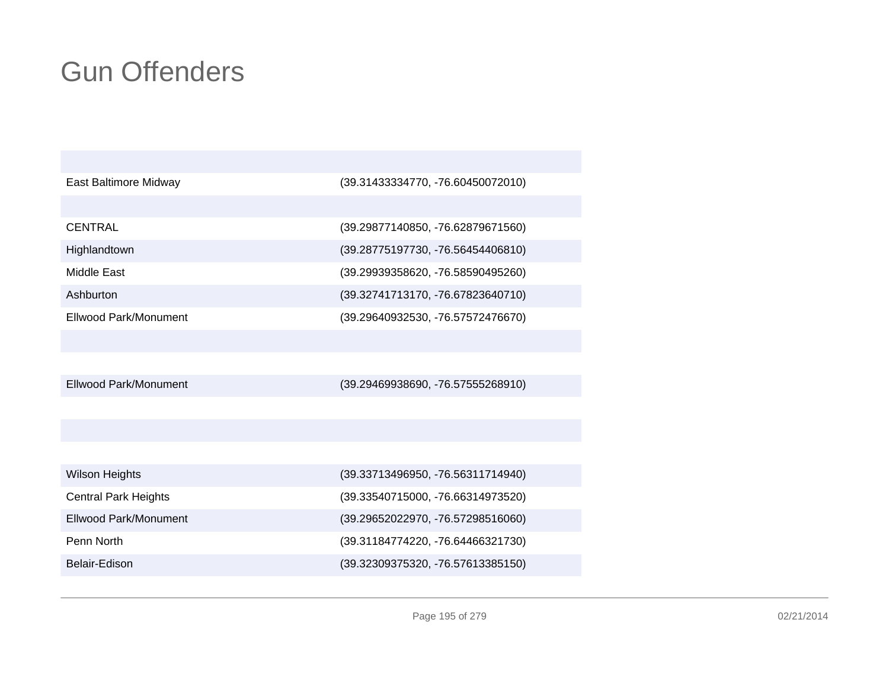# Gun Offenders

| | |
|---|---|
| | |
| East Baltimore Midway | (39.31433334770, -76.60450072010) |
| | |
| CENTRAL | (39.29877140850, -76.62879671560) |
| Highlandtown | (39.28775197730, -76.56454406810) |
| Middle East | (39.29939358620, -76.58590495260) |
| Ashburton | (39.32741713170, -76.67823640710) |
| Ellwood Park/Monument | (39.29640932530, -76.57572476670) |
| | |
| | |
| Ellwood Park/Monument | (39.29469938690, -76.57555268910) |
| | |
| | |
| | |
| Wilson Heights | (39.33713496950, -76.56311714940) |
| Central Park Heights | (39.33540715000, -76.66314973520) |
| Ellwood Park/Monument | (39.29652022970, -76.57298516060) |
| Penn North | (39.31184774220, -76.64466321730) |
| Belair-Edison | (39.32309375320, -76.57613385150) |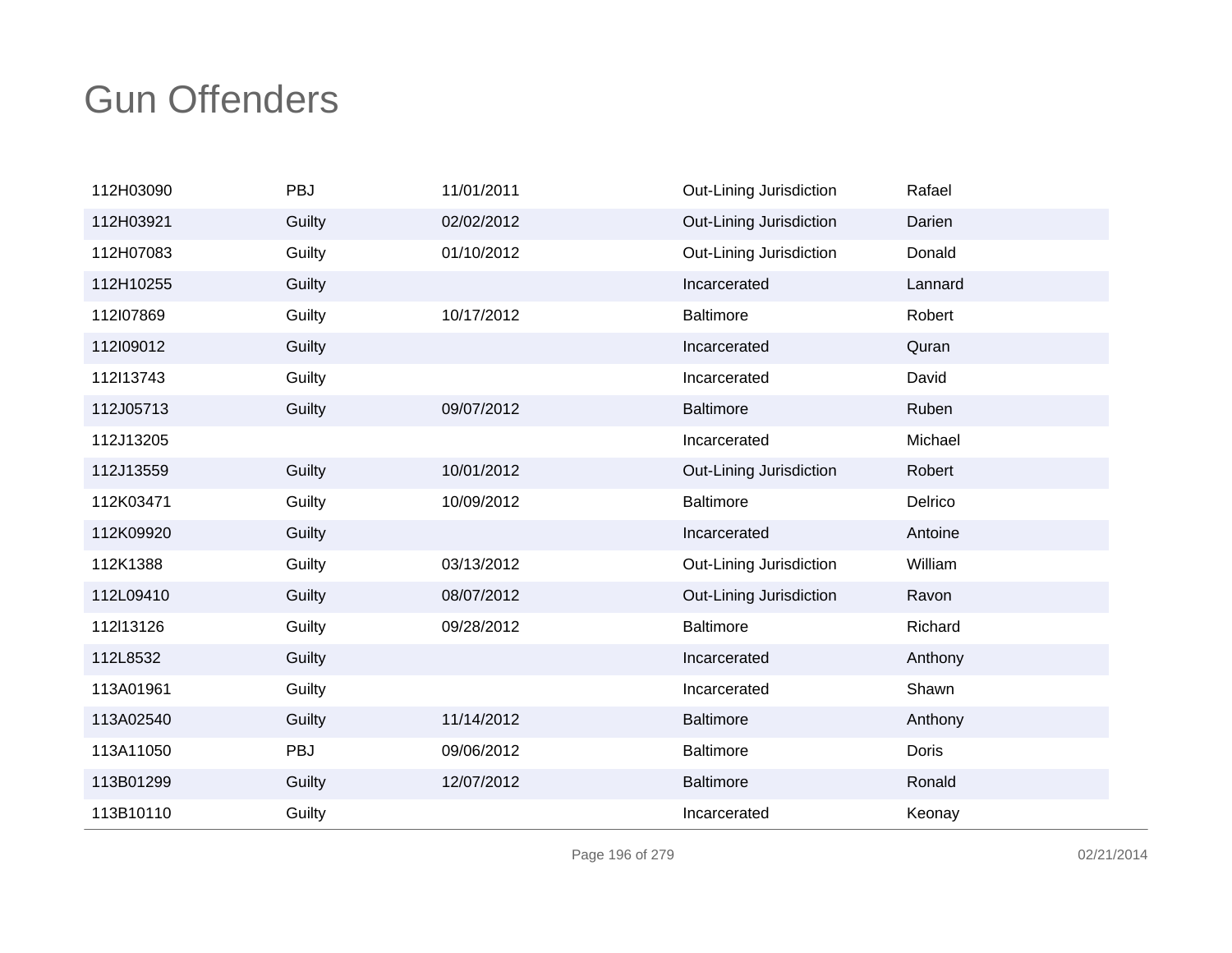# Gun Offenders

| | | | | |
|---|---|---|---|---|
| 112H03090 | PBJ | 11/01/2011 | Out-Lining Jurisdiction | Rafael |
| 112H03921 | Guilty | 02/02/2012 | Out-Lining Jurisdiction | Darien |
| 112H07083 | Guilty | 01/10/2012 | Out-Lining Jurisdiction | Donald |
| 112H10255 | Guilty | | Incarcerated | Lannard |
| 112I07869 | Guilty | 10/17/2012 | Baltimore | Robert |
| 112I09012 | Guilty | | Incarcerated | Quran |
| 112I13743 | Guilty | | Incarcerated | David |
| 112J05713 | Guilty | 09/07/2012 | Baltimore | Ruben |
| 112J13205 | | | Incarcerated | Michael |
| 112J13559 | Guilty | 10/01/2012 | Out-Lining Jurisdiction | Robert |
| 112K03471 | Guilty | 10/09/2012 | Baltimore | Delrico |
| 112K09920 | Guilty | | Incarcerated | Antoine |
| 112K1388 | Guilty | 03/13/2012 | Out-Lining Jurisdiction | William |
| 112L09410 | Guilty | 08/07/2012 | Out-Lining Jurisdiction | Ravon |
| 112l13126 | Guilty | 09/28/2012 | Baltimore | Richard |
| 112L8532 | Guilty | | Incarcerated | Anthony |
| 113A01961 | Guilty | | Incarcerated | Shawn |
| 113A02540 | Guilty | 11/14/2012 | Baltimore | Anthony |
| 113A11050 | PBJ | 09/06/2012 | Baltimore | Doris |
| 113B01299 | Guilty | 12/07/2012 | Baltimore | Ronald |
| 113B10110 | Guilty | | Incarcerated | Keonay |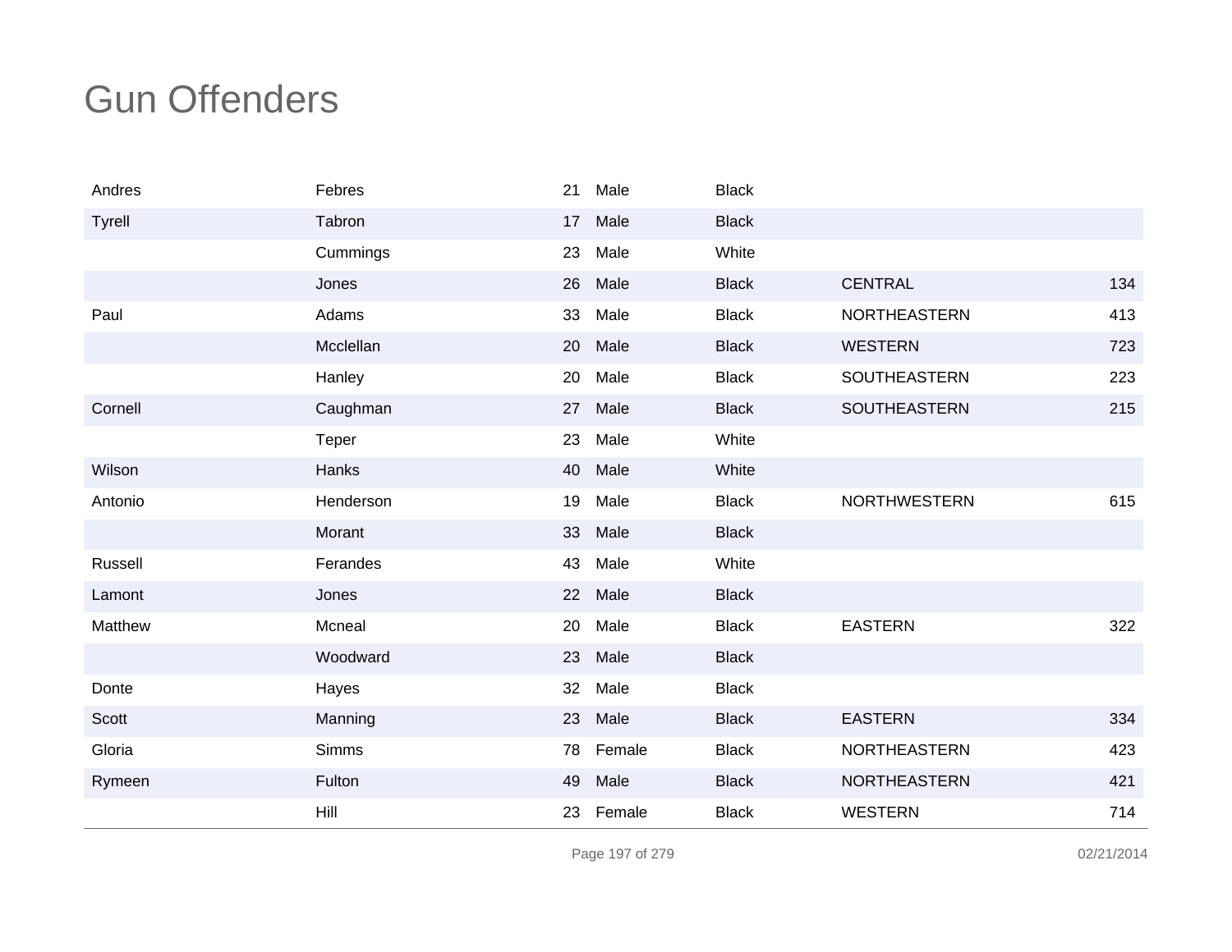# Gun Offenders

| | | | | | | |
|---|---|---|---|---|---|---|
| Andres | Febres | 21 | Male | Black | | |
| Tyrell | Tabron | 17 | Male | Black | | |
| | Cummings | 23 | Male | White | | |
| | Jones | 26 | Male | Black | CENTRAL | 134 |
| Paul | Adams | 33 | Male | Black | NORTHEASTERN | 413 |
| | Mcclellan | 20 | Male | Black | WESTERN | 723 |
| | Hanley | 20 | Male | Black | SOUTHEASTERN | 223 |
| Cornell | Caughman | 27 | Male | Black | SOUTHEASTERN | 215 |
| | Teper | 23 | Male | White | | |
| Wilson | Hanks | 40 | Male | White | | |
| Antonio | Henderson | 19 | Male | Black | NORTHWESTERN | 615 |
| | Morant | 33 | Male | Black | | |
| Russell | Ferandes | 43 | Male | White | | |
| Lamont | Jones | 22 | Male | Black | | |
| Matthew | Mcneal | 20 | Male | Black | EASTERN | 322 |
| | Woodward | 23 | Male | Black | | |
| Donte | Hayes | 32 | Male | Black | | |
| Scott | Manning | 23 | Male | Black | EASTERN | 334 |
| Gloria | Simms | 78 | Female | Black | NORTHEASTERN | 423 |
| Rymeen | Fulton | 49 | Male | Black | NORTHEASTERN | 421 |
| | Hill | 23 | Female | Black | WESTERN | 714 |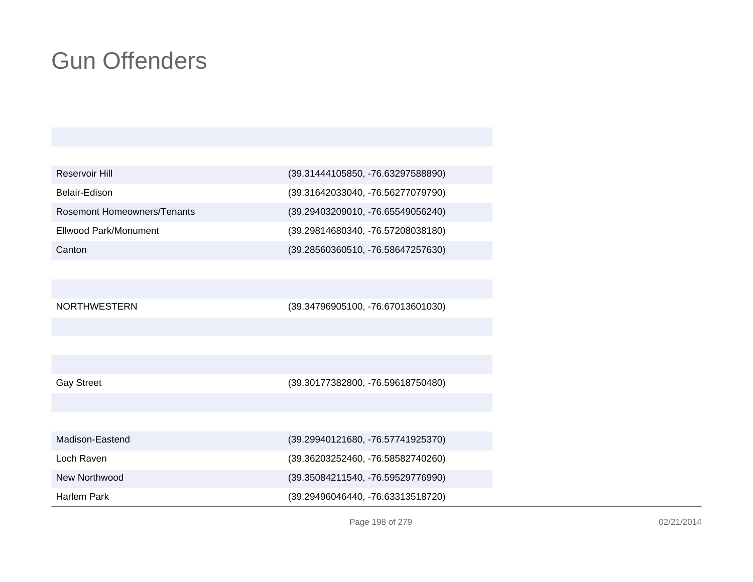# Gun Offenders

| | |
|---|---|
| | |
| | |
| Reservoir Hill | (39.31444105850, -76.63297588890) |
| Belair-Edison | (39.31642033040, -76.56277079790) |
| Rosemont Homeowners/Tenants | (39.29403209010, -76.65549056240) |
| Ellwood Park/Monument | (39.29814680340, -76.57208038180) |
| Canton | (39.28560360510, -76.58647257630) |
| | |
| | |
| NORTHWESTERN | (39.34796905100, -76.67013601030) |
| | |
| | |
| | |
| Gay Street | (39.30177382800, -76.59618750480) |
| | |
| | |
| Madison-Eastend | (39.29940121680, -76.57741925370) |
| Loch Raven | (39.36203252460, -76.58582740260) |
| New Northwood | (39.35084211540, -76.59529776990) |
| Harlem Park | (39.29496046440, -76.63313518720) |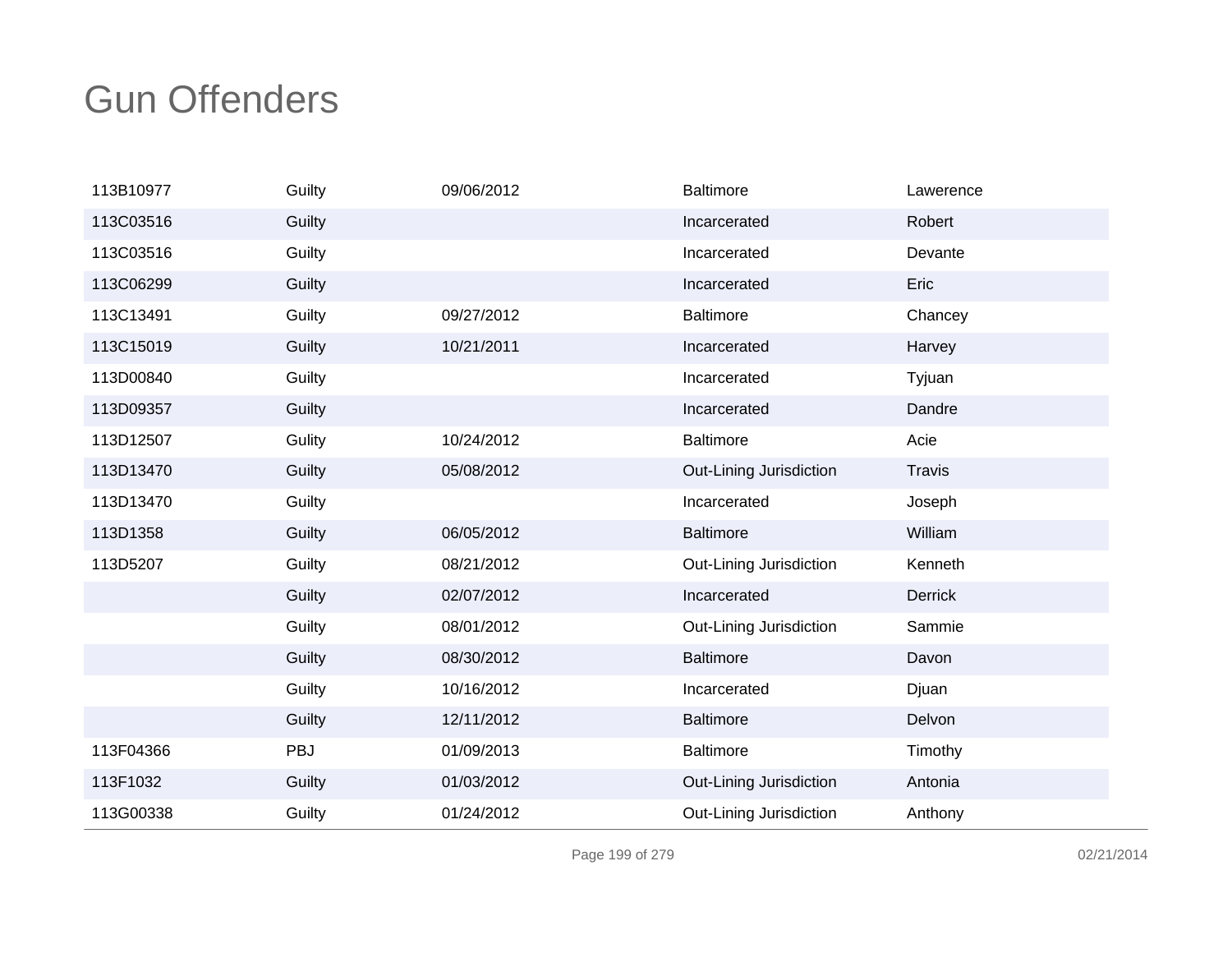# Gun Offenders

| | | | | |
|---|---|---|---|---|
| 113B10977 | Guilty | 09/06/2012 | Baltimore | Lawerence |
| 113C03516 | Guilty | | Incarcerated | Robert |
| 113C03516 | Guilty | | Incarcerated | Devante |
| 113C06299 | Guilty | | Incarcerated | Eric |
| 113C13491 | Guilty | 09/27/2012 | Baltimore | Chancey |
| 113C15019 | Guilty | 10/21/2011 | Incarcerated | Harvey |
| 113D00840 | Guilty | | Incarcerated | Tyjuan |
| 113D09357 | Guilty | | Incarcerated | Dandre |
| 113D12507 | Guilty | 10/24/2012 | Baltimore | Acie |
| 113D13470 | Guilty | 05/08/2012 | Out-Lining Jurisdiction | Travis |
| 113D13470 | Guilty | | Incarcerated | Joseph |
| 113D1358 | Guilty | 06/05/2012 | Baltimore | William |
| 113D5207 | Guilty | 08/21/2012 | Out-Lining Jurisdiction | Kenneth |
| | Guilty | 02/07/2012 | Incarcerated | Derrick |
| | Guilty | 08/01/2012 | Out-Lining Jurisdiction | Sammie |
| | Guilty | 08/30/2012 | Baltimore | Davon |
| | Guilty | 10/16/2012 | Incarcerated | Djuan |
| | Guilty | 12/11/2012 | Baltimore | Delvon |
| 113F04366 | PBJ | 01/09/2013 | Baltimore | Timothy |
| 113F1032 | Guilty | 01/03/2012 | Out-Lining Jurisdiction | Antonia |
| 113G00338 | Guilty | 01/24/2012 | Out-Lining Jurisdiction | Anthony |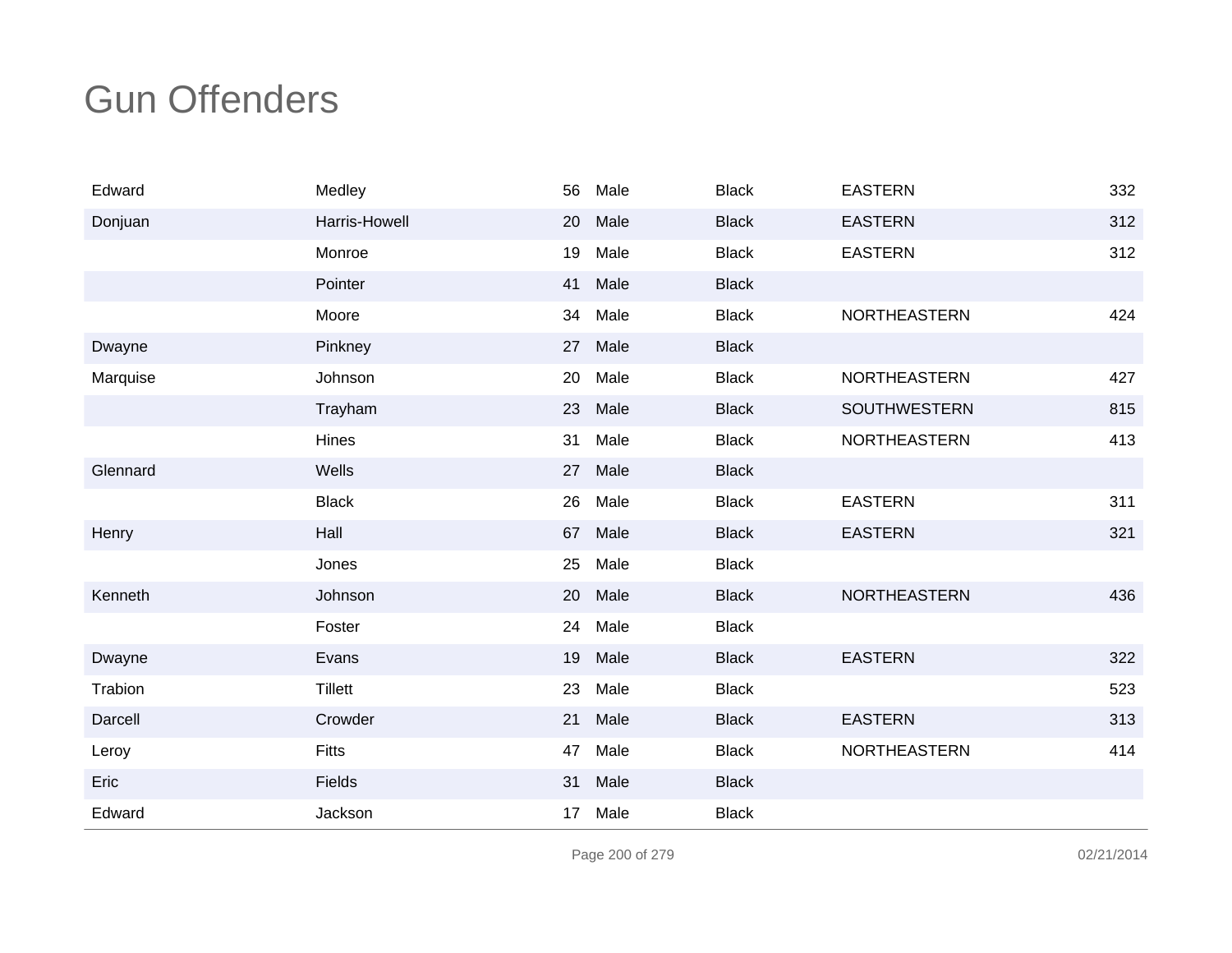# Gun Offenders

| | | | | | | |
|---|---|---|---|---|---|---|
| Edward | Medley | 56 | Male | Black | EASTERN | 332 |
| Donjuan | Harris-Howell | 20 | Male | Black | EASTERN | 312 |
| | Monroe | 19 | Male | Black | EASTERN | 312 |
| | Pointer | 41 | Male | Black | | |
| | Moore | 34 | Male | Black | NORTHEASTERN | 424 |
| Dwayne | Pinkney | 27 | Male | Black | | |
| Marquise | Johnson | 20 | Male | Black | NORTHEASTERN | 427 |
| | Trayham | 23 | Male | Black | SOUTHWESTERN | 815 |
| | Hines | 31 | Male | Black | NORTHEASTERN | 413 |
| Glennard | Wells | 27 | Male | Black | | |
| | Black | 26 | Male | Black | EASTERN | 311 |
| Henry | Hall | 67 | Male | Black | EASTERN | 321 |
| | Jones | 25 | Male | Black | | |
| Kenneth | Johnson | 20 | Male | Black | NORTHEASTERN | 436 |
| | Foster | 24 | Male | Black | | |
| Dwayne | Evans | 19 | Male | Black | EASTERN | 322 |
| Trabion | Tillett | 23 | Male | Black | | 523 |
| Darcell | Crowder | 21 | Male | Black | EASTERN | 313 |
| Leroy | Fitts | 47 | Male | Black | NORTHEASTERN | 414 |
| Eric | Fields | 31 | Male | Black | | |
| Edward | Jackson | 17 | Male | Black | | |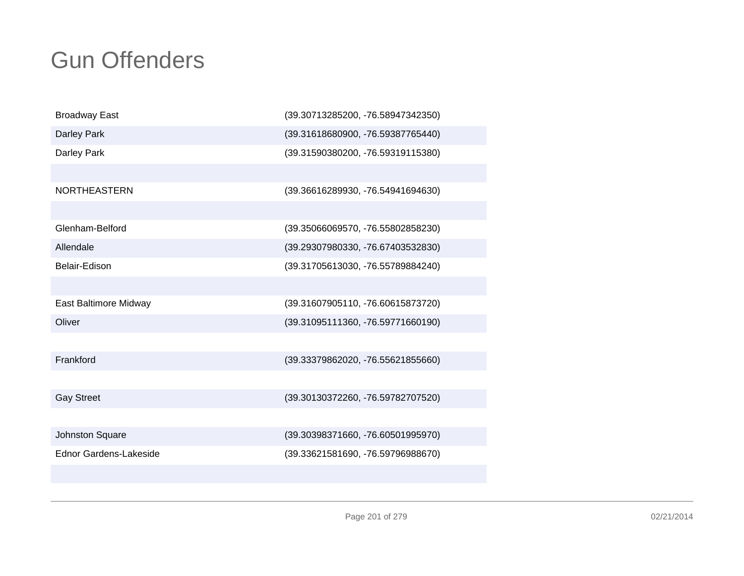# Gun Offenders

| | |
|---|---|
| Broadway East | (39.30713285200, -76.58947342350) |
| Darley Park | (39.31618680900, -76.59387765440) |
| Darley Park | (39.31590380200, -76.59319115380) |
| | |
| NORTHEASTERN | (39.36616289930, -76.54941694630) |
| | |
| Glenham-Belford | (39.35066069570, -76.55802858230) |
| Allendale | (39.29307980330, -76.67403532830) |
| Belair-Edison | (39.31705613030, -76.55789884240) |
| | |
| East Baltimore Midway | (39.31607905110, -76.60615873720) |
| Oliver | (39.31095111360, -76.59771660190) |
| | |
| Frankford | (39.33379862020, -76.55621855660) |
| | |
| Gay Street | (39.30130372260, -76.59782707520) |
| | |
| Johnston Square | (39.30398371660, -76.60501995970) |
| Ednor Gardens-Lakeside | (39.33621581690, -76.59796988670) |
| | |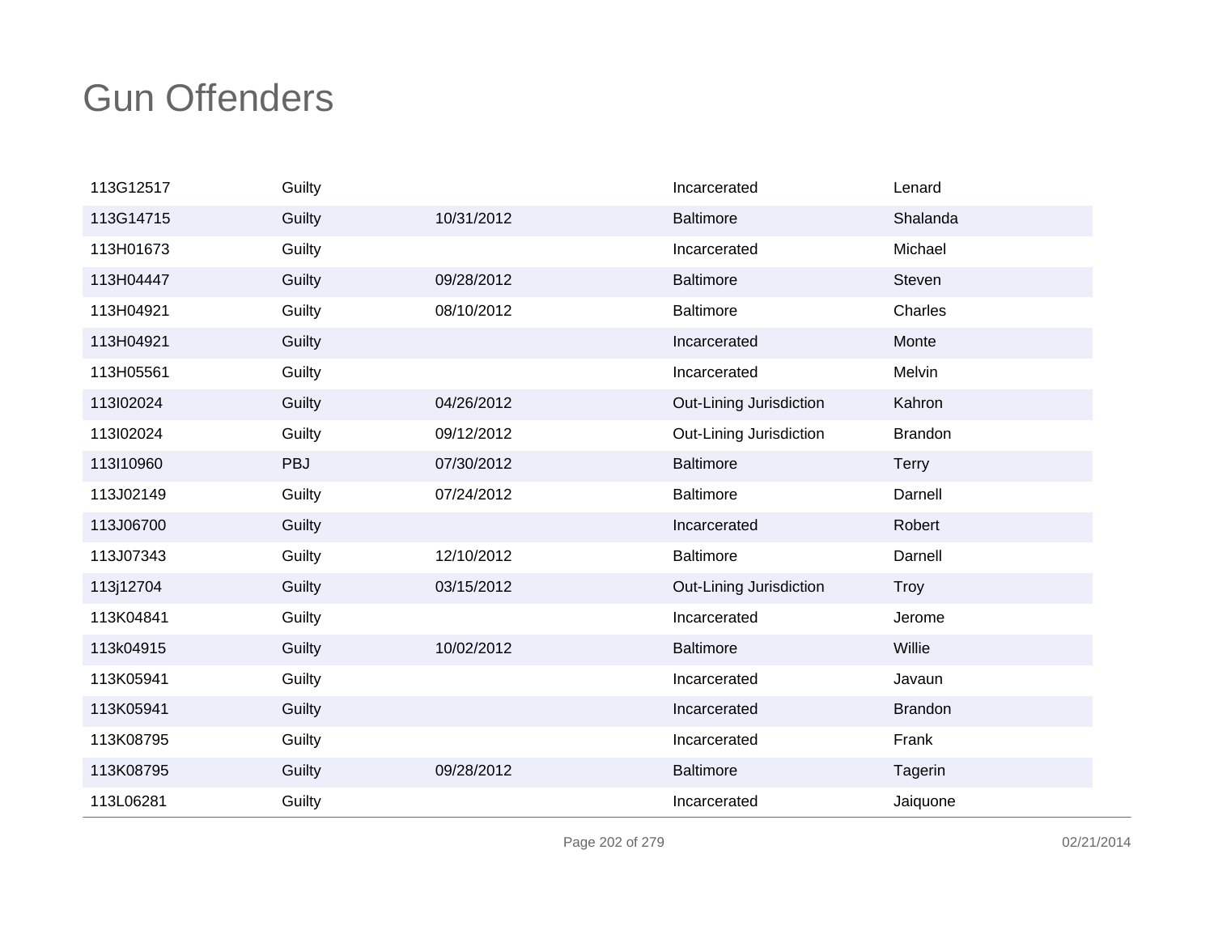# Gun Offenders

| | | | | |
|---|---|---|---|---|
| 113G12517 | Guilty | | Incarcerated | Lenard |
| 113G14715 | Guilty | 10/31/2012 | Baltimore | Shalanda |
| 113H01673 | Guilty | | Incarcerated | Michael |
| 113H04447 | Guilty | 09/28/2012 | Baltimore | Steven |
| 113H04921 | Guilty | 08/10/2012 | Baltimore | Charles |
| 113H04921 | Guilty | | Incarcerated | Monte |
| 113H05561 | Guilty | | Incarcerated | Melvin |
| 113I02024 | Guilty | 04/26/2012 | Out-Lining Jurisdiction | Kahron |
| 113I02024 | Guilty | 09/12/2012 | Out-Lining Jurisdiction | Brandon |
| 113I10960 | PBJ | 07/30/2012 | Baltimore | Terry |
| 113J02149 | Guilty | 07/24/2012 | Baltimore | Darnell |
| 113J06700 | Guilty | | Incarcerated | Robert |
| 113J07343 | Guilty | 12/10/2012 | Baltimore | Darnell |
| 113j12704 | Guilty | 03/15/2012 | Out-Lining Jurisdiction | Troy |
| 113K04841 | Guilty | | Incarcerated | Jerome |
| 113k04915 | Guilty | 10/02/2012 | Baltimore | Willie |
| 113K05941 | Guilty | | Incarcerated | Javaun |
| 113K05941 | Guilty | | Incarcerated | Brandon |
| 113K08795 | Guilty | | Incarcerated | Frank |
| 113K08795 | Guilty | 09/28/2012 | Baltimore | Tagerin |
| 113L06281 | Guilty | | Incarcerated | Jaiquone |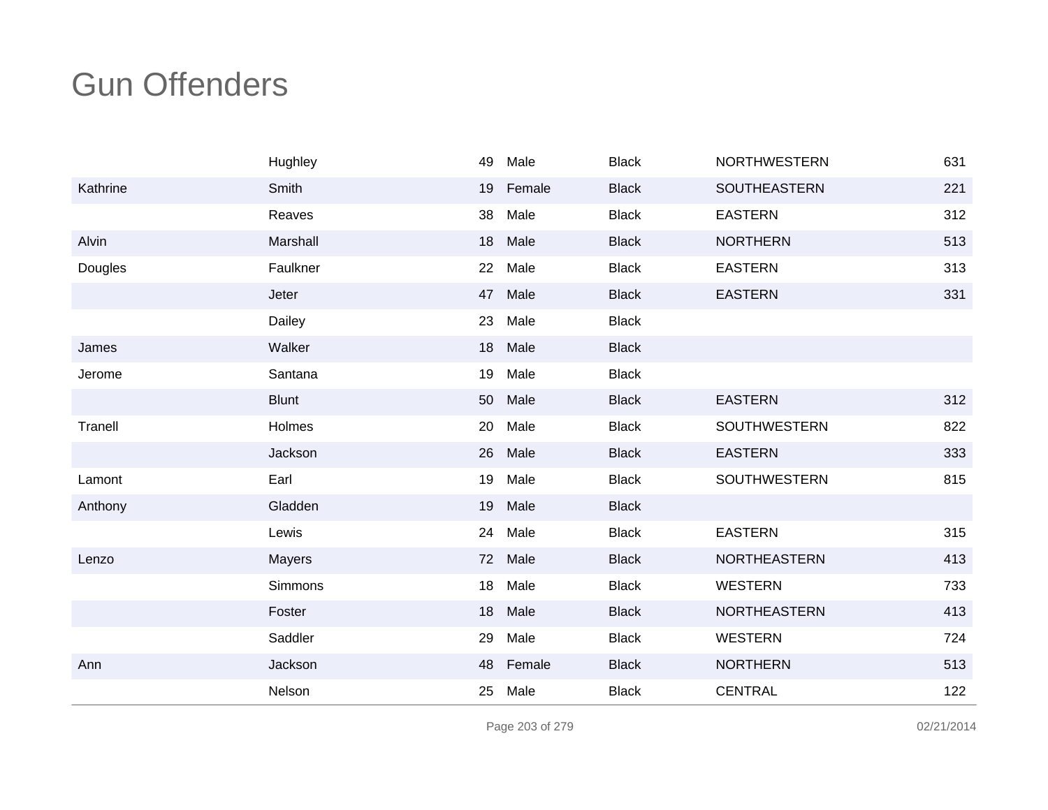# Gun Offenders

| | | | | | | |
|---|---|---|---|---|---|---|
| | Hughley | 49 | Male | Black | NORTHWESTERN | 631 |
| Kathrine | Smith | 19 | Female | Black | SOUTHEASTERN | 221 |
| | Reaves | 38 | Male | Black | EASTERN | 312 |
| Alvin | Marshall | 18 | Male | Black | NORTHERN | 513 |
| Dougles | Faulkner | 22 | Male | Black | EASTERN | 313 |
| | Jeter | 47 | Male | Black | EASTERN | 331 |
| | Dailey | 23 | Male | Black | | |
| James | Walker | 18 | Male | Black | | |
| Jerome | Santana | 19 | Male | Black | | |
| | Blunt | 50 | Male | Black | EASTERN | 312 |
| Tranell | Holmes | 20 | Male | Black | SOUTHWESTERN | 822 |
| | Jackson | 26 | Male | Black | EASTERN | 333 |
| Lamont | Earl | 19 | Male | Black | SOUTHWESTERN | 815 |
| Anthony | Gladden | 19 | Male | Black | | |
| | Lewis | 24 | Male | Black | EASTERN | 315 |
| Lenzo | Mayers | 72 | Male | Black | NORTHEASTERN | 413 |
| | Simmons | 18 | Male | Black | WESTERN | 733 |
| | Foster | 18 | Male | Black | NORTHEASTERN | 413 |
| | Saddler | 29 | Male | Black | WESTERN | 724 |
| Ann | Jackson | 48 | Female | Black | NORTHERN | 513 |
| | Nelson | 25 | Male | Black | CENTRAL | 122 |

02/21/2014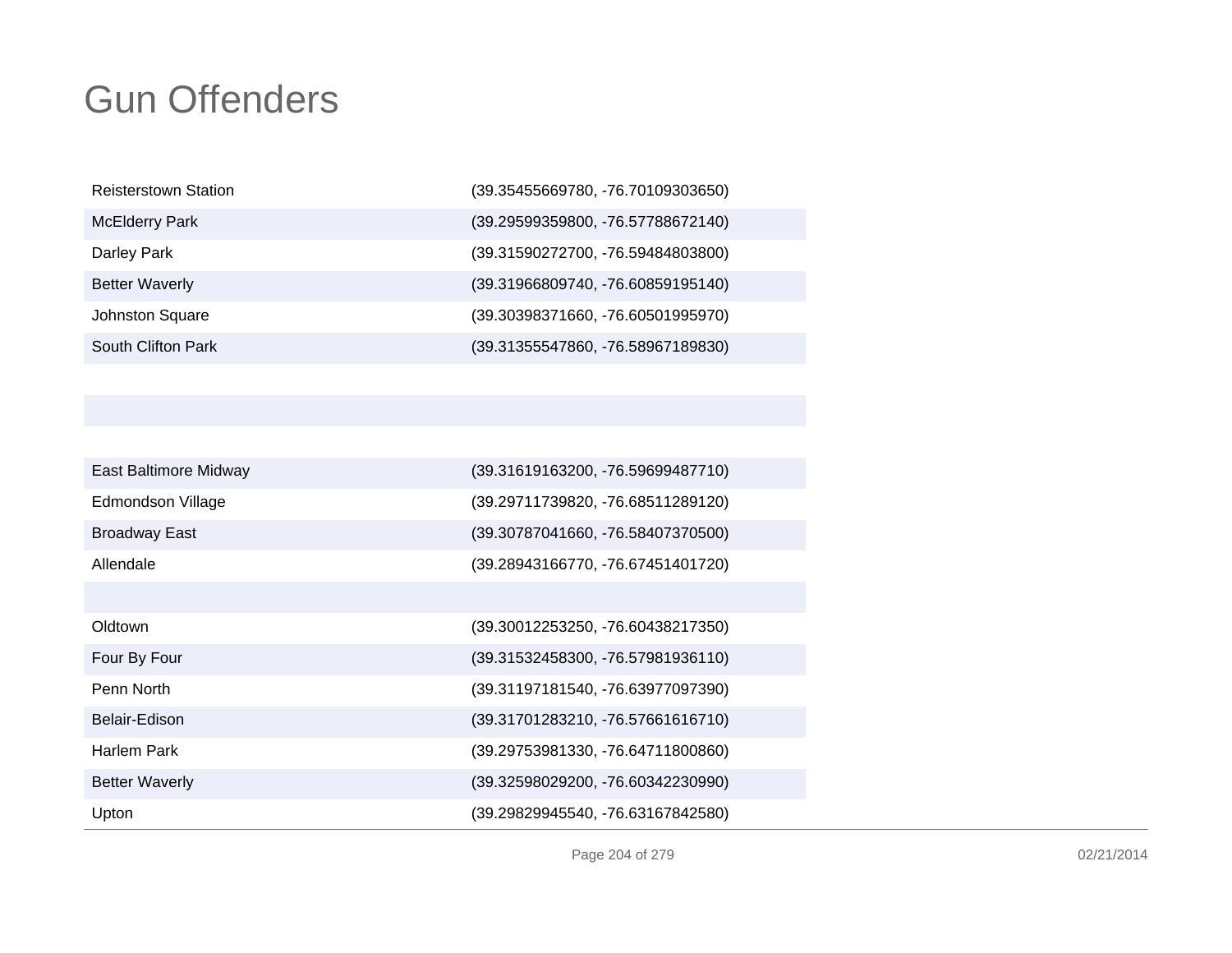# Gun Offenders

| | |
|---|---|
| Reisterstown Station | (39.35455669780, -76.70109303650) |
| McElderry Park | (39.29599359800, -76.57788672140) |
| Darley Park | (39.31590272700, -76.59484803800) |
| Better Waverly | (39.31966809740, -76.60859195140) |
| Johnston Square | (39.30398371660, -76.60501995970) |
| South Clifton Park | (39.31355547860, -76.58967189830) |
| | |
| | |
| | |
| East Baltimore Midway | (39.31619163200, -76.59699487710) |
| Edmondson Village | (39.29711739820, -76.68511289120) |
| Broadway East | (39.30787041660, -76.58407370500) |
| Allendale | (39.28943166770, -76.67451401720) |
| | |
| Oldtown | (39.30012253250, -76.60438217350) |
| Four By Four | (39.31532458300, -76.57981936110) |
| Penn North | (39.31197181540, -76.63977097390) |
| Belair-Edison | (39.31701283210, -76.57661616710) |
| Harlem Park | (39.29753981330, -76.64711800860) |
| Better Waverly | (39.32598029200, -76.60342230990) |
| Upton | (39.29829945540, -76.63167842580) |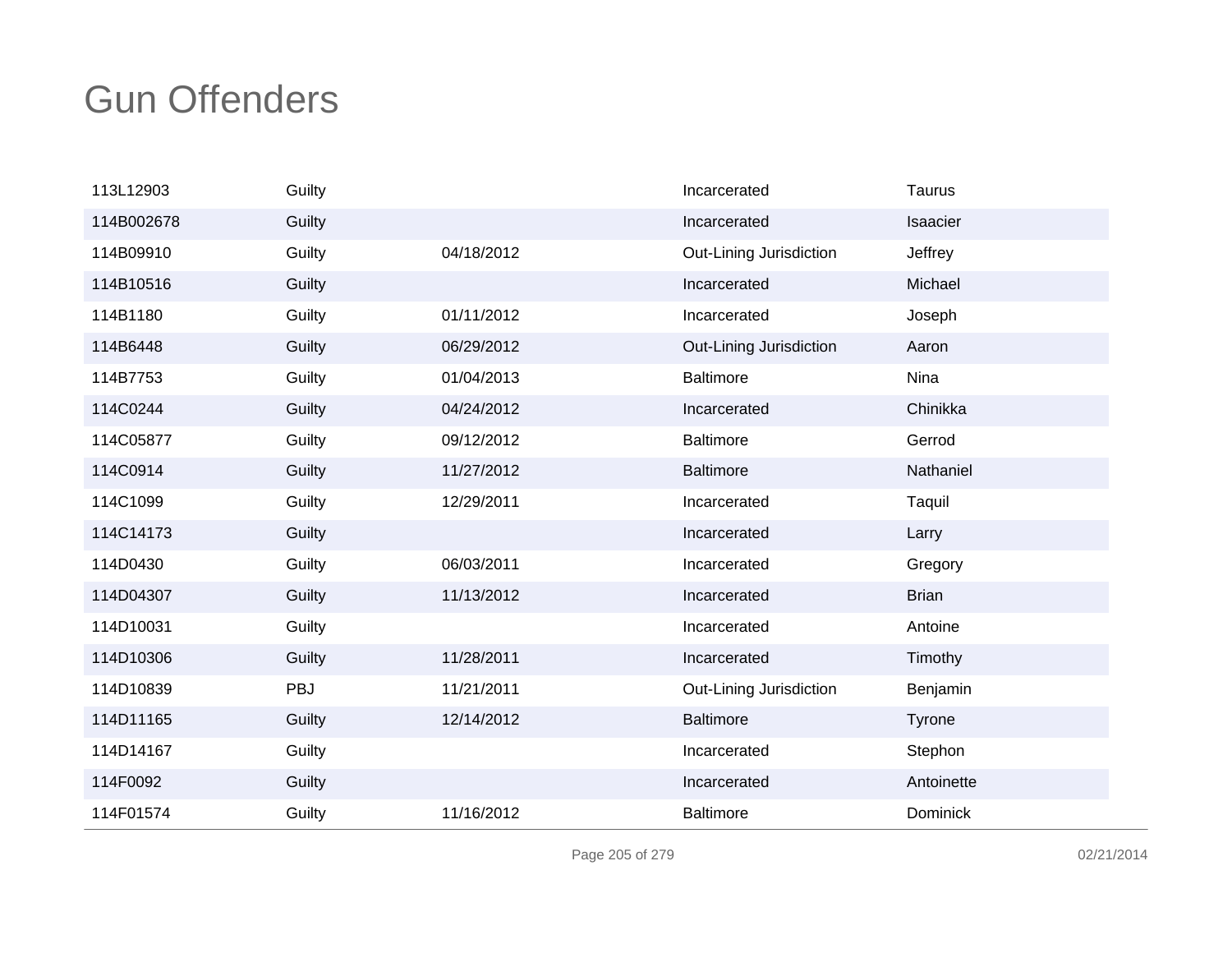# Gun Offenders

| | | | | |
|---|---|---|---|---|
| 113L12903 | Guilty | | Incarcerated | Taurus |
| 114B002678 | Guilty | | Incarcerated | Isaacier |
| 114B09910 | Guilty | 04/18/2012 | Out-Lining Jurisdiction | Jeffrey |
| 114B10516 | Guilty | | Incarcerated | Michael |
| 114B1180 | Guilty | 01/11/2012 | Incarcerated | Joseph |
| 114B6448 | Guilty | 06/29/2012 | Out-Lining Jurisdiction | Aaron |
| 114B7753 | Guilty | 01/04/2013 | Baltimore | Nina |
| 114C0244 | Guilty | 04/24/2012 | Incarcerated | Chinikka |
| 114C05877 | Guilty | 09/12/2012 | Baltimore | Gerrod |
| 114C0914 | Guilty | 11/27/2012 | Baltimore | Nathaniel |
| 114C1099 | Guilty | 12/29/2011 | Incarcerated | Taquil |
| 114C14173 | Guilty | | Incarcerated | Larry |
| 114D0430 | Guilty | 06/03/2011 | Incarcerated | Gregory |
| 114D04307 | Guilty | 11/13/2012 | Incarcerated | Brian |
| 114D10031 | Guilty | | Incarcerated | Antoine |
| 114D10306 | Guilty | 11/28/2011 | Incarcerated | Timothy |
| 114D10839 | PBJ | 11/21/2011 | Out-Lining Jurisdiction | Benjamin |
| 114D11165 | Guilty | 12/14/2012 | Baltimore | Tyrone |
| 114D14167 | Guilty | | Incarcerated | Stephon |
| 114F0092 | Guilty | | Incarcerated | Antoinette |
| 114F01574 | Guilty | 11/16/2012 | Baltimore | Dominick |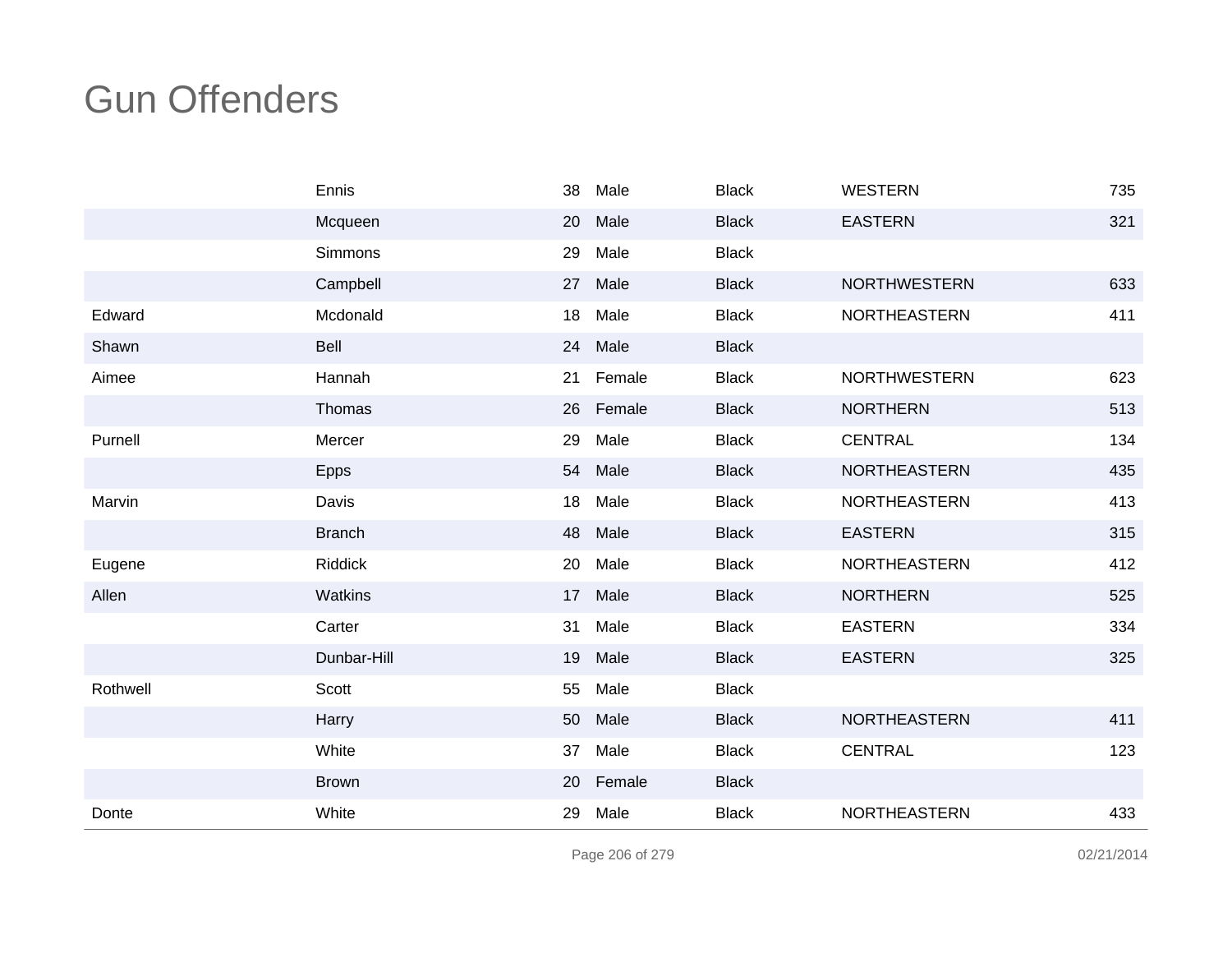# Gun Offenders

| | | | | | | |
|---|---|---|---|---|---|---|
| | Ennis | 38 | Male | Black | WESTERN | 735 |
| | Mcqueen | 20 | Male | Black | EASTERN | 321 |
| | Simmons | 29 | Male | Black | | |
| | Campbell | 27 | Male | Black | NORTHWESTERN | 633 |
| Edward | Mcdonald | 18 | Male | Black | NORTHEASTERN | 411 |
| Shawn | Bell | 24 | Male | Black | | |
| Aimee | Hannah | 21 | Female | Black | NORTHWESTERN | 623 |
| | Thomas | 26 | Female | Black | NORTHERN | 513 |
| Purnell | Mercer | 29 | Male | Black | CENTRAL | 134 |
| | Epps | 54 | Male | Black | NORTHEASTERN | 435 |
| Marvin | Davis | 18 | Male | Black | NORTHEASTERN | 413 |
| | Branch | 48 | Male | Black | EASTERN | 315 |
| Eugene | Riddick | 20 | Male | Black | NORTHEASTERN | 412 |
| Allen | Watkins | 17 | Male | Black | NORTHERN | 525 |
| | Carter | 31 | Male | Black | EASTERN | 334 |
| | Dunbar-Hill | 19 | Male | Black | EASTERN | 325 |
| Rothwell | Scott | 55 | Male | Black | | |
| | Harry | 50 | Male | Black | NORTHEASTERN | 411 |
| | White | 37 | Male | Black | CENTRAL | 123 |
| | Brown | 20 | Female | Black | | |
| Donte | White | 29 | Male | Black | NORTHEASTERN | 433 |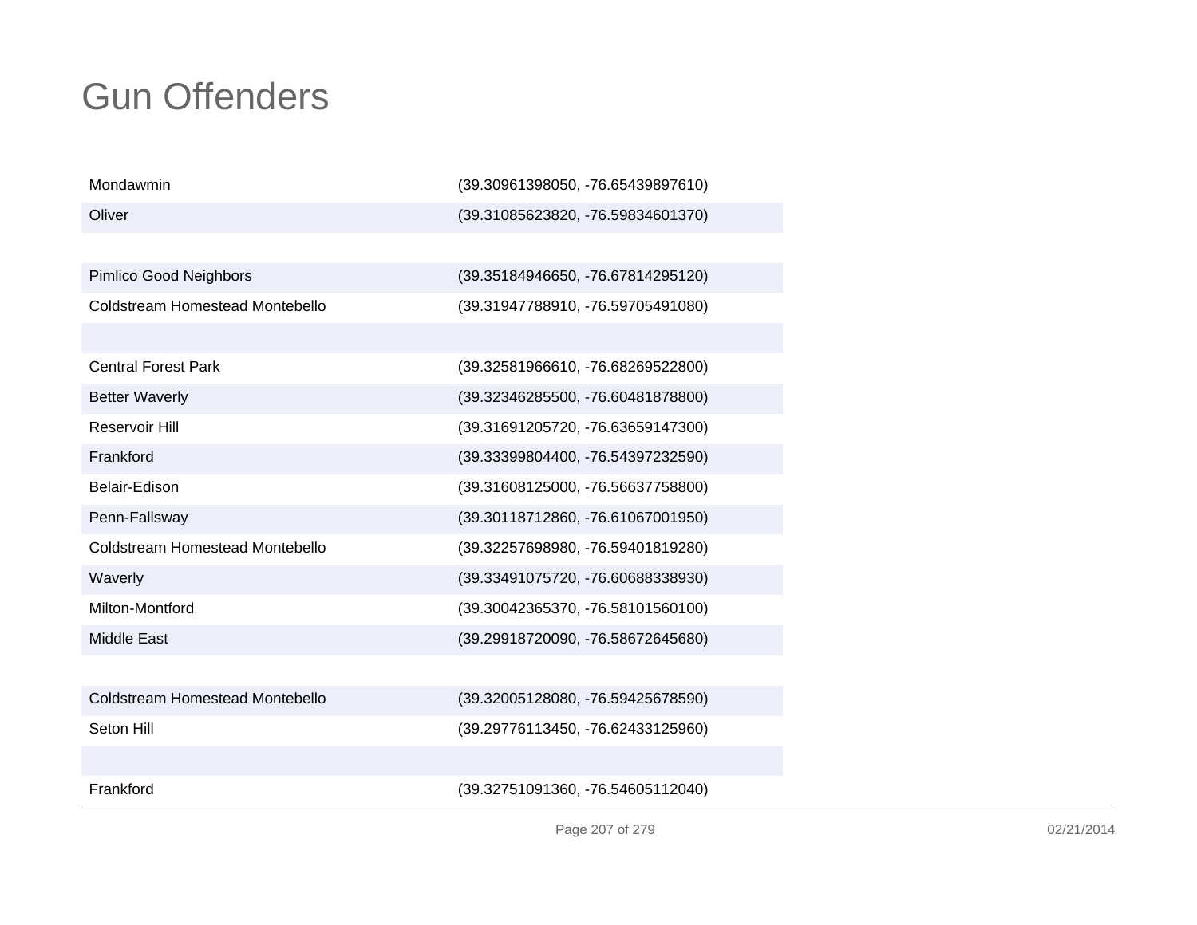# Gun Offenders

| | |
|---|---|
| Mondawmin | (39.30961398050, -76.65439897610) |
| Oliver | (39.31085623820, -76.59834601370) |
| | |
| Pimlico Good Neighbors | (39.35184946650, -76.67814295120) |
| Coldstream Homestead Montebello | (39.31947788910, -76.59705491080) |
| | |
| Central Forest Park | (39.32581966610, -76.68269522800) |
| Better Waverly | (39.32346285500, -76.60481878800) |
| Reservoir Hill | (39.31691205720, -76.63659147300) |
| Frankford | (39.33399804400, -76.54397232590) |
| Belair-Edison | (39.31608125000, -76.56637758800) |
| Penn-Fallsway | (39.30118712860, -76.61067001950) |
| Coldstream Homestead Montebello | (39.32257698980, -76.59401819280) |
| Waverly | (39.33491075720, -76.60688338930) |
| Milton-Montford | (39.30042365370, -76.58101560100) |
| Middle East | (39.29918720090, -76.58672645680) |
| | |
| Coldstream Homestead Montebello | (39.32005128080, -76.59425678590) |
| Seton Hill | (39.29776113450, -76.62433125960) |
| | |
| Frankford | (39.32751091360, -76.54605112040) |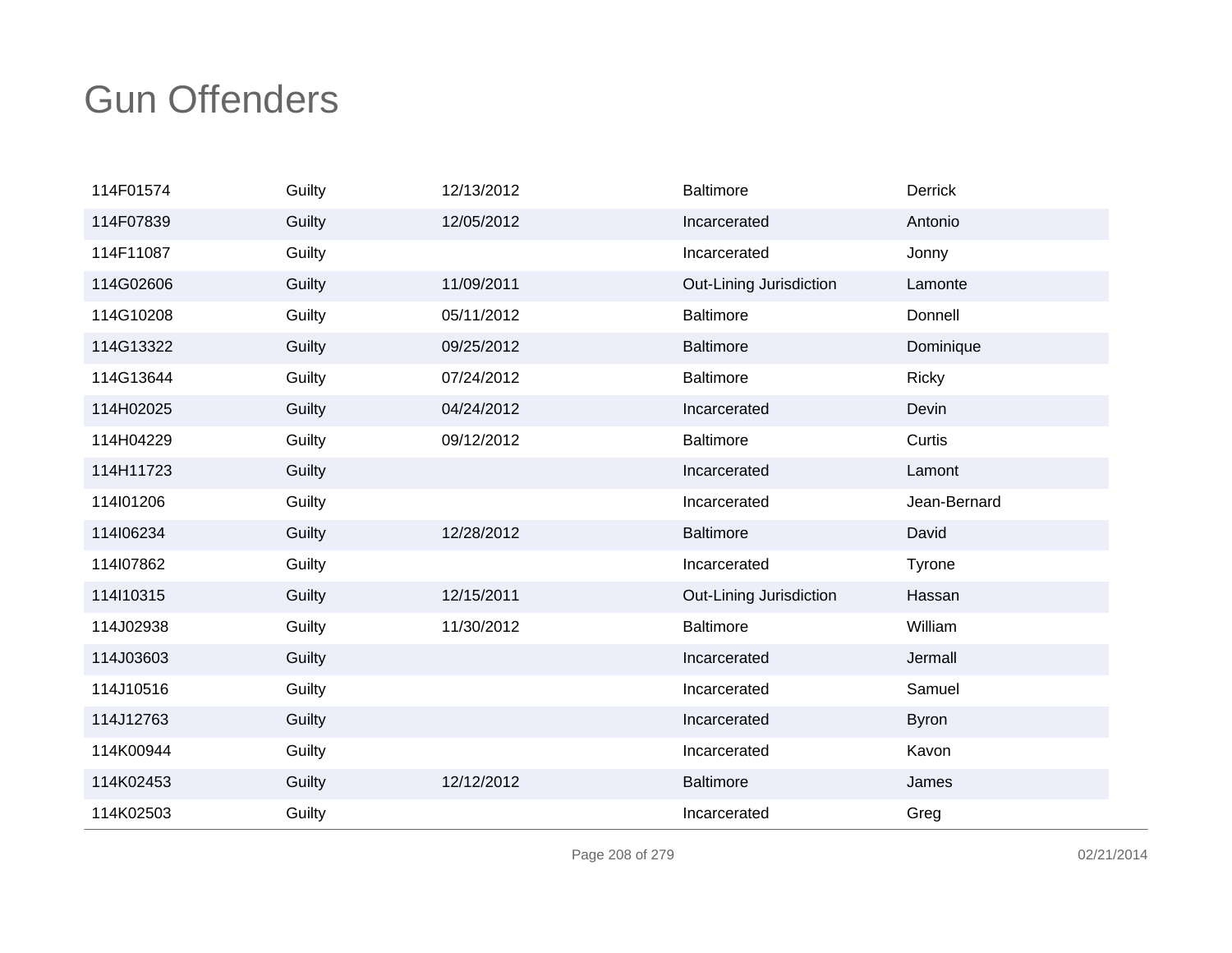# Gun Offenders

| | | | | |
|---|---|---|---|---|
| 114F01574 | Guilty | 12/13/2012 | Baltimore | Derrick |
| 114F07839 | Guilty | 12/05/2012 | Incarcerated | Antonio |
| 114F11087 | Guilty | | Incarcerated | Jonny |
| 114G02606 | Guilty | 11/09/2011 | Out-Lining Jurisdiction | Lamonte |
| 114G10208 | Guilty | 05/11/2012 | Baltimore | Donnell |
| 114G13322 | Guilty | 09/25/2012 | Baltimore | Dominique |
| 114G13644 | Guilty | 07/24/2012 | Baltimore | Ricky |
| 114H02025 | Guilty | 04/24/2012 | Incarcerated | Devin |
| 114H04229 | Guilty | 09/12/2012 | Baltimore | Curtis |
| 114H11723 | Guilty | | Incarcerated | Lamont |
| 114I01206 | Guilty | | Incarcerated | Jean-Bernard |
| 114I06234 | Guilty | 12/28/2012 | Baltimore | David |
| 114I07862 | Guilty | | Incarcerated | Tyrone |
| 114I10315 | Guilty | 12/15/2011 | Out-Lining Jurisdiction | Hassan |
| 114J02938 | Guilty | 11/30/2012 | Baltimore | William |
| 114J03603 | Guilty | | Incarcerated | Jermall |
| 114J10516 | Guilty | | Incarcerated | Samuel |
| 114J12763 | Guilty | | Incarcerated | Byron |
| 114K00944 | Guilty | | Incarcerated | Kavon |
| 114K02453 | Guilty | 12/12/2012 | Baltimore | James |
| 114K02503 | Guilty | | Incarcerated | Greg |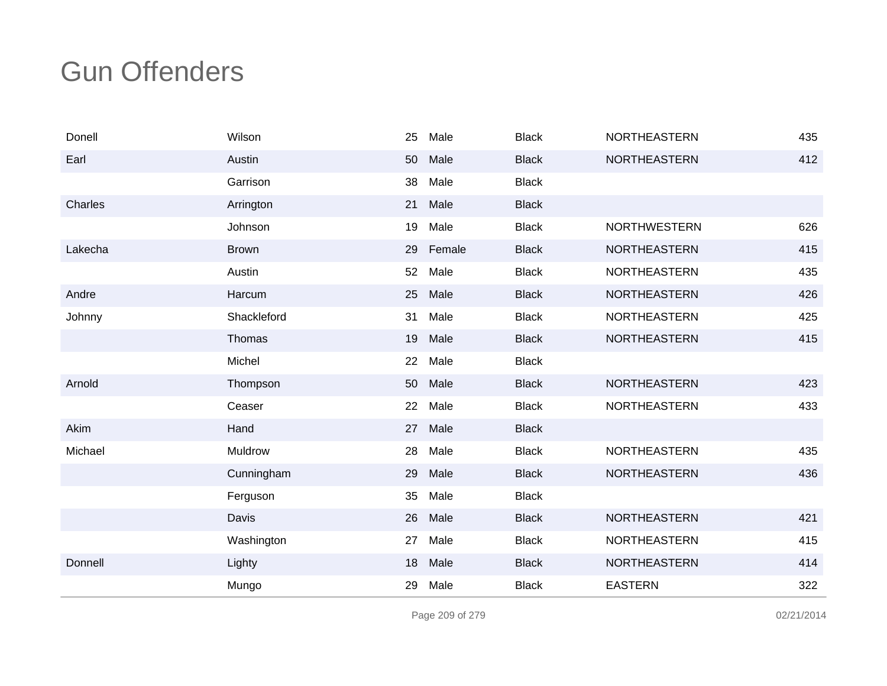# Gun Offenders

| | | | | | | |
|---|---|---|---|---|---|---|
| Donell | Wilson | 25 | Male | Black | NORTHEASTERN | 435 |
| Earl | Austin | 50 | Male | Black | NORTHEASTERN | 412 |
| | Garrison | 38 | Male | Black | | |
| Charles | Arrington | 21 | Male | Black | | |
| | Johnson | 19 | Male | Black | NORTHWESTERN | 626 |
| Lakecha | Brown | 29 | Female | Black | NORTHEASTERN | 415 |
| | Austin | 52 | Male | Black | NORTHEASTERN | 435 |
| Andre | Harcum | 25 | Male | Black | NORTHEASTERN | 426 |
| Johnny | Shackleford | 31 | Male | Black | NORTHEASTERN | 425 |
| | Thomas | 19 | Male | Black | NORTHEASTERN | 415 |
| | Michel | 22 | Male | Black | | |
| Arnold | Thompson | 50 | Male | Black | NORTHEASTERN | 423 |
| | Ceaser | 22 | Male | Black | NORTHEASTERN | 433 |
| Akim | Hand | 27 | Male | Black | | |
| Michael | Muldrow | 28 | Male | Black | NORTHEASTERN | 435 |
| | Cunningham | 29 | Male | Black | NORTHEASTERN | 436 |
| | Ferguson | 35 | Male | Black | | |
| | Davis | 26 | Male | Black | NORTHEASTERN | 421 |
| | Washington | 27 | Male | Black | NORTHEASTERN | 415 |
| Donnell | Lighty | 18 | Male | Black | NORTHEASTERN | 414 |
| | Mungo | 29 | Male | Black | EASTERN | 322 |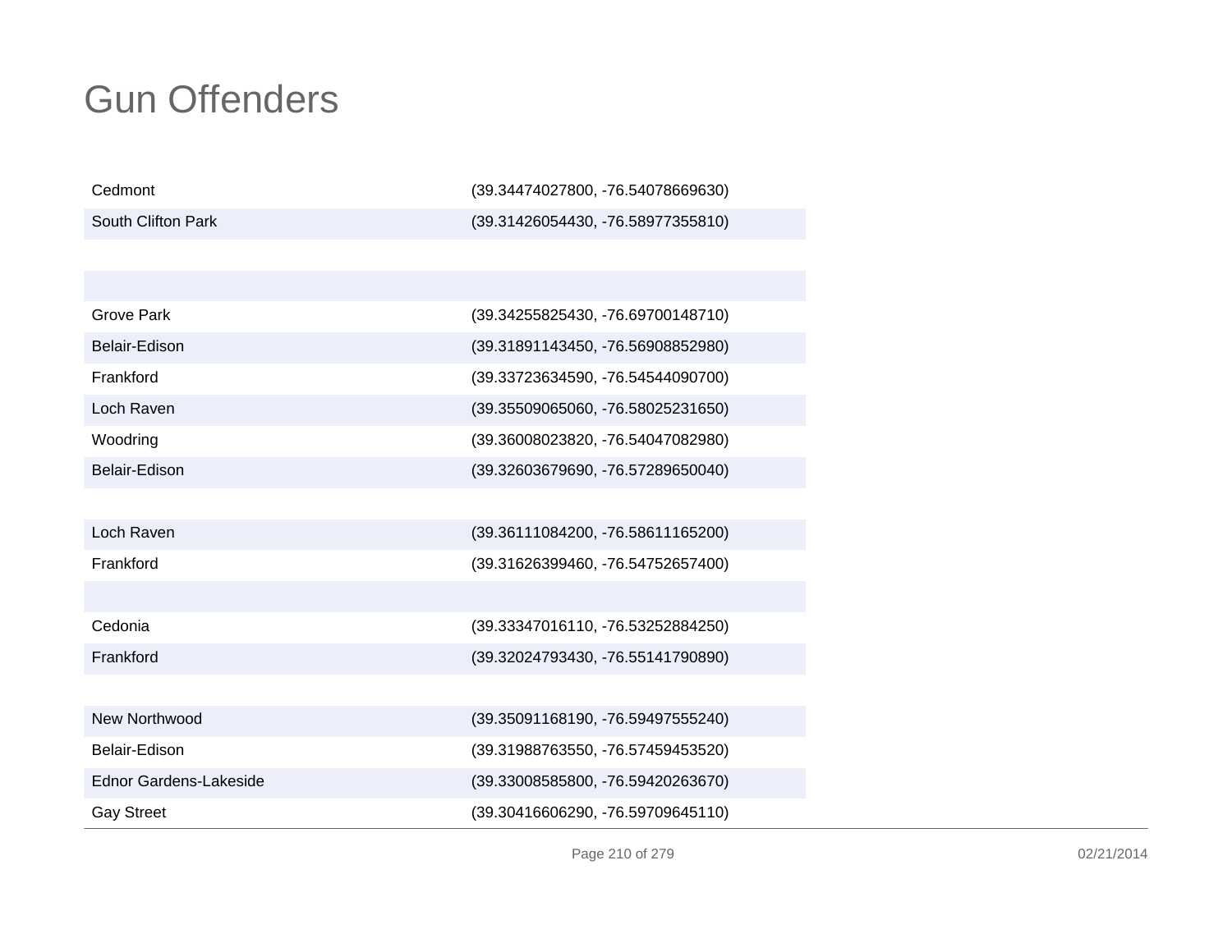# Gun Offenders

| | |
|---|---|
| Cedmont | (39.34474027800, -76.54078669630) |
| South Clifton Park | (39.31426054430, -76.58977355810) |
| | |
| | |
| Grove Park | (39.34255825430, -76.69700148710) |
| Belair-Edison | (39.31891143450, -76.56908852980) |
| Frankford | (39.33723634590, -76.54544090700) |
| Loch Raven | (39.35509065060, -76.58025231650) |
| Woodring | (39.36008023820, -76.54047082980) |
| Belair-Edison | (39.32603679690, -76.57289650040) |
| | |
| Loch Raven | (39.36111084200, -76.58611165200) |
| Frankford | (39.31626399460, -76.54752657400) |
| | |
| Cedonia | (39.33347016110, -76.53252884250) |
| Frankford | (39.32024793430, -76.55141790890) |
| | |
| New Northwood | (39.35091168190, -76.59497555240) |
| Belair-Edison | (39.31988763550, -76.57459453520) |
| Ednor Gardens-Lakeside | (39.33008585800, -76.59420263670) |
| Gay Street | (39.30416606290, -76.59709645110) |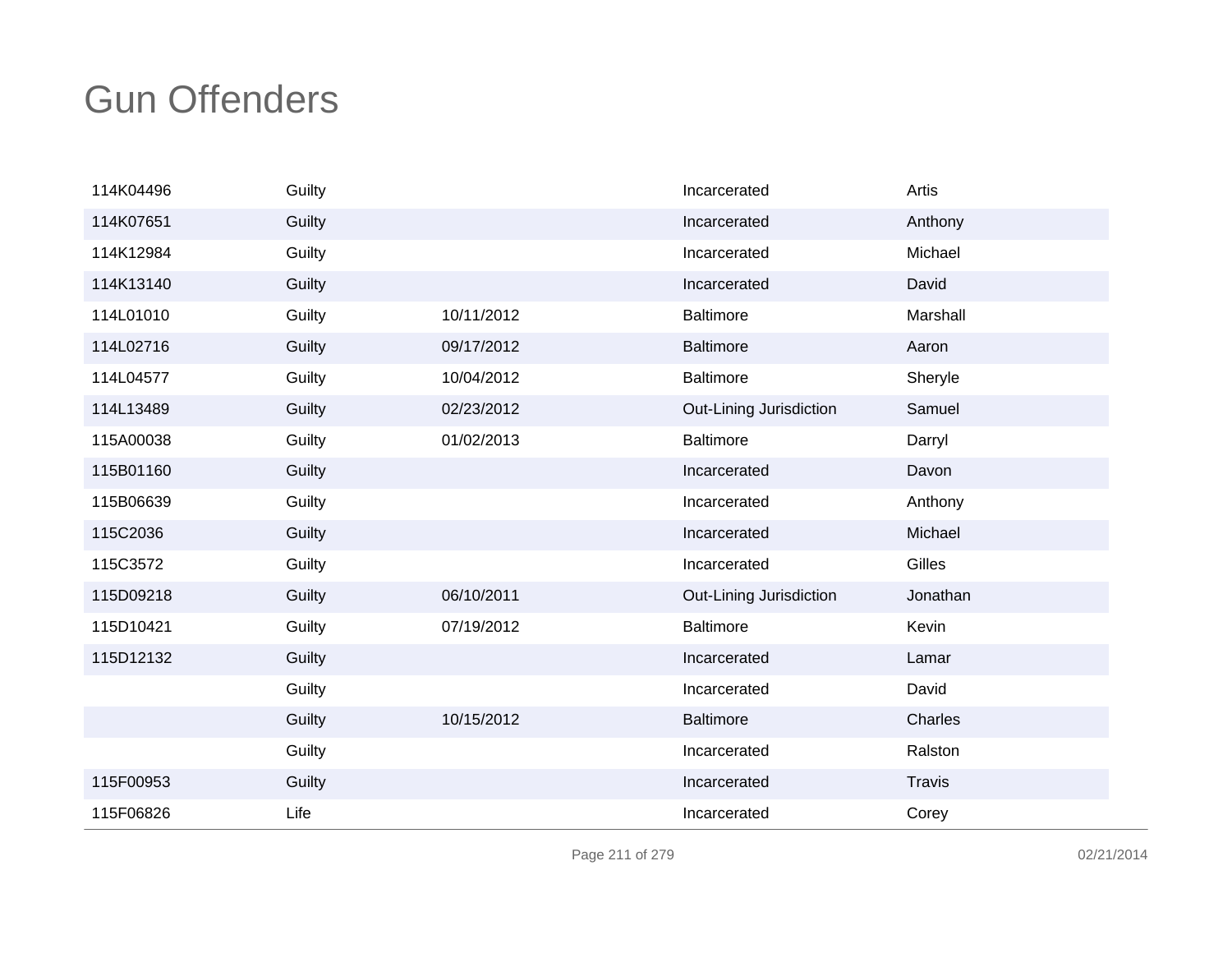# Gun Offenders

| | | | | |
|---|---|---|---|---|
| 114K04496 | Guilty | | Incarcerated | Artis |
| 114K07651 | Guilty | | Incarcerated | Anthony |
| 114K12984 | Guilty | | Incarcerated | Michael |
| 114K13140 | Guilty | | Incarcerated | David |
| 114L01010 | Guilty | 10/11/2012 | Baltimore | Marshall |
| 114L02716 | Guilty | 09/17/2012 | Baltimore | Aaron |
| 114L04577 | Guilty | 10/04/2012 | Baltimore | Sheryle |
| 114L13489 | Guilty | 02/23/2012 | Out-Lining Jurisdiction | Samuel |
| 115A00038 | Guilty | 01/02/2013 | Baltimore | Darryl |
| 115B01160 | Guilty | | Incarcerated | Davon |
| 115B06639 | Guilty | | Incarcerated | Anthony |
| 115C2036 | Guilty | | Incarcerated | Michael |
| 115C3572 | Guilty | | Incarcerated | Gilles |
| 115D09218 | Guilty | 06/10/2011 | Out-Lining Jurisdiction | Jonathan |
| 115D10421 | Guilty | 07/19/2012 | Baltimore | Kevin |
| 115D12132 | Guilty | | Incarcerated | Lamar |
| | Guilty | | Incarcerated | David |
| | Guilty | 10/15/2012 | Baltimore | Charles |
| | Guilty | | Incarcerated | Ralston |
| 115F00953 | Guilty | | Incarcerated | Travis |
| 115F06826 | Life | | Incarcerated | Corey |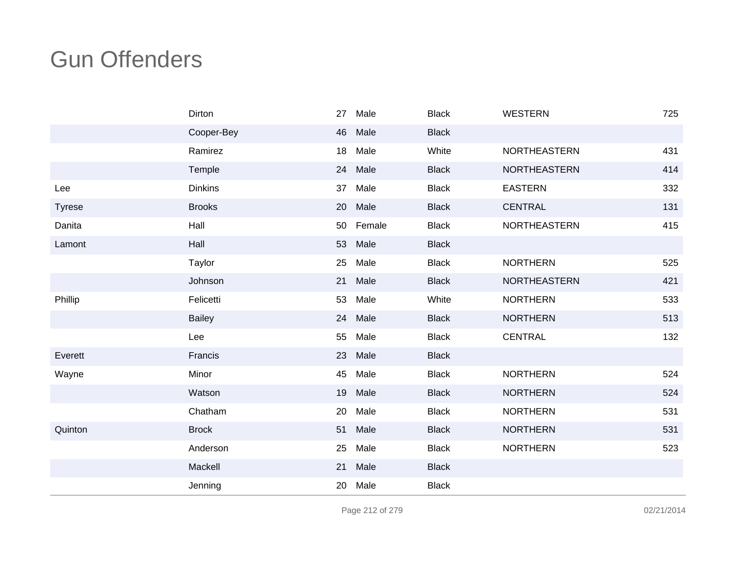# Gun Offenders

| | | | | | | |
|---|---|---|---|---|---|---|
| | Dirton | 27 | Male | Black | WESTERN | 725 |
| | Cooper-Bey | 46 | Male | Black | | |
| | Ramirez | 18 | Male | White | NORTHEASTERN | 431 |
| | Temple | 24 | Male | Black | NORTHEASTERN | 414 |
| Lee | Dinkins | 37 | Male | Black | EASTERN | 332 |
| Tyrese | Brooks | 20 | Male | Black | CENTRAL | 131 |
| Danita | Hall | 50 | Female | Black | NORTHEASTERN | 415 |
| Lamont | Hall | 53 | Male | Black | | |
| | Taylor | 25 | Male | Black | NORTHERN | 525 |
| | Johnson | 21 | Male | Black | NORTHEASTERN | 421 |
| Phillip | Felicetti | 53 | Male | White | NORTHERN | 533 |
| | Bailey | 24 | Male | Black | NORTHERN | 513 |
| | Lee | 55 | Male | Black | CENTRAL | 132 |
| Everett | Francis | 23 | Male | Black | | |
| Wayne | Minor | 45 | Male | Black | NORTHERN | 524 |
| | Watson | 19 | Male | Black | NORTHERN | 524 |
| | Chatham | 20 | Male | Black | NORTHERN | 531 |
| Quinton | Brock | 51 | Male | Black | NORTHERN | 531 |
| | Anderson | 25 | Male | Black | NORTHERN | 523 |
| | Mackell | 21 | Male | Black | | |
| | Jenning | 20 | Male | Black | | |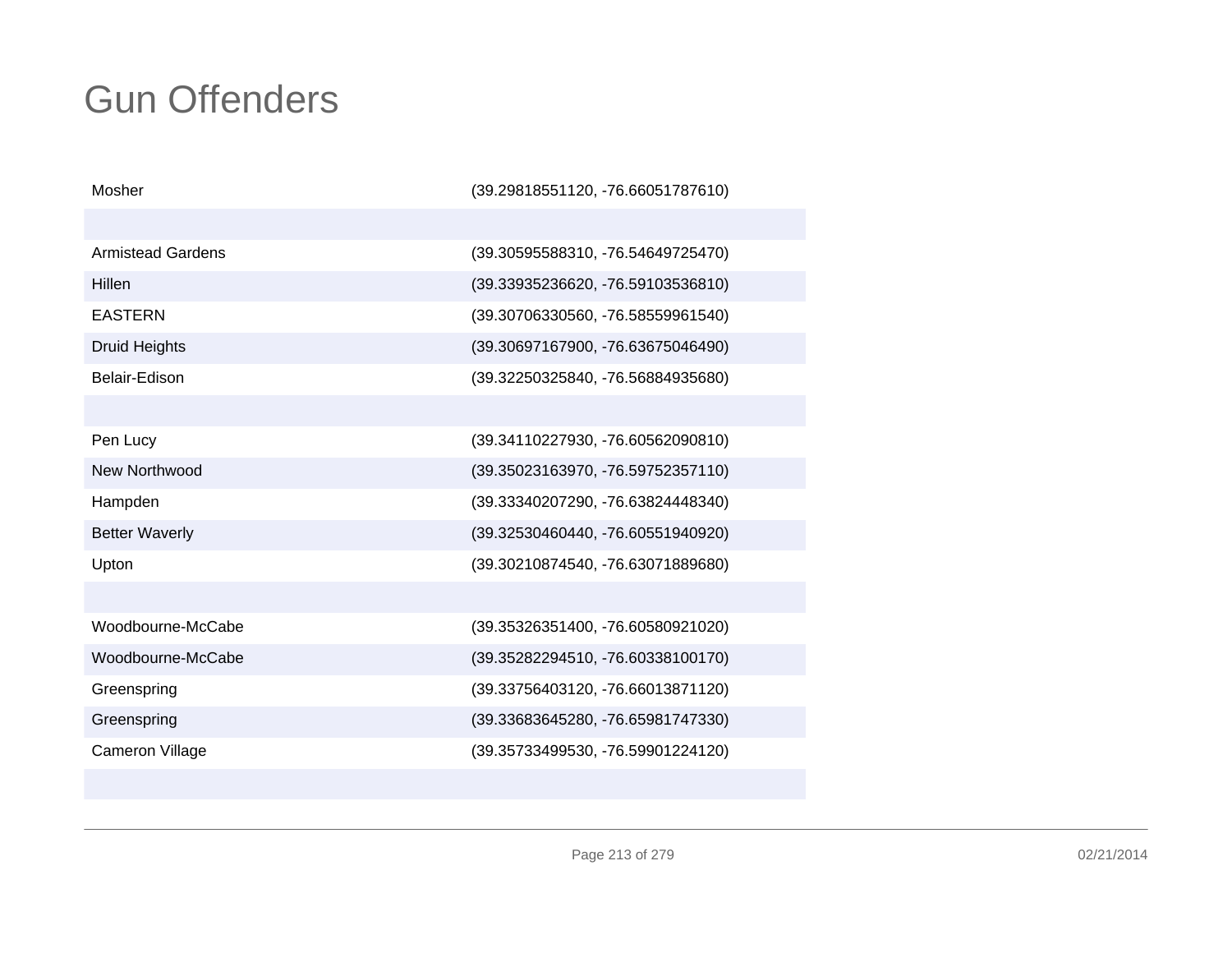# Gun Offenders

| | |
|---|---|
| Mosher | (39.29818551120, -76.66051787610) |
| | |
| Armistead Gardens | (39.30595588310, -76.54649725470) |
| Hillen | (39.33935236620, -76.59103536810) |
| EASTERN | (39.30706330560, -76.58559961540) |
| Druid Heights | (39.30697167900, -76.63675046490) |
| Belair-Edison | (39.32250325840, -76.56884935680) |
| | |
| Pen Lucy | (39.34110227930, -76.60562090810) |
| New Northwood | (39.35023163970, -76.59752357110) |
| Hampden | (39.33340207290, -76.63824448340) |
| Better Waverly | (39.32530460440, -76.60551940920) |
| Upton | (39.30210874540, -76.63071889680) |
| | |
| Woodbourne-McCabe | (39.35326351400, -76.60580921020) |
| Woodbourne-McCabe | (39.35282294510, -76.60338100170) |
| Greenspring | (39.33756403120, -76.66013871120) |
| Greenspring | (39.33683645280, -76.65981747330) |
| Cameron Village | (39.35733499530, -76.59901224120) |
| | |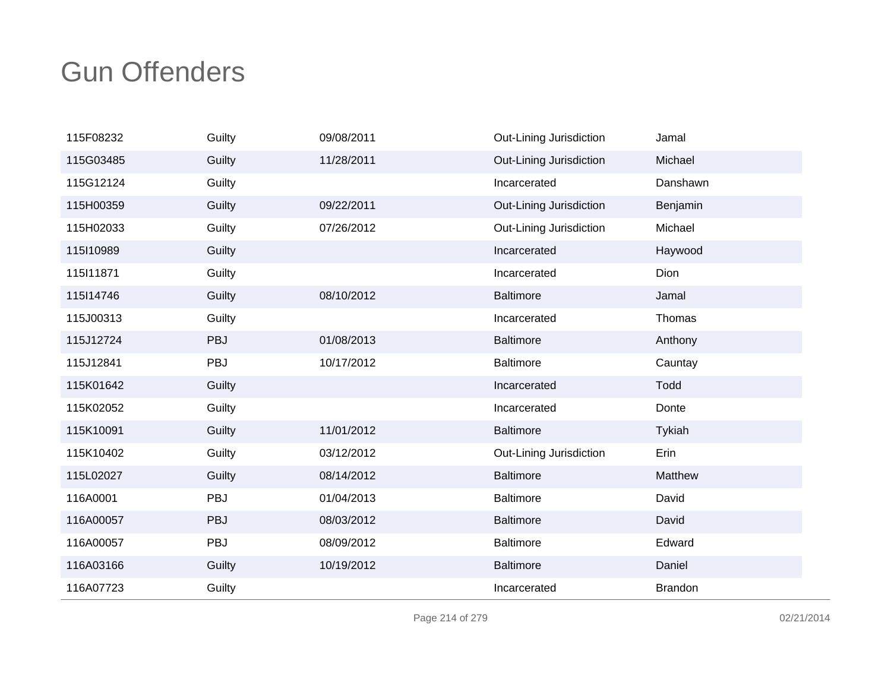# Gun Offenders

| | | | | |
|---|---|---|---|---|
| 115F08232 | Guilty | 09/08/2011 | Out-Lining Jurisdiction | Jamal |
| 115G03485 | Guilty | 11/28/2011 | Out-Lining Jurisdiction | Michael |
| 115G12124 | Guilty | | Incarcerated | Danshawn |
| 115H00359 | Guilty | 09/22/2011 | Out-Lining Jurisdiction | Benjamin |
| 115H02033 | Guilty | 07/26/2012 | Out-Lining Jurisdiction | Michael |
| 115I10989 | Guilty | | Incarcerated | Haywood |
| 115I11871 | Guilty | | Incarcerated | Dion |
| 115I14746 | Guilty | 08/10/2012 | Baltimore | Jamal |
| 115J00313 | Guilty | | Incarcerated | Thomas |
| 115J12724 | PBJ | 01/08/2013 | Baltimore | Anthony |
| 115J12841 | PBJ | 10/17/2012 | Baltimore | Cauntay |
| 115K01642 | Guilty | | Incarcerated | Todd |
| 115K02052 | Guilty | | Incarcerated | Donte |
| 115K10091 | Guilty | 11/01/2012 | Baltimore | Tykiah |
| 115K10402 | Guilty | 03/12/2012 | Out-Lining Jurisdiction | Erin |
| 115L02027 | Guilty | 08/14/2012 | Baltimore | Matthew |
| 116A0001 | PBJ | 01/04/2013 | Baltimore | David |
| 116A00057 | PBJ | 08/03/2012 | Baltimore | David |
| 116A00057 | PBJ | 08/09/2012 | Baltimore | Edward |
| 116A03166 | Guilty | 10/19/2012 | Baltimore | Daniel |
| 116A07723 | Guilty | | Incarcerated | Brandon |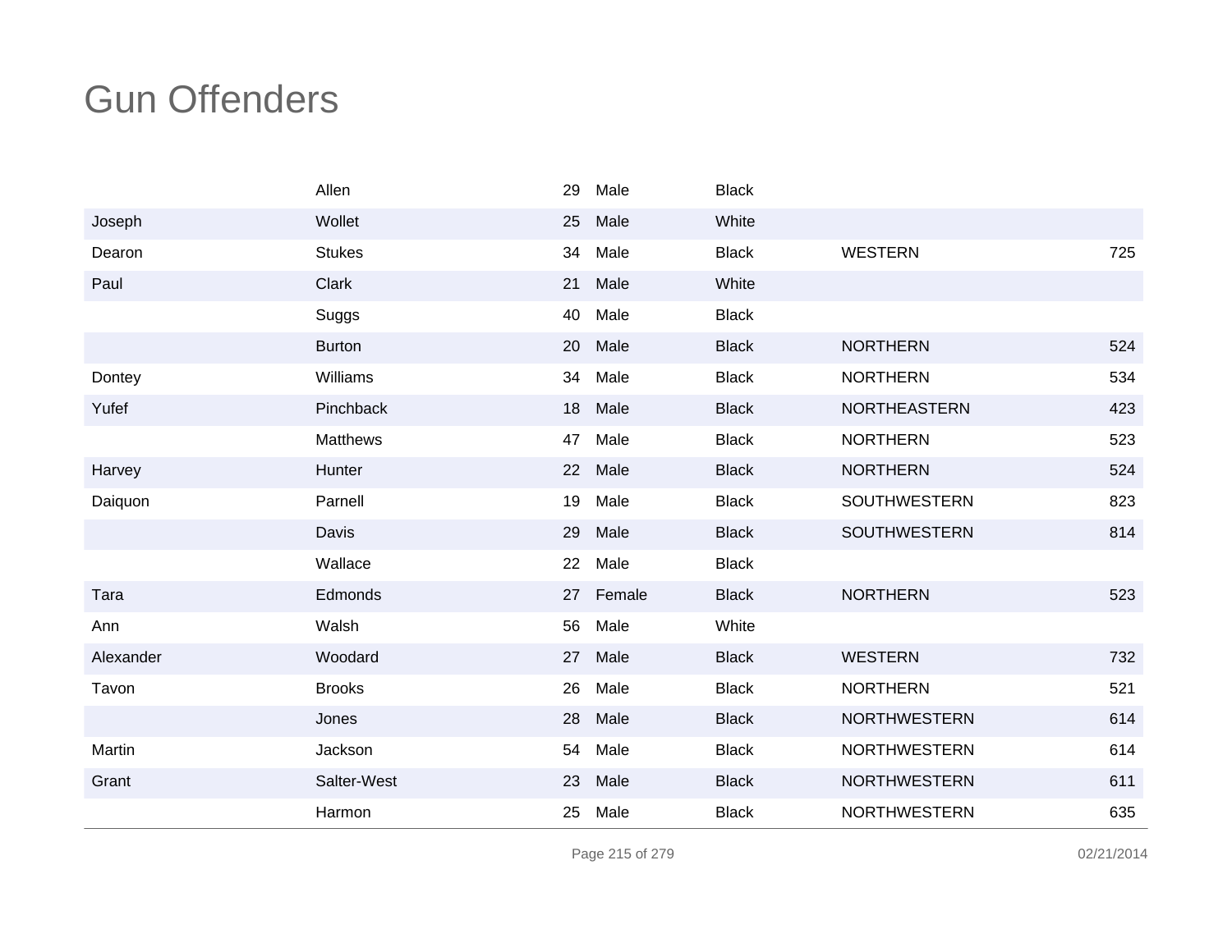# Gun Offenders

| | | | | | | |
|---|---|---|---|---|---|---|
| | Allen | 29 | Male | Black | | |
| Joseph | Wollet | 25 | Male | White | | |
| Dearon | Stukes | 34 | Male | Black | WESTERN | 725 |
| Paul | Clark | 21 | Male | White | | |
| | Suggs | 40 | Male | Black | | |
| | Burton | 20 | Male | Black | NORTHERN | 524 |
| Dontey | Williams | 34 | Male | Black | NORTHERN | 534 |
| Yufef | Pinchback | 18 | Male | Black | NORTHEASTERN | 423 |
| | Matthews | 47 | Male | Black | NORTHERN | 523 |
| Harvey | Hunter | 22 | Male | Black | NORTHERN | 524 |
| Daiquon | Parnell | 19 | Male | Black | SOUTHWESTERN | 823 |
| | Davis | 29 | Male | Black | SOUTHWESTERN | 814 |
| | Wallace | 22 | Male | Black | | |
| Tara | Edmonds | 27 | Female | Black | NORTHERN | 523 |
| Ann | Walsh | 56 | Male | White | | |
| Alexander | Woodard | 27 | Male | Black | WESTERN | 732 |
| Tavon | Brooks | 26 | Male | Black | NORTHERN | 521 |
| | Jones | 28 | Male | Black | NORTHWESTERN | 614 |
| Martin | Jackson | 54 | Male | Black | NORTHWESTERN | 614 |
| Grant | Salter-West | 23 | Male | Black | NORTHWESTERN | 611 |
| | Harmon | 25 | Male | Black | NORTHWESTERN | 635 |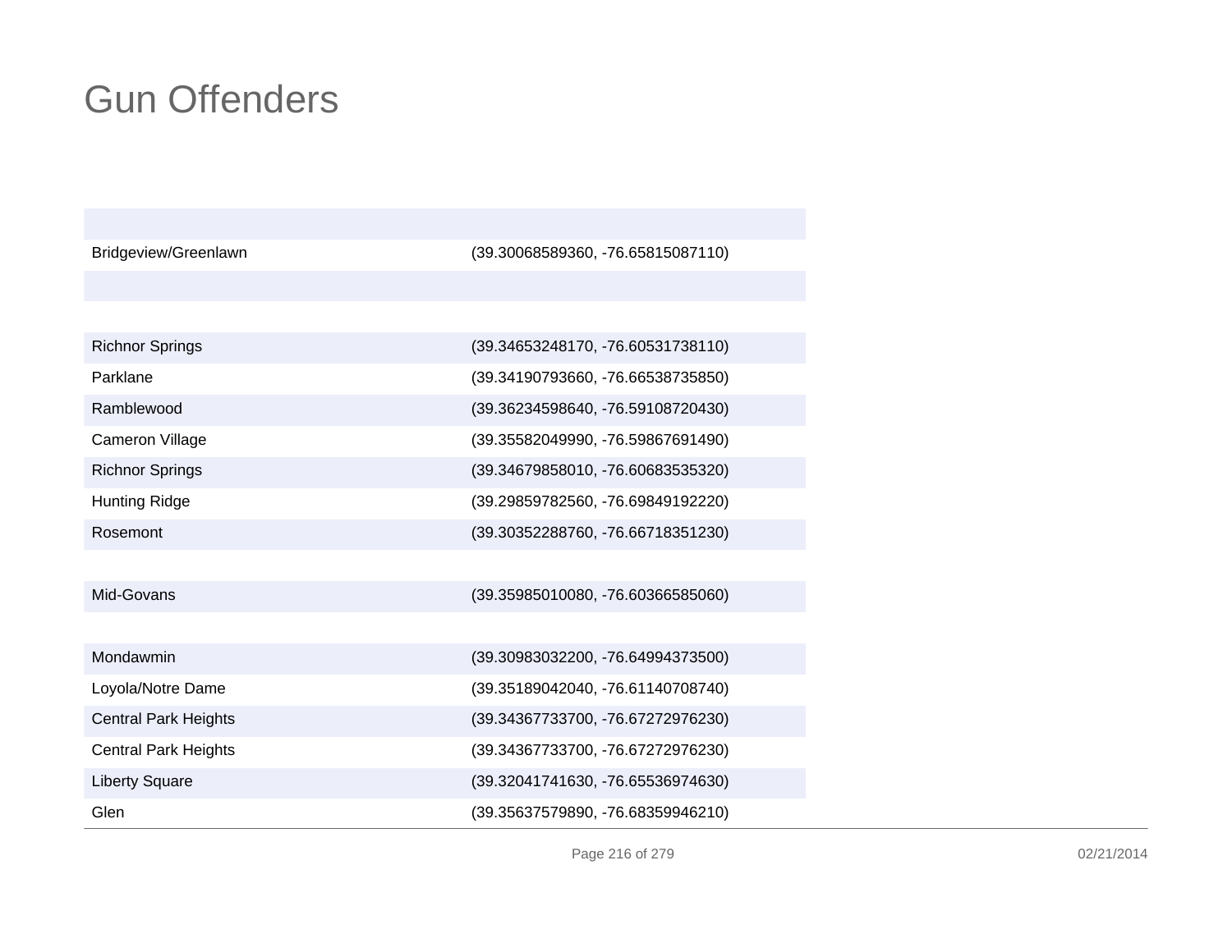# Gun Offenders

| | |
|---|---|
| | |
| Bridgeview/Greenlawn | (39.30068589360, -76.65815087110) |
| | |
| | |
| Richnor Springs | (39.34653248170, -76.60531738110) |
| Parklane | (39.34190793660, -76.66538735850) |
| Ramblewood | (39.36234598640, -76.59108720430) |
| Cameron Village | (39.35582049990, -76.59867691490) |
| Richnor Springs | (39.34679858010, -76.60683535320) |
| Hunting Ridge | (39.29859782560, -76.69849192220) |
| Rosemont | (39.30352288760, -76.66718351230) |
| | |
| Mid-Govans | (39.35985010080, -76.60366585060) |
| | |
| Mondawmin | (39.30983032200, -76.64994373500) |
| Loyola/Notre Dame | (39.35189042040, -76.61140708740) |
| Central Park Heights | (39.34367733700, -76.67272976230) |
| Central Park Heights | (39.34367733700, -76.67272976230) |
| Liberty Square | (39.32041741630, -76.65536974630) |
| Glen | (39.35637579890, -76.68359946210) |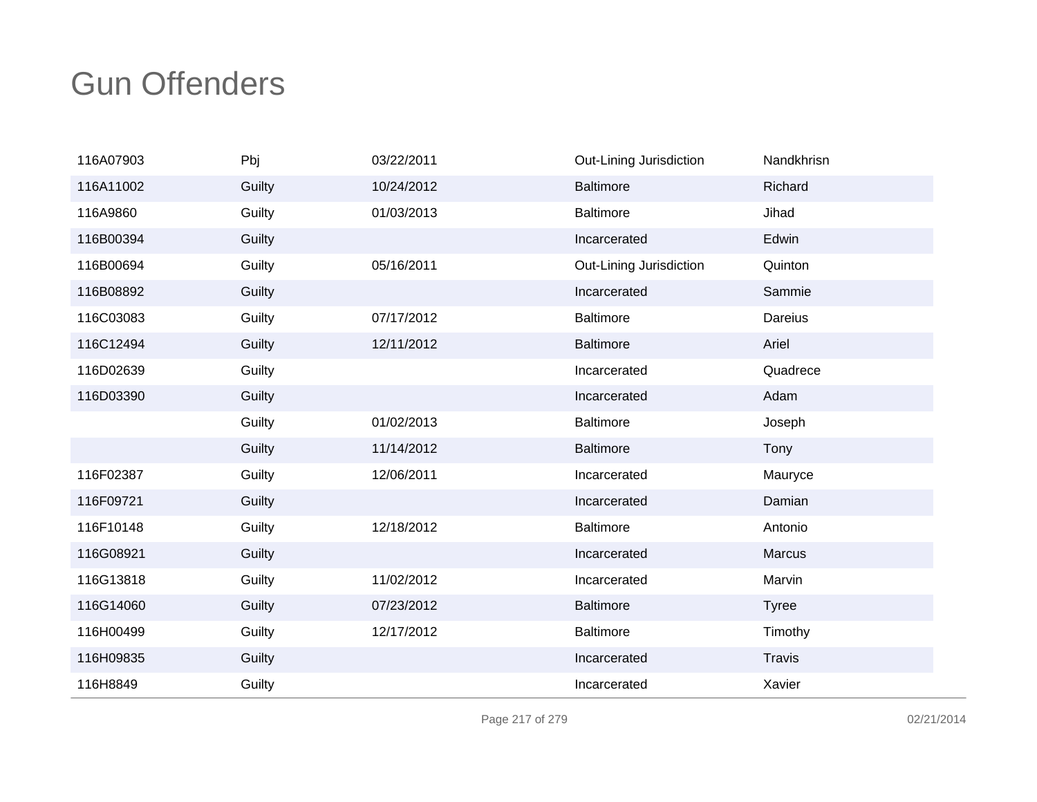# Gun Offenders

| | | | | |
|---|---|---|---|---|
| 116A07903 | Pbj | 03/22/2011 | Out-Lining Jurisdiction | Nandkhrisn |
| 116A11002 | Guilty | 10/24/2012 | Baltimore | Richard |
| 116A9860 | Guilty | 01/03/2013 | Baltimore | Jihad |
| 116B00394 | Guilty | | Incarcerated | Edwin |
| 116B00694 | Guilty | 05/16/2011 | Out-Lining Jurisdiction | Quinton |
| 116B08892 | Guilty | | Incarcerated | Sammie |
| 116C03083 | Guilty | 07/17/2012 | Baltimore | Dareius |
| 116C12494 | Guilty | 12/11/2012 | Baltimore | Ariel |
| 116D02639 | Guilty | | Incarcerated | Quadrece |
| 116D03390 | Guilty | | Incarcerated | Adam |
| | Guilty | 01/02/2013 | Baltimore | Joseph |
| | Guilty | 11/14/2012 | Baltimore | Tony |
| 116F02387 | Guilty | 12/06/2011 | Incarcerated | Mauryce |
| 116F09721 | Guilty | | Incarcerated | Damian |
| 116F10148 | Guilty | 12/18/2012 | Baltimore | Antonio |
| 116G08921 | Guilty | | Incarcerated | Marcus |
| 116G13818 | Guilty | 11/02/2012 | Incarcerated | Marvin |
| 116G14060 | Guilty | 07/23/2012 | Baltimore | Tyree |
| 116H00499 | Guilty | 12/17/2012 | Baltimore | Timothy |
| 116H09835 | Guilty | | Incarcerated | Travis |
| 116H8849 | Guilty | | Incarcerated | Xavier |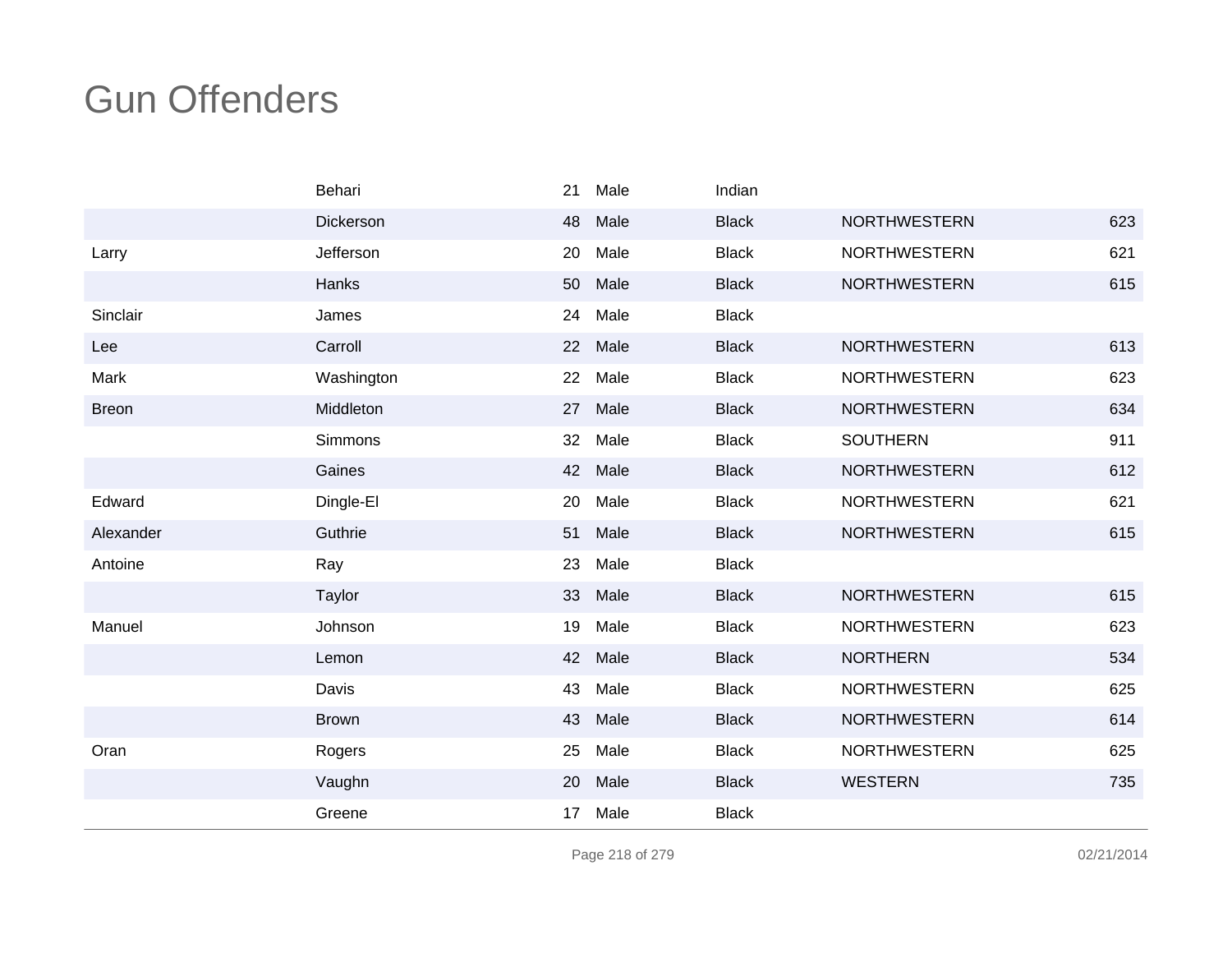# Gun Offenders

| | | | | | | |
|---|---|---|---|---|---|---|
| | Behari | 21 | Male | Indian | | |
| | Dickerson | 48 | Male | Black | NORTHWESTERN | 623 |
| Larry | Jefferson | 20 | Male | Black | NORTHWESTERN | 621 |
| | Hanks | 50 | Male | Black | NORTHWESTERN | 615 |
| Sinclair | James | 24 | Male | Black | | |
| Lee | Carroll | 22 | Male | Black | NORTHWESTERN | 613 |
| Mark | Washington | 22 | Male | Black | NORTHWESTERN | 623 |
| Breon | Middleton | 27 | Male | Black | NORTHWESTERN | 634 |
| | Simmons | 32 | Male | Black | SOUTHERN | 911 |
| | Gaines | 42 | Male | Black | NORTHWESTERN | 612 |
| Edward | Dingle-El | 20 | Male | Black | NORTHWESTERN | 621 |
| Alexander | Guthrie | 51 | Male | Black | NORTHWESTERN | 615 |
| Antoine | Ray | 23 | Male | Black | | |
| | Taylor | 33 | Male | Black | NORTHWESTERN | 615 |
| Manuel | Johnson | 19 | Male | Black | NORTHWESTERN | 623 |
| | Lemon | 42 | Male | Black | NORTHERN | 534 |
| | Davis | 43 | Male | Black | NORTHWESTERN | 625 |
| | Brown | 43 | Male | Black | NORTHWESTERN | 614 |
| Oran | Rogers | 25 | Male | Black | NORTHWESTERN | 625 |
| | Vaughn | 20 | Male | Black | WESTERN | 735 |
| | Greene | 17 | Male | Black | | |

02/21/2014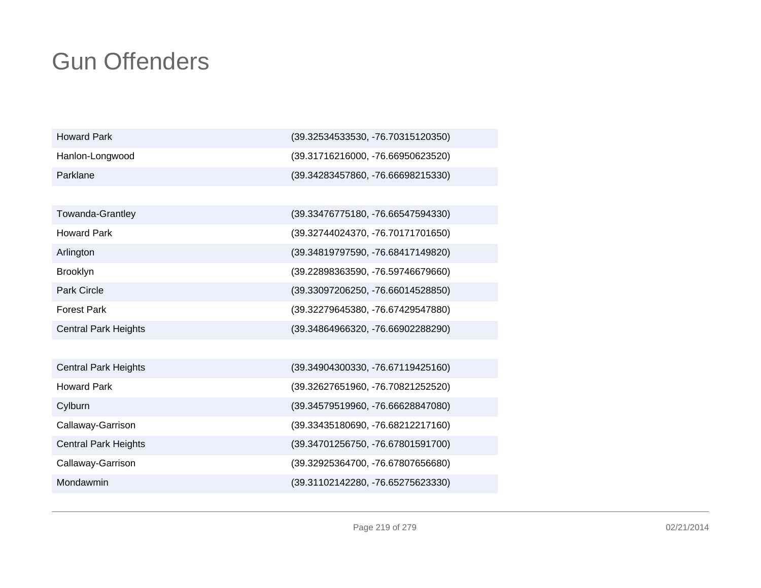# Gun Offenders

| | |
|---|---|
| Howard Park | (39.32534533530, -76.70315120350) |
| Hanlon-Longwood | (39.31716216000, -76.66950623520) |
| Parklane | (39.34283457860, -76.66698215330) |
| | |
| Towanda-Grantley | (39.33476775180, -76.66547594330) |
| Howard Park | (39.32744024370, -76.70171701650) |
| Arlington | (39.34819797590, -76.68417149820) |
| Brooklyn | (39.22898363590, -76.59746679660) |
| Park Circle | (39.33097206250, -76.66014528850) |
| Forest Park | (39.32279645380, -76.67429547880) |
| Central Park Heights | (39.34864966320, -76.66902288290) |
| | |
| Central Park Heights | (39.34904300330, -76.67119425160) |
| Howard Park | (39.32627651960, -76.70821252520) |
| Cylburn | (39.34579519960, -76.66628847080) |
| Callaway-Garrison | (39.33435180690, -76.68212217160) |
| Central Park Heights | (39.34701256750, -76.67801591700) |
| Callaway-Garrison | (39.32925364700, -76.67807656680) |
| Mondawmin | (39.31102142280, -76.65275623330) |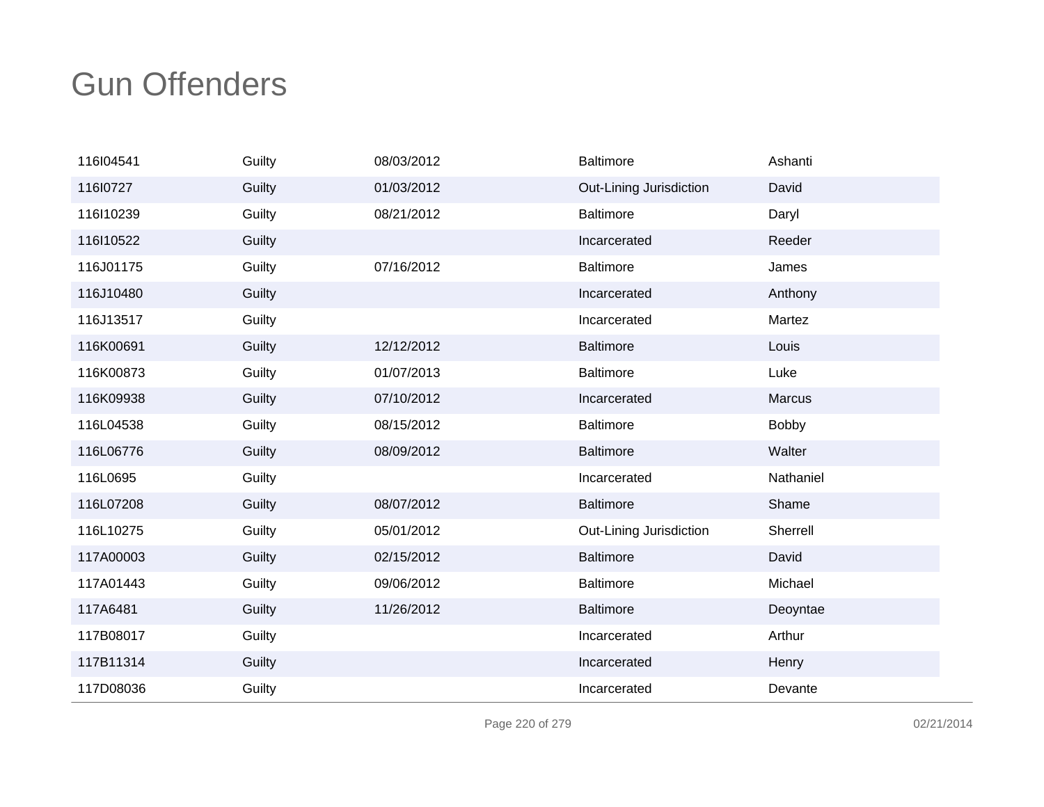# Gun Offenders

| | | | | |
|---|---|---|---|---|
| 116I04541 | Guilty | 08/03/2012 | Baltimore | Ashanti |
| 116I0727 | Guilty | 01/03/2012 | Out-Lining Jurisdiction | David |
| 116I10239 | Guilty | 08/21/2012 | Baltimore | Daryl |
| 116I10522 | Guilty | | Incarcerated | Reeder |
| 116J01175 | Guilty | 07/16/2012 | Baltimore | James |
| 116J10480 | Guilty | | Incarcerated | Anthony |
| 116J13517 | Guilty | | Incarcerated | Martez |
| 116K00691 | Guilty | 12/12/2012 | Baltimore | Louis |
| 116K00873 | Guilty | 01/07/2013 | Baltimore | Luke |
| 116K09938 | Guilty | 07/10/2012 | Incarcerated | Marcus |
| 116L04538 | Guilty | 08/15/2012 | Baltimore | Bobby |
| 116L06776 | Guilty | 08/09/2012 | Baltimore | Walter |
| 116L0695 | Guilty | | Incarcerated | Nathaniel |
| 116L07208 | Guilty | 08/07/2012 | Baltimore | Shame |
| 116L10275 | Guilty | 05/01/2012 | Out-Lining Jurisdiction | Sherrell |
| 117A00003 | Guilty | 02/15/2012 | Baltimore | David |
| 117A01443 | Guilty | 09/06/2012 | Baltimore | Michael |
| 117A6481 | Guilty | 11/26/2012 | Baltimore | Deoyntae |
| 117B08017 | Guilty | | Incarcerated | Arthur |
| 117B11314 | Guilty | | Incarcerated | Henry |
| 117D08036 | Guilty | | Incarcerated | Devante |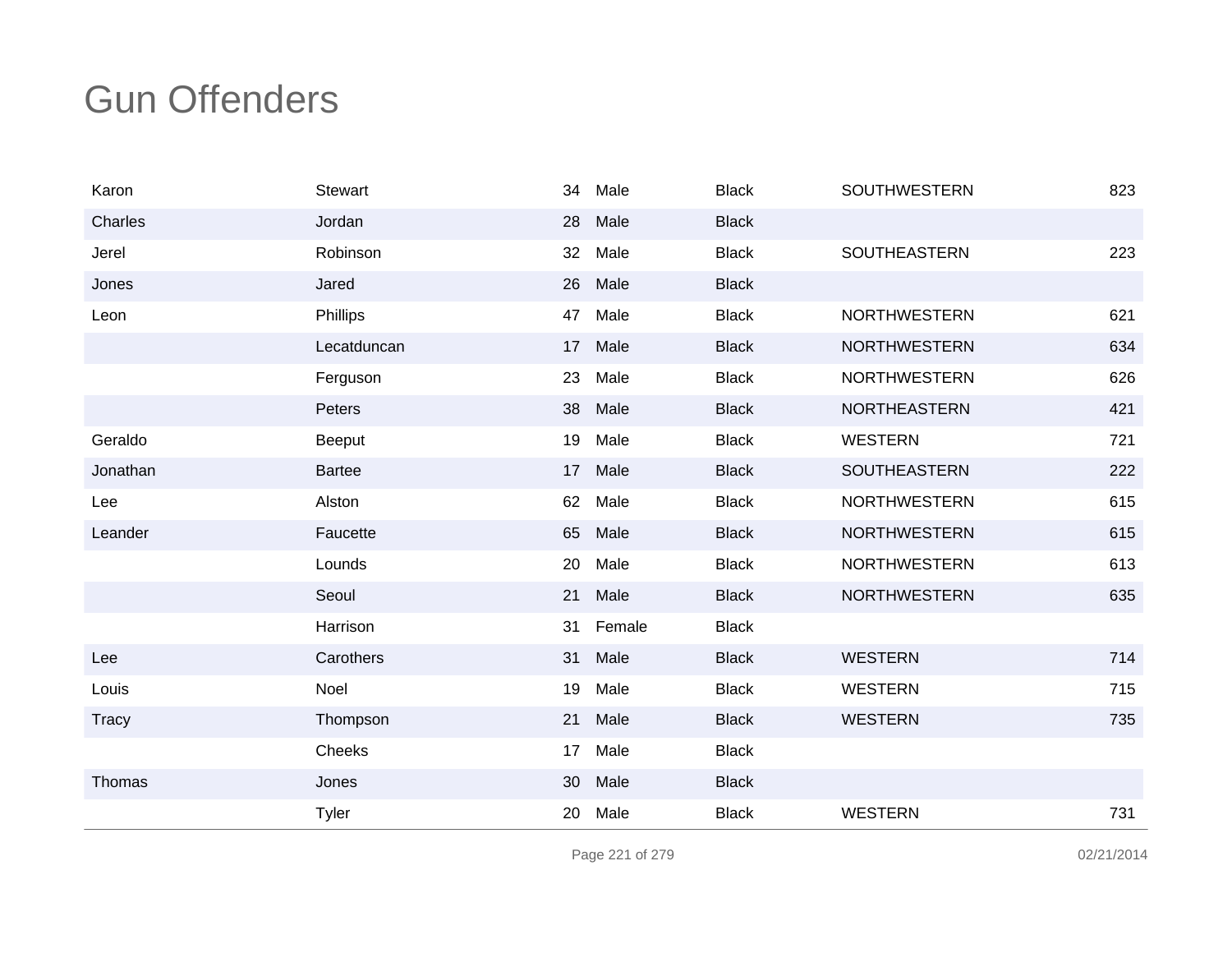# Gun Offenders

| | | | | | | |
|---|---|---|---|---|---|---|
| Karon | Stewart | 34 | Male | Black | SOUTHWESTERN | 823 |
| Charles | Jordan | 28 | Male | Black | | |
| Jerel | Robinson | 32 | Male | Black | SOUTHEASTERN | 223 |
| Jones | Jared | 26 | Male | Black | | |
| Leon | Phillips | 47 | Male | Black | NORTHWESTERN | 621 |
| | Lecatduncan | 17 | Male | Black | NORTHWESTERN | 634 |
| | Ferguson | 23 | Male | Black | NORTHWESTERN | 626 |
| | Peters | 38 | Male | Black | NORTHEASTERN | 421 |
| Geraldo | Beeput | 19 | Male | Black | WESTERN | 721 |
| Jonathan | Bartee | 17 | Male | Black | SOUTHEASTERN | 222 |
| Lee | Alston | 62 | Male | Black | NORTHWESTERN | 615 |
| Leander | Faucette | 65 | Male | Black | NORTHWESTERN | 615 |
| | Lounds | 20 | Male | Black | NORTHWESTERN | 613 |
| | Seoul | 21 | Male | Black | NORTHWESTERN | 635 |
| | Harrison | 31 | Female | Black | | |
| Lee | Carothers | 31 | Male | Black | WESTERN | 714 |
| Louis | Noel | 19 | Male | Black | WESTERN | 715 |
| Tracy | Thompson | 21 | Male | Black | WESTERN | 735 |
| | Cheeks | 17 | Male | Black | | |
| Thomas | Jones | 30 | Male | Black | | |
| | Tyler | 20 | Male | Black | WESTERN | 731 |

02/21/2014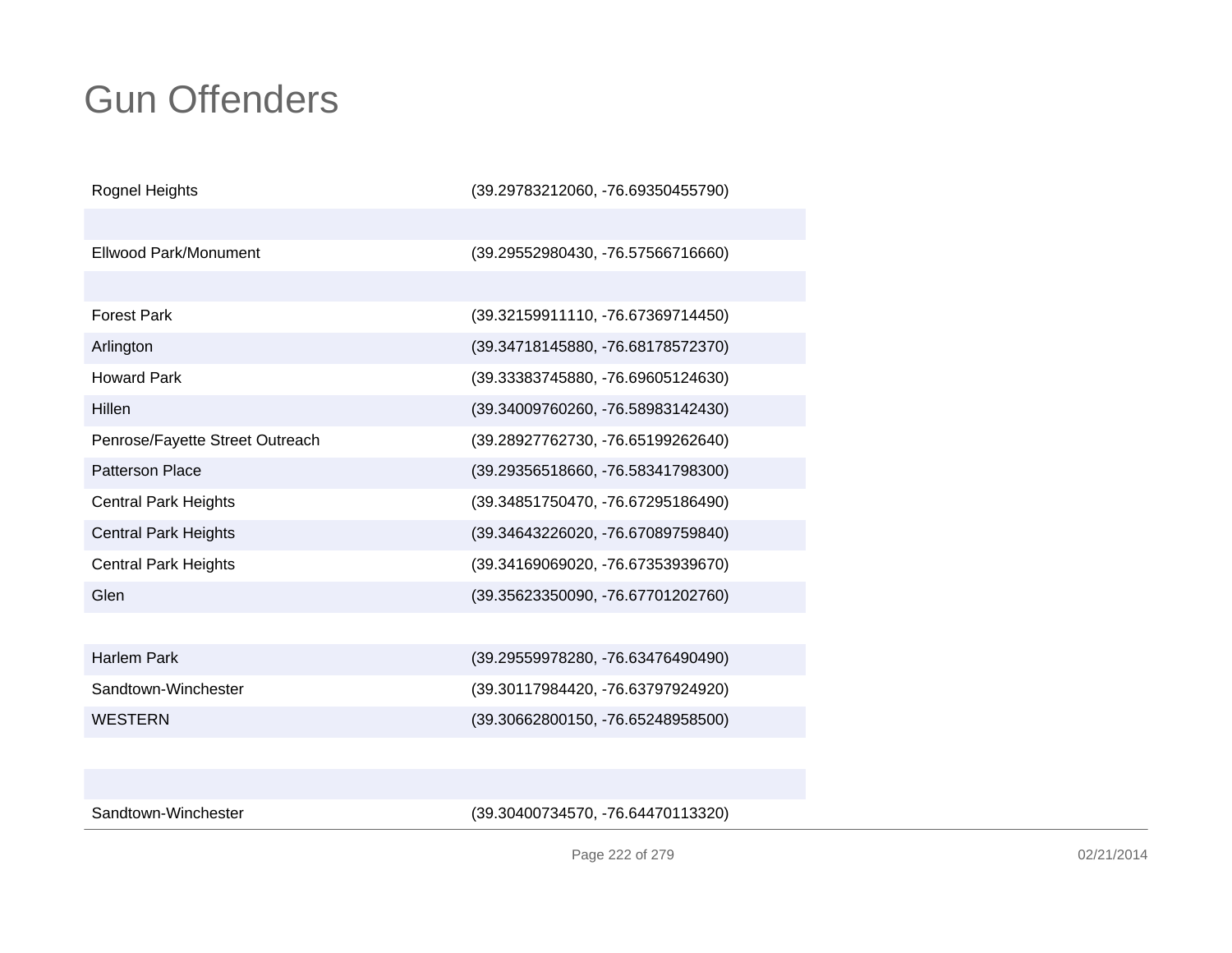# Gun Offenders

| | |
|---|---|
| Rognel Heights | (39.29783212060, -76.69350455790) |
| | |
| Ellwood Park/Monument | (39.29552980430, -76.57566716660) |
| | |
| Forest Park | (39.32159911110, -76.67369714450) |
| Arlington | (39.34718145880, -76.68178572370) |
| Howard Park | (39.33383745880, -76.69605124630) |
| Hillen | (39.34009760260, -76.58983142430) |
| Penrose/Fayette Street Outreach | (39.28927762730, -76.65199262640) |
| Patterson Place | (39.29356518660, -76.58341798300) |
| Central Park Heights | (39.34851750470, -76.67295186490) |
| Central Park Heights | (39.34643226020, -76.67089759840) |
| Central Park Heights | (39.34169069020, -76.67353939670) |
| Glen | (39.35623350090, -76.67701202760) |
| | |
| Harlem Park | (39.29559978280, -76.63476490490) |
| Sandtown-Winchester | (39.30117984420, -76.63797924920) |
| WESTERN | (39.30662800150, -76.65248958500) |
| | |
| | |
| Sandtown-Winchester | (39.30400734570, -76.64470113320) |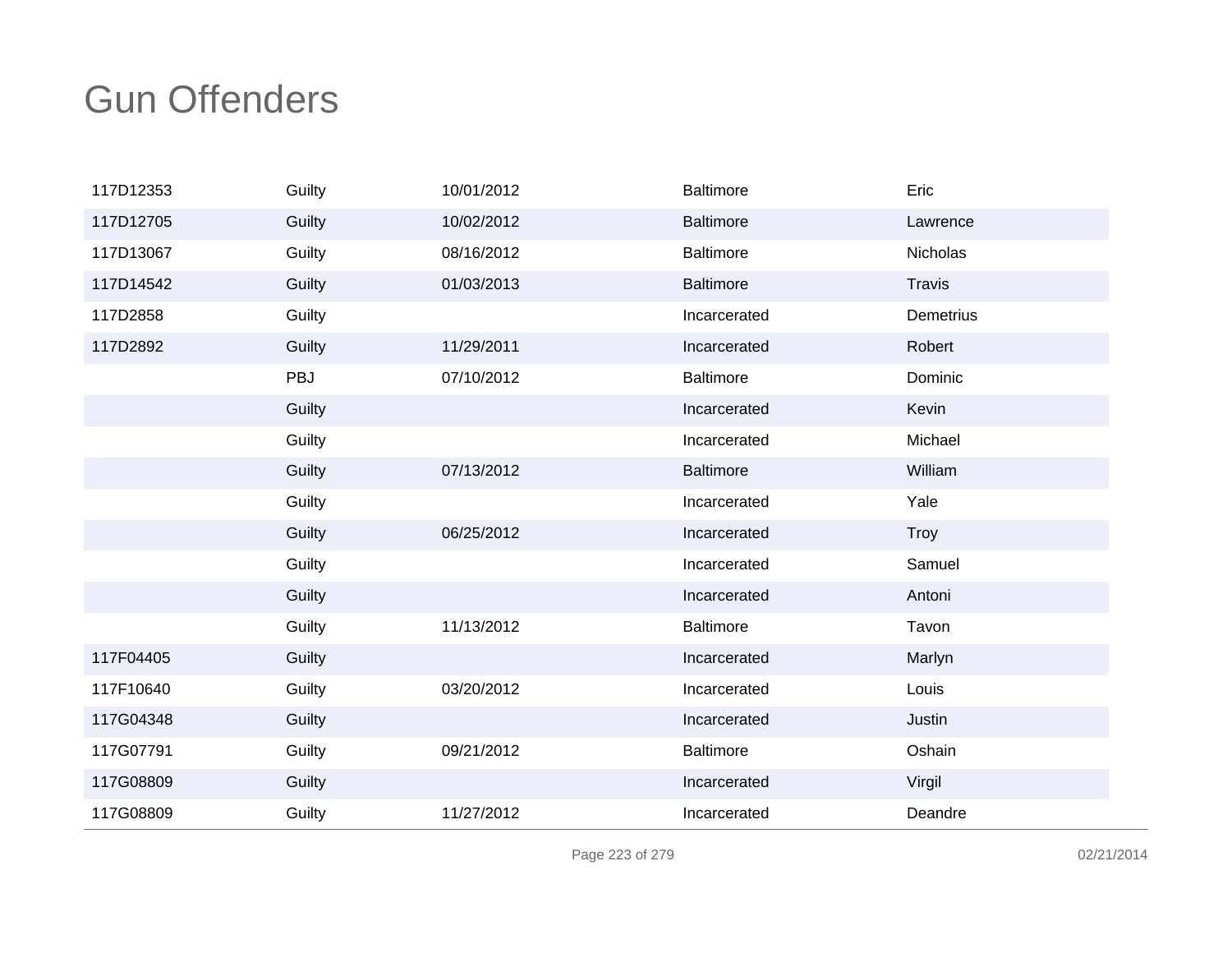# Gun Offenders

| | | | | |
|---|---|---|---|---|
| 117D12353 | Guilty | 10/01/2012 | Baltimore | Eric |
| 117D12705 | Guilty | 10/02/2012 | Baltimore | Lawrence |
| 117D13067 | Guilty | 08/16/2012 | Baltimore | Nicholas |
| 117D14542 | Guilty | 01/03/2013 | Baltimore | Travis |
| 117D2858 | Guilty | | Incarcerated | Demetrius |
| 117D2892 | Guilty | 11/29/2011 | Incarcerated | Robert |
| | PBJ | 07/10/2012 | Baltimore | Dominic |
| | Guilty | | Incarcerated | Kevin |
| | Guilty | | Incarcerated | Michael |
| | Guilty | 07/13/2012 | Baltimore | William |
| | Guilty | | Incarcerated | Yale |
| | Guilty | 06/25/2012 | Incarcerated | Troy |
| | Guilty | | Incarcerated | Samuel |
| | Guilty | | Incarcerated | Antoni |
| | Guilty | 11/13/2012 | Baltimore | Tavon |
| 117F04405 | Guilty | | Incarcerated | Marlyn |
| 117F10640 | Guilty | 03/20/2012 | Incarcerated | Louis |
| 117G04348 | Guilty | | Incarcerated | Justin |
| 117G07791 | Guilty | 09/21/2012 | Baltimore | Oshain |
| 117G08809 | Guilty | | Incarcerated | Virgil |
| 117G08809 | Guilty | 11/27/2012 | Incarcerated | Deandre |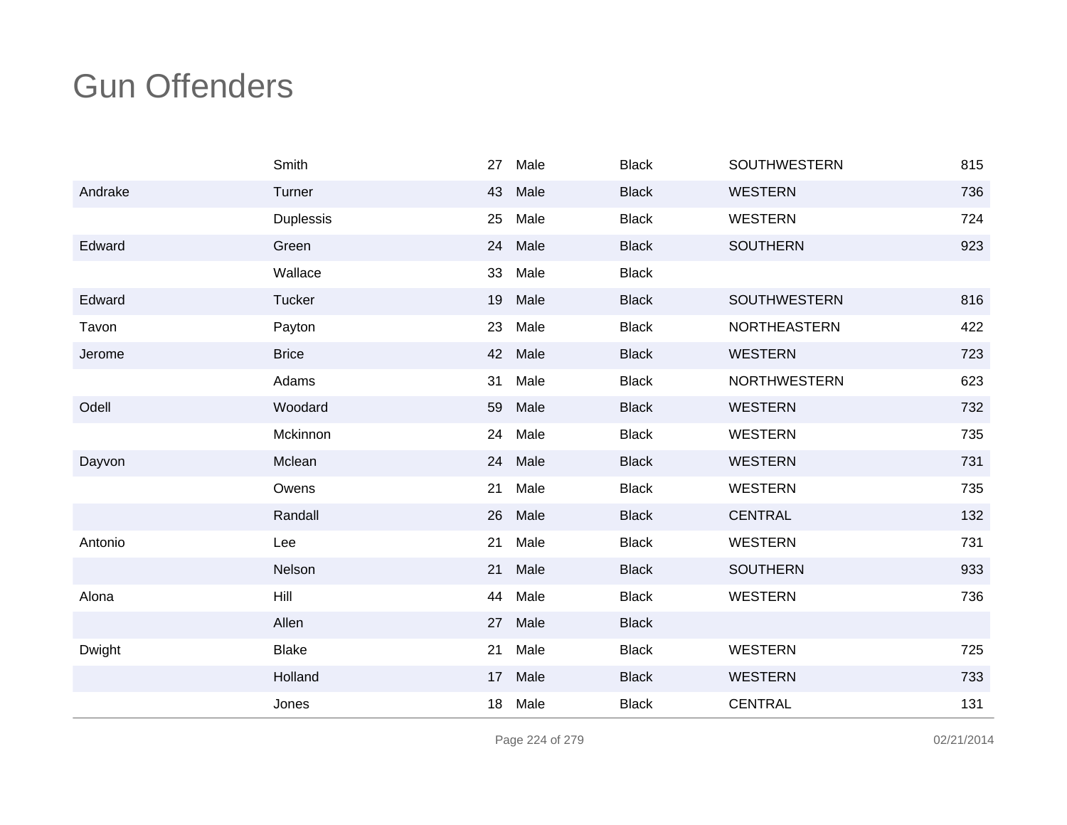# Gun Offenders

| | | | | | | |
|---|---|---|---|---|---|---|
| | Smith | 27 | Male | Black | SOUTHWESTERN | 815 |
| Andrake | Turner | 43 | Male | Black | WESTERN | 736 |
| | Duplessis | 25 | Male | Black | WESTERN | 724 |
| Edward | Green | 24 | Male | Black | SOUTHERN | 923 |
| | Wallace | 33 | Male | Black | | |
| Edward | Tucker | 19 | Male | Black | SOUTHWESTERN | 816 |
| Tavon | Payton | 23 | Male | Black | NORTHEASTERN | 422 |
| Jerome | Brice | 42 | Male | Black | WESTERN | 723 |
| | Adams | 31 | Male | Black | NORTHWESTERN | 623 |
| Odell | Woodard | 59 | Male | Black | WESTERN | 732 |
| | Mckinnon | 24 | Male | Black | WESTERN | 735 |
| Dayvon | Mclean | 24 | Male | Black | WESTERN | 731 |
| | Owens | 21 | Male | Black | WESTERN | 735 |
| | Randall | 26 | Male | Black | CENTRAL | 132 |
| Antonio | Lee | 21 | Male | Black | WESTERN | 731 |
| | Nelson | 21 | Male | Black | SOUTHERN | 933 |
| Alona | Hill | 44 | Male | Black | WESTERN | 736 |
| | Allen | 27 | Male | Black | | |
| Dwight | Blake | 21 | Male | Black | WESTERN | 725 |
| | Holland | 17 | Male | Black | WESTERN | 733 |
| | Jones | 18 | Male | Black | CENTRAL | 131 |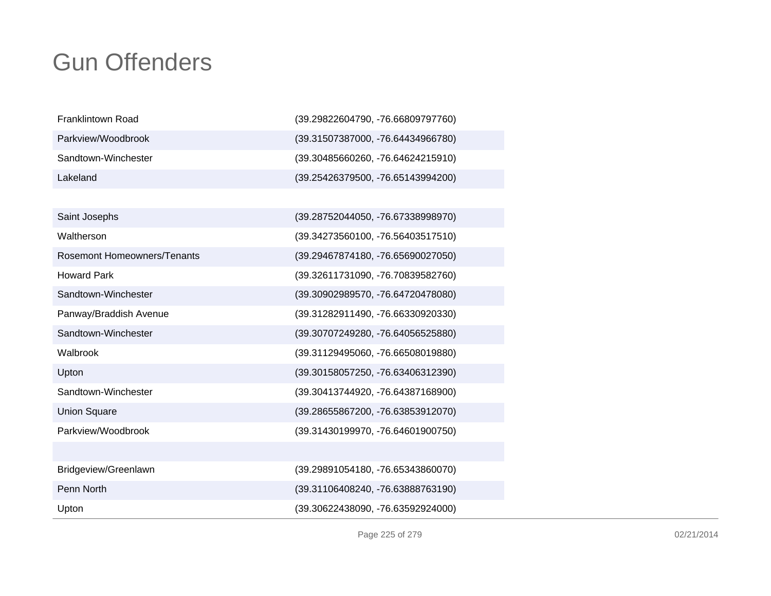# Gun Offenders

| | |
|---|---|
| Franklintown Road | (39.29822604790, -76.66809797760) |
| Parkview/Woodbrook | (39.31507387000, -76.64434966780) |
| Sandtown-Winchester | (39.30485660260, -76.64624215910) |
| Lakeland | (39.25426379500, -76.65143994200) |
| | |
| Saint Josephs | (39.28752044050, -76.67338998970) |
| Waltherson | (39.34273560100, -76.56403517510) |
| Rosemont Homeowners/Tenants | (39.29467874180, -76.65690027050) |
| Howard Park | (39.32611731090, -76.70839582760) |
| Sandtown-Winchester | (39.30902989570, -76.64720478080) |
| Panway/Braddish Avenue | (39.31282911490, -76.66330920330) |
| Sandtown-Winchester | (39.30707249280, -76.64056525880) |
| Walbrook | (39.31129495060, -76.66508019880) |
| Upton | (39.30158057250, -76.63406312390) |
| Sandtown-Winchester | (39.30413744920, -76.64387168900) |
| Union Square | (39.28655867200, -76.63853912070) |
| Parkview/Woodbrook | (39.31430199970, -76.64601900750) |
| | |
| Bridgeview/Greenlawn | (39.29891054180, -76.65343860070) |
| Penn North | (39.31106408240, -76.63888763190) |
| Upton | (39.30622438090, -76.63592924000) |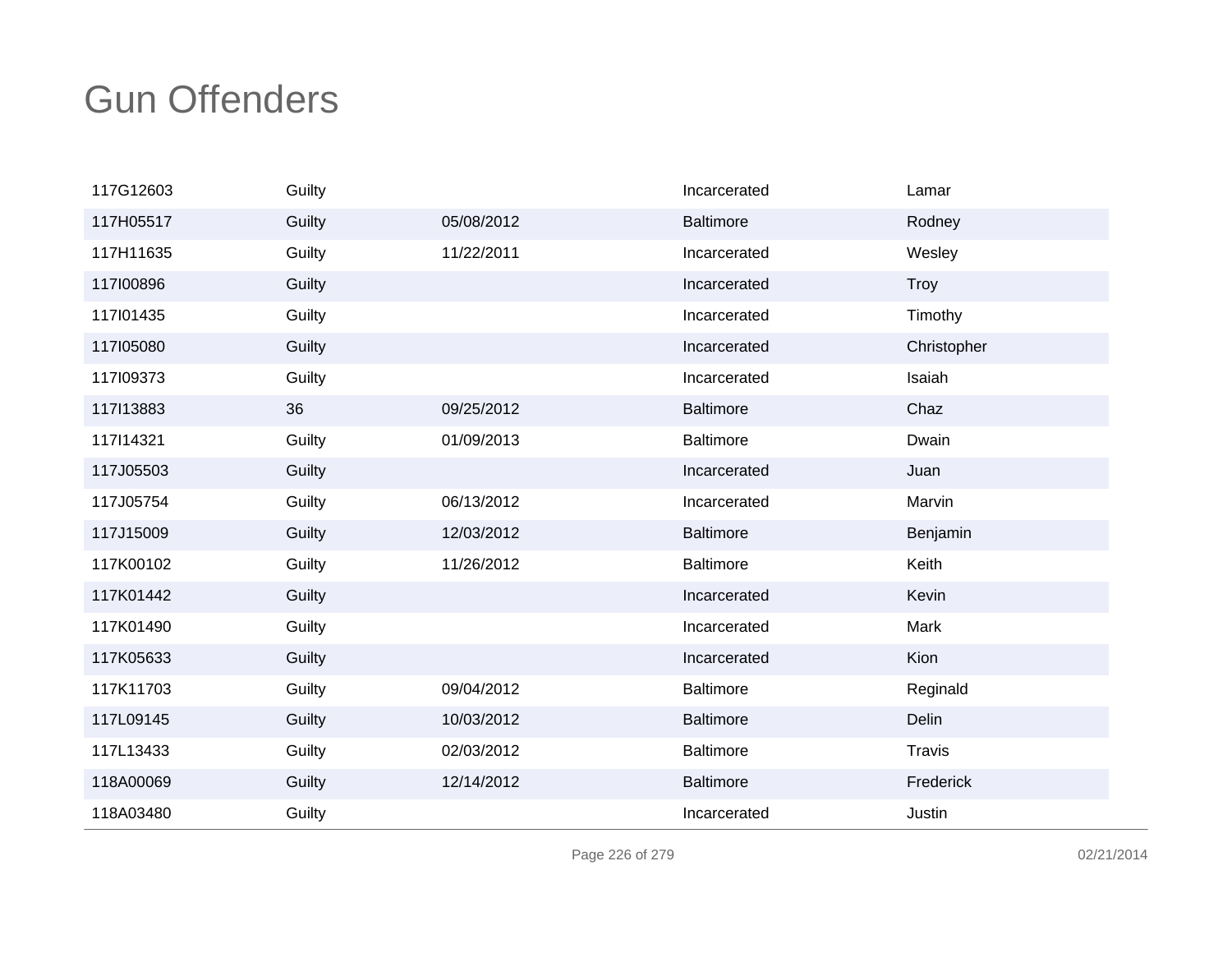# Gun Offenders

| | | | | |
|---|---|---|---|---|
| 117G12603 | Guilty | | Incarcerated | Lamar |
| 117H05517 | Guilty | 05/08/2012 | Baltimore | Rodney |
| 117H11635 | Guilty | 11/22/2011 | Incarcerated | Wesley |
| 117I00896 | Guilty | | Incarcerated | Troy |
| 117I01435 | Guilty | | Incarcerated | Timothy |
| 117I05080 | Guilty | | Incarcerated | Christopher |
| 117I09373 | Guilty | | Incarcerated | Isaiah |
| 117I13883 | 36 | 09/25/2012 | Baltimore | Chaz |
| 117I14321 | Guilty | 01/09/2013 | Baltimore | Dwain |
| 117J05503 | Guilty | | Incarcerated | Juan |
| 117J05754 | Guilty | 06/13/2012 | Incarcerated | Marvin |
| 117J15009 | Guilty | 12/03/2012 | Baltimore | Benjamin |
| 117K00102 | Guilty | 11/26/2012 | Baltimore | Keith |
| 117K01442 | Guilty | | Incarcerated | Kevin |
| 117K01490 | Guilty | | Incarcerated | Mark |
| 117K05633 | Guilty | | Incarcerated | Kion |
| 117K11703 | Guilty | 09/04/2012 | Baltimore | Reginald |
| 117L09145 | Guilty | 10/03/2012 | Baltimore | Delin |
| 117L13433 | Guilty | 02/03/2012 | Baltimore | Travis |
| 118A00069 | Guilty | 12/14/2012 | Baltimore | Frederick |
| 118A03480 | Guilty | | Incarcerated | Justin |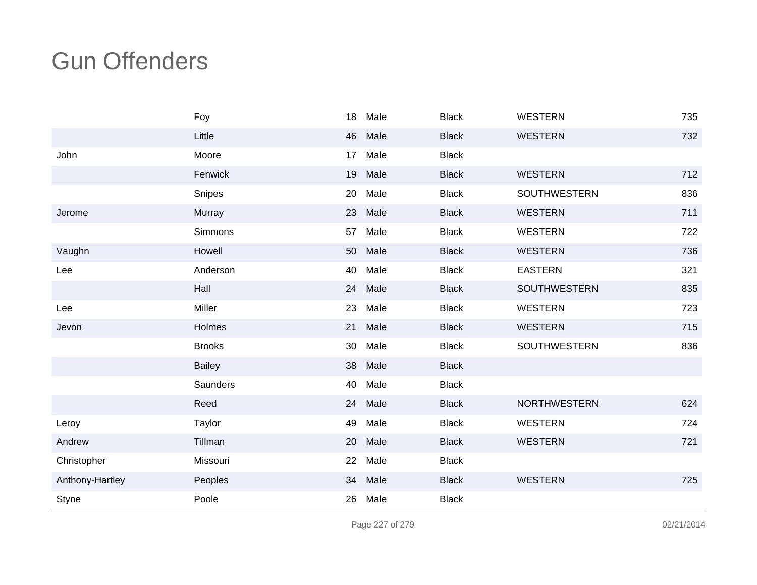# Gun Offenders

| | | | | | | |
|---|---|---|---|---|---|---|
| | Foy | 18 | Male | Black | WESTERN | 735 |
| | Little | 46 | Male | Black | WESTERN | 732 |
| John | Moore | 17 | Male | Black | | |
| | Fenwick | 19 | Male | Black | WESTERN | 712 |
| | Snipes | 20 | Male | Black | SOUTHWESTERN | 836 |
| Jerome | Murray | 23 | Male | Black | WESTERN | 711 |
| | Simmons | 57 | Male | Black | WESTERN | 722 |
| Vaughn | Howell | 50 | Male | Black | WESTERN | 736 |
| Lee | Anderson | 40 | Male | Black | EASTERN | 321 |
| | Hall | 24 | Male | Black | SOUTHWESTERN | 835 |
| Lee | Miller | 23 | Male | Black | WESTERN | 723 |
| Jevon | Holmes | 21 | Male | Black | WESTERN | 715 |
| | Brooks | 30 | Male | Black | SOUTHWESTERN | 836 |
| | Bailey | 38 | Male | Black | | |
| | Saunders | 40 | Male | Black | | |
| | Reed | 24 | Male | Black | NORTHWESTERN | 624 |
| Leroy | Taylor | 49 | Male | Black | WESTERN | 724 |
| Andrew | Tillman | 20 | Male | Black | WESTERN | 721 |
| Christopher | Missouri | 22 | Male | Black | | |
| Anthony-Hartley | Peoples | 34 | Male | Black | WESTERN | 725 |
| Styne | Poole | 26 | Male | Black | | |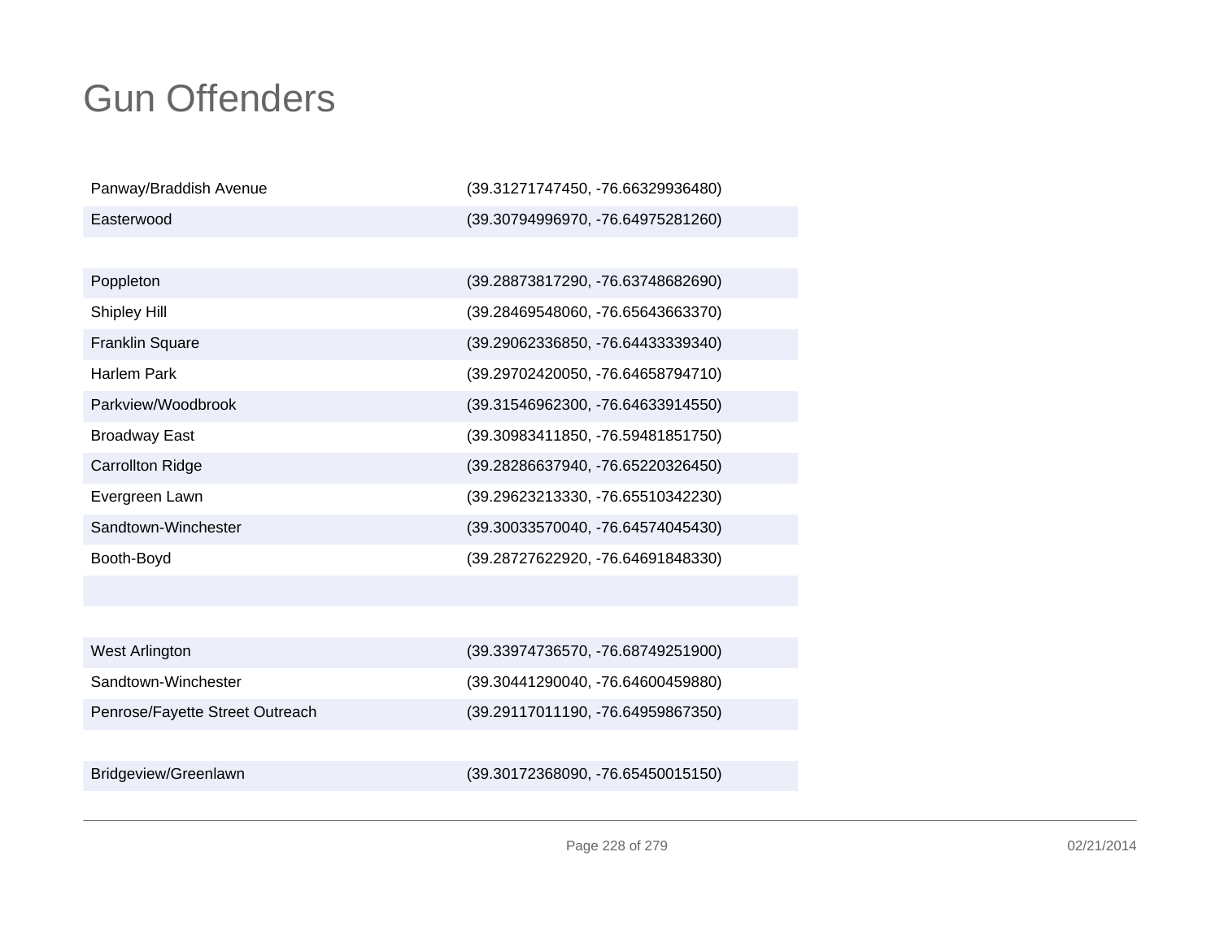# Gun Offenders

| | |
|---|---|
| Panway/Braddish Avenue | (39.31271747450, -76.66329936480) |
| Easterwood | (39.30794996970, -76.64975281260) |
| | |
| Poppleton | (39.28873817290, -76.63748682690) |
| Shipley Hill | (39.28469548060, -76.65643663370) |
| Franklin Square | (39.29062336850, -76.64433339340) |
| Harlem Park | (39.29702420050, -76.64658794710) |
| Parkview/Woodbrook | (39.31546962300, -76.64633914550) |
| Broadway East | (39.30983411850, -76.59481851750) |
| Carrollton Ridge | (39.28286637940, -76.65220326450) |
| Evergreen Lawn | (39.29623213330, -76.65510342230) |
| Sandtown-Winchester | (39.30033570040, -76.64574045430) |
| Booth-Boyd | (39.28727622920, -76.64691848330) |
| | |
| | |
| West Arlington | (39.33974736570, -76.68749251900) |
| Sandtown-Winchester | (39.30441290040, -76.64600459880) |
| Penrose/Fayette Street Outreach | (39.29117011190, -76.64959867350) |
| | |
| Bridgeview/Greenlawn | (39.30172368090, -76.65450015150) |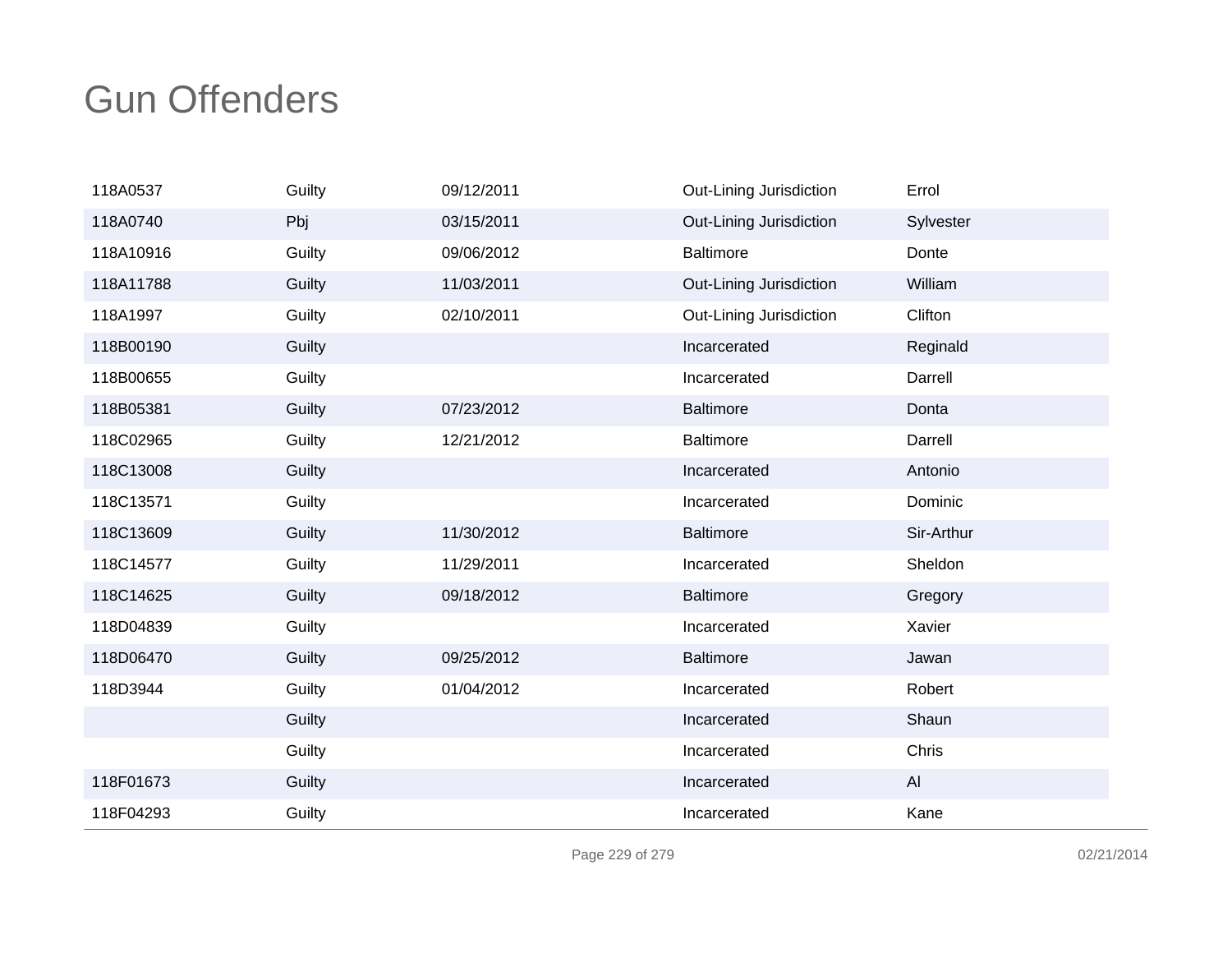# Gun Offenders

| | | | | |
|---|---|---|---|---|
| 118A0537 | Guilty | 09/12/2011 | Out-Lining Jurisdiction | Errol |
| 118A0740 | Pbj | 03/15/2011 | Out-Lining Jurisdiction | Sylvester |
| 118A10916 | Guilty | 09/06/2012 | Baltimore | Donte |
| 118A11788 | Guilty | 11/03/2011 | Out-Lining Jurisdiction | William |
| 118A1997 | Guilty | 02/10/2011 | Out-Lining Jurisdiction | Clifton |
| 118B00190 | Guilty | | Incarcerated | Reginald |
| 118B00655 | Guilty | | Incarcerated | Darrell |
| 118B05381 | Guilty | 07/23/2012 | Baltimore | Donta |
| 118C02965 | Guilty | 12/21/2012 | Baltimore | Darrell |
| 118C13008 | Guilty | | Incarcerated | Antonio |
| 118C13571 | Guilty | | Incarcerated | Dominic |
| 118C13609 | Guilty | 11/30/2012 | Baltimore | Sir-Arthur |
| 118C14577 | Guilty | 11/29/2011 | Incarcerated | Sheldon |
| 118C14625 | Guilty | 09/18/2012 | Baltimore | Gregory |
| 118D04839 | Guilty | | Incarcerated | Xavier |
| 118D06470 | Guilty | 09/25/2012 | Baltimore | Jawan |
| 118D3944 | Guilty | 01/04/2012 | Incarcerated | Robert |
| | Guilty | | Incarcerated | Shaun |
| | Guilty | | Incarcerated | Chris |
| 118F01673 | Guilty | | Incarcerated | Al |
| 118F04293 | Guilty | | Incarcerated | Kane |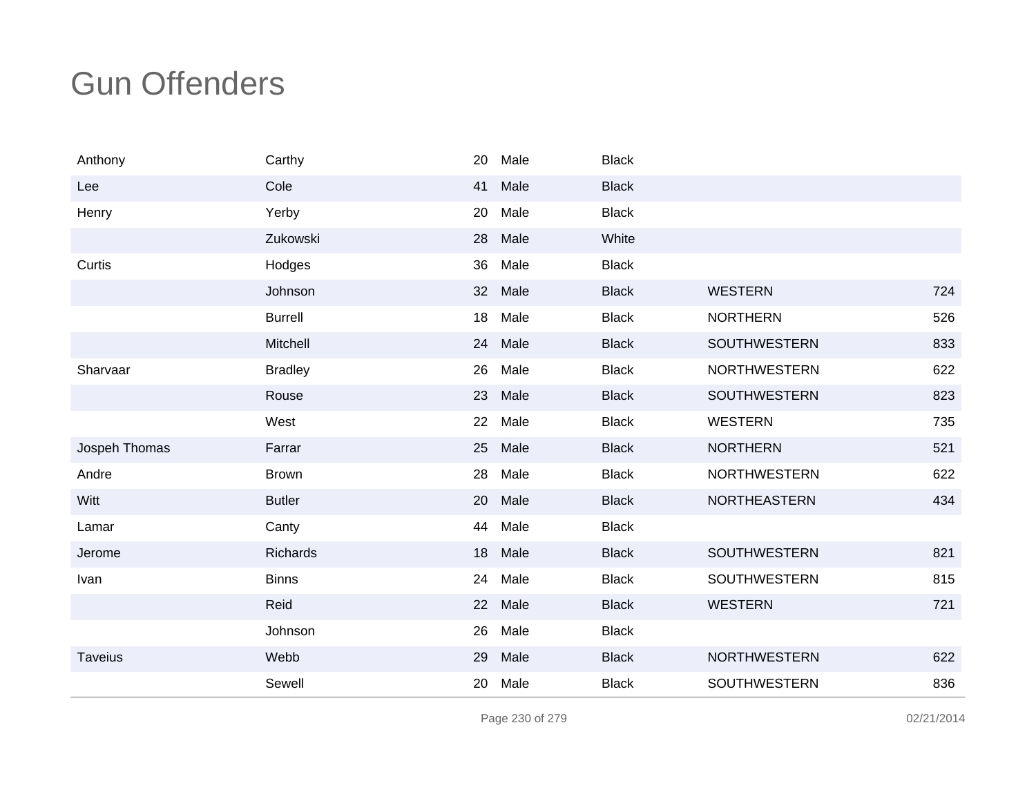# Gun Offenders

| | | | | | | |
|---|---|---|---|---|---|---|
| Anthony | Carthy | 20 | Male | Black | | |
| Lee | Cole | 41 | Male | Black | | |
| Henry | Yerby | 20 | Male | Black | | |
| | Zukowski | 28 | Male | White | | |
| Curtis | Hodges | 36 | Male | Black | | |
| | Johnson | 32 | Male | Black | WESTERN | 724 |
| | Burrell | 18 | Male | Black | NORTHERN | 526 |
| | Mitchell | 24 | Male | Black | SOUTHWESTERN | 833 |
| Sharvaar | Bradley | 26 | Male | Black | NORTHWESTERN | 622 |
| | Rouse | 23 | Male | Black | SOUTHWESTERN | 823 |
| | West | 22 | Male | Black | WESTERN | 735 |
| Jospeh Thomas | Farrar | 25 | Male | Black | NORTHERN | 521 |
| Andre | Brown | 28 | Male | Black | NORTHWESTERN | 622 |
| Witt | Butler | 20 | Male | Black | NORTHEASTERN | 434 |
| Lamar | Canty | 44 | Male | Black | | |
| Jerome | Richards | 18 | Male | Black | SOUTHWESTERN | 821 |
| Ivan | Binns | 24 | Male | Black | SOUTHWESTERN | 815 |
| | Reid | 22 | Male | Black | WESTERN | 721 |
| | Johnson | 26 | Male | Black | | |
| Taveius | Webb | 29 | Male | Black | NORTHWESTERN | 622 |
| | Sewell | 20 | Male | Black | SOUTHWESTERN | 836 |

02/21/2014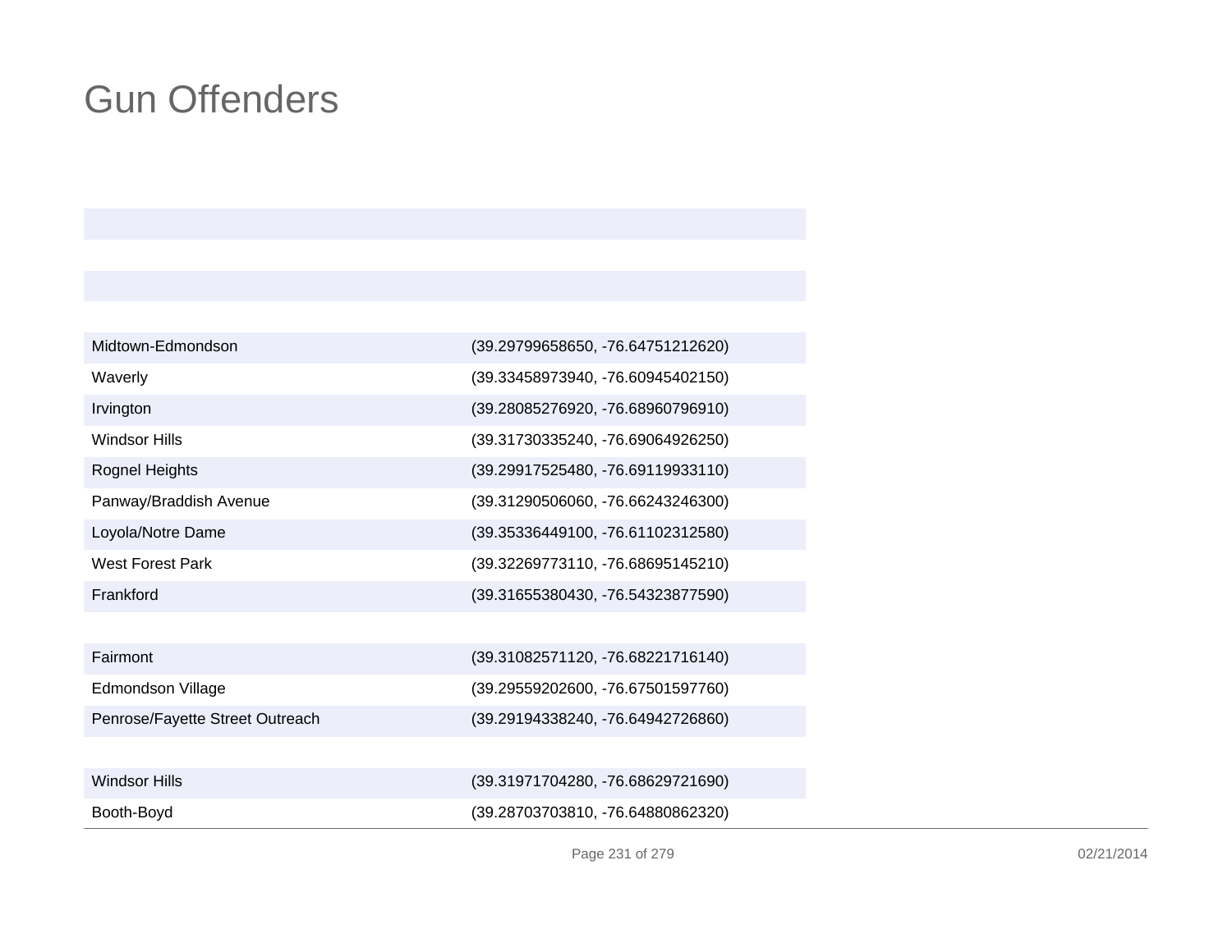# Gun Offenders

| | |
|---|---|
| | |
| | |
| Midtown-Edmondson | (39.29799658650, -76.64751212620) |
| Waverly | (39.33458973940, -76.60945402150) |
| Irvington | (39.28085276920, -76.68960796910) |
| Windsor Hills | (39.31730335240, -76.69064926250) |
| Rognel Heights | (39.29917525480, -76.69119933110) |
| Panway/Braddish Avenue | (39.31290506060, -76.66243246300) |
| Loyola/Notre Dame | (39.35336449100, -76.61102312580) |
| West Forest Park | (39.32269773110, -76.68695145210) |
| Frankford | (39.31655380430, -76.54323877590) |
| | |
| Fairmont | (39.31082571120, -76.68221716140) |
| Edmondson Village | (39.29559202600, -76.67501597760) |
| Penrose/Fayette Street Outreach | (39.29194338240, -76.64942726860) |
| | |
| Windsor Hills | (39.31971704280, -76.68629721690) |
| Booth-Boyd | (39.28703703810, -76.64880862320) |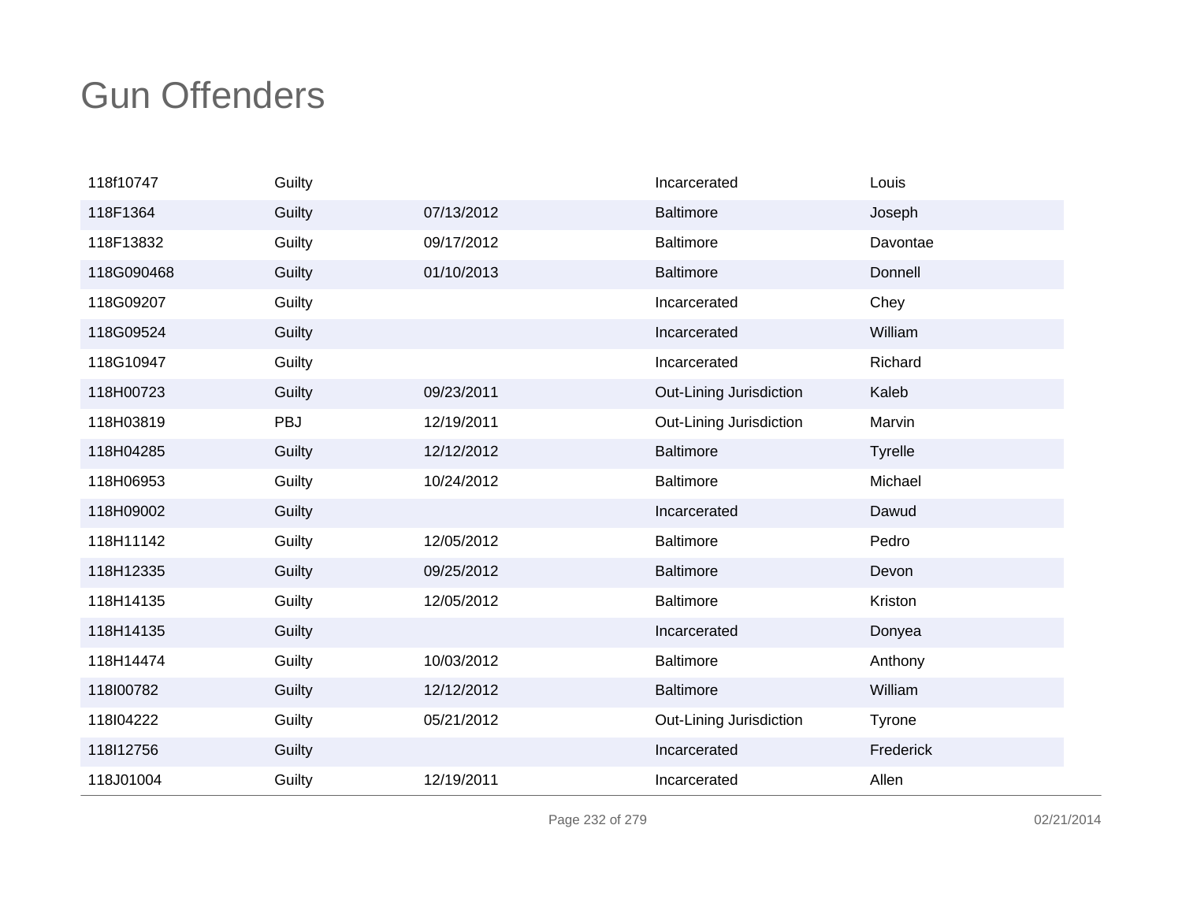# Gun Offenders

| | | | | |
|---|---|---|---|---|
| 118f10747 | Guilty | | Incarcerated | Louis |
| 118F1364 | Guilty | 07/13/2012 | Baltimore | Joseph |
| 118F13832 | Guilty | 09/17/2012 | Baltimore | Davontae |
| 118G090468 | Guilty | 01/10/2013 | Baltimore | Donnell |
| 118G09207 | Guilty | | Incarcerated | Chey |
| 118G09524 | Guilty | | Incarcerated | William |
| 118G10947 | Guilty | | Incarcerated | Richard |
| 118H00723 | Guilty | 09/23/2011 | Out-Lining Jurisdiction | Kaleb |
| 118H03819 | PBJ | 12/19/2011 | Out-Lining Jurisdiction | Marvin |
| 118H04285 | Guilty | 12/12/2012 | Baltimore | Tyrelle |
| 118H06953 | Guilty | 10/24/2012 | Baltimore | Michael |
| 118H09002 | Guilty | | Incarcerated | Dawud |
| 118H11142 | Guilty | 12/05/2012 | Baltimore | Pedro |
| 118H12335 | Guilty | 09/25/2012 | Baltimore | Devon |
| 118H14135 | Guilty | 12/05/2012 | Baltimore | Kriston |
| 118H14135 | Guilty | | Incarcerated | Donyea |
| 118H14474 | Guilty | 10/03/2012 | Baltimore | Anthony |
| 118I00782 | Guilty | 12/12/2012 | Baltimore | William |
| 118I04222 | Guilty | 05/21/2012 | Out-Lining Jurisdiction | Tyrone |
| 118I12756 | Guilty | | Incarcerated | Frederick |
| 118J01004 | Guilty | 12/19/2011 | Incarcerated | Allen |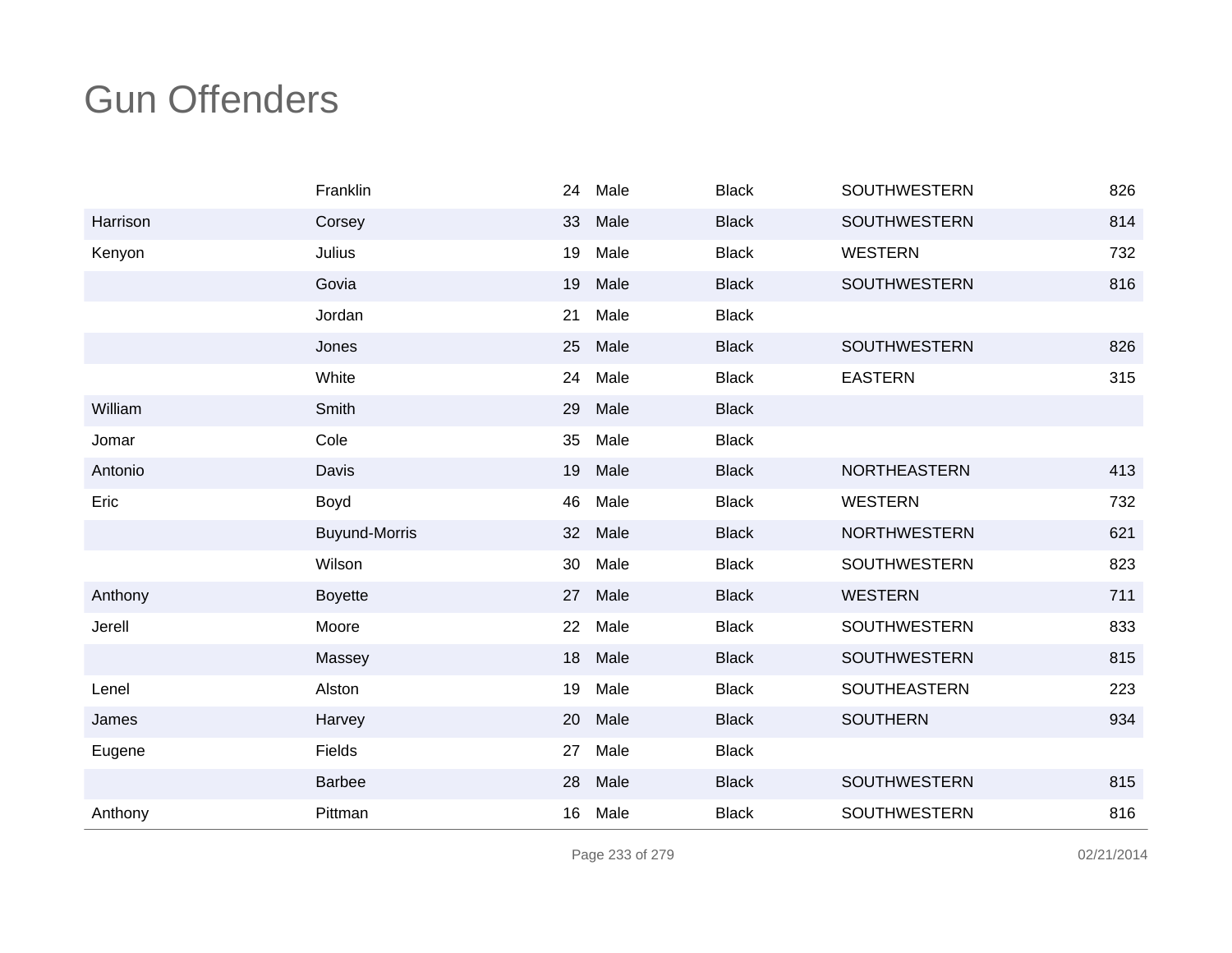# Gun Offenders

| | | | | | | |
|---|---|---|---|---|---|---|
| | Franklin | 24 | Male | Black | SOUTHWESTERN | 826 |
| Harrison | Corsey | 33 | Male | Black | SOUTHWESTERN | 814 |
| Kenyon | Julius | 19 | Male | Black | WESTERN | 732 |
| | Govia | 19 | Male | Black | SOUTHWESTERN | 816 |
| | Jordan | 21 | Male | Black | | |
| | Jones | 25 | Male | Black | SOUTHWESTERN | 826 |
| | White | 24 | Male | Black | EASTERN | 315 |
| William | Smith | 29 | Male | Black | | |
| Jomar | Cole | 35 | Male | Black | | |
| Antonio | Davis | 19 | Male | Black | NORTHEASTERN | 413 |
| Eric | Boyd | 46 | Male | Black | WESTERN | 732 |
| | Buyund-Morris | 32 | Male | Black | NORTHWESTERN | 621 |
| | Wilson | 30 | Male | Black | SOUTHWESTERN | 823 |
| Anthony | Boyette | 27 | Male | Black | WESTERN | 711 |
| Jerell | Moore | 22 | Male | Black | SOUTHWESTERN | 833 |
| | Massey | 18 | Male | Black | SOUTHWESTERN | 815 |
| Lenel | Alston | 19 | Male | Black | SOUTHEASTERN | 223 |
| James | Harvey | 20 | Male | Black | SOUTHERN | 934 |
| Eugene | Fields | 27 | Male | Black | | |
| | Barbee | 28 | Male | Black | SOUTHWESTERN | 815 |
| Anthony | Pittman | 16 | Male | Black | SOUTHWESTERN | 816 |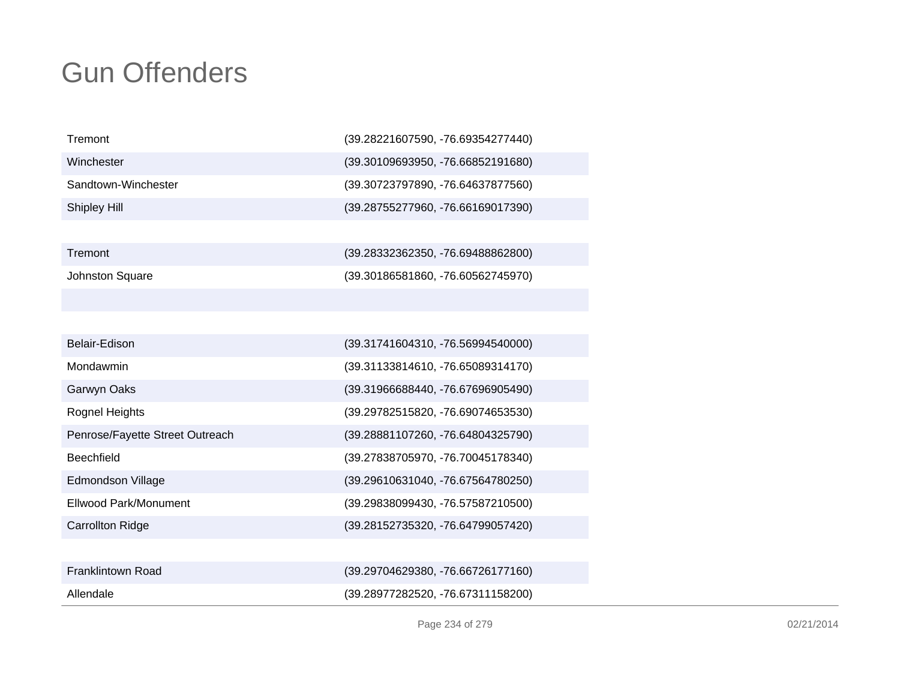# Gun Offenders

| | |
|---|---|
| Tremont | (39.28221607590, -76.69354277440) |
| Winchester | (39.30109693950, -76.66852191680) |
| Sandtown-Winchester | (39.30723797890, -76.64637877560) |
| Shipley Hill | (39.28755277960, -76.66169017390) |
| | |
| Tremont | (39.28332362350, -76.69488862800) |
| Johnston Square | (39.30186581860, -76.60562745970) |
| | |
| | |
| Belair-Edison | (39.31741604310, -76.56994540000) |
| Mondawmin | (39.31133814610, -76.65089314170) |
| Garwyn Oaks | (39.31966688440, -76.67696905490) |
| Rognel Heights | (39.29782515820, -76.69074653530) |
| Penrose/Fayette Street Outreach | (39.28881107260, -76.64804325790) |
| Beechfield | (39.27838705970, -76.70045178340) |
| Edmondson Village | (39.29610631040, -76.67564780250) |
| Ellwood Park/Monument | (39.29838099430, -76.57587210500) |
| Carrollton Ridge | (39.28152735320, -76.64799057420) |
| | |
| Franklintown Road | (39.29704629380, -76.66726177160) |
| Allendale | (39.28977282520, -76.67311158200) |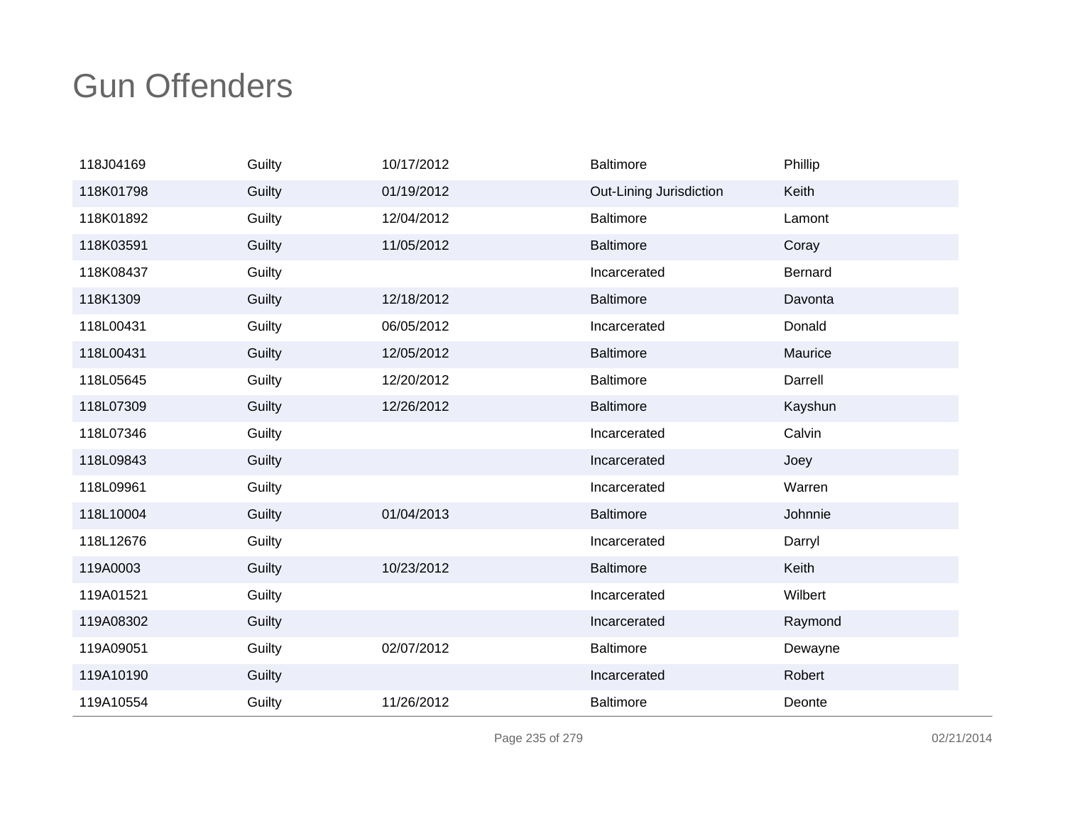# Gun Offenders

| | | | | |
|---|---|---|---|---|
| 118J04169 | Guilty | 10/17/2012 | Baltimore | Phillip |
| 118K01798 | Guilty | 01/19/2012 | Out-Lining Jurisdiction | Keith |
| 118K01892 | Guilty | 12/04/2012 | Baltimore | Lamont |
| 118K03591 | Guilty | 11/05/2012 | Baltimore | Coray |
| 118K08437 | Guilty | | Incarcerated | Bernard |
| 118K1309 | Guilty | 12/18/2012 | Baltimore | Davonta |
| 118L00431 | Guilty | 06/05/2012 | Incarcerated | Donald |
| 118L00431 | Guilty | 12/05/2012 | Baltimore | Maurice |
| 118L05645 | Guilty | 12/20/2012 | Baltimore | Darrell |
| 118L07309 | Guilty | 12/26/2012 | Baltimore | Kayshun |
| 118L07346 | Guilty | | Incarcerated | Calvin |
| 118L09843 | Guilty | | Incarcerated | Joey |
| 118L09961 | Guilty | | Incarcerated | Warren |
| 118L10004 | Guilty | 01/04/2013 | Baltimore | Johnnie |
| 118L12676 | Guilty | | Incarcerated | Darryl |
| 119A0003 | Guilty | 10/23/2012 | Baltimore | Keith |
| 119A01521 | Guilty | | Incarcerated | Wilbert |
| 119A08302 | Guilty | | Incarcerated | Raymond |
| 119A09051 | Guilty | 02/07/2012 | Baltimore | Dewayne |
| 119A10190 | Guilty | | Incarcerated | Robert |
| 119A10554 | Guilty | 11/26/2012 | Baltimore | Deonte |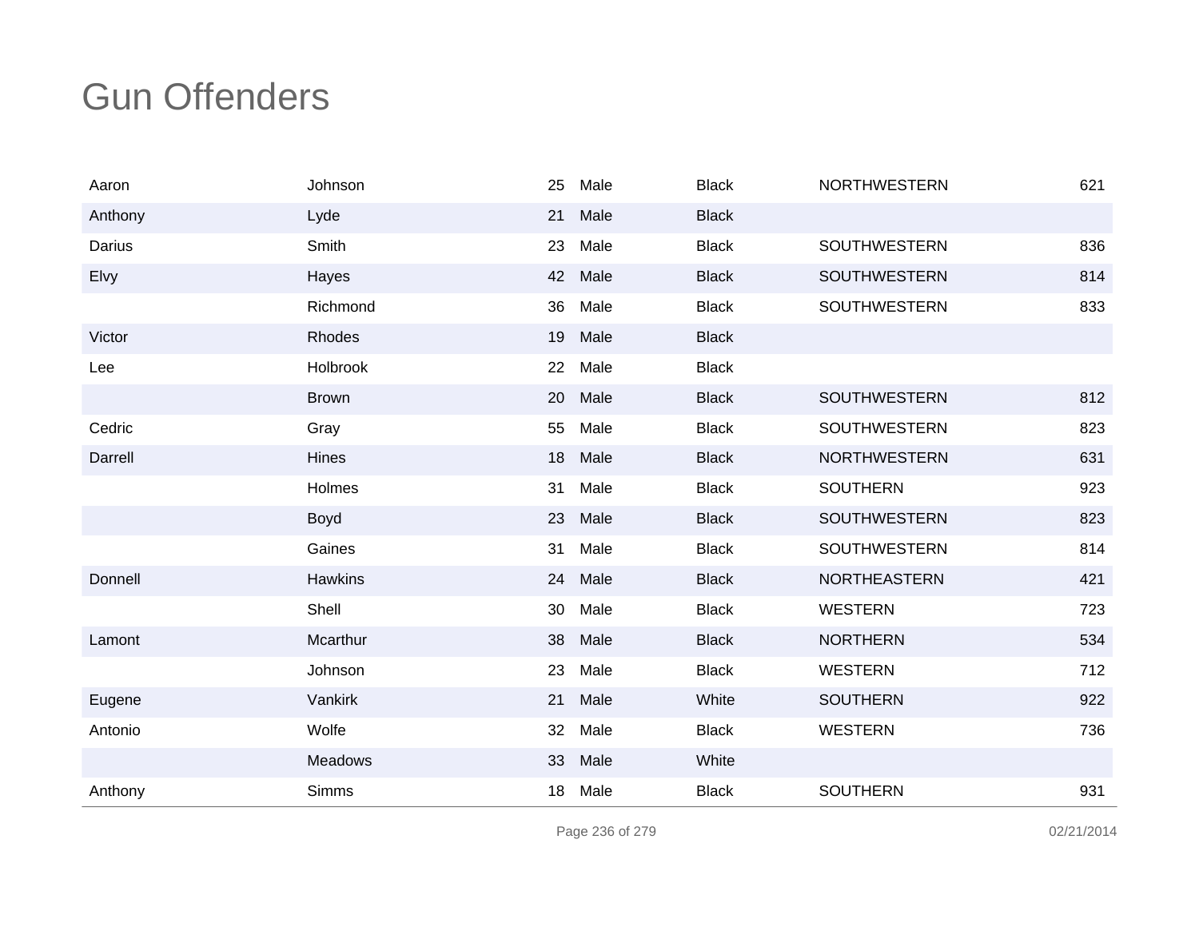# Gun Offenders

| | | | | | | |
|---|---|---|---|---|---|---|
| Aaron | Johnson | 25 | Male | Black | NORTHWESTERN | 621 |
| Anthony | Lyde | 21 | Male | Black | | |
| Darius | Smith | 23 | Male | Black | SOUTHWESTERN | 836 |
| Elvy | Hayes | 42 | Male | Black | SOUTHWESTERN | 814 |
| | Richmond | 36 | Male | Black | SOUTHWESTERN | 833 |
| Victor | Rhodes | 19 | Male | Black | | |
| Lee | Holbrook | 22 | Male | Black | | |
| | Brown | 20 | Male | Black | SOUTHWESTERN | 812 |
| Cedric | Gray | 55 | Male | Black | SOUTHWESTERN | 823 |
| Darrell | Hines | 18 | Male | Black | NORTHWESTERN | 631 |
| | Holmes | 31 | Male | Black | SOUTHERN | 923 |
| | Boyd | 23 | Male | Black | SOUTHWESTERN | 823 |
| | Gaines | 31 | Male | Black | SOUTHWESTERN | 814 |
| Donnell | Hawkins | 24 | Male | Black | NORTHEASTERN | 421 |
| | Shell | 30 | Male | Black | WESTERN | 723 |
| Lamont | Mcarthur | 38 | Male | Black | NORTHERN | 534 |
| | Johnson | 23 | Male | Black | WESTERN | 712 |
| Eugene | Vankirk | 21 | Male | White | SOUTHERN | 922 |
| Antonio | Wolfe | 32 | Male | Black | WESTERN | 736 |
| | Meadows | 33 | Male | White | | |
| Anthony | Simms | 18 | Male | Black | SOUTHERN | 931 |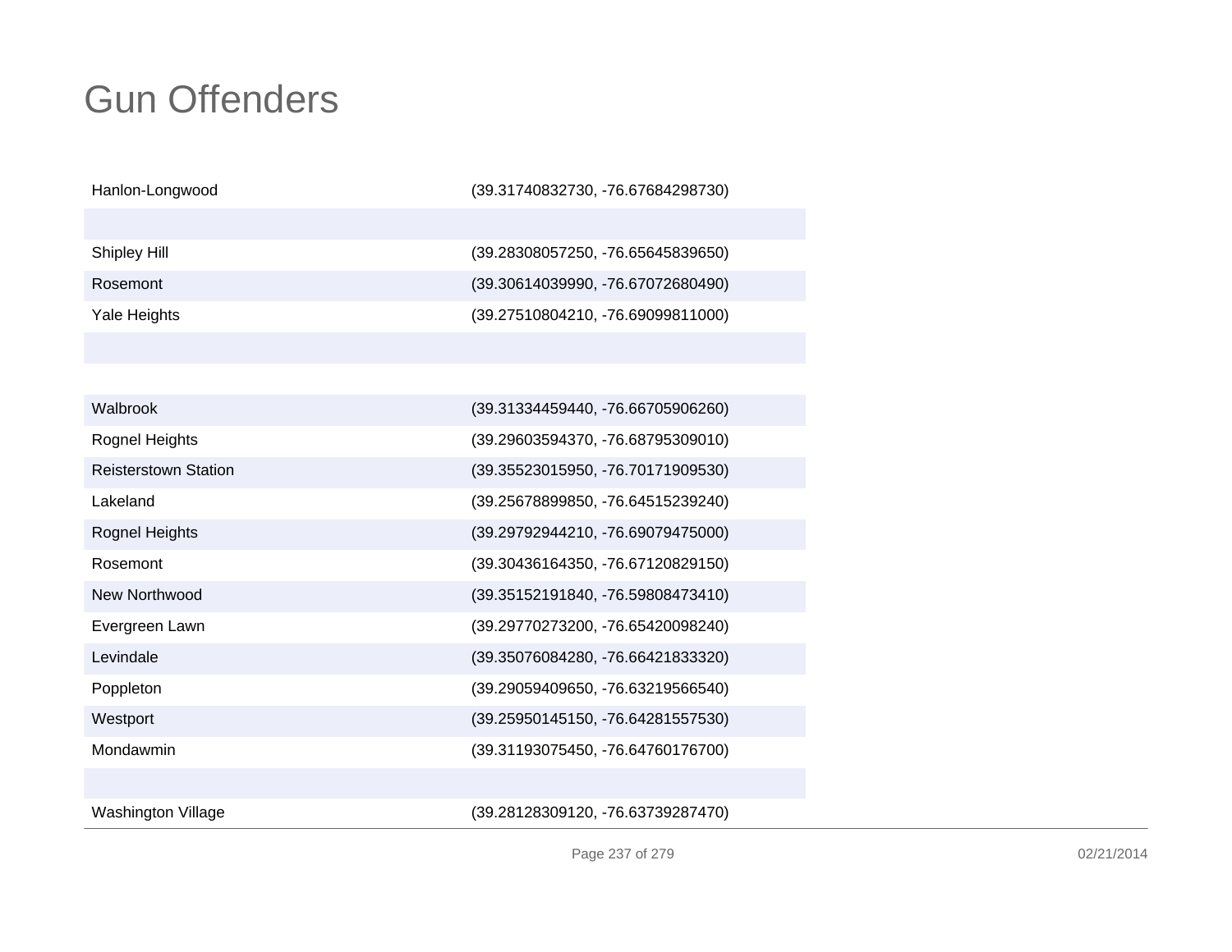# Gun Offenders

| | |
|---|---|
| Hanlon-Longwood | (39.31740832730, -76.67684298730) |
| | |
| Shipley Hill | (39.28308057250, -76.65645839650) |
| Rosemont | (39.30614039990, -76.67072680490) |
| Yale Heights | (39.27510804210, -76.69099811000) |
| | |
| | |
| Walbrook | (39.31334459440, -76.66705906260) |
| Rognel Heights | (39.29603594370, -76.68795309010) |
| Reisterstown Station | (39.35523015950, -76.70171909530) |
| Lakeland | (39.25678899850, -76.64515239240) |
| Rognel Heights | (39.29792944210, -76.69079475000) |
| Rosemont | (39.30436164350, -76.67120829150) |
| New Northwood | (39.35152191840, -76.59808473410) |
| Evergreen Lawn | (39.29770273200, -76.65420098240) |
| Levindale | (39.35076084280, -76.66421833320) |
| Poppleton | (39.29059409650, -76.63219566540) |
| Westport | (39.25950145150, -76.64281557530) |
| Mondawmin | (39.31193075450, -76.64760176700) |
| | |
| Washington Village | (39.28128309120, -76.63739287470) |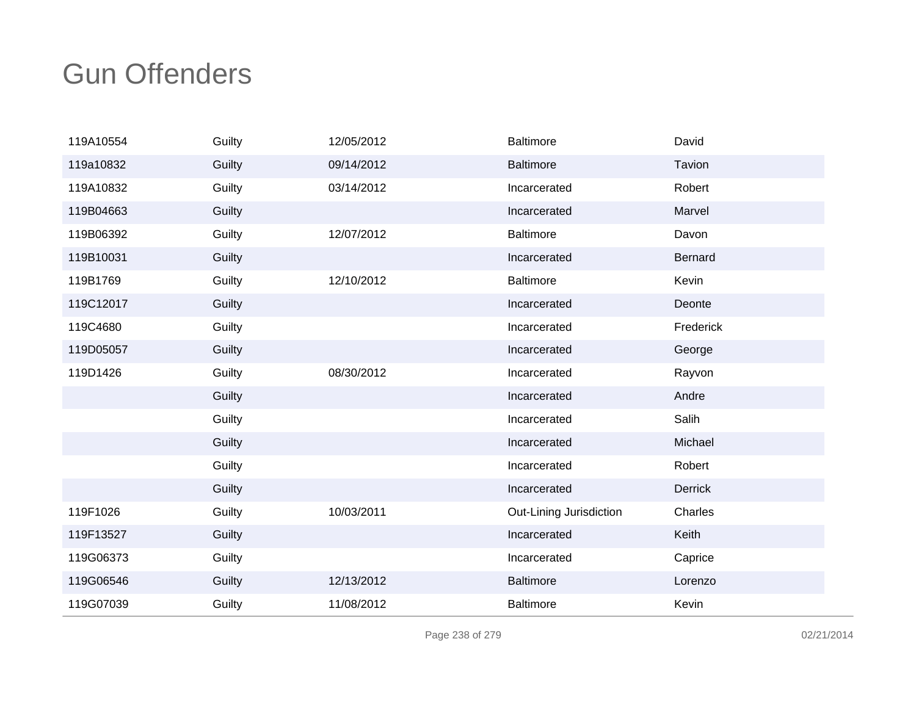# Gun Offenders

| | | | | |
|---|---|---|---|---|
| 119A10554 | Guilty | 12/05/2012 | Baltimore | David |
| 119a10832 | Guilty | 09/14/2012 | Baltimore | Tavion |
| 119A10832 | Guilty | 03/14/2012 | Incarcerated | Robert |
| 119B04663 | Guilty | | Incarcerated | Marvel |
| 119B06392 | Guilty | 12/07/2012 | Baltimore | Davon |
| 119B10031 | Guilty | | Incarcerated | Bernard |
| 119B1769 | Guilty | 12/10/2012 | Baltimore | Kevin |
| 119C12017 | Guilty | | Incarcerated | Deonte |
| 119C4680 | Guilty | | Incarcerated | Frederick |
| 119D05057 | Guilty | | Incarcerated | George |
| 119D1426 | Guilty | 08/30/2012 | Incarcerated | Rayvon |
| | Guilty | | Incarcerated | Andre |
| | Guilty | | Incarcerated | Salih |
| | Guilty | | Incarcerated | Michael |
| | Guilty | | Incarcerated | Robert |
| | Guilty | | Incarcerated | Derrick |
| 119F1026 | Guilty | 10/03/2011 | Out-Lining Jurisdiction | Charles |
| 119F13527 | Guilty | | Incarcerated | Keith |
| 119G06373 | Guilty | | Incarcerated | Caprice |
| 119G06546 | Guilty | 12/13/2012 | Baltimore | Lorenzo |
| 119G07039 | Guilty | 11/08/2012 | Baltimore | Kevin |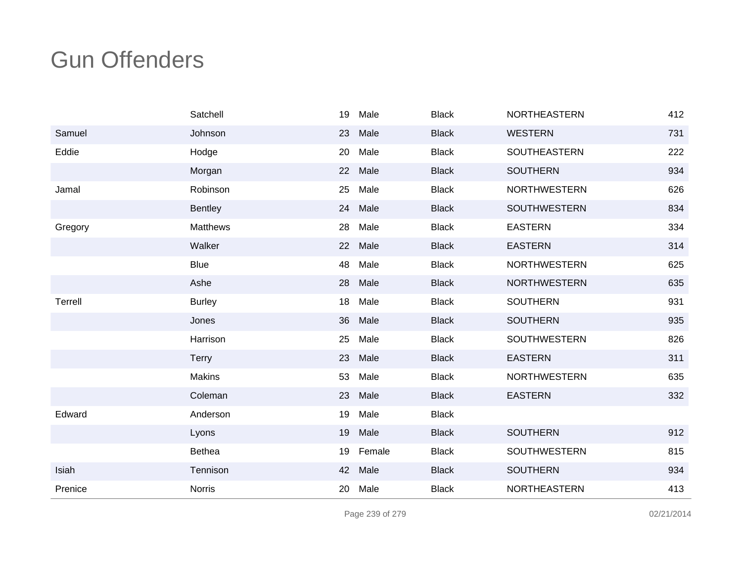# Gun Offenders

| | | | | | | |
|---|---|---|---|---|---|---|
| | Satchell | 19 | Male | Black | NORTHEASTERN | 412 |
| Samuel | Johnson | 23 | Male | Black | WESTERN | 731 |
| Eddie | Hodge | 20 | Male | Black | SOUTHEASTERN | 222 |
| | Morgan | 22 | Male | Black | SOUTHERN | 934 |
| Jamal | Robinson | 25 | Male | Black | NORTHWESTERN | 626 |
| | Bentley | 24 | Male | Black | SOUTHWESTERN | 834 |
| Gregory | Matthews | 28 | Male | Black | EASTERN | 334 |
| | Walker | 22 | Male | Black | EASTERN | 314 |
| | Blue | 48 | Male | Black | NORTHWESTERN | 625 |
| | Ashe | 28 | Male | Black | NORTHWESTERN | 635 |
| Terrell | Burley | 18 | Male | Black | SOUTHERN | 931 |
| | Jones | 36 | Male | Black | SOUTHERN | 935 |
| | Harrison | 25 | Male | Black | SOUTHWESTERN | 826 |
| | Terry | 23 | Male | Black | EASTERN | 311 |
| | Makins | 53 | Male | Black | NORTHWESTERN | 635 |
| | Coleman | 23 | Male | Black | EASTERN | 332 |
| Edward | Anderson | 19 | Male | Black | | |
| | Lyons | 19 | Male | Black | SOUTHERN | 912 |
| | Bethea | 19 | Female | Black | SOUTHWESTERN | 815 |
| Isiah | Tennison | 42 | Male | Black | SOUTHERN | 934 |
| Prenice | Norris | 20 | Male | Black | NORTHEASTERN | 413 |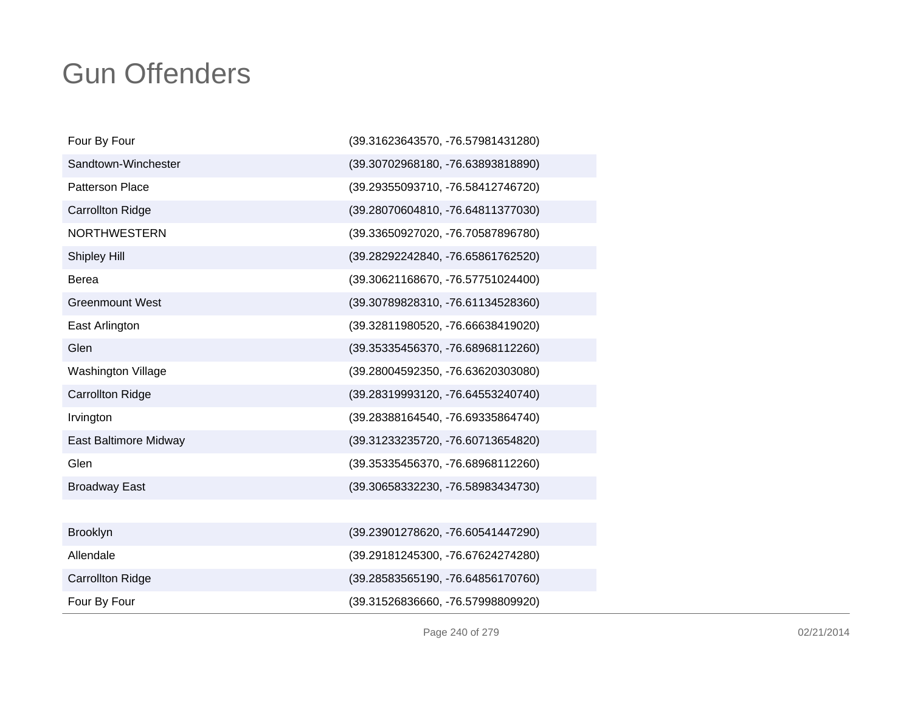# Gun Offenders

| | |
|---|---|
| Four By Four | (39.31623643570, -76.57981431280) |
| Sandtown-Winchester | (39.30702968180, -76.63893818890) |
| Patterson Place | (39.29355093710, -76.58412746720) |
| Carrollton Ridge | (39.28070604810, -76.64811377030) |
| NORTHWESTERN | (39.33650927020, -76.70587896780) |
| Shipley Hill | (39.28292242840, -76.65861762520) |
| Berea | (39.30621168670, -76.57751024400) |
| Greenmount West | (39.30789828310, -76.61134528360) |
| East Arlington | (39.32811980520, -76.66638419020) |
| Glen | (39.35335456370, -76.68968112260) |
| Washington Village | (39.28004592350, -76.63620303080) |
| Carrollton Ridge | (39.28319993120, -76.64553240740) |
| Irvington | (39.28388164540, -76.69335864740) |
| East Baltimore Midway | (39.31233235720, -76.60713654820) |
| Glen | (39.35335456370, -76.68968112260) |
| Broadway East | (39.30658332230, -76.58983434730) |
| | |
| Brooklyn | (39.23901278620, -76.60541447290) |
| Allendale | (39.29181245300, -76.67624274280) |
| Carrollton Ridge | (39.28583565190, -76.64856170760) |
| Four By Four | (39.31526836660, -76.57998809920) |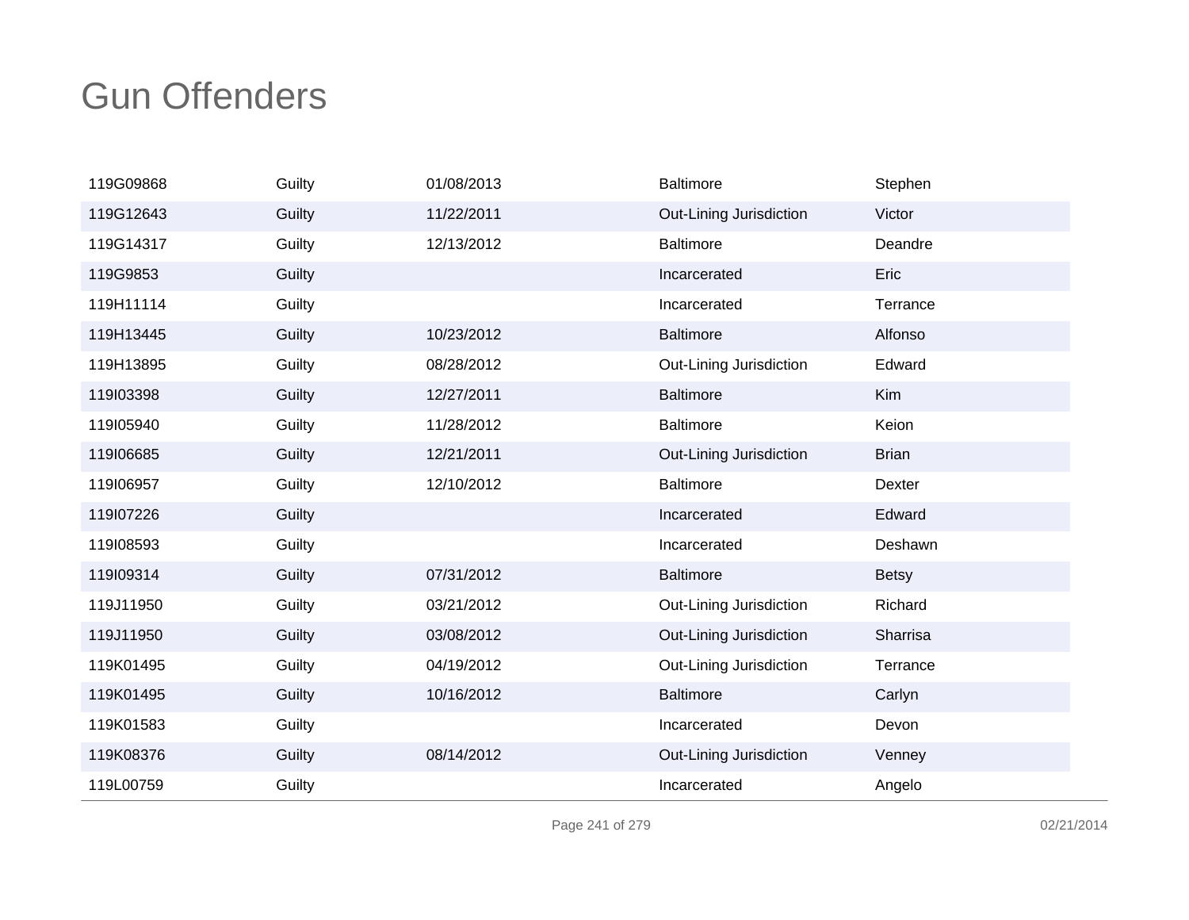# Gun Offenders

| | | | | |
|---|---|---|---|---|
| 119G09868 | Guilty | 01/08/2013 | Baltimore | Stephen |
| 119G12643 | Guilty | 11/22/2011 | Out-Lining Jurisdiction | Victor |
| 119G14317 | Guilty | 12/13/2012 | Baltimore | Deandre |
| 119G9853 | Guilty | | Incarcerated | Eric |
| 119H11114 | Guilty | | Incarcerated | Terrance |
| 119H13445 | Guilty | 10/23/2012 | Baltimore | Alfonso |
| 119H13895 | Guilty | 08/28/2012 | Out-Lining Jurisdiction | Edward |
| 119I03398 | Guilty | 12/27/2011 | Baltimore | Kim |
| 119I05940 | Guilty | 11/28/2012 | Baltimore | Keion |
| 119I06685 | Guilty | 12/21/2011 | Out-Lining Jurisdiction | Brian |
| 119I06957 | Guilty | 12/10/2012 | Baltimore | Dexter |
| 119I07226 | Guilty | | Incarcerated | Edward |
| 119I08593 | Guilty | | Incarcerated | Deshawn |
| 119I09314 | Guilty | 07/31/2012 | Baltimore | Betsy |
| 119J11950 | Guilty | 03/21/2012 | Out-Lining Jurisdiction | Richard |
| 119J11950 | Guilty | 03/08/2012 | Out-Lining Jurisdiction | Sharrisa |
| 119K01495 | Guilty | 04/19/2012 | Out-Lining Jurisdiction | Terrance |
| 119K01495 | Guilty | 10/16/2012 | Baltimore | Carlyn |
| 119K01583 | Guilty | | Incarcerated | Devon |
| 119K08376 | Guilty | 08/14/2012 | Out-Lining Jurisdiction | Venney |
| 119L00759 | Guilty | | Incarcerated | Angelo |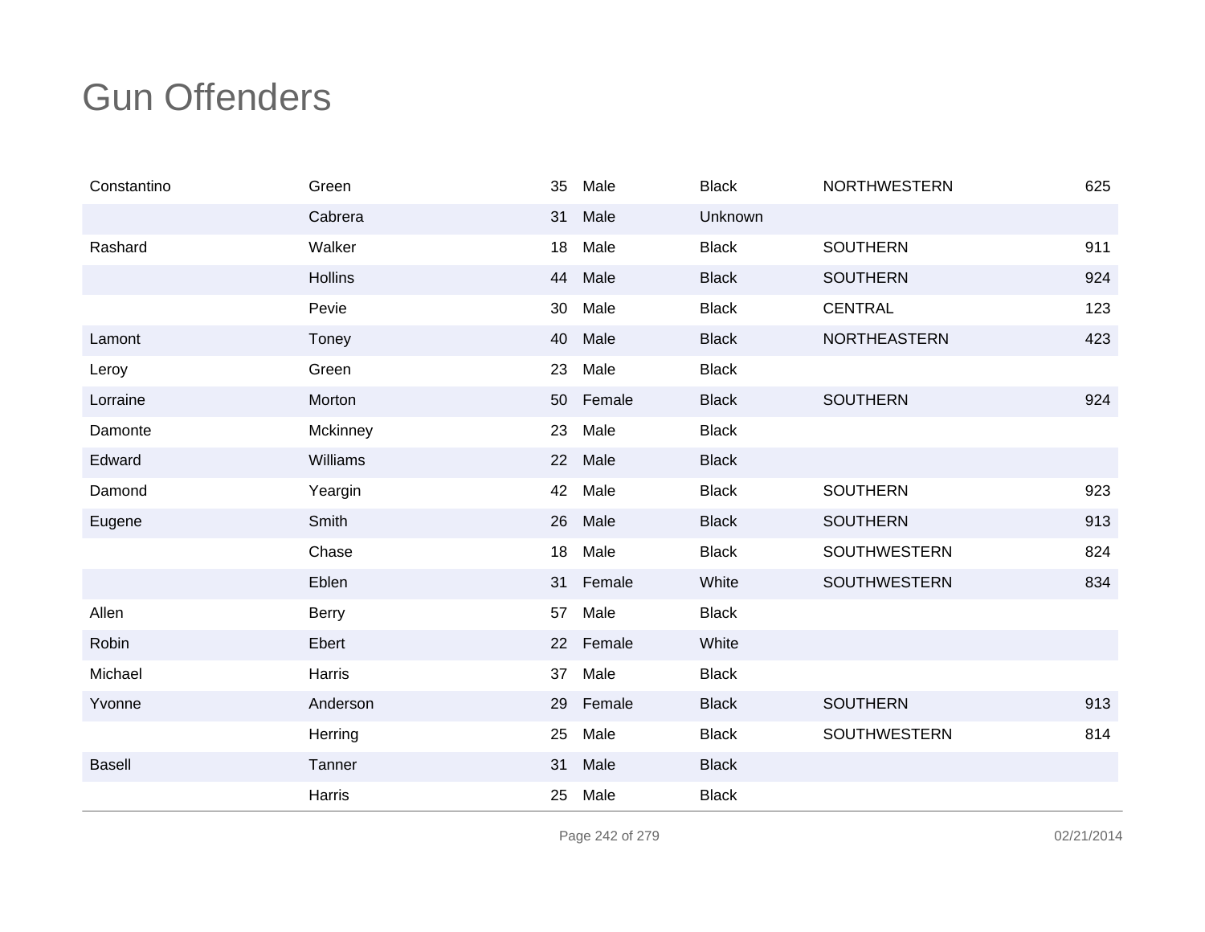# Gun Offenders

| | | | | | | |
|---|---|---|---|---|---|---|
| Constantino | Green | 35 | Male | Black | NORTHWESTERN | 625 |
| | Cabrera | 31 | Male | Unknown | | |
| Rashard | Walker | 18 | Male | Black | SOUTHERN | 911 |
| | Hollins | 44 | Male | Black | SOUTHERN | 924 |
| | Pevie | 30 | Male | Black | CENTRAL | 123 |
| Lamont | Toney | 40 | Male | Black | NORTHEASTERN | 423 |
| Leroy | Green | 23 | Male | Black | | |
| Lorraine | Morton | 50 | Female | Black | SOUTHERN | 924 |
| Damonte | Mckinney | 23 | Male | Black | | |
| Edward | Williams | 22 | Male | Black | | |
| Damond | Yeargin | 42 | Male | Black | SOUTHERN | 923 |
| Eugene | Smith | 26 | Male | Black | SOUTHERN | 913 |
| | Chase | 18 | Male | Black | SOUTHWESTERN | 824 |
| | Eblen | 31 | Female | White | SOUTHWESTERN | 834 |
| Allen | Berry | 57 | Male | Black | | |
| Robin | Ebert | 22 | Female | White | | |
| Michael | Harris | 37 | Male | Black | | |
| Yvonne | Anderson | 29 | Female | Black | SOUTHERN | 913 |
| | Herring | 25 | Male | Black | SOUTHWESTERN | 814 |
| Basell | Tanner | 31 | Male | Black | | |
| | Harris | 25 | Male | Black | | |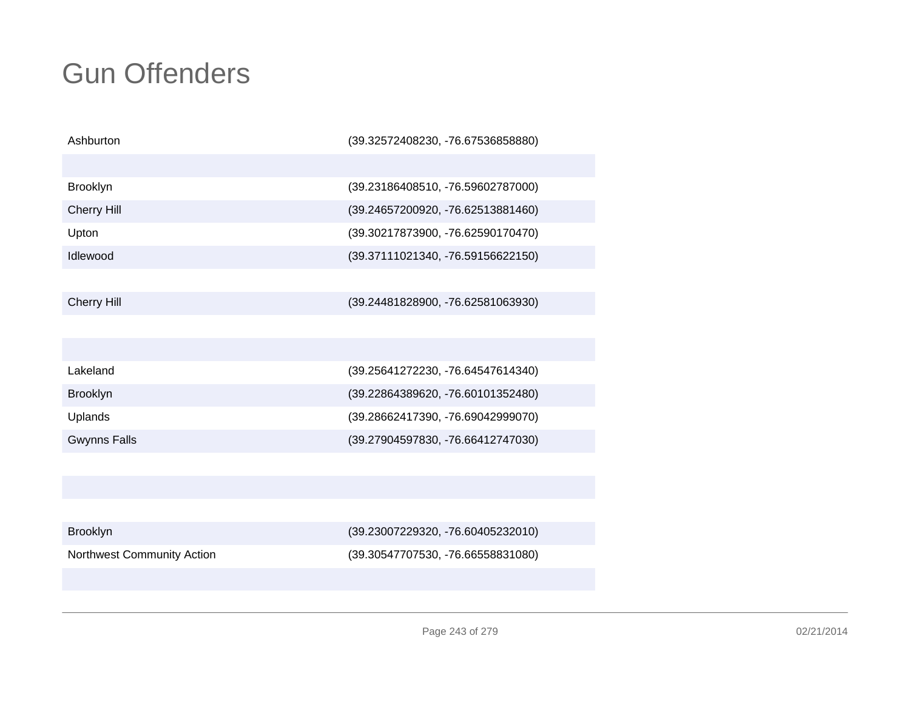# Gun Offenders

| | |
|---|---|
| Ashburton | (39.32572408230, -76.67536858880) |
| | |
| Brooklyn | (39.23186408510, -76.59602787000) |
| Cherry Hill | (39.24657200920, -76.62513881460) |
| Upton | (39.30217873900, -76.62590170470) |
| Idlewood | (39.37111021340, -76.59156622150) |
| | |
| Cherry Hill | (39.24481828900, -76.62581063930) |
| | |
| | |
| Lakeland | (39.25641272230, -76.64547614340) |
| Brooklyn | (39.22864389620, -76.60101352480) |
| Uplands | (39.28662417390, -76.69042999070) |
| Gwynns Falls | (39.27904597830, -76.66412747030) |
| | |
| | |
| | |
| Brooklyn | (39.23007229320, -76.60405232010) |
| Northwest Community Action | (39.30547707530, -76.66558831080) |
| | |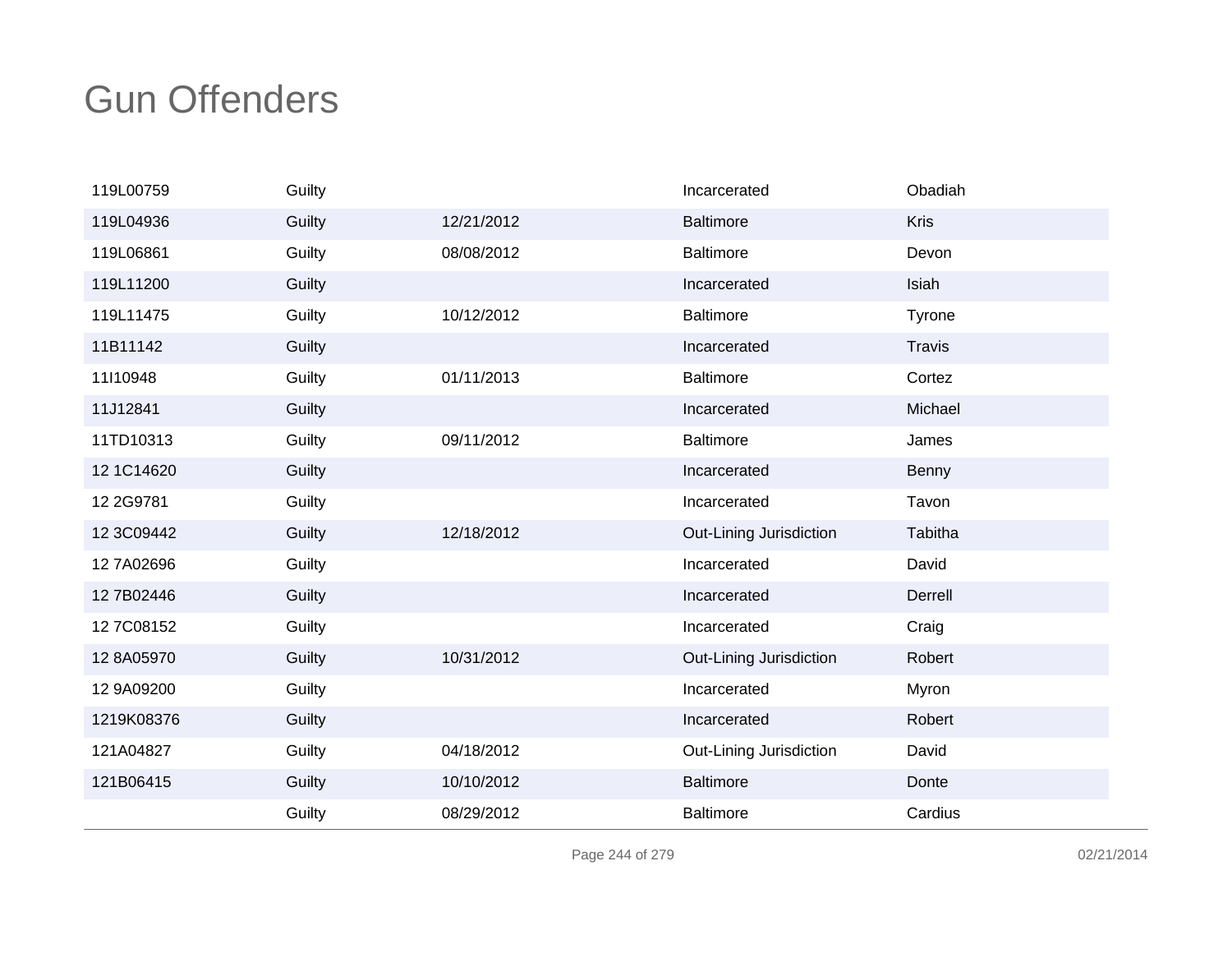# Gun Offenders

| | | | | |
|---|---|---|---|---|
| 119L00759 | Guilty | | Incarcerated | Obadiah |
| 119L04936 | Guilty | 12/21/2012 | Baltimore | Kris |
| 119L06861 | Guilty | 08/08/2012 | Baltimore | Devon |
| 119L11200 | Guilty | | Incarcerated | Isiah |
| 119L11475 | Guilty | 10/12/2012 | Baltimore | Tyrone |
| 11B11142 | Guilty | | Incarcerated | Travis |
| 11I10948 | Guilty | 01/11/2013 | Baltimore | Cortez |
| 11J12841 | Guilty | | Incarcerated | Michael |
| 11TD10313 | Guilty | 09/11/2012 | Baltimore | James |
| 12 1C14620 | Guilty | | Incarcerated | Benny |
| 12 2G9781 | Guilty | | Incarcerated | Tavon |
| 12 3C09442 | Guilty | 12/18/2012 | Out-Lining Jurisdiction | Tabitha |
| 12 7A02696 | Guilty | | Incarcerated | David |
| 12 7B02446 | Guilty | | Incarcerated | Derrell |
| 12 7C08152 | Guilty | | Incarcerated | Craig |
| 12 8A05970 | Guilty | 10/31/2012 | Out-Lining Jurisdiction | Robert |
| 12 9A09200 | Guilty | | Incarcerated | Myron |
| 1219K08376 | Guilty | | Incarcerated | Robert |
| 121A04827 | Guilty | 04/18/2012 | Out-Lining Jurisdiction | David |
| 121B06415 | Guilty | 10/10/2012 | Baltimore | Donte |
| | Guilty | 08/29/2012 | Baltimore | Cardius |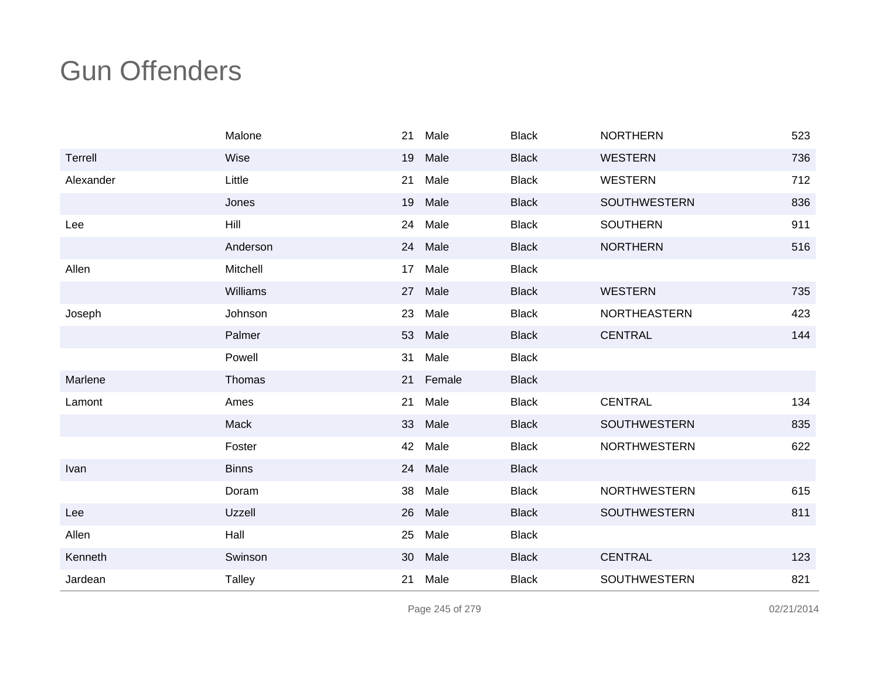# Gun Offenders

| | | | | | | |
|---|---|---|---|---|---|---|
| | Malone | 21 | Male | Black | NORTHERN | 523 |
| Terrell | Wise | 19 | Male | Black | WESTERN | 736 |
| Alexander | Little | 21 | Male | Black | WESTERN | 712 |
| | Jones | 19 | Male | Black | SOUTHWESTERN | 836 |
| Lee | Hill | 24 | Male | Black | SOUTHERN | 911 |
| | Anderson | 24 | Male | Black | NORTHERN | 516 |
| Allen | Mitchell | 17 | Male | Black | | |
| | Williams | 27 | Male | Black | WESTERN | 735 |
| Joseph | Johnson | 23 | Male | Black | NORTHEASTERN | 423 |
| | Palmer | 53 | Male | Black | CENTRAL | 144 |
| | Powell | 31 | Male | Black | | |
| Marlene | Thomas | 21 | Female | Black | | |
| Lamont | Ames | 21 | Male | Black | CENTRAL | 134 |
| | Mack | 33 | Male | Black | SOUTHWESTERN | 835 |
| | Foster | 42 | Male | Black | NORTHWESTERN | 622 |
| Ivan | Binns | 24 | Male | Black | | |
| | Doram | 38 | Male | Black | NORTHWESTERN | 615 |
| Lee | Uzzell | 26 | Male | Black | SOUTHWESTERN | 811 |
| Allen | Hall | 25 | Male | Black | | |
| Kenneth | Swinson | 30 | Male | Black | CENTRAL | 123 |
| Jardean | Talley | 21 | Male | Black | SOUTHWESTERN | 821 |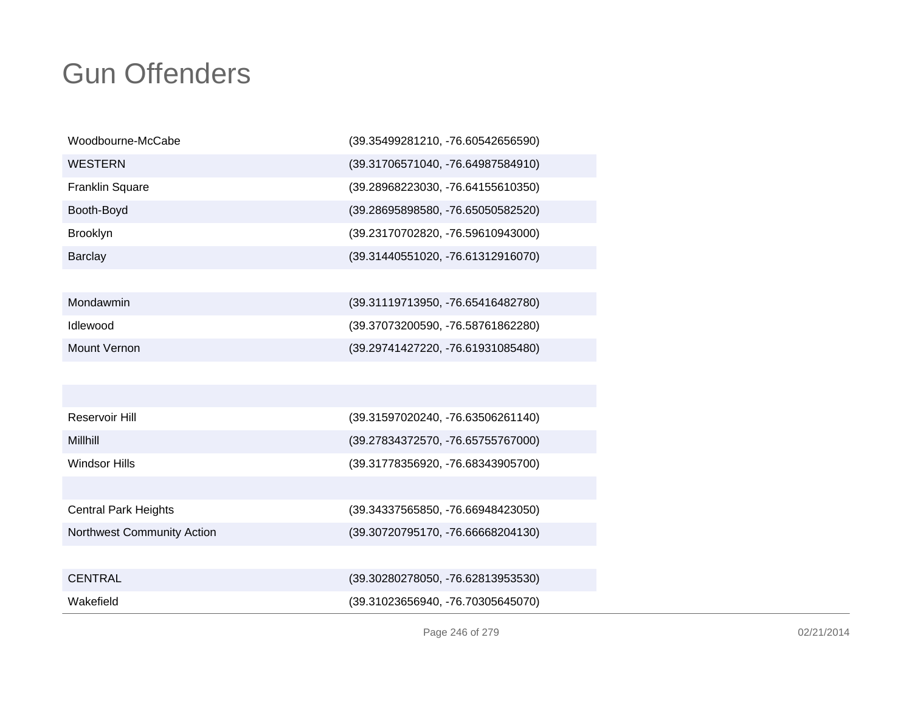# Gun Offenders

| | |
|---|---|
| Woodbourne-McCabe | (39.35499281210, -76.60542656590) |
| WESTERN | (39.31706571040, -76.64987584910) |
| Franklin Square | (39.28968223030, -76.64155610350) |
| Booth-Boyd | (39.28695898580, -76.65050582520) |
| Brooklyn | (39.23170702820, -76.59610943000) |
| Barclay | (39.31440551020, -76.61312916070) |
| | |
| Mondawmin | (39.31119713950, -76.65416482780) |
| Idlewood | (39.37073200590, -76.58761862280) |
| Mount Vernon | (39.29741427220, -76.61931085480) |
| | |
| | |
| Reservoir Hill | (39.31597020240, -76.63506261140) |
| Millhill | (39.27834372570, -76.65755767000) |
| Windsor Hills | (39.31778356920, -76.68343905700) |
| | |
| Central Park Heights | (39.34337565850, -76.66948423050) |
| Northwest Community Action | (39.30720795170, -76.66668204130) |
| | |
| CENTRAL | (39.30280278050, -76.62813953530) |
| Wakefield | (39.31023656940, -76.70305645070) |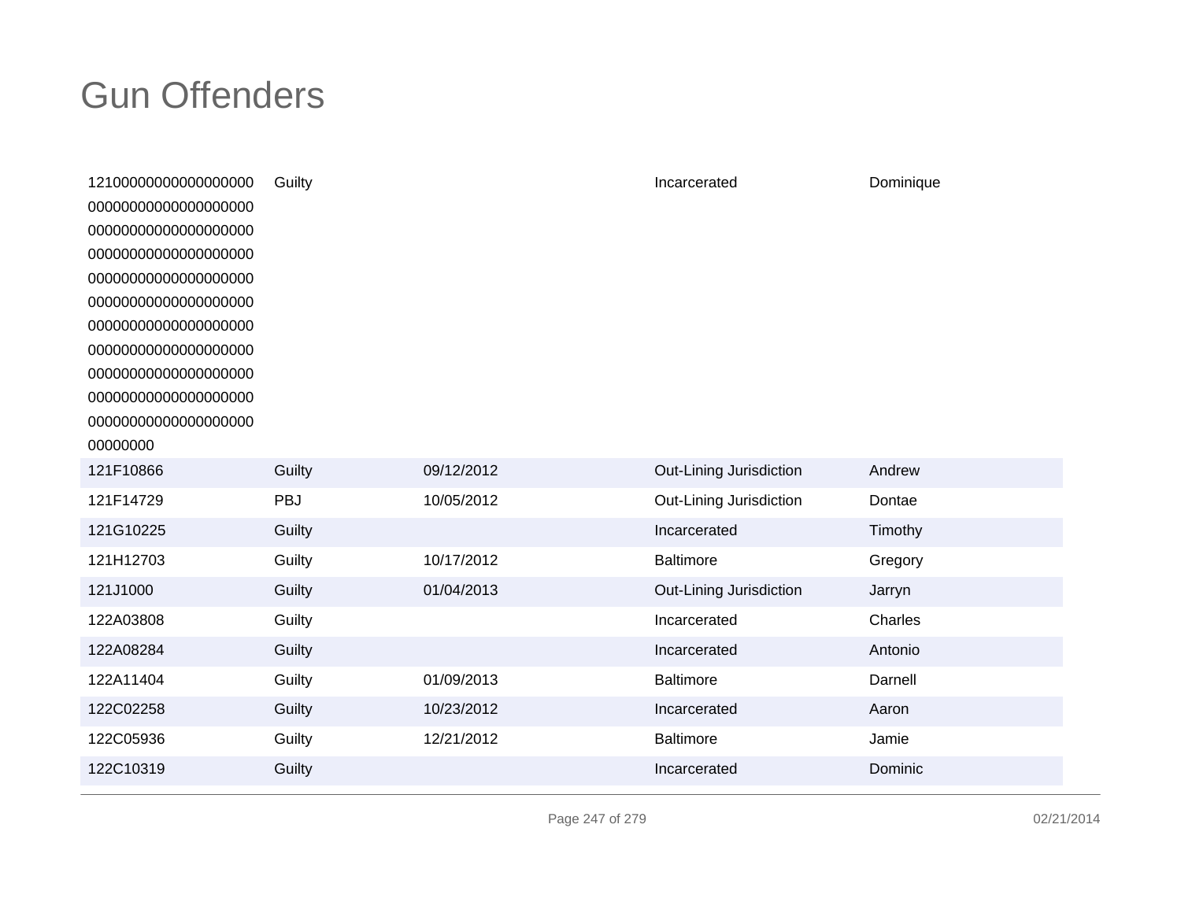# Gun Offenders

| | | | | |
|---|---|---|---|---|
| 121000000000000000000000000000000000000000000000000000000000000000000000000000000000000000000000000000000000000000000000000000000000000000000000000000000000000000000000000000000000000000000000000000000000000000000000000000 | Guilty | | Incarcerated | Dominique |
| 121F10866 | Guilty | 09/12/2012 | Out-Lining Jurisdiction | Andrew |
| 121F14729 | PBJ | 10/05/2012 | Out-Lining Jurisdiction | Dontae |
| 121G10225 | Guilty | | Incarcerated | Timothy |
| 121H12703 | Guilty | 10/17/2012 | Baltimore | Gregory |
| 121J1000 | Guilty | 01/04/2013 | Out-Lining Jurisdiction | Jarryn |
| 122A03808 | Guilty | | Incarcerated | Charles |
| 122A08284 | Guilty | | Incarcerated | Antonio |
| 122A11404 | Guilty | 01/09/2013 | Baltimore | Darnell |
| 122C02258 | Guilty | 10/23/2012 | Incarcerated | Aaron |
| 122C05936 | Guilty | 12/21/2012 | Baltimore | Jamie |
| 122C10319 | Guilty | | Incarcerated | Dominic |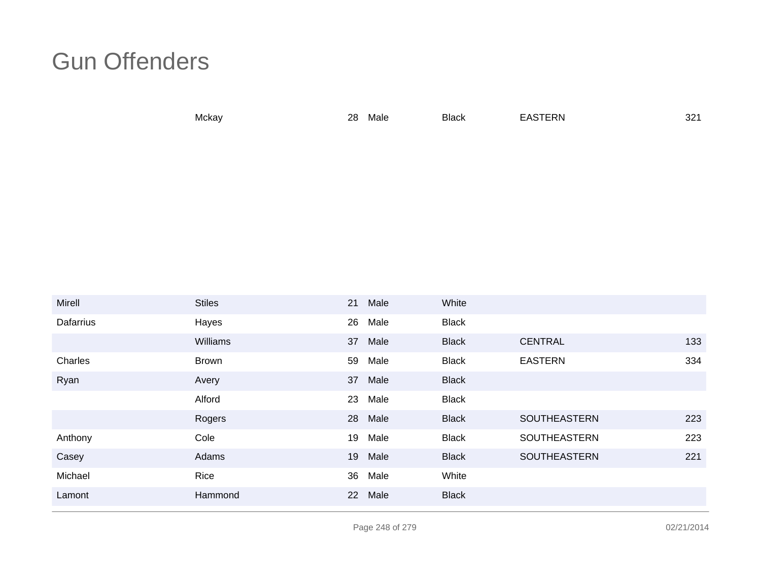# Gun Offenders

| | | | | | | |
|---|---|---|---|---|---|---|
| | Mckay | 28 | Male | Black | EASTERN | 321 |
| Mirell | Stiles | 21 | Male | White | | |
| Dafarrius | Hayes | 26 | Male | Black | | |
| | Williams | 37 | Male | Black | CENTRAL | 133 |
| Charles | Brown | 59 | Male | Black | EASTERN | 334 |
| Ryan | Avery | 37 | Male | Black | | |
| | Alford | 23 | Male | Black | | |
| | Rogers | 28 | Male | Black | SOUTHEASTERN | 223 |
| Anthony | Cole | 19 | Male | Black | SOUTHEASTERN | 223 |
| Casey | Adams | 19 | Male | Black | SOUTHEASTERN | 221 |
| Michael | Rice | 36 | Male | White | | |
| Lamont | Hammond | 22 | Male | Black | | |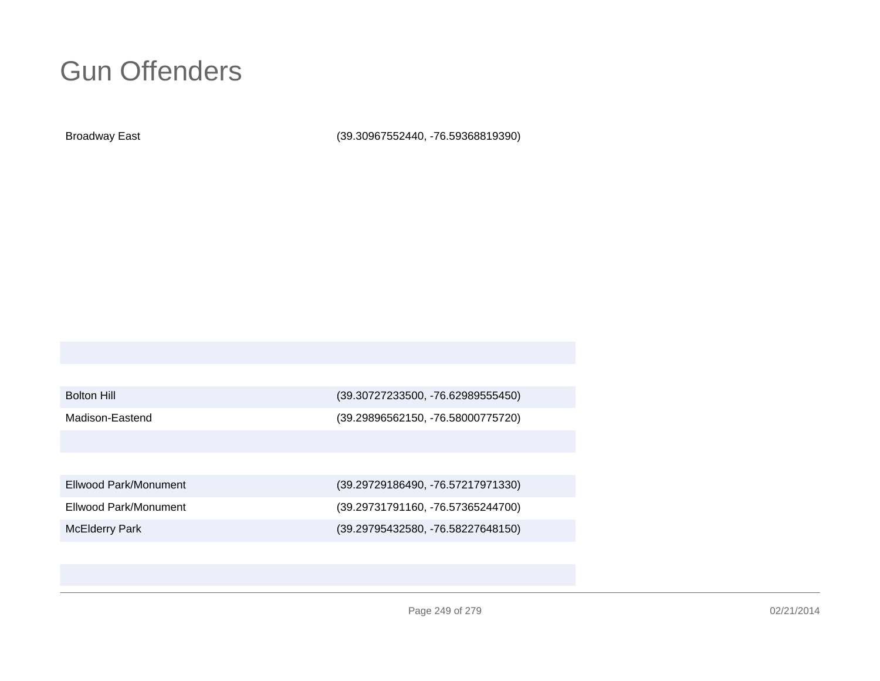# Gun Offenders

| | |
|---|---|
| Broadway East | (39.30967552440, -76.59368819390) |
| | |
| Bolton Hill | (39.30727233500, -76.62989555450) |
| Madison-Eastend | (39.29896562150, -76.58000775720) |
| | |
| Ellwood Park/Monument | (39.29729186490, -76.57217971330) |
| Ellwood Park/Monument | (39.29731791160, -76.57365244700) |
| McElderry Park | (39.29795432580, -76.58227648150) |
| | |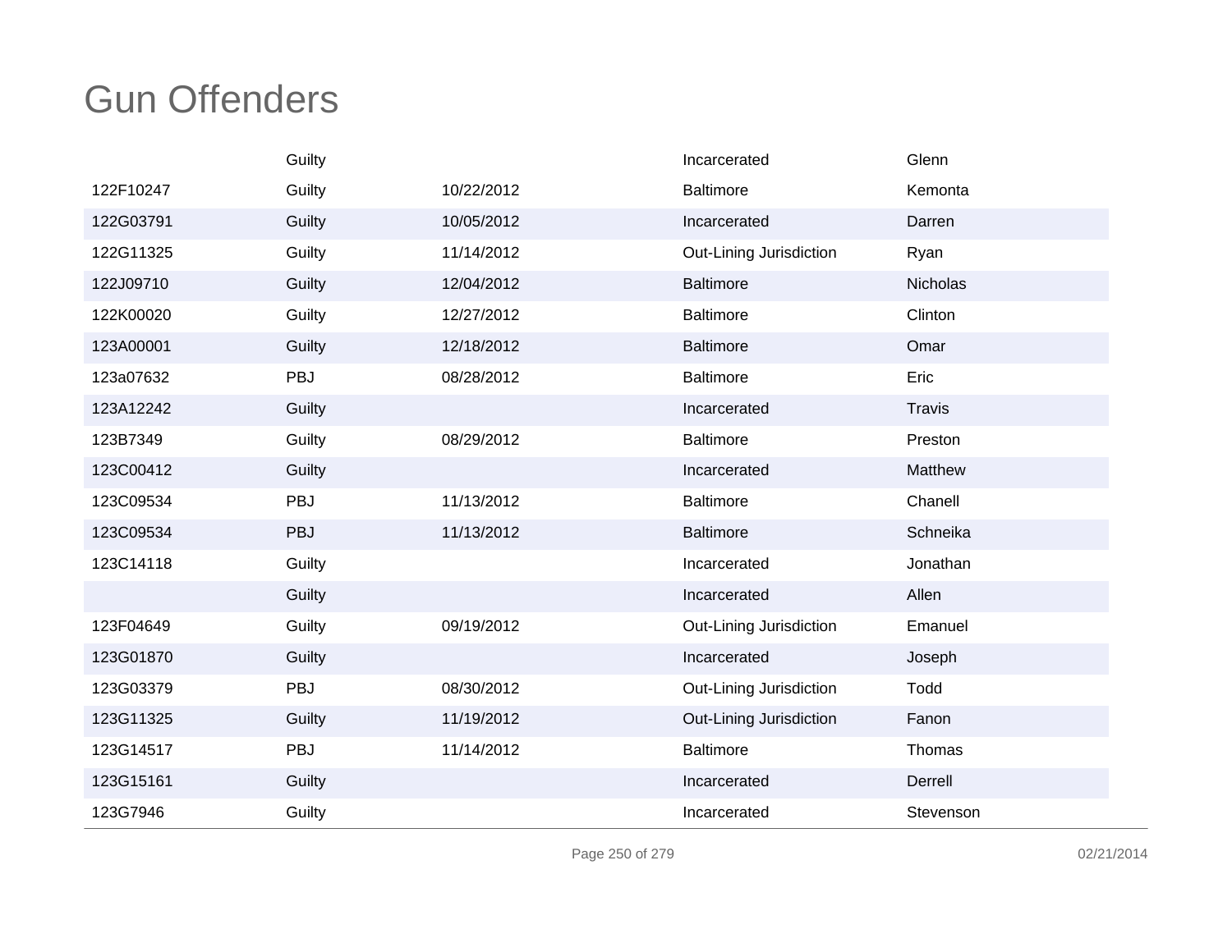# Gun Offenders

| | | | | |
|---|---|---|---|---|
| | Guilty | | Incarcerated | Glenn |
| 122F10247 | Guilty | 10/22/2012 | Baltimore | Kemonta |
| 122G03791 | Guilty | 10/05/2012 | Incarcerated | Darren |
| 122G11325 | Guilty | 11/14/2012 | Out-Lining Jurisdiction | Ryan |
| 122J09710 | Guilty | 12/04/2012 | Baltimore | Nicholas |
| 122K00020 | Guilty | 12/27/2012 | Baltimore | Clinton |
| 123A00001 | Guilty | 12/18/2012 | Baltimore | Omar |
| 123a07632 | PBJ | 08/28/2012 | Baltimore | Eric |
| 123A12242 | Guilty | | Incarcerated | Travis |
| 123B7349 | Guilty | 08/29/2012 | Baltimore | Preston |
| 123C00412 | Guilty | | Incarcerated | Matthew |
| 123C09534 | PBJ | 11/13/2012 | Baltimore | Chanell |
| 123C09534 | PBJ | 11/13/2012 | Baltimore | Schneika |
| 123C14118 | Guilty | | Incarcerated | Jonathan |
| | Guilty | | Incarcerated | Allen |
| 123F04649 | Guilty | 09/19/2012 | Out-Lining Jurisdiction | Emanuel |
| 123G01870 | Guilty | | Incarcerated | Joseph |
| 123G03379 | PBJ | 08/30/2012 | Out-Lining Jurisdiction | Todd |
| 123G11325 | Guilty | 11/19/2012 | Out-Lining Jurisdiction | Fanon |
| 123G14517 | PBJ | 11/14/2012 | Baltimore | Thomas |
| 123G15161 | Guilty | | Incarcerated | Derrell |
| 123G7946 | Guilty | | Incarcerated | Stevenson |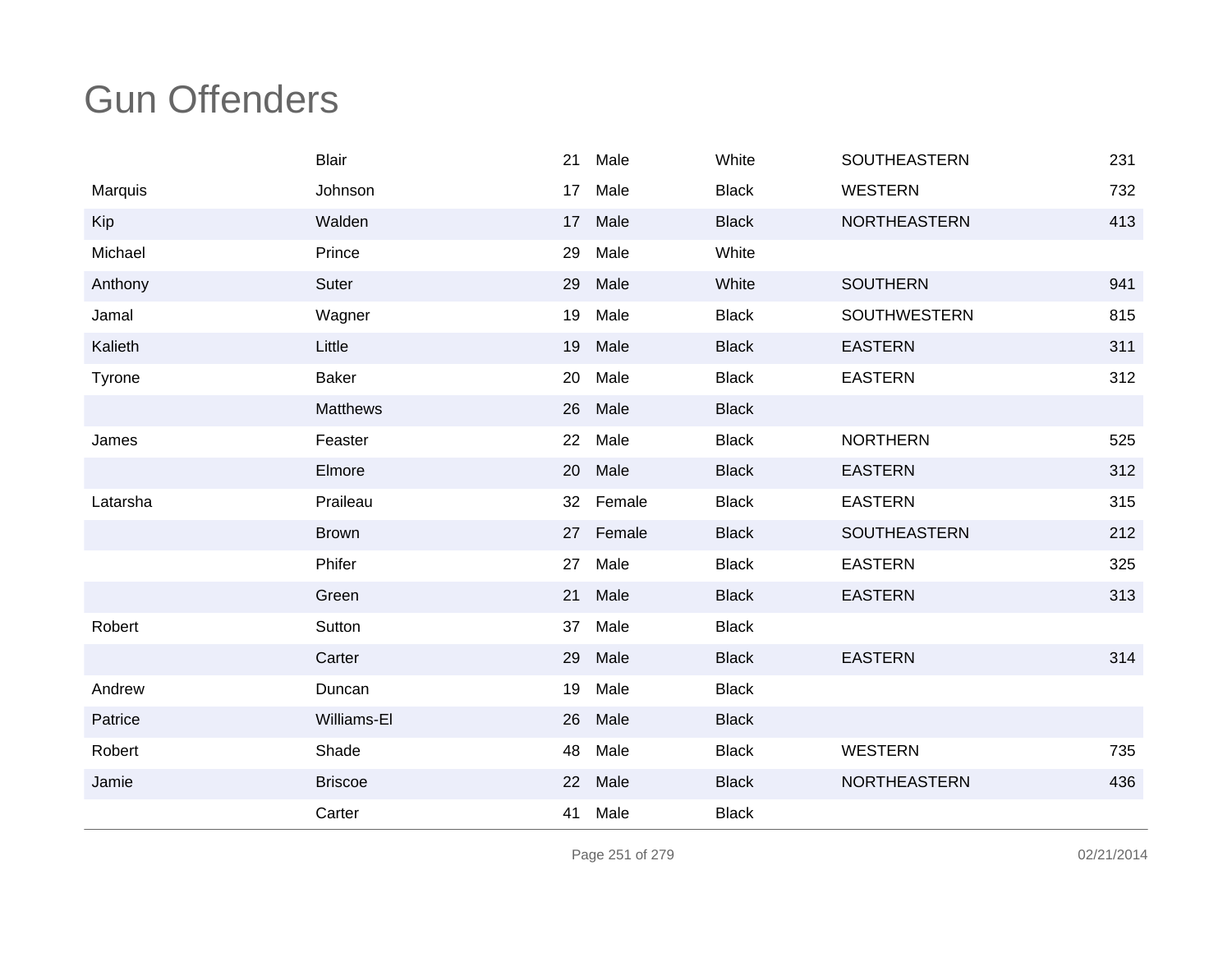# Gun Offenders

| | | | | | | |
|---|---|---|---|---|---|---|
| | Blair | 21 | Male | White | SOUTHEASTERN | 231 |
| Marquis | Johnson | 17 | Male | Black | WESTERN | 732 |
| Kip | Walden | 17 | Male | Black | NORTHEASTERN | 413 |
| Michael | Prince | 29 | Male | White | | |
| Anthony | Suter | 29 | Male | White | SOUTHERN | 941 |
| Jamal | Wagner | 19 | Male | Black | SOUTHWESTERN | 815 |
| Kalieth | Little | 19 | Male | Black | EASTERN | 311 |
| Tyrone | Baker | 20 | Male | Black | EASTERN | 312 |
| | Matthews | 26 | Male | Black | | |
| James | Feaster | 22 | Male | Black | NORTHERN | 525 |
| | Elmore | 20 | Male | Black | EASTERN | 312 |
| Latarsha | Praileau | 32 | Female | Black | EASTERN | 315 |
| | Brown | 27 | Female | Black | SOUTHEASTERN | 212 |
| | Phifer | 27 | Male | Black | EASTERN | 325 |
| | Green | 21 | Male | Black | EASTERN | 313 |
| Robert | Sutton | 37 | Male | Black | | |
| | Carter | 29 | Male | Black | EASTERN | 314 |
| Andrew | Duncan | 19 | Male | Black | | |
| Patrice | Williams-El | 26 | Male | Black | | |
| Robert | Shade | 48 | Male | Black | WESTERN | 735 |
| Jamie | Briscoe | 22 | Male | Black | NORTHEASTERN | 436 |
| | Carter | 41 | Male | Black | | |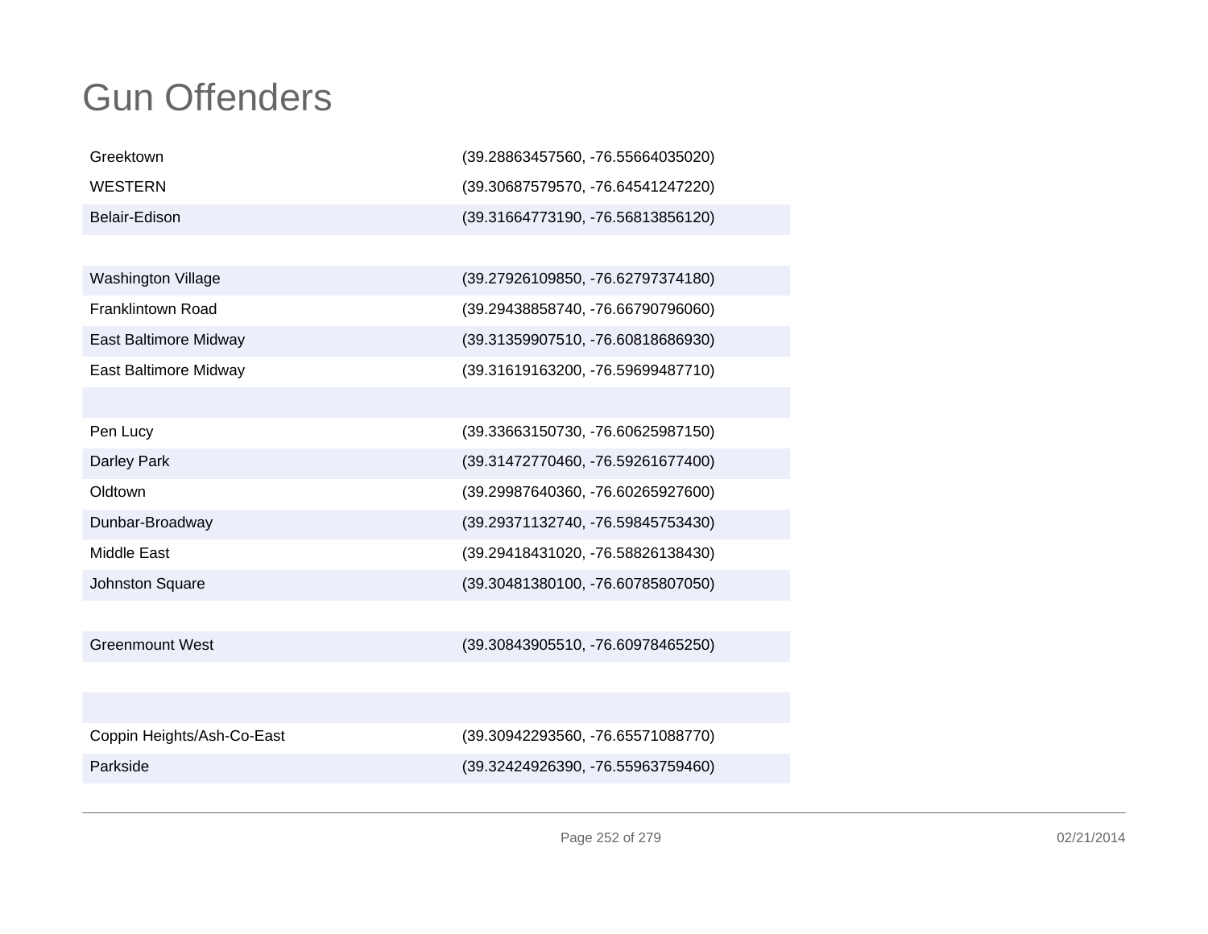# Gun Offenders

| | |
|---|---|
| Greektown | (39.28863457560, -76.55664035020) |
| WESTERN | (39.30687579570, -76.64541247220) |
| Belair-Edison | (39.31664773190, -76.56813856120) |
| | |
| Washington Village | (39.27926109850, -76.62797374180) |
| Franklintown Road | (39.29438858740, -76.66790796060) |
| East Baltimore Midway | (39.31359907510, -76.60818686930) |
| East Baltimore Midway | (39.31619163200, -76.59699487710) |
| | |
| Pen Lucy | (39.33663150730, -76.60625987150) |
| Darley Park | (39.31472770460, -76.59261677400) |
| Oldtown | (39.29987640360, -76.60265927600) |
| Dunbar-Broadway | (39.29371132740, -76.59845753430) |
| Middle East | (39.29418431020, -76.58826138430) |
| Johnston Square | (39.30481380100, -76.60785807050) |
| | |
| Greenmount West | (39.30843905510, -76.60978465250) |
| | |
| | |
| Coppin Heights/Ash-Co-East | (39.30942293560, -76.65571088770) |
| Parkside | (39.32424926390, -76.55963759460) |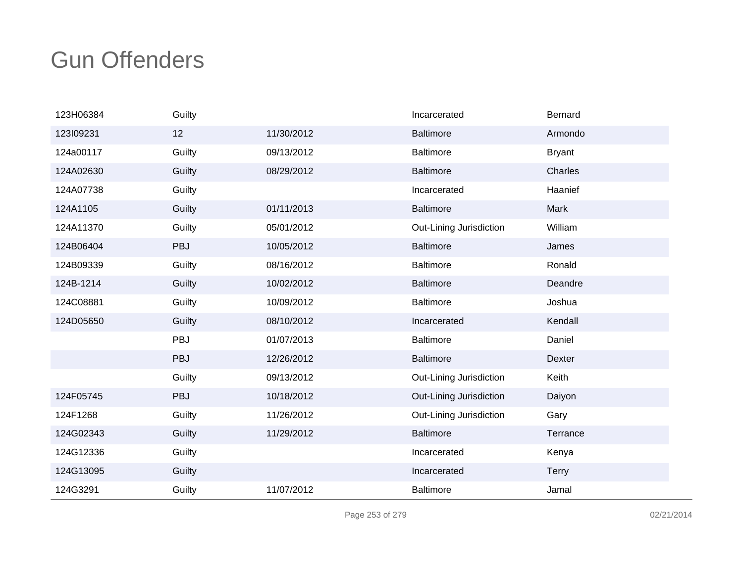# Gun Offenders

| | | | | |
|---|---|---|---|---|
| 123H06384 | Guilty | | Incarcerated | Bernard |
| 123I09231 | 12 | 11/30/2012 | Baltimore | Armondo |
| 124a00117 | Guilty | 09/13/2012 | Baltimore | Bryant |
| 124A02630 | Guilty | 08/29/2012 | Baltimore | Charles |
| 124A07738 | Guilty | | Incarcerated | Haanief |
| 124A1105 | Guilty | 01/11/2013 | Baltimore | Mark |
| 124A11370 | Guilty | 05/01/2012 | Out-Lining Jurisdiction | William |
| 124B06404 | PBJ | 10/05/2012 | Baltimore | James |
| 124B09339 | Guilty | 08/16/2012 | Baltimore | Ronald |
| 124B-1214 | Guilty | 10/02/2012 | Baltimore | Deandre |
| 124C08881 | Guilty | 10/09/2012 | Baltimore | Joshua |
| 124D05650 | Guilty | 08/10/2012 | Incarcerated | Kendall |
| | PBJ | 01/07/2013 | Baltimore | Daniel |
| | PBJ | 12/26/2012 | Baltimore | Dexter |
| | Guilty | 09/13/2012 | Out-Lining Jurisdiction | Keith |
| 124F05745 | PBJ | 10/18/2012 | Out-Lining Jurisdiction | Daiyon |
| 124F1268 | Guilty | 11/26/2012 | Out-Lining Jurisdiction | Gary |
| 124G02343 | Guilty | 11/29/2012 | Baltimore | Terrance |
| 124G12336 | Guilty | | Incarcerated | Kenya |
| 124G13095 | Guilty | | Incarcerated | Terry |
| 124G3291 | Guilty | 11/07/2012 | Baltimore | Jamal |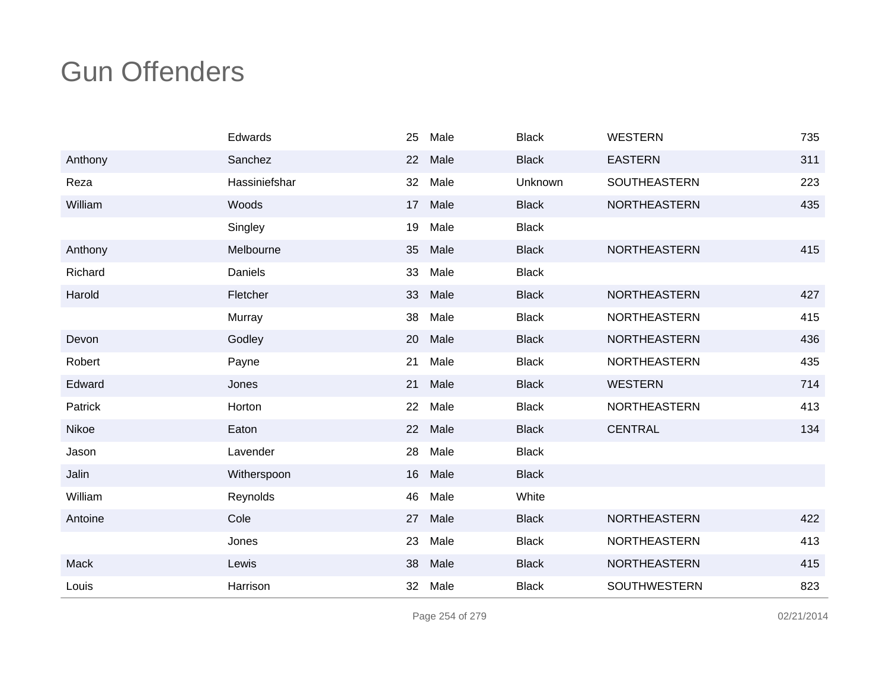# Gun Offenders

| | | | | | | |
|---|---|---|---|---|---|---|
| | Edwards | 25 | Male | Black | WESTERN | 735 |
| Anthony | Sanchez | 22 | Male | Black | EASTERN | 311 |
| Reza | Hassiniefshar | 32 | Male | Unknown | SOUTHEASTERN | 223 |
| William | Woods | 17 | Male | Black | NORTHEASTERN | 435 |
| | Singley | 19 | Male | Black | | |
| Anthony | Melbourne | 35 | Male | Black | NORTHEASTERN | 415 |
| Richard | Daniels | 33 | Male | Black | | |
| Harold | Fletcher | 33 | Male | Black | NORTHEASTERN | 427 |
| | Murray | 38 | Male | Black | NORTHEASTERN | 415 |
| Devon | Godley | 20 | Male | Black | NORTHEASTERN | 436 |
| Robert | Payne | 21 | Male | Black | NORTHEASTERN | 435 |
| Edward | Jones | 21 | Male | Black | WESTERN | 714 |
| Patrick | Horton | 22 | Male | Black | NORTHEASTERN | 413 |
| Nikoe | Eaton | 22 | Male | Black | CENTRAL | 134 |
| Jason | Lavender | 28 | Male | Black | | |
| Jalin | Witherspoon | 16 | Male | Black | | |
| William | Reynolds | 46 | Male | White | | |
| Antoine | Cole | 27 | Male | Black | NORTHEASTERN | 422 |
| | Jones | 23 | Male | Black | NORTHEASTERN | 413 |
| Mack | Lewis | 38 | Male | Black | NORTHEASTERN | 415 |
| Louis | Harrison | 32 | Male | Black | SOUTHWESTERN | 823 |

02/21/2014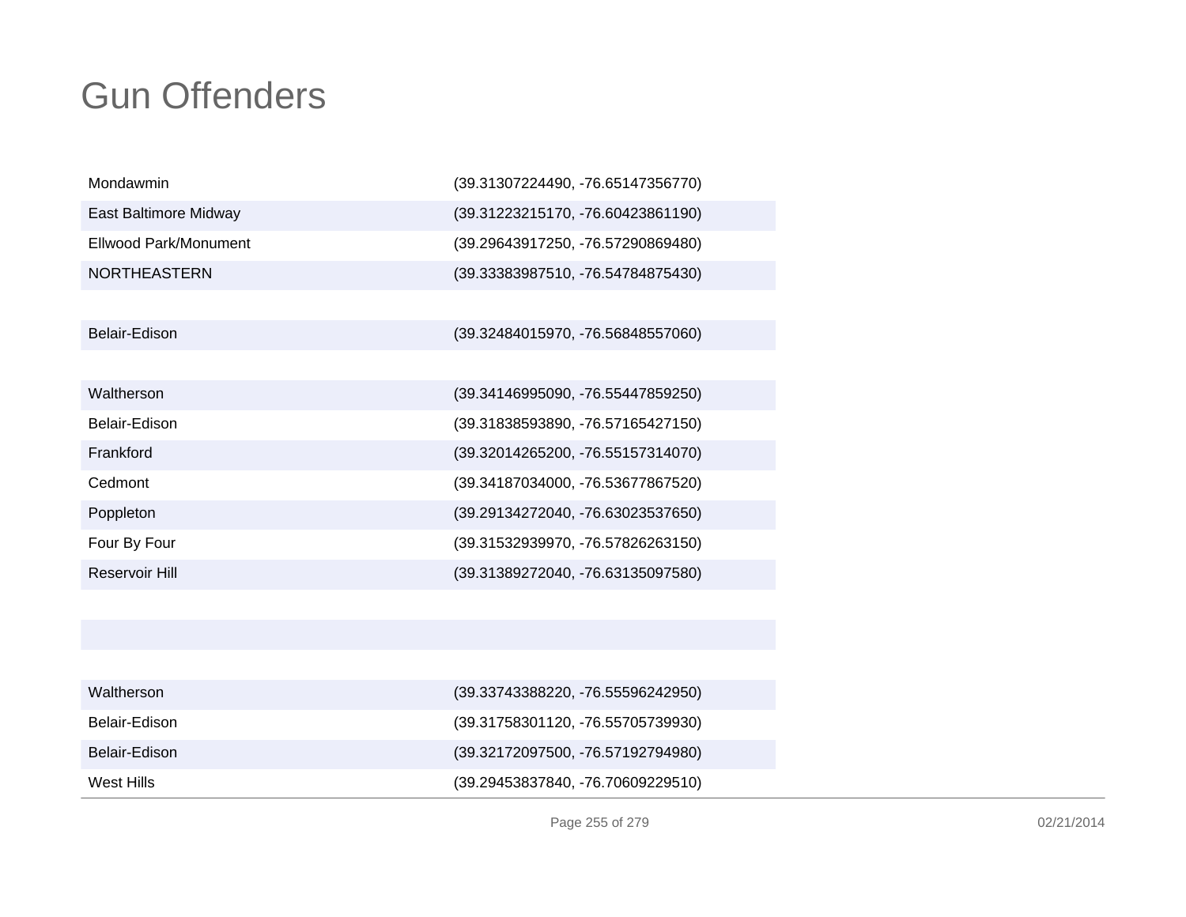# Gun Offenders

| | |
|---|---|
| Mondawmin | (39.31307224490, -76.65147356770) |
| East Baltimore Midway | (39.31223215170, -76.60423861190) |
| Ellwood Park/Monument | (39.29643917250, -76.57290869480) |
| NORTHEASTERN | (39.33383987510, -76.54784875430) |
| | |
| Belair-Edison | (39.32484015970, -76.56848557060) |
| | |
| Waltherson | (39.34146995090, -76.55447859250) |
| Belair-Edison | (39.31838593890, -76.57165427150) |
| Frankford | (39.32014265200, -76.55157314070) |
| Cedmont | (39.34187034000, -76.53677867520) |
| Poppleton | (39.29134272040, -76.63023537650) |
| Four By Four | (39.31532939970, -76.57826263150) |
| Reservoir Hill | (39.31389272040, -76.63135097580) |
| | |
| | |
| | |
| Waltherson | (39.33743388220, -76.55596242950) |
| Belair-Edison | (39.31758301120, -76.55705739930) |
| Belair-Edison | (39.32172097500, -76.57192794980) |
| West Hills | (39.29453837840, -76.70609229510) |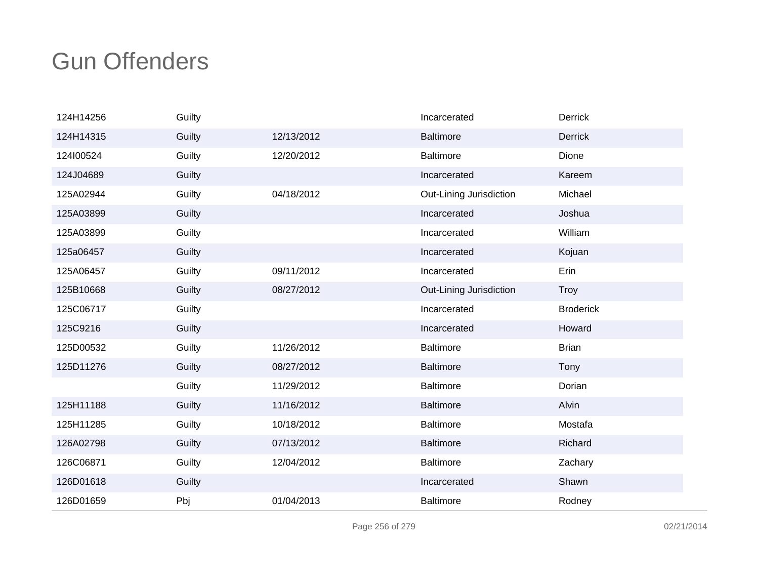# Gun Offenders

| | | | | |
|---|---|---|---|---|
| 124H14256 | Guilty | | Incarcerated | Derrick |
| 124H14315 | Guilty | 12/13/2012 | Baltimore | Derrick |
| 124I00524 | Guilty | 12/20/2012 | Baltimore | Dione |
| 124J04689 | Guilty | | Incarcerated | Kareem |
| 125A02944 | Guilty | 04/18/2012 | Out-Lining Jurisdiction | Michael |
| 125A03899 | Guilty | | Incarcerated | Joshua |
| 125A03899 | Guilty | | Incarcerated | William |
| 125a06457 | Guilty | | Incarcerated | Kojuan |
| 125A06457 | Guilty | 09/11/2012 | Incarcerated | Erin |
| 125B10668 | Guilty | 08/27/2012 | Out-Lining Jurisdiction | Troy |
| 125C06717 | Guilty | | Incarcerated | Broderick |
| 125C9216 | Guilty | | Incarcerated | Howard |
| 125D00532 | Guilty | 11/26/2012 | Baltimore | Brian |
| 125D11276 | Guilty | 08/27/2012 | Baltimore | Tony |
| | Guilty | 11/29/2012 | Baltimore | Dorian |
| 125H11188 | Guilty | 11/16/2012 | Baltimore | Alvin |
| 125H11285 | Guilty | 10/18/2012 | Baltimore | Mostafa |
| 126A02798 | Guilty | 07/13/2012 | Baltimore | Richard |
| 126C06871 | Guilty | 12/04/2012 | Baltimore | Zachary |
| 126D01618 | Guilty | | Incarcerated | Shawn |
| 126D01659 | Pbj | 01/04/2013 | Baltimore | Rodney |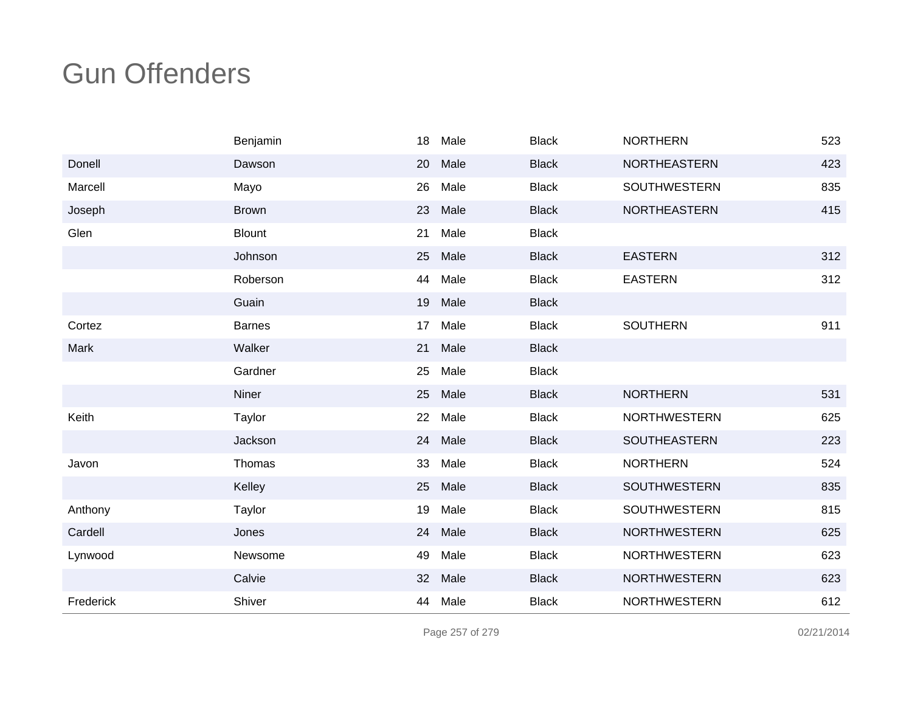# Gun Offenders

| | | | | | | |
|---|---|---|---|---|---|---|
| | Benjamin | 18 | Male | Black | NORTHERN | 523 |
| Donell | Dawson | 20 | Male | Black | NORTHEASTERN | 423 |
| Marcell | Mayo | 26 | Male | Black | SOUTHWESTERN | 835 |
| Joseph | Brown | 23 | Male | Black | NORTHEASTERN | 415 |
| Glen | Blount | 21 | Male | Black | | |
| | Johnson | 25 | Male | Black | EASTERN | 312 |
| | Roberson | 44 | Male | Black | EASTERN | 312 |
| | Guain | 19 | Male | Black | | |
| Cortez | Barnes | 17 | Male | Black | SOUTHERN | 911 |
| Mark | Walker | 21 | Male | Black | | |
| | Gardner | 25 | Male | Black | | |
| | Niner | 25 | Male | Black | NORTHERN | 531 |
| Keith | Taylor | 22 | Male | Black | NORTHWESTERN | 625 |
| | Jackson | 24 | Male | Black | SOUTHEASTERN | 223 |
| Javon | Thomas | 33 | Male | Black | NORTHERN | 524 |
| | Kelley | 25 | Male | Black | SOUTHWESTERN | 835 |
| Anthony | Taylor | 19 | Male | Black | SOUTHWESTERN | 815 |
| Cardell | Jones | 24 | Male | Black | NORTHWESTERN | 625 |
| Lynwood | Newsome | 49 | Male | Black | NORTHWESTERN | 623 |
| | Calvie | 32 | Male | Black | NORTHWESTERN | 623 |
| Frederick | Shiver | 44 | Male | Black | NORTHWESTERN | 612 |

02/21/2014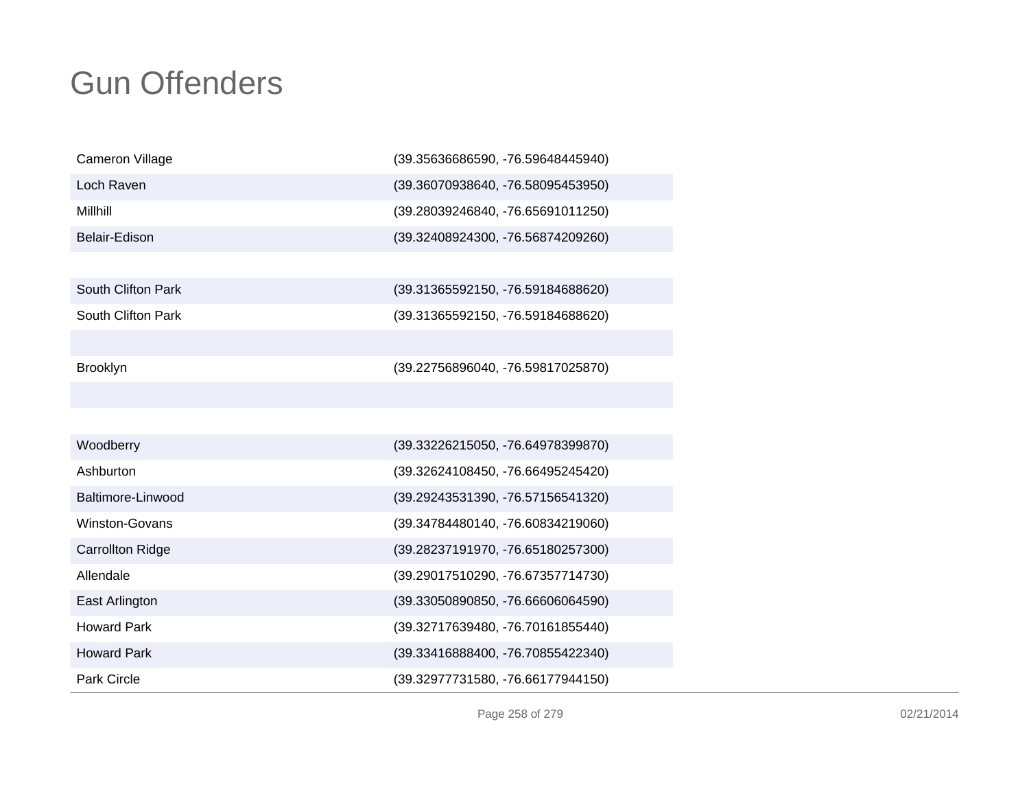# Gun Offenders

| | |
|---|---|
| Cameron Village | (39.35636686590, -76.59648445940) |
| Loch Raven | (39.36070938640, -76.58095453950) |
| Millhill | (39.28039246840, -76.65691011250) |
| Belair-Edison | (39.32408924300, -76.56874209260) |
| | |
| South Clifton Park | (39.31365592150, -76.59184688620) |
| South Clifton Park | (39.31365592150, -76.59184688620) |
| | |
| Brooklyn | (39.22756896040, -76.59817025870) |
| | |
| | |
| Woodberry | (39.33226215050, -76.64978399870) |
| Ashburton | (39.32624108450, -76.66495245420) |
| Baltimore-Linwood | (39.29243531390, -76.57156541320) |
| Winston-Govans | (39.34784480140, -76.60834219060) |
| Carrollton Ridge | (39.28237191970, -76.65180257300) |
| Allendale | (39.29017510290, -76.67357714730) |
| East Arlington | (39.33050890850, -76.66606064590) |
| Howard Park | (39.32717639480, -76.70161855440) |
| Howard Park | (39.33416888400, -76.70855422340) |
| Park Circle | (39.32977731580, -76.66177944150) |

02/21/2014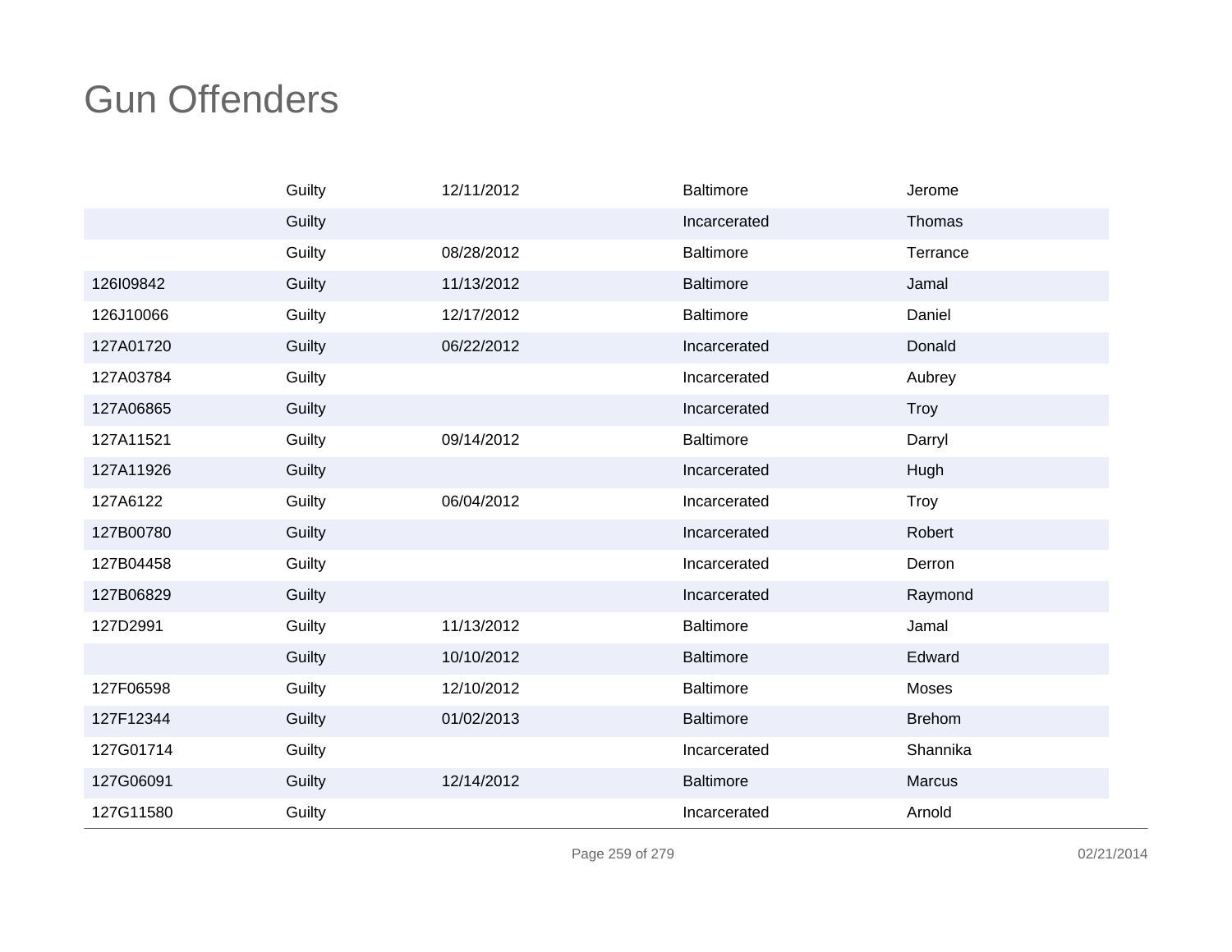# Gun Offenders

| | | | | |
|---|---|---|---|---|
| | Guilty | 12/11/2012 | Baltimore | Jerome |
| | Guilty | | Incarcerated | Thomas |
| | Guilty | 08/28/2012 | Baltimore | Terrance |
| 126I09842 | Guilty | 11/13/2012 | Baltimore | Jamal |
| 126J10066 | Guilty | 12/17/2012 | Baltimore | Daniel |
| 127A01720 | Guilty | 06/22/2012 | Incarcerated | Donald |
| 127A03784 | Guilty | | Incarcerated | Aubrey |
| 127A06865 | Guilty | | Incarcerated | Troy |
| 127A11521 | Guilty | 09/14/2012 | Baltimore | Darryl |
| 127A11926 | Guilty | | Incarcerated | Hugh |
| 127A6122 | Guilty | 06/04/2012 | Incarcerated | Troy |
| 127B00780 | Guilty | | Incarcerated | Robert |
| 127B04458 | Guilty | | Incarcerated | Derron |
| 127B06829 | Guilty | | Incarcerated | Raymond |
| 127D2991 | Guilty | 11/13/2012 | Baltimore | Jamal |
| | Guilty | 10/10/2012 | Baltimore | Edward |
| 127F06598 | Guilty | 12/10/2012 | Baltimore | Moses |
| 127F12344 | Guilty | 01/02/2013 | Baltimore | Brehom |
| 127G01714 | Guilty | | Incarcerated | Shannika |
| 127G06091 | Guilty | 12/14/2012 | Baltimore | Marcus |
| 127G11580 | Guilty | | Incarcerated | Arnold |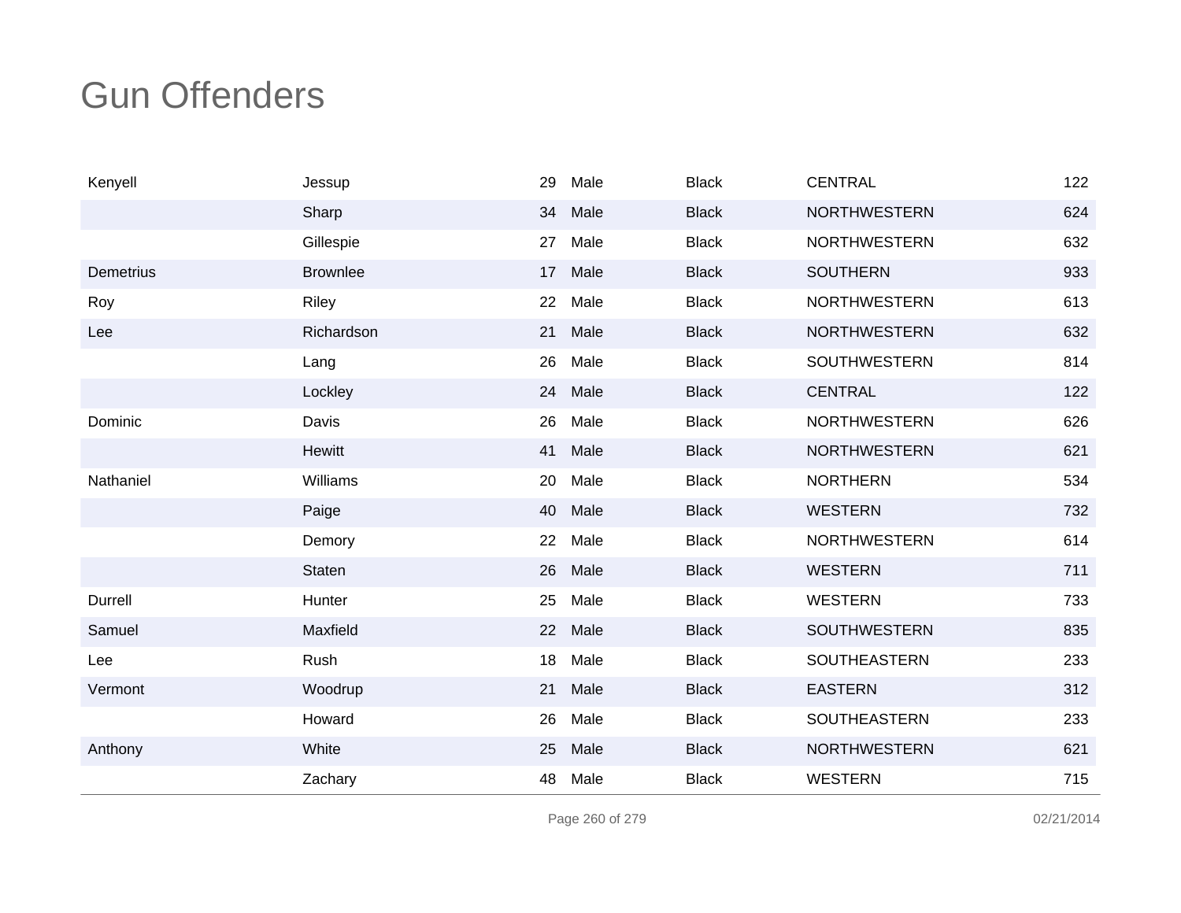# Gun Offenders

| | | | | | | |
|---|---|---|---|---|---|---|
| Kenyell | Jessup | 29 | Male | Black | CENTRAL | 122 |
| | Sharp | 34 | Male | Black | NORTHWESTERN | 624 |
| | Gillespie | 27 | Male | Black | NORTHWESTERN | 632 |
| Demetrius | Brownlee | 17 | Male | Black | SOUTHERN | 933 |
| Roy | Riley | 22 | Male | Black | NORTHWESTERN | 613 |
| Lee | Richardson | 21 | Male | Black | NORTHWESTERN | 632 |
| | Lang | 26 | Male | Black | SOUTHWESTERN | 814 |
| | Lockley | 24 | Male | Black | CENTRAL | 122 |
| Dominic | Davis | 26 | Male | Black | NORTHWESTERN | 626 |
| | Hewitt | 41 | Male | Black | NORTHWESTERN | 621 |
| Nathaniel | Williams | 20 | Male | Black | NORTHERN | 534 |
| | Paige | 40 | Male | Black | WESTERN | 732 |
| | Demory | 22 | Male | Black | NORTHWESTERN | 614 |
| | Staten | 26 | Male | Black | WESTERN | 711 |
| Durrell | Hunter | 25 | Male | Black | WESTERN | 733 |
| Samuel | Maxfield | 22 | Male | Black | SOUTHWESTERN | 835 |
| Lee | Rush | 18 | Male | Black | SOUTHEASTERN | 233 |
| Vermont | Woodrup | 21 | Male | Black | EASTERN | 312 |
| | Howard | 26 | Male | Black | SOUTHEASTERN | 233 |
| Anthony | White | 25 | Male | Black | NORTHWESTERN | 621 |
| | Zachary | 48 | Male | Black | WESTERN | 715 |

02/21/2014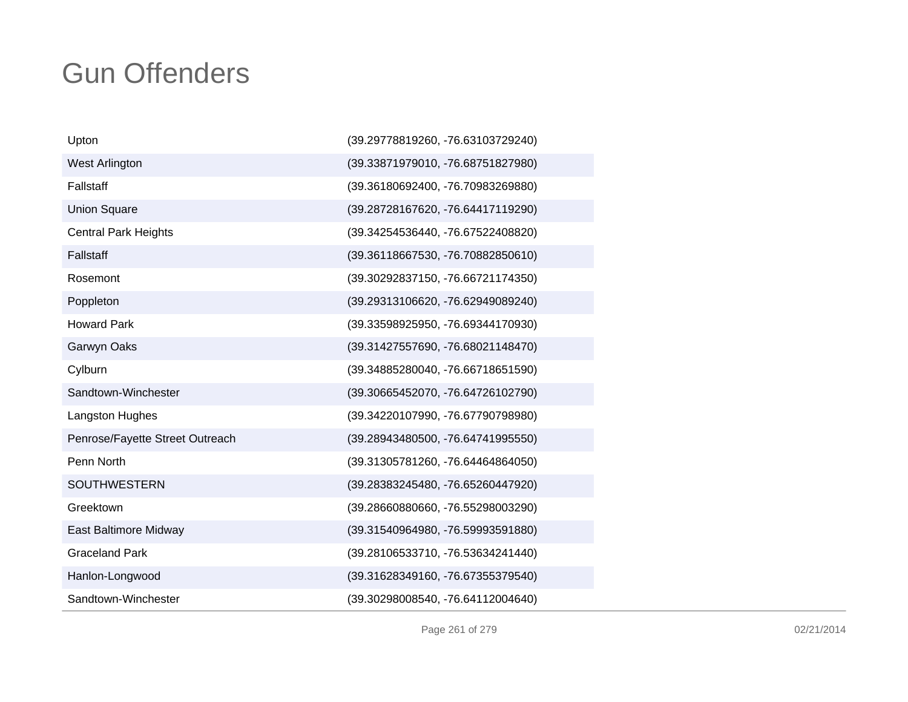# Gun Offenders

| | |
|---|---|
| Upton | (39.29778819260, -76.63103729240) |
| West Arlington | (39.33871979010, -76.68751827980) |
| Fallstaff | (39.36180692400, -76.70983269880) |
| Union Square | (39.28728167620, -76.64417119290) |
| Central Park Heights | (39.34254536440, -76.67522408820) |
| Fallstaff | (39.36118667530, -76.70882850610) |
| Rosemont | (39.30292837150, -76.66721174350) |
| Poppleton | (39.29313106620, -76.62949089240) |
| Howard Park | (39.33598925950, -76.69344170930) |
| Garwyn Oaks | (39.31427557690, -76.68021148470) |
| Cylburn | (39.34885280040, -76.66718651590) |
| Sandtown-Winchester | (39.30665452070, -76.64726102790) |
| Langston Hughes | (39.34220107990, -76.67790798980) |
| Penrose/Fayette Street Outreach | (39.28943480500, -76.64741995550) |
| Penn North | (39.31305781260, -76.64464864050) |
| SOUTHWESTERN | (39.28383245480, -76.65260447920) |
| Greektown | (39.28660880660, -76.55298003290) |
| East Baltimore Midway | (39.31540964980, -76.59993591880) |
| Graceland Park | (39.28106533710, -76.53634241440) |
| Hanlon-Longwood | (39.31628349160, -76.67355379540) |
| Sandtown-Winchester | (39.30298008540, -76.64112004640) |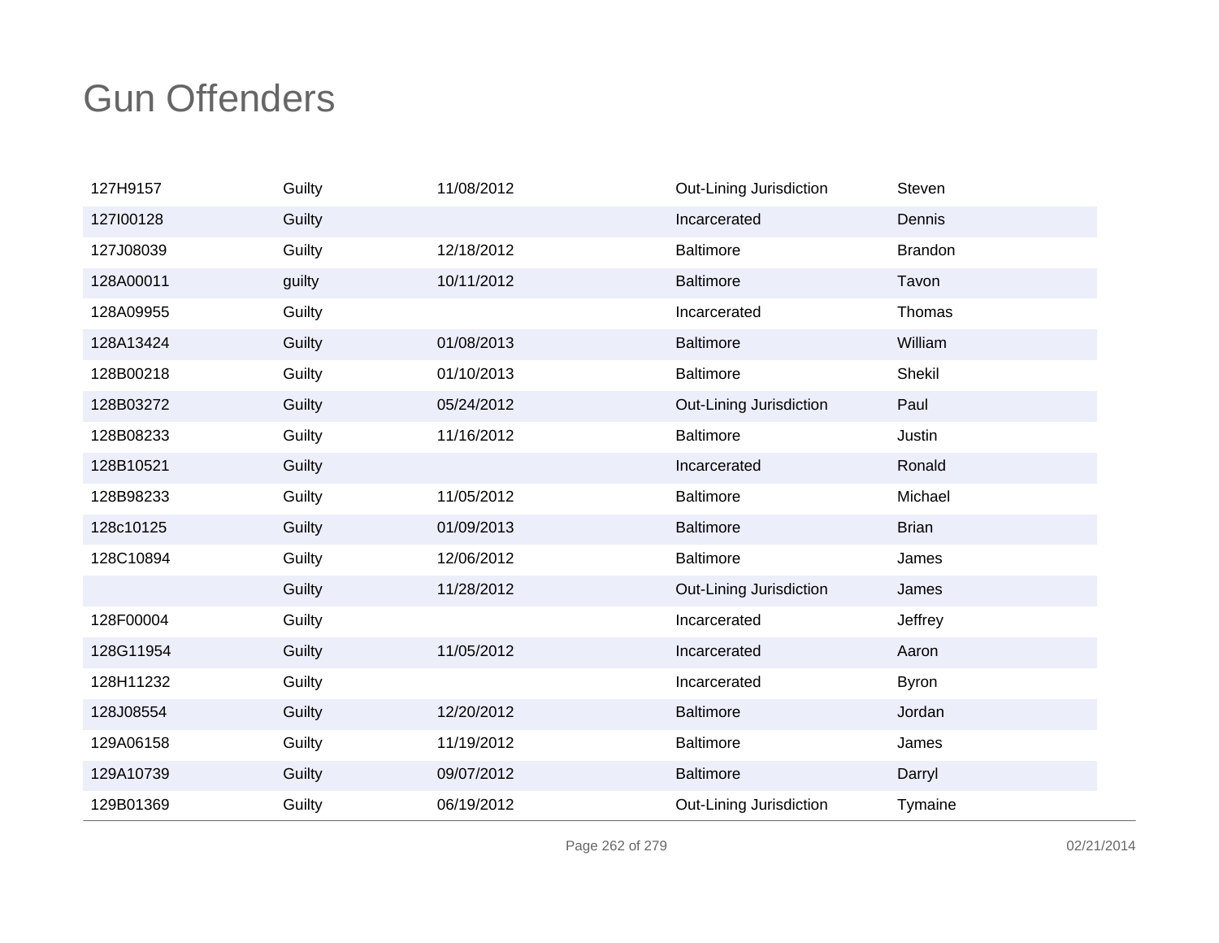# Gun Offenders

| | | | | |
|---|---|---|---|---|
| 127H9157 | Guilty | 11/08/2012 | Out-Lining Jurisdiction | Steven |
| 127I00128 | Guilty | | Incarcerated | Dennis |
| 127J08039 | Guilty | 12/18/2012 | Baltimore | Brandon |
| 128A00011 | guilty | 10/11/2012 | Baltimore | Tavon |
| 128A09955 | Guilty | | Incarcerated | Thomas |
| 128A13424 | Guilty | 01/08/2013 | Baltimore | William |
| 128B00218 | Guilty | 01/10/2013 | Baltimore | Shekil |
| 128B03272 | Guilty | 05/24/2012 | Out-Lining Jurisdiction | Paul |
| 128B08233 | Guilty | 11/16/2012 | Baltimore | Justin |
| 128B10521 | Guilty | | Incarcerated | Ronald |
| 128B98233 | Guilty | 11/05/2012 | Baltimore | Michael |
| 128c10125 | Guilty | 01/09/2013 | Baltimore | Brian |
| 128C10894 | Guilty | 12/06/2012 | Baltimore | James |
| | Guilty | 11/28/2012 | Out-Lining Jurisdiction | James |
| 128F00004 | Guilty | | Incarcerated | Jeffrey |
| 128G11954 | Guilty | 11/05/2012 | Incarcerated | Aaron |
| 128H11232 | Guilty | | Incarcerated | Byron |
| 128J08554 | Guilty | 12/20/2012 | Baltimore | Jordan |
| 129A06158 | Guilty | 11/19/2012 | Baltimore | James |
| 129A10739 | Guilty | 09/07/2012 | Baltimore | Darryl |
| 129B01369 | Guilty | 06/19/2012 | Out-Lining Jurisdiction | Tymaine |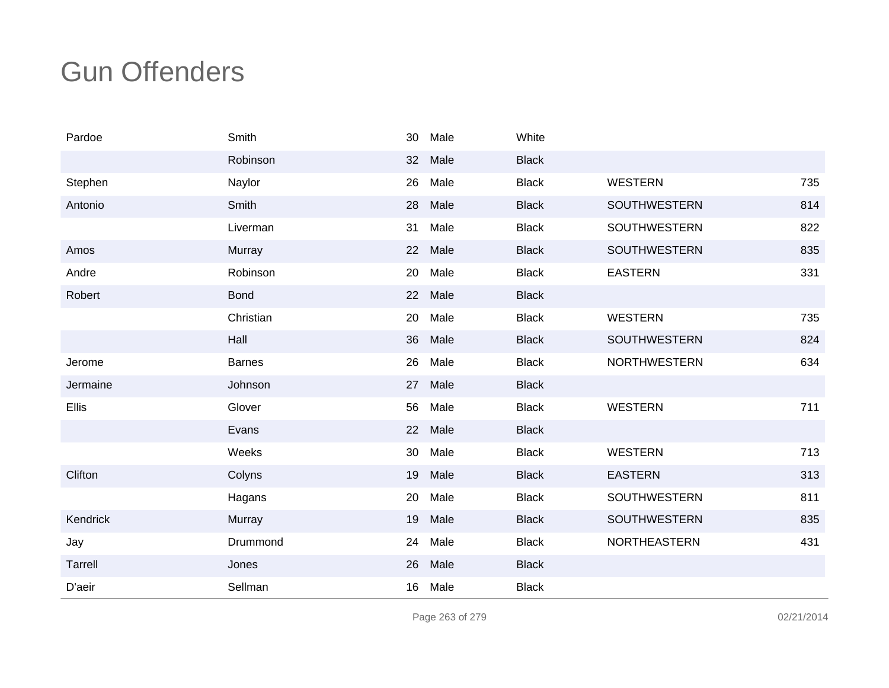# Gun Offenders

| | | | | | | |
|---|---|---|---|---|---|---|
| Pardoe | Smith | 30 | Male | White | | |
| | Robinson | 32 | Male | Black | | |
| Stephen | Naylor | 26 | Male | Black | WESTERN | 735 |
| Antonio | Smith | 28 | Male | Black | SOUTHWESTERN | 814 |
| | Liverman | 31 | Male | Black | SOUTHWESTERN | 822 |
| Amos | Murray | 22 | Male | Black | SOUTHWESTERN | 835 |
| Andre | Robinson | 20 | Male | Black | EASTERN | 331 |
| Robert | Bond | 22 | Male | Black | | |
| | Christian | 20 | Male | Black | WESTERN | 735 |
| | Hall | 36 | Male | Black | SOUTHWESTERN | 824 |
| Jerome | Barnes | 26 | Male | Black | NORTHWESTERN | 634 |
| Jermaine | Johnson | 27 | Male | Black | | |
| Ellis | Glover | 56 | Male | Black | WESTERN | 711 |
| | Evans | 22 | Male | Black | | |
| | Weeks | 30 | Male | Black | WESTERN | 713 |
| Clifton | Colyns | 19 | Male | Black | EASTERN | 313 |
| | Hagans | 20 | Male | Black | SOUTHWESTERN | 811 |
| Kendrick | Murray | 19 | Male | Black | SOUTHWESTERN | 835 |
| Jay | Drummond | 24 | Male | Black | NORTHEASTERN | 431 |
| Tarrell | Jones | 26 | Male | Black | | |
| D'aeir | Sellman | 16 | Male | Black | | |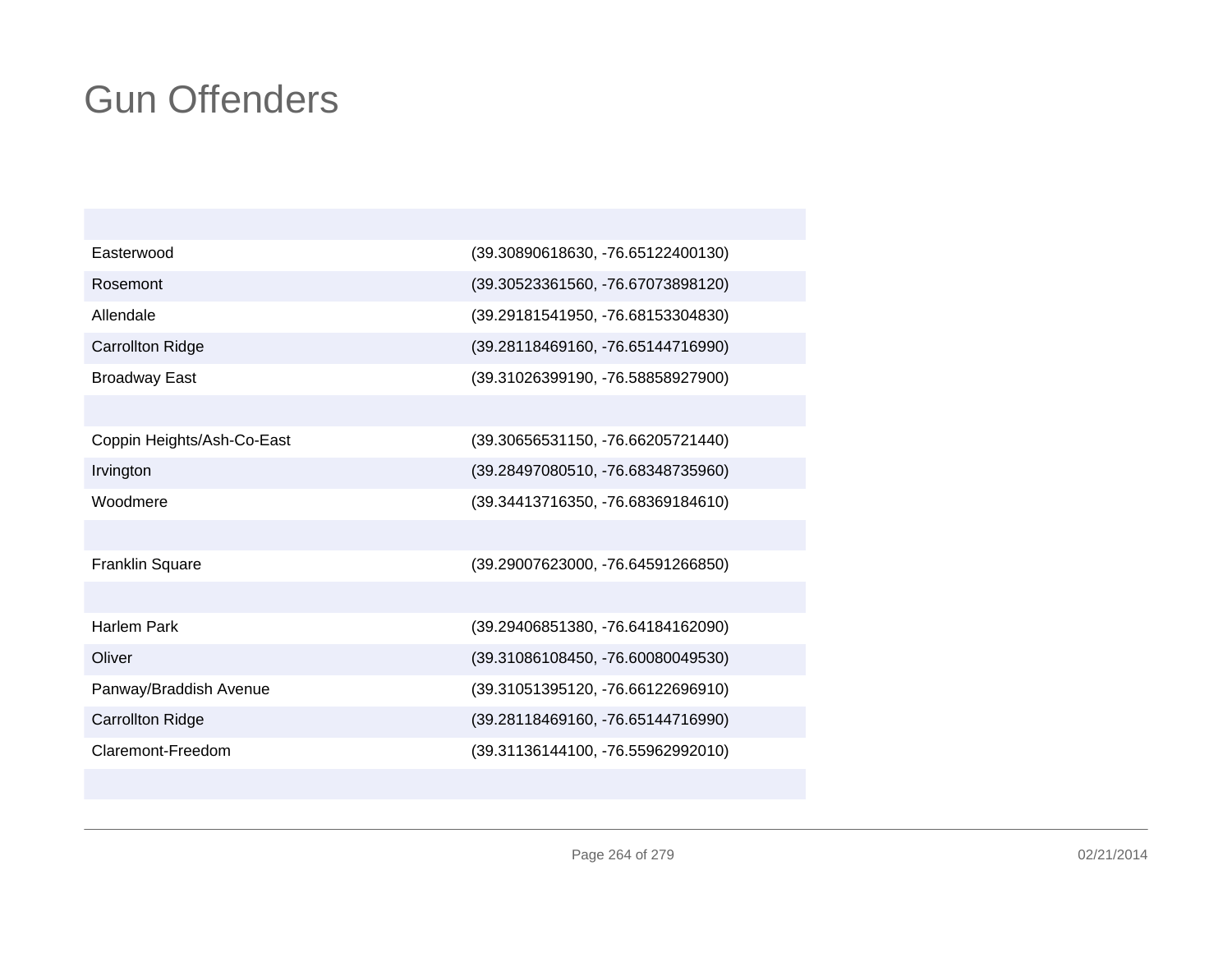# Gun Offenders

| | |
|---|---|
| | |
| Easterwood | (39.30890618630, -76.65122400130) |
| Rosemont | (39.30523361560, -76.67073898120) |
| Allendale | (39.29181541950, -76.68153304830) |
| Carrollton Ridge | (39.28118469160, -76.65144716990) |
| Broadway East | (39.31026399190, -76.58858927900) |
| | |
| Coppin Heights/Ash-Co-East | (39.30656531150, -76.66205721440) |
| Irvington | (39.28497080510, -76.68348735960) |
| Woodmere | (39.34413716350, -76.68369184610) |
| | |
| Franklin Square | (39.29007623000, -76.64591266850) |
| | |
| Harlem Park | (39.29406851380, -76.64184162090) |
| Oliver | (39.31086108450, -76.60080049530) |
| Panway/Braddish Avenue | (39.31051395120, -76.66122696910) |
| Carrollton Ridge | (39.28118469160, -76.65144716990) |
| Claremont-Freedom | (39.31136144100, -76.55962992010) |
| | |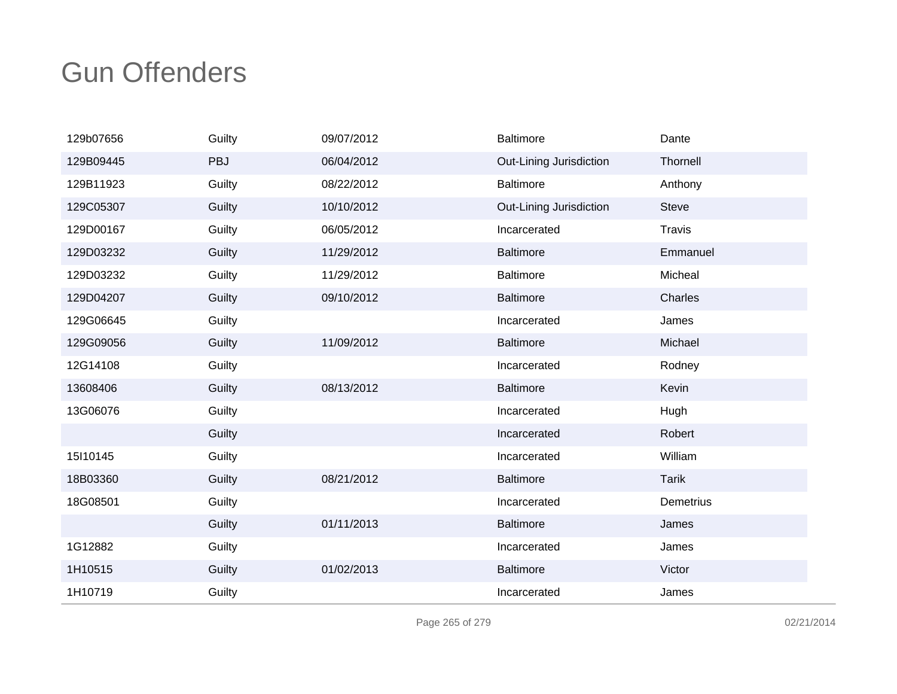# Gun Offenders

| | | | | |
|---|---|---|---|---|
| 129b07656 | Guilty | 09/07/2012 | Baltimore | Dante |
| 129B09445 | PBJ | 06/04/2012 | Out-Lining Jurisdiction | Thornell |
| 129B11923 | Guilty | 08/22/2012 | Baltimore | Anthony |
| 129C05307 | Guilty | 10/10/2012 | Out-Lining Jurisdiction | Steve |
| 129D00167 | Guilty | 06/05/2012 | Incarcerated | Travis |
| 129D03232 | Guilty | 11/29/2012 | Baltimore | Emmanuel |
| 129D03232 | Guilty | 11/29/2012 | Baltimore | Micheal |
| 129D04207 | Guilty | 09/10/2012 | Baltimore | Charles |
| 129G06645 | Guilty | | Incarcerated | James |
| 129G09056 | Guilty | 11/09/2012 | Baltimore | Michael |
| 12G14108 | Guilty | | Incarcerated | Rodney |
| 13608406 | Guilty | 08/13/2012 | Baltimore | Kevin |
| 13G06076 | Guilty | | Incarcerated | Hugh |
| | Guilty | | Incarcerated | Robert |
| 15I10145 | Guilty | | Incarcerated | William |
| 18B03360 | Guilty | 08/21/2012 | Baltimore | Tarik |
| 18G08501 | Guilty | | Incarcerated | Demetrius |
| | Guilty | 01/11/2013 | Baltimore | James |
| 1G12882 | Guilty | | Incarcerated | James |
| 1H10515 | Guilty | 01/02/2013 | Baltimore | Victor |
| 1H10719 | Guilty | | Incarcerated | James |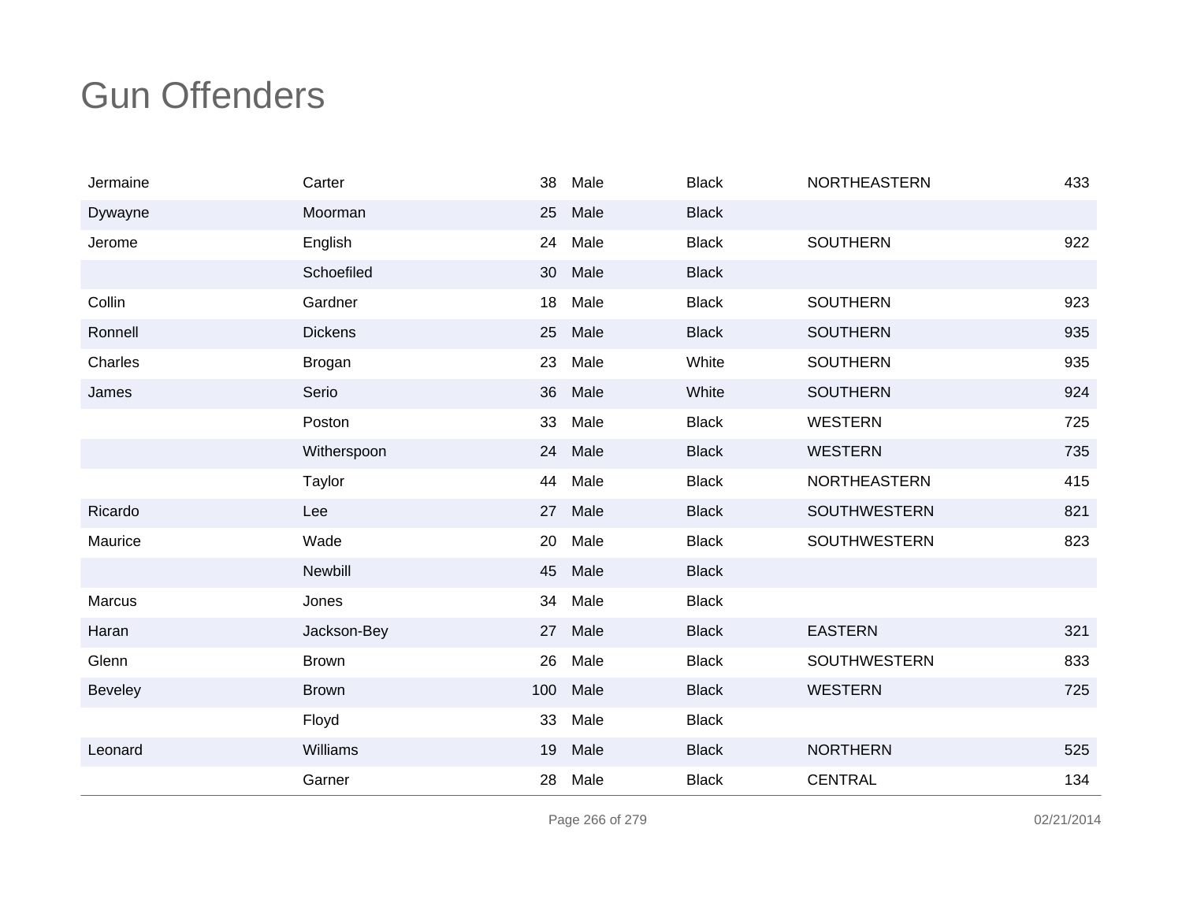# Gun Offenders

| | | | | | | |
|---|---|---|---|---|---|---|
| Jermaine | Carter | 38 | Male | Black | NORTHEASTERN | 433 |
| Dywayne | Moorman | 25 | Male | Black | | |
| Jerome | English | 24 | Male | Black | SOUTHERN | 922 |
| | Schoefiled | 30 | Male | Black | | |
| Collin | Gardner | 18 | Male | Black | SOUTHERN | 923 |
| Ronnell | Dickens | 25 | Male | Black | SOUTHERN | 935 |
| Charles | Brogan | 23 | Male | White | SOUTHERN | 935 |
| James | Serio | 36 | Male | White | SOUTHERN | 924 |
| | Poston | 33 | Male | Black | WESTERN | 725 |
| | Witherspoon | 24 | Male | Black | WESTERN | 735 |
| | Taylor | 44 | Male | Black | NORTHEASTERN | 415 |
| Ricardo | Lee | 27 | Male | Black | SOUTHWESTERN | 821 |
| Maurice | Wade | 20 | Male | Black | SOUTHWESTERN | 823 |
| | Newbill | 45 | Male | Black | | |
| Marcus | Jones | 34 | Male | Black | | |
| Haran | Jackson-Bey | 27 | Male | Black | EASTERN | 321 |
| Glenn | Brown | 26 | Male | Black | SOUTHWESTERN | 833 |
| Beveley | Brown | 100 | Male | Black | WESTERN | 725 |
| | Floyd | 33 | Male | Black | | |
| Leonard | Williams | 19 | Male | Black | NORTHERN | 525 |
| | Garner | 28 | Male | Black | CENTRAL | 134 |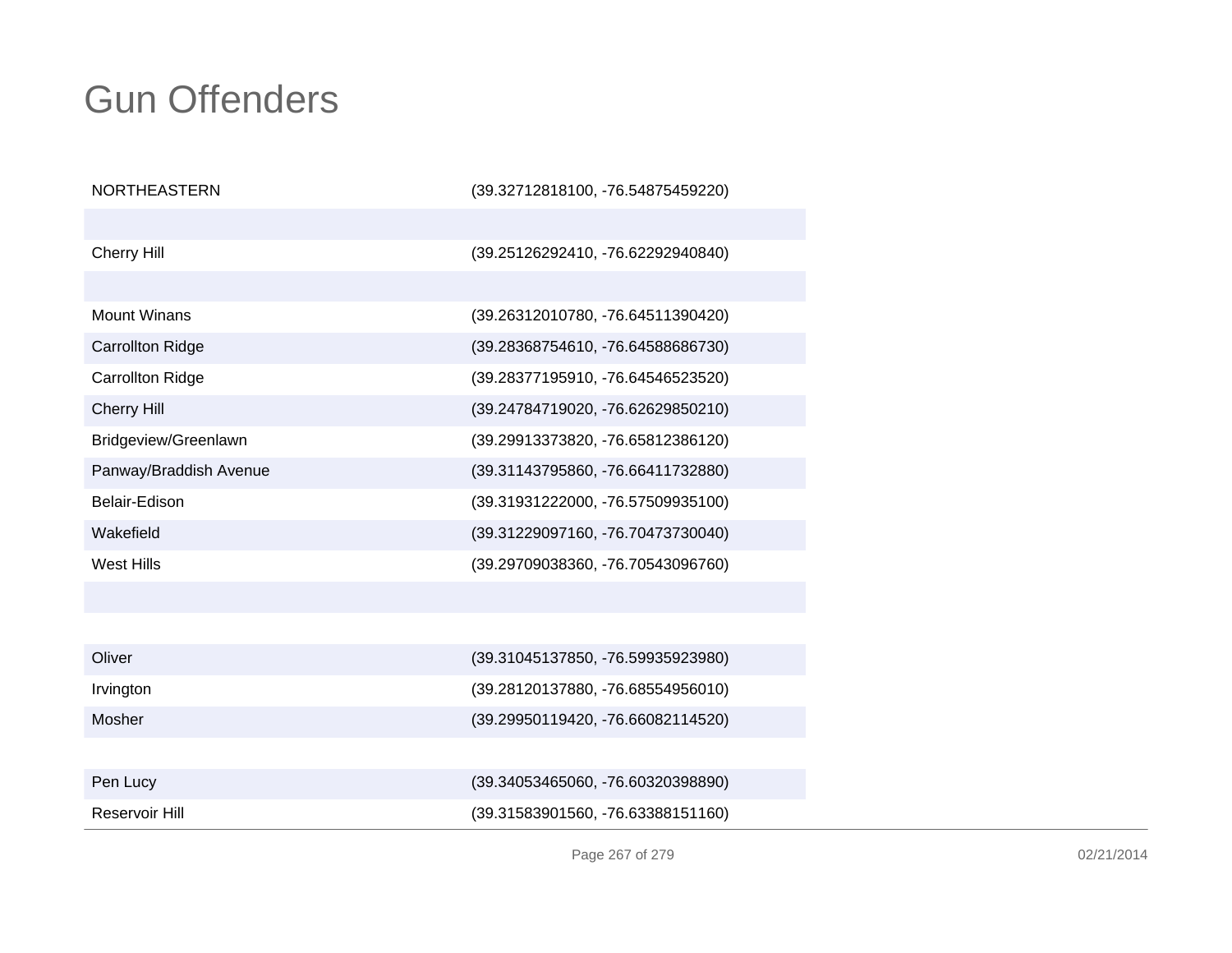# Gun Offenders

| | |
|---|---|
| NORTHEASTERN | (39.32712818100, -76.54875459220) |
| | |
| Cherry Hill | (39.25126292410, -76.62292940840) |
| | |
| Mount Winans | (39.26312010780, -76.64511390420) |
| Carrollton Ridge | (39.28368754610, -76.64588686730) |
| Carrollton Ridge | (39.28377195910, -76.64546523520) |
| Cherry Hill | (39.24784719020, -76.62629850210) |
| Bridgeview/Greenlawn | (39.29913373820, -76.65812386120) |
| Panway/Braddish Avenue | (39.31143795860, -76.66411732880) |
| Belair-Edison | (39.31931222000, -76.57509935100) |
| Wakefield | (39.31229097160, -76.70473730040) |
| West Hills | (39.29709038360, -76.70543096760) |
| | |
| | |
| Oliver | (39.31045137850, -76.59935923980) |
| Irvington | (39.28120137880, -76.68554956010) |
| Mosher | (39.29950119420, -76.66082114520) |
| | |
| Pen Lucy | (39.34053465060, -76.60320398890) |
| Reservoir Hill | (39.31583901560, -76.63388151160) |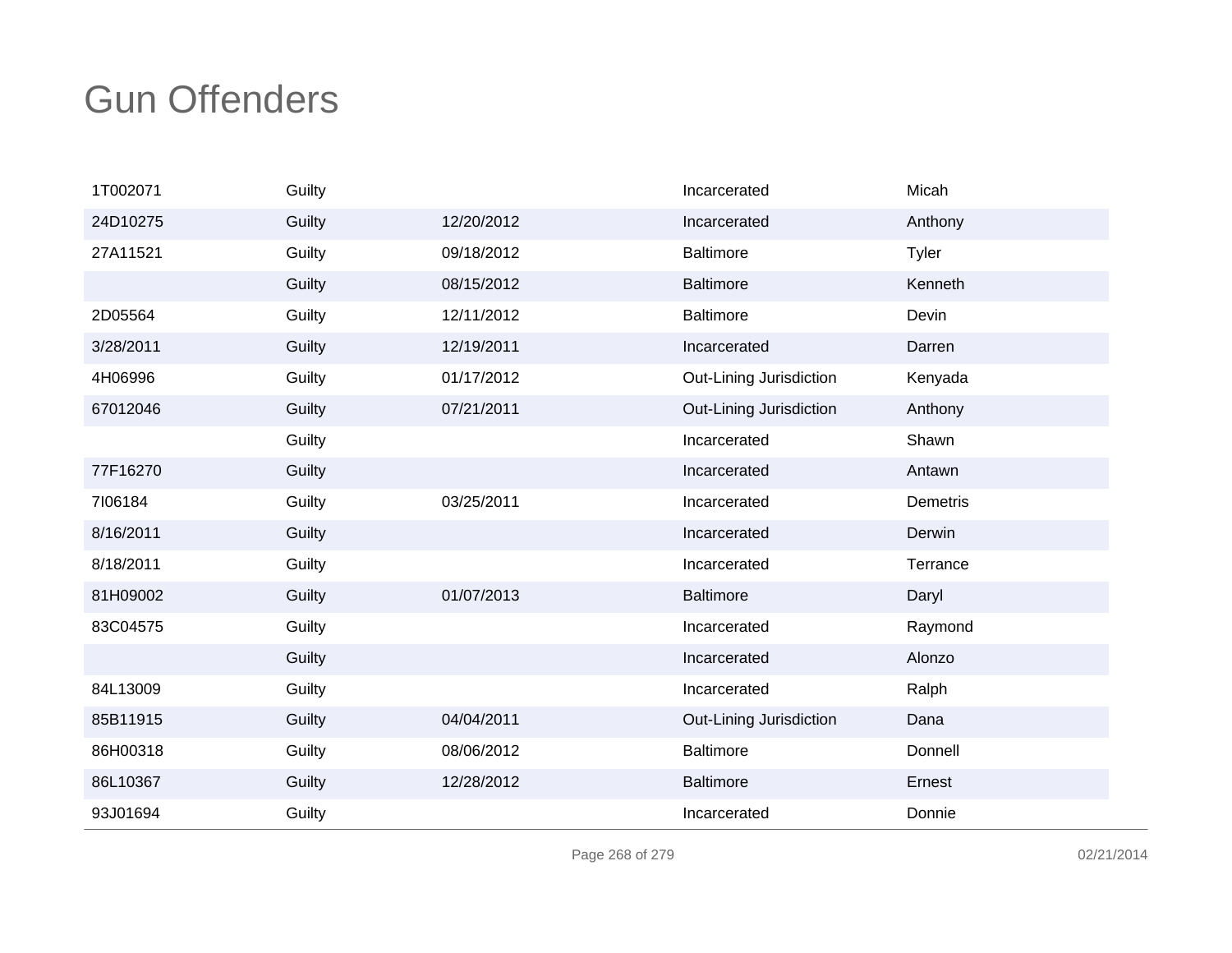# Gun Offenders

| | | | | |
|---|---|---|---|---|
| 1T002071 | Guilty | | Incarcerated | Micah |
| 24D10275 | Guilty | 12/20/2012 | Incarcerated | Anthony |
| 27A11521 | Guilty | 09/18/2012 | Baltimore | Tyler |
| | Guilty | 08/15/2012 | Baltimore | Kenneth |
| 2D05564 | Guilty | 12/11/2012 | Baltimore | Devin |
| 3/28/2011 | Guilty | 12/19/2011 | Incarcerated | Darren |
| 4H06996 | Guilty | 01/17/2012 | Out-Lining Jurisdiction | Kenyada |
| 67012046 | Guilty | 07/21/2011 | Out-Lining Jurisdiction | Anthony |
| | Guilty | | Incarcerated | Shawn |
| 77F16270 | Guilty | | Incarcerated | Antawn |
| 7I06184 | Guilty | 03/25/2011 | Incarcerated | Demetris |
| 8/16/2011 | Guilty | | Incarcerated | Derwin |
| 8/18/2011 | Guilty | | Incarcerated | Terrance |
| 81H09002 | Guilty | 01/07/2013 | Baltimore | Daryl |
| 83C04575 | Guilty | | Incarcerated | Raymond |
| | Guilty | | Incarcerated | Alonzo |
| 84L13009 | Guilty | | Incarcerated | Ralph |
| 85B11915 | Guilty | 04/04/2011 | Out-Lining Jurisdiction | Dana |
| 86H00318 | Guilty | 08/06/2012 | Baltimore | Donnell |
| 86L10367 | Guilty | 12/28/2012 | Baltimore | Ernest |
| 93J01694 | Guilty | | Incarcerated | Donnie |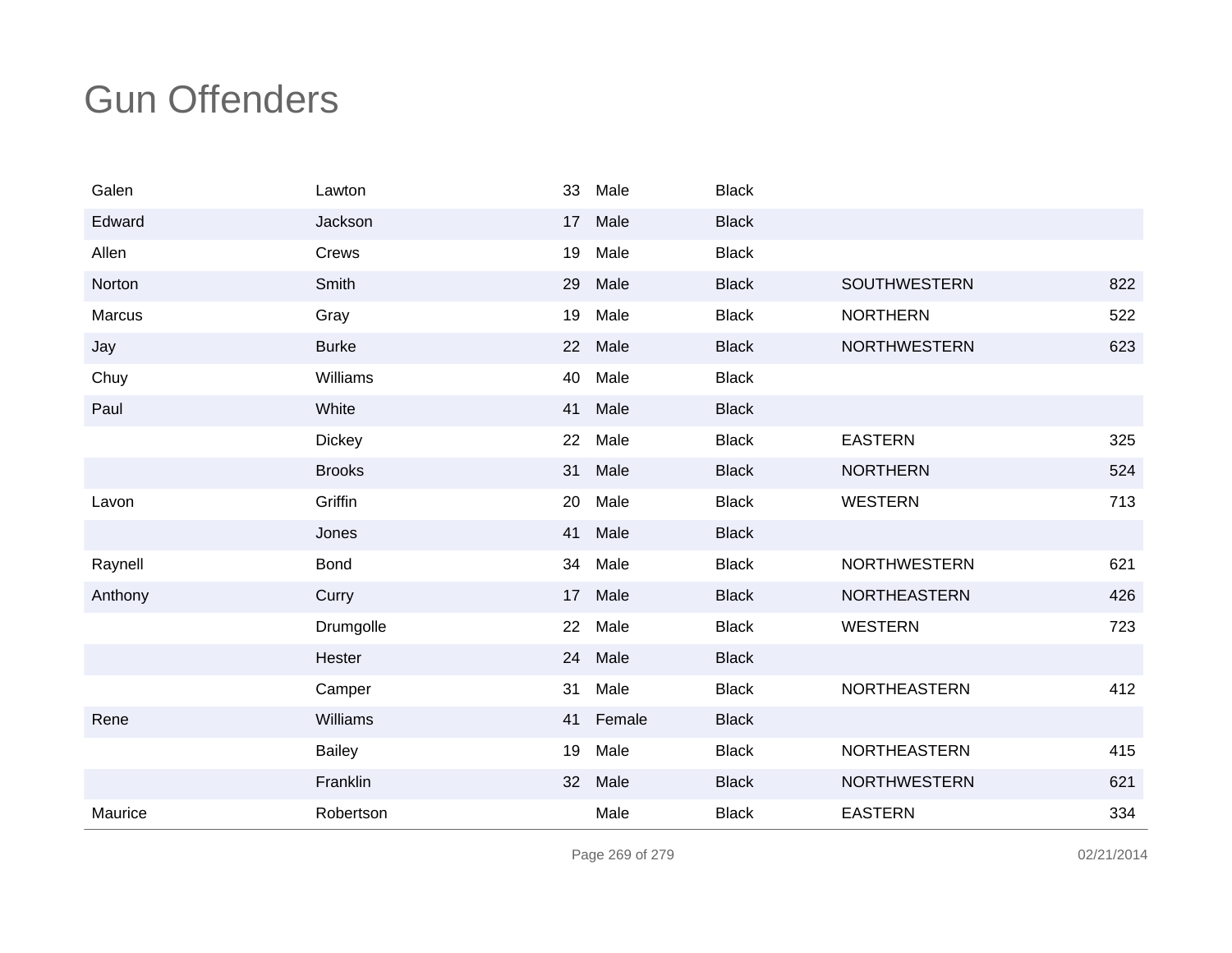# Gun Offenders

| | | | | | | |
|---|---|---|---|---|---|---|
| Galen | Lawton | 33 | Male | Black | | |
| Edward | Jackson | 17 | Male | Black | | |
| Allen | Crews | 19 | Male | Black | | |
| Norton | Smith | 29 | Male | Black | SOUTHWESTERN | 822 |
| Marcus | Gray | 19 | Male | Black | NORTHERN | 522 |
| Jay | Burke | 22 | Male | Black | NORTHWESTERN | 623 |
| Chuy | Williams | 40 | Male | Black | | |
| Paul | White | 41 | Male | Black | | |
| | Dickey | 22 | Male | Black | EASTERN | 325 |
| | Brooks | 31 | Male | Black | NORTHERN | 524 |
| Lavon | Griffin | 20 | Male | Black | WESTERN | 713 |
| | Jones | 41 | Male | Black | | |
| Raynell | Bond | 34 | Male | Black | NORTHWESTERN | 621 |
| Anthony | Curry | 17 | Male | Black | NORTHEASTERN | 426 |
| | Drumgolle | 22 | Male | Black | WESTERN | 723 |
| | Hester | 24 | Male | Black | | |
| | Camper | 31 | Male | Black | NORTHEASTERN | 412 |
| Rene | Williams | 41 | Female | Black | | |
| | Bailey | 19 | Male | Black | NORTHEASTERN | 415 |
| | Franklin | 32 | Male | Black | NORTHWESTERN | 621 |
| Maurice | Robertson | | Male | Black | EASTERN | 334 |

02/21/2014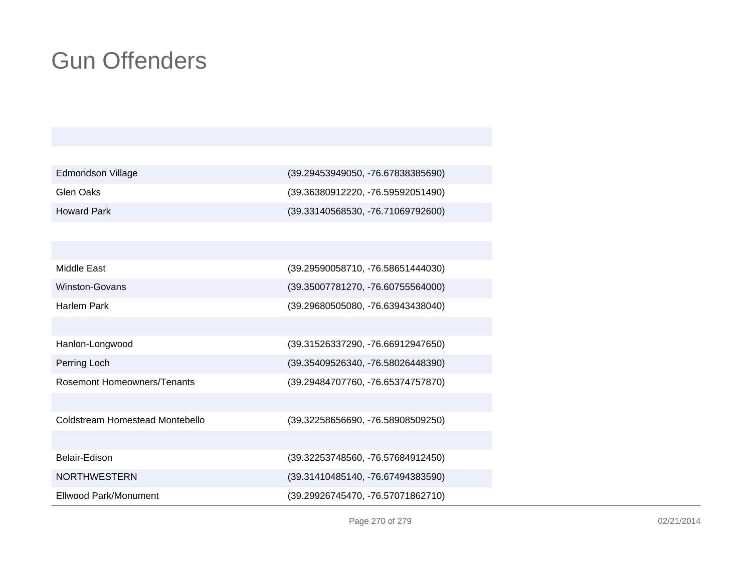# Gun Offenders

| | |
|---|---|
| | |
| | |
| Edmondson Village | (39.29453949050, -76.67838385690) |
| Glen Oaks | (39.36380912220, -76.59592051490) |
| Howard Park | (39.33140568530, -76.71069792600) |
| | |
| | |
| Middle East | (39.29590058710, -76.58651444030) |
| Winston-Govans | (39.35007781270, -76.60755564000) |
| Harlem Park | (39.29680505080, -76.63943438040) |
| | |
| Hanlon-Longwood | (39.31526337290, -76.66912947650) |
| Perring Loch | (39.35409526340, -76.58026448390) |
| Rosemont Homeowners/Tenants | (39.29484707760, -76.65374757870) |
| | |
| Coldstream Homestead Montebello | (39.32258656690, -76.58908509250) |
| | |
| Belair-Edison | (39.32253748560, -76.57684912450) |
| NORTHWESTERN | (39.31410485140, -76.67494383590) |
| Ellwood Park/Monument | (39.29926745470, -76.57071862710) |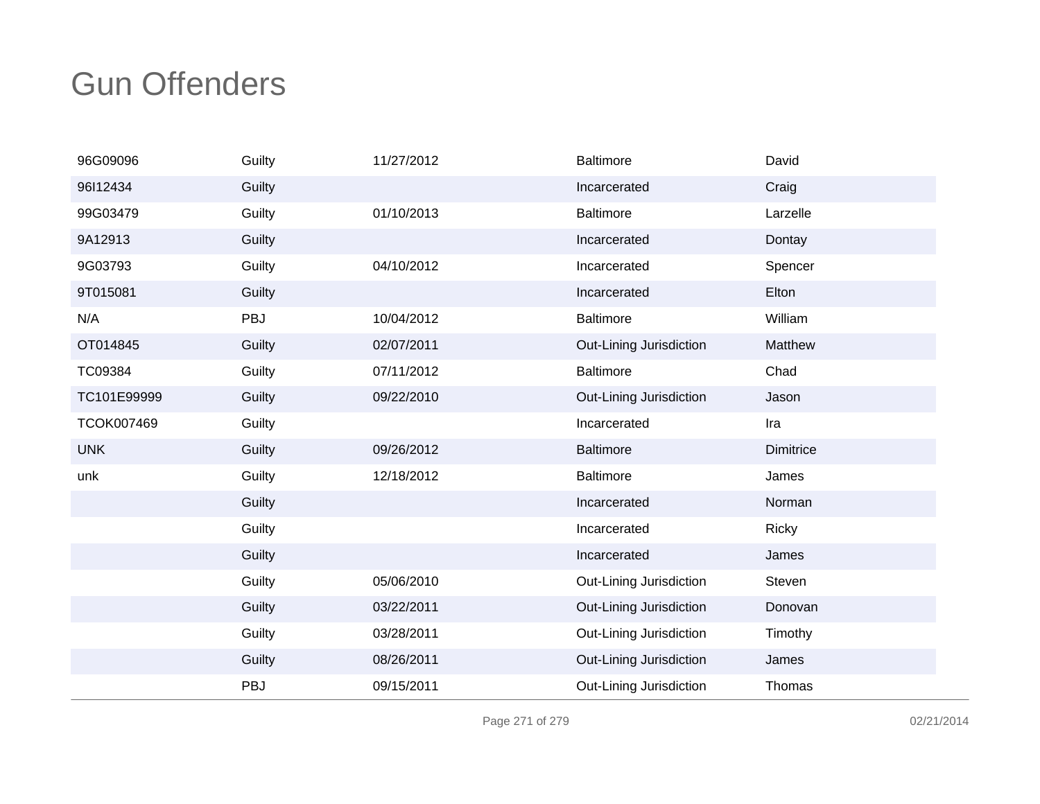# Gun Offenders

| | | | | |
|---|---|---|---|---|
| 96G09096 | Guilty | 11/27/2012 | Baltimore | David |
| 96I12434 | Guilty | | Incarcerated | Craig |
| 99G03479 | Guilty | 01/10/2013 | Baltimore | Larzelle |
| 9A12913 | Guilty | | Incarcerated | Dontay |
| 9G03793 | Guilty | 04/10/2012 | Incarcerated | Spencer |
| 9T015081 | Guilty | | Incarcerated | Elton |
| N/A | PBJ | 10/04/2012 | Baltimore | William |
| OT014845 | Guilty | 02/07/2011 | Out-Lining Jurisdiction | Matthew |
| TC09384 | Guilty | 07/11/2012 | Baltimore | Chad |
| TC101E99999 | Guilty | 09/22/2010 | Out-Lining Jurisdiction | Jason |
| TCOK007469 | Guilty | | Incarcerated | Ira |
| UNK | Guilty | 09/26/2012 | Baltimore | Dimitrice |
| unk | Guilty | 12/18/2012 | Baltimore | James |
| | Guilty | | Incarcerated | Norman |
| | Guilty | | Incarcerated | Ricky |
| | Guilty | | Incarcerated | James |
| | Guilty | 05/06/2010 | Out-Lining Jurisdiction | Steven |
| | Guilty | 03/22/2011 | Out-Lining Jurisdiction | Donovan |
| | Guilty | 03/28/2011 | Out-Lining Jurisdiction | Timothy |
| | Guilty | 08/26/2011 | Out-Lining Jurisdiction | James |
| | PBJ | 09/15/2011 | Out-Lining Jurisdiction | Thomas |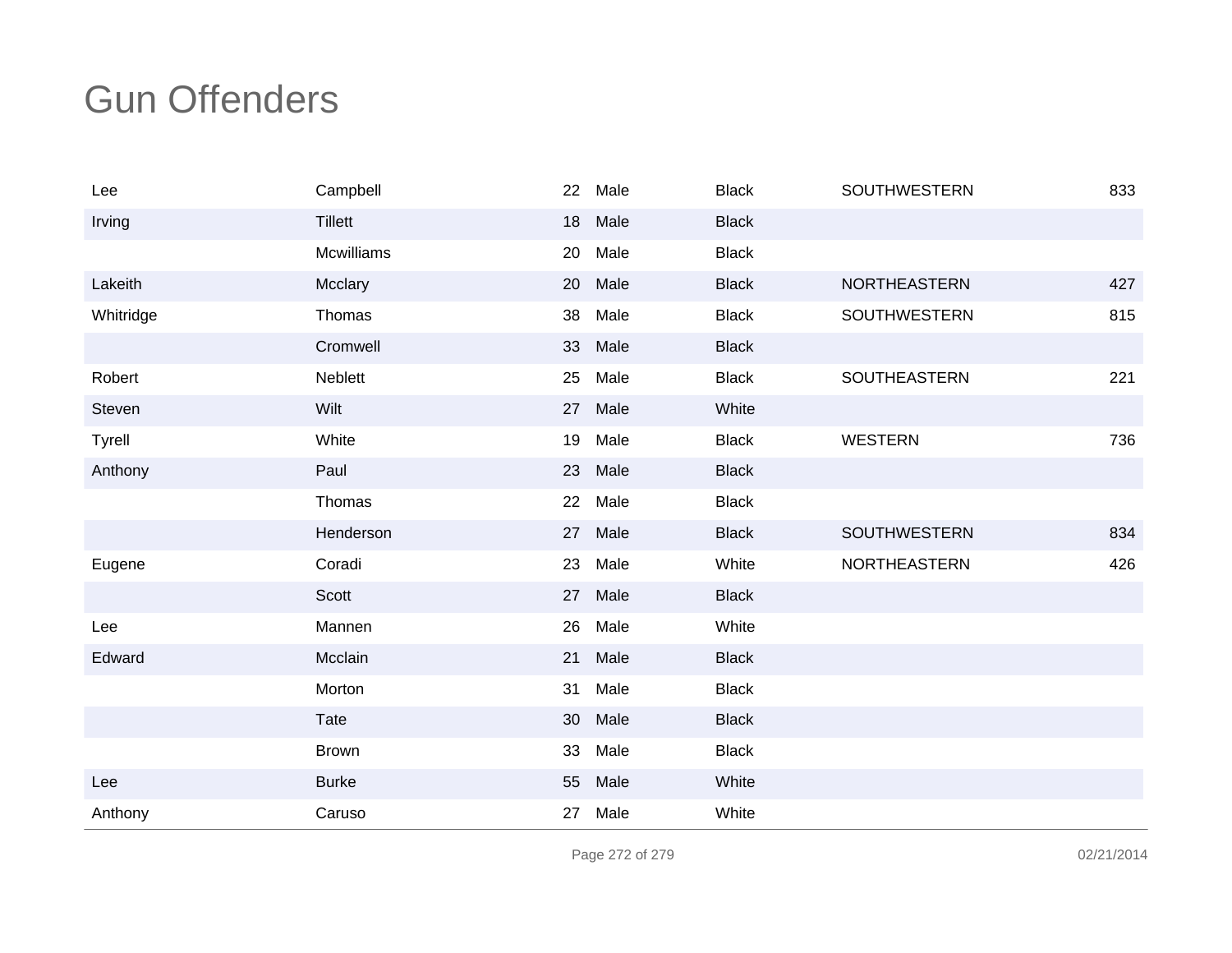# Gun Offenders

| | | | | | | |
|---|---|---|---|---|---|---|
| Lee | Campbell | 22 | Male | Black | SOUTHWESTERN | 833 |
| Irving | Tillett | 18 | Male | Black | | |
| | Mcwilliams | 20 | Male | Black | | |
| Lakeith | Mcclary | 20 | Male | Black | NORTHEASTERN | 427 |
| Whitridge | Thomas | 38 | Male | Black | SOUTHWESTERN | 815 |
| | Cromwell | 33 | Male | Black | | |
| Robert | Neblett | 25 | Male | Black | SOUTHEASTERN | 221 |
| Steven | Wilt | 27 | Male | White | | |
| Tyrell | White | 19 | Male | Black | WESTERN | 736 |
| Anthony | Paul | 23 | Male | Black | | |
| | Thomas | 22 | Male | Black | | |
| | Henderson | 27 | Male | Black | SOUTHWESTERN | 834 |
| Eugene | Coradi | 23 | Male | White | NORTHEASTERN | 426 |
| | Scott | 27 | Male | Black | | |
| Lee | Mannen | 26 | Male | White | | |
| Edward | Mcclain | 21 | Male | Black | | |
| | Morton | 31 | Male | Black | | |
| | Tate | 30 | Male | Black | | |
| | Brown | 33 | Male | Black | | |
| Lee | Burke | 55 | Male | White | | |
| Anthony | Caruso | 27 | Male | White | | |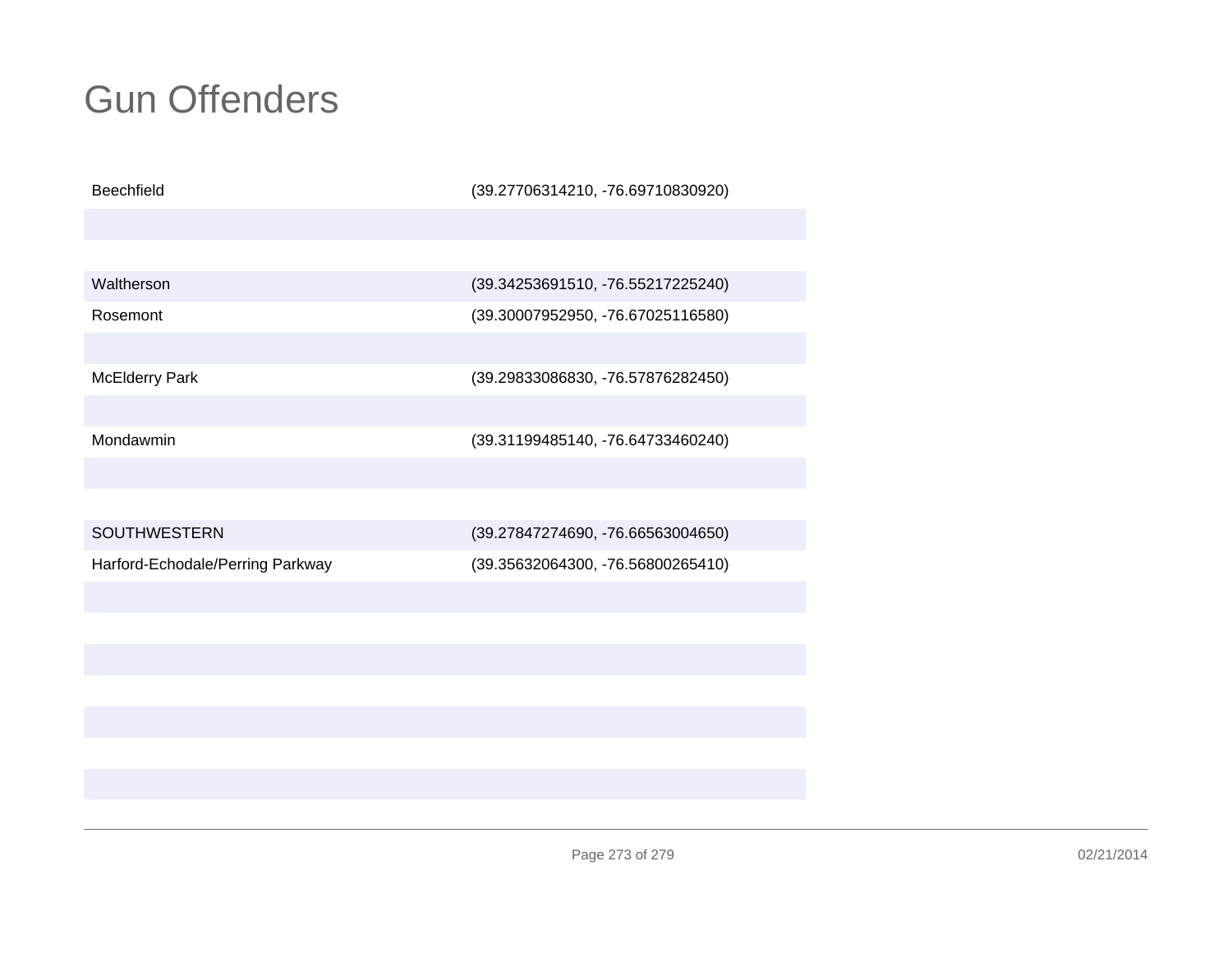# Gun Offenders

| | |
|---|---|
| Beechfield | (39.27706314210, -76.69710830920) |
| | |
| | |
| Waltherson | (39.34253691510, -76.55217225240) |
| Rosemont | (39.30007952950, -76.67025116580) |
| | |
| McElderry Park | (39.29833086830, -76.57876282450) |
| | |
| Mondawmin | (39.31199485140, -76.64733460240) |
| | |
| | |
| SOUTHWESTERN | (39.27847274690, -76.66563004650) |
| Harford-Echodale/Perring Parkway | (39.35632064300, -76.56800265410) |
| | |
| | |
| | |
| | |
| | |
| | |
| | |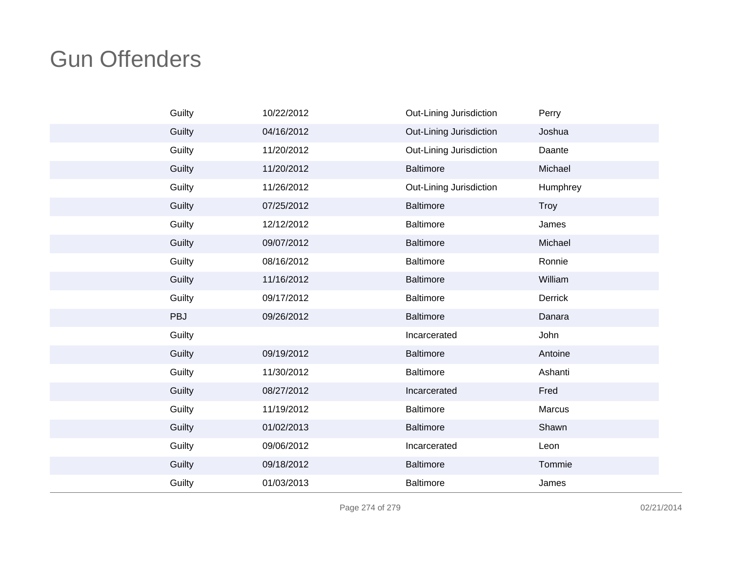# Gun Offenders

| | | | | |
|---|---|---|---|---|
| | Guilty | 10/22/2012 | Out-Lining Jurisdiction | Perry |
| | Guilty | 04/16/2012 | Out-Lining Jurisdiction | Joshua |
| | Guilty | 11/20/2012 | Out-Lining Jurisdiction | Daante |
| | Guilty | 11/20/2012 | Baltimore | Michael |
| | Guilty | 11/26/2012 | Out-Lining Jurisdiction | Humphrey |
| | Guilty | 07/25/2012 | Baltimore | Troy |
| | Guilty | 12/12/2012 | Baltimore | James |
| | Guilty | 09/07/2012 | Baltimore | Michael |
| | Guilty | 08/16/2012 | Baltimore | Ronnie |
| | Guilty | 11/16/2012 | Baltimore | William |
| | Guilty | 09/17/2012 | Baltimore | Derrick |
| | PBJ | 09/26/2012 | Baltimore | Danara |
| | Guilty | | Incarcerated | John |
| | Guilty | 09/19/2012 | Baltimore | Antoine |
| | Guilty | 11/30/2012 | Baltimore | Ashanti |
| | Guilty | 08/27/2012 | Incarcerated | Fred |
| | Guilty | 11/19/2012 | Baltimore | Marcus |
| | Guilty | 01/02/2013 | Baltimore | Shawn |
| | Guilty | 09/06/2012 | Incarcerated | Leon |
| | Guilty | 09/18/2012 | Baltimore | Tommie |
| | Guilty | 01/03/2013 | Baltimore | James |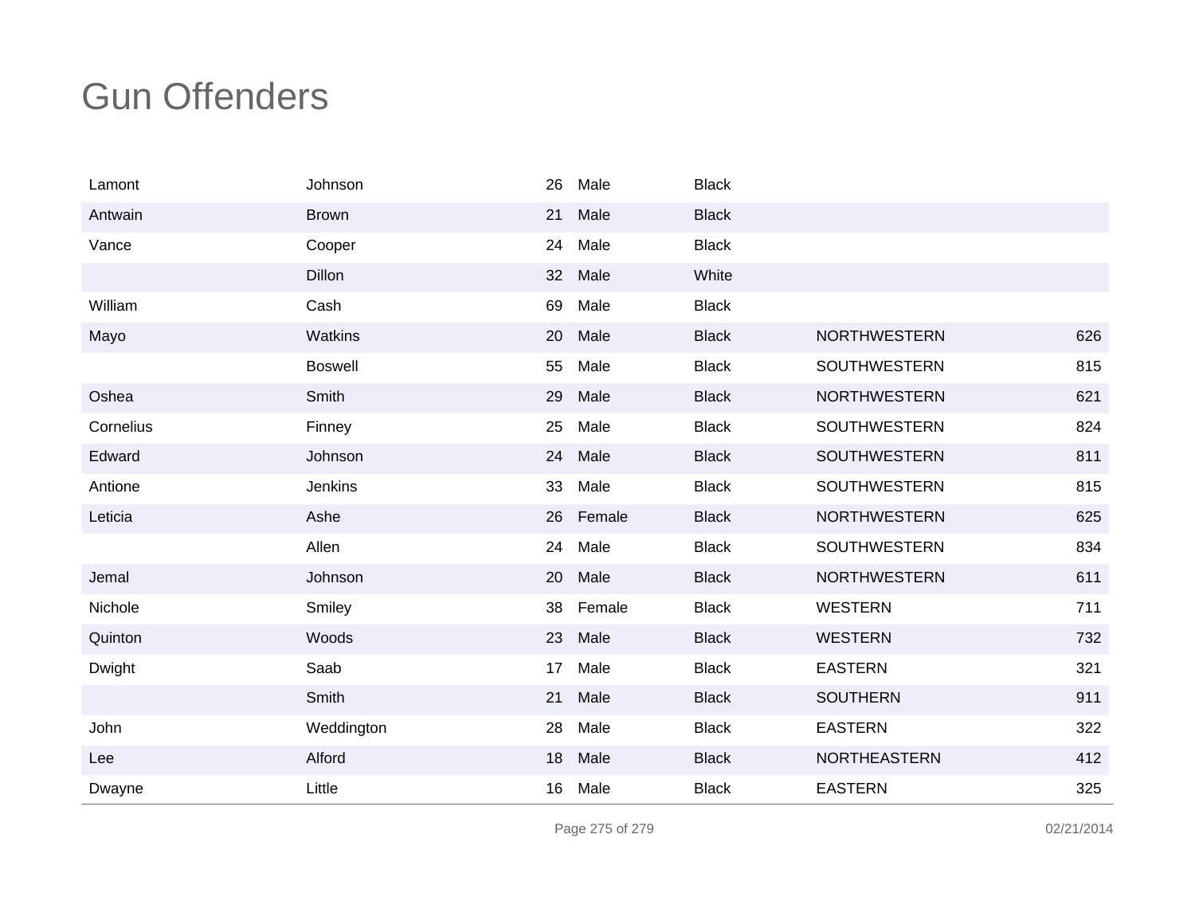# Gun Offenders

| | | | | | | |
|---|---|---|---|---|---|---|
| Lamont | Johnson | 26 | Male | Black | | |
| Antwain | Brown | 21 | Male | Black | | |
| Vance | Cooper | 24 | Male | Black | | |
| | Dillon | 32 | Male | White | | |
| William | Cash | 69 | Male | Black | | |
| Mayo | Watkins | 20 | Male | Black | NORTHWESTERN | 626 |
| | Boswell | 55 | Male | Black | SOUTHWESTERN | 815 |
| Oshea | Smith | 29 | Male | Black | NORTHWESTERN | 621 |
| Cornelius | Finney | 25 | Male | Black | SOUTHWESTERN | 824 |
| Edward | Johnson | 24 | Male | Black | SOUTHWESTERN | 811 |
| Antione | Jenkins | 33 | Male | Black | SOUTHWESTERN | 815 |
| Leticia | Ashe | 26 | Female | Black | NORTHWESTERN | 625 |
| | Allen | 24 | Male | Black | SOUTHWESTERN | 834 |
| Jemal | Johnson | 20 | Male | Black | NORTHWESTERN | 611 |
| Nichole | Smiley | 38 | Female | Black | WESTERN | 711 |
| Quinton | Woods | 23 | Male | Black | WESTERN | 732 |
| Dwight | Saab | 17 | Male | Black | EASTERN | 321 |
| | Smith | 21 | Male | Black | SOUTHERN | 911 |
| John | Weddington | 28 | Male | Black | EASTERN | 322 |
| Lee | Alford | 18 | Male | Black | NORTHEASTERN | 412 |
| Dwayne | Little | 16 | Male | Black | EASTERN | 325 |

02/21/2014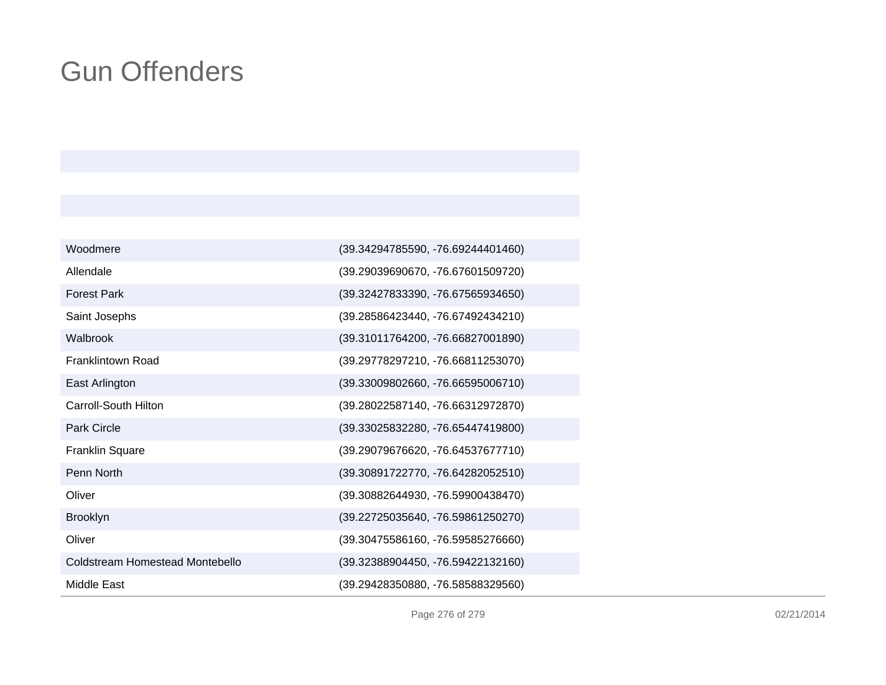# Gun Offenders

| | |
|---|---|
| | |
| | |
| Woodmere | (39.34294785590, -76.69244401460) |
| Allendale | (39.29039690670, -76.67601509720) |
| Forest Park | (39.32427833390, -76.67565934650) |
| Saint Josephs | (39.28586423440, -76.67492434210) |
| Walbrook | (39.31011764200, -76.66827001890) |
| Franklintown Road | (39.29778297210, -76.66811253070) |
| East Arlington | (39.33009802660, -76.66595006710) |
| Carroll-South Hilton | (39.28022587140, -76.66312972870) |
| Park Circle | (39.33025832280, -76.65447419800) |
| Franklin Square | (39.29079676620, -76.64537677710) |
| Penn North | (39.30891722770, -76.64282052510) |
| Oliver | (39.30882644930, -76.59900438470) |
| Brooklyn | (39.22725035640, -76.59861250270) |
| Oliver | (39.30475586160, -76.59585276660) |
| Coldstream Homestead Montebello | (39.32388904450, -76.59422132160) |
| Middle East | (39.29428350880, -76.58588329560) |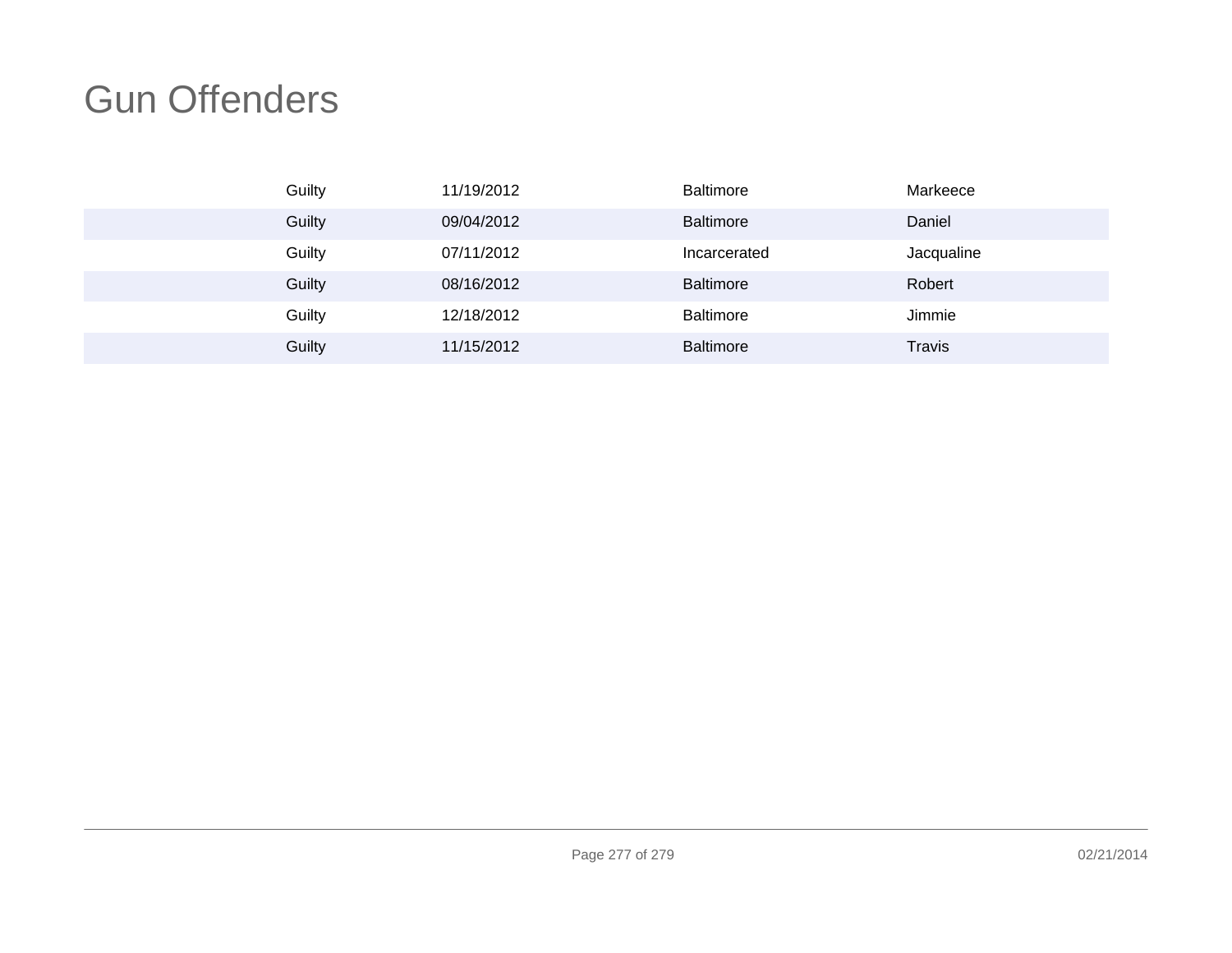# Gun Offenders

| | | | | |
|---|---|---|---|---|
| | Guilty | 11/19/2012 | Baltimore | Markeece |
| | Guilty | 09/04/2012 | Baltimore | Daniel |
| | Guilty | 07/11/2012 | Incarcerated | Jacqualine |
| | Guilty | 08/16/2012 | Baltimore | Robert |
| | Guilty | 12/18/2012 | Baltimore | Jimmie |
| | Guilty | 11/15/2012 | Baltimore | Travis |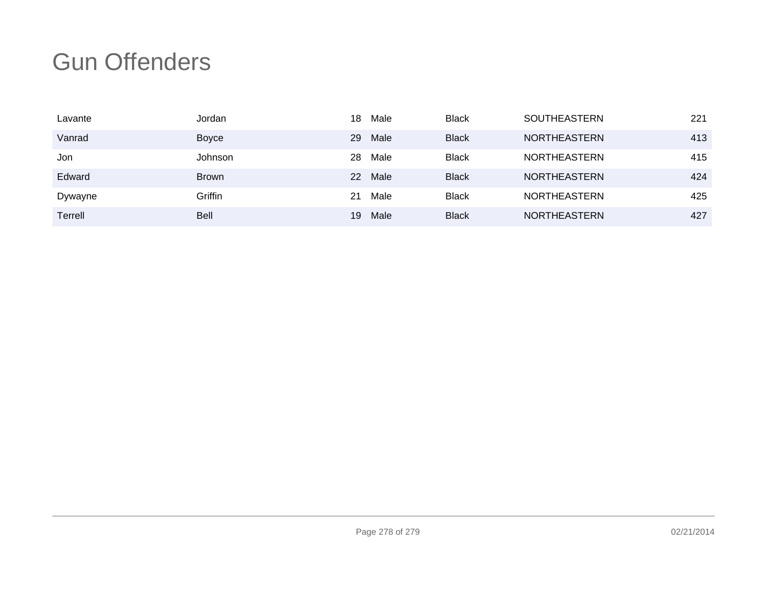# Gun Offenders

| | | | | | | |
|---|---|---|---|---|---|---|
| Lavante | Jordan | 18 | Male | Black | SOUTHEASTERN | 221 |
| Vanrad | Boyce | 29 | Male | Black | NORTHEASTERN | 413 |
| Jon | Johnson | 28 | Male | Black | NORTHEASTERN | 415 |
| Edward | Brown | 22 | Male | Black | NORTHEASTERN | 424 |
| Dywayne | Griffin | 21 | Male | Black | NORTHEASTERN | 425 |
| Terrell | Bell | 19 | Male | Black | NORTHEASTERN | 427 |

02/21/2014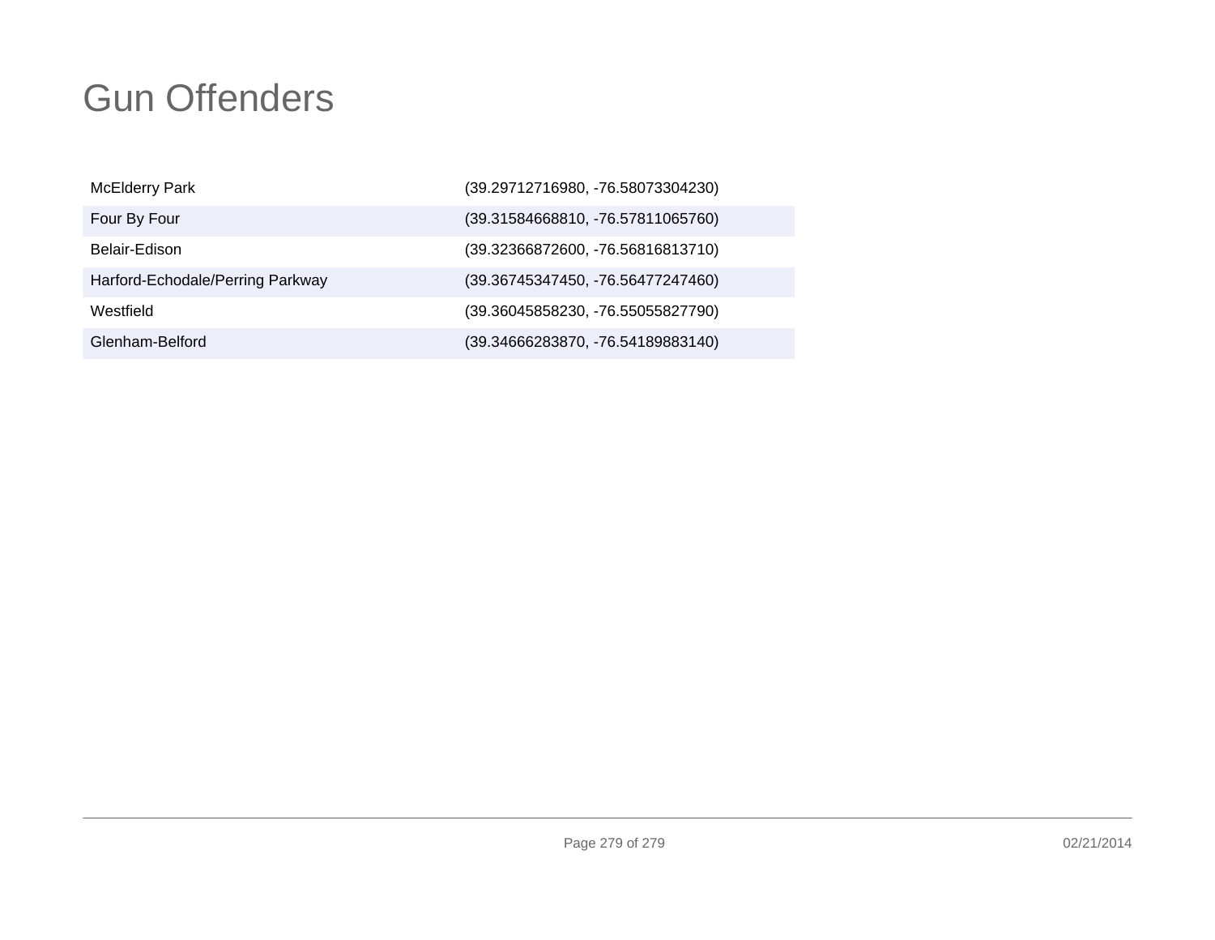# Gun Offenders

| | |
|---|---|
| McElderry Park | (39.29712716980, -76.58073304230) |
| Four By Four | (39.31584668810, -76.57811065760) |
| Belair-Edison | (39.32366872600, -76.56816813710) |
| Harford-Echodale/Perring Parkway | (39.36745347450, -76.56477247460) |
| Westfield | (39.36045858230, -76.55055827790) |
| Glenham-Belford | (39.34666283870, -76.54189883140) |